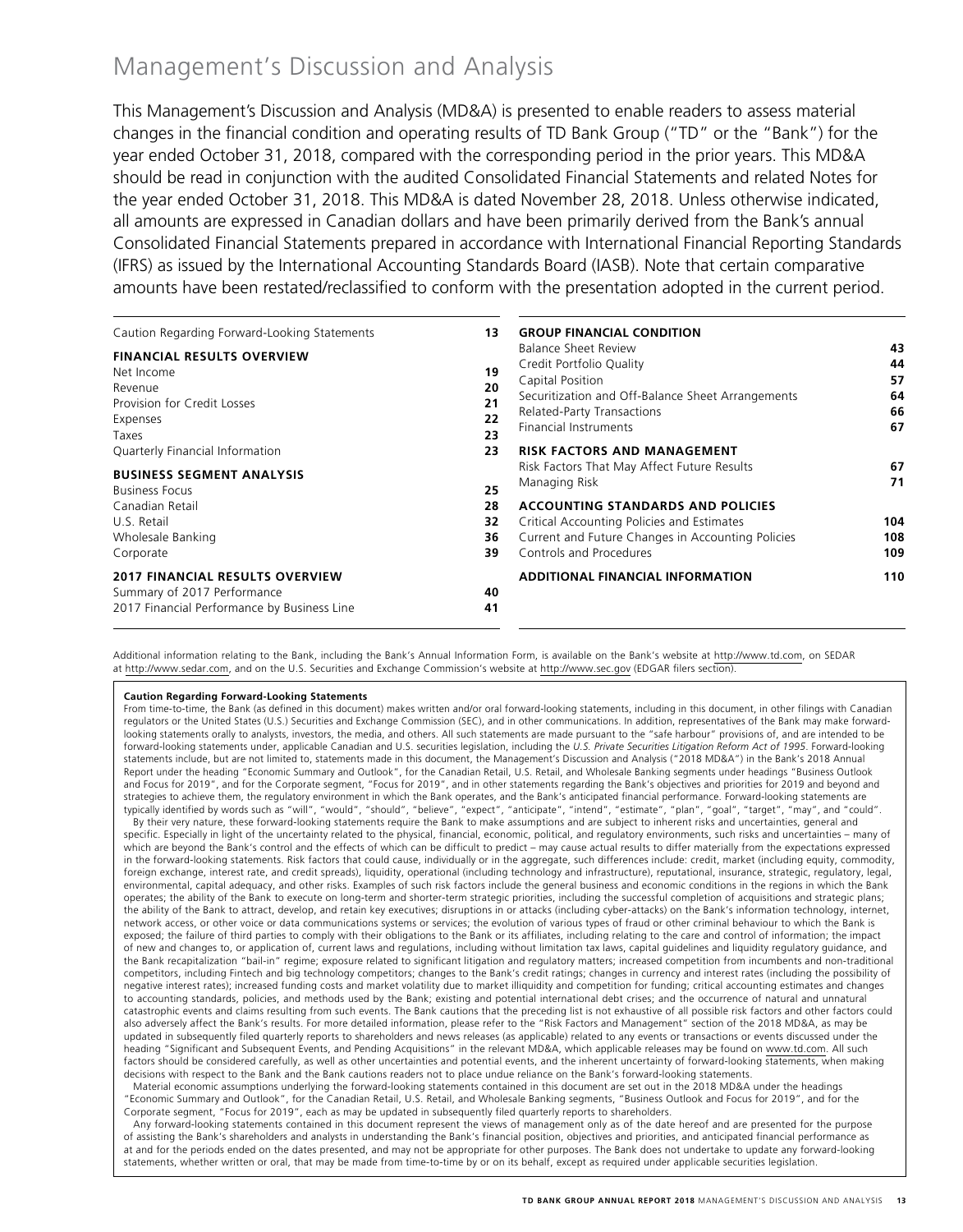# Management's Discussion and Analysis

This Management's Discussion and Analysis (MD&A) is presented to enable readers to assess material changes in the financial condition and operating results of TD Bank Group ("TD" or the "Bank") for the year ended October 31, 2018, compared with the corresponding period in the prior years. This MD&A should be read in conjunction with the audited Consolidated Financial Statements and related Notes for the year ended October 31, 2018. This MD&A is dated November 28, 2018. Unless otherwise indicated, all amounts are expressed in Canadian dollars and have been primarily derived from the Bank's annual Consolidated Financial Statements prepared in accordance with International Financial Reporting Standards (IFRS) as issued by the International Accounting Standards Board (IASB). Note that certain comparative amounts have been restated/reclassified to conform with the presentation adopted in the current period.

| | |
|---|---|
| Caution Regarding Forward-Looking Statements | 13 |
| **FINANCIAL RESULTS OVERVIEW** | |
| Net Income | 19 |
| Revenue | 20 |
| Provision for Credit Losses | 21 |
| Expenses | 22 |
| Taxes | 23 |
| Quarterly Financial Information | 23 |
| **BUSINESS SEGMENT ANALYSIS** | |
| Business Focus | 25 |
| Canadian Retail | 28 |
| U.S. Retail | 32 |
| Wholesale Banking | 36 |
| Corporate | 39 |
| **2017 FINANCIAL RESULTS OVERVIEW** | |
| Summary of 2017 Performance | 40 |
| 2017 Financial Performance by Business Line | 41 |
| **GROUP FINANCIAL CONDITION** | |
| Balance Sheet Review | 43 |
| Credit Portfolio Quality | 44 |
| Capital Position | 57 |
| Securitization and Off-Balance Sheet Arrangements | 64 |
| Related-Party Transactions | 66 |
| Financial Instruments | 67 |
| **RISK FACTORS AND MANAGEMENT** | |
| Risk Factors That May Affect Future Results | 67 |
| Managing Risk | 71 |
| **ACCOUNTING STANDARDS AND POLICIES** | |
| Critical Accounting Policies and Estimates | 104 |
| Current and Future Changes in Accounting Policies | 108 |
| Controls and Procedures | 109 |
| **ADDITIONAL FINANCIAL INFORMATION** | 110 |

Additional information relating to the Bank, including the Bank's Annual Information Form, is available on the Bank's website at http://www.td.com, on SEDAR at http://www.sedar.com, and on the U.S. Securities and Exchange Commission's website at http://www.sec.gov (EDGAR filers section).

**Caution Regarding Forward-Looking Statements**

From time-to-time, the Bank (as defined in this document) makes written and/or oral forward-looking statements, including in this document, in other filings with Canadian regulators or the United States (U.S.) Securities and Exchange Commission (SEC), and in other communications. In addition, representatives of the Bank may make forward-looking statements orally to analysts, investors, the media, and others. All such statements are made pursuant to the "safe harbour" provisions of, and are intended to be forward-looking statements under, applicable Canadian and U.S. securities legislation, including the *U.S. Private Securities Litigation Reform Act of 1995*. Forward-looking statements include, but are not limited to, statements made in this document, the Management's Discussion and Analysis ("2018 MD&A") in the Bank's 2018 Annual Report under the heading "Economic Summary and Outlook", for the Canadian Retail, U.S. Retail, and Wholesale Banking segments under headings "Business Outlook and Focus for 2019", and for the Corporate segment, "Focus for 2019", and in other statements regarding the Bank's objectives and priorities for 2019 and beyond and strategies to achieve them, the regulatory environment in which the Bank operates, and the Bank's anticipated financial performance. Forward-looking statements are typically identified by words such as "will", "would", "should", "believe", "expect", "anticipate", "intend", "estimate", "plan", "goal", "target", "may", and "could".

By their very nature, these forward-looking statements require the Bank to make assumptions and are subject to inherent risks and uncertainties, general and specific. Especially in light of the uncertainty related to the physical, financial, economic, political, and regulatory environments, such risks and uncertainties – many of which are beyond the Bank's control and the effects of which can be difficult to predict – may cause actual results to differ materially from the expectations expressed in the forward-looking statements. Risk factors that could cause, individually or in the aggregate, such differences include: credit, market (including equity, commodity, foreign exchange, interest rate, and credit spreads), liquidity, operational (including technology and infrastructure), reputational, insurance, strategic, regulatory, legal, environmental, capital adequacy, and other risks. Examples of such risk factors include the general business and economic conditions in the regions in which the Bank operates; the ability of the Bank to execute on long-term and shorter-term strategic priorities, including the successful completion of acquisitions and strategic plans; the ability of the Bank to attract, develop, and retain key executives; disruptions in or attacks (including cyber-attacks) on the Bank's information technology, internet, network access, or other voice or data communications systems or services; the evolution of various types of fraud or other criminal behaviour to which the Bank is exposed; the failure of third parties to comply with their obligations to the Bank or its affiliates, including relating to the care and control of information; the impact of new and changes to, or application of, current laws and regulations, including without limitation tax laws, capital guidelines and liquidity regulatory guidance, and the Bank recapitalization "bail-in" regime; exposure related to significant litigation and regulatory matters; increased competition from incumbents and non-traditional competitors, including Fintech and big technology competitors; changes to the Bank's credit ratings; changes in currency and interest rates (including the possibility of negative interest rates); increased funding costs and market volatility due to market illiquidity and competition for funding; critical accounting estimates and changes to accounting standards, policies, and methods used by the Bank; existing and potential international debt crises; and the occurrence of natural and unnatural catastrophic events and claims resulting from such events. The Bank cautions that the preceding list is not exhaustive of all possible risk factors and other factors could also adversely affect the Bank's results. For more detailed information, please refer to the "Risk Factors and Management" section of the 2018 MD&A, as may be updated in subsequently filed quarterly reports to shareholders and news releases (as applicable) related to any events or transactions or events discussed under the heading "Significant and Subsequent Events, and Pending Acquisitions" in the relevant MD&A, which applicable releases may be found on www.td.com. All such factors should be considered carefully, as well as other uncertainties and potential events, and the inherent uncertainty of forward-looking statements, when making decisions with respect to the Bank and the Bank cautions readers not to place undue reliance on the Bank's forward-looking statements.

Material economic assumptions underlying the forward-looking statements contained in this document are set out in the 2018 MD&A under the headings "Economic Summary and Outlook", for the Canadian Retail, U.S. Retail, and Wholesale Banking segments, "Business Outlook and Focus for 2019", and for the Corporate segment, "Focus for 2019", each as may be updated in subsequently filed quarterly reports to shareholders.

Any forward-looking statements contained in this document represent the views of management only as of the date hereof and are presented for the purpose of assisting the Bank's shareholders and analysts in understanding the Bank's financial position, objectives and priorities, and anticipated financial performance as at and for the periods ended on the dates presented, and may not be appropriate for other purposes. The Bank does not undertake to update any forward-looking statements, whether written or oral, that may be made from time-to-time by or on its behalf, except as required under applicable securities legislation.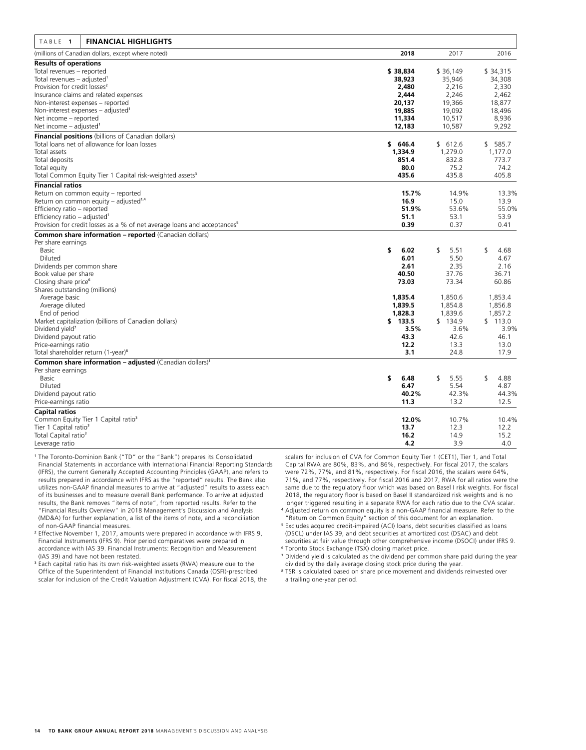## TABLE 1 FINANCIAL HIGHLIGHTS

| (millions of Canadian dollars, except where noted) | 2018 | 2017 | 2016 |
|---|---|---|---|
| **Results of operations** | | | |
| Total revenues – reported | **$ 38,834** | $ 36,149 | $ 34,315 |
| Total revenues – adjusted[1] | **38,923** | 35,946 | 34,308 |
| Provision for credit losses[2] | **2,480** | 2,216 | 2,330 |
| Insurance claims and related expenses | **2,444** | 2,246 | 2,462 |
| Non-interest expenses – reported | **20,137** | 19,366 | 18,877 |
| Non-interest expenses – adjusted[1] | **19,885** | 19,092 | 18,496 |
| Net income – reported | **11,334** | 10,517 | 8,936 |
| Net income – adjusted[1] | **12,183** | 10,587 | 9,292 |
| **Financial positions** (billions of Canadian dollars) | | | |
| Total loans net of allowance for loan losses | **$ 646.4** | $ 612.6 | $ 585.7 |
| Total assets | **1,334.9** | 1,279.0 | 1,177.0 |
| Total deposits | **851.4** | 832.8 | 773.7 |
| Total equity | **80.0** | 75.2 | 74.2 |
| Total Common Equity Tier 1 Capital risk-weighted assets[3] | **435.6** | 435.8 | 405.8 |
| **Financial ratios** | | | |
| Return on common equity – reported | **15.7%** | 14.9% | 13.3% |
| Return on common equity – adjusted[1,4] | **16.9** | 15.0 | 13.9 |
| Efficiency ratio – reported | **51.9%** | 53.6% | 55.0% |
| Efficiency ratio – adjusted[1] | **51.1** | 53.1 | 53.9 |
| Provision for credit losses as a % of net average loans and acceptances[5] | **0.39** | 0.37 | 0.41 |
| **Common share information – reported** (Canadian dollars) | | | |
| Per share earnings | | | |
| Basic | **$ 6.02** | $ 5.51 | $ 4.68 |
| Diluted | **6.01** | 5.50 | 4.67 |
| Dividends per common share | **2.61** | 2.35 | 2.16 |
| Book value per share | **40.50** | 37.76 | 36.71 |
| Closing share price[6] | **73.03** | 73.34 | 60.86 |
| Shares outstanding (millions) | | | |
| Average basic | **1,835.4** | 1,850.6 | 1,853.4 |
| Average diluted | **1,839.5** | 1,854.8 | 1,856.8 |
| End of period | **1,828.3** | 1,839.6 | 1,857.2 |
| Market capitalization (billions of Canadian dollars) | **$ 133.5** | $ 134.9 | $ 113.0 |
| Dividend yield[7] | **3.5%** | 3.6% | 3.9% |
| Dividend payout ratio | **43.3** | 42.6 | 46.1 |
| Price-earnings ratio | **12.2** | 13.3 | 13.0 |
| Total shareholder return (1-year)[8] | **3.1** | 24.8 | 17.9 |
| **Common share information – adjusted** (Canadian dollars)[1] | | | |
| Per share earnings | | | |
| Basic | **$ 6.48** | $ 5.55 | $ 4.88 |
| Diluted | **6.47** | 5.54 | 4.87 |
| Dividend payout ratio | **40.2%** | 42.3% | 44.3% |
| Price-earnings ratio | **11.3** | 13.2 | 12.5 |
| **Capital ratios** | | | |
| Common Equity Tier 1 Capital ratio[3] | **12.0%** | 10.7% | 10.4% |
| Tier 1 Capital ratio[3] | **13.7** | 12.3 | 12.2 |
| Total Capital ratio[3] | **16.2** | 14.9 | 15.2 |
| Leverage ratio | **4.2** | 3.9 | 4.0 |

[1] The Toronto-Dominion Bank ("TD" or the "Bank") prepares its Consolidated Financial Statements in accordance with International Financial Reporting Standards (IFRS), the current Generally Accepted Accounting Principles (GAAP), and refers to results prepared in accordance with IFRS as the "reported" results. The Bank also utilizes non-GAAP financial measures to arrive at "adjusted" results to assess each of its businesses and to measure overall Bank performance. To arrive at adjusted results, the Bank removes "items of note", from reported results. Refer to the "Financial Results Overview" in 2018 Management's Discussion and Analysis (MD&A) for further explanation, a list of the items of note, and a reconciliation of non-GAAP financial measures.

[2] Effective November 1, 2017, amounts were prepared in accordance with IFRS 9, Financial Instruments (IFRS 9). Prior period comparatives were prepared in accordance with IAS 39. Financial Instruments: Recognition and Measurement (IAS 39) and have not been restated.

[3] Each capital ratio has its own risk-weighted assets (RWA) measure due to the Office of the Superintendent of Financial Institutions Canada (OSFI)-prescribed scalar for inclusion of the Credit Valuation Adjustment (CVA). For fiscal 2018, the scalars for inclusion of CVA for Common Equity Tier 1 (CET1), Tier 1, and Total Capital RWA are 80%, 83%, and 86%, respectively. For fiscal 2017, the scalars were 72%, 77%, and 81%, respectively. For fiscal 2016, the scalars were 64%, 71%, and 77%, respectively. For fiscal 2016 and 2017, RWA for all ratios were the same due to the regulatory floor which was based on Basel I risk weights. For fiscal 2018, the regulatory floor is based on Basel II standardized risk weights and is no longer triggered resulting in a separate RWA for each ratio due to the CVA scalar.

[4] Adjusted return on common equity is a non-GAAP financial measure. Refer to the "Return on Common Equity" section of this document for an explanation.

[5] Excludes acquired credit-impaired (ACI) loans, debt securities classified as loans (DSCL) under IAS 39, and debt securities at amortized cost (DSAC) and debt securities at fair value through other comprehensive income (DSOCI) under IFRS 9.

[6] Toronto Stock Exchange (TSX) closing market price.

[7] Dividend yield is calculated as the dividend per common share paid during the year divided by the daily average closing stock price during the year.

[8] TSR is calculated based on share price movement and dividends reinvested over a trailing one-year period.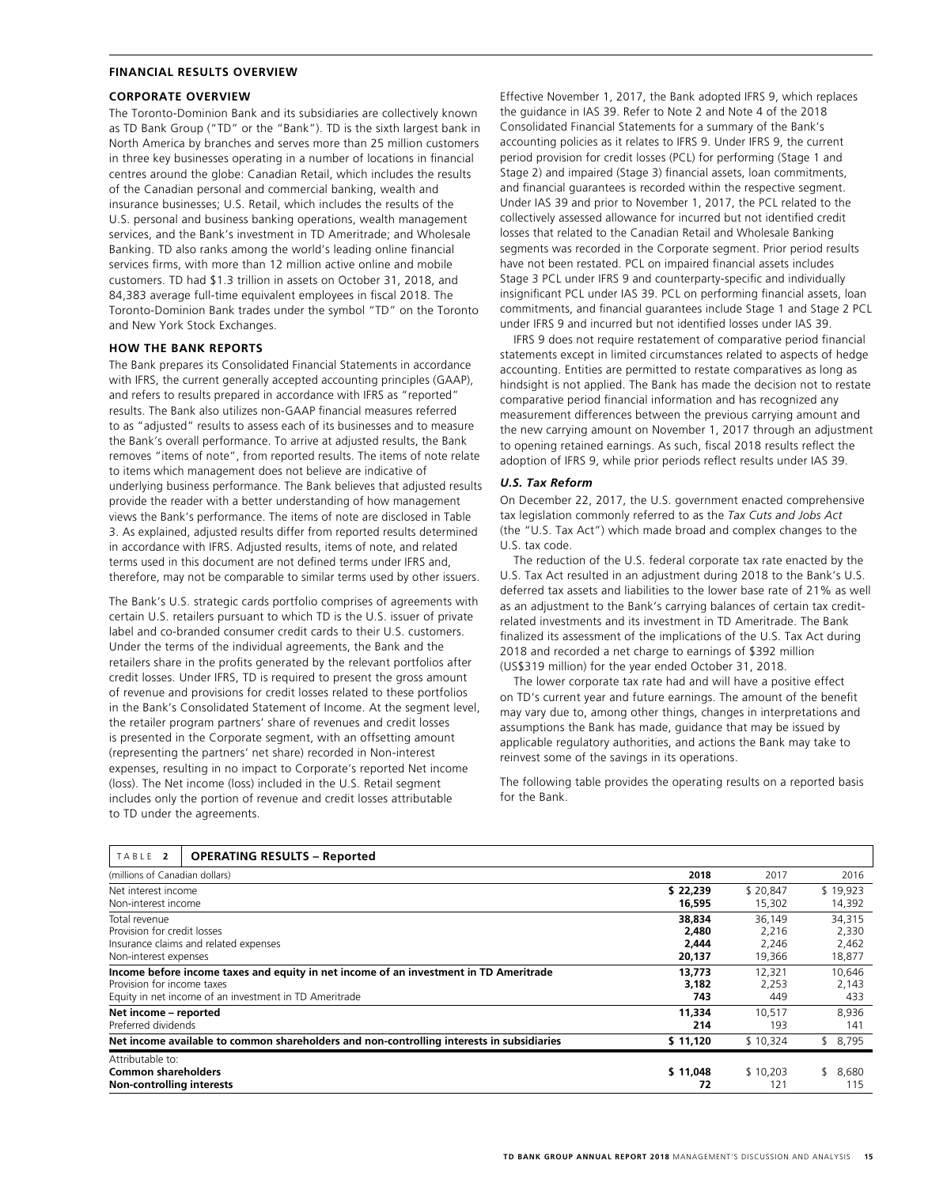## FINANCIAL RESULTS OVERVIEW

### CORPORATE OVERVIEW

The Toronto-Dominion Bank and its subsidiaries are collectively known as TD Bank Group ("TD" or the "Bank"). TD is the sixth largest bank in North America by branches and serves more than 25 million customers in three key businesses operating in a number of locations in financial centres around the globe: Canadian Retail, which includes the results of the Canadian personal and commercial banking, wealth and insurance businesses; U.S. Retail, which includes the results of the U.S. personal and business banking operations, wealth management services, and the Bank's investment in TD Ameritrade; and Wholesale Banking. TD also ranks among the world's leading online financial services firms, with more than 12 million active online and mobile customers. TD had $1.3 trillion in assets on October 31, 2018, and 84,383 average full-time equivalent employees in fiscal 2018. The Toronto-Dominion Bank trades under the symbol "TD" on the Toronto and New York Stock Exchanges.

### HOW THE BANK REPORTS

The Bank prepares its Consolidated Financial Statements in accordance with IFRS, the current generally accepted accounting principles (GAAP), and refers to results prepared in accordance with IFRS as "reported" results. The Bank also utilizes non-GAAP financial measures referred to as "adjusted" results to assess each of its businesses and to measure the Bank's overall performance. To arrive at adjusted results, the Bank removes "items of note", from reported results. The items of note relate to items which management does not believe are indicative of underlying business performance. The Bank believes that adjusted results provide the reader with a better understanding of how management views the Bank's performance. The items of note are disclosed in Table 3. As explained, adjusted results differ from reported results determined in accordance with IFRS. Adjusted results, items of note, and related terms used in this document are not defined terms under IFRS and, therefore, may not be comparable to similar terms used by other issuers.

The Bank's U.S. strategic cards portfolio comprises of agreements with certain U.S. retailers pursuant to which TD is the U.S. issuer of private label and co-branded consumer credit cards to their U.S. customers. Under the terms of the individual agreements, the Bank and the retailers share in the profits generated by the relevant portfolios after credit losses. Under IFRS, TD is required to present the gross amount of revenue and provisions for credit losses related to these portfolios in the Bank's Consolidated Statement of Income. At the segment level, the retailer program partners' share of revenues and credit losses is presented in the Corporate segment, with an offsetting amount (representing the partners' net share) recorded in Non-interest expenses, resulting in no impact to Corporate's reported Net income (loss). The Net income (loss) included in the U.S. Retail segment includes only the portion of revenue and credit losses attributable to TD under the agreements.

Effective November 1, 2017, the Bank adopted IFRS 9, which replaces the guidance in IAS 39. Refer to Note 2 and Note 4 of the 2018 Consolidated Financial Statements for a summary of the Bank's accounting policies as it relates to IFRS 9. Under IFRS 9, the current period provision for credit losses (PCL) for performing (Stage 1 and Stage 2) and impaired (Stage 3) financial assets, loan commitments, and financial guarantees is recorded within the respective segment. Under IAS 39 and prior to November 1, 2017, the PCL related to the collectively assessed allowance for incurred but not identified credit losses that related to the Canadian Retail and Wholesale Banking segments was recorded in the Corporate segment. Prior period results have not been restated. PCL on impaired financial assets includes Stage 3 PCL under IFRS 9 and counterparty-specific and individually insignificant PCL under IAS 39. PCL on performing financial assets, loan commitments, and financial guarantees include Stage 1 and Stage 2 PCL under IFRS 9 and incurred but not identified losses under IAS 39.

IFRS 9 does not require restatement of comparative period financial statements except in limited circumstances related to aspects of hedge accounting. Entities are permitted to restate comparatives as long as hindsight is not applied. The Bank has made the decision not to restate comparative period financial information and has recognized any measurement differences between the previous carrying amount and the new carrying amount on November 1, 2017 through an adjustment to opening retained earnings. As such, fiscal 2018 results reflect the adoption of IFRS 9, while prior periods reflect results under IAS 39.

#### *U.S. Tax Reform*

On December 22, 2017, the U.S. government enacted comprehensive tax legislation commonly referred to as the *Tax Cuts and Jobs Act* (the "U.S. Tax Act") which made broad and complex changes to the U.S. tax code.

The reduction of the U.S. federal corporate tax rate enacted by the U.S. Tax Act resulted in an adjustment during 2018 to the Bank's U.S. deferred tax assets and liabilities to the lower base rate of 21% as well as an adjustment to the Bank's carrying balances of certain tax credit-related investments and its investment in TD Ameritrade. The Bank finalized its assessment of the implications of the U.S. Tax Act during 2018 and recorded a net charge to earnings of $392 million (US$319 million) for the year ended October 31, 2018.

The lower corporate tax rate had and will have a positive effect on TD's current year and future earnings. The amount of the benefit may vary due to, among other things, changes in interpretations and assumptions the Bank has made, guidance that may be issued by applicable regulatory authorities, and actions the Bank may take to reinvest some of the savings in its operations.

The following table provides the operating results on a reported basis for the Bank.

**TABLE 2 OPERATING RESULTS – Reported**

| (millions of Canadian dollars) | 2018 | 2017 | 2016 |
|---|---|---|---|
| Net interest income | **$ 22,239** | $ 20,847 | $ 19,923 |
| Non-interest income | **16,595** | 15,302 | 14,392 |
| Total revenue | **38,834** | 36,149 | 34,315 |
| Provision for credit losses | **2,480** | 2,216 | 2,330 |
| Insurance claims and related expenses | **2,444** | 2,246 | 2,462 |
| Non-interest expenses | **20,137** | 19,366 | 18,877 |
| **Income before income taxes and equity in net income of an investment in TD Ameritrade** | **13,773** | 12,321 | 10,646 |
| Provision for income taxes | **3,182** | 2,253 | 2,143 |
| Equity in net income of an investment in TD Ameritrade | **743** | 449 | 433 |
| **Net income – reported** | **11,334** | 10,517 | 8,936 |
| Preferred dividends | **214** | 193 | 141 |
| **Net income available to common shareholders and non-controlling interests in subsidiaries** | **$ 11,120** | $ 10,324 | $ 8,795 |
| Attributable to: | | | |
| **Common shareholders** | **$ 11,048** | $ 10,203 | $ 8,680 |
| **Non-controlling interests** | **72** | 121 | 115 |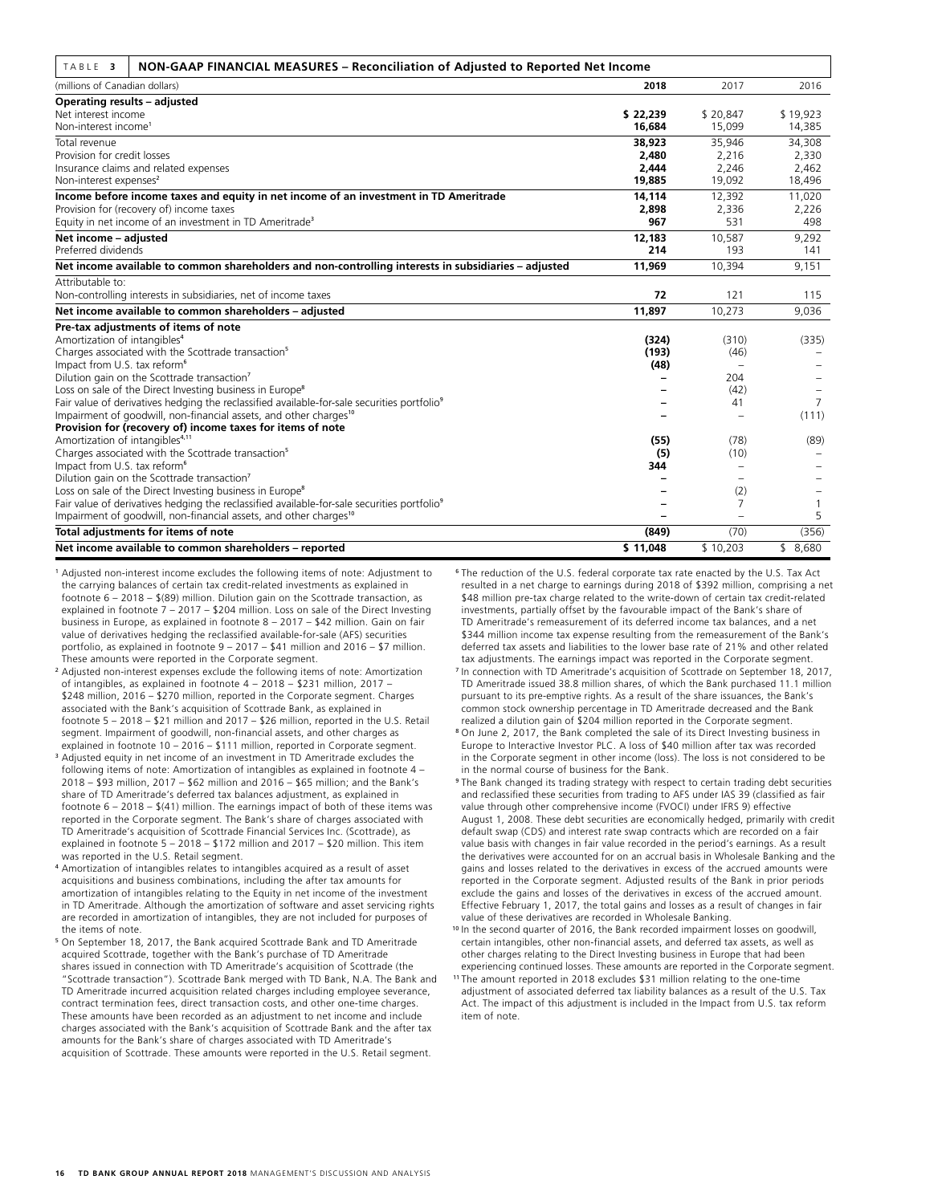**TABLE 3 NON-GAAP FINANCIAL MEASURES – Reconciliation of Adjusted to Reported Net Income**

| (millions of Canadian dollars) | 2018 | 2017 | 2016 |
|---|---|---|---|
| **Operating results – adjusted** | | | |
| Net interest income | **$ 22,239** | $ 20,847 | $ 19,923 |
| Non-interest income[1] | **16,684** | 15,099 | 14,385 |
| Total revenue | **38,923** | 35,946 | 34,308 |
| Provision for credit losses | **2,480** | 2,216 | 2,330 |
| Insurance claims and related expenses | **2,444** | 2,246 | 2,462 |
| Non-interest expenses[2] | **19,885** | 19,092 | 18,496 |
| **Income before income taxes and equity in net income of an investment in TD Ameritrade** | **14,114** | 12,392 | 11,020 |
| Provision for (recovery of) income taxes | **2,898** | 2,336 | 2,226 |
| Equity in net income of an investment in TD Ameritrade[3] | **967** | 531 | 498 |
| **Net income – adjusted** | **12,183** | 10,587 | 9,292 |
| Preferred dividends | **214** | 193 | 141 |
| **Net income available to common shareholders and non-controlling interests in subsidiaries – adjusted** | **11,969** | 10,394 | 9,151 |
| Attributable to: | | | |
| Non-controlling interests in subsidiaries, net of income taxes | **72** | 121 | 115 |
| **Net income available to common shareholders – adjusted** | **11,897** | 10,273 | 9,036 |
| **Pre-tax adjustments of items of note** | | | |
| Amortization of intangibles[4] | **(324)** | (310) | (335) |
| Charges associated with the Scottrade transaction[5] | **(193)** | (46) | – |
| Impact from U.S. tax reform[6] | **(48)** | – | – |
| Dilution gain on the Scottrade transaction[7] | **–** | 204 | – |
| Loss on sale of the Direct Investing business in Europe[8] | **–** | (42) | – |
| Fair value of derivatives hedging the reclassified available-for-sale securities portfolio[9] | **–** | 41 | 7 |
| Impairment of goodwill, non-financial assets, and other charges[10] | **–** | – | (111) |
| **Provision for (recovery of) income taxes for items of note** | | | |
| Amortization of intangibles[4,11] | **(55)** | (78) | (89) |
| Charges associated with the Scottrade transaction[5] | **(5)** | (10) | – |
| Impact from U.S. tax reform[6] | **344** | – | – |
| Dilution gain on the Scottrade transaction[7] | **–** | – | – |
| Loss on sale of the Direct Investing business in Europe[8] | **–** | (2) | – |
| Fair value of derivatives hedging the reclassified available-for-sale securities portfolio[9] | **–** | 7 | 1 |
| Impairment of goodwill, non-financial assets, and other charges[10] | **–** | – | 5 |
| **Total adjustments for items of note** | **(849)** | (70) | (356) |
| **Net income available to common shareholders – reported** | **$ 11,048** | $ 10,203 | $ 8,680 |

[1] Adjusted non-interest income excludes the following items of note: Adjustment to the carrying balances of certain tax credit-related investments as explained in footnote 6 – 2018 – $(89) million. Dilution gain on the Scottrade transaction, as explained in footnote 7 – 2017 – $204 million. Loss on sale of the Direct Investing business in Europe, as explained in footnote 8 – 2017 – $42 million. Gain on fair value of derivatives hedging the reclassified available-for-sale (AFS) securities portfolio, as explained in footnote 9 – 2017 – $41 million and 2016 – $7 million. These amounts were reported in the Corporate segment.

[2] Adjusted non-interest expenses exclude the following items of note: Amortization of intangibles, as explained in footnote 4 – 2018 – $231 million, 2017 – $248 million, 2016 – $270 million, reported in the Corporate segment. Charges associated with the Bank's acquisition of Scottrade Bank, as explained in footnote 5 – 2018 – $21 million and 2017 – $26 million, reported in the U.S. Retail segment. Impairment of goodwill, non-financial assets, and other charges as explained in footnote 10 – 2016 – $111 million, reported in Corporate segment.

[3] Adjusted equity in net income of an investment in TD Ameritrade excludes the following items of note: Amortization of intangibles as explained in footnote 4 – 2018 – $93 million, 2017 – $62 million and 2016 – $65 million; and the Bank's share of TD Ameritrade's deferred tax balances adjustment, as explained in footnote 6 – 2018 – $(41) million. The earnings impact of both of these items was reported in the Corporate segment. The Bank's share of charges associated with TD Ameritrade's acquisition of Scottrade Financial Services Inc. (Scottrade), as explained in footnote 5 – 2018 – $172 million and 2017 – $20 million. This item was reported in the U.S. Retail segment.

[4] Amortization of intangibles relates to intangibles acquired as a result of asset acquisitions and business combinations, including the after tax amounts for amortization of intangibles relating to the Equity in net income of the investment in TD Ameritrade. Although the amortization of software and asset servicing rights are recorded in amortization of intangibles, they are not included for purposes of the items of note.

[5] On September 18, 2017, the Bank acquired Scottrade Bank and TD Ameritrade acquired Scottrade, together with the Bank's purchase of TD Ameritrade shares issued in connection with TD Ameritrade's acquisition of Scottrade (the "Scottrade transaction"). Scottrade Bank merged with TD Bank, N.A. The Bank and TD Ameritrade incurred acquisition related charges including employee severance, contract termination fees, direct transaction costs, and other one-time charges. These amounts have been recorded as an adjustment to net income and include charges associated with the Bank's acquisition of Scottrade Bank and the after tax amounts for the Bank's share of charges associated with TD Ameritrade's acquisition of Scottrade. These amounts were reported in the U.S. Retail segment.

[6] The reduction of the U.S. federal corporate tax rate enacted by the U.S. Tax Act resulted in a net charge to earnings during 2018 of $392 million, comprising a net $48 million pre-tax charge related to the write-down of certain tax credit-related investments, partially offset by the favourable impact of the Bank's share of TD Ameritrade's remeasurement of its deferred income tax balances, and a net $344 million income tax expense resulting from the remeasurement of the Bank's deferred tax assets and liabilities to the lower base rate of 21% and other related tax adjustments. The earnings impact was reported in the Corporate segment.

[7] In connection with TD Ameritrade's acquisition of Scottrade on September 18, 2017, TD Ameritrade issued 38.8 million shares, of which the Bank purchased 11.1 million pursuant to its pre-emptive rights. As a result of the share issuances, the Bank's common stock ownership percentage in TD Ameritrade decreased and the Bank realized a dilution gain of $204 million reported in the Corporate segment.

[8] On June 2, 2017, the Bank completed the sale of its Direct Investing business in Europe to Interactive Investor PLC. A loss of $40 million after tax was recorded in the Corporate segment in other income (loss). The loss is not considered to be in the normal course of business for the Bank.

[9] The Bank changed its trading strategy with respect to certain trading debt securities and reclassified these securities from trading to AFS under IAS 39 (classified as fair value through other comprehensive income (FVOCI) under IFRS 9) effective August 1, 2008. These debt securities are economically hedged, primarily with credit default swap (CDS) and interest rate swap contracts which are recorded on a fair value basis with changes in fair value recorded in the period's earnings. As a result the derivatives were accounted for on an accrual basis in Wholesale Banking and the gains and losses related to the derivatives in excess of the accrued amounts were reported in the Corporate segment. Adjusted results of the Bank in prior periods exclude the gains and losses of the derivatives in excess of the accrued amount. Effective February 1, 2017, the total gains and losses as a result of changes in fair value of these derivatives are recorded in Wholesale Banking.

[10] In the second quarter of 2016, the Bank recorded impairment losses on goodwill, certain intangibles, other non-financial assets, and deferred tax assets, as well as other charges relating to the Direct Investing business in Europe that had been experiencing continued losses. These amounts are reported in the Corporate segment.

[11] The amount reported in 2018 excludes $31 million relating to the one-time adjustment of associated deferred tax liability balances as a result of the U.S. Tax Act. The impact of this adjustment is included in the Impact from U.S. tax reform item of note.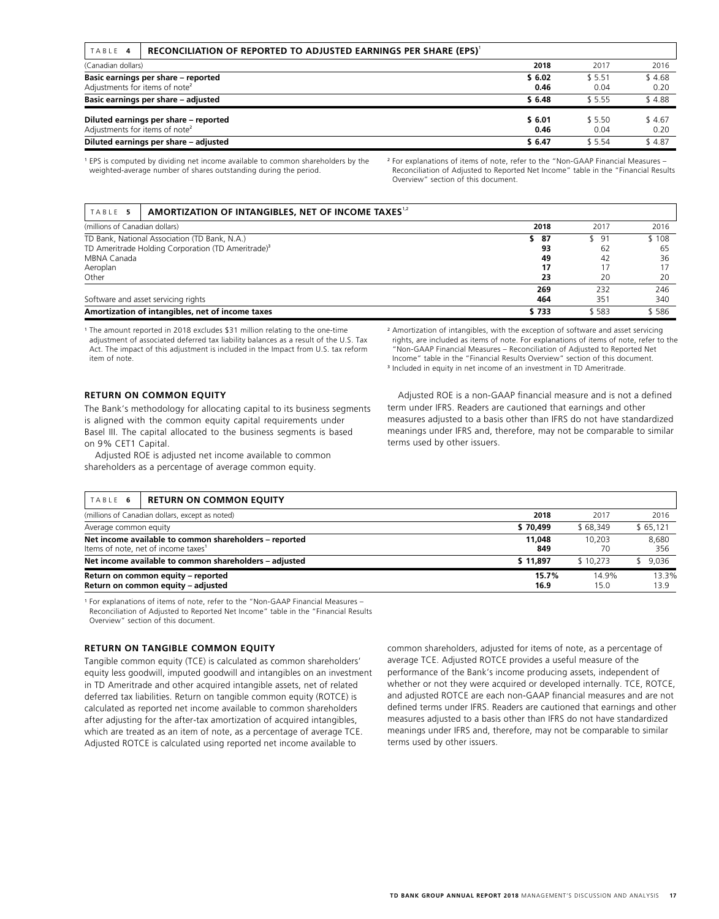## TABLE 4 RECONCILIATION OF REPORTED TO ADJUSTED EARNINGS PER SHARE (EPS)[1]

| (Canadian dollars) | 2018 | 2017 | 2016 |
|---|---|---|---|
| **Basic earnings per share – reported** | **$ 6.02** | $ 5.51 | $ 4.68 |
| Adjustments for items of note[2] | **0.46** | 0.04 | 0.20 |
| **Basic earnings per share – adjusted** | **$ 6.48** | $ 5.55 | $ 4.88 |
| **Diluted earnings per share – reported** | **$ 6.01** | $ 5.50 | $ 4.67 |
| Adjustments for items of note[2] | **0.46** | 0.04 | 0.20 |
| **Diluted earnings per share – adjusted** | **$ 6.47** | $ 5.54 | $ 4.87 |

[1] EPS is computed by dividing net income available to common shareholders by the weighted-average number of shares outstanding during the period.

[2] For explanations of items of note, refer to the "Non-GAAP Financial Measures – Reconciliation of Adjusted to Reported Net Income" table in the "Financial Results Overview" section of this document.

## TABLE 5 AMORTIZATION OF INTANGIBLES, NET OF INCOME TAXES[1,2]

| (millions of Canadian dollars) | 2018 | 2017 | 2016 |
|---|---|---|---|
| TD Bank, National Association (TD Bank, N.A.) | **$ 87** | $ 91 | $ 108 |
| TD Ameritrade Holding Corporation (TD Ameritrade)[3] | **93** | 62 | 65 |
| MBNA Canada | **49** | 42 | 36 |
| Aeroplan | **17** | 17 | 17 |
| Other | **23** | 20 | 20 |
| | **269** | 232 | 246 |
| Software and asset servicing rights | **464** | 351 | 340 |
| **Amortization of intangibles, net of income taxes** | **$ 733** | $ 583 | $ 586 |

[1] The amount reported in 2018 excludes $31 million relating to the one-time adjustment of associated deferred tax liability balances as a result of the U.S. Tax Act. The impact of this adjustment is included in the Impact from U.S. tax reform item of note.

[2] Amortization of intangibles, with the exception of software and asset servicing rights, are included as items of note. For explanations of items of note, refer to the "Non-GAAP Financial Measures – Reconciliation of Adjusted to Reported Net Income" table in the "Financial Results Overview" section of this document.

[3] Included in equity in net income of an investment in TD Ameritrade.

### RETURN ON COMMON EQUITY

The Bank's methodology for allocating capital to its business segments is aligned with the common equity capital requirements under Basel III. The capital allocated to the business segments is based on 9% CET1 Capital.

Adjusted ROE is adjusted net income available to common shareholders as a percentage of average common equity.

Adjusted ROE is a non-GAAP financial measure and is not a defined term under IFRS. Readers are cautioned that earnings and other measures adjusted to a basis other than IFRS do not have standardized meanings under IFRS and, therefore, may not be comparable to similar terms used by other issuers.

## TABLE 6 RETURN ON COMMON EQUITY

| (millions of Canadian dollars, except as noted) | 2018 | 2017 | 2016 |
|---|---|---|---|
| Average common equity | **$ 70,499** | $ 68,349 | $ 65,121 |
| **Net income available to common shareholders – reported** | **11,048** | 10,203 | 8,680 |
| Items of note, net of income taxes[1] | **849** | 70 | 356 |
| **Net income available to common shareholders – adjusted** | **$ 11,897** | $ 10,273 | $ 9,036 |
| **Return on common equity – reported** | **15.7%** | 14.9% | 13.3% |
| **Return on common equity – adjusted** | **16.9** | 15.0 | 13.9 |

[1] For explanations of items of note, refer to the "Non-GAAP Financial Measures – Reconciliation of Adjusted to Reported Net Income" table in the "Financial Results Overview" section of this document.

### RETURN ON TANGIBLE COMMON EQUITY

Tangible common equity (TCE) is calculated as common shareholders' equity less goodwill, imputed goodwill and intangibles on an investment in TD Ameritrade and other acquired intangible assets, net of related deferred tax liabilities. Return on tangible common equity (ROTCE) is calculated as reported net income available to common shareholders after adjusting for the after-tax amortization of acquired intangibles, which are treated as an item of note, as a percentage of average TCE. Adjusted ROTCE is calculated using reported net income available to common shareholders, adjusted for items of note, as a percentage of average TCE. Adjusted ROTCE provides a useful measure of the performance of the Bank's income producing assets, independent of whether or not they were acquired or developed internally. TCE, ROTCE, and adjusted ROTCE are each non-GAAP financial measures and are not defined terms under IFRS. Readers are cautioned that earnings and other measures adjusted to a basis other than IFRS do not have standardized meanings under IFRS and, therefore, may not be comparable to similar terms used by other issuers.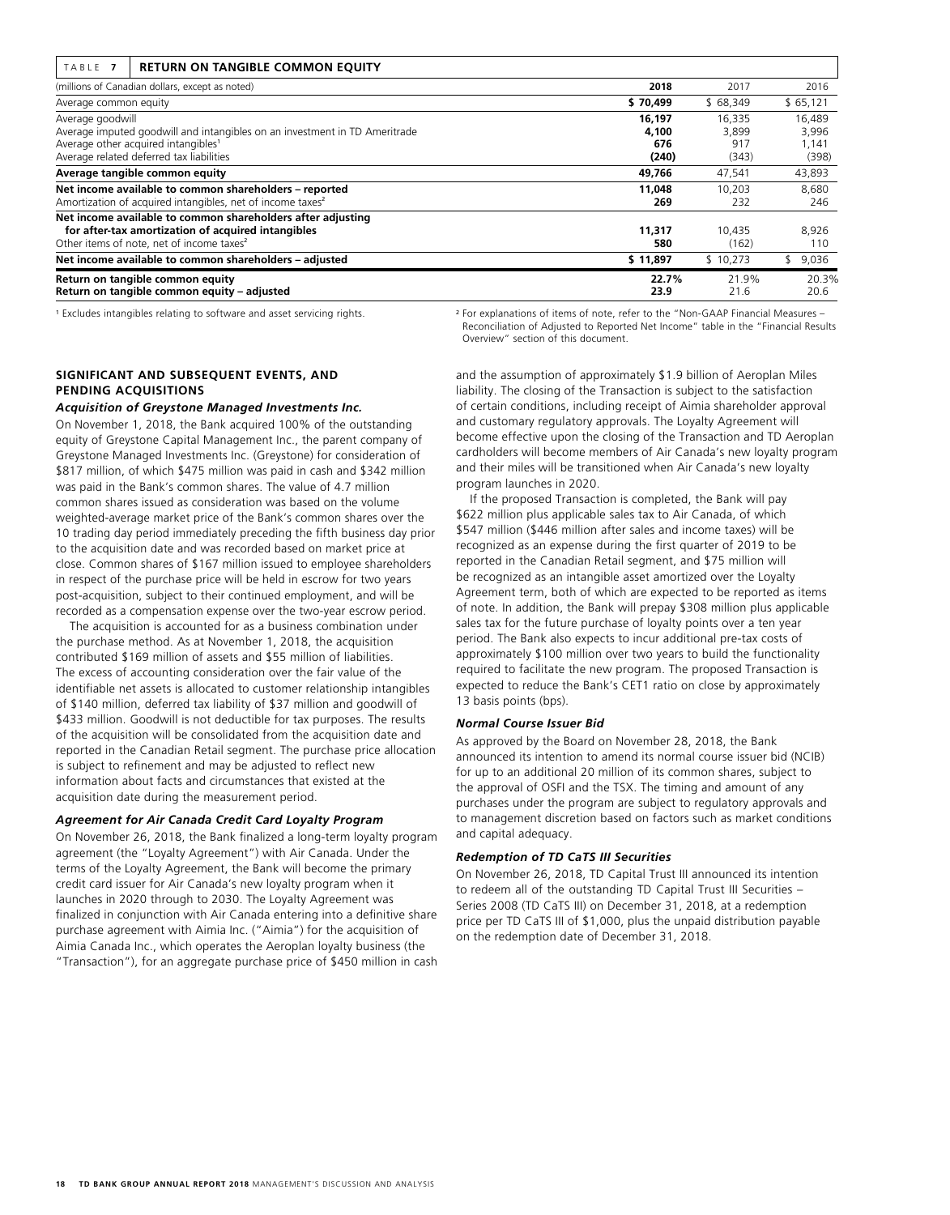**TABLE 7 RETURN ON TANGIBLE COMMON EQUITY**

| (millions of Canadian dollars, except as noted) | 2018 | 2017 | 2016 |
|---|---|---|---|
| Average common equity | **$ 70,499** | $ 68,349 | $ 65,121 |
| Average goodwill | **16,197** | 16,335 | 16,489 |
| Average imputed goodwill and intangibles on an investment in TD Ameritrade | **4,100** | 3,899 | 3,996 |
| Average other acquired intangibles[1] | **676** | 917 | 1,141 |
| Average related deferred tax liabilities | **(240)** | (343) | (398) |
| **Average tangible common equity** | **49,766** | 47,541 | 43,893 |
| **Net income available to common shareholders – reported** | **11,048** | 10,203 | 8,680 |
| Amortization of acquired intangibles, net of income taxes[2] | **269** | 232 | 246 |
| **Net income available to common shareholders after adjusting for after-tax amortization of acquired intangibles** | **11,317** | 10,435 | 8,926 |
| Other items of note, net of income taxes[2] | **580** | (162) | 110 |
| **Net income available to common shareholders – adjusted** | **$ 11,897** | $ 10,273 | $ 9,036 |
| **Return on tangible common equity** | **22.7%** | 21.9% | 20.3% |
| **Return on tangible common equity – adjusted** | **23.9** | 21.6 | 20.6 |

[1] Excludes intangibles relating to software and asset servicing rights.

[2] For explanations of items of note, refer to the "Non-GAAP Financial Measures – Reconciliation of Adjusted to Reported Net Income" table in the "Financial Results Overview" section of this document.

## SIGNIFICANT AND SUBSEQUENT EVENTS, AND PENDING ACQUISITIONS

### *Acquisition of Greystone Managed Investments Inc.*

On November 1, 2018, the Bank acquired 100% of the outstanding equity of Greystone Capital Management Inc., the parent company of Greystone Managed Investments Inc. (Greystone) for consideration of $817 million, of which $475 million was paid in cash and $342 million was paid in the Bank's common shares. The value of 4.7 million common shares issued as consideration was based on the volume weighted-average market price of the Bank's common shares over the 10 trading day period immediately preceding the fifth business day prior to the acquisition date and was recorded based on market price at close. Common shares of $167 million issued to employee shareholders in respect of the purchase price will be held in escrow for two years post-acquisition, subject to their continued employment, and will be recorded as a compensation expense over the two-year escrow period.

The acquisition is accounted for as a business combination under the purchase method. As at November 1, 2018, the acquisition contributed $169 million of assets and $55 million of liabilities. The excess of accounting consideration over the fair value of the identifiable net assets is allocated to customer relationship intangibles of $140 million, deferred tax liability of $37 million and goodwill of $433 million. Goodwill is not deductible for tax purposes. The results of the acquisition will be consolidated from the acquisition date and reported in the Canadian Retail segment. The purchase price allocation is subject to refinement and may be adjusted to reflect new information about facts and circumstances that existed at the acquisition date during the measurement period.

### *Agreement for Air Canada Credit Card Loyalty Program*

On November 26, 2018, the Bank finalized a long-term loyalty program agreement (the "Loyalty Agreement") with Air Canada. Under the terms of the Loyalty Agreement, the Bank will become the primary credit card issuer for Air Canada's new loyalty program when it launches in 2020 through to 2030. The Loyalty Agreement was finalized in conjunction with Air Canada entering into a definitive share purchase agreement with Aimia Inc. ("Aimia") for the acquisition of Aimia Canada Inc., which operates the Aeroplan loyalty business (the "Transaction"), for an aggregate purchase price of $450 million in cash and the assumption of approximately $1.9 billion of Aeroplan Miles liability. The closing of the Transaction is subject to the satisfaction of certain conditions, including receipt of Aimia shareholder approval and customary regulatory approvals. The Loyalty Agreement will become effective upon the closing of the Transaction and TD Aeroplan cardholders will become members of Air Canada's new loyalty program and their miles will be transitioned when Air Canada's new loyalty program launches in 2020.

If the proposed Transaction is completed, the Bank will pay $622 million plus applicable sales tax to Air Canada, of which $547 million ($446 million after sales and income taxes) will be recognized as an expense during the first quarter of 2019 to be reported in the Canadian Retail segment, and $75 million will be recognized as an intangible asset amortized over the Loyalty Agreement term, both of which are expected to be reported as items of note. In addition, the Bank will prepay $308 million plus applicable sales tax for the future purchase of loyalty points over a ten year period. The Bank also expects to incur additional pre-tax costs of approximately $100 million over two years to build the functionality required to facilitate the new program. The proposed Transaction is expected to reduce the Bank's CET1 ratio on close by approximately 13 basis points (bps).

### *Normal Course Issuer Bid*

As approved by the Board on November 28, 2018, the Bank announced its intention to amend its normal course issuer bid (NCIB) for up to an additional 20 million of its common shares, subject to the approval of OSFI and the TSX. The timing and amount of any purchases under the program are subject to regulatory approvals and to management discretion based on factors such as market conditions and capital adequacy.

### *Redemption of TD CaTS III Securities*

On November 26, 2018, TD Capital Trust III announced its intention to redeem all of the outstanding TD Capital Trust III Securities – Series 2008 (TD CaTS III) on December 31, 2018, at a redemption price per TD CaTS III of $1,000, plus the unpaid distribution payable on the redemption date of December 31, 2018.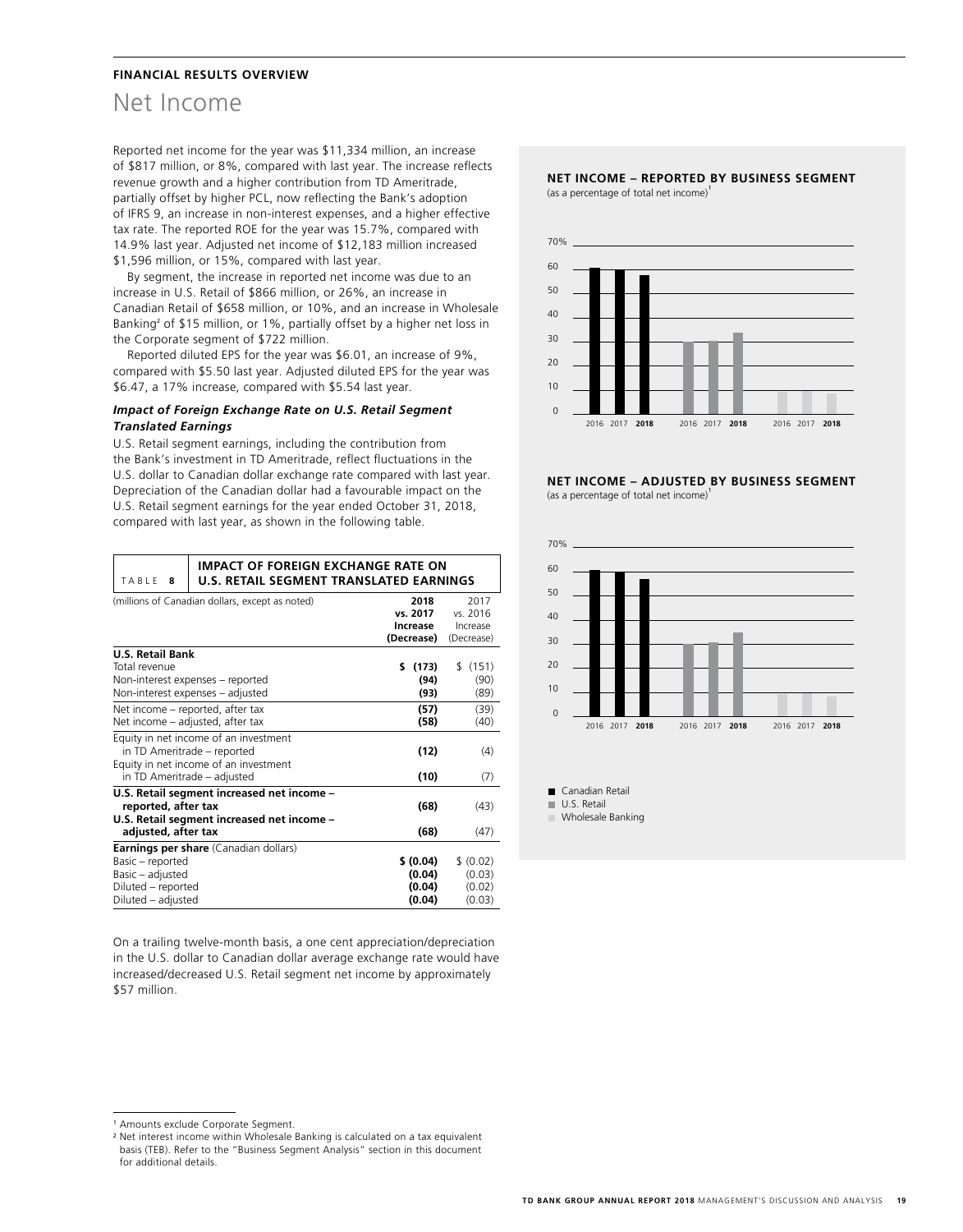**FINANCIAL RESULTS OVERVIEW**

# Net Income

Reported net income for the year was $11,334 million, an increase of $817 million, or 8%, compared with last year. The increase reflects revenue growth and a higher contribution from TD Ameritrade, partially offset by higher PCL, now reflecting the Bank's adoption of IFRS 9, an increase in non-interest expenses, and a higher effective tax rate. The reported ROE for the year was 15.7%, compared with 14.9% last year. Adjusted net income of $12,183 million increased $1,596 million, or 15%, compared with last year.

By segment, the increase in reported net income was due to an increase in U.S. Retail of $866 million, or 26%, an increase in Canadian Retail of $658 million, or 10%, and an increase in Wholesale Banking[2] of $15 million, or 1%, partially offset by a higher net loss in the Corporate segment of $722 million.

Reported diluted EPS for the year was $6.01, an increase of 9%, compared with $5.50 last year. Adjusted diluted EPS for the year was $6.47, a 17% increase, compared with $5.54 last year.

### *Impact of Foreign Exchange Rate on U.S. Retail Segment Translated Earnings*

U.S. Retail segment earnings, including the contribution from the Bank's investment in TD Ameritrade, reflect fluctuations in the U.S. dollar to Canadian dollar exchange rate compared with last year. Depreciation of the Canadian dollar had a favourable impact on the U.S. Retail segment earnings for the year ended October 31, 2018, compared with last year, as shown in the following table.

**TABLE 8 — IMPACT OF FOREIGN EXCHANGE RATE ON U.S. RETAIL SEGMENT TRANSLATED EARNINGS**

| (millions of Canadian dollars, except as noted) | **2018 vs. 2017 Increase (Decrease)** | 2017 vs. 2016 Increase (Decrease) |
|---|---|---|
| **U.S. Retail Bank** | | |
| Total revenue | **$ (173)** | $ (151) |
| Non-interest expenses – reported | **(94)** | (90) |
| Non-interest expenses – adjusted | **(93)** | (89) |
| Net income – reported, after tax | **(57)** | (39) |
| Net income – adjusted, after tax | **(58)** | (40) |
| Equity in net income of an investment in TD Ameritrade – reported | **(12)** | (4) |
| Equity in net income of an investment in TD Ameritrade – adjusted | **(10)** | (7) |
| **U.S. Retail segment increased net income – reported, after tax** | **(68)** | (43) |
| **U.S. Retail segment increased net income – adjusted, after tax** | **(68)** | (47) |
| **Earnings per share** (Canadian dollars) | | |
| Basic – reported | **$ (0.04)** | $ (0.02) |
| Basic – adjusted | **(0.04)** | (0.03) |
| Diluted – reported | **(0.04)** | (0.02) |
| Diluted – adjusted | **(0.04)** | (0.03) |

On a trailing twelve-month basis, a one cent appreciation/depreciation in the U.S. dollar to Canadian dollar average exchange rate would have increased/decreased U.S. Retail segment net income by approximately $57 million.

**NET INCOME – REPORTED BY BUSINESS SEGMENT**
(as a percentage of total net income)[1]

**NET INCOME – ADJUSTED BY BUSINESS SEGMENT**
(as a percentage of total net income)[1]

■ Canadian Retail
■ U.S. Retail
■ Wholesale Banking

[1] Amounts exclude Corporate Segment.

[2] Net interest income within Wholesale Banking is calculated on a tax equivalent basis (TEB). Refer to the "Business Segment Analysis" section in this document for additional details.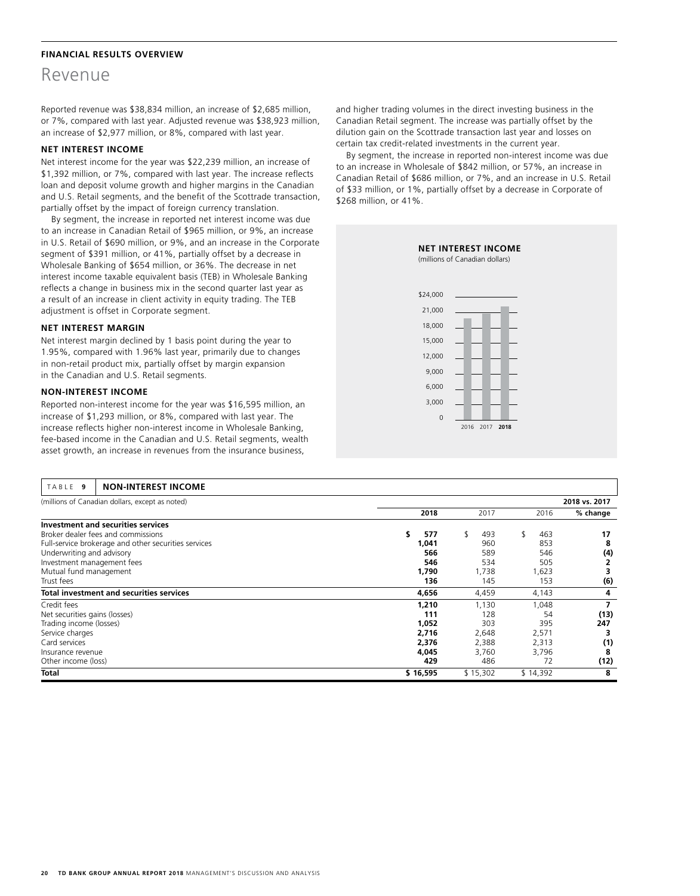FINANCIAL RESULTS OVERVIEW

# Revenue

Reported revenue was $38,834 million, an increase of $2,685 million, or 7%, compared with last year. Adjusted revenue was $38,923 million, an increase of $2,977 million, or 8%, compared with last year.

### NET INTEREST INCOME

Net interest income for the year was $22,239 million, an increase of $1,392 million, or 7%, compared with last year. The increase reflects loan and deposit volume growth and higher margins in the Canadian and U.S. Retail segments, and the benefit of the Scottrade transaction, partially offset by the impact of foreign currency translation.

By segment, the increase in reported net interest income was due to an increase in Canadian Retail of $965 million, or 9%, an increase in U.S. Retail of $690 million, or 9%, and an increase in the Corporate segment of $391 million, or 41%, partially offset by a decrease in Wholesale Banking of $654 million, or 36%. The decrease in net interest income taxable equivalent basis (TEB) in Wholesale Banking reflects a change in business mix in the second quarter last year as a result of an increase in client activity in equity trading. The TEB adjustment is offset in Corporate segment.

### NET INTEREST MARGIN

Net interest margin declined by 1 basis point during the year to 1.95%, compared with 1.96% last year, primarily due to changes in non-retail product mix, partially offset by margin expansion in the Canadian and U.S. Retail segments.

### NON-INTEREST INCOME

Reported non-interest income for the year was $16,595 million, an increase of $1,293 million, or 8%, compared with last year. The increase reflects higher non-interest income in Wholesale Banking, fee-based income in the Canadian and U.S. Retail segments, wealth asset growth, an increase in revenues from the insurance business, and higher trading volumes in the direct investing business in the Canadian Retail segment. The increase was partially offset by the dilution gain on the Scottrade transaction last year and losses on certain tax credit-related investments in the current year.

By segment, the increase in reported non-interest income was due to an increase in Wholesale of $842 million, or 57%, an increase in Canadian Retail of $686 million, or 7%, and an increase in U.S. Retail of $33 million, or 1%, partially offset by a decrease in Corporate of $268 million, or 41%.

**NET INTEREST INCOME**
(millions of Canadian dollars)

| | 2016 | 2017 | 2018 |
|---|---|---|---|
| Scale: $0 – $24,000 | | | |

**TABLE 9 NON-INTEREST INCOME**

| (millions of Canadian dollars, except as noted) | 2018 | 2017 | 2016 | 2018 vs. 2017 % change |
|---|---|---|---|---|
| **Investment and securities services** | | | | |
| Broker dealer fees and commissions | $ 577 | $ 493 | $ 463 | 17 |
| Full-service brokerage and other securities services | 1,041 | 960 | 853 | 8 |
| Underwriting and advisory | 566 | 589 | 546 | (4) |
| Investment management fees | 546 | 534 | 505 | 2 |
| Mutual fund management | 1,790 | 1,738 | 1,623 | 3 |
| Trust fees | 136 | 145 | 153 | (6) |
| **Total investment and securities services** | 4,656 | 4,459 | 4,143 | 4 |
| Credit fees | 1,210 | 1,130 | 1,048 | 7 |
| Net securities gains (losses) | 111 | 128 | 54 | (13) |
| Trading income (losses) | 1,052 | 303 | 395 | 247 |
| Service charges | 2,716 | 2,648 | 2,571 | 3 |
| Card services | 2,376 | 2,388 | 2,313 | (1) |
| Insurance revenue | 4,045 | 3,760 | 3,796 | 8 |
| Other income (loss) | 429 | 486 | 72 | (12) |
| **Total** | $ 16,595 | $ 15,302 | $ 14,392 | 8 |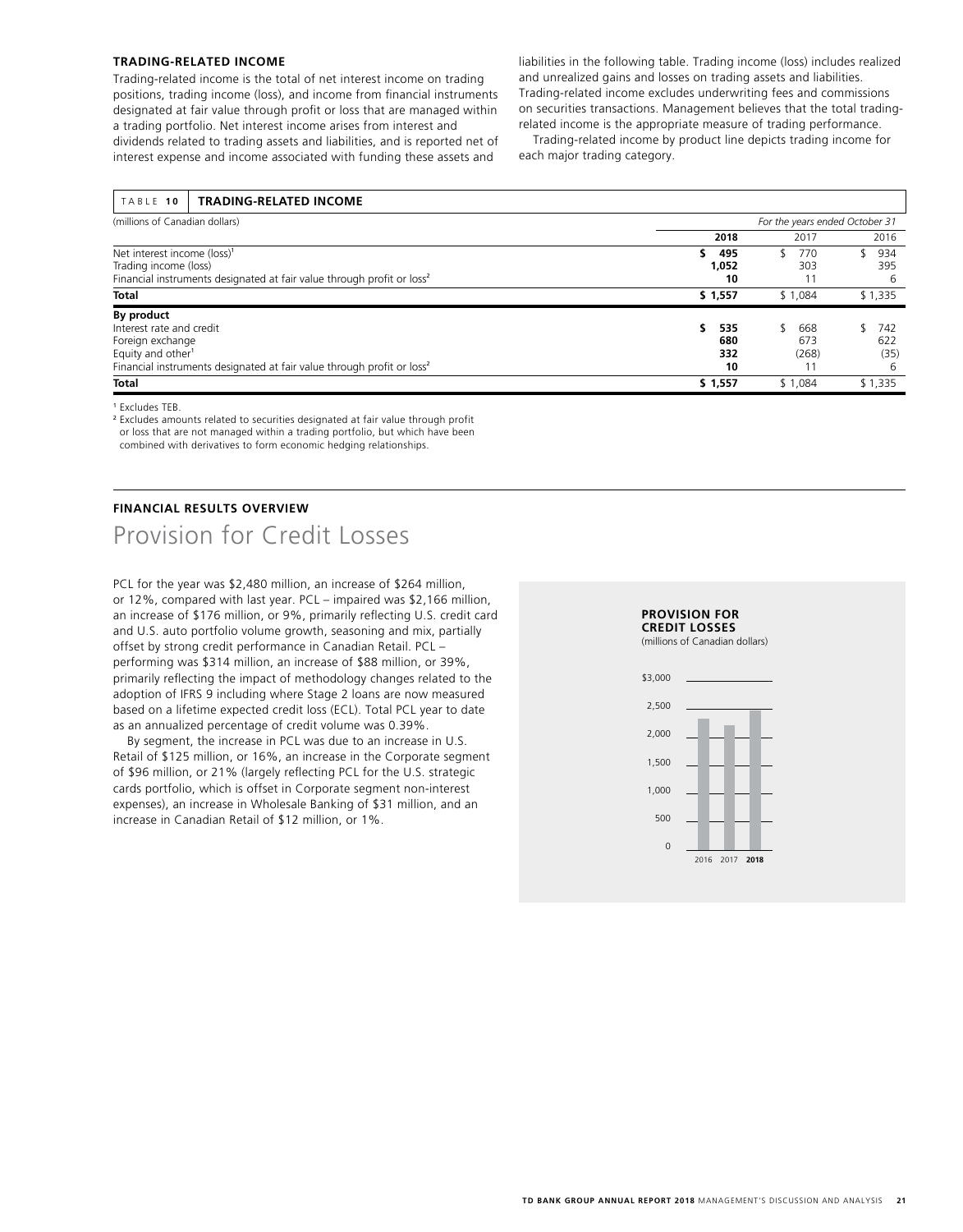### TRADING-RELATED INCOME

Trading-related income is the total of net interest income on trading positions, trading income (loss), and income from financial instruments designated at fair value through profit or loss that are managed within a trading portfolio. Net interest income arises from interest and dividends related to trading assets and liabilities, and is reported net of interest expense and income associated with funding these assets and liabilities in the following table. Trading income (loss) includes realized and unrealized gains and losses on trading assets and liabilities. Trading-related income excludes underwriting fees and commissions on securities transactions. Management believes that the total trading-related income is the appropriate measure of trading performance.

Trading-related income by product line depicts trading income for each major trading category.

**TABLE 10 TRADING-RELATED INCOME**

| (millions of Canadian dollars) | *For the years ended October 31* | | |
|---|---|---|---|
| | **2018** | 2017 | 2016 |
| Net interest income (loss)[1] | **$ 495** | $ 770 | $ 934 |
| Trading income (loss) | **1,052** | 303 | 395 |
| Financial instruments designated at fair value through profit or loss[2] | **10** | 11 | 6 |
| **Total** | **$ 1,557** | $ 1,084 | $ 1,335 |
| **By product** | | | |
| Interest rate and credit | **$ 535** | $ 668 | $ 742 |
| Foreign exchange | **680** | 673 | 622 |
| Equity and other[1] | **332** | (268) | (35) |
| Financial instruments designated at fair value through profit or loss[2] | **10** | 11 | 6 |
| **Total** | **$ 1,557** | $ 1,084 | $ 1,335 |

[1] Excludes TEB.

[2] Excludes amounts related to securities designated at fair value through profit or loss that are not managed within a trading portfolio, but which have been combined with derivatives to form economic hedging relationships.

### FINANCIAL RESULTS OVERVIEW

# Provision for Credit Losses

PCL for the year was $2,480 million, an increase of $264 million, or 12%, compared with last year. PCL – impaired was $2,166 million, an increase of $176 million, or 9%, primarily reflecting U.S. credit card and U.S. auto portfolio volume growth, seasoning and mix, partially offset by strong credit performance in Canadian Retail. PCL – performing was $314 million, an increase of $88 million, or 39%, primarily reflecting the impact of methodology changes related to the adoption of IFRS 9 including where Stage 2 loans are now measured based on a lifetime expected credit loss (ECL). Total PCL year to date as an annualized percentage of credit volume was 0.39%.

By segment, the increase in PCL was due to an increase in U.S. Retail of $125 million, or 16%, an increase in the Corporate segment of $96 million, or 21% (largely reflecting PCL for the U.S. strategic cards portfolio, which is offset in Corporate segment non-interest expenses), an increase in Wholesale Banking of $31 million, and an increase in Canadian Retail of $12 million, or 1%.

**PROVISION FOR CREDIT LOSSES**
(millions of Canadian dollars)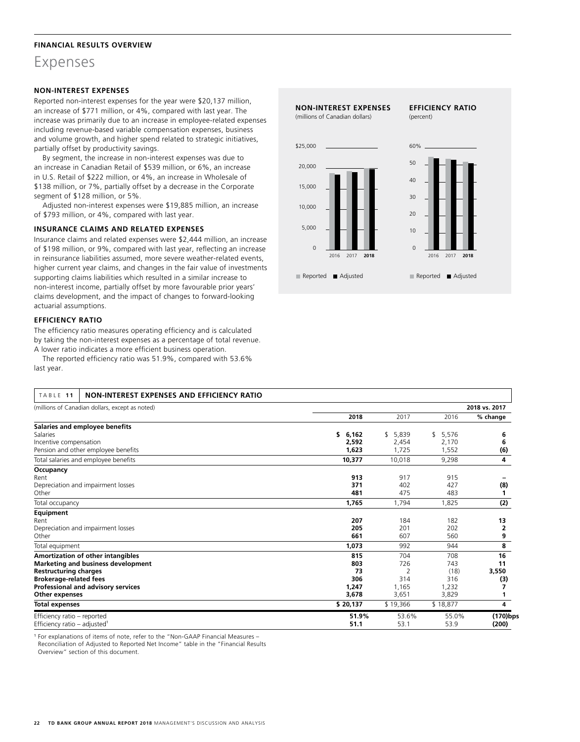FINANCIAL RESULTS OVERVIEW

# Expenses

### NON-INTEREST EXPENSES

Reported non-interest expenses for the year were $20,137 million, an increase of $771 million, or 4%, compared with last year. The increase was primarily due to an increase in employee-related expenses including revenue-based variable compensation expenses, business and volume growth, and higher spend related to strategic initiatives, partially offset by productivity savings.

By segment, the increase in non-interest expenses was due to an increase in Canadian Retail of $539 million, or 6%, an increase in U.S. Retail of $222 million, or 4%, an increase in Wholesale of $138 million, or 7%, partially offset by a decrease in the Corporate segment of $128 million, or 5%.

Adjusted non-interest expenses were $19,885 million, an increase of $793 million, or 4%, compared with last year.

### INSURANCE CLAIMS AND RELATED EXPENSES

Insurance claims and related expenses were $2,444 million, an increase of $198 million, or 9%, compared with last year, reflecting an increase in reinsurance liabilities assumed, more severe weather-related events, higher current year claims, and changes in the fair value of investments supporting claims liabilities which resulted in a similar increase to non-interest income, partially offset by more favourable prior years' claims development, and the impact of changes to forward-looking actuarial assumptions.

### EFFICIENCY RATIO

The efficiency ratio measures operating efficiency and is calculated by taking the non-interest expenses as a percentage of total revenue. A lower ratio indicates a more efficient business operation.

The reported efficiency ratio was 51.9%, compared with 53.6% last year.

**NON-INTEREST EXPENSES** (millions of Canadian dollars)

**EFFICIENCY RATIO** (percent)

■ Reported ■ Adjusted

**TABLE 11 NON-INTEREST EXPENSES AND EFFICIENCY RATIO**

| (millions of Canadian dollars, except as noted) | 2018 | 2017 | 2016 | 2018 vs. 2017 % change |
|---|---|---|---|---|
| **Salaries and employee benefits** | | | | |
| Salaries | $ 6,162 | $ 5,839 | $ 5,576 | 6 |
| Incentive compensation | 2,592 | 2,454 | 2,170 | 6 |
| Pension and other employee benefits | 1,623 | 1,725 | 1,552 | (6) |
| Total salaries and employee benefits | 10,377 | 10,018 | 9,298 | 4 |
| **Occupancy** | | | | |
| Rent | 913 | 917 | 915 | – |
| Depreciation and impairment losses | 371 | 402 | 427 | (8) |
| Other | 481 | 475 | 483 | 1 |
| Total occupancy | 1,765 | 1,794 | 1,825 | (2) |
| **Equipment** | | | | |
| Rent | 207 | 184 | 182 | 13 |
| Depreciation and impairment losses | 205 | 201 | 202 | 2 |
| Other | 661 | 607 | 560 | 9 |
| Total equipment | 1,073 | 992 | 944 | 8 |
| **Amortization of other intangibles** | 815 | 704 | 708 | 16 |
| **Marketing and business development** | 803 | 726 | 743 | 11 |
| **Restructuring charges** | 73 | 2 | (18) | 3,550 |
| **Brokerage-related fees** | 306 | 314 | 316 | (3) |
| **Professional and advisory services** | 1,247 | 1,165 | 1,232 | 7 |
| **Other expenses** | 3,678 | 3,651 | 3,829 | 1 |
| **Total expenses** | $ 20,137 | $ 19,366 | $ 18,877 | 4 |
| Efficiency ratio – reported | 51.9% | 53.6% | 55.0% | (170)bps |
| Efficiency ratio – adjusted[1] | 51.1 | 53.1 | 53.9 | (200) |

[1] For explanations of items of note, refer to the "Non-GAAP Financial Measures – Reconciliation of Adjusted to Reported Net Income" table in the "Financial Results Overview" section of this document.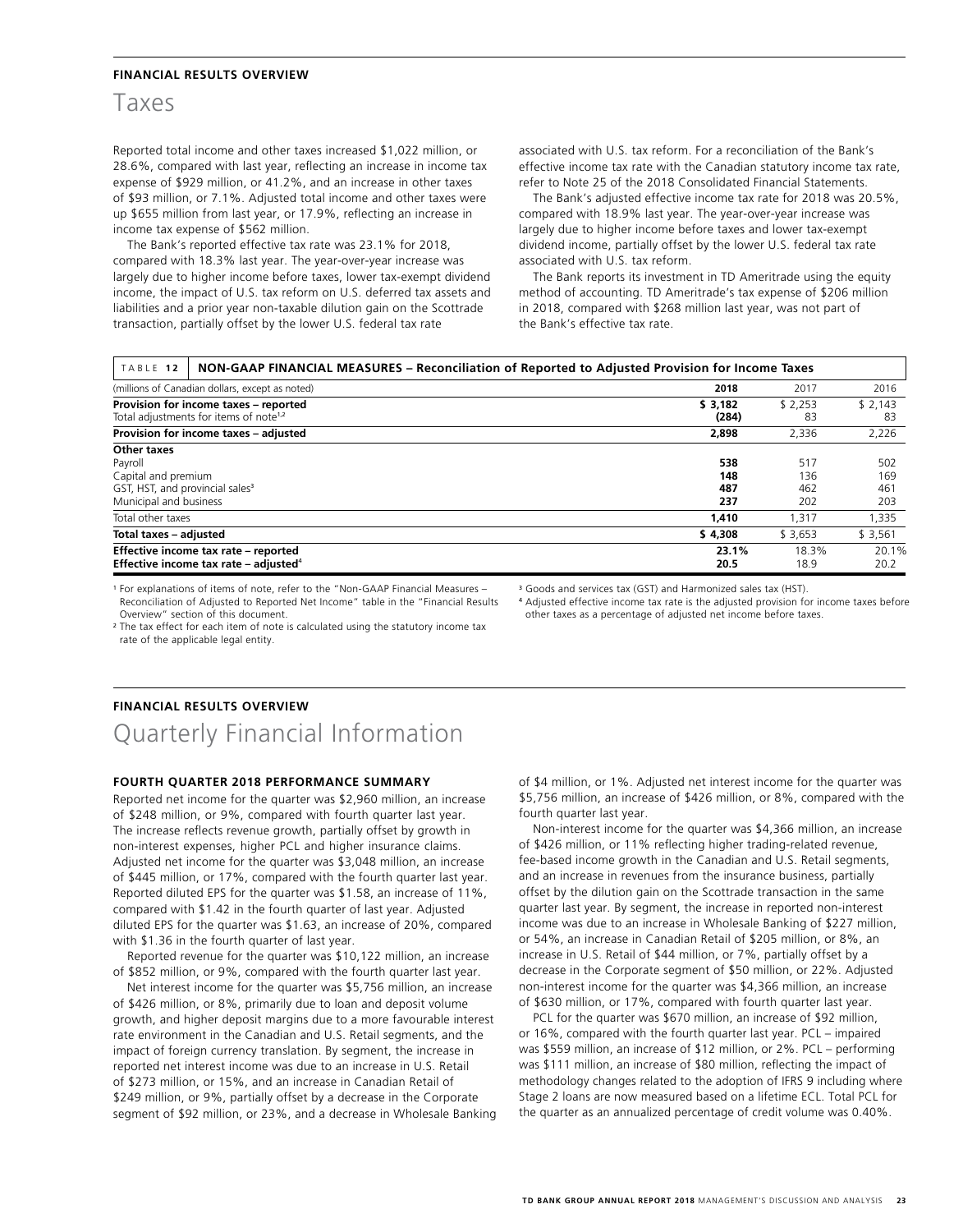**FINANCIAL RESULTS OVERVIEW**

# Taxes

Reported total income and other taxes increased $1,022 million, or 28.6%, compared with last year, reflecting an increase in income tax expense of $929 million, or 41.2%, and an increase in other taxes of $93 million, or 7.1%. Adjusted total income and other taxes were up $655 million from last year, or 17.9%, reflecting an increase in income tax expense of $562 million.

The Bank's reported effective tax rate was 23.1% for 2018, compared with 18.3% last year. The year-over-year increase was largely due to higher income before taxes, lower tax-exempt dividend income, the impact of U.S. tax reform on U.S. deferred tax assets and liabilities and a prior year non-taxable dilution gain on the Scottrade transaction, partially offset by the lower U.S. federal tax rate associated with U.S. tax reform. For a reconciliation of the Bank's effective income tax rate with the Canadian statutory income tax rate, refer to Note 25 of the 2018 Consolidated Financial Statements.

The Bank's adjusted effective income tax rate for 2018 was 20.5%, compared with 18.9% last year. The year-over-year increase was largely due to higher income before taxes and lower tax-exempt dividend income, partially offset by the lower U.S. federal tax rate associated with U.S. tax reform.

The Bank reports its investment in TD Ameritrade using the equity method of accounting. TD Ameritrade's tax expense of $206 million in 2018, compared with $268 million last year, was not part of the Bank's effective tax rate.

**TABLE 12 NON-GAAP FINANCIAL MEASURES – Reconciliation of Reported to Adjusted Provision for Income Taxes**

| (millions of Canadian dollars, except as noted) | **2018** | 2017 | 2016 |
|---|---|---|---|
| **Provision for income taxes – reported** | **$ 3,182** | $ 2,253 | $ 2,143 |
| Total adjustments for items of note[1,2] | **(284)** | 83 | 83 |
| **Provision for income taxes – adjusted** | **2,898** | 2,336 | 2,226 |
| **Other taxes** | | | |
| Payroll | **538** | 517 | 502 |
| Capital and premium | **148** | 136 | 169 |
| GST, HST, and provincial sales[3] | **487** | 462 | 461 |
| Municipal and business | **237** | 202 | 203 |
| Total other taxes | **1,410** | 1,317 | 1,335 |
| **Total taxes – adjusted** | **$ 4,308** | $ 3,653 | $ 3,561 |
| **Effective income tax rate – reported** | **23.1%** | 18.3% | 20.1% |
| **Effective income tax rate – adjusted[4]** | **20.5** | 18.9 | 20.2 |

[1] For explanations of items of note, refer to the "Non-GAAP Financial Measures – Reconciliation of Adjusted to Reported Net Income" table in the "Financial Results Overview" section of this document.

[2] The tax effect for each item of note is calculated using the statutory income tax rate of the applicable legal entity.

[3] Goods and services tax (GST) and Harmonized sales tax (HST).

[4] Adjusted effective income tax rate is the adjusted provision for income taxes before other taxes as a percentage of adjusted net income before taxes.

**FINANCIAL RESULTS OVERVIEW**

# Quarterly Financial Information

## FOURTH QUARTER 2018 PERFORMANCE SUMMARY

Reported net income for the quarter was $2,960 million, an increase of $248 million, or 9%, compared with fourth quarter last year. The increase reflects revenue growth, partially offset by growth in non-interest expenses, higher PCL and higher insurance claims. Adjusted net income for the quarter was $3,048 million, an increase of $445 million, or 17%, compared with the fourth quarter last year. Reported diluted EPS for the quarter was $1.58, an increase of 11%, compared with $1.42 in the fourth quarter of last year. Adjusted diluted EPS for the quarter was $1.63, an increase of 20%, compared with $1.36 in the fourth quarter of last year.

Reported revenue for the quarter was $10,122 million, an increase of $852 million, or 9%, compared with the fourth quarter last year.

Net interest income for the quarter was $5,756 million, an increase of $426 million, or 8%, primarily due to loan and deposit volume growth, and higher deposit margins due to a more favourable interest rate environment in the Canadian and U.S. Retail segments, and the impact of foreign currency translation. By segment, the increase in reported net interest income was due to an increase in U.S. Retail of $273 million, or 15%, and an increase in Canadian Retail of $249 million, or 9%, partially offset by a decrease in the Corporate segment of $92 million, or 23%, and a decrease in Wholesale Banking of $4 million, or 1%. Adjusted net interest income for the quarter was $5,756 million, an increase of $426 million, or 8%, compared with the fourth quarter last year.

Non-interest income for the quarter was $4,366 million, an increase of $426 million, or 11% reflecting higher trading-related revenue, fee-based income growth in the Canadian and U.S. Retail segments, and an increase in revenues from the insurance business, partially offset by the dilution gain on the Scottrade transaction in the same quarter last year. By segment, the increase in reported non-interest income was due to an increase in Wholesale Banking of $227 million, or 54%, an increase in Canadian Retail of $205 million, or 8%, an increase in U.S. Retail of $44 million, or 7%, partially offset by a decrease in the Corporate segment of $50 million, or 22%. Adjusted non-interest income for the quarter was $4,366 million, an increase of $630 million, or 17%, compared with fourth quarter last year.

PCL for the quarter was $670 million, an increase of $92 million, or 16%, compared with the fourth quarter last year. PCL – impaired was $559 million, an increase of $12 million, or 2%. PCL – performing was $111 million, an increase of $80 million, reflecting the impact of methodology changes related to the adoption of IFRS 9 including where Stage 2 loans are now measured based on a lifetime ECL. Total PCL for the quarter as an annualized percentage of credit volume was 0.40%.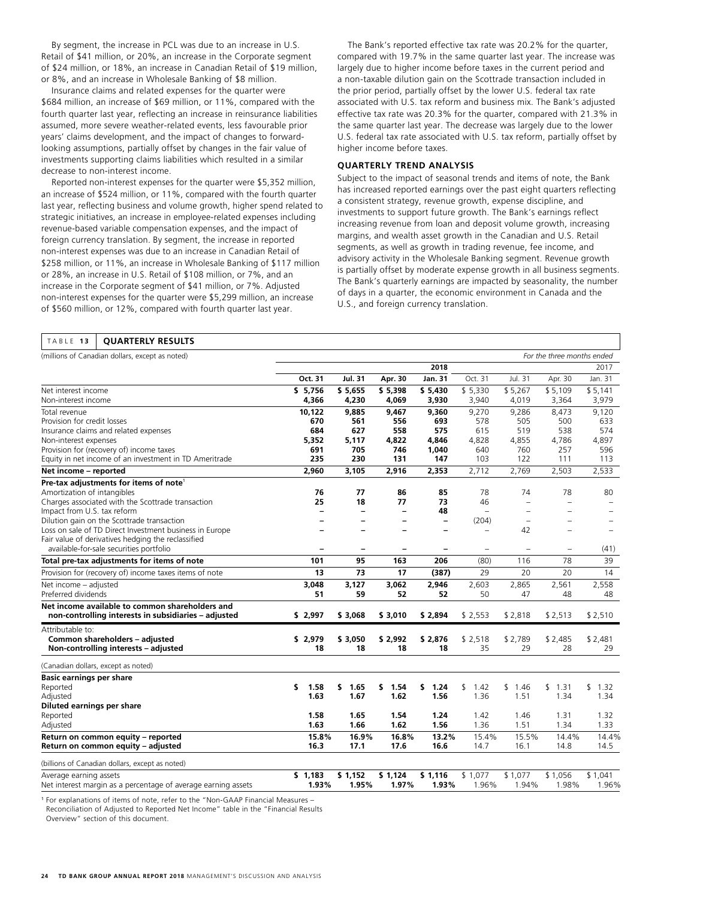By segment, the increase in PCL was due to an increase in U.S. Retail of $41 million, or 20%, an increase in the Corporate segment of $24 million, or 18%, an increase in Canadian Retail of $19 million, or 8%, and an increase in Wholesale Banking of $8 million.

Insurance claims and related expenses for the quarter were $684 million, an increase of $69 million, or 11%, compared with the fourth quarter last year, reflecting an increase in reinsurance liabilities assumed, more severe weather-related events, less favourable prior years' claims development, and the impact of changes to forward-looking assumptions, partially offset by changes in the fair value of investments supporting claims liabilities which resulted in a similar decrease to non-interest income.

Reported non-interest expenses for the quarter were $5,352 million, an increase of $524 million, or 11%, compared with the fourth quarter last year, reflecting business and volume growth, higher spend related to strategic initiatives, an increase in employee-related expenses including revenue-based variable compensation expenses, and the impact of foreign currency translation. By segment, the increase in reported non-interest expenses was due to an increase in Canadian Retail of $258 million, or 11%, an increase in Wholesale Banking of $117 million or 28%, an increase in U.S. Retail of $108 million, or 7%, and an increase in the Corporate segment of $41 million, or 7%. Adjusted non-interest expenses for the quarter were $5,299 million, an increase of $560 million, or 12%, compared with fourth quarter last year.

The Bank's reported effective tax rate was 20.2% for the quarter, compared with 19.7% in the same quarter last year. The increase was largely due to higher income before taxes in the current period and a non-taxable dilution gain on the Scottrade transaction included in the prior period, partially offset by the lower U.S. federal tax rate associated with U.S. tax reform and business mix. The Bank's adjusted effective tax rate was 20.3% for the quarter, compared with 21.3% in the same quarter last year. The decrease was largely due to the lower U.S. federal tax rate associated with U.S. tax reform, partially offset by higher income before taxes.

## QUARTERLY TREND ANALYSIS

Subject to the impact of seasonal trends and items of note, the Bank has increased reported earnings over the past eight quarters reflecting a consistent strategy, revenue growth, expense discipline, and investments to support future growth. The Bank's earnings reflect increasing revenue from loan and deposit volume growth, increasing margins, and wealth asset growth in the Canadian and U.S. Retail segments, as well as growth in trading revenue, fee income, and advisory activity in the Wholesale Banking segment. Revenue growth is partially offset by moderate expense growth in all business segments. The Bank's quarterly earnings are impacted by seasonality, the number of days in a quarter, the economic environment in Canada and the U.S., and foreign currency translation.

**TABLE 13 QUARTERLY RESULTS**

| (millions of Canadian dollars, except as noted) | | | | | | | | *For the three months ended* |
|---|---|---|---|---|---|---|---|---|
| | | | | **2018** | | | | 2017 |
| | **Oct. 31** | **Jul. 31** | **Apr. 30** | **Jan. 31** | Oct. 31 | Jul. 31 | Apr. 30 | Jan. 31 |
| Net interest income | **$ 5,756** | **$ 5,655** | **$ 5,398** | **$ 5,430** | $ 5,330 | $ 5,267 | $ 5,109 | $ 5,141 |
| Non-interest income | **4,366** | **4,230** | **4,069** | **3,930** | 3,940 | 4,019 | 3,364 | 3,979 |
| Total revenue | **10,122** | **9,885** | **9,467** | **9,360** | 9,270 | 9,286 | 8,473 | 9,120 |
| Provision for credit losses | **670** | **561** | **556** | **693** | 578 | 505 | 500 | 633 |
| Insurance claims and related expenses | **684** | **627** | **558** | **575** | 615 | 519 | 538 | 574 |
| Non-interest expenses | **5,352** | **5,117** | **4,822** | **4,846** | 4,828 | 4,855 | 4,786 | 4,897 |
| Provision for (recovery of) income taxes | **691** | **705** | **746** | **1,040** | 640 | 760 | 257 | 596 |
| Equity in net income of an investment in TD Ameritrade | **235** | **230** | **131** | **147** | 103 | 122 | 111 | 113 |
| **Net income – reported** | **2,960** | **3,105** | **2,916** | **2,353** | 2,712 | 2,769 | 2,503 | 2,533 |
| **Pre-tax adjustments for items of note**[1] | | | | | | | | |
| Amortization of intangibles | **76** | **77** | **86** | **85** | 78 | 74 | 78 | 80 |
| Charges associated with the Scottrade transaction | **25** | **18** | **77** | **73** | 46 | – | – | – |
| Impact from U.S. tax reform | **–** | **–** | **–** | **48** | – | – | – | – |
| Dilution gain on the Scottrade transaction | **–** | **–** | **–** | **–** | (204) | – | – | – |
| Loss on sale of TD Direct Investment business in Europe | **–** | **–** | **–** | **–** | – | 42 | – | – |
| Fair value of derivatives hedging the reclassified available-for-sale securities portfolio | **–** | **–** | **–** | **–** | – | – | – | (41) |
| **Total pre-tax adjustments for items of note** | **101** | **95** | **163** | **206** | (80) | 116 | 78 | 39 |
| Provision for (recovery of) income taxes items of note | **13** | **73** | **17** | **(387)** | 29 | 20 | 20 | 14 |
| Net income – adjusted | **3,048** | **3,127** | **3,062** | **2,946** | 2,603 | 2,865 | 2,561 | 2,558 |
| Preferred dividends | **51** | **59** | **52** | **52** | 50 | 47 | 48 | 48 |
| **Net income available to common shareholders and non-controlling interests in subsidiaries – adjusted** | **$ 2,997** | **$ 3,068** | **$ 3,010** | **$ 2,894** | $ 2,553 | $ 2,818 | $ 2,513 | $ 2,510 |
| Attributable to: | | | | | | | | |
| **Common shareholders – adjusted** | **$ 2,979** | **$ 3,050** | **$ 2,992** | **$ 2,876** | $ 2,518 | $ 2,789 | $ 2,485 | $ 2,481 |
| **Non-controlling interests – adjusted** | **18** | **18** | **18** | **18** | 35 | 29 | 28 | 29 |
| (Canadian dollars, except as noted) | | | | | | | | |
| **Basic earnings per share** | | | | | | | | |
| Reported | **$ 1.58** | **$ 1.65** | **$ 1.54** | **$ 1.24** | $ 1.42 | $ 1.46 | $ 1.31 | $ 1.32 |
| Adjusted | **1.63** | **1.67** | **1.62** | **1.56** | 1.36 | 1.51 | 1.34 | 1.34 |
| **Diluted earnings per share** | | | | | | | | |
| Reported | **1.58** | **1.65** | **1.54** | **1.24** | 1.42 | 1.46 | 1.31 | 1.32 |
| Adjusted | **1.63** | **1.66** | **1.62** | **1.56** | 1.36 | 1.51 | 1.34 | 1.33 |
| **Return on common equity – reported** | **15.8%** | **16.9%** | **16.8%** | **13.2%** | 15.4% | 15.5% | 14.4% | 14.4% |
| **Return on common equity – adjusted** | **16.3** | **17.1** | **17.6** | **16.6** | 14.7 | 16.1 | 14.8 | 14.5 |
| (billions of Canadian dollars, except as noted) | | | | | | | | |
| Average earning assets | **$ 1,183** | **$ 1,152** | **$ 1,124** | **$ 1,116** | $ 1,077 | $ 1,077 | $ 1,056 | $ 1,041 |
| Net interest margin as a percentage of average earning assets | **1.93%** | **1.95%** | **1.97%** | **1.93%** | 1.96% | 1.94% | 1.98% | 1.96% |

[1] For explanations of items of note, refer to the "Non-GAAP Financial Measures – Reconciliation of Adjusted to Reported Net Income" table in the "Financial Results Overview" section of this document.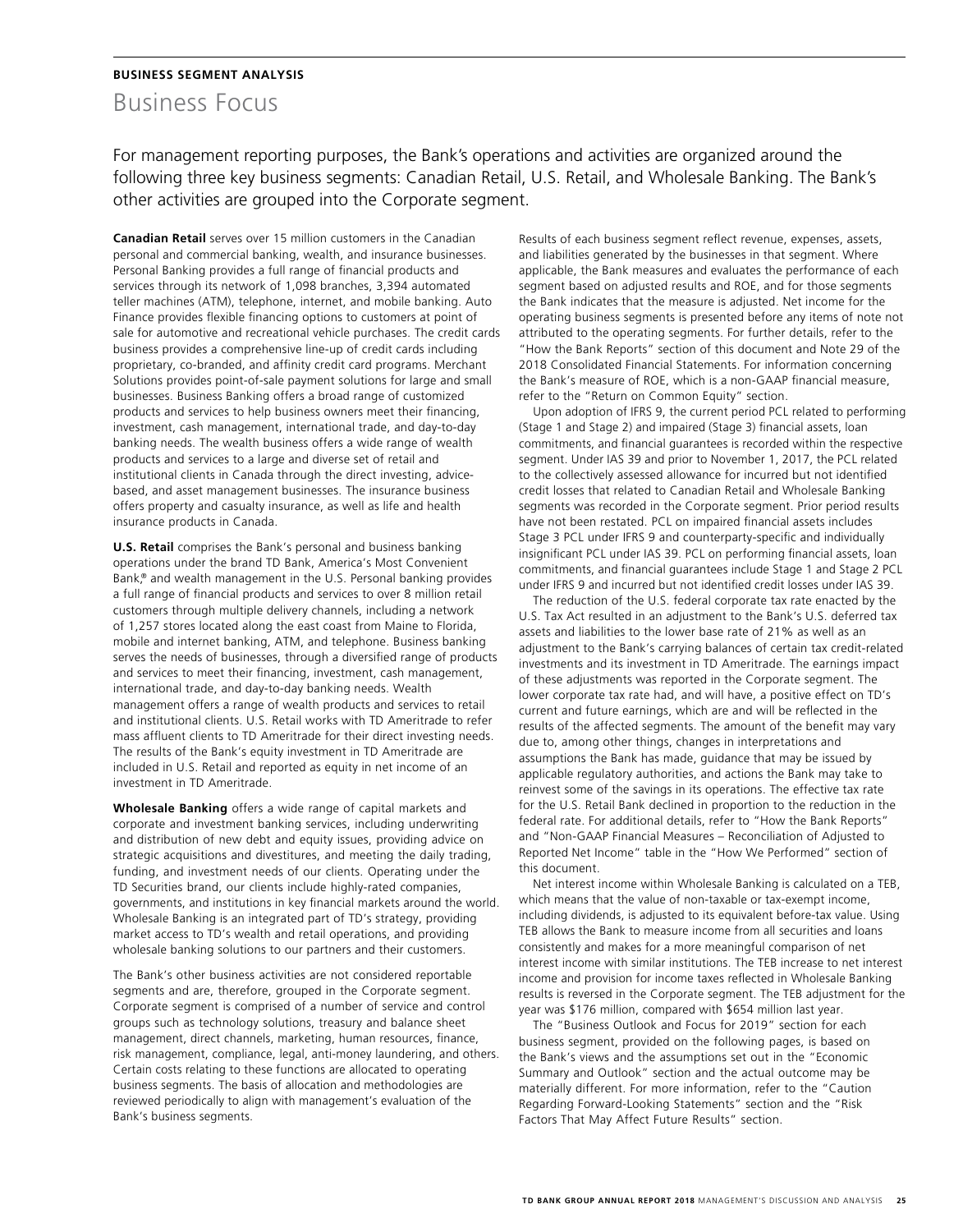**BUSINESS SEGMENT ANALYSIS**

# Business Focus

For management reporting purposes, the Bank's operations and activities are organized around the following three key business segments: Canadian Retail, U.S. Retail, and Wholesale Banking. The Bank's other activities are grouped into the Corporate segment.

**Canadian Retail** serves over 15 million customers in the Canadian personal and commercial banking, wealth, and insurance businesses. Personal Banking provides a full range of financial products and services through its network of 1,098 branches, 3,394 automated teller machines (ATM), telephone, internet, and mobile banking. Auto Finance provides flexible financing options to customers at point of sale for automotive and recreational vehicle purchases. The credit cards business provides a comprehensive line-up of credit cards including proprietary, co-branded, and affinity credit card programs. Merchant Solutions provides point-of-sale payment solutions for large and small businesses. Business Banking offers a broad range of customized products and services to help business owners meet their financing, investment, cash management, international trade, and day-to-day banking needs. The wealth business offers a wide range of wealth products and services to a large and diverse set of retail and institutional clients in Canada through the direct investing, advice-based, and asset management businesses. The insurance business offers property and casualty insurance, as well as life and health insurance products in Canada.

**U.S. Retail** comprises the Bank's personal and business banking operations under the brand TD Bank, America's Most Convenient Bank,® and wealth management in the U.S. Personal banking provides a full range of financial products and services to over 8 million retail customers through multiple delivery channels, including a network of 1,257 stores located along the east coast from Maine to Florida, mobile and internet banking, ATM, and telephone. Business banking serves the needs of businesses, through a diversified range of products and services to meet their financing, investment, cash management, international trade, and day-to-day banking needs. Wealth management offers a range of wealth products and services to retail and institutional clients. U.S. Retail works with TD Ameritrade to refer mass affluent clients to TD Ameritrade for their direct investing needs. The results of the Bank's equity investment in TD Ameritrade are included in U.S. Retail and reported as equity in net income of an investment in TD Ameritrade.

**Wholesale Banking** offers a wide range of capital markets and corporate and investment banking services, including underwriting and distribution of new debt and equity issues, providing advice on strategic acquisitions and divestitures, and meeting the daily trading, funding, and investment needs of our clients. Operating under the TD Securities brand, our clients include highly-rated companies, governments, and institutions in key financial markets around the world. Wholesale Banking is an integrated part of TD's strategy, providing market access to TD's wealth and retail operations, and providing wholesale banking solutions to our partners and their customers.

The Bank's other business activities are not considered reportable segments and are, therefore, grouped in the Corporate segment. Corporate segment is comprised of a number of service and control groups such as technology solutions, treasury and balance sheet management, direct channels, marketing, human resources, finance, risk management, compliance, legal, anti-money laundering, and others. Certain costs relating to these functions are allocated to operating business segments. The basis of allocation and methodologies are reviewed periodically to align with management's evaluation of the Bank's business segments.

Results of each business segment reflect revenue, expenses, assets, and liabilities generated by the businesses in that segment. Where applicable, the Bank measures and evaluates the performance of each segment based on adjusted results and ROE, and for those segments the Bank indicates that the measure is adjusted. Net income for the operating business segments is presented before any items of note not attributed to the operating segments. For further details, refer to the "How the Bank Reports" section of this document and Note 29 of the 2018 Consolidated Financial Statements. For information concerning the Bank's measure of ROE, which is a non-GAAP financial measure, refer to the "Return on Common Equity" section.

Upon adoption of IFRS 9, the current period PCL related to performing (Stage 1 and Stage 2) and impaired (Stage 3) financial assets, loan commitments, and financial guarantees is recorded within the respective segment. Under IAS 39 and prior to November 1, 2017, the PCL related to the collectively assessed allowance for incurred but not identified credit losses that related to Canadian Retail and Wholesale Banking segments was recorded in the Corporate segment. Prior period results have not been restated. PCL on impaired financial assets includes Stage 3 PCL under IFRS 9 and counterparty-specific and individually insignificant PCL under IAS 39. PCL on performing financial assets, loan commitments, and financial guarantees include Stage 1 and Stage 2 PCL under IFRS 9 and incurred but not identified credit losses under IAS 39.

The reduction of the U.S. federal corporate tax rate enacted by the U.S. Tax Act resulted in an adjustment to the Bank's U.S. deferred tax assets and liabilities to the lower base rate of 21% as well as an adjustment to the Bank's carrying balances of certain tax credit-related investments and its investment in TD Ameritrade. The earnings impact of these adjustments was reported in the Corporate segment. The lower corporate tax rate had, and will have, a positive effect on TD's current and future earnings, which are and will be reflected in the results of the affected segments. The amount of the benefit may vary due to, among other things, changes in interpretations and assumptions the Bank has made, guidance that may be issued by applicable regulatory authorities, and actions the Bank may take to reinvest some of the savings in its operations. The effective tax rate for the U.S. Retail Bank declined in proportion to the reduction in the federal rate. For additional details, refer to "How the Bank Reports" and "Non-GAAP Financial Measures – Reconciliation of Adjusted to Reported Net Income" table in the "How We Performed" section of this document.

Net interest income within Wholesale Banking is calculated on a TEB, which means that the value of non-taxable or tax-exempt income, including dividends, is adjusted to its equivalent before-tax value. Using TEB allows the Bank to measure income from all securities and loans consistently and makes for a more meaningful comparison of net interest income with similar institutions. The TEB increase to net interest income and provision for income taxes reflected in Wholesale Banking results is reversed in the Corporate segment. The TEB adjustment for the year was $176 million, compared with $654 million last year.

The "Business Outlook and Focus for 2019" section for each business segment, provided on the following pages, is based on the Bank's views and the assumptions set out in the "Economic Summary and Outlook" section and the actual outcome may be materially different. For more information, refer to the "Caution Regarding Forward-Looking Statements" section and the "Risk Factors That May Affect Future Results" section.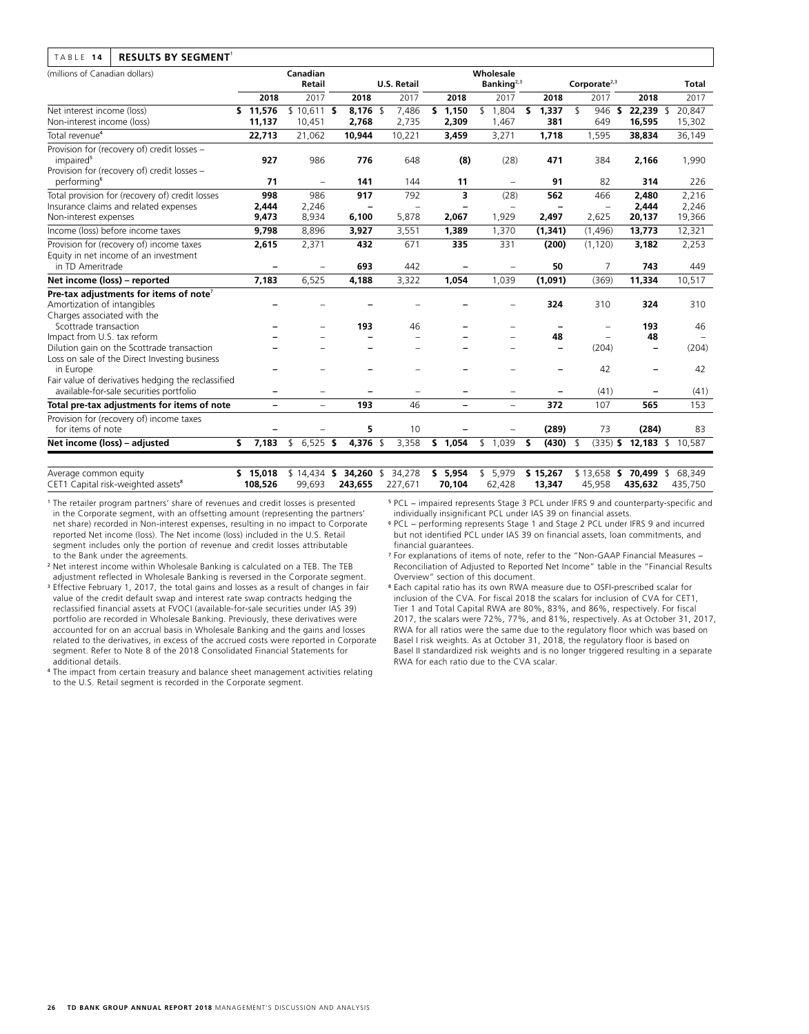| TABLE 14 RESULTS BY SEGMENT[1] | | | | | | | | | | |
|---|---|---|---|---|---|---|---|---|---|---|
| (millions of Canadian dollars) | Canadian Retail | | U.S. Retail | | Wholesale Banking[2,3] | | Corporate[2,3] | | Total | |
| | **2018** | 2017 | **2018** | 2017 | **2018** | 2017 | **2018** | 2017 | **2018** | 2017 |
| Net interest income (loss) | **$ 11,576** | $ 10,611 | **$ 8,176** | $ 7,486 | **$ 1,150** | $ 1,804 | **$ 1,337** | $ 946 | **$ 22,239** | $ 20,847 |
| Non-interest income (loss) | **11,137** | 10,451 | **2,768** | 2,735 | **2,309** | 1,467 | **381** | 649 | **16,595** | 15,302 |
| Total revenue[4] | **22,713** | 21,062 | **10,944** | 10,221 | **3,459** | 3,271 | **1,718** | 1,595 | **38,834** | 36,149 |
| Provision for (recovery of) credit losses – impaired[5] | **927** | 986 | **776** | 648 | **(8)** | (28) | **471** | 384 | **2,166** | 1,990 |
| Provision for (recovery of) credit losses – performing[6] | **71** | – | **141** | 144 | **11** | – | **91** | 82 | **314** | 226 |
| Total provision for (recovery of) credit losses | **998** | 986 | **917** | 792 | **3** | (28) | **562** | 466 | **2,480** | 2,216 |
| Insurance claims and related expenses | **2,444** | 2,246 | **–** | – | **–** | – | **–** | – | **2,444** | 2,246 |
| Non-interest expenses | **9,473** | 8,934 | **6,100** | 5,878 | **2,067** | 1,929 | **2,497** | 2,625 | **20,137** | 19,366 |
| Income (loss) before income taxes | **9,798** | 8,896 | **3,927** | 3,551 | **1,389** | 1,370 | **(1,341)** | (1,496) | **13,773** | 12,321 |
| Provision for (recovery of) income taxes | **2,615** | 2,371 | **432** | 671 | **335** | 331 | **(200)** | (1,120) | **3,182** | 2,253 |
| Equity in net income of an investment in TD Ameritrade | **–** | – | **693** | 442 | **–** | – | **50** | 7 | **743** | 449 |
| **Net income (loss) – reported** | **7,183** | 6,525 | **4,188** | 3,322 | **1,054** | 1,039 | **(1,091)** | (369) | **11,334** | 10,517 |
| **Pre-tax adjustments for items of note**[7] | | | | | | | | | | |
| Amortization of intangibles | **–** | – | **–** | – | **–** | – | **324** | 310 | **324** | 310 |
| Charges associated with the Scottrade transaction | **–** | – | **193** | 46 | **–** | – | **–** | – | **193** | 46 |
| Impact from U.S. tax reform | **–** | – | **–** | – | **–** | – | **48** | – | **48** | – |
| Dilution gain on the Scottrade transaction | **–** | – | **–** | – | **–** | – | **–** | (204) | **–** | (204) |
| Loss on sale of the Direct Investing business in Europe | **–** | – | **–** | – | **–** | – | **–** | 42 | **–** | 42 |
| Fair value of derivatives hedging the reclassified available-for-sale securities portfolio | **–** | – | **–** | – | **–** | – | **–** | (41) | **–** | (41) |
| **Total pre-tax adjustments for items of note** | **–** | – | **193** | 46 | **–** | – | **372** | 107 | **565** | 153 |
| Provision for (recovery of) income taxes for items of note | **–** | – | **5** | 10 | **–** | – | **(289)** | 73 | **(284)** | 83 |
| **Net income (loss) – adjusted** | **$ 7,183** | $ 6,525 | **$ 4,376** | $ 3,358 | **$ 1,054** | $ 1,039 | **$ (430)** | $ (335) | **$ 12,183** | $ 10,587 |
| Average common equity | **$ 15,018** | $ 14,434 | **$ 34,260** | $ 34,278 | **$ 5,954** | $ 5,979 | **$ 15,267** | $ 13,658 | **$ 70,499** | $ 68,349 |
| CET1 Capital risk-weighted assets[8] | **108,526** | 99,693 | **243,655** | 227,671 | **70,104** | 62,428 | **13,347** | 45,958 | **435,632** | 435,750 |

[1] The retailer program partners' share of revenues and credit losses is presented in the Corporate segment, with an offsetting amount (representing the partners' net share) recorded in Non-interest expenses, resulting in no impact to Corporate reported Net income (loss). The Net income (loss) included in the U.S. Retail segment includes only the portion of revenue and credit losses attributable to the Bank under the agreements.

[2] Net interest income within Wholesale Banking is calculated on a TEB. The TEB adjustment reflected in Wholesale Banking is reversed in the Corporate segment.

[3] Effective February 1, 2017, the total gains and losses as a result of changes in fair value of the credit default swap and interest rate swap contracts hedging the reclassified financial assets at FVOCI (available-for-sale securities under IAS 39) portfolio are recorded in Wholesale Banking. Previously, these derivatives were accounted for on an accrual basis in Wholesale Banking and the gains and losses related to the derivatives, in excess of the accrued costs were reported in Corporate segment. Refer to Note 8 of the 2018 Consolidated Financial Statements for additional details.

[4] The impact from certain treasury and balance sheet management activities relating to the U.S. Retail segment is recorded in the Corporate segment.

[5] PCL – impaired represents Stage 3 PCL under IFRS 9 and counterparty-specific and individually insignificant PCL under IAS 39 on financial assets.

[6] PCL – performing represents Stage 1 and Stage 2 PCL under IFRS 9 and incurred but not identified PCL under IAS 39 on financial assets, loan commitments, and financial guarantees.

[7] For explanations of items of note, refer to the "Non-GAAP Financial Measures – Reconciliation of Adjusted to Reported Net Income" table in the "Financial Results Overview" section of this document.

[8] Each capital ratio has its own RWA measure due to OSFI-prescribed scalar for inclusion of the CVA. For fiscal 2018 the scalars for inclusion of CVA for CET1, Tier 1 and Total Capital RWA are 80%, 83%, and 86%, respectively. For fiscal 2017, the scalars were 72%, 77%, and 81%, respectively. As at October 31, 2017, RWA for all ratios were the same due to the regulatory floor which was based on Basel I risk weights. As at October 31, 2018, the regulatory floor is based on Basel II standardized risk weights and is no longer triggered resulting in a separate RWA for each ratio due to the CVA scalar.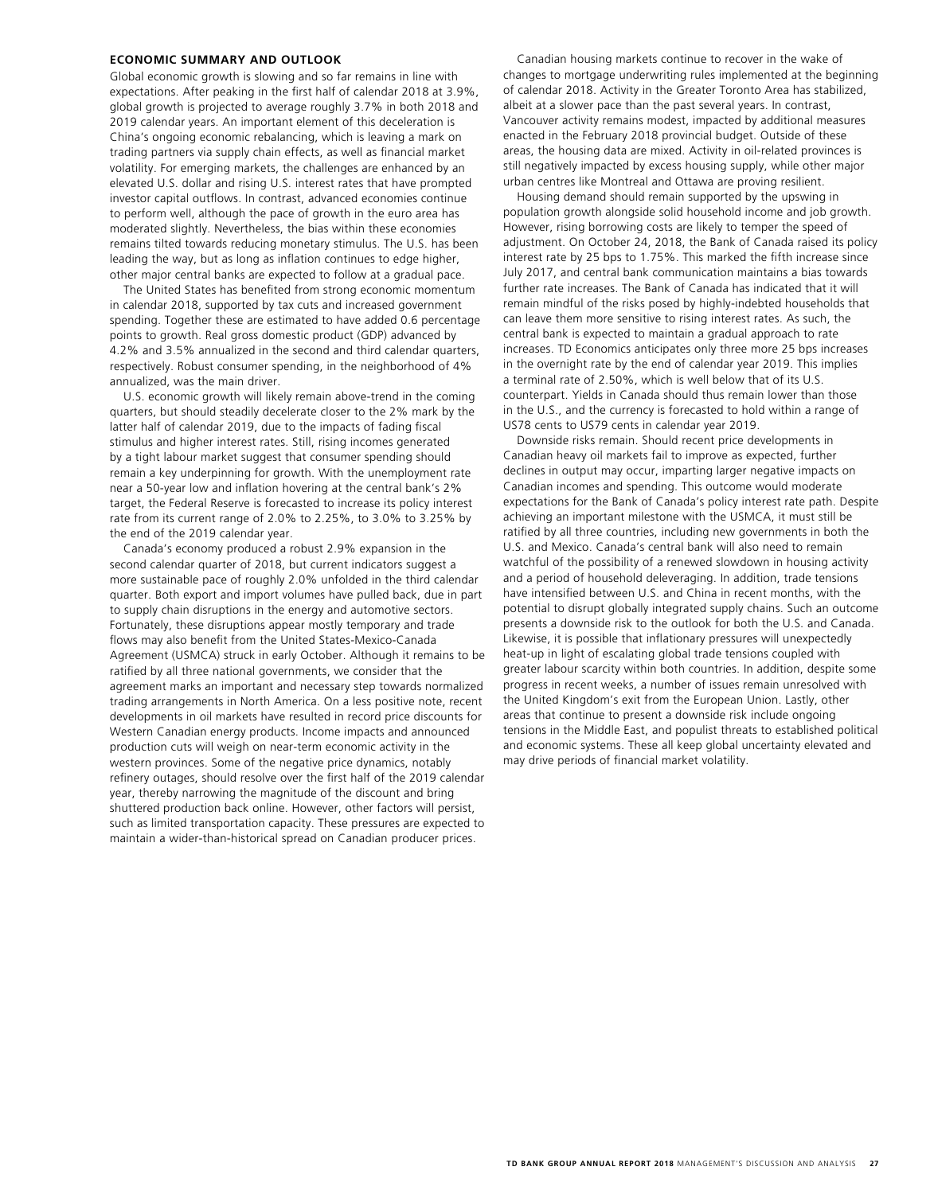## ECONOMIC SUMMARY AND OUTLOOK

Global economic growth is slowing and so far remains in line with expectations. After peaking in the first half of calendar 2018 at 3.9%, global growth is projected to average roughly 3.7% in both 2018 and 2019 calendar years. An important element of this deceleration is China's ongoing economic rebalancing, which is leaving a mark on trading partners via supply chain effects, as well as financial market volatility. For emerging markets, the challenges are enhanced by an elevated U.S. dollar and rising U.S. interest rates that have prompted investor capital outflows. In contrast, advanced economies continue to perform well, although the pace of growth in the euro area has moderated slightly. Nevertheless, the bias within these economies remains tilted towards reducing monetary stimulus. The U.S. has been leading the way, but as long as inflation continues to edge higher, other major central banks are expected to follow at a gradual pace.

The United States has benefited from strong economic momentum in calendar 2018, supported by tax cuts and increased government spending. Together these are estimated to have added 0.6 percentage points to growth. Real gross domestic product (GDP) advanced by 4.2% and 3.5% annualized in the second and third calendar quarters, respectively. Robust consumer spending, in the neighborhood of 4% annualized, was the main driver.

U.S. economic growth will likely remain above-trend in the coming quarters, but should steadily decelerate closer to the 2% mark by the latter half of calendar 2019, due to the impacts of fading fiscal stimulus and higher interest rates. Still, rising incomes generated by a tight labour market suggest that consumer spending should remain a key underpinning for growth. With the unemployment rate near a 50-year low and inflation hovering at the central bank's 2% target, the Federal Reserve is forecasted to increase its policy interest rate from its current range of 2.0% to 2.25%, to 3.0% to 3.25% by the end of the 2019 calendar year.

Canada's economy produced a robust 2.9% expansion in the second calendar quarter of 2018, but current indicators suggest a more sustainable pace of roughly 2.0% unfolded in the third calendar quarter. Both export and import volumes have pulled back, due in part to supply chain disruptions in the energy and automotive sectors. Fortunately, these disruptions appear mostly temporary and trade flows may also benefit from the United States-Mexico-Canada Agreement (USMCA) struck in early October. Although it remains to be ratified by all three national governments, we consider that the agreement marks an important and necessary step towards normalized trading arrangements in North America. On a less positive note, recent developments in oil markets have resulted in record price discounts for Western Canadian energy products. Income impacts and announced production cuts will weigh on near-term economic activity in the western provinces. Some of the negative price dynamics, notably refinery outages, should resolve over the first half of the 2019 calendar year, thereby narrowing the magnitude of the discount and bring shuttered production back online. However, other factors will persist, such as limited transportation capacity. These pressures are expected to maintain a wider-than-historical spread on Canadian producer prices.

Canadian housing markets continue to recover in the wake of changes to mortgage underwriting rules implemented at the beginning of calendar 2018. Activity in the Greater Toronto Area has stabilized, albeit at a slower pace than the past several years. In contrast, Vancouver activity remains modest, impacted by additional measures enacted in the February 2018 provincial budget. Outside of these areas, the housing data are mixed. Activity in oil-related provinces is still negatively impacted by excess housing supply, while other major urban centres like Montreal and Ottawa are proving resilient.

Housing demand should remain supported by the upswing in population growth alongside solid household income and job growth. However, rising borrowing costs are likely to temper the speed of adjustment. On October 24, 2018, the Bank of Canada raised its policy interest rate by 25 bps to 1.75%. This marked the fifth increase since July 2017, and central bank communication maintains a bias towards further rate increases. The Bank of Canada has indicated that it will remain mindful of the risks posed by highly-indebted households that can leave them more sensitive to rising interest rates. As such, the central bank is expected to maintain a gradual approach to rate increases. TD Economics anticipates only three more 25 bps increases in the overnight rate by the end of calendar year 2019. This implies a terminal rate of 2.50%, which is well below that of its U.S. counterpart. Yields in Canada should thus remain lower than those in the U.S., and the currency is forecasted to hold within a range of US78 cents to US79 cents in calendar year 2019.

Downside risks remain. Should recent price developments in Canadian heavy oil markets fail to improve as expected, further declines in output may occur, imparting larger negative impacts on Canadian incomes and spending. This outcome would moderate expectations for the Bank of Canada's policy interest rate path. Despite achieving an important milestone with the USMCA, it must still be ratified by all three countries, including new governments in both the U.S. and Mexico. Canada's central bank will also need to remain watchful of the possibility of a renewed slowdown in housing activity and a period of household deleveraging. In addition, trade tensions have intensified between U.S. and China in recent months, with the potential to disrupt globally integrated supply chains. Such an outcome presents a downside risk to the outlook for both the U.S. and Canada. Likewise, it is possible that inflationary pressures will unexpectedly heat-up in light of escalating global trade tensions coupled with greater labour scarcity within both countries. In addition, despite some progress in recent weeks, a number of issues remain unresolved with the United Kingdom's exit from the European Union. Lastly, other areas that continue to present a downside risk include ongoing tensions in the Middle East, and populist threats to established political and economic systems. These all keep global uncertainty elevated and may drive periods of financial market volatility.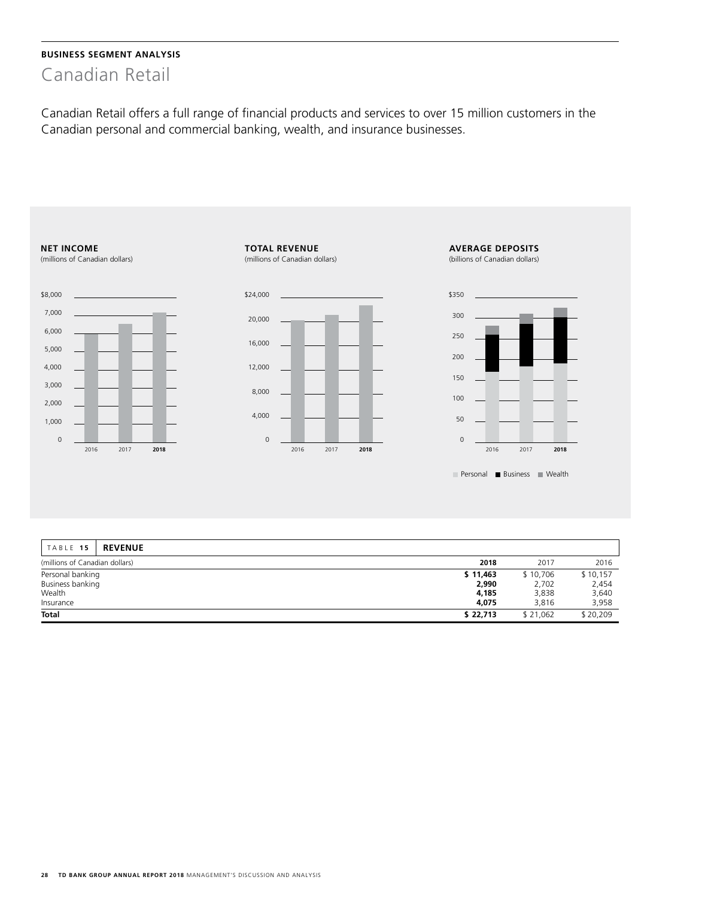**BUSINESS SEGMENT ANALYSIS**

# Canadian Retail

Canadian Retail offers a full range of financial products and services to over 15 million customers in the Canadian personal and commercial banking, wealth, and insurance businesses.

**NET INCOME**
(millions of Canadian dollars)

**TOTAL REVENUE**
(millions of Canadian dollars)

**AVERAGE DEPOSITS**
(billions of Canadian dollars)

Personal ■ Business ■ Wealth

| TABLE 15 REVENUE | | | |
|---|---|---|---|
| (millions of Canadian dollars) | **2018** | 2017 | 2016 |
| Personal banking | **$ 11,463** | $ 10,706 | $ 10,157 |
| Business banking | **2,990** | 2,702 | 2,454 |
| Wealth | **4,185** | 3,838 | 3,640 |
| Insurance | **4,075** | 3,816 | 3,958 |
| **Total** | **$ 22,713** | $ 21,062 | $ 20,209 |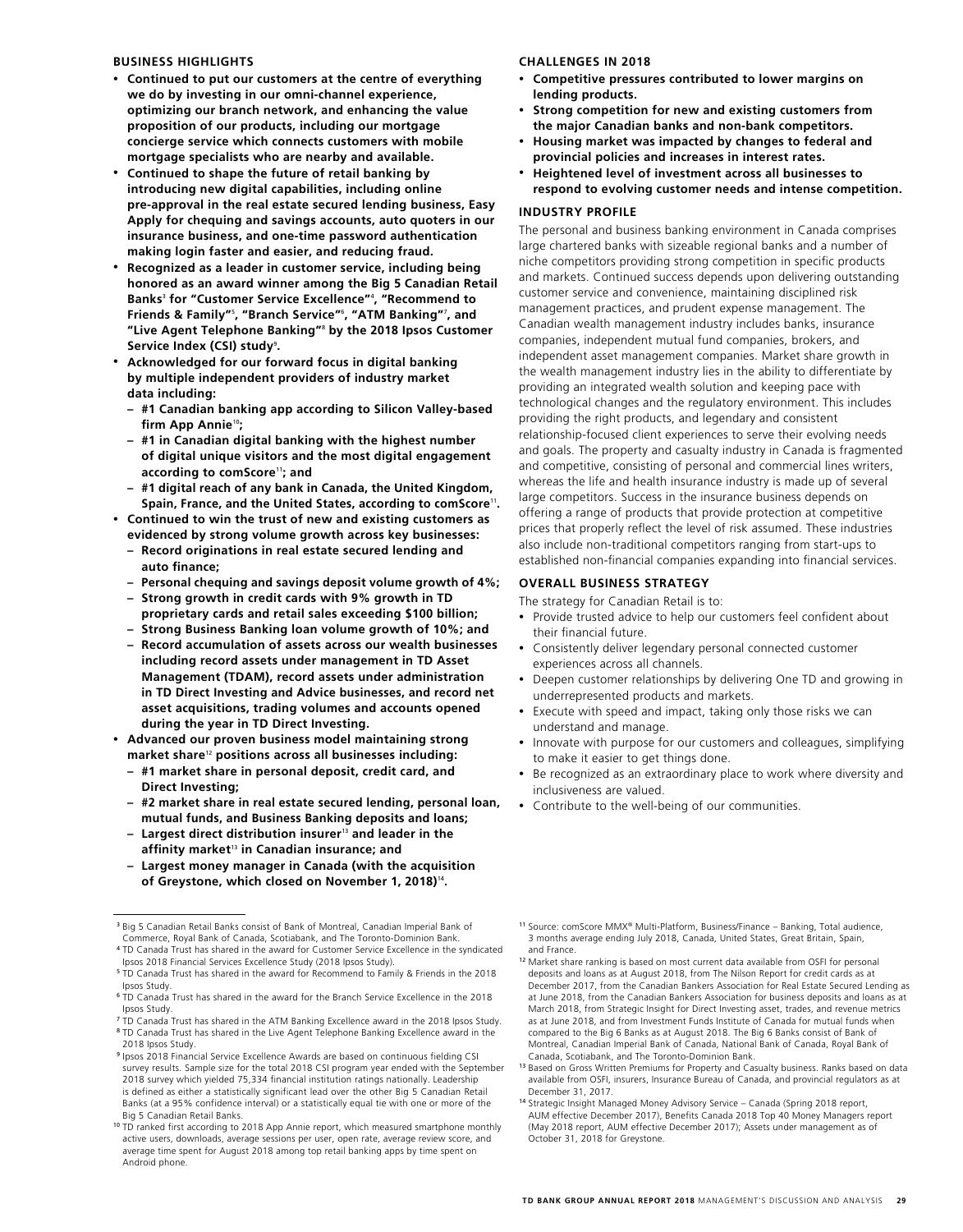### BUSINESS HIGHLIGHTS

- **Continued to put our customers at the centre of everything we do by investing in our omni-channel experience, optimizing our branch network, and enhancing the value proposition of our products, including our mortgage concierge service which connects customers with mobile mortgage specialists who are nearby and available.**
- **Continued to shape the future of retail banking by introducing new digital capabilities, including online pre-approval in the real estate secured lending business, Easy Apply for chequing and savings accounts, auto quoters in our insurance business, and one-time password authentication making login faster and easier, and reducing fraud.**
- **Recognized as a leader in customer service, including being honored as an award winner among the Big 5 Canadian Retail Banks[3] for "Customer Service Excellence"[4], "Recommend to Friends & Family"[5], "Branch Service"[6], "ATM Banking"[7], and "Live Agent Telephone Banking"[8] by the 2018 Ipsos Customer Service Index (CSI) study[9].**
- **Acknowledged for our forward focus in digital banking by multiple independent providers of industry market data including:**
  - **#1 Canadian banking app according to Silicon Valley-based firm App Annie[10];**
  - **#1 in Canadian digital banking with the highest number of digital unique visitors and the most digital engagement according to comScore[11]; and**
  - **#1 digital reach of any bank in Canada, the United Kingdom, Spain, France, and the United States, according to comScore[11].**
- **Continued to win the trust of new and existing customers as evidenced by strong volume growth across key businesses:**
  - **Record originations in real estate secured lending and auto finance;**
  - **Personal chequing and savings deposit volume growth of 4%;**
  - **Strong growth in credit cards with 9% growth in TD proprietary cards and retail sales exceeding $100 billion;**
  - **Strong Business Banking loan volume growth of 10%; and**
  - **Record accumulation of assets across our wealth businesses including record assets under management in TD Asset Management (TDAM), record assets under administration in TD Direct Investing and Advice businesses, and record net asset acquisitions, trading volumes and accounts opened during the year in TD Direct Investing.**
- **Advanced our proven business model maintaining strong market share[12] positions across all businesses including:**
  - **#1 market share in personal deposit, credit card, and Direct Investing;**
  - **#2 market share in real estate secured lending, personal loan, mutual funds, and Business Banking deposits and loans;**
  - **Largest direct distribution insurer[13] and leader in the affinity market[13] in Canadian insurance; and**
  - **Largest money manager in Canada (with the acquisition of Greystone, which closed on November 1, 2018)[14].**

### CHALLENGES IN 2018

- **Competitive pressures contributed to lower margins on lending products.**
- **Strong competition for new and existing customers from the major Canadian banks and non-bank competitors.**
- **Housing market was impacted by changes to federal and provincial policies and increases in interest rates.**
- **Heightened level of investment across all businesses to respond to evolving customer needs and intense competition.**

### INDUSTRY PROFILE

The personal and business banking environment in Canada comprises large chartered banks with sizeable regional banks and a number of niche competitors providing strong competition in specific products and markets. Continued success depends upon delivering outstanding customer service and convenience, maintaining disciplined risk management practices, and prudent expense management. The Canadian wealth management industry includes banks, insurance companies, independent mutual fund companies, brokers, and independent asset management companies. Market share growth in the wealth management industry lies in the ability to differentiate by providing an integrated wealth solution and keeping pace with technological changes and the regulatory environment. This includes providing the right products, and legendary and consistent relationship-focused client experiences to serve their evolving needs and goals. The property and casualty industry in Canada is fragmented and competitive, consisting of personal and commercial lines writers, whereas the life and health insurance industry is made up of several large competitors. Success in the insurance business depends on offering a range of products that provide protection at competitive prices that properly reflect the level of risk assumed. These industries also include non-traditional competitors ranging from start-ups to established non-financial companies expanding into financial services.

### OVERALL BUSINESS STRATEGY

The strategy for Canadian Retail is to:

- Provide trusted advice to help our customers feel confident about their financial future.
- Consistently deliver legendary personal connected customer experiences across all channels.
- Deepen customer relationships by delivering One TD and growing in underrepresented products and markets.
- Execute with speed and impact, taking only those risks we can understand and manage.
- Innovate with purpose for our customers and colleagues, simplifying to make it easier to get things done.
- Be recognized as an extraordinary place to work where diversity and inclusiveness are valued.
- Contribute to the well-being of our communities.

---

[3] Big 5 Canadian Retail Banks consist of Bank of Montreal, Canadian Imperial Bank of Commerce, Royal Bank of Canada, Scotiabank, and The Toronto-Dominion Bank.

[4] TD Canada Trust has shared in the award for Customer Service Excellence in the syndicated Ipsos 2018 Financial Services Excellence Study (2018 Ipsos Study).

[5] TD Canada Trust has shared in the award for Recommend to Family & Friends in the 2018 Ipsos Study.

[6] TD Canada Trust has shared in the award for the Branch Service Excellence in the 2018 Ipsos Study.

[7] TD Canada Trust has shared in the ATM Banking Excellence award in the 2018 Ipsos Study.

[8] TD Canada Trust has shared in the Live Agent Telephone Banking Excellence award in the 2018 Ipsos Study.

[9] Ipsos 2018 Financial Service Excellence Awards are based on continuous fielding CSI survey results. Sample size for the total 2018 CSI program year ended with the September 2018 survey which yielded 75,334 financial institution ratings nationally. Leadership is defined as either a statistically significant lead over the other Big 5 Canadian Retail Banks (at a 95% confidence interval) or a statistically equal tie with one or more of the Big 5 Canadian Retail Banks.

[10] TD ranked first according to 2018 App Annie report, which measured smartphone monthly active users, downloads, average sessions per user, open rate, average review score, and average time spent for August 2018 among top retail banking apps by time spent on Android phone.

[11] Source: comScore MMX® Multi-Platform, Business/Finance – Banking, Total audience, 3 months average ending July 2018, Canada, United States, Great Britain, Spain, and France.

[12] Market share ranking is based on most current data available from OSFI for personal deposits and loans as at August 2018, from The Nilson Report for credit cards as at December 2017, from the Canadian Bankers Association for Real Estate Secured Lending as at June 2018, from the Canadian Bankers Association for business deposits and loans as at March 2018, from Strategic Insight for Direct Investing asset, trades, and revenue metrics as at June 2018, and from Investment Funds Institute of Canada for mutual funds when compared to the Big 6 Banks as at August 2018. The Big 6 Banks consist of Bank of Montreal, Canadian Imperial Bank of Canada, National Bank of Canada, Royal Bank of Canada, Scotiabank, and The Toronto-Dominion Bank.

[13] Based on Gross Written Premiums for Property and Casualty business. Ranks based on data available from OSFI, insurers, Insurance Bureau of Canada, and provincial regulators as at December 31, 2017.

[14] Strategic Insight Managed Money Advisory Service – Canada (Spring 2018 report, AUM effective December 2017), Benefits Canada 2018 Top 40 Money Managers report (May 2018 report, AUM effective December 2017); Assets under management as of October 31, 2018 for Greystone.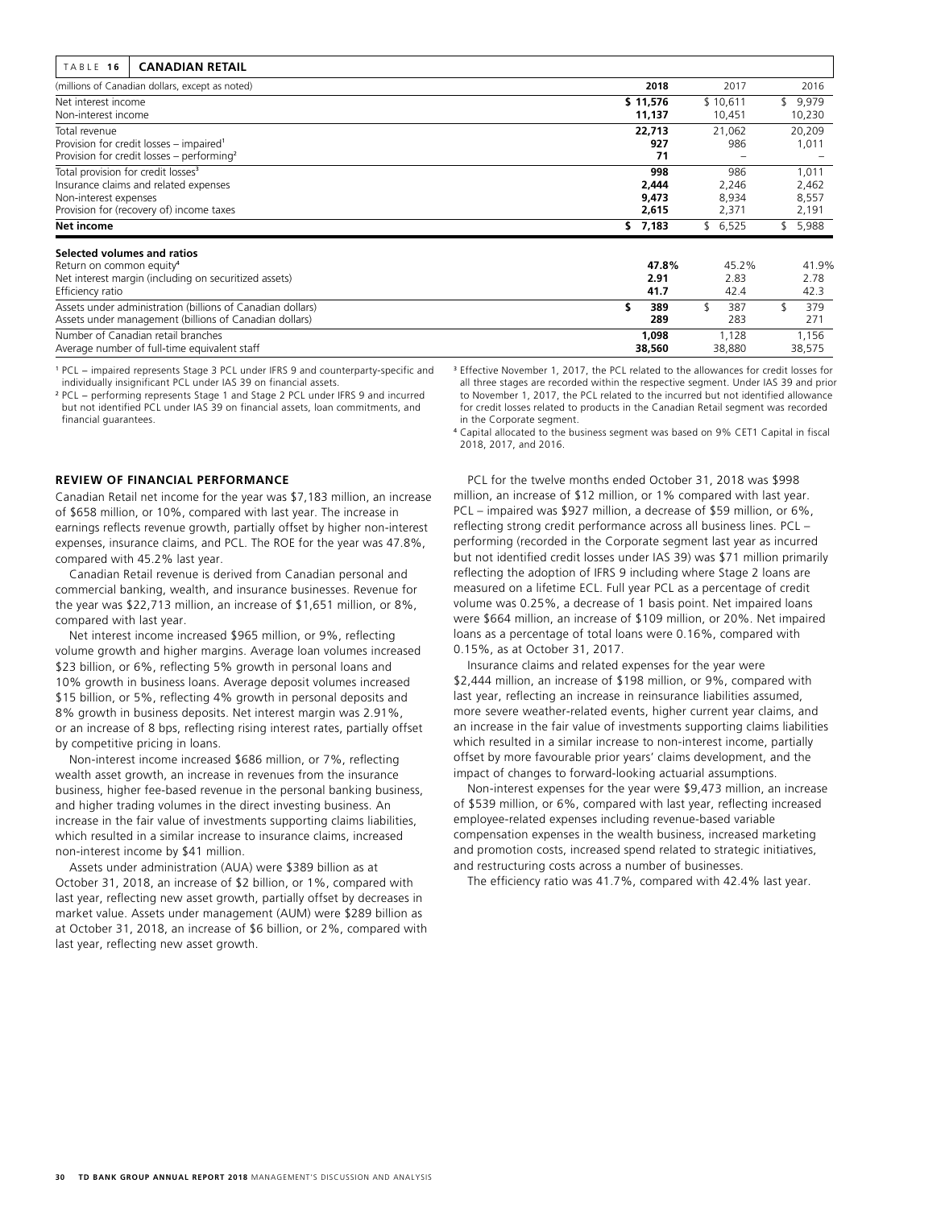**TABLE 16 CANADIAN RETAIL**

| (millions of Canadian dollars, except as noted) | 2018 | 2017 | 2016 |
|---|---|---|---|
| Net interest income | **$ 11,576** | $ 10,611 | $ 9,979 |
| Non-interest income | **11,137** | 10,451 | 10,230 |
| Total revenue | **22,713** | 21,062 | 20,209 |
| Provision for credit losses – impaired[1] | **927** | 986 | 1,011 |
| Provision for credit losses – performing[2] | **71** | – | – |
| Total provision for credit losses[3] | **998** | 986 | 1,011 |
| Insurance claims and related expenses | **2,444** | 2,246 | 2,462 |
| Non-interest expenses | **9,473** | 8,934 | 8,557 |
| Provision for (recovery of) income taxes | **2,615** | 2,371 | 2,191 |
| **Net income** | **$ 7,183** | $ 6,525 | $ 5,988 |
| **Selected volumes and ratios** | | | |
| Return on common equity[4] | **47.8%** | 45.2% | 41.9% |
| Net interest margin (including on securitized assets) | **2.91** | 2.83 | 2.78 |
| Efficiency ratio | **41.7** | 42.4 | 42.3 |
| Assets under administration (billions of Canadian dollars) | **$ 389** | $ 387 | $ 379 |
| Assets under management (billions of Canadian dollars) | **289** | 283 | 271 |
| Number of Canadian retail branches | **1,098** | 1,128 | 1,156 |
| Average number of full-time equivalent staff | **38,560** | 38,880 | 38,575 |

[1] PCL – impaired represents Stage 3 PCL under IFRS 9 and counterparty-specific and individually insignificant PCL under IAS 39 on financial assets.

[2] PCL – performing represents Stage 1 and Stage 2 PCL under IFRS 9 and incurred but not identified PCL under IAS 39 on financial assets, loan commitments, and financial guarantees.

[3] Effective November 1, 2017, the PCL related to the allowances for credit losses for all three stages are recorded within the respective segment. Under IAS 39 and prior to November 1, 2017, the PCL related to the incurred but not identified allowance for credit losses related to products in the Canadian Retail segment was recorded in the Corporate segment.

[4] Capital allocated to the business segment was based on 9% CET1 Capital in fiscal 2018, 2017, and 2016.

**REVIEW OF FINANCIAL PERFORMANCE**

Canadian Retail net income for the year was $7,183 million, an increase of $658 million, or 10%, compared with last year. The increase in earnings reflects revenue growth, partially offset by higher non-interest expenses, insurance claims, and PCL. The ROE for the year was 47.8%, compared with 45.2% last year.

Canadian Retail revenue is derived from Canadian personal and commercial banking, wealth, and insurance businesses. Revenue for the year was $22,713 million, an increase of $1,651 million, or 8%, compared with last year.

Net interest income increased $965 million, or 9%, reflecting volume growth and higher margins. Average loan volumes increased $23 billion, or 6%, reflecting 5% growth in personal loans and 10% growth in business loans. Average deposit volumes increased $15 billion, or 5%, reflecting 4% growth in personal deposits and 8% growth in business deposits. Net interest margin was 2.91%, or an increase of 8 bps, reflecting rising interest rates, partially offset by competitive pricing in loans.

Non-interest income increased $686 million, or 7%, reflecting wealth asset growth, an increase in revenues from the insurance business, higher fee-based revenue in the personal banking business, and higher trading volumes in the direct investing business. An increase in the fair value of investments supporting claims liabilities, which resulted in a similar increase to insurance claims, increased non-interest income by $41 million.

Assets under administration (AUA) were $389 billion as at October 31, 2018, an increase of $2 billion, or 1%, compared with last year, reflecting new asset growth, partially offset by decreases in market value. Assets under management (AUM) were $289 billion as at October 31, 2018, an increase of $6 billion, or 2%, compared with last year, reflecting new asset growth.

PCL for the twelve months ended October 31, 2018 was $998 million, an increase of $12 million, or 1% compared with last year. PCL – impaired was $927 million, a decrease of $59 million, or 6%, reflecting strong credit performance across all business lines. PCL – performing (recorded in the Corporate segment last year as incurred but not identified credit losses under IAS 39) was $71 million primarily reflecting the adoption of IFRS 9 including where Stage 2 loans are measured on a lifetime ECL. Full year PCL as a percentage of credit volume was 0.25%, a decrease of 1 basis point. Net impaired loans were $664 million, an increase of $109 million, or 20%. Net impaired loans as a percentage of total loans were 0.16%, compared with 0.15%, as at October 31, 2017.

Insurance claims and related expenses for the year were $2,444 million, an increase of $198 million, or 9%, compared with last year, reflecting an increase in reinsurance liabilities assumed, more severe weather-related events, higher current year claims, and an increase in the fair value of investments supporting claims liabilities which resulted in a similar increase to non-interest income, partially offset by more favourable prior years' claims development, and the impact of changes to forward-looking actuarial assumptions.

Non-interest expenses for the year were $9,473 million, an increase of $539 million, or 6%, compared with last year, reflecting increased employee-related expenses including revenue-based variable compensation expenses in the wealth business, increased marketing and promotion costs, increased spend related to strategic initiatives, and restructuring costs across a number of businesses.

The efficiency ratio was 41.7%, compared with 42.4% last year.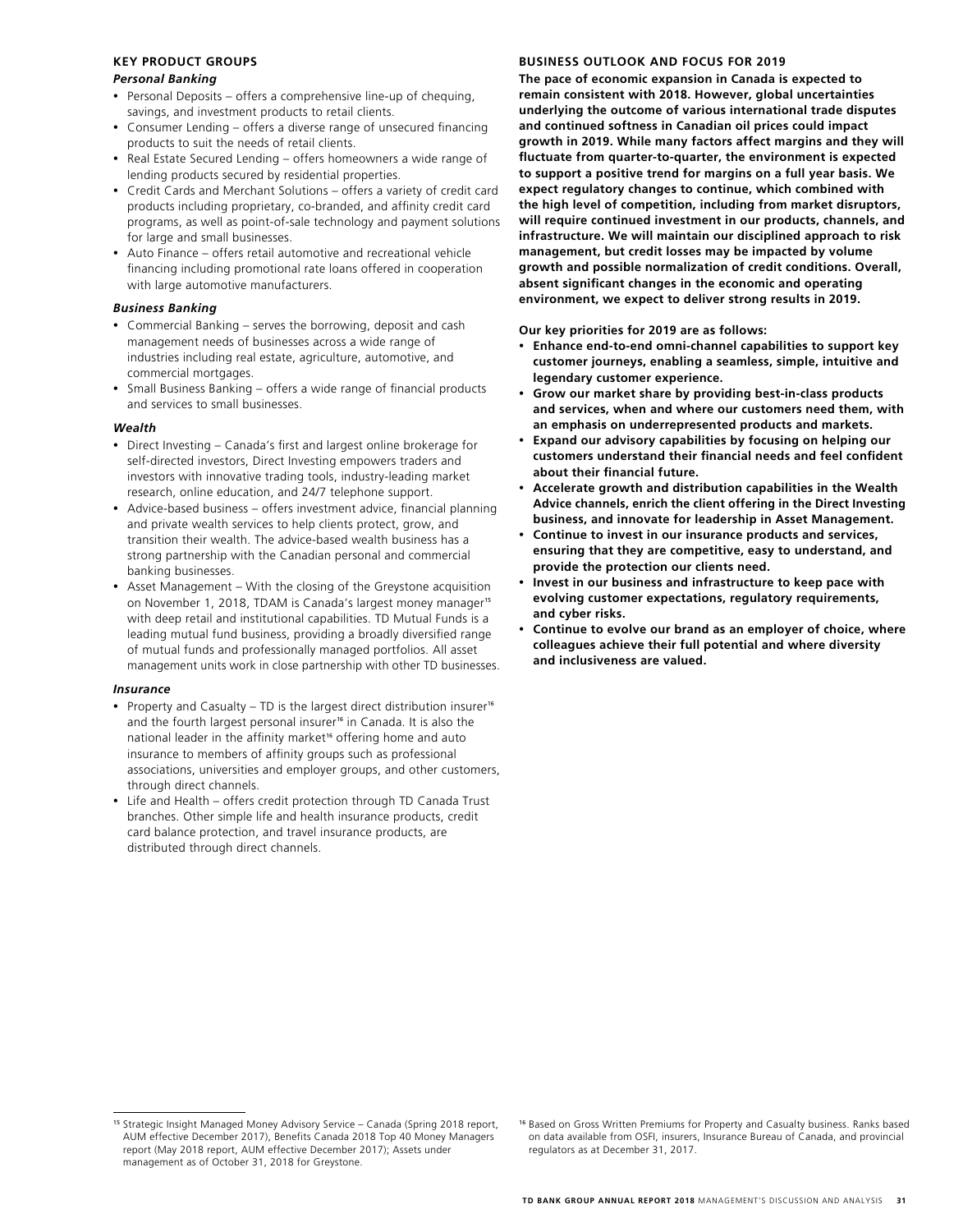### KEY PRODUCT GROUPS

#### *Personal Banking*

- Personal Deposits – offers a comprehensive line-up of chequing, savings, and investment products to retail clients.
- Consumer Lending – offers a diverse range of unsecured financing products to suit the needs of retail clients.
- Real Estate Secured Lending – offers homeowners a wide range of lending products secured by residential properties.
- Credit Cards and Merchant Solutions – offers a variety of credit card products including proprietary, co-branded, and affinity credit card programs, as well as point-of-sale technology and payment solutions for large and small businesses.
- Auto Finance – offers retail automotive and recreational vehicle financing including promotional rate loans offered in cooperation with large automotive manufacturers.

#### *Business Banking*

- Commercial Banking – serves the borrowing, deposit and cash management needs of businesses across a wide range of industries including real estate, agriculture, automotive, and commercial mortgages.
- Small Business Banking – offers a wide range of financial products and services to small businesses.

#### *Wealth*

- Direct Investing – Canada's first and largest online brokerage for self-directed investors, Direct Investing empowers traders and investors with innovative trading tools, industry-leading market research, online education, and 24/7 telephone support.
- Advice-based business – offers investment advice, financial planning and private wealth services to help clients protect, grow, and transition their wealth. The advice-based wealth business has a strong partnership with the Canadian personal and commercial banking businesses.
- Asset Management – With the closing of the Greystone acquisition on November 1, 2018, TDAM is Canada's largest money manager[15] with deep retail and institutional capabilities. TD Mutual Funds is a leading mutual fund business, providing a broadly diversified range of mutual funds and professionally managed portfolios. All asset management units work in close partnership with other TD businesses.

#### *Insurance*

- Property and Casualty – TD is the largest direct distribution insurer[16] and the fourth largest personal insurer[16] in Canada. It is also the national leader in the affinity market[16] offering home and auto insurance to members of affinity groups such as professional associations, universities and employer groups, and other customers, through direct channels.
- Life and Health – offers credit protection through TD Canada Trust branches. Other simple life and health insurance products, credit card balance protection, and travel insurance products, are distributed through direct channels.

### BUSINESS OUTLOOK AND FOCUS FOR 2019

**The pace of economic expansion in Canada is expected to remain consistent with 2018. However, global uncertainties underlying the outcome of various international trade disputes and continued softness in Canadian oil prices could impact growth in 2019. While many factors affect margins and they will fluctuate from quarter-to-quarter, the environment is expected to support a positive trend for margins on a full year basis. We expect regulatory changes to continue, which combined with the high level of competition, including from market disruptors, will require continued investment in our products, channels, and infrastructure. We will maintain our disciplined approach to risk management, but credit losses may be impacted by volume growth and possible normalization of credit conditions. Overall, absent significant changes in the economic and operating environment, we expect to deliver strong results in 2019.**

**Our key priorities for 2019 are as follows:**

- **Enhance end-to-end omni-channel capabilities to support key customer journeys, enabling a seamless, simple, intuitive and legendary customer experience.**
- **Grow our market share by providing best-in-class products and services, when and where our customers need them, with an emphasis on underrepresented products and markets.**
- **Expand our advisory capabilities by focusing on helping our customers understand their financial needs and feel confident about their financial future.**
- **Accelerate growth and distribution capabilities in the Wealth Advice channels, enrich the client offering in the Direct Investing business, and innovate for leadership in Asset Management.**
- **Continue to invest in our insurance products and services, ensuring that they are competitive, easy to understand, and provide the protection our clients need.**
- **Invest in our business and infrastructure to keep pace with evolving customer expectations, regulatory requirements, and cyber risks.**
- **Continue to evolve our brand as an employer of choice, where colleagues achieve their full potential and where diversity and inclusiveness are valued.**

---

[15] Strategic Insight Managed Money Advisory Service – Canada (Spring 2018 report, AUM effective December 2017), Benefits Canada 2018 Top 40 Money Managers report (May 2018 report, AUM effective December 2017); Assets under management as of October 31, 2018 for Greystone.

[16] Based on Gross Written Premiums for Property and Casualty business. Ranks based on data available from OSFI, insurers, Insurance Bureau of Canada, and provincial regulators as at December 31, 2017.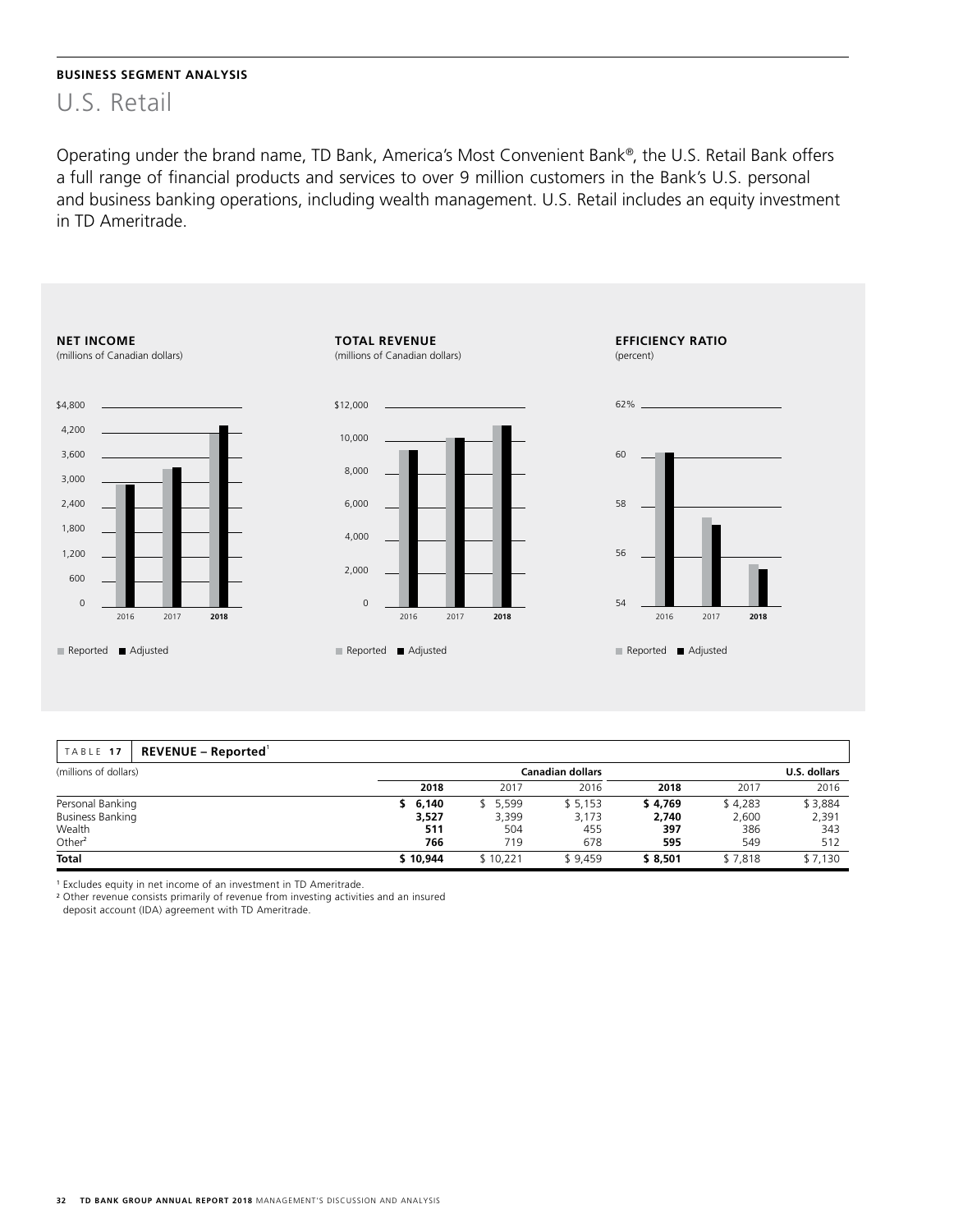**BUSINESS SEGMENT ANALYSIS**

# U.S. Retail

Operating under the brand name, TD Bank, America's Most Convenient Bank®, the U.S. Retail Bank offers a full range of financial products and services to over 9 million customers in the Bank's U.S. personal and business banking operations, including wealth management. U.S. Retail includes an equity investment in TD Ameritrade.

**NET INCOME**
(millions of Canadian dollars)

**TOTAL REVENUE**
(millions of Canadian dollars)

**EFFICIENCY RATIO**
(percent)

Reported ■ Adjusted

| TABLE 17 REVENUE – Reported[1] | | | | | | |
|---|---|---|---|---|---|---|
| (millions of dollars) | Canadian dollars | | | U.S. dollars | | |
| | **2018** | 2017 | 2016 | **2018** | 2017 | 2016 |
| Personal Banking | **$ 6,140** | $ 5,599 | $ 5,153 | **$ 4,769** | $ 4,283 | $ 3,884 |
| Business Banking | **3,527** | 3,399 | 3,173 | **2,740** | 2,600 | 2,391 |
| Wealth | **511** | 504 | 455 | **397** | 386 | 343 |
| Other[2] | **766** | 719 | 678 | **595** | 549 | 512 |
| **Total** | **$ 10,944** | $ 10,221 | $ 9,459 | **$ 8,501** | $ 7,818 | $ 7,130 |

[1] Excludes equity in net income of an investment in TD Ameritrade.
[2] Other revenue consists primarily of revenue from investing activities and an insured deposit account (IDA) agreement with TD Ameritrade.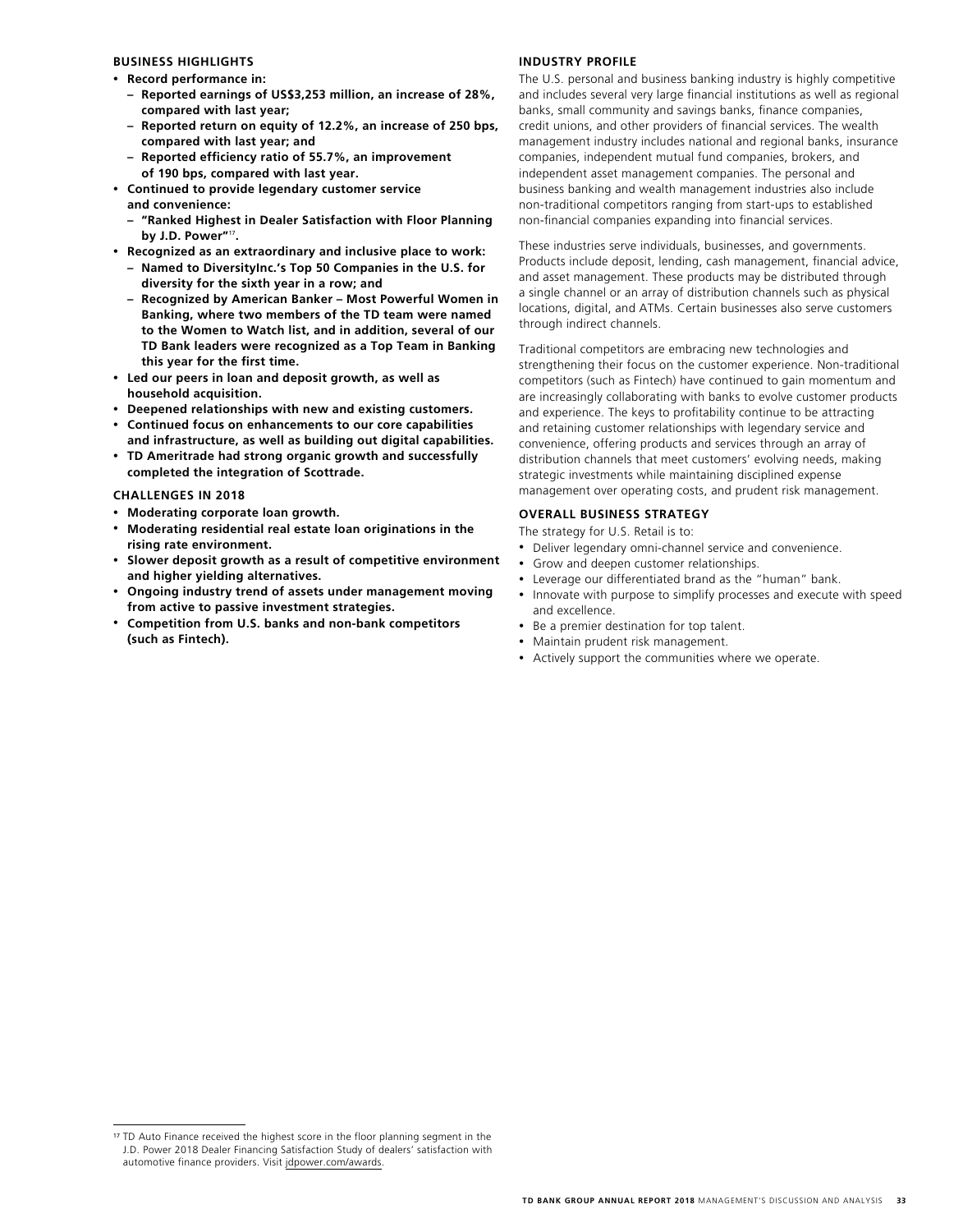## BUSINESS HIGHLIGHTS

- **Record performance in:**
  - **Reported earnings of US$3,253 million, an increase of 28%, compared with last year;**
  - **Reported return on equity of 12.2%, an increase of 250 bps, compared with last year; and**
  - **Reported efficiency ratio of 55.7%, an improvement of 190 bps, compared with last year.**
- **Continued to provide legendary customer service and convenience:**
  - **"Ranked Highest in Dealer Satisfaction with Floor Planning by J.D. Power"[17].**
- **Recognized as an extraordinary and inclusive place to work:**
  - **Named to DiversityInc.'s Top 50 Companies in the U.S. for diversity for the sixth year in a row; and**
  - **Recognized by American Banker – Most Powerful Women in Banking, where two members of the TD team were named to the Women to Watch list, and in addition, several of our TD Bank leaders were recognized as a Top Team in Banking this year for the first time.**
- **Led our peers in loan and deposit growth, as well as household acquisition.**
- **Deepened relationships with new and existing customers.**
- **Continued focus on enhancements to our core capabilities and infrastructure, as well as building out digital capabilities.**
- **TD Ameritrade had strong organic growth and successfully completed the integration of Scottrade.**

## CHALLENGES IN 2018

- **Moderating corporate loan growth.**
- **Moderating residential real estate loan originations in the rising rate environment.**
- **Slower deposit growth as a result of competitive environment and higher yielding alternatives.**
- **Ongoing industry trend of assets under management moving from active to passive investment strategies.**
- **Competition from U.S. banks and non-bank competitors (such as Fintech).**

## INDUSTRY PROFILE

The U.S. personal and business banking industry is highly competitive and includes several very large financial institutions as well as regional banks, small community and savings banks, finance companies, credit unions, and other providers of financial services. The wealth management industry includes national and regional banks, insurance companies, independent mutual fund companies, brokers, and independent asset management companies. The personal and business banking and wealth management industries also include non-traditional competitors ranging from start-ups to established non-financial companies expanding into financial services.

These industries serve individuals, businesses, and governments. Products include deposit, lending, cash management, financial advice, and asset management. These products may be distributed through a single channel or an array of distribution channels such as physical locations, digital, and ATMs. Certain businesses also serve customers through indirect channels.

Traditional competitors are embracing new technologies and strengthening their focus on the customer experience. Non-traditional competitors (such as Fintech) have continued to gain momentum and are increasingly collaborating with banks to evolve customer products and experience. The keys to profitability continue to be attracting and retaining customer relationships with legendary service and convenience, offering products and services through an array of distribution channels that meet customers' evolving needs, making strategic investments while maintaining disciplined expense management over operating costs, and prudent risk management.

## OVERALL BUSINESS STRATEGY

The strategy for U.S. Retail is to:

- Deliver legendary omni-channel service and convenience.
- Grow and deepen customer relationships.
- Leverage our differentiated brand as the "human" bank.
- Innovate with purpose to simplify processes and execute with speed and excellence.
- Be a premier destination for top talent.
- Maintain prudent risk management.
- Actively support the communities where we operate.

[17] TD Auto Finance received the highest score in the floor planning segment in the J.D. Power 2018 Dealer Financing Satisfaction Study of dealers' satisfaction with automotive finance providers. Visit jdpower.com/awards.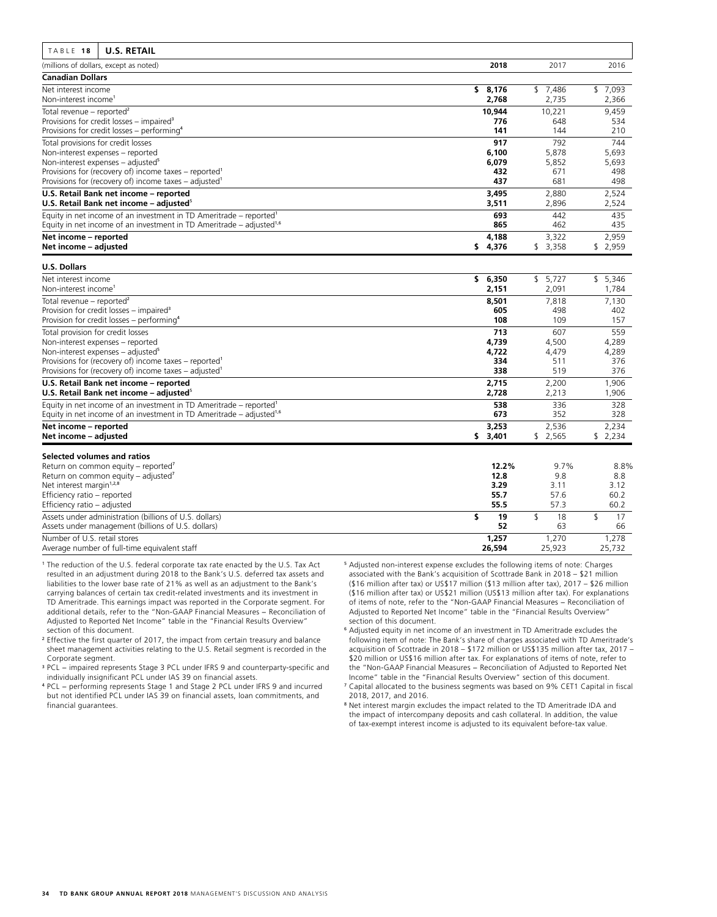| TABLE 18 U.S. RETAIL | | | |
|---|---|---|---|
| (millions of dollars, except as noted) | **2018** | 2017 | 2016 |
| **Canadian Dollars** | | | |
| Net interest income | **$ 8,176** | $ 7,486 | $ 7,093 |
| Non-interest income[1] | **2,768** | 2,735 | 2,366 |
| Total revenue – reported[2] | **10,944** | 10,221 | 9,459 |
| Provisions for credit losses – impaired[3] | **776** | 648 | 534 |
| Provisions for credit losses – performing[4] | **141** | 144 | 210 |
| Total provisions for credit losses | **917** | 792 | 744 |
| Non-interest expenses – reported | **6,100** | 5,878 | 5,693 |
| Non-interest expenses – adjusted[5] | **6,079** | 5,852 | 5,693 |
| Provisions for (recovery of) income taxes – reported[1] | **432** | 671 | 498 |
| Provisions for (recovery of) income taxes – adjusted[1] | **437** | 681 | 498 |
| **U.S. Retail Bank net income – reported** | **3,495** | 2,880 | 2,524 |
| **U.S. Retail Bank net income – adjusted[5]** | **3,511** | 2,896 | 2,524 |
| Equity in net income of an investment in TD Ameritrade – reported[1] | **693** | 442 | 435 |
| Equity in net income of an investment in TD Ameritrade – adjusted[1,6] | **865** | 462 | 435 |
| **Net income – reported** | **4,188** | 3,322 | 2,959 |
| **Net income – adjusted** | **$ 4,376** | $ 3,358 | $ 2,959 |
| **U.S. Dollars** | | | |
| Net interest income | **$ 6,350** | $ 5,727 | $ 5,346 |
| Non-interest income[1] | **2,151** | 2,091 | 1,784 |
| Total revenue – reported[2] | **8,501** | 7,818 | 7,130 |
| Provision for credit losses – impaired[3] | **605** | 498 | 402 |
| Provision for credit losses – performing[4] | **108** | 109 | 157 |
| Total provision for credit losses | **713** | 607 | 559 |
| Non-interest expenses – reported | **4,739** | 4,500 | 4,289 |
| Non-interest expenses – adjusted[5] | **4,722** | 4,479 | 4,289 |
| Provisions for (recovery of) income taxes – reported[1] | **334** | 511 | 376 |
| Provisions for (recovery of) income taxes – adjusted[1] | **338** | 519 | 376 |
| **U.S. Retail Bank net income – reported** | **2,715** | 2,200 | 1,906 |
| **U.S. Retail Bank net income – adjusted[5]** | **2,728** | 2,213 | 1,906 |
| Equity in net income of an investment in TD Ameritrade – reported[1] | **538** | 336 | 328 |
| Equity in net income of an investment in TD Ameritrade – adjusted[1,6] | **673** | 352 | 328 |
| **Net income – reported** | **3,253** | 2,536 | 2,234 |
| **Net income – adjusted** | **$ 3,401** | $ 2,565 | $ 2,234 |
| **Selected volumes and ratios** | | | |
| Return on common equity – reported[7] | **12.2%** | 9.7% | 8.8% |
| Return on common equity – adjusted[7] | **12.8** | 9.8 | 8.8 |
| Net interest margin[1,2,8] | **3.29** | 3.11 | 3.12 |
| Efficiency ratio – reported | **55.7** | 57.6 | 60.2 |
| Efficiency ratio – adjusted | **55.5** | 57.3 | 60.2 |
| Assets under administration (billions of U.S. dollars) | **$ 19** | $ 18 | $ 17 |
| Assets under management (billions of U.S. dollars) | **52** | 63 | 66 |
| Number of U.S. retail stores | **1,257** | 1,270 | 1,278 |
| Average number of full-time equivalent staff | **26,594** | 25,923 | 25,732 |

[1] The reduction of the U.S. federal corporate tax rate enacted by the U.S. Tax Act resulted in an adjustment during 2018 to the Bank's U.S. deferred tax assets and liabilities to the lower base rate of 21% as well as an adjustment to the Bank's carrying balances of certain tax credit-related investments and its investment in TD Ameritrade. This earnings impact was reported in the Corporate segment. For additional details, refer to the "Non-GAAP Financial Measures – Reconciliation of Adjusted to Reported Net Income" table in the "Financial Results Overview" section of this document.

[2] Effective the first quarter of 2017, the impact from certain treasury and balance sheet management activities relating to the U.S. Retail segment is recorded in the Corporate segment.

[3] PCL – impaired represents Stage 3 PCL under IFRS 9 and counterparty-specific and individually insignificant PCL under IAS 39 on financial assets.

[4] PCL – performing represents Stage 1 and Stage 2 PCL under IFRS 9 and incurred but not identified PCL under IAS 39 on financial assets, loan commitments, and financial guarantees.

[5] Adjusted non-interest expense excludes the following items of note: Charges associated with the Bank's acquisition of Scottrade Bank in 2018 – $21 million ($16 million after tax) or US$17 million ($13 million after tax), 2017 – $26 million ($16 million after tax) or US$21 million (US$13 million after tax). For explanations of items of note, refer to the "Non-GAAP Financial Measures – Reconciliation of Adjusted to Reported Net Income" table in the "Financial Results Overview" section of this document.

[6] Adjusted equity in net income of an investment in TD Ameritrade excludes the following item of note: The Bank's share of charges associated with TD Ameritrade's acquisition of Scottrade in 2018 – $172 million or US$135 million after tax, 2017 – $20 million or US$16 million after tax. For explanations of items of note, refer to the "Non-GAAP Financial Measures – Reconciliation of Adjusted to Reported Net Income" table in the "Financial Results Overview" section of this document.

[7] Capital allocated to the business segments was based on 9% CET1 Capital in fiscal 2018, 2017, and 2016.

[8] Net interest margin excludes the impact related to the TD Ameritrade IDA and the impact of intercompany deposits and cash collateral. In addition, the value of tax-exempt interest income is adjusted to its equivalent before-tax value.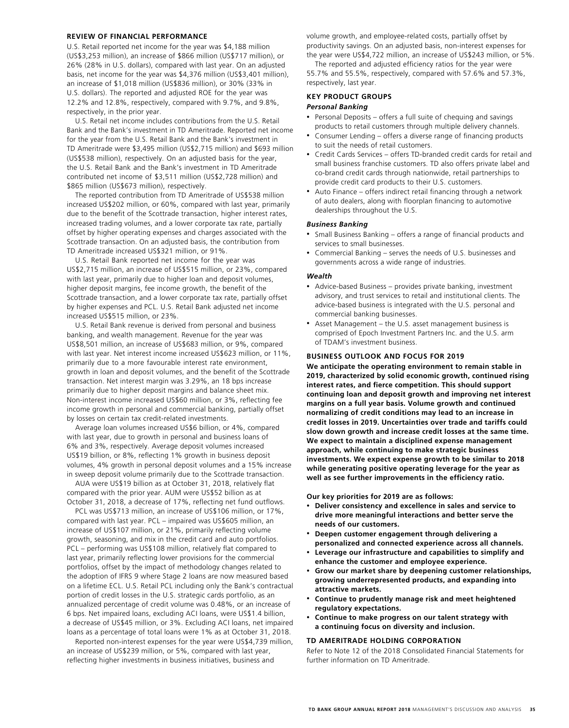## REVIEW OF FINANCIAL PERFORMANCE

U.S. Retail reported net income for the year was $4,188 million (US$3,253 million), an increase of $866 million (US$717 million), or 26% (28% in U.S. dollars), compared with last year. On an adjusted basis, net income for the year was $4,376 million (US$3,401 million), an increase of $1,018 million (US$836 million), or 30% (33% in U.S. dollars). The reported and adjusted ROE for the year was 12.2% and 12.8%, respectively, compared with 9.7%, and 9.8%, respectively, in the prior year.

U.S. Retail net income includes contributions from the U.S. Retail Bank and the Bank's investment in TD Ameritrade. Reported net income for the year from the U.S. Retail Bank and the Bank's investment in TD Ameritrade were $3,495 million (US$2,715 million) and $693 million (US$538 million), respectively. On an adjusted basis for the year, the U.S. Retail Bank and the Bank's investment in TD Ameritrade contributed net income of $3,511 million (US$2,728 million) and $865 million (US$673 million), respectively.

The reported contribution from TD Ameritrade of US$538 million increased US$202 million, or 60%, compared with last year, primarily due to the benefit of the Scottrade transaction, higher interest rates, increased trading volumes, and a lower corporate tax rate, partially offset by higher operating expenses and charges associated with the Scottrade transaction. On an adjusted basis, the contribution from TD Ameritrade increased US$321 million, or 91%.

U.S. Retail Bank reported net income for the year was US$2,715 million, an increase of US$515 million, or 23%, compared with last year, primarily due to higher loan and deposit volumes, higher deposit margins, fee income growth, the benefit of the Scottrade transaction, and a lower corporate tax rate, partially offset by higher expenses and PCL. U.S. Retail Bank adjusted net income increased US$515 million, or 23%.

U.S. Retail Bank revenue is derived from personal and business banking, and wealth management. Revenue for the year was US$8,501 million, an increase of US$683 million, or 9%, compared with last year. Net interest income increased US$623 million, or 11%, primarily due to a more favourable interest rate environment, growth in loan and deposit volumes, and the benefit of the Scottrade transaction. Net interest margin was 3.29%, an 18 bps increase primarily due to higher deposit margins and balance sheet mix. Non-interest income increased US$60 million, or 3%, reflecting fee income growth in personal and commercial banking, partially offset by losses on certain tax credit-related investments.

Average loan volumes increased US$6 billion, or 4%, compared with last year, due to growth in personal and business loans of 6% and 3%, respectively. Average deposit volumes increased US$19 billion, or 8%, reflecting 1% growth in business deposit volumes, 4% growth in personal deposit volumes and a 15% increase in sweep deposit volume primarily due to the Scottrade transaction.

AUA were US$19 billion as at October 31, 2018, relatively flat compared with the prior year. AUM were US$52 billion as at October 31, 2018, a decrease of 17%, reflecting net fund outflows.

PCL was US$713 million, an increase of US$106 million, or 17%, compared with last year. PCL – impaired was US$605 million, an increase of US$107 million, or 21%, primarily reflecting volume growth, seasoning, and mix in the credit card and auto portfolios. PCL – performing was US$108 million, relatively flat compared to last year, primarily reflecting lower provisions for the commercial portfolios, offset by the impact of methodology changes related to the adoption of IFRS 9 where Stage 2 loans are now measured based on a lifetime ECL. U.S. Retail PCL including only the Bank's contractual portion of credit losses in the U.S. strategic cards portfolio, as an annualized percentage of credit volume was 0.48%, or an increase of 6 bps. Net impaired loans, excluding ACI loans, were US$1.4 billion, a decrease of US$45 million, or 3%. Excluding ACI loans, net impaired loans as a percentage of total loans were 1% as at October 31, 2018.

Reported non-interest expenses for the year were US$4,739 million, an increase of US$239 million, or 5%, compared with last year, reflecting higher investments in business initiatives, business and volume growth, and employee-related costs, partially offset by productivity savings. On an adjusted basis, non-interest expenses for the year were US$4,722 million, an increase of US$243 million, or 5%.

The reported and adjusted efficiency ratios for the year were 55.7% and 55.5%, respectively, compared with 57.6% and 57.3%, respectively, last year.

## KEY PRODUCT GROUPS

### *Personal Banking*

- Personal Deposits – offers a full suite of chequing and savings products to retail customers through multiple delivery channels.
- Consumer Lending – offers a diverse range of financing products to suit the needs of retail customers.
- Credit Cards Services – offers TD-branded credit cards for retail and small business franchise customers. TD also offers private label and co-brand credit cards through nationwide, retail partnerships to provide credit card products to their U.S. customers.
- Auto Finance – offers indirect retail financing through a network of auto dealers, along with floorplan financing to automotive dealerships throughout the U.S.

### *Business Banking*

- Small Business Banking – offers a range of financial products and services to small businesses.
- Commercial Banking – serves the needs of U.S. businesses and governments across a wide range of industries.

### *Wealth*

- Advice-based Business – provides private banking, investment advisory, and trust services to retail and institutional clients. The advice-based business is integrated with the U.S. personal and commercial banking businesses.
- Asset Management – the U.S. asset management business is comprised of Epoch Investment Partners Inc. and the U.S. arm of TDAM's investment business.

## BUSINESS OUTLOOK AND FOCUS FOR 2019

**We anticipate the operating environment to remain stable in 2019, characterized by solid economic growth, continued rising interest rates, and fierce competition. This should support continuing loan and deposit growth and improving net interest margins on a full year basis. Volume growth and continued normalizing of credit conditions may lead to an increase in credit losses in 2019. Uncertainties over trade and tariffs could slow down growth and increase credit losses at the same time. We expect to maintain a disciplined expense management approach, while continuing to make strategic business investments. We expect expense growth to be similar to 2018 while generating positive operating leverage for the year as well as see further improvements in the efficiency ratio.**

**Our key priorities for 2019 are as follows:**

- **Deliver consistency and excellence in sales and service to drive more meaningful interactions and better serve the needs of our customers.**
- **Deepen customer engagement through delivering a personalized and connected experience across all channels.**
- **Leverage our infrastructure and capabilities to simplify and enhance the customer and employee experience.**
- **Grow our market share by deepening customer relationships, growing underrepresented products, and expanding into attractive markets.**
- **Continue to prudently manage risk and meet heightened regulatory expectations.**
- **Continue to make progress on our talent strategy with a continuing focus on diversity and inclusion.**

## TD AMERITRADE HOLDING CORPORATION

Refer to Note 12 of the 2018 Consolidated Financial Statements for further information on TD Ameritrade.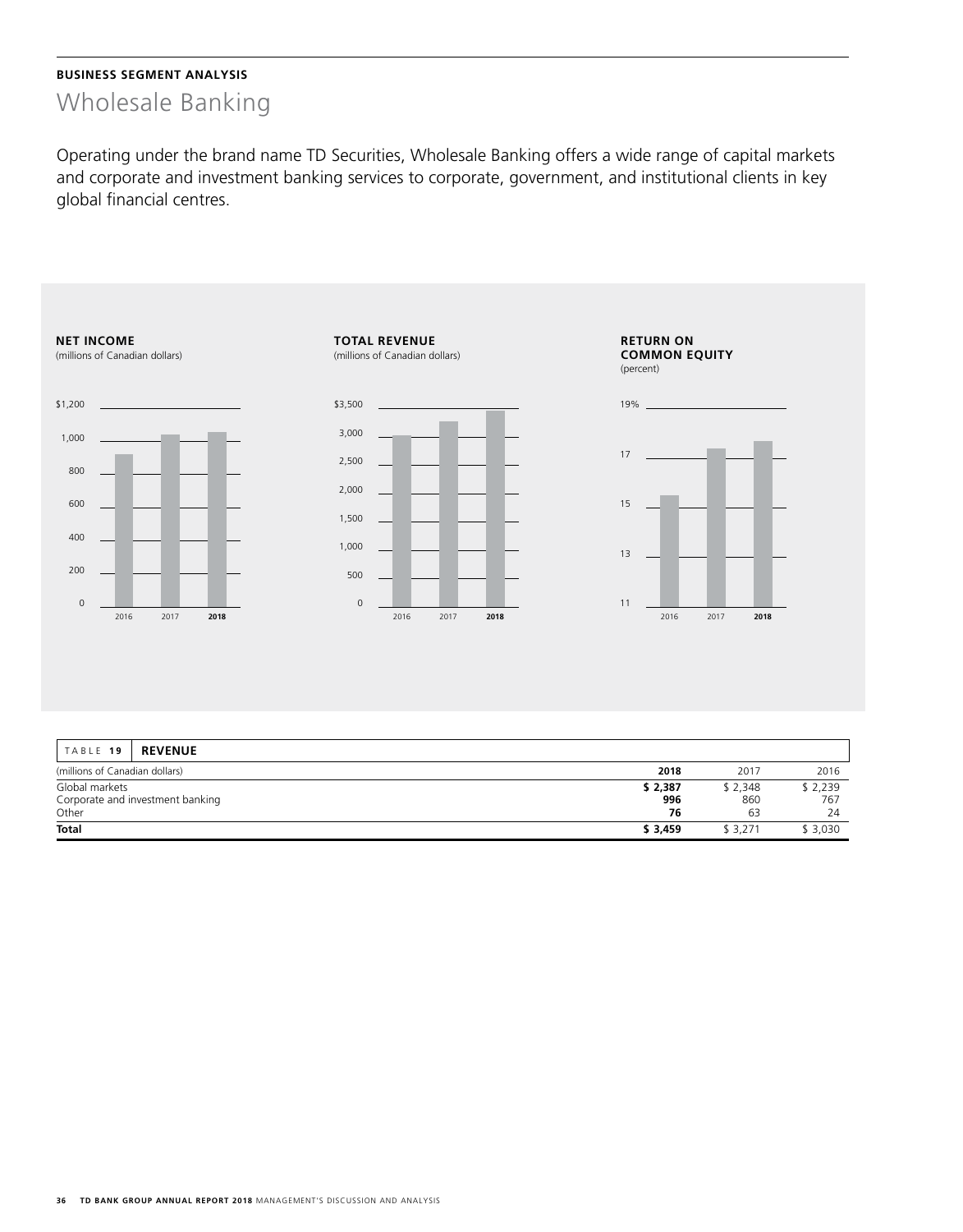**BUSINESS SEGMENT ANALYSIS**

# Wholesale Banking

Operating under the brand name TD Securities, Wholesale Banking offers a wide range of capital markets and corporate and investment banking services to corporate, government, and institutional clients in key global financial centres.

**NET INCOME**
(millions of Canadian dollars)

**TOTAL REVENUE**
(millions of Canadian dollars)

**RETURN ON COMMON EQUITY**
(percent)

| TABLE 19 **REVENUE** | | | |
|---|---|---|---|
| (millions of Canadian dollars) | **2018** | 2017 | 2016 |
| Global markets | **$ 2,387** | $ 2,348 | $ 2,239 |
| Corporate and investment banking | **996** | 860 | 767 |
| Other | **76** | 63 | 24 |
| **Total** | **$ 3,459** | $ 3,271 | $ 3,030 |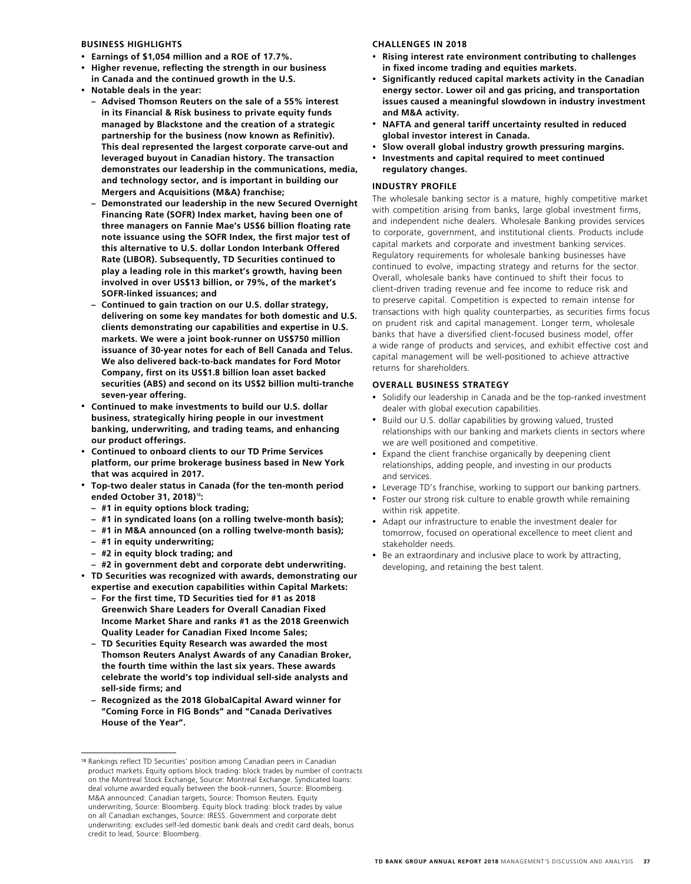### BUSINESS HIGHLIGHTS

- **Earnings of $1,054 million and a ROE of 17.7%.**
- **Higher revenue, reflecting the strength in our business in Canada and the continued growth in the U.S.**
- **Notable deals in the year:**
  - **Advised Thomson Reuters on the sale of a 55% interest in its Financial & Risk business to private equity funds managed by Blackstone and the creation of a strategic partnership for the business (now known as Refinitiv). This deal represented the largest corporate carve-out and leveraged buyout in Canadian history. The transaction demonstrates our leadership in the communications, media, and technology sector, and is important in building our Mergers and Acquisitions (M&A) franchise;**
  - **Demonstrated our leadership in the new Secured Overnight Financing Rate (SOFR) Index market, having been one of three managers on Fannie Mae's US$6 billion floating rate note issuance using the SOFR Index, the first major test of this alternative to U.S. dollar London Interbank Offered Rate (LIBOR). Subsequently, TD Securities continued to play a leading role in this market's growth, having been involved in over US$13 billion, or 79%, of the market's SOFR-linked issuances; and**
  - **Continued to gain traction on our U.S. dollar strategy, delivering on some key mandates for both domestic and U.S. clients demonstrating our capabilities and expertise in U.S. markets. We were a joint book-runner on US$750 million issuance of 30-year notes for each of Bell Canada and Telus. We also delivered back-to-back mandates for Ford Motor Company, first on its US$1.8 billion loan asset backed securities (ABS) and second on its US$2 billion multi-tranche seven-year offering.**
- **Continued to make investments to build our U.S. dollar business, strategically hiring people in our investment banking, underwriting, and trading teams, and enhancing our product offerings.**
- **Continued to onboard clients to our TD Prime Services platform, our prime brokerage business based in New York that was acquired in 2017.**
- **Top-two dealer status in Canada (for the ten-month period ended October 31, 2018)[18]:**
  - **#1 in equity options block trading;**
  - **#1 in syndicated loans (on a rolling twelve-month basis);**
  - **#1 in M&A announced (on a rolling twelve-month basis);**
  - **#1 in equity underwriting;**
  - **#2 in equity block trading; and**
  - **#2 in government debt and corporate debt underwriting.**
- **TD Securities was recognized with awards, demonstrating our expertise and execution capabilities within Capital Markets:**
  - **For the first time, TD Securities tied for #1 as 2018 Greenwich Share Leaders for Overall Canadian Fixed Income Market Share and ranks #1 as the 2018 Greenwich Quality Leader for Canadian Fixed Income Sales;**
  - **TD Securities Equity Research was awarded the most Thomson Reuters Analyst Awards of any Canadian Broker, the fourth time within the last six years. These awards celebrate the world's top individual sell-side analysts and sell-side firms; and**
  - **Recognized as the 2018 GlobalCapital Award winner for "Coming Force in FIG Bonds" and "Canada Derivatives House of the Year".**

[18] Rankings reflect TD Securities' position among Canadian peers in Canadian product markets. Equity options block trading: block trades by number of contracts on the Montreal Stock Exchange, Source: Montreal Exchange. Syndicated loans: deal volume awarded equally between the book-runners, Source: Bloomberg. M&A announced: Canadian targets, Source: Thomson Reuters. Equity underwriting, Source: Bloomberg. Equity block trading: block trades by value on all Canadian exchanges, Source: IRESS. Government and corporate debt underwriting: excludes self-led domestic bank deals and credit card deals, bonus credit to lead, Source: Bloomberg.

### CHALLENGES IN 2018

- **Rising interest rate environment contributing to challenges in fixed income trading and equities markets.**
- **Significantly reduced capital markets activity in the Canadian energy sector. Lower oil and gas pricing, and transportation issues caused a meaningful slowdown in industry investment and M&A activity.**
- **NAFTA and general tariff uncertainty resulted in reduced global investor interest in Canada.**
- **Slow overall global industry growth pressuring margins.**
- **Investments and capital required to meet continued regulatory changes.**

### INDUSTRY PROFILE

The wholesale banking sector is a mature, highly competitive market with competition arising from banks, large global investment firms, and independent niche dealers. Wholesale Banking provides services to corporate, government, and institutional clients. Products include capital markets and corporate and investment banking services. Regulatory requirements for wholesale banking businesses have continued to evolve, impacting strategy and returns for the sector. Overall, wholesale banks have continued to shift their focus to client-driven trading revenue and fee income to reduce risk and to preserve capital. Competition is expected to remain intense for transactions with high quality counterparties, as securities firms focus on prudent risk and capital management. Longer term, wholesale banks that have a diversified client-focused business model, offer a wide range of products and services, and exhibit effective cost and capital management will be well-positioned to achieve attractive returns for shareholders.

### OVERALL BUSINESS STRATEGY

- Solidify our leadership in Canada and be the top-ranked investment dealer with global execution capabilities.
- Build our U.S. dollar capabilities by growing valued, trusted relationships with our banking and markets clients in sectors where we are well positioned and competitive.
- Expand the client franchise organically by deepening client relationships, adding people, and investing in our products and services.
- Leverage TD's franchise, working to support our banking partners.
- Foster our strong risk culture to enable growth while remaining within risk appetite.
- Adapt our infrastructure to enable the investment dealer for tomorrow, focused on operational excellence to meet client and stakeholder needs.
- Be an extraordinary and inclusive place to work by attracting, developing, and retaining the best talent.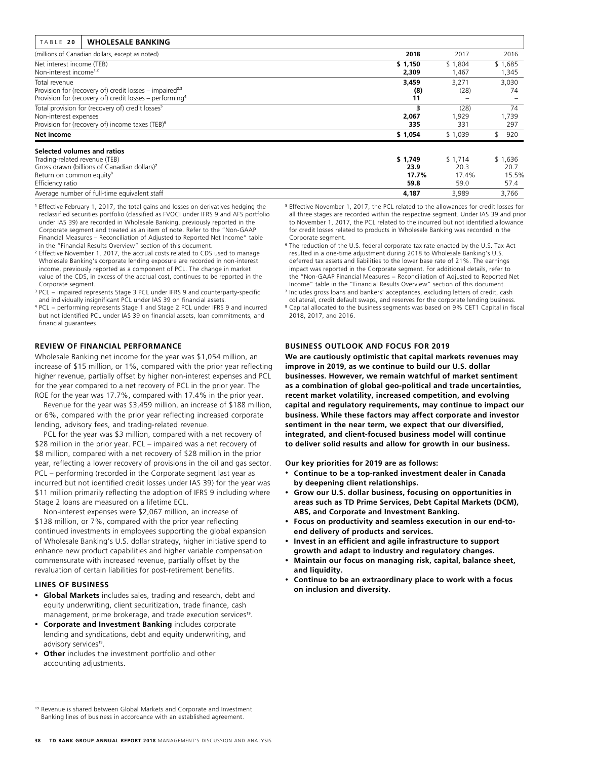**TABLE 20 WHOLESALE BANKING**

| (millions of Canadian dollars, except as noted) | 2018 | 2017 | 2016 |
|---|---|---|---|
| Net interest income (TEB) | **$ 1,150** | $ 1,804 | $ 1,685 |
| Non-interest income[1,2] | **2,309** | 1,467 | 1,345 |
| Total revenue | **3,459** | 3,271 | 3,030 |
| Provision for (recovery of) credit losses – impaired[2,3] | **(8)** | (28) | 74 |
| Provision for (recovery of) credit losses – performing[4] | **11** | – | – |
| Total provision for (recovery of) credit losses[5] | **3** | (28) | 74 |
| Non-interest expenses | **2,067** | 1,929 | 1,739 |
| Provision for (recovery of) income taxes (TEB)[6] | **335** | 331 | 297 |
| **Net income** | **$ 1,054** | $ 1,039 | $ 920 |
| **Selected volumes and ratios** | | | |
| Trading-related revenue (TEB) | **$ 1,749** | $ 1,714 | $ 1,636 |
| Gross drawn (billions of Canadian dollars)[7] | **23.9** | 20.3 | 20.7 |
| Return on common equity[8] | **17.7%** | 17.4% | 15.5% |
| Efficiency ratio | **59.8** | 59.0 | 57.4 |
| Average number of full-time equivalent staff | **4,187** | 3,989 | 3,766 |

[1] Effective February 1, 2017, the total gains and losses on derivatives hedging the reclassified securities portfolio (classified as FVOCI under IFRS 9 and AFS portfolio under IAS 39) are recorded in Wholesale Banking, previously reported in the Corporate segment and treated as an item of note. Refer to the "Non-GAAP Financial Measures – Reconciliation of Adjusted to Reported Net Income" table in the "Financial Results Overview" section of this document.

[2] Effective November 1, 2017, the accrual costs related to CDS used to manage Wholesale Banking's corporate lending exposure are recorded in non-interest income, previously reported as a component of PCL. The change in market value of the CDS, in excess of the accrual cost, continues to be reported in the Corporate segment.

[3] PCL – impaired represents Stage 3 PCL under IFRS 9 and counterparty-specific and individually insignificant PCL under IAS 39 on financial assets.

[4] PCL – performing represents Stage 1 and Stage 2 PCL under IFRS 9 and incurred but not identified PCL under IAS 39 on financial assets, loan commitments, and financial guarantees.

[5] Effective November 1, 2017, the PCL related to the allowances for credit losses for all three stages are recorded within the respective segment. Under IAS 39 and prior to November 1, 2017, the PCL related to the incurred but not identified allowance for credit losses related to products in Wholesale Banking was recorded in the Corporate segment.

[6] The reduction of the U.S. federal corporate tax rate enacted by the U.S. Tax Act resulted in a one-time adjustment during 2018 to Wholesale Banking's U.S. deferred tax assets and liabilities to the lower base rate of 21%. The earnings impact was reported in the Corporate segment. For additional details, refer to the "Non-GAAP Financial Measures – Reconciliation of Adjusted to Reported Net Income" table in the "Financial Results Overview" section of this document.

[7] Includes gross loans and bankers' acceptances, excluding letters of credit, cash collateral, credit default swaps, and reserves for the corporate lending business.

[8] Capital allocated to the business segments was based on 9% CET1 Capital in fiscal 2018, 2017, and 2016.

### REVIEW OF FINANCIAL PERFORMANCE

Wholesale Banking net income for the year was $1,054 million, an increase of $15 million, or 1%, compared with the prior year reflecting higher revenue, partially offset by higher non-interest expenses and PCL for the year compared to a net recovery of PCL in the prior year. The ROE for the year was 17.7%, compared with 17.4% in the prior year.

Revenue for the year was $3,459 million, an increase of $188 million, or 6%, compared with the prior year reflecting increased corporate lending, advisory fees, and trading-related revenue.

PCL for the year was $3 million, compared with a net recovery of $28 million in the prior year. PCL – impaired was a net recovery of $8 million, compared with a net recovery of $28 million in the prior year, reflecting a lower recovery of provisions in the oil and gas sector. PCL – performing (recorded in the Corporate segment last year as incurred but not identified credit losses under IAS 39) for the year was $11 million primarily reflecting the adoption of IFRS 9 including where Stage 2 loans are measured on a lifetime ECL.

Non-interest expenses were $2,067 million, an increase of $138 million, or 7%, compared with the prior year reflecting continued investments in employees supporting the global expansion of Wholesale Banking's U.S. dollar strategy, higher initiative spend to enhance new product capabilities and higher variable compensation commensurate with increased revenue, partially offset by the revaluation of certain liabilities for post-retirement benefits.

### LINES OF BUSINESS

- **Global Markets** includes sales, trading and research, debt and equity underwriting, client securitization, trade finance, cash management, prime brokerage, and trade execution services[19].
- **Corporate and Investment Banking** includes corporate lending and syndications, debt and equity underwriting, and advisory services[19].
- **Other** includes the investment portfolio and other accounting adjustments.

### BUSINESS OUTLOOK AND FOCUS FOR 2019

**We are cautiously optimistic that capital markets revenues may improve in 2019, as we continue to build our U.S. dollar businesses. However, we remain watchful of market sentiment as a combination of global geo-political and trade uncertainties, recent market volatility, increased competition, and evolving capital and regulatory requirements, may continue to impact our business. While these factors may affect corporate and investor sentiment in the near term, we expect that our diversified, integrated, and client-focused business model will continue to deliver solid results and allow for growth in our business.**

**Our key priorities for 2019 are as follows:**

- **Continue to be a top-ranked investment dealer in Canada by deepening client relationships.**
- **Grow our U.S. dollar business, focusing on opportunities in areas such as TD Prime Services, Debt Capital Markets (DCM), ABS, and Corporate and Investment Banking.**
- **Focus on productivity and seamless execution in our end-to-end delivery of products and services.**
- **Invest in an efficient and agile infrastructure to support growth and adapt to industry and regulatory changes.**
- **Maintain our focus on managing risk, capital, balance sheet, and liquidity.**
- **Continue to be an extraordinary place to work with a focus on inclusion and diversity.**

[19] Revenue is shared between Global Markets and Corporate and Investment Banking lines of business in accordance with an established agreement.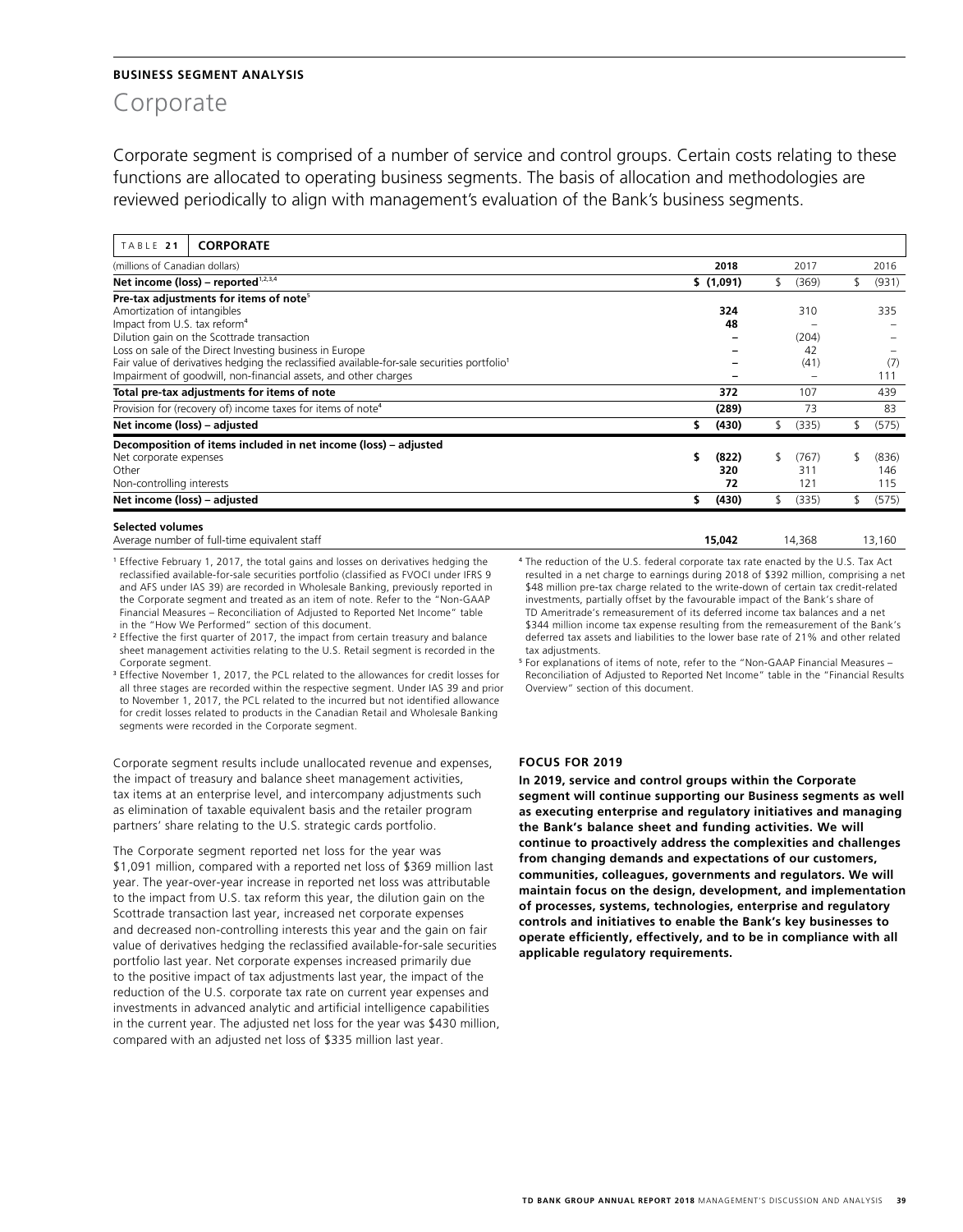**BUSINESS SEGMENT ANALYSIS**

# Corporate

Corporate segment is comprised of a number of service and control groups. Certain costs relating to these functions are allocated to operating business segments. The basis of allocation and methodologies are reviewed periodically to align with management's evaluation of the Bank's business segments.

**TABLE 21 CORPORATE**

| (millions of Canadian dollars) | 2018 | 2017 | 2016 |
|---|---|---|---|
| **Net income (loss) – reported**[1,2,3,4] | **$ (1,091)** | $ (369) | $ (931) |
| **Pre-tax adjustments for items of note**[5] | | | |
| Amortization of intangibles | **324** | 310 | 335 |
| Impact from U.S. tax reform[4] | **48** | – | – |
| Dilution gain on the Scottrade transaction | **–** | (204) | – |
| Loss on sale of the Direct Investing business in Europe | **–** | 42 | – |
| Fair value of derivatives hedging the reclassified available-for-sale securities portfolio[1] | **–** | (41) | (7) |
| Impairment of goodwill, non-financial assets, and other charges | **–** | – | 111 |
| **Total pre-tax adjustments for items of note** | **372** | 107 | 439 |
| Provision for (recovery of) income taxes for items of note[4] | **(289)** | 73 | 83 |
| **Net income (loss) – adjusted** | **$ (430)** | $ (335) | $ (575) |
| **Decomposition of items included in net income (loss) – adjusted** | | | |
| Net corporate expenses | **$ (822)** | $ (767) | $ (836) |
| Other | **320** | 311 | 146 |
| Non-controlling interests | **72** | 121 | 115 |
| **Net income (loss) – adjusted** | **$ (430)** | $ (335) | $ (575) |
| **Selected volumes** | | | |
| Average number of full-time equivalent staff | **15,042** | 14,368 | 13,160 |

[1] Effective February 1, 2017, the total gains and losses on derivatives hedging the reclassified available-for-sale securities portfolio (classified as FVOCI under IFRS 9 and AFS under IAS 39) are recorded in Wholesale Banking, previously reported in the Corporate segment and treated as an item of note. Refer to the "Non-GAAP Financial Measures – Reconciliation of Adjusted to Reported Net Income" table in the "How We Performed" section of this document.

[2] Effective the first quarter of 2017, the impact from certain treasury and balance sheet management activities relating to the U.S. Retail segment is recorded in the Corporate segment.

[3] Effective November 1, 2017, the PCL related to the allowances for credit losses for all three stages are recorded within the respective segment. Under IAS 39 and prior to November 1, 2017, the PCL related to the incurred but not identified allowance for credit losses related to products in the Canadian Retail and Wholesale Banking segments were recorded in the Corporate segment.

[4] The reduction of the U.S. federal corporate tax rate enacted by the U.S. Tax Act resulted in a net charge to earnings during 2018 of $392 million, comprising a net $48 million pre-tax charge related to the write-down of certain tax credit-related investments, partially offset by the favourable impact of the Bank's share of TD Ameritrade's remeasurement of its deferred income tax balances and a net $344 million income tax expense resulting from the remeasurement of the Bank's deferred tax assets and liabilities to the lower base rate of 21% and other related tax adjustments.

[5] For explanations of items of note, refer to the "Non-GAAP Financial Measures – Reconciliation of Adjusted to Reported Net Income" table in the "Financial Results Overview" section of this document.

Corporate segment results include unallocated revenue and expenses, the impact of treasury and balance sheet management activities, tax items at an enterprise level, and intercompany adjustments such as elimination of taxable equivalent basis and the retailer program partners' share relating to the U.S. strategic cards portfolio.

The Corporate segment reported net loss for the year was $1,091 million, compared with a reported net loss of $369 million last year. The year-over-year increase in reported net loss was attributable to the impact from U.S. tax reform this year, the dilution gain on the Scottrade transaction last year, increased net corporate expenses and decreased non-controlling interests this year and the gain on fair value of derivatives hedging the reclassified available-for-sale securities portfolio last year. Net corporate expenses increased primarily due to the positive impact of tax adjustments last year, the impact of the reduction of the U.S. corporate tax rate on current year expenses and investments in advanced analytic and artificial intelligence capabilities in the current year. The adjusted net loss for the year was $430 million, compared with an adjusted net loss of $335 million last year.

**FOCUS FOR 2019**

**In 2019, service and control groups within the Corporate segment will continue supporting our Business segments as well as executing enterprise and regulatory initiatives and managing the Bank's balance sheet and funding activities. We will continue to proactively address the complexities and challenges from changing demands and expectations of our customers, communities, colleagues, governments and regulators. We will maintain focus on the design, development, and implementation of processes, systems, technologies, enterprise and regulatory controls and initiatives to enable the Bank's key businesses to operate efficiently, effectively, and to be in compliance with all applicable regulatory requirements.**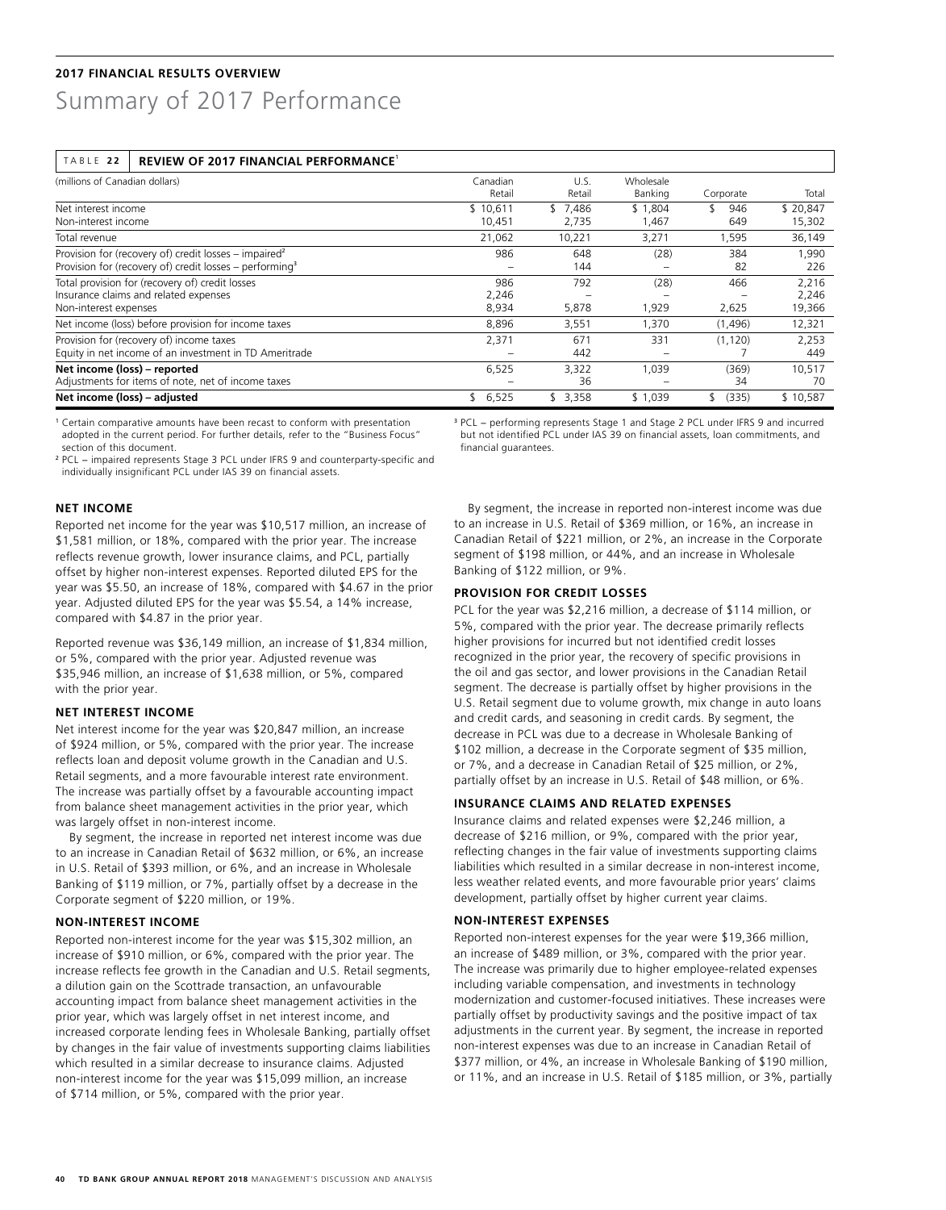**2017 FINANCIAL RESULTS OVERVIEW**

# Summary of 2017 Performance

**TABLE 22 REVIEW OF 2017 FINANCIAL PERFORMANCE**[1]

| (millions of Canadian dollars) | Canadian Retail | U.S. Retail | Wholesale Banking | Corporate | Total |
|---|---|---|---|---|---|
| Net interest income | $ 10,611 | $ 7,486 | $ 1,804 | $ 946 | $ 20,847 |
| Non-interest income | 10,451 | 2,735 | 1,467 | 649 | 15,302 |
| Total revenue | 21,062 | 10,221 | 3,271 | 1,595 | 36,149 |
| Provision for (recovery of) credit losses – impaired[2] | 986 | 648 | (28) | 384 | 1,990 |
| Provision for (recovery of) credit losses – performing[3] | – | 144 | – | 82 | 226 |
| Total provision for (recovery of) credit losses | 986 | 792 | (28) | 466 | 2,216 |
| Insurance claims and related expenses | 2,246 | – | – | – | 2,246 |
| Non-interest expenses | 8,934 | 5,878 | 1,929 | 2,625 | 19,366 |
| Net income (loss) before provision for income taxes | 8,896 | 3,551 | 1,370 | (1,496) | 12,321 |
| Provision for (recovery of) income taxes | 2,371 | 671 | 331 | (1,120) | 2,253 |
| Equity in net income of an investment in TD Ameritrade | – | 442 | – | 7 | 449 |
| **Net income (loss) – reported** | 6,525 | 3,322 | 1,039 | (369) | 10,517 |
| Adjustments for items of note, net of income taxes | – | 36 | – | 34 | 70 |
| **Net income (loss) – adjusted** | $ 6,525 | $ 3,358 | $ 1,039 | $ (335) | $ 10,587 |

[1] Certain comparative amounts have been recast to conform with presentation adopted in the current period. For further details, refer to the "Business Focus" section of this document.

[2] PCL – impaired represents Stage 3 PCL under IFRS 9 and counterparty-specific and individually insignificant PCL under IAS 39 on financial assets.

[3] PCL – performing represents Stage 1 and Stage 2 PCL under IFRS 9 and incurred but not identified PCL under IAS 39 on financial assets, loan commitments, and financial guarantees.

### NET INCOME

Reported net income for the year was $10,517 million, an increase of $1,581 million, or 18%, compared with the prior year. The increase reflects revenue growth, lower insurance claims, and PCL, partially offset by higher non-interest expenses. Reported diluted EPS for the year was $5.50, an increase of 18%, compared with $4.67 in the prior year. Adjusted diluted EPS for the year was $5.54, a 14% increase, compared with $4.87 in the prior year.

Reported revenue was $36,149 million, an increase of $1,834 million, or 5%, compared with the prior year. Adjusted revenue was $35,946 million, an increase of $1,638 million, or 5%, compared with the prior year.

### NET INTEREST INCOME

Net interest income for the year was $20,847 million, an increase of $924 million, or 5%, compared with the prior year. The increase reflects loan and deposit volume growth in the Canadian and U.S. Retail segments, and a more favourable interest rate environment. The increase was partially offset by a favourable accounting impact from balance sheet management activities in the prior year, which was largely offset in non-interest income.

By segment, the increase in reported net interest income was due to an increase in Canadian Retail of $632 million, or 6%, an increase in U.S. Retail of $393 million, or 6%, and an increase in Wholesale Banking of $119 million, or 7%, partially offset by a decrease in the Corporate segment of $220 million, or 19%.

### NON-INTEREST INCOME

Reported non-interest income for the year was $15,302 million, an increase of $910 million, or 6%, compared with the prior year. The increase reflects fee growth in the Canadian and U.S. Retail segments, a dilution gain on the Scottrade transaction, an unfavourable accounting impact from balance sheet management activities in the prior year, which was largely offset in net interest income, and increased corporate lending fees in Wholesale Banking, partially offset by changes in the fair value of investments supporting claims liabilities which resulted in a similar decrease to insurance claims. Adjusted non-interest income for the year was $15,099 million, an increase of $714 million, or 5%, compared with the prior year.

By segment, the increase in reported non-interest income was due to an increase in U.S. Retail of $369 million, or 16%, an increase in Canadian Retail of $221 million, or 2%, an increase in the Corporate segment of $198 million, or 44%, and an increase in Wholesale Banking of $122 million, or 9%.

### PROVISION FOR CREDIT LOSSES

PCL for the year was $2,216 million, a decrease of $114 million, or 5%, compared with the prior year. The decrease primarily reflects higher provisions for incurred but not identified credit losses recognized in the prior year, the recovery of specific provisions in the oil and gas sector, and lower provisions in the Canadian Retail segment. The decrease is partially offset by higher provisions in the U.S. Retail segment due to volume growth, mix change in auto loans and credit cards, and seasoning in credit cards. By segment, the decrease in PCL was due to a decrease in Wholesale Banking of $102 million, a decrease in the Corporate segment of $35 million, or 7%, and a decrease in Canadian Retail of $25 million, or 2%, partially offset by an increase in U.S. Retail of $48 million, or 6%.

### INSURANCE CLAIMS AND RELATED EXPENSES

Insurance claims and related expenses were $2,246 million, a decrease of $216 million, or 9%, compared with the prior year, reflecting changes in the fair value of investments supporting claims liabilities which resulted in a similar decrease in non-interest income, less weather related events, and more favourable prior years' claims development, partially offset by higher current year claims.

### NON-INTEREST EXPENSES

Reported non-interest expenses for the year were $19,366 million, an increase of $489 million, or 3%, compared with the prior year. The increase was primarily due to higher employee-related expenses including variable compensation, and investments in technology modernization and customer-focused initiatives. These increases were partially offset by productivity savings and the positive impact of tax adjustments in the current year. By segment, the increase in reported non-interest expenses was due to an increase in Canadian Retail of $377 million, or 4%, an increase in Wholesale Banking of $190 million, or 11%, and an increase in U.S. Retail of $185 million, or 3%, partially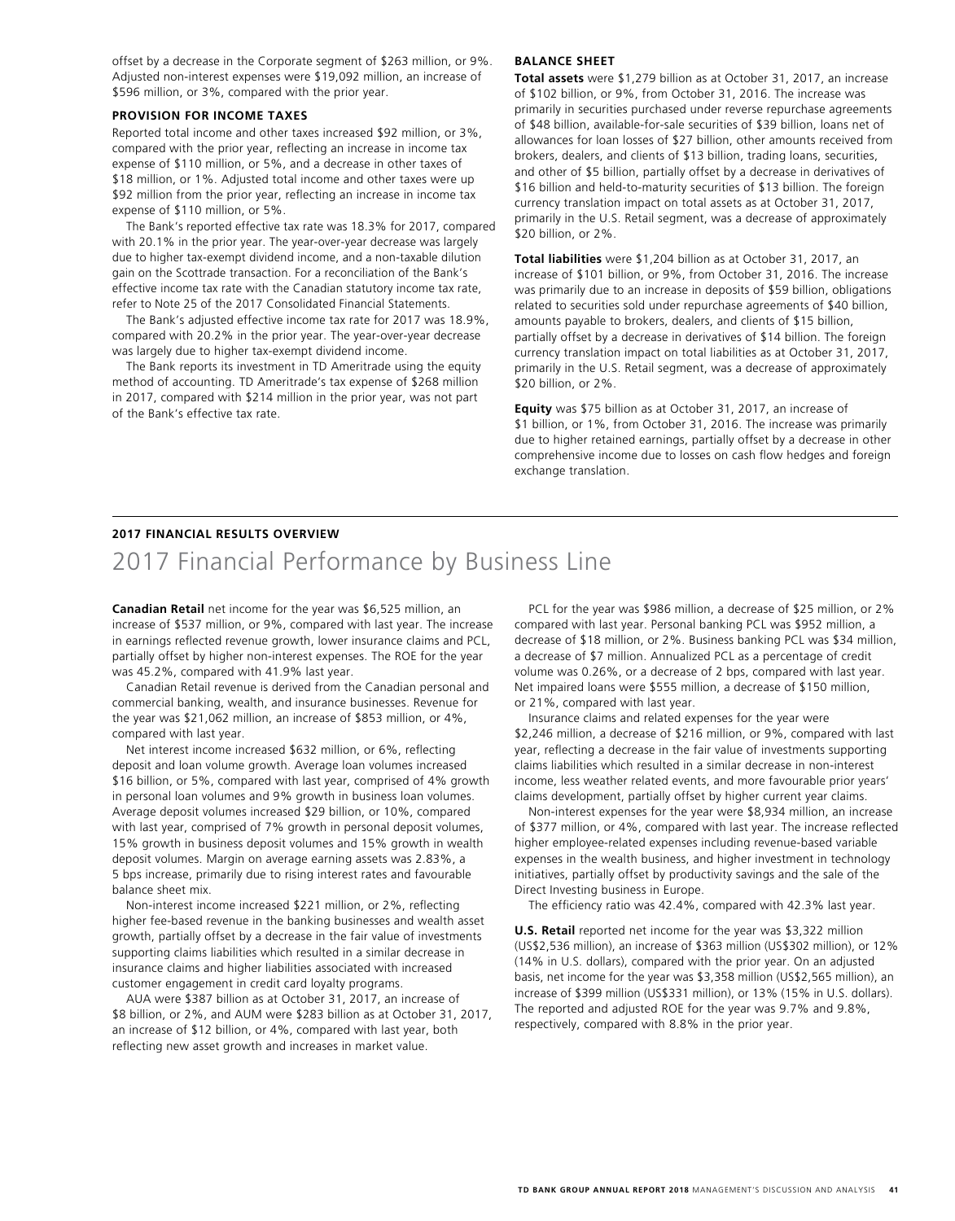offset by a decrease in the Corporate segment of $263 million, or 9%. Adjusted non-interest expenses were $19,092 million, an increase of $596 million, or 3%, compared with the prior year.

### PROVISION FOR INCOME TAXES

Reported total income and other taxes increased $92 million, or 3%, compared with the prior year, reflecting an increase in income tax expense of $110 million, or 5%, and a decrease in other taxes of $18 million, or 1%. Adjusted total income and other taxes were up $92 million from the prior year, reflecting an increase in income tax expense of $110 million, or 5%.

The Bank's reported effective tax rate was 18.3% for 2017, compared with 20.1% in the prior year. The year-over-year decrease was largely due to higher tax-exempt dividend income, and a non-taxable dilution gain on the Scottrade transaction. For a reconciliation of the Bank's effective income tax rate with the Canadian statutory income tax rate, refer to Note 25 of the 2017 Consolidated Financial Statements.

The Bank's adjusted effective income tax rate for 2017 was 18.9%, compared with 20.2% in the prior year. The year-over-year decrease was largely due to higher tax-exempt dividend income.

The Bank reports its investment in TD Ameritrade using the equity method of accounting. TD Ameritrade's tax expense of $268 million in 2017, compared with $214 million in the prior year, was not part of the Bank's effective tax rate.

### BALANCE SHEET

**Total assets** were $1,279 billion as at October 31, 2017, an increase of $102 billion, or 9%, from October 31, 2016. The increase was primarily in securities purchased under reverse repurchase agreements of $48 billion, available-for-sale securities of $39 billion, loans net of allowances for loan losses of $27 billion, other amounts received from brokers, dealers, and clients of $13 billion, trading loans, securities, and other of $5 billion, partially offset by a decrease in derivatives of $16 billion and held-to-maturity securities of $13 billion. The foreign currency translation impact on total assets as at October 31, 2017, primarily in the U.S. Retail segment, was a decrease of approximately $20 billion, or 2%.

**Total liabilities** were $1,204 billion as at October 31, 2017, an increase of $101 billion, or 9%, from October 31, 2016. The increase was primarily due to an increase in deposits of $59 billion, obligations related to securities sold under repurchase agreements of $40 billion, amounts payable to brokers, dealers, and clients of $15 billion, partially offset by a decrease in derivatives of $14 billion. The foreign currency translation impact on total liabilities as at October 31, 2017, primarily in the U.S. Retail segment, was a decrease of approximately $20 billion, or 2%.

**Equity** was $75 billion as at October 31, 2017, an increase of $1 billion, or 1%, from October 31, 2016. The increase was primarily due to higher retained earnings, partially offset by a decrease in other comprehensive income due to losses on cash flow hedges and foreign exchange translation.

**2017 FINANCIAL RESULTS OVERVIEW**

# 2017 Financial Performance by Business Line

**Canadian Retail** net income for the year was $6,525 million, an increase of $537 million, or 9%, compared with last year. The increase in earnings reflected revenue growth, lower insurance claims and PCL, partially offset by higher non-interest expenses. The ROE for the year was 45.2%, compared with 41.9% last year.

Canadian Retail revenue is derived from the Canadian personal and commercial banking, wealth, and insurance businesses. Revenue for the year was $21,062 million, an increase of $853 million, or 4%, compared with last year.

Net interest income increased $632 million, or 6%, reflecting deposit and loan volume growth. Average loan volumes increased $16 billion, or 5%, compared with last year, comprised of 4% growth in personal loan volumes and 9% growth in business loan volumes. Average deposit volumes increased $29 billion, or 10%, compared with last year, comprised of 7% growth in personal deposit volumes, 15% growth in business deposit volumes and 15% growth in wealth deposit volumes. Margin on average earning assets was 2.83%, a 5 bps increase, primarily due to rising interest rates and favourable balance sheet mix.

Non-interest income increased $221 million, or 2%, reflecting higher fee-based revenue in the banking businesses and wealth asset growth, partially offset by a decrease in the fair value of investments supporting claims liabilities which resulted in a similar decrease in insurance claims and higher liabilities associated with increased customer engagement in credit card loyalty programs.

AUA were $387 billion as at October 31, 2017, an increase of $8 billion, or 2%, and AUM were $283 billion as at October 31, 2017, an increase of $12 billion, or 4%, compared with last year, both reflecting new asset growth and increases in market value.

PCL for the year was $986 million, a decrease of $25 million, or 2% compared with last year. Personal banking PCL was $952 million, a decrease of $18 million, or 2%. Business banking PCL was $34 million, a decrease of $7 million. Annualized PCL as a percentage of credit volume was 0.26%, or a decrease of 2 bps, compared with last year. Net impaired loans were $555 million, a decrease of $150 million, or 21%, compared with last year.

Insurance claims and related expenses for the year were $2,246 million, a decrease of $216 million, or 9%, compared with last year, reflecting a decrease in the fair value of investments supporting claims liabilities which resulted in a similar decrease in non-interest income, less weather related events, and more favourable prior years' claims development, partially offset by higher current year claims.

Non-interest expenses for the year were $8,934 million, an increase of $377 million, or 4%, compared with last year. The increase reflected higher employee-related expenses including revenue-based variable expenses in the wealth business, and higher investment in technology initiatives, partially offset by productivity savings and the sale of the Direct Investing business in Europe.

The efficiency ratio was 42.4%, compared with 42.3% last year.

**U.S. Retail** reported net income for the year was $3,322 million (US$2,536 million), an increase of $363 million (US$302 million), or 12% (14% in U.S. dollars), compared with the prior year. On an adjusted basis, net income for the year was $3,358 million (US$2,565 million), an increase of $399 million (US$331 million), or 13% (15% in U.S. dollars). The reported and adjusted ROE for the year was 9.7% and 9.8%, respectively, compared with 8.8% in the prior year.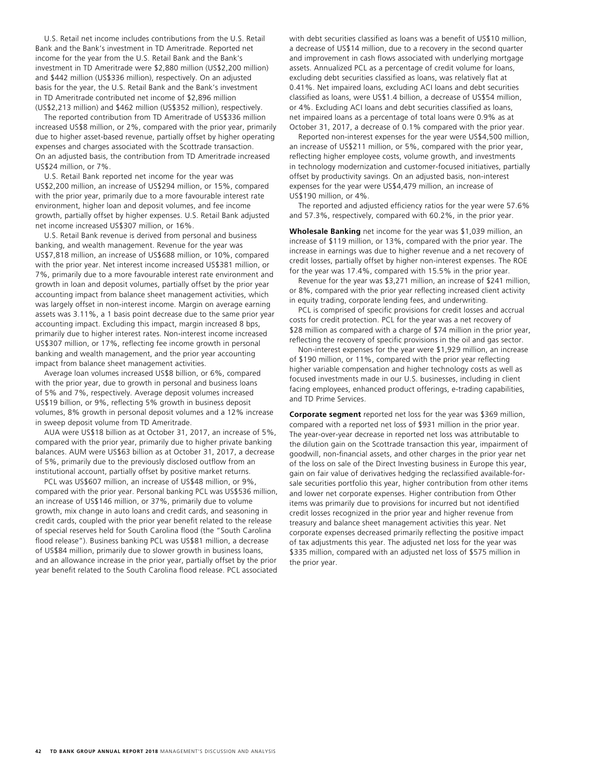U.S. Retail net income includes contributions from the U.S. Retail Bank and the Bank's investment in TD Ameritrade. Reported net income for the year from the U.S. Retail Bank and the Bank's investment in TD Ameritrade were $2,880 million (US$2,200 million) and $442 million (US$336 million), respectively. On an adjusted basis for the year, the U.S. Retail Bank and the Bank's investment in TD Ameritrade contributed net income of $2,896 million (US$2,213 million) and $462 million (US$352 million), respectively.

The reported contribution from TD Ameritrade of US$336 million increased US$8 million, or 2%, compared with the prior year, primarily due to higher asset-based revenue, partially offset by higher operating expenses and charges associated with the Scottrade transaction. On an adjusted basis, the contribution from TD Ameritrade increased US$24 million, or 7%.

U.S. Retail Bank reported net income for the year was US$2,200 million, an increase of US$294 million, or 15%, compared with the prior year, primarily due to a more favourable interest rate environment, higher loan and deposit volumes, and fee income growth, partially offset by higher expenses. U.S. Retail Bank adjusted net income increased US$307 million, or 16%.

U.S. Retail Bank revenue is derived from personal and business banking, and wealth management. Revenue for the year was US$7,818 million, an increase of US$688 million, or 10%, compared with the prior year. Net interest income increased US$381 million, or 7%, primarily due to a more favourable interest rate environment and growth in loan and deposit volumes, partially offset by the prior year accounting impact from balance sheet management activities, which was largely offset in non-interest income. Margin on average earning assets was 3.11%, a 1 basis point decrease due to the same prior year accounting impact. Excluding this impact, margin increased 8 bps, primarily due to higher interest rates. Non-interest income increased US$307 million, or 17%, reflecting fee income growth in personal banking and wealth management, and the prior year accounting impact from balance sheet management activities.

Average loan volumes increased US$8 billion, or 6%, compared with the prior year, due to growth in personal and business loans of 5% and 7%, respectively. Average deposit volumes increased US$19 billion, or 9%, reflecting 5% growth in business deposit volumes, 8% growth in personal deposit volumes and a 12% increase in sweep deposit volume from TD Ameritrade.

AUA were US$18 billion as at October 31, 2017, an increase of 5%, compared with the prior year, primarily due to higher private banking balances. AUM were US$63 billion as at October 31, 2017, a decrease of 5%, primarily due to the previously disclosed outflow from an institutional account, partially offset by positive market returns.

PCL was US$607 million, an increase of US$48 million, or 9%, compared with the prior year. Personal banking PCL was US$536 million, an increase of US$146 million, or 37%, primarily due to volume growth, mix change in auto loans and credit cards, and seasoning in credit cards, coupled with the prior year benefit related to the release of special reserves held for South Carolina flood (the "South Carolina flood release"). Business banking PCL was US$81 million, a decrease of US$84 million, primarily due to slower growth in business loans, and an allowance increase in the prior year, partially offset by the prior year benefit related to the South Carolina flood release. PCL associated with debt securities classified as loans was a benefit of US$10 million, a decrease of US$14 million, due to a recovery in the second quarter and improvement in cash flows associated with underlying mortgage assets. Annualized PCL as a percentage of credit volume for loans, excluding debt securities classified as loans, was relatively flat at 0.41%. Net impaired loans, excluding ACI loans and debt securities classified as loans, were US$1.4 billion, a decrease of US$54 million, or 4%. Excluding ACI loans and debt securities classified as loans, net impaired loans as a percentage of total loans were 0.9% as at October 31, 2017, a decrease of 0.1% compared with the prior year.

Reported non-interest expenses for the year were US$4,500 million, an increase of US$211 million, or 5%, compared with the prior year, reflecting higher employee costs, volume growth, and investments in technology modernization and customer-focused initiatives, partially offset by productivity savings. On an adjusted basis, non-interest expenses for the year were US$4,479 million, an increase of US$190 million, or 4%.

The reported and adjusted efficiency ratios for the year were 57.6% and 57.3%, respectively, compared with 60.2%, in the prior year.

**Wholesale Banking** net income for the year was $1,039 million, an increase of $119 million, or 13%, compared with the prior year. The increase in earnings was due to higher revenue and a net recovery of credit losses, partially offset by higher non-interest expenses. The ROE for the year was 17.4%, compared with 15.5% in the prior year.

Revenue for the year was $3,271 million, an increase of $241 million, or 8%, compared with the prior year reflecting increased client activity in equity trading, corporate lending fees, and underwriting.

PCL is comprised of specific provisions for credit losses and accrual costs for credit protection. PCL for the year was a net recovery of $28 million as compared with a charge of $74 million in the prior year, reflecting the recovery of specific provisions in the oil and gas sector.

Non-interest expenses for the year were $1,929 million, an increase of $190 million, or 11%, compared with the prior year reflecting higher variable compensation and higher technology costs as well as focused investments made in our U.S. businesses, including in client facing employees, enhanced product offerings, e-trading capabilities, and TD Prime Services.

**Corporate segment** reported net loss for the year was $369 million, compared with a reported net loss of $931 million in the prior year. The year-over-year decrease in reported net loss was attributable to the dilution gain on the Scottrade transaction this year, impairment of goodwill, non-financial assets, and other charges in the prior year net of the loss on sale of the Direct Investing business in Europe this year, gain on fair value of derivatives hedging the reclassified available-for-sale securities portfolio this year, higher contribution from other items and lower net corporate expenses. Higher contribution from Other items was primarily due to provisions for incurred but not identified credit losses recognized in the prior year and higher revenue from treasury and balance sheet management activities this year. Net corporate expenses decreased primarily reflecting the positive impact of tax adjustments this year. The adjusted net loss for the year was $335 million, compared with an adjusted net loss of $575 million in the prior year.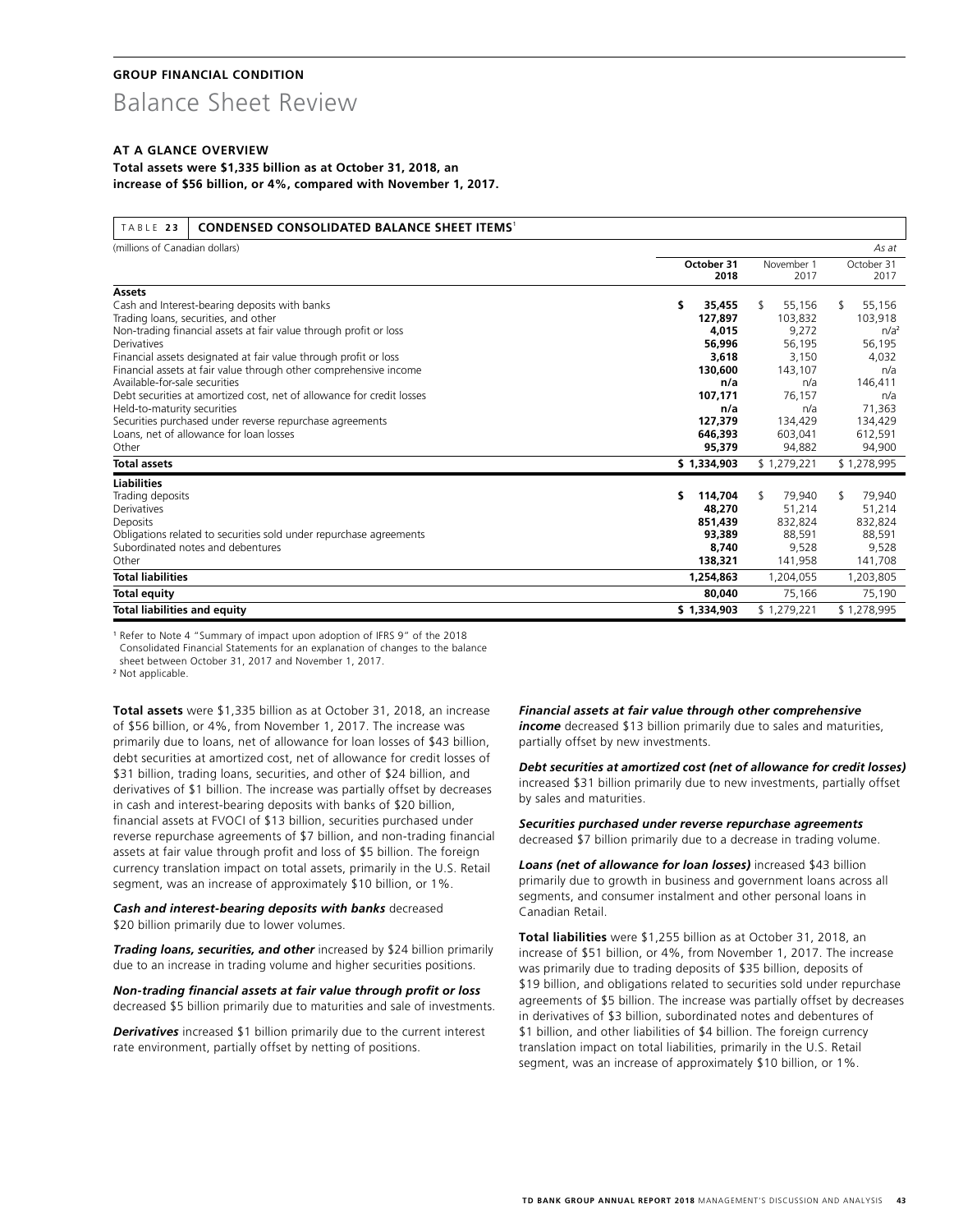**GROUP FINANCIAL CONDITION**

# Balance Sheet Review

**AT A GLANCE OVERVIEW**

**Total assets were $1,335 billion as at October 31, 2018, an increase of $56 billion, or 4%, compared with November 1, 2017.**

**TABLE 23 CONDENSED CONSOLIDATED BALANCE SHEET ITEMS**[1]

| (millions of Canadian dollars) | | | *As at* |
|---|---|---|---|
| | **October 31 2018** | November 1 2017 | October 31 2017 |
| **Assets** | | | |
| Cash and Interest-bearing deposits with banks | **$ 35,455** | $ 55,156 | $ 55,156 |
| Trading loans, securities, and other | **127,897** | 103,832 | 103,918 |
| Non-trading financial assets at fair value through profit or loss | **4,015** | 9,272 | n/a[2] |
| Derivatives | **56,996** | 56,195 | 56,195 |
| Financial assets designated at fair value through profit or loss | **3,618** | 3,150 | 4,032 |
| Financial assets at fair value through other comprehensive income | **130,600** | 143,107 | n/a |
| Available-for-sale securities | **n/a** | n/a | 146,411 |
| Debt securities at amortized cost, net of allowance for credit losses | **107,171** | 76,157 | n/a |
| Held-to-maturity securities | **n/a** | n/a | 71,363 |
| Securities purchased under reverse repurchase agreements | **127,379** | 134,429 | 134,429 |
| Loans, net of allowance for loan losses | **646,393** | 603,041 | 612,591 |
| Other | **95,379** | 94,882 | 94,900 |
| **Total assets** | **$ 1,334,903** | $ 1,279,221 | $ 1,278,995 |
| **Liabilities** | | | |
| Trading deposits | **$ 114,704** | $ 79,940 | $ 79,940 |
| Derivatives | **48,270** | 51,214 | 51,214 |
| Deposits | **851,439** | 832,824 | 832,824 |
| Obligations related to securities sold under repurchase agreements | **93,389** | 88,591 | 88,591 |
| Subordinated notes and debentures | **8,740** | 9,528 | 9,528 |
| Other | **138,321** | 141,958 | 141,708 |
| **Total liabilities** | **1,254,863** | 1,204,055 | 1,203,805 |
| **Total equity** | **80,040** | 75,166 | 75,190 |
| **Total liabilities and equity** | **$ 1,334,903** | $ 1,279,221 | $ 1,278,995 |

[1] Refer to Note 4 "Summary of impact upon adoption of IFRS 9" of the 2018 Consolidated Financial Statements for an explanation of changes to the balance sheet between October 31, 2017 and November 1, 2017.

[2] Not applicable.

**Total assets** were $1,335 billion as at October 31, 2018, an increase of $56 billion, or 4%, from November 1, 2017. The increase was primarily due to loans, net of allowance for loan losses of $43 billion, debt securities at amortized cost, net of allowance for credit losses of $31 billion, trading loans, securities, and other of $24 billion, and derivatives of $1 billion. The increase was partially offset by decreases in cash and interest-bearing deposits with banks of $20 billion, financial assets at FVOCI of $13 billion, securities purchased under reverse repurchase agreements of $7 billion, and non-trading financial assets at fair value through profit and loss of $5 billion. The foreign currency translation impact on total assets, primarily in the U.S. Retail segment, was an increase of approximately $10 billion, or 1%.

***Cash and interest-bearing deposits with banks*** decreased $20 billion primarily due to lower volumes.

***Trading loans, securities, and other*** increased by $24 billion primarily due to an increase in trading volume and higher securities positions.

***Non-trading financial assets at fair value through profit or loss*** decreased $5 billion primarily due to maturities and sale of investments.

***Derivatives*** increased $1 billion primarily due to the current interest rate environment, partially offset by netting of positions.

***Financial assets at fair value through other comprehensive income*** decreased $13 billion primarily due to sales and maturities, partially offset by new investments.

***Debt securities at amortized cost (net of allowance for credit losses)*** increased $31 billion primarily due to new investments, partially offset by sales and maturities.

***Securities purchased under reverse repurchase agreements*** decreased $7 billion primarily due to a decrease in trading volume.

***Loans (net of allowance for loan losses)*** increased $43 billion primarily due to growth in business and government loans across all segments, and consumer instalment and other personal loans in Canadian Retail.

**Total liabilities** were $1,255 billion as at October 31, 2018, an increase of $51 billion, or 4%, from November 1, 2017. The increase was primarily due to trading deposits of $35 billion, deposits of $19 billion, and obligations related to securities sold under repurchase agreements of $5 billion. The increase was partially offset by decreases in derivatives of $3 billion, subordinated notes and debentures of $1 billion, and other liabilities of $4 billion. The foreign currency translation impact on total liabilities, primarily in the U.S. Retail segment, was an increase of approximately $10 billion, or 1%.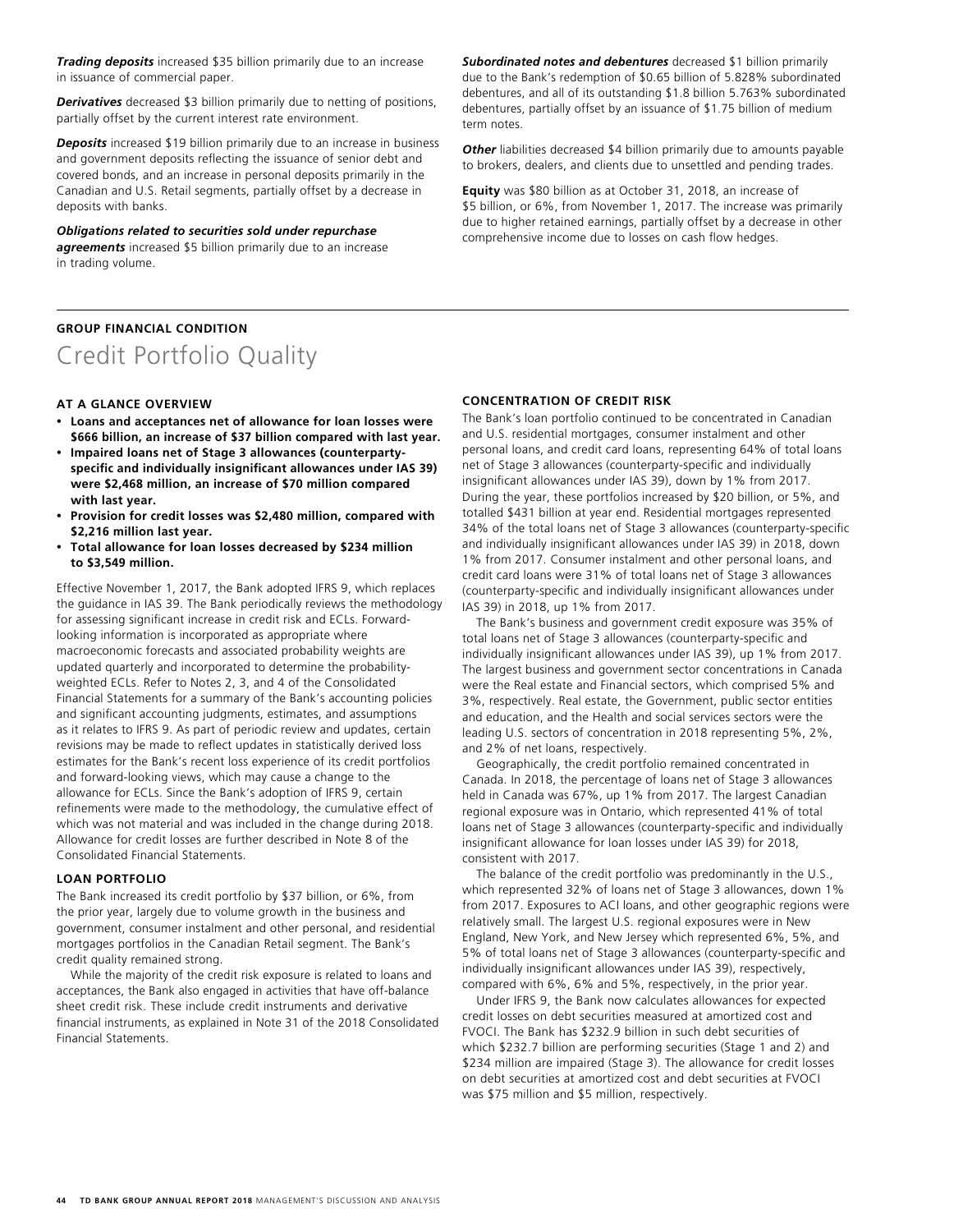***Trading deposits*** increased $35 billion primarily due to an increase in issuance of commercial paper.

***Derivatives*** decreased $3 billion primarily due to netting of positions, partially offset by the current interest rate environment.

***Deposits*** increased $19 billion primarily due to an increase in business and government deposits reflecting the issuance of senior debt and covered bonds, and an increase in personal deposits primarily in the Canadian and U.S. Retail segments, partially offset by a decrease in deposits with banks.

***Obligations related to securities sold under repurchase agreements*** increased $5 billion primarily due to an increase in trading volume.

***Subordinated notes and debentures*** decreased $1 billion primarily due to the Bank's redemption of $0.65 billion of 5.828% subordinated debentures, and all of its outstanding $1.8 billion 5.763% subordinated debentures, partially offset by an issuance of $1.75 billion of medium term notes.

***Other*** liabilities decreased $4 billion primarily due to amounts payable to brokers, dealers, and clients due to unsettled and pending trades.

**Equity** was $80 billion as at October 31, 2018, an increase of $5 billion, or 6%, from November 1, 2017. The increase was primarily due to higher retained earnings, partially offset by a decrease in other comprehensive income due to losses on cash flow hedges.

**GROUP FINANCIAL CONDITION**

# Credit Portfolio Quality

### AT A GLANCE OVERVIEW

- **Loans and acceptances net of allowance for loan losses were $666 billion, an increase of $37 billion compared with last year.**
- **Impaired loans net of Stage 3 allowances (counterparty-specific and individually insignificant allowances under IAS 39) were $2,468 million, an increase of $70 million compared with last year.**
- **Provision for credit losses was $2,480 million, compared with $2,216 million last year.**
- **Total allowance for loan losses decreased by $234 million to $3,549 million.**

Effective November 1, 2017, the Bank adopted IFRS 9, which replaces the guidance in IAS 39. The Bank periodically reviews the methodology for assessing significant increase in credit risk and ECLs. Forward-looking information is incorporated as appropriate where macroeconomic forecasts and associated probability weights are updated quarterly and incorporated to determine the probability-weighted ECLs. Refer to Notes 2, 3, and 4 of the Consolidated Financial Statements for a summary of the Bank's accounting policies and significant accounting judgments, estimates, and assumptions as it relates to IFRS 9. As part of periodic review and updates, certain revisions may be made to reflect updates in statistically derived loss estimates for the Bank's recent loss experience of its credit portfolios and forward-looking views, which may cause a change to the allowance for ECLs. Since the Bank's adoption of IFRS 9, certain refinements were made to the methodology, the cumulative effect of which was not material and was included in the change during 2018. Allowance for credit losses are further described in Note 8 of the Consolidated Financial Statements.

### LOAN PORTFOLIO

The Bank increased its credit portfolio by $37 billion, or 6%, from the prior year, largely due to volume growth in the business and government, consumer instalment and other personal, and residential mortgages portfolios in the Canadian Retail segment. The Bank's credit quality remained strong.

While the majority of the credit risk exposure is related to loans and acceptances, the Bank also engaged in activities that have off-balance sheet credit risk. These include credit instruments and derivative financial instruments, as explained in Note 31 of the 2018 Consolidated Financial Statements.

### CONCENTRATION OF CREDIT RISK

The Bank's loan portfolio continued to be concentrated in Canadian and U.S. residential mortgages, consumer instalment and other personal loans, and credit card loans, representing 64% of total loans net of Stage 3 allowances (counterparty-specific and individually insignificant allowances under IAS 39), down by 1% from 2017. During the year, these portfolios increased by $20 billion, or 5%, and totalled $431 billion at year end. Residential mortgages represented 34% of the total loans net of Stage 3 allowances (counterparty-specific and individually insignificant allowances under IAS 39) in 2018, down 1% from 2017. Consumer instalment and other personal loans, and credit card loans were 31% of total loans net of Stage 3 allowances (counterparty-specific and individually insignificant allowances under IAS 39) in 2018, up 1% from 2017.

The Bank's business and government credit exposure was 35% of total loans net of Stage 3 allowances (counterparty-specific and individually insignificant allowances under IAS 39), up 1% from 2017. The largest business and government sector concentrations in Canada were the Real estate and Financial sectors, which comprised 5% and 3%, respectively. Real estate, the Government, public sector entities and education, and the Health and social services sectors were the leading U.S. sectors of concentration in 2018 representing 5%, 2%, and 2% of net loans, respectively.

Geographically, the credit portfolio remained concentrated in Canada. In 2018, the percentage of loans net of Stage 3 allowances held in Canada was 67%, up 1% from 2017. The largest Canadian regional exposure was in Ontario, which represented 41% of total loans net of Stage 3 allowances (counterparty-specific and individually insignificant allowance for loan losses under IAS 39) for 2018, consistent with 2017.

The balance of the credit portfolio was predominantly in the U.S., which represented 32% of loans net of Stage 3 allowances, down 1% from 2017. Exposures to ACI loans, and other geographic regions were relatively small. The largest U.S. regional exposures were in New England, New York, and New Jersey which represented 6%, 5%, and 5% of total loans net of Stage 3 allowances (counterparty-specific and individually insignificant allowances under IAS 39), respectively, compared with 6%, 6% and 5%, respectively, in the prior year.

Under IFRS 9, the Bank now calculates allowances for expected credit losses on debt securities measured at amortized cost and FVOCI. The Bank has $232.9 billion in such debt securities of which $232.7 billion are performing securities (Stage 1 and 2) and $234 million are impaired (Stage 3). The allowance for credit losses on debt securities at amortized cost and debt securities at FVOCI was $75 million and $5 million, respectively.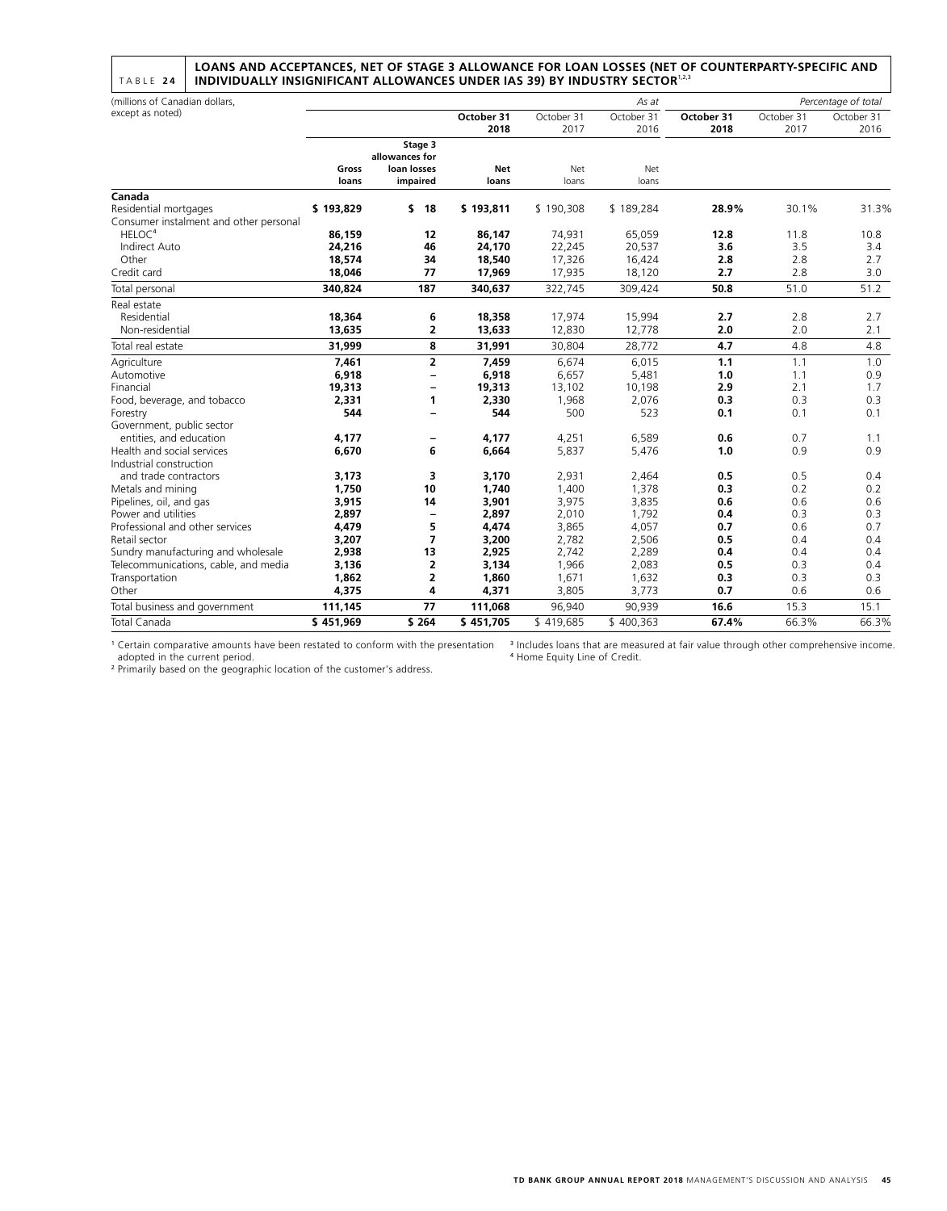**TABLE 24 LOANS AND ACCEPTANCES, NET OF STAGE 3 ALLOWANCE FOR LOAN LOSSES (NET OF COUNTERPARTY-SPECIFIC AND INDIVIDUALLY INSIGNIFICANT ALLOWANCES UNDER IAS 39) BY INDUSTRY SECTOR**[1,2,3]

| (millions of Canadian dollars, except as noted) | | | | | *As at* | | | *Percentage of total* |
|---|---|---|---|---|---|---|---|---|
| | | | **October 31 2018** | October 31 2017 | October 31 2016 | **October 31 2018** | October 31 2017 | October 31 2016 |
| | **Gross loans** | **Stage 3 allowances for loan losses impaired** | **Net loans** | Net loans | Net loans | | | |
| **Canada** | | | | | | | | |
| Residential mortgages | **$ 193,829** | **$ 18** | **$ 193,811** | $ 190,308 | $ 189,284 | **28.9%** | 30.1% | 31.3% |
| Consumer instalment and other personal | | | | | | | | |
| HELOC[4] | **86,159** | **12** | **86,147** | 74,931 | 65,059 | **12.8** | 11.8 | 10.8 |
| Indirect Auto | **24,216** | **46** | **24,170** | 22,245 | 20,537 | **3.6** | 3.5 | 3.4 |
| Other | **18,574** | **34** | **18,540** | 17,326 | 16,424 | **2.8** | 2.8 | 2.7 |
| Credit card | **18,046** | **77** | **17,969** | 17,935 | 18,120 | **2.7** | 2.8 | 3.0 |
| Total personal | **340,824** | **187** | **340,637** | 322,745 | 309,424 | **50.8** | 51.0 | 51.2 |
| Real estate | | | | | | | | |
| Residential | **18,364** | **6** | **18,358** | 17,974 | 15,994 | **2.7** | 2.8 | 2.7 |
| Non-residential | **13,635** | **2** | **13,633** | 12,830 | 12,778 | **2.0** | 2.0 | 2.1 |
| Total real estate | **31,999** | **8** | **31,991** | 30,804 | 28,772 | **4.7** | 4.8 | 4.8 |
| Agriculture | **7,461** | **2** | **7,459** | 6,674 | 6,015 | **1.1** | 1.1 | 1.0 |
| Automotive | **6,918** | **–** | **6,918** | 6,657 | 5,481 | **1.0** | 1.1 | 0.9 |
| Financial | **19,313** | **–** | **19,313** | 13,102 | 10,198 | **2.9** | 2.1 | 1.7 |
| Food, beverage, and tobacco | **2,331** | **1** | **2,330** | 1,968 | 2,076 | **0.3** | 0.3 | 0.3 |
| Forestry | **544** | **–** | **544** | 500 | 523 | **0.1** | 0.1 | 0.1 |
| Government, public sector entities, and education | **4,177** | **–** | **4,177** | 4,251 | 6,589 | **0.6** | 0.7 | 1.1 |
| Health and social services | **6,670** | **6** | **6,664** | 5,837 | 5,476 | **1.0** | 0.9 | 0.9 |
| Industrial construction and trade contractors | **3,173** | **3** | **3,170** | 2,931 | 2,464 | **0.5** | 0.5 | 0.4 |
| Metals and mining | **1,750** | **10** | **1,740** | 1,400 | 1,378 | **0.3** | 0.2 | 0.2 |
| Pipelines, oil, and gas | **3,915** | **14** | **3,901** | 3,975 | 3,835 | **0.6** | 0.6 | 0.6 |
| Power and utilities | **2,897** | **–** | **2,897** | 2,010 | 1,792 | **0.4** | 0.3 | 0.3 |
| Professional and other services | **4,479** | **5** | **4,474** | 3,865 | 4,057 | **0.7** | 0.6 | 0.7 |
| Retail sector | **3,207** | **7** | **3,200** | 2,782 | 2,506 | **0.5** | 0.4 | 0.4 |
| Sundry manufacturing and wholesale | **2,938** | **13** | **2,925** | 2,742 | 2,289 | **0.4** | 0.4 | 0.4 |
| Telecommunications, cable, and media | **3,136** | **2** | **3,134** | 1,966 | 2,083 | **0.5** | 0.3 | 0.4 |
| Transportation | **1,862** | **2** | **1,860** | 1,671 | 1,632 | **0.3** | 0.3 | 0.3 |
| Other | **4,375** | **4** | **4,371** | 3,805 | 3,773 | **0.7** | 0.6 | 0.6 |
| Total business and government | **111,145** | **77** | **111,068** | 96,940 | 90,939 | **16.6** | 15.3 | 15.1 |
| Total Canada | **$ 451,969** | **$ 264** | **$ 451,705** | $ 419,685 | $ 400,363 | **67.4%** | 66.3% | 66.3% |

[1] Certain comparative amounts have been restated to conform with the presentation adopted in the current period.

[2] Primarily based on the geographic location of the customer's address.

[3] Includes loans that are measured at fair value through other comprehensive income.

[4] Home Equity Line of Credit.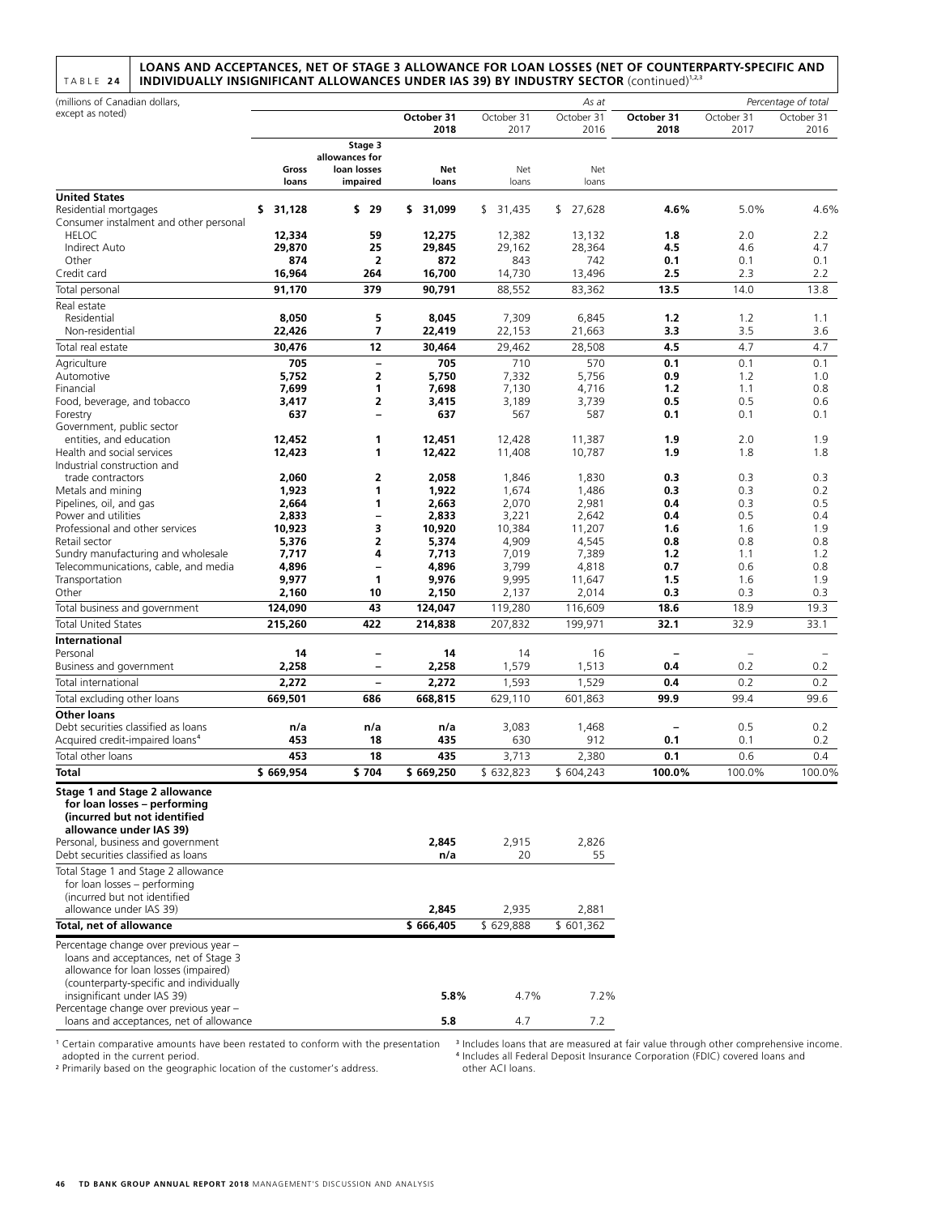TABLE 24 **LOANS AND ACCEPTANCES, NET OF STAGE 3 ALLOWANCE FOR LOAN LOSSES (NET OF COUNTERPARTY-SPECIFIC AND INDIVIDUALLY INSIGNIFICANT ALLOWANCES UNDER IAS 39) BY INDUSTRY SECTOR** (continued)[1,2,3]

| (millions of Canadian dollars, except as noted) | | | | | *As at* | | | *Percentage of total* |
|---|---|---|---|---|---|---|---|---|
| | | | **October 31 2018** | October 31 2017 | October 31 2016 | **October 31 2018** | October 31 2017 | October 31 2016 |
| | **Gross loans** | **Stage 3 allowances for loan losses impaired** | **Net loans** | Net loans | Net loans | | | |
| **United States** | | | | | | | | |
| Residential mortgages | **$ 31,128** | **$ 29** | **$ 31,099** | $ 31,435 | $ 27,628 | **4.6%** | 5.0% | 4.6% |
| Consumer instalment and other personal | | | | | | | | |
| HELOC | **12,334** | **59** | **12,275** | 12,382 | 13,132 | **1.8** | 2.0 | 2.2 |
| Indirect Auto | **29,870** | **25** | **29,845** | 29,162 | 28,364 | **4.5** | 4.6 | 4.7 |
| Other | **874** | **2** | **872** | 843 | 742 | **0.1** | 0.1 | 0.1 |
| Credit card | **16,964** | **264** | **16,700** | 14,730 | 13,496 | **2.5** | 2.3 | 2.2 |
| Total personal | **91,170** | **379** | **90,791** | 88,552 | 83,362 | **13.5** | 14.0 | 13.8 |
| Real estate | | | | | | | | |
| Residential | **8,050** | **5** | **8,045** | 7,309 | 6,845 | **1.2** | 1.2 | 1.1 |
| Non-residential | **22,426** | **7** | **22,419** | 22,153 | 21,663 | **3.3** | 3.5 | 3.6 |
| Total real estate | **30,476** | **12** | **30,464** | 29,462 | 28,508 | **4.5** | 4.7 | 4.7 |
| Agriculture | **705** | **–** | **705** | 710 | 570 | **0.1** | 0.1 | 0.1 |
| Automotive | **5,752** | **2** | **5,750** | 7,332 | 5,756 | **0.9** | 1.2 | 1.0 |
| Financial | **7,699** | **1** | **7,698** | 7,130 | 4,716 | **1.2** | 1.1 | 0.8 |
| Food, beverage, and tobacco | **3,417** | **2** | **3,415** | 3,189 | 3,739 | **0.5** | 0.5 | 0.6 |
| Forestry | **637** | **–** | **637** | 567 | 587 | **0.1** | 0.1 | 0.1 |
| Government, public sector entities, and education | **12,452** | **1** | **12,451** | 12,428 | 11,387 | **1.9** | 2.0 | 1.9 |
| Health and social services | **12,423** | **1** | **12,422** | 11,408 | 10,787 | **1.9** | 1.8 | 1.8 |
| Industrial construction and trade contractors | **2,060** | **2** | **2,058** | 1,846 | 1,830 | **0.3** | 0.3 | 0.3 |
| Metals and mining | **1,923** | **1** | **1,922** | 1,674 | 1,486 | **0.3** | 0.3 | 0.2 |
| Pipelines, oil, and gas | **2,664** | **1** | **2,663** | 2,070 | 2,981 | **0.4** | 0.3 | 0.5 |
| Power and utilities | **2,833** | **–** | **2,833** | 3,221 | 2,642 | **0.4** | 0.5 | 0.4 |
| Professional and other services | **10,923** | **3** | **10,920** | 10,384 | 11,207 | **1.6** | 1.6 | 1.9 |
| Retail sector | **5,376** | **2** | **5,374** | 4,909 | 4,545 | **0.8** | 0.8 | 0.8 |
| Sundry manufacturing and wholesale | **7,717** | **4** | **7,713** | 7,019 | 7,389 | **1.2** | 1.1 | 1.2 |
| Telecommunications, cable, and media | **4,896** | **–** | **4,896** | 3,799 | 4,818 | **0.7** | 0.6 | 0.8 |
| Transportation | **9,977** | **1** | **9,976** | 9,995 | 11,647 | **1.5** | 1.6 | 1.9 |
| Other | **2,160** | **10** | **2,150** | 2,137 | 2,014 | **0.3** | 0.3 | 0.3 |
| Total business and government | **124,090** | **43** | **124,047** | 119,280 | 116,609 | **18.6** | 18.9 | 19.3 |
| Total United States | **215,260** | **422** | **214,838** | 207,832 | 199,971 | **32.1** | 32.9 | 33.1 |
| **International** | | | | | | | | |
| Personal | **14** | **–** | **14** | 14 | 16 | **–** | – | – |
| Business and government | **2,258** | **–** | **2,258** | 1,579 | 1,513 | **0.4** | 0.2 | 0.2 |
| Total international | **2,272** | **–** | **2,272** | 1,593 | 1,529 | **0.4** | 0.2 | 0.2 |
| Total excluding other loans | **669,501** | **686** | **668,815** | 629,110 | 601,863 | **99.9** | 99.4 | 99.6 |
| **Other loans** | | | | | | | | |
| Debt securities classified as loans | **n/a** | **n/a** | **n/a** | 3,083 | 1,468 | **–** | 0.5 | 0.2 |
| Acquired credit-impaired loans[4] | **453** | **18** | **435** | 630 | 912 | **0.1** | 0.1 | 0.2 |
| Total other loans | **453** | **18** | **435** | 3,713 | 2,380 | **0.1** | 0.6 | 0.4 |
| **Total** | **$ 669,954** | **$ 704** | **$ 669,250** | $ 632,823 | $ 604,243 | **100.0%** | 100.0% | 100.0% |
| **Stage 1 and Stage 2 allowance for loan losses – performing (incurred but not identified allowance under IAS 39)** | | | | | | | | |
| Personal, business and government | | | **2,845** | 2,915 | 2,826 | | | |
| Debt securities classified as loans | | | **n/a** | 20 | 55 | | | |
| Total Stage 1 and Stage 2 allowance for loan losses – performing (incurred but not identified allowance under IAS 39) | | | **2,845** | 2,935 | 2,881 | | | |
| **Total, net of allowance** | | | **$ 666,405** | $ 629,888 | $ 601,362 | | | |
| Percentage change over previous year – loans and acceptances, net of Stage 3 allowance for loan losses (impaired) (counterparty-specific and individually insignificant under IAS 39) | | | **5.8%** | 4.7% | 7.2% | | | |
| Percentage change over previous year – loans and acceptances, net of allowance | | | **5.8** | 4.7 | 7.2 | | | |

[1] Certain comparative amounts have been restated to conform with the presentation adopted in the current period.
[2] Primarily based on the geographic location of the customer's address.
[3] Includes loans that are measured at fair value through other comprehensive income.
[4] Includes all Federal Deposit Insurance Corporation (FDIC) covered loans and other ACI loans.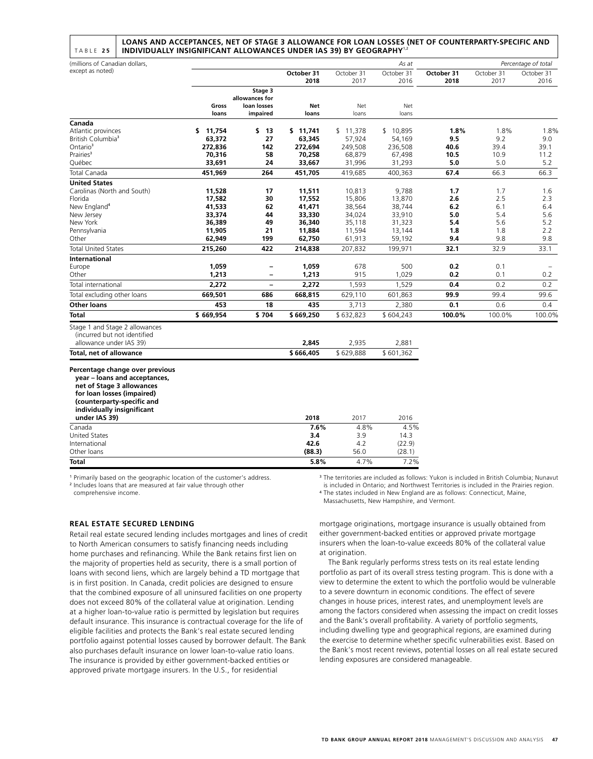TABLE 25 **LOANS AND ACCEPTANCES, NET OF STAGE 3 ALLOWANCE FOR LOAN LOSSES (NET OF COUNTERPARTY-SPECIFIC AND INDIVIDUALLY INSIGNIFICANT ALLOWANCES UNDER IAS 39) BY GEOGRAPHY**[1,2]

| (millions of Canadian dollars, except as noted) | | | | | *As at* | | | *Percentage of total* |
|---|---|---|---|---|---|---|---|---|
| | | | **October 31 2018** | October 31 2017 | October 31 2016 | **October 31 2018** | October 31 2017 | October 31 2016 |
| | **Gross loans** | **Stage 3 allowances for loan losses impaired** | **Net loans** | Net loans | Net loans | | | |
| **Canada** | | | | | | | | |
| Atlantic provinces | **$ 11,754** | **$ 13** | **$ 11,741** | $ 11,378 | $ 10,895 | **1.8%** | 1.8% | 1.8% |
| British Columbia[3] | **63,372** | **27** | **63,345** | 57,924 | 54,169 | **9.5** | 9.2 | 9.0 |
| Ontario[3] | **272,836** | **142** | **272,694** | 249,508 | 236,508 | **40.6** | 39.4 | 39.1 |
| Prairies[3] | **70,316** | **58** | **70,258** | 68,879 | 67,498 | **10.5** | 10.9 | 11.2 |
| Québec | **33,691** | **24** | **33,667** | 31,996 | 31,293 | **5.0** | 5.0 | 5.2 |
| Total Canada | **451,969** | **264** | **451,705** | 419,685 | 400,363 | **67.4** | 66.3 | 66.3 |
| **United States** | | | | | | | | |
| Carolinas (North and South) | **11,528** | **17** | **11,511** | 10,813 | 9,788 | **1.7** | 1.7 | 1.6 |
| Florida | **17,582** | **30** | **17,552** | 15,806 | 13,870 | **2.6** | 2.5 | 2.3 |
| New England[4] | **41,533** | **62** | **41,471** | 38,564 | 38,744 | **6.2** | 6.1 | 6.4 |
| New Jersey | **33,374** | **44** | **33,330** | 34,024 | 33,910 | **5.0** | 5.4 | 5.6 |
| New York | **36,389** | **49** | **36,340** | 35,118 | 31,323 | **5.4** | 5.6 | 5.2 |
| Pennsylvania | **11,905** | **21** | **11,884** | 11,594 | 13,144 | **1.8** | 1.8 | 2.2 |
| Other | **62,949** | **199** | **62,750** | 61,913 | 59,192 | **9.4** | 9.8 | 9.8 |
| Total United States | **215,260** | **422** | **214,838** | 207,832 | 199,971 | **32.1** | 32.9 | 33.1 |
| **International** | | | | | | | | |
| Europe | **1,059** | **–** | **1,059** | 678 | 500 | **0.2** | 0.1 | – |
| Other | **1,213** | **–** | **1,213** | 915 | 1,029 | **0.2** | 0.1 | 0.2 |
| Total international | **2,272** | **–** | **2,272** | 1,593 | 1,529 | **0.4** | 0.2 | 0.2 |
| Total excluding other loans | **669,501** | **686** | **668,815** | 629,110 | 601,863 | **99.9** | 99.4 | 99.6 |
| **Other loans** | **453** | **18** | **435** | 3,713 | 2,380 | **0.1** | 0.6 | 0.4 |
| **Total** | **$ 669,954** | **$ 704** | **$ 669,250** | $ 632,823 | $ 604,243 | **100.0%** | 100.0% | 100.0% |
| Stage 1 and Stage 2 allowances (incurred but not identified allowance under IAS 39) | | | **2,845** | 2,935 | 2,881 | | | |
| **Total, net of allowance** | | | **$ 666,405** | $ 629,888 | $ 601,362 | | | |

| **Percentage change over previous year – loans and acceptances, net of Stage 3 allowances for loan losses (impaired) (counterparty-specific and individually insignificant under IAS 39)** | **2018** | 2017 | 2016 |
|---|---|---|---|
| Canada | **7.6%** | 4.8% | 4.5% |
| United States | **3.4** | 3.9 | 14.3 |
| International | **42.6** | 4.2 | (22.9) |
| Other loans | **(88.3)** | 56.0 | (28.1) |
| **Total** | **5.8%** | 4.7% | 7.2% |

[1] Primarily based on the geographic location of the customer's address.

[2] Includes loans that are measured at fair value through other comprehensive income.

[3] The territories are included as follows: Yukon is included in British Columbia; Nunavut is included in Ontario; and Northwest Territories is included in the Prairies region.

[4] The states included in New England are as follows: Connecticut, Maine, Massachusetts, New Hampshire, and Vermont.

## REAL ESTATE SECURED LENDING

Retail real estate secured lending includes mortgages and lines of credit to North American consumers to satisfy financing needs including home purchases and refinancing. While the Bank retains first lien on the majority of properties held as security, there is a small portion of loans with second liens, which are largely behind a TD mortgage that is in first position. In Canada, credit policies are designed to ensure that the combined exposure of all uninsured facilities on one property does not exceed 80% of the collateral value at origination. Lending at a higher loan-to-value ratio is permitted by legislation but requires default insurance. This insurance is contractual coverage for the life of eligible facilities and protects the Bank's real estate secured lending portfolio against potential losses caused by borrower default. The Bank also purchases default insurance on lower loan-to-value ratio loans. The insurance is provided by either government-backed entities or approved private mortgage insurers. In the U.S., for residential mortgage originations, mortgage insurance is usually obtained from either government-backed entities or approved private mortgage insurers when the loan-to-value exceeds 80% of the collateral value at origination.

The Bank regularly performs stress tests on its real estate lending portfolio as part of its overall stress testing program. This is done with a view to determine the extent to which the portfolio would be vulnerable to a severe downturn in economic conditions. The effect of severe changes in house prices, interest rates, and unemployment levels are among the factors considered when assessing the impact on credit losses and the Bank's overall profitability. A variety of portfolio segments, including dwelling type and geographical regions, are examined during the exercise to determine whether specific vulnerabilities exist. Based on the Bank's most recent reviews, potential losses on all real estate secured lending exposures are considered manageable.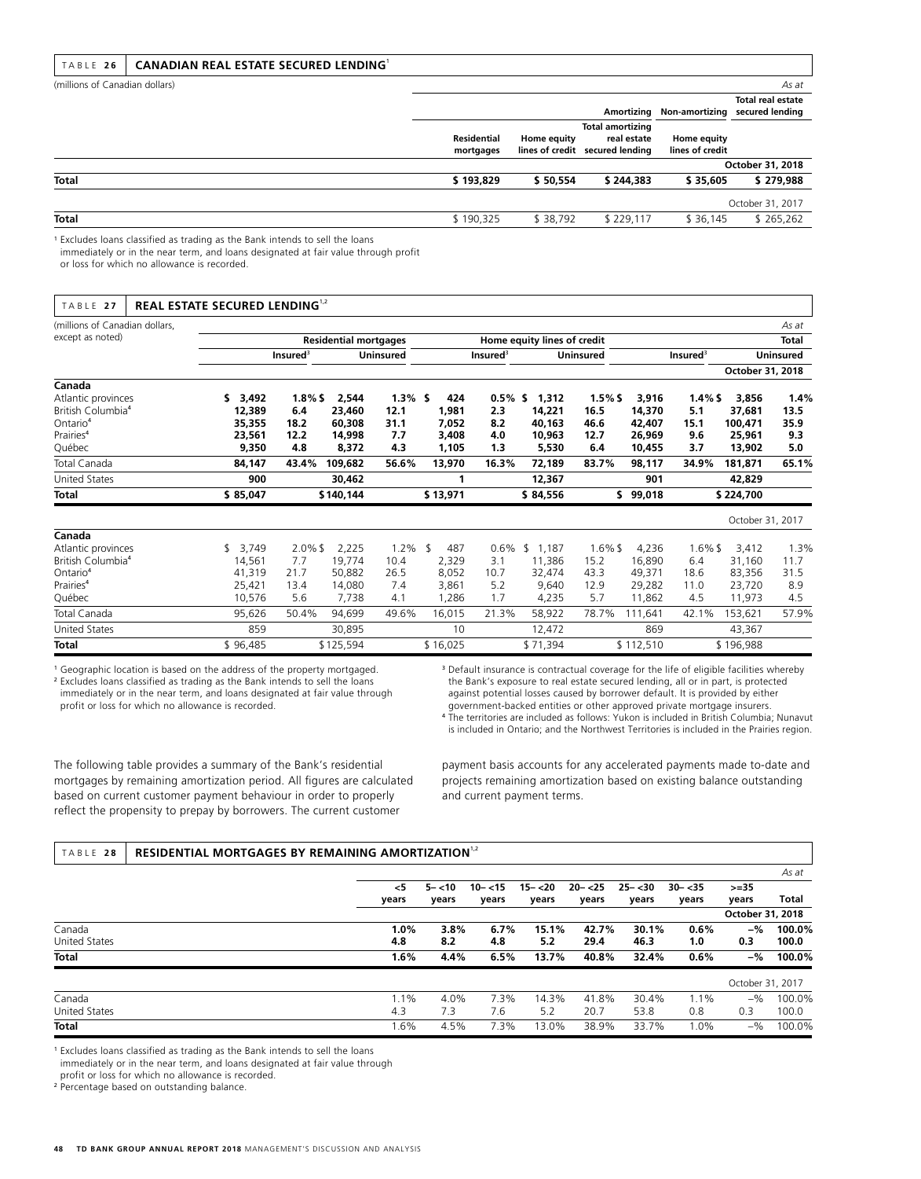TABLE 26 **CANADIAN REAL ESTATE SECURED LENDING**[1]

| (millions of Canadian dollars) | | | | | *As at* |
|---|---|---|---|---|---|
| | | | **Amortizing** | **Non-amortizing** | **Total real estate secured lending** |
| | **Residential mortgages** | **Home equity lines of credit** | **Total amortizing real estate secured lending** | **Home equity lines of credit** | |
| | | | | | **October 31, 2018** |
| **Total** | **$ 193,829** | **$ 50,554** | **$ 244,383** | **$ 35,605** | **$ 279,988** |
| | | | | | October 31, 2017 |
| **Total** | $ 190,325 | $ 38,792 | $ 229,117 | $ 36,145 | $ 265,262 |

[1] Excludes loans classified as trading as the Bank intends to sell the loans immediately or in the near term, and loans designated at fair value through profit or loss for which no allowance is recorded.

TABLE 27 **REAL ESTATE SECURED LENDING**[1,2]

| (millions of Canadian dollars, except as noted) | **Residential mortgages** | | | | **Home equity lines of credit** | | | | **Total** | | | *As at* |
|---|---|---|---|---|---|---|---|---|---|---|---|---|
| | **Insured**[3] | | **Uninsured** | | **Insured**[3] | | **Uninsured** | | **Insured**[3] | | **Uninsured** | |
| | | | | | | | | | | | **October 31, 2018** | |
| **Canada** | | | | | | | | | | | | |
| Atlantic provinces | **$ 3,492** | **1.8%** | **$ 2,544** | **1.3%** | **$ 424** | **0.5%** | **$ 1,312** | **1.5%** | **$ 3,916** | **1.4%** | **$ 3,856** | **1.4%** |
| British Columbia[4] | **12,389** | **6.4** | **23,460** | **12.1** | **1,981** | **2.3** | **14,221** | **16.5** | **14,370** | **5.1** | **37,681** | **13.5** |
| Ontario[4] | **35,355** | **18.2** | **60,308** | **31.1** | **7,052** | **8.2** | **40,163** | **46.6** | **42,407** | **15.1** | **100,471** | **35.9** |
| Prairies[4] | **23,561** | **12.2** | **14,998** | **7.7** | **3,408** | **4.0** | **10,963** | **12.7** | **26,969** | **9.6** | **25,961** | **9.3** |
| Québec | **9,350** | **4.8** | **8,372** | **4.3** | **1,105** | **1.3** | **5,530** | **6.4** | **10,455** | **3.7** | **13,902** | **5.0** |
| Total Canada | **84,147** | **43.4%** | **109,682** | **56.6%** | **13,970** | **16.3%** | **72,189** | **83.7%** | **98,117** | **34.9%** | **181,871** | **65.1%** |
| United States | **900** | | **30,462** | | **1** | | **12,367** | | **901** | | **42,829** | |
| **Total** | **$ 85,047** | | **$ 140,144** | | **$ 13,971** | | **$ 84,556** | | **$ 99,018** | | **$ 224,700** | |
| | | | | | | | | | | | October 31, 2017 | |
| **Canada** | | | | | | | | | | | | |
| Atlantic provinces | $ 3,749 | 2.0% | $ 2,225 | 1.2% | $ 487 | 0.6% | $ 1,187 | 1.6% | $ 4,236 | 1.6% | $ 3,412 | 1.3% |
| British Columbia[4] | 14,561 | 7.7 | 19,774 | 10.4 | 2,329 | 3.1 | 11,386 | 15.2 | 16,890 | 6.4 | 31,160 | 11.7 |
| Ontario[4] | 41,319 | 21.7 | 50,882 | 26.5 | 8,052 | 10.7 | 32,474 | 43.3 | 49,371 | 18.6 | 83,356 | 31.5 |
| Prairies[4] | 25,421 | 13.4 | 14,080 | 7.4 | 3,861 | 5.2 | 9,640 | 12.9 | 29,282 | 11.0 | 23,720 | 8.9 |
| Québec | 10,576 | 5.6 | 7,738 | 4.1 | 1,286 | 1.7 | 4,235 | 5.7 | 11,862 | 4.5 | 11,973 | 4.5 |
| Total Canada | 95,626 | 50.4% | 94,699 | 49.6% | 16,015 | 21.3% | 58,922 | 78.7% | 111,641 | 42.1% | 153,621 | 57.9% |
| United States | 859 | | 30,895 | | 10 | | 12,472 | | 869 | | 43,367 | |
| **Total** | $ 96,485 | | $ 125,594 | | $ 16,025 | | $ 71,394 | | $ 112,510 | | $ 196,988 | |

[1] Geographic location is based on the address of the property mortgaged.
[2] Excludes loans classified as trading as the Bank intends to sell the loans immediately or in the near term, and loans designated at fair value through profit or loss for which no allowance is recorded.
[3] Default insurance is contractual coverage for the life of eligible facilities whereby the Bank's exposure to real estate secured lending, all or in part, is protected against potential losses caused by borrower default. It is provided by either government-backed entities or other approved private mortgage insurers.
[4] The territories are included as follows: Yukon is included in British Columbia; Nunavut is included in Ontario; and the Northwest Territories is included in the Prairies region.

The following table provides a summary of the Bank's residential mortgages by remaining amortization period. All figures are calculated based on current customer payment behaviour in order to properly reflect the propensity to prepay by borrowers. The current customer payment basis accounts for any accelerated payments made to-date and projects remaining amortization based on existing balance outstanding and current payment terms.

TABLE 28 **RESIDENTIAL MORTGAGES BY REMAINING AMORTIZATION**[1,2]

| | **<5 years** | **5– <10 years** | **10– <15 years** | **15– <20 years** | **20– <25 years** | **25– <30 years** | **30– <35 years** | **>=35 years** | **Total** |
|---|---|---|---|---|---|---|---|---|---|
| | | | | | | | | **October 31, 2018** | *As at* |
| Canada | **1.0%** | **3.8%** | **6.7%** | **15.1%** | **42.7%** | **30.1%** | **0.6%** | **–%** | **100.0%** |
| United States | **4.8** | **8.2** | **4.8** | **5.2** | **29.4** | **46.3** | **1.0** | **0.3** | **100.0** |
| **Total** | **1.6%** | **4.4%** | **6.5%** | **13.7%** | **40.8%** | **32.4%** | **0.6%** | **–%** | **100.0%** |
| | | | | | | | | October 31, 2017 | |
| Canada | 1.1% | 4.0% | 7.3% | 14.3% | 41.8% | 30.4% | 1.1% | –% | 100.0% |
| United States | 4.3 | 7.3 | 7.6 | 5.2 | 20.7 | 53.8 | 0.8 | 0.3 | 100.0 |
| **Total** | 1.6% | 4.5% | 7.3% | 13.0% | 38.9% | 33.7% | 1.0% | –% | 100.0% |

[1] Excludes loans classified as trading as the Bank intends to sell the loans immediately or in the near term, and loans designated at fair value through profit or loss for which no allowance is recorded.
[2] Percentage based on outstanding balance.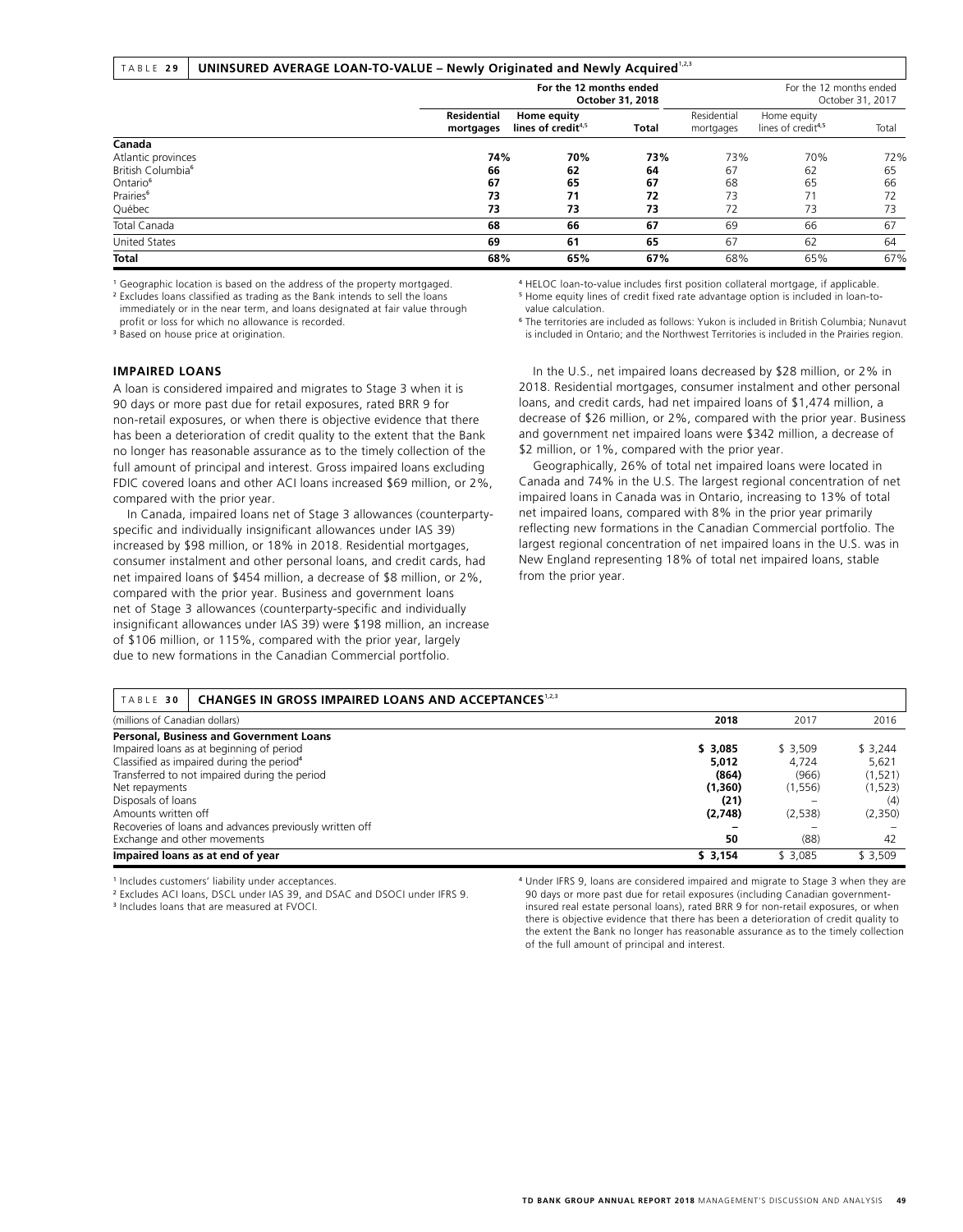**TABLE 29 UNINSURED AVERAGE LOAN-TO-VALUE – Newly Originated and Newly Acquired**[1,2,3]

| | For the 12 months ended October 31, 2018 | | | For the 12 months ended October 31, 2017 | | |
|---|---|---|---|---|---|---|
| | Residential mortgages | Home equity lines of credit[4,5] | Total | Residential mortgages | Home equity lines of credit[4,5] | Total |
| **Canada** | | | | | | |
| Atlantic provinces | **74%** | **70%** | **73%** | 73% | 70% | 72% |
| British Columbia[6] | **66** | **62** | **64** | 67 | 62 | 65 |
| Ontario[6] | **67** | **65** | **67** | 68 | 65 | 66 |
| Prairies[6] | **73** | **71** | **72** | 73 | 71 | 72 |
| Québec | **73** | **73** | **73** | 72 | 73 | 73 |
| Total Canada | **68** | **66** | **67** | 69 | 66 | 67 |
| United States | **69** | **61** | **65** | 67 | 62 | 64 |
| **Total** | **68%** | **65%** | **67%** | 68% | 65% | 67% |

[1] Geographic location is based on the address of the property mortgaged.
[2] Excludes loans classified as trading as the Bank intends to sell the loans immediately or in the near term, and loans designated at fair value through profit or loss for which no allowance is recorded.
[3] Based on house price at origination.
[4] HELOC loan-to-value includes first position collateral mortgage, if applicable.
[5] Home equity lines of credit fixed rate advantage option is included in loan-to-value calculation.
[6] The territories are included as follows: Yukon is included in British Columbia; Nunavut is included in Ontario; and the Northwest Territories is included in the Prairies region.

### IMPAIRED LOANS

A loan is considered impaired and migrates to Stage 3 when it is 90 days or more past due for retail exposures, rated BRR 9 for non-retail exposures, or when there is objective evidence that there has been a deterioration of credit quality to the extent that the Bank no longer has reasonable assurance as to the timely collection of the full amount of principal and interest. Gross impaired loans excluding FDIC covered loans and other ACI loans increased $69 million, or 2%, compared with the prior year.

In Canada, impaired loans net of Stage 3 allowances (counterparty-specific and individually insignificant allowances under IAS 39) increased by $98 million, or 18% in 2018. Residential mortgages, consumer instalment and other personal loans, and credit cards, had net impaired loans of $454 million, a decrease of $8 million, or 2%, compared with the prior year. Business and government loans net of Stage 3 allowances (counterparty-specific and individually insignificant allowances under IAS 39) were $198 million, an increase of $106 million, or 115%, compared with the prior year, largely due to new formations in the Canadian Commercial portfolio.

In the U.S., net impaired loans decreased by $28 million, or 2% in 2018. Residential mortgages, consumer instalment and other personal loans, and credit cards, had net impaired loans of $1,474 million, a decrease of $26 million, or 2%, compared with the prior year. Business and government net impaired loans were $342 million, a decrease of $2 million, or 1%, compared with the prior year.

Geographically, 26% of total net impaired loans were located in Canada and 74% in the U.S. The largest regional concentration of net impaired loans in Canada was in Ontario, increasing to 13% of total net impaired loans, compared with 8% in the prior year primarily reflecting new formations in the Canadian Commercial portfolio. The largest regional concentration of net impaired loans in the U.S. was in New England representing 18% of total net impaired loans, stable from the prior year.

**TABLE 30 CHANGES IN GROSS IMPAIRED LOANS AND ACCEPTANCES**[1,2,3]

| (millions of Canadian dollars) | 2018 | 2017 | 2016 |
|---|---|---|---|
| **Personal, Business and Government Loans** | | | |
| Impaired loans as at beginning of period | **$ 3,085** | $ 3,509 | $ 3,244 |
| Classified as impaired during the period[4] | **5,012** | 4,724 | 5,621 |
| Transferred to not impaired during the period | **(864)** | (966) | (1,521) |
| Net repayments | **(1,360)** | (1,556) | (1,523) |
| Disposals of loans | **(21)** | – | (4) |
| Amounts written off | **(2,748)** | (2,538) | (2,350) |
| Recoveries of loans and advances previously written off | **–** | – | – |
| Exchange and other movements | **50** | (88) | 42 |
| **Impaired loans as at end of year** | **$ 3,154** | $ 3,085 | $ 3,509 |

[1] Includes customers' liability under acceptances.
[2] Excludes ACI loans, DSCL under IAS 39, and DSAC and DSOCI under IFRS 9.
[3] Includes loans that are measured at FVOCI.
[4] Under IFRS 9, loans are considered impaired and migrate to Stage 3 when they are 90 days or more past due for retail exposures (including Canadian government-insured real estate personal loans), rated BRR 9 for non-retail exposures, or when there is objective evidence that there has been a deterioration of credit quality to the extent the Bank no longer has reasonable assurance as to the timely collection of the full amount of principal and interest.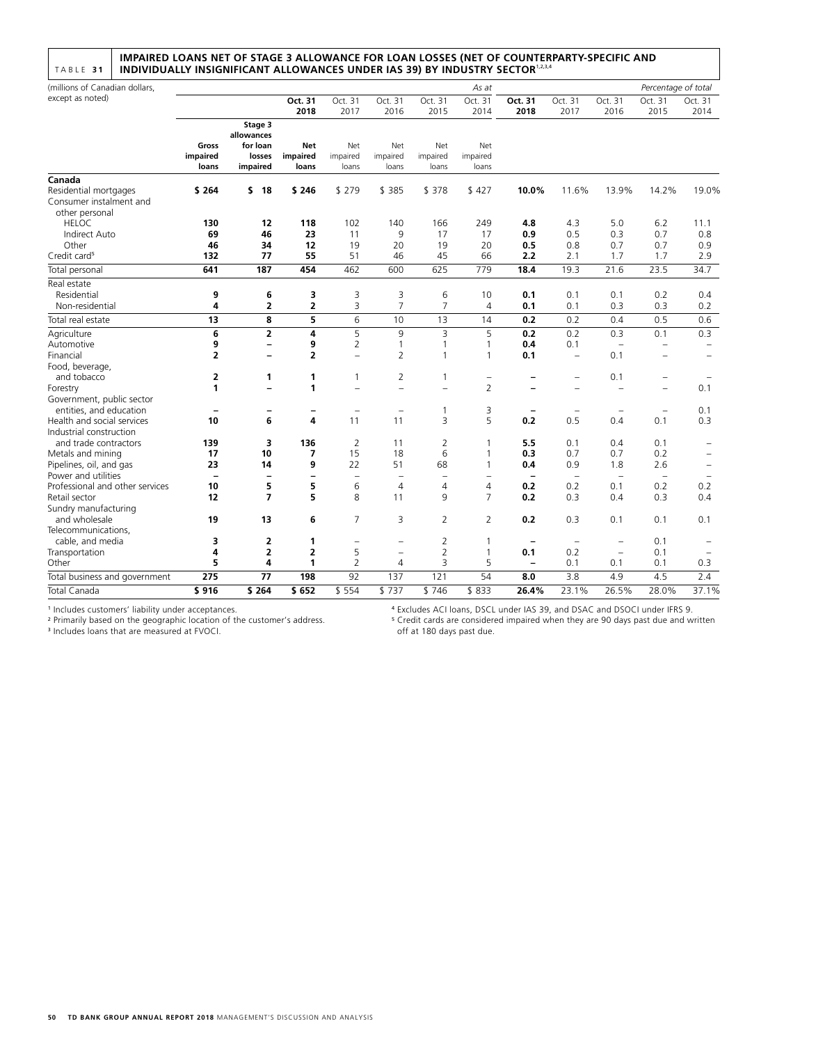TABLE 31 **IMPAIRED LOANS NET OF STAGE 3 ALLOWANCE FOR LOAN LOSSES (NET OF COUNTERPARTY-SPECIFIC AND INDIVIDUALLY INSIGNIFICANT ALLOWANCES UNDER IAS 39) BY INDUSTRY SECTOR**[1,2,3,4]

| (millions of Canadian dollars, except as noted) | | | | | | | | *As at* | | | | | *Percentage of total* |
|---|---|---|---|---|---|---|---|---|---|---|---|---|---|
| | | | **Oct. 31 2018** | Oct. 31 2017 | Oct. 31 2016 | Oct. 31 2015 | Oct. 31 2014 | **Oct. 31 2018** | Oct. 31 2017 | Oct. 31 2016 | Oct. 31 2015 | Oct. 31 2014 |
| | **Gross impaired loans** | **Stage 3 allowances for loan losses impaired** | **Net impaired loans** | Net impaired loans | Net impaired loans | Net impaired loans | Net impaired loans | | | | | |
| **Canada** | | | | | | | | | | | | |
| Residential mortgages | **$ 264** | **$ 18** | **$ 246** | $ 279 | $ 385 | $ 378 | $ 427 | **10.0%** | 11.6% | 13.9% | 14.2% | 19.0% |
| Consumer instalment and other personal | | | | | | | | | | | | |
| HELOC | **130** | **12** | **118** | 102 | 140 | 166 | 249 | **4.8** | 4.3 | 5.0 | 6.2 | 11.1 |
| Indirect Auto | **69** | **46** | **23** | 11 | 9 | 17 | 17 | **0.9** | 0.5 | 0.3 | 0.7 | 0.8 |
| Other | **46** | **34** | **12** | 19 | 20 | 19 | 20 | **0.5** | 0.8 | 0.7 | 0.7 | 0.9 |
| Credit card[5] | **132** | **77** | **55** | 51 | 46 | 45 | 66 | **2.2** | 2.1 | 1.7 | 1.7 | 2.9 |
| Total personal | **641** | **187** | **454** | 462 | 600 | 625 | 779 | **18.4** | 19.3 | 21.6 | 23.5 | 34.7 |
| Real estate | | | | | | | | | | | | |
| Residential | **9** | **6** | **3** | 3 | 3 | 6 | 10 | **0.1** | 0.1 | 0.1 | 0.2 | 0.4 |
| Non-residential | **4** | **2** | **2** | 3 | 7 | 7 | 4 | **0.1** | 0.1 | 0.3 | 0.3 | 0.2 |
| Total real estate | **13** | **8** | **5** | 6 | 10 | 13 | 14 | **0.2** | 0.2 | 0.4 | 0.5 | 0.6 |
| Agriculture | **6** | **2** | **4** | 5 | 9 | 3 | 5 | **0.2** | 0.2 | 0.3 | 0.1 | 0.3 |
| Automotive | **9** | **–** | **9** | 2 | 1 | 1 | 1 | **0.4** | 0.1 | – | – | – |
| Financial | **2** | **–** | **2** | – | 2 | 1 | 1 | **0.1** | – | 0.1 | – | – |
| Food, beverage, and tobacco | **2** | **1** | **1** | 1 | 2 | 1 | – | **–** | – | 0.1 | – | – |
| Forestry | **1** | **–** | **1** | – | – | – | 2 | **–** | – | – | – | 0.1 |
| Government, public sector entities, and education | **–** | **–** | **–** | – | – | 1 | 3 | **–** | – | – | – | 0.1 |
| Health and social services | **10** | **6** | **4** | 11 | 11 | 3 | 5 | **0.2** | 0.5 | 0.4 | 0.1 | 0.3 |
| Industrial construction and trade contractors | **139** | **3** | **136** | 2 | 11 | 2 | 1 | **5.5** | 0.1 | 0.4 | 0.1 | – |
| Metals and mining | **17** | **10** | **7** | 15 | 18 | 6 | 1 | **0.3** | 0.7 | 0.7 | 0.2 | – |
| Pipelines, oil, and gas | **23** | **14** | **9** | 22 | 51 | 68 | 1 | **0.4** | 0.9 | 1.8 | 2.6 | – |
| Power and utilities | **–** | **–** | **–** | – | – | – | – | **–** | – | – | – | – |
| Professional and other services | **10** | **5** | **5** | 6 | 4 | 4 | 4 | **0.2** | 0.2 | 0.1 | 0.2 | 0.2 |
| Retail sector | **12** | **7** | **5** | 8 | 11 | 9 | 7 | **0.2** | 0.3 | 0.4 | 0.3 | 0.4 |
| Sundry manufacturing and wholesale | **19** | **13** | **6** | 7 | 3 | 2 | 2 | **0.2** | 0.3 | 0.1 | 0.1 | 0.1 |
| Telecommunications, cable, and media | **3** | **2** | **1** | – | – | 2 | 1 | **–** | – | – | 0.1 | – |
| Transportation | **4** | **2** | **2** | 5 | – | 2 | 1 | **0.1** | 0.2 | – | 0.1 | – |
| Other | **5** | **4** | **1** | 2 | 4 | 3 | 5 | **–** | 0.1 | 0.1 | 0.1 | 0.3 |
| Total business and government | **275** | **77** | **198** | 92 | 137 | 121 | 54 | **8.0** | 3.8 | 4.9 | 4.5 | 2.4 |
| Total Canada | **$ 916** | **$ 264** | **$ 652** | $ 554 | $ 737 | $ 746 | $ 833 | **26.4%** | 23.1% | 26.5% | 28.0% | 37.1% |

[1] Includes customers' liability under acceptances.
[2] Primarily based on the geographic location of the customer's address.
[3] Includes loans that are measured at FVOCI.
[4] Excludes ACI loans, DSCL under IAS 39, and DSAC and DSOCI under IFRS 9.
[5] Credit cards are considered impaired when they are 90 days past due and written off at 180 days past due.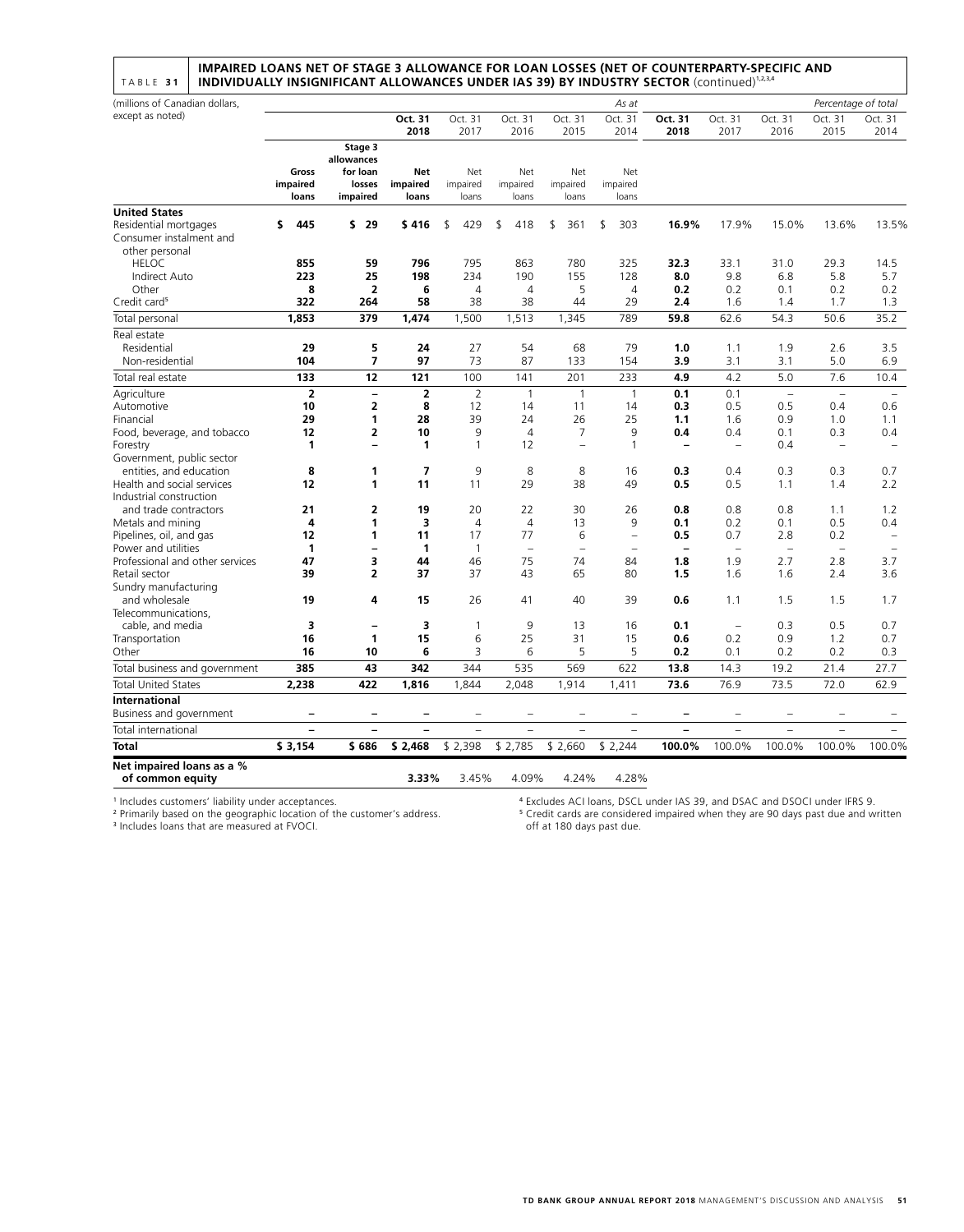TABLE 31 **IMPAIRED LOANS NET OF STAGE 3 ALLOWANCE FOR LOAN LOSSES (NET OF COUNTERPARTY-SPECIFIC AND INDIVIDUALLY INSIGNIFICANT ALLOWANCES UNDER IAS 39) BY INDUSTRY SECTOR** (continued)[1,2,3,4]

| (millions of Canadian dollars, except as noted) | | | | | | | *As at* | | | | | *Percentage of total* |
|---|---|---|---|---|---|---|---|---|---|---|---|---|
| | | | **Oct. 31 2018** | Oct. 31 2017 | Oct. 31 2016 | Oct. 31 2015 | Oct. 31 2014 | **Oct. 31 2018** | Oct. 31 2017 | Oct. 31 2016 | Oct. 31 2015 | Oct. 31 2014 |
| | **Gross impaired loans** | **Stage 3 allowances for loan losses impaired** | **Net impaired loans** | Net impaired loans | Net impaired loans | Net impaired loans | Net impaired loans | | | | | |
| **United States** | | | | | | | | | | | | |
| Residential mortgages | **$ 445** | **$ 29** | **$ 416** | $ 429 | $ 418 | $ 361 | $ 303 | **16.9%** | 17.9% | 15.0% | 13.6% | 13.5% |
| Consumer instalment and other personal | | | | | | | | | | | | |
| HELOC | **855** | **59** | **796** | 795 | 863 | 780 | 325 | **32.3** | 33.1 | 31.0 | 29.3 | 14.5 |
| Indirect Auto | **223** | **25** | **198** | 234 | 190 | 155 | 128 | **8.0** | 9.8 | 6.8 | 5.8 | 5.7 |
| Other | **8** | **2** | **6** | 4 | 4 | 5 | 4 | **0.2** | 0.2 | 0.1 | 0.2 | 0.2 |
| Credit card[5] | **322** | **264** | **58** | 38 | 38 | 44 | 29 | **2.4** | 1.6 | 1.4 | 1.7 | 1.3 |
| Total personal | **1,853** | **379** | **1,474** | 1,500 | 1,513 | 1,345 | 789 | **59.8** | 62.6 | 54.3 | 50.6 | 35.2 |
| Real estate | | | | | | | | | | | | |
| Residential | **29** | **5** | **24** | 27 | 54 | 68 | 79 | **1.0** | 1.1 | 1.9 | 2.6 | 3.5 |
| Non-residential | **104** | **7** | **97** | 73 | 87 | 133 | 154 | **3.9** | 3.1 | 3.1 | 5.0 | 6.9 |
| Total real estate | **133** | **12** | **121** | 100 | 141 | 201 | 233 | **4.9** | 4.2 | 5.0 | 7.6 | 10.4 |
| Agriculture | **2** | **–** | **2** | 2 | 1 | 1 | 1 | **0.1** | 0.1 | – | – | – |
| Automotive | **10** | **2** | **8** | 12 | 14 | 11 | 14 | **0.3** | 0.5 | 0.5 | 0.4 | 0.6 |
| Financial | **29** | **1** | **28** | 39 | 24 | 26 | 25 | **1.1** | 1.6 | 0.9 | 1.0 | 1.1 |
| Food, beverage, and tobacco | **12** | **2** | **10** | 9 | 4 | 7 | 9 | **0.4** | 0.4 | 0.1 | 0.3 | 0.4 |
| Forestry | **1** | **–** | **1** | 1 | 12 | – | 1 | **–** | – | 0.4 | – | – |
| Government, public sector entities, and education | **8** | **1** | **7** | 9 | 8 | 8 | 16 | **0.3** | 0.4 | 0.3 | 0.3 | 0.7 |
| Health and social services | **12** | **1** | **11** | 11 | 29 | 38 | 49 | **0.5** | 0.5 | 1.1 | 1.4 | 2.2 |
| Industrial construction and trade contractors | **21** | **2** | **19** | 20 | 22 | 30 | 26 | **0.8** | 0.8 | 0.8 | 1.1 | 1.2 |
| Metals and mining | **4** | **1** | **3** | 4 | 4 | 13 | 9 | **0.1** | 0.2 | 0.1 | 0.5 | 0.4 |
| Pipelines, oil, and gas | **12** | **1** | **11** | 17 | 77 | 6 | – | **0.5** | 0.7 | 2.8 | 0.2 | – |
| Power and utilities | **1** | **–** | **1** | 1 | – | – | – | **–** | – | – | – | – |
| Professional and other services | **47** | **3** | **44** | 46 | 75 | 74 | 84 | **1.8** | 1.9 | 2.7 | 2.8 | 3.7 |
| Retail sector | **39** | **2** | **37** | 37 | 43 | 65 | 80 | **1.5** | 1.6 | 1.6 | 2.4 | 3.6 |
| Sundry manufacturing and wholesale | **19** | **4** | **15** | 26 | 41 | 40 | 39 | **0.6** | 1.1 | 1.5 | 1.5 | 1.7 |
| Telecommunications, cable, and media | **3** | **–** | **3** | 1 | 9 | 13 | 16 | **0.1** | – | 0.3 | 0.5 | 0.7 |
| Transportation | **16** | **1** | **15** | 6 | 25 | 31 | 15 | **0.6** | 0.2 | 0.9 | 1.2 | 0.7 |
| Other | **16** | **10** | **6** | 3 | 6 | 5 | 5 | **0.2** | 0.1 | 0.2 | 0.2 | 0.3 |
| Total business and government | **385** | **43** | **342** | 344 | 535 | 569 | 622 | **13.8** | 14.3 | 19.2 | 21.4 | 27.7 |
| Total United States | **2,238** | **422** | **1,816** | 1,844 | 2,048 | 1,914 | 1,411 | **73.6** | 76.9 | 73.5 | 72.0 | 62.9 |
| **International** | | | | | | | | | | | | |
| Business and government | **–** | **–** | **–** | – | – | – | – | **–** | – | – | – | – |
| Total international | **–** | **–** | **–** | – | – | – | – | **–** | – | – | – | – |
| **Total** | **$ 3,154** | **$ 686** | **$ 2,468** | $ 2,398 | $ 2,785 | $ 2,660 | $ 2,244 | **100.0%** | 100.0% | 100.0% | 100.0% | 100.0% |
| **Net impaired loans as a % of common equity** | | | **3.33%** | 3.45% | 4.09% | 4.24% | 4.28% | | | | | |

[1] Includes customers' liability under acceptances.

[2] Primarily based on the geographic location of the customer's address.

[3] Includes loans that are measured at FVOCI.

[4] Excludes ACI loans, DSCL under IAS 39, and DSAC and DSOCI under IFRS 9.

[5] Credit cards are considered impaired when they are 90 days past due and written off at 180 days past due.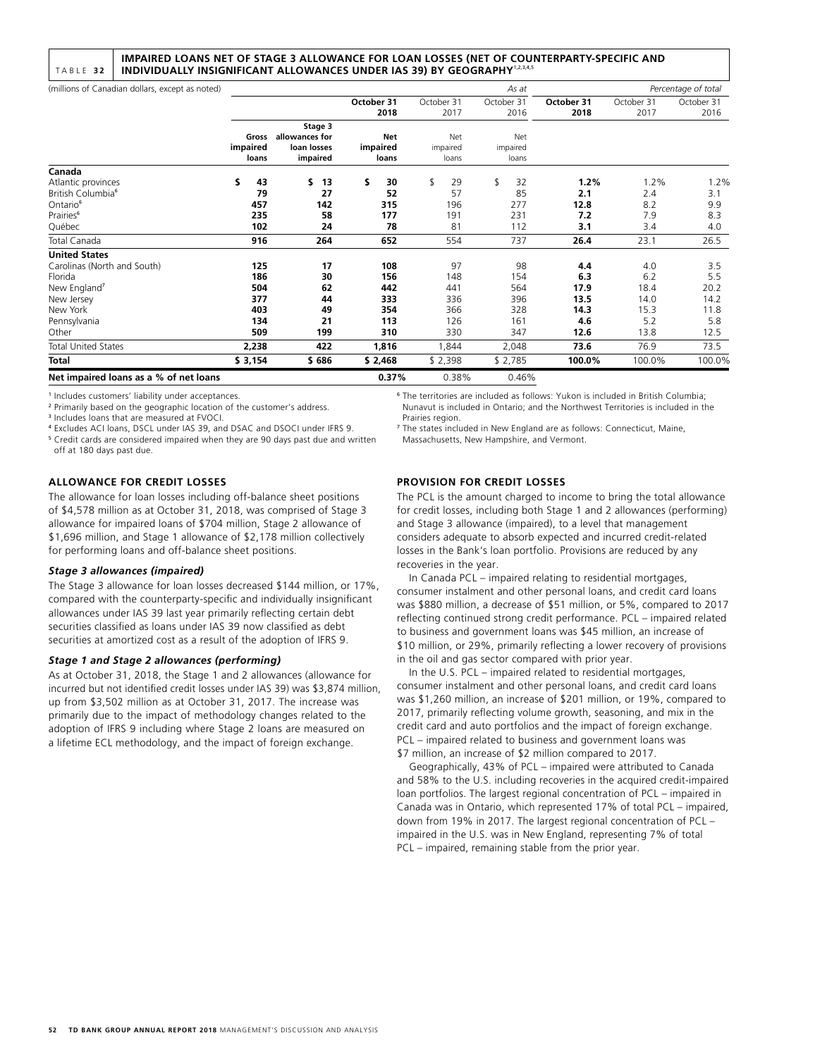**TABLE 32 IMPAIRED LOANS NET OF STAGE 3 ALLOWANCE FOR LOAN LOSSES (NET OF COUNTERPARTY-SPECIFIC AND INDIVIDUALLY INSIGNIFICANT ALLOWANCES UNDER IAS 39) BY GEOGRAPHY[1,2,3,4,5]**

| (millions of Canadian dollars, except as noted) | | | | | As at | | | Percentage of total |
|---|---|---|---|---|---|---|---|---|
| | | | **October 31 2018** | October 31 2017 | October 31 2016 | **October 31 2018** | October 31 2017 | October 31 2016 |
| | **Gross impaired loans** | **Stage 3 allowances for loan losses impaired** | **Net impaired loans** | Net impaired loans | Net impaired loans | | | |
| **Canada** | | | | | | | | |
| Atlantic provinces | **$ 43** | **$ 13** | **$ 30** | $ 29 | $ 32 | **1.2%** | 1.2% | 1.2% |
| British Columbia[6] | **79** | **27** | **52** | 57 | 85 | **2.1** | 2.4 | 3.1 |
| Ontario[6] | **457** | **142** | **315** | 196 | 277 | **12.8** | 8.2 | 9.9 |
| Prairies[6] | **235** | **58** | **177** | 191 | 231 | **7.2** | 7.9 | 8.3 |
| Québec | **102** | **24** | **78** | 81 | 112 | **3.1** | 3.4 | 4.0 |
| Total Canada | **916** | **264** | **652** | 554 | 737 | **26.4** | 23.1 | 26.5 |
| **United States** | | | | | | | | |
| Carolinas (North and South) | **125** | **17** | **108** | 97 | 98 | **4.4** | 4.0 | 3.5 |
| Florida | **186** | **30** | **156** | 148 | 154 | **6.3** | 6.2 | 5.5 |
| New England[7] | **504** | **62** | **442** | 441 | 564 | **17.9** | 18.4 | 20.2 |
| New Jersey | **377** | **44** | **333** | 336 | 396 | **13.5** | 14.0 | 14.2 |
| New York | **403** | **49** | **354** | 366 | 328 | **14.3** | 15.3 | 11.8 |
| Pennsylvania | **134** | **21** | **113** | 126 | 161 | **4.6** | 5.2 | 5.8 |
| Other | **509** | **199** | **310** | 330 | 347 | **12.6** | 13.8 | 12.5 |
| Total United States | **2,238** | **422** | **1,816** | 1,844 | 2,048 | **73.6** | 76.9 | 73.5 |
| **Total** | **$ 3,154** | **$ 686** | **$ 2,468** | $ 2,398 | $ 2,785 | **100.0%** | 100.0% | 100.0% |
| **Net impaired loans as a % of net loans** | | | **0.37%** | 0.38% | 0.46% | | | |

[1] Includes customers' liability under acceptances.
[2] Primarily based on the geographic location of the customer's address.
[3] Includes loans that are measured at FVOCI.
[4] Excludes ACI loans, DSCL under IAS 39, and DSAC and DSOCI under IFRS 9.
[5] Credit cards are considered impaired when they are 90 days past due and written off at 180 days past due.
[6] The territories are included as follows: Yukon is included in British Columbia; Nunavut is included in Ontario; and the Northwest Territories is included in the Prairies region.
[7] The states included in New England are as follows: Connecticut, Maine, Massachusetts, New Hampshire, and Vermont.

## ALLOWANCE FOR CREDIT LOSSES

The allowance for loan losses including off-balance sheet positions of $4,578 million as at October 31, 2018, was comprised of Stage 3 allowance for impaired loans of $704 million, Stage 2 allowance of $1,696 million, and Stage 1 allowance of $2,178 million collectively for performing loans and off-balance sheet positions.

### *Stage 3 allowances (impaired)*

The Stage 3 allowance for loan losses decreased $144 million, or 17%, compared with the counterparty-specific and individually insignificant allowances under IAS 39 last year primarily reflecting certain debt securities classified as loans under IAS 39 now classified as debt securities at amortized cost as a result of the adoption of IFRS 9.

### *Stage 1 and Stage 2 allowances (performing)*

As at October 31, 2018, the Stage 1 and 2 allowances (allowance for incurred but not identified credit losses under IAS 39) was $3,874 million, up from $3,502 million as at October 31, 2017. The increase was primarily due to the impact of methodology changes related to the adoption of IFRS 9 including where Stage 2 loans are measured on a lifetime ECL methodology, and the impact of foreign exchange.

## PROVISION FOR CREDIT LOSSES

The PCL is the amount charged to income to bring the total allowance for credit losses, including both Stage 1 and 2 allowances (performing) and Stage 3 allowance (impaired), to a level that management considers adequate to absorb expected and incurred credit-related losses in the Bank's loan portfolio. Provisions are reduced by any recoveries in the year.

In Canada PCL – impaired relating to residential mortgages, consumer instalment and other personal loans, and credit card loans was $880 million, a decrease of $51 million, or 5%, compared to 2017 reflecting continued strong credit performance. PCL – impaired related to business and government loans was $45 million, an increase of $10 million, or 29%, primarily reflecting a lower recovery of provisions in the oil and gas sector compared with prior year.

In the U.S. PCL – impaired related to residential mortgages, consumer instalment and other personal loans, and credit card loans was $1,260 million, an increase of $201 million, or 19%, compared to 2017, primarily reflecting volume growth, seasoning, and mix in the credit card and auto portfolios and the impact of foreign exchange. PCL – impaired related to business and government loans was $7 million, an increase of $2 million compared to 2017.

Geographically, 43% of PCL – impaired were attributed to Canada and 58% to the U.S. including recoveries in the acquired credit-impaired loan portfolios. The largest regional concentration of PCL – impaired in Canada was in Ontario, which represented 17% of total PCL – impaired, down from 19% in 2017. The largest regional concentration of PCL – impaired in the U.S. was in New England, representing 7% of total PCL – impaired, remaining stable from the prior year.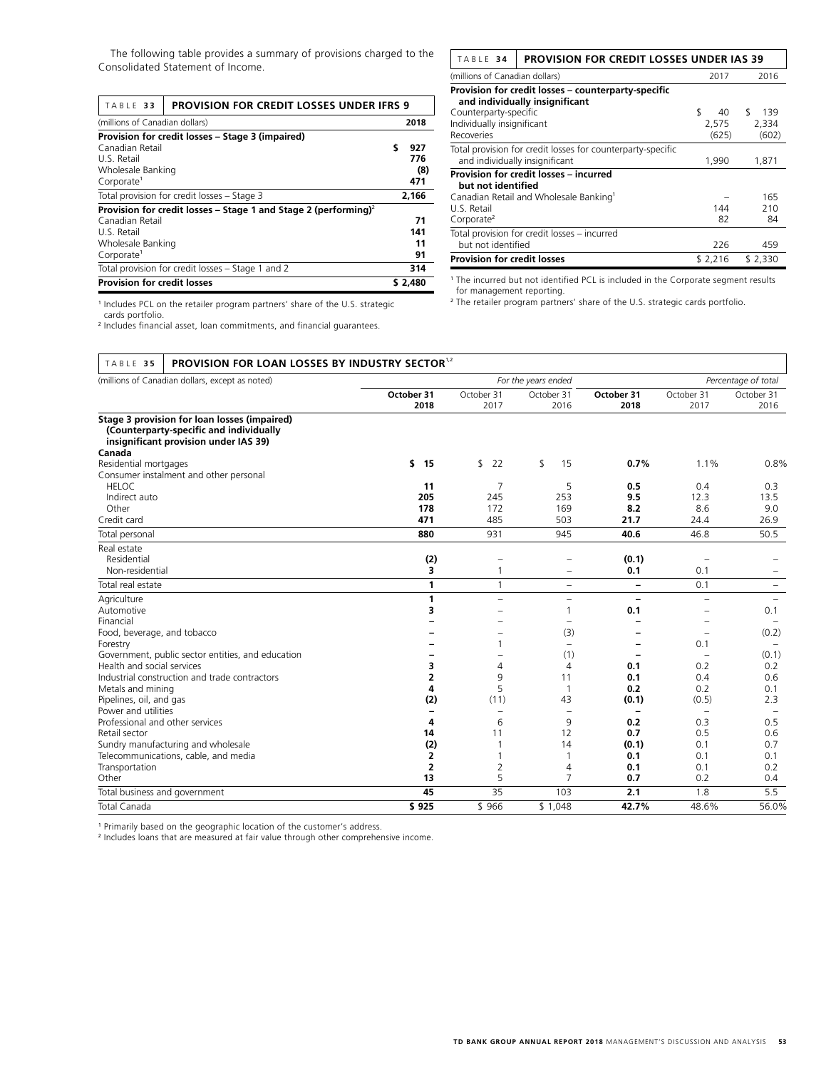The following table provides a summary of provisions charged to the Consolidated Statement of Income.

| TABLE 33 PROVISION FOR CREDIT LOSSES UNDER IFRS 9 | |
|---|---|
| (millions of Canadian dollars) | **2018** |
| **Provision for credit losses – Stage 3 (impaired)** | |
| Canadian Retail | **$ 927** |
| U.S. Retail | **776** |
| Wholesale Banking | **(8)** |
| Corporate[1] | **471** |
| Total provision for credit losses – Stage 3 | **2,166** |
| **Provision for credit losses – Stage 1 and Stage 2 (performing)**[2] | |
| Canadian Retail | **71** |
| U.S. Retail | **141** |
| Wholesale Banking | **11** |
| Corporate[1] | **91** |
| Total provision for credit losses – Stage 1 and 2 | **314** |
| **Provision for credit losses** | **$ 2,480** |

[1] Includes PCL on the retailer program partners' share of the U.S. strategic cards portfolio.
[2] Includes financial asset, loan commitments, and financial guarantees.

| TABLE 34 PROVISION FOR CREDIT LOSSES UNDER IAS 39 | | |
|---|---|---|
| (millions of Canadian dollars) | 2017 | 2016 |
| **Provision for credit losses – counterparty-specific and individually insignificant** | | |
| Counterparty-specific | $ 40 | $ 139 |
| Individually insignificant | 2,575 | 2,334 |
| Recoveries | (625) | (602) |
| Total provision for credit losses for counterparty-specific and individually insignificant | 1,990 | 1,871 |
| **Provision for credit losses – incurred but not identified** | | |
| Canadian Retail and Wholesale Banking[1] | – | 165 |
| U.S. Retail | 144 | 210 |
| Corporate[2] | 82 | 84 |
| Total provision for credit losses – incurred but not identified | 226 | 459 |
| **Provision for credit losses** | $ 2,216 | $ 2,330 |

[1] The incurred but not identified PCL is included in the Corporate segment results for management reporting.
[2] The retailer program partners' share of the U.S. strategic cards portfolio.

| TABLE 35 PROVISION FOR LOAN LOSSES BY INDUSTRY SECTOR[1,2] | | | | | | |
|---|---|---|---|---|---|---|
| (millions of Canadian dollars, except as noted) | *For the years ended* | | | *Percentage of total* | | |
| | **October 31 2018** | October 31 2017 | October 31 2016 | **October 31 2018** | October 31 2017 | October 31 2016 |
| **Stage 3 provision for loan losses (impaired) (Counterparty-specific and individually insignificant provision under IAS 39)** | | | | | | |
| **Canada** | | | | | | |
| Residential mortgages | **$ 15** | $ 22 | $ 15 | **0.7%** | 1.1% | 0.8% |
| Consumer instalment and other personal | | | | | | |
| HELOC | **11** | 7 | 5 | **0.5** | 0.4 | 0.3 |
| Indirect auto | **205** | 245 | 253 | **9.5** | 12.3 | 13.5 |
| Other | **178** | 172 | 169 | **8.2** | 8.6 | 9.0 |
| Credit card | **471** | 485 | 503 | **21.7** | 24.4 | 26.9 |
| Total personal | **880** | 931 | 945 | **40.6** | 46.8 | 50.5 |
| Real estate | | | | | | |
| Residential | **(2)** | – | – | **(0.1)** | – | – |
| Non-residential | **3** | 1 | – | **0.1** | 0.1 | – |
| Total real estate | **1** | 1 | – | **–** | 0.1 | – |
| Agriculture | **1** | – | – | **–** | – | – |
| Automotive | **3** | – | 1 | **0.1** | – | 0.1 |
| Financial | **–** | – | – | **–** | – | – |
| Food, beverage, and tobacco | **–** | – | (3) | **–** | – | (0.2) |
| Forestry | **–** | 1 | – | **–** | 0.1 | – |
| Government, public sector entities, and education | **–** | – | (1) | **–** | – | (0.1) |
| Health and social services | **3** | 4 | 4 | **0.1** | 0.2 | 0.2 |
| Industrial construction and trade contractors | **2** | 9 | 11 | **0.1** | 0.4 | 0.6 |
| Metals and mining | **4** | 5 | 1 | **0.2** | 0.2 | 0.1 |
| Pipelines, oil, and gas | **(2)** | (11) | 43 | **(0.1)** | (0.5) | 2.3 |
| Power and utilities | **–** | – | – | **–** | – | – |
| Professional and other services | **4** | 6 | 9 | **0.2** | 0.3 | 0.5 |
| Retail sector | **14** | 11 | 12 | **0.7** | 0.5 | 0.6 |
| Sundry manufacturing and wholesale | **(2)** | 1 | 14 | **(0.1)** | 0.1 | 0.7 |
| Telecommunications, cable, and media | **2** | 1 | 1 | **0.1** | 0.1 | 0.1 |
| Transportation | **2** | 2 | 4 | **0.1** | 0.1 | 0.2 |
| Other | **13** | 5 | 7 | **0.7** | 0.2 | 0.4 |
| Total business and government | **45** | 35 | 103 | **2.1** | 1.8 | 5.5 |
| Total Canada | **$ 925** | $ 966 | $ 1,048 | **42.7%** | 48.6% | 56.0% |

[1] Primarily based on the geographic location of the customer's address.
[2] Includes loans that are measured at fair value through other comprehensive income.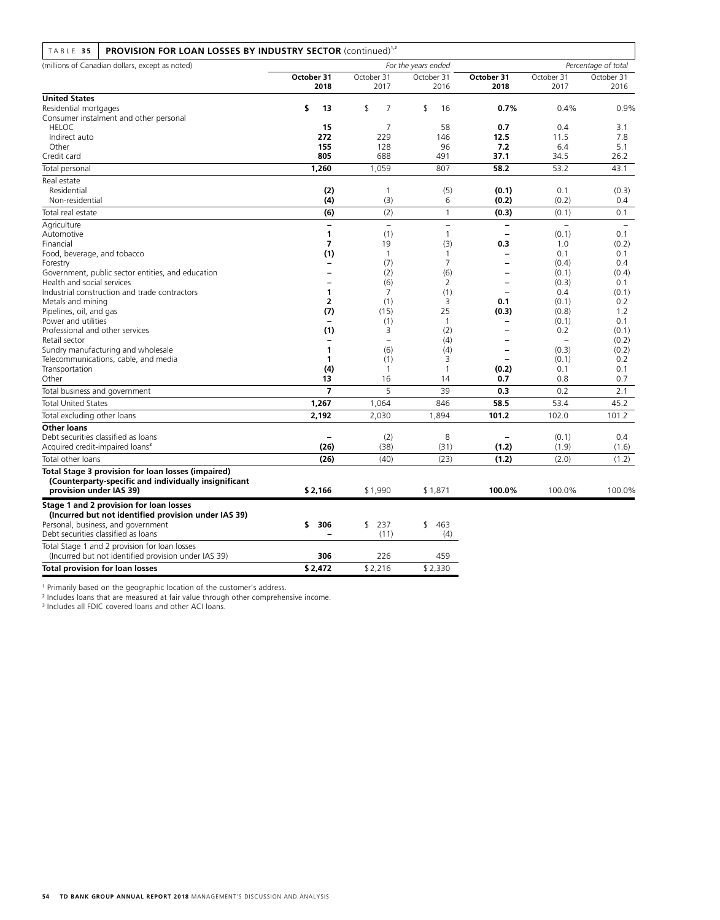TABLE 35 **PROVISION FOR LOAN LOSSES BY INDUSTRY SECTOR** (continued)[1,2]

| (millions of Canadian dollars, except as noted) | *For the years ended* | | | *Percentage of total* | | |
|---|---|---|---|---|---|---|
| | **October 31 2018** | October 31 2017 | October 31 2016 | **October 31 2018** | October 31 2017 | October 31 2016 |
| **United States** | | | | | | |
| Residential mortgages | **$ 13** | $ 7 | $ 16 | **0.7%** | 0.4% | 0.9% |
| Consumer instalment and other personal | | | | | | |
| HELOC | **15** | 7 | 58 | **0.7** | 0.4 | 3.1 |
| Indirect auto | **272** | 229 | 146 | **12.5** | 11.5 | 7.8 |
| Other | **155** | 128 | 96 | **7.2** | 6.4 | 5.1 |
| Credit card | **805** | 688 | 491 | **37.1** | 34.5 | 26.2 |
| Total personal | **1,260** | 1,059 | 807 | **58.2** | 53.2 | 43.1 |
| Real estate | | | | | | |
| Residential | **(2)** | 1 | (5) | **(0.1)** | 0.1 | (0.3) |
| Non-residential | **(4)** | (3) | 6 | **(0.2)** | (0.2) | 0.4 |
| Total real estate | **(6)** | (2) | 1 | **(0.3)** | (0.1) | 0.1 |
| Agriculture | **–** | – | – | **–** | – | – |
| Automotive | **1** | (1) | 1 | **–** | (0.1) | 0.1 |
| Financial | **7** | 19 | (3) | **0.3** | 1.0 | (0.2) |
| Food, beverage, and tobacco | **(1)** | 1 | 1 | **–** | 0.1 | 0.1 |
| Forestry | **–** | (7) | 7 | **–** | (0.4) | 0.4 |
| Government, public sector entities, and education | **–** | (2) | (6) | **–** | (0.1) | (0.4) |
| Health and social services | **–** | (6) | 2 | **–** | (0.3) | 0.1 |
| Industrial construction and trade contractors | **1** | 7 | (1) | **–** | 0.4 | (0.1) |
| Metals and mining | **2** | (1) | 3 | **0.1** | (0.1) | 0.2 |
| Pipelines, oil, and gas | **(7)** | (15) | 25 | **(0.3)** | (0.8) | 1.2 |
| Power and utilities | **–** | (1) | 1 | **–** | (0.1) | 0.1 |
| Professional and other services | **(1)** | 3 | (2) | **–** | 0.2 | (0.1) |
| Retail sector | **–** | – | (4) | **–** | – | (0.2) |
| Sundry manufacturing and wholesale | **1** | (6) | (4) | **–** | (0.3) | (0.2) |
| Telecommunications, cable, and media | **1** | (1) | 3 | **–** | (0.1) | 0.2 |
| Transportation | **(4)** | 1 | 1 | **(0.2)** | 0.1 | 0.1 |
| Other | **13** | 16 | 14 | **0.7** | 0.8 | 0.7 |
| Total business and government | **7** | 5 | 39 | **0.3** | 0.2 | 2.1 |
| Total United States | **1,267** | 1,064 | 846 | **58.5** | 53.4 | 45.2 |
| Total excluding other loans | **2,192** | 2,030 | 1,894 | **101.2** | 102.0 | 101.2 |
| **Other loans** | | | | | | |
| Debt securities classified as loans | **–** | (2) | 8 | **–** | (0.1) | 0.4 |
| Acquired credit-impaired loans[3] | **(26)** | (38) | (31) | **(1.2)** | (1.9) | (1.6) |
| Total other loans | **(26)** | (40) | (23) | **(1.2)** | (2.0) | (1.2) |
| **Total Stage 3 provision for loan losses (impaired) (Counterparty-specific and individually insignificant provision under IAS 39)** | **$ 2,166** | $ 1,990 | $ 1,871 | **100.0%** | 100.0% | 100.0% |
| **Stage 1 and 2 provision for loan losses (Incurred but not identified provision under IAS 39)** | | | | | | |
| Personal, business, and government | **$ 306** | $ 237 | $ 463 | | | |
| Debt securities classified as loans | **–** | (11) | (4) | | | |
| Total Stage 1 and 2 provision for loan losses (Incurred but not identified provision under IAS 39) | **306** | 226 | 459 | | | |
| **Total provision for loan losses** | **$ 2,472** | $ 2,216 | $ 2,330 | | | |

[1] Primarily based on the geographic location of the customer's address.

[2] Includes loans that are measured at fair value through other comprehensive income.

[3] Includes all FDIC covered loans and other ACI loans.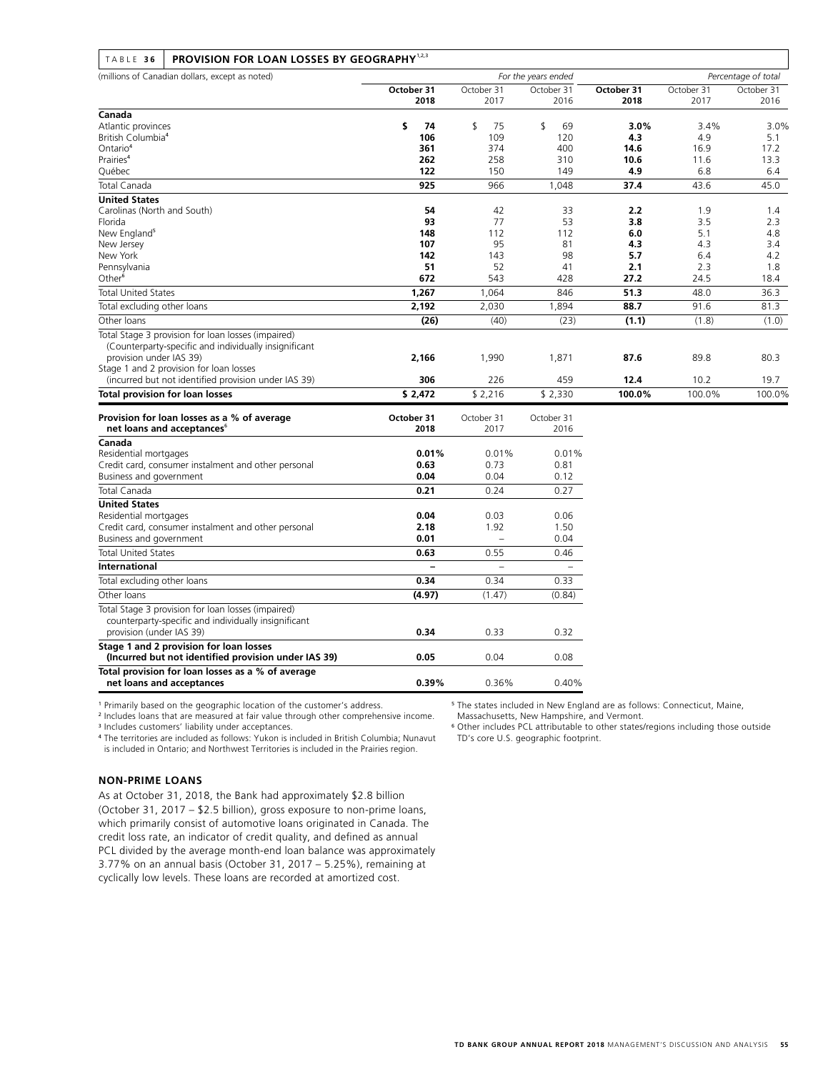TABLE 36 **PROVISION FOR LOAN LOSSES BY GEOGRAPHY**[1,2,3]

| (millions of Canadian dollars, except as noted) | *For the years ended* | | | *Percentage of total* | | |
|---|---|---|---|---|---|---|
| | **October 31 2018** | October 31 2017 | October 31 2016 | **October 31 2018** | October 31 2017 | October 31 2016 |
| **Canada** | | | | | | |
| Atlantic provinces | **$ 74** | $ 75 | $ 69 | **3.0%** | 3.4% | 3.0% |
| British Columbia[4] | **106** | 109 | 120 | **4.3** | 4.9 | 5.1 |
| Ontario[4] | **361** | 374 | 400 | **14.6** | 16.9 | 17.2 |
| Prairies[4] | **262** | 258 | 310 | **10.6** | 11.6 | 13.3 |
| Québec | **122** | 150 | 149 | **4.9** | 6.8 | 6.4 |
| Total Canada | **925** | 966 | 1,048 | **37.4** | 43.6 | 45.0 |
| **United States** | | | | | | |
| Carolinas (North and South) | **54** | 42 | 33 | **2.2** | 1.9 | 1.4 |
| Florida | **93** | 77 | 53 | **3.8** | 3.5 | 2.3 |
| New England[5] | **148** | 112 | 112 | **6.0** | 5.1 | 4.8 |
| New Jersey | **107** | 95 | 81 | **4.3** | 4.3 | 3.4 |
| New York | **142** | 143 | 98 | **5.7** | 6.4 | 4.2 |
| Pennsylvania | **51** | 52 | 41 | **2.1** | 2.3 | 1.8 |
| Other[6] | **672** | 543 | 428 | **27.2** | 24.5 | 18.4 |
| Total United States | **1,267** | 1,064 | 846 | **51.3** | 48.0 | 36.3 |
| Total excluding other loans | **2,192** | 2,030 | 1,894 | **88.7** | 91.6 | 81.3 |
| Other loans | **(26)** | (40) | (23) | **(1.1)** | (1.8) | (1.0) |
| Total Stage 3 provision for loan losses (impaired) (Counterparty-specific and individually insignificant provision under IAS 39) | **2,166** | 1,990 | 1,871 | **87.6** | 89.8 | 80.3 |
| Stage 1 and 2 provision for loan losses (incurred but not identified provision under IAS 39) | **306** | 226 | 459 | **12.4** | 10.2 | 19.7 |
| **Total provision for loan losses** | **$ 2,472** | $ 2,216 | $ 2,330 | **100.0%** | 100.0% | 100.0% |

| **Provision for loan losses as a % of average net loans and acceptances**[6] | **October 31 2018** | October 31 2017 | October 31 2016 |
|---|---|---|---|
| **Canada** | | | |
| Residential mortgages | **0.01%** | 0.01% | 0.01% |
| Credit card, consumer instalment and other personal | **0.63** | 0.73 | 0.81 |
| Business and government | **0.04** | 0.04 | 0.12 |
| Total Canada | **0.21** | 0.24 | 0.27 |
| **United States** | | | |
| Residential mortgages | **0.04** | 0.03 | 0.06 |
| Credit card, consumer instalment and other personal | **2.18** | 1.92 | 1.50 |
| Business and government | **0.01** | – | 0.04 |
| Total United States | **0.63** | 0.55 | 0.46 |
| **International** | **–** | – | – |
| Total excluding other loans | **0.34** | 0.34 | 0.33 |
| Other loans | **(4.97)** | (1.47) | (0.84) |
| Total Stage 3 provision for loan losses (impaired) counterparty-specific and individually insignificant provision (under IAS 39) | **0.34** | 0.33 | 0.32 |
| **Stage 1 and 2 provision for loan losses (Incurred but not identified provision under IAS 39)** | **0.05** | 0.04 | 0.08 |
| **Total provision for loan losses as a % of average net loans and acceptances** | **0.39%** | 0.36% | 0.40% |

[1] Primarily based on the geographic location of the customer's address.
[2] Includes loans that are measured at fair value through other comprehensive income.
[3] Includes customers' liability under acceptances.
[4] The territories are included as follows: Yukon is included in British Columbia; Nunavut is included in Ontario; and Northwest Territories is included in the Prairies region.
[5] The states included in New England are as follows: Connecticut, Maine, Massachusetts, New Hampshire, and Vermont.
[6] Other includes PCL attributable to other states/regions including those outside TD's core U.S. geographic footprint.

#### NON-PRIME LOANS

As at October 31, 2018, the Bank had approximately $2.8 billion (October 31, 2017 – $2.5 billion), gross exposure to non-prime loans, which primarily consist of automotive loans originated in Canada. The credit loss rate, an indicator of credit quality, and defined as annual PCL divided by the average month-end loan balance was approximately 3.77% on an annual basis (October 31, 2017 – 5.25%), remaining at cyclically low levels. These loans are recorded at amortized cost.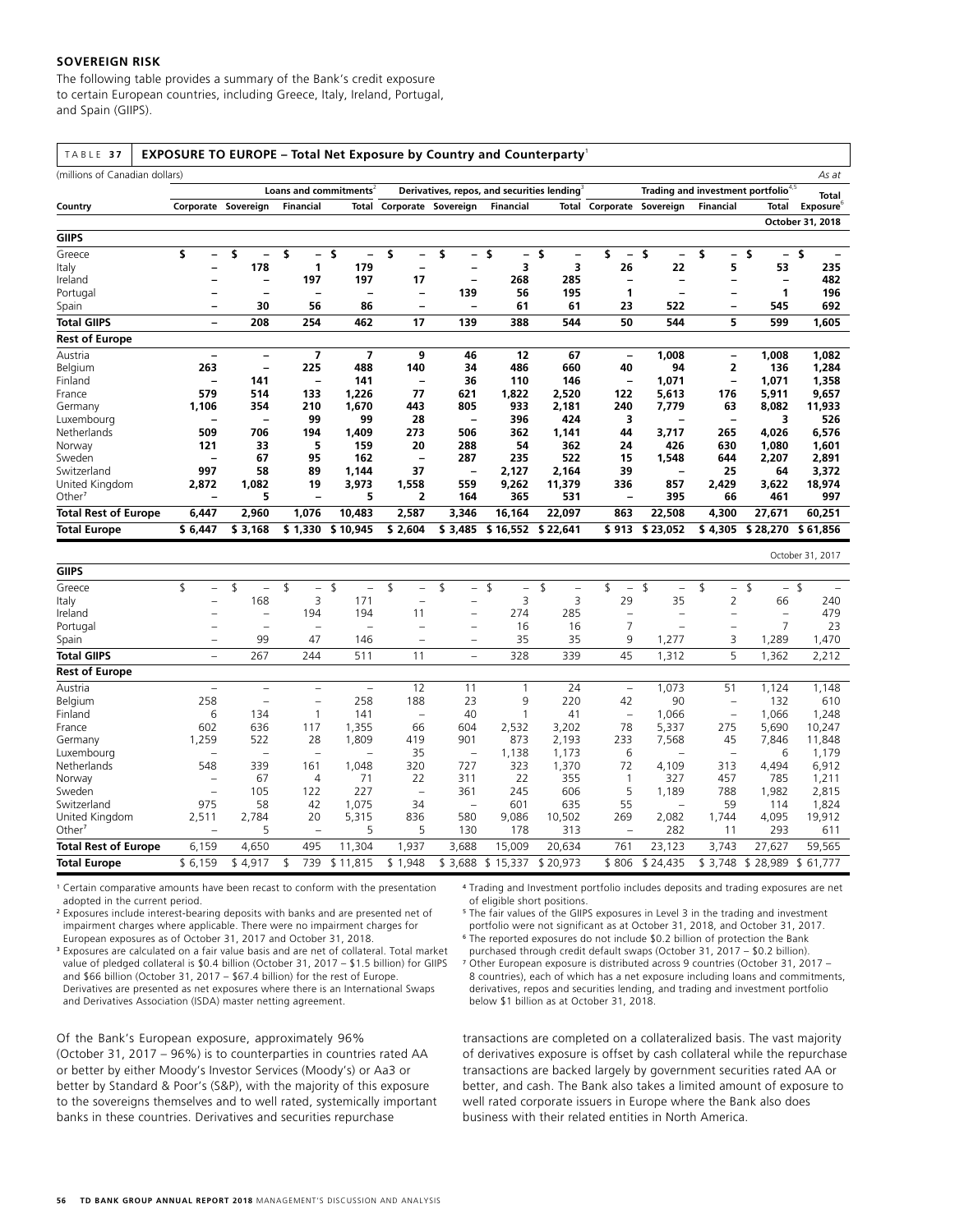## SOVEREIGN RISK

The following table provides a summary of the Bank's credit exposure to certain European countries, including Greece, Italy, Ireland, Portugal, and Spain (GIIPS).

**TABLE 37 EXPOSURE TO EUROPE – Total Net Exposure by Country and Counterparty[1]**

(millions of Canadian dollars) As at

| | Loans and commitments[2] | | | | Derivatives, repos, and securities lending[3] | | | | Trading and investment portfolio[4,5] | | | | Total |
|---|---|---|---|---|---|---|---|---|---|---|---|---|---|
| Country | Corporate | Sovereign | Financial | Total | Corporate | Sovereign | Financial | Total | Corporate | Sovereign | Financial | Total | Exposure[6] |
| | | | | | | | | | | | | | **October 31, 2018** |
| **GIIPS** | | | | | | | | | | | | | |
| Greece | $ – | $ – | $ – | $ – | $ – | $ – | $ – | $ – | $ – | $ – | $ – | $ – | $ – |
| Italy | – | 178 | 1 | 179 | – | – | 3 | 3 | 26 | 22 | 5 | 53 | 235 |
| Ireland | – | – | 197 | 197 | 17 | – | 268 | 285 | – | – | – | – | 482 |
| Portugal | – | – | – | – | – | 139 | 56 | 195 | 1 | – | – | 1 | 196 |
| Spain | – | 30 | 56 | 86 | – | – | 61 | 61 | 23 | 522 | – | 545 | 692 |
| **Total GIIPS** | – | 208 | 254 | 462 | 17 | 139 | 388 | 544 | 50 | 544 | 5 | 599 | 1,605 |
| **Rest of Europe** | | | | | | | | | | | | | |
| Austria | – | – | 7 | 7 | 9 | 46 | 12 | 67 | – | 1,008 | – | 1,008 | 1,082 |
| Belgium | 263 | – | 225 | 488 | 140 | 34 | 486 | 660 | 40 | 94 | 2 | 136 | 1,284 |
| Finland | – | 141 | – | 141 | – | 36 | 110 | 146 | – | 1,071 | – | 1,071 | 1,358 |
| France | 579 | 514 | 133 | 1,226 | 77 | 621 | 1,822 | 2,520 | 122 | 5,613 | 176 | 5,911 | 9,657 |
| Germany | 1,106 | 354 | 210 | 1,670 | 443 | 805 | 933 | 2,181 | 240 | 7,779 | 63 | 8,082 | 11,933 |
| Luxembourg | – | – | 99 | 99 | 28 | – | 396 | 424 | 3 | – | – | 3 | 526 |
| Netherlands | 509 | 706 | 194 | 1,409 | 273 | 506 | 362 | 1,141 | 44 | 3,717 | 265 | 4,026 | 6,576 |
| Norway | 121 | 33 | 5 | 159 | 20 | 288 | 54 | 362 | 24 | 426 | 630 | 1,080 | 1,601 |
| Sweden | – | 67 | 95 | 162 | – | 287 | 235 | 522 | 15 | 1,548 | 644 | 2,207 | 2,891 |
| Switzerland | 997 | 58 | 89 | 1,144 | 37 | – | 2,127 | 2,164 | 39 | – | 25 | 64 | 3,372 |
| United Kingdom | 2,872 | 1,082 | 19 | 3,973 | 1,558 | 559 | 9,262 | 11,379 | 336 | 857 | 2,429 | 3,622 | 18,974 |
| Other[7] | – | 5 | – | 5 | 2 | 164 | 365 | 531 | – | 395 | 66 | 461 | 997 |
| **Total Rest of Europe** | 6,447 | 2,960 | 1,076 | 10,483 | 2,587 | 3,346 | 16,164 | 22,097 | 863 | 22,508 | 4,300 | 27,671 | 60,251 |
| **Total Europe** | $ 6,447 | $ 3,168 | $ 1,330 | $ 10,945 | $ 2,604 | $ 3,485 | $ 16,552 | $ 22,641 | $ 913 | $ 23,052 | $ 4,305 | $ 28,270 | $ 61,856 |
| | | | | | | | | | | | | | October 31, 2017 |
| **GIIPS** | | | | | | | | | | | | | |
| Greece | $ – | $ – | $ – | $ – | $ – | $ – | $ – | $ – | $ – | $ – | $ – | $ – | $ – |
| Italy | – | 168 | 3 | 171 | – | – | 3 | 3 | 29 | 35 | 2 | 66 | 240 |
| Ireland | – | – | 194 | 194 | 11 | – | 274 | 285 | – | – | – | – | 479 |
| Portugal | – | – | – | – | – | – | 16 | 16 | 7 | – | – | 7 | 23 |
| Spain | – | 99 | 47 | 146 | – | – | 35 | 35 | 9 | 1,277 | 3 | 1,289 | 1,470 |
| **Total GIIPS** | – | 267 | 244 | 511 | 11 | – | 328 | 339 | 45 | 1,312 | 5 | 1,362 | 2,212 |
| **Rest of Europe** | | | | | | | | | | | | | |
| Austria | – | – | – | – | 12 | 11 | 1 | 24 | – | 1,073 | 51 | 1,124 | 1,148 |
| Belgium | 258 | – | – | 258 | 188 | 23 | 9 | 220 | 42 | 90 | – | 132 | 610 |
| Finland | 6 | 134 | 1 | 141 | – | 40 | 1 | 41 | – | 1,066 | – | 1,066 | 1,248 |
| France | 602 | 636 | 117 | 1,355 | 66 | 604 | 2,532 | 3,202 | 78 | 5,337 | 275 | 5,690 | 10,247 |
| Germany | 1,259 | 522 | 28 | 1,809 | 419 | 901 | 873 | 2,193 | 233 | 7,568 | 45 | 7,846 | 11,848 |
| Luxembourg | – | – | – | – | 35 | – | 1,138 | 1,173 | 6 | – | – | 6 | 1,179 |
| Netherlands | 548 | 339 | 161 | 1,048 | 320 | 727 | 323 | 1,370 | 72 | 4,109 | 313 | 4,494 | 6,912 |
| Norway | – | 67 | 4 | 71 | 22 | 311 | 22 | 355 | 1 | 327 | 457 | 785 | 1,211 |
| Sweden | – | 105 | 122 | 227 | – | 361 | 245 | 606 | 5 | 1,189 | 788 | 1,982 | 2,815 |
| Switzerland | 975 | 58 | 42 | 1,075 | 34 | – | 601 | 635 | 55 | – | 59 | 114 | 1,824 |
| United Kingdom | 2,511 | 2,784 | 20 | 5,315 | 836 | 580 | 9,086 | 10,502 | 269 | 2,082 | 1,744 | 4,095 | 19,912 |
| Other[7] | – | 5 | – | 5 | 5 | 130 | 178 | 313 | – | 282 | 11 | 293 | 611 |
| **Total Rest of Europe** | 6,159 | 4,650 | 495 | 11,304 | 1,937 | 3,688 | 15,009 | 20,634 | 761 | 23,123 | 3,743 | 27,627 | 59,565 |
| **Total Europe** | $ 6,159 | $ 4,917 | $ 739 | $ 11,815 | $ 1,948 | $ 3,688 | $ 15,337 | $ 20,973 | $ 806 | $ 24,435 | $ 3,748 | $ 28,989 | $ 61,777 |

[1] Certain comparative amounts have been recast to conform with the presentation adopted in the current period.

[2] Exposures include interest-bearing deposits with banks and are presented net of impairment charges where applicable. There were no impairment charges for European exposures as of October 31, 2017 and October 31, 2018.

[3] Exposures are calculated on a fair value basis and are net of collateral. Total market value of pledged collateral is $0.4 billion (October 31, 2017 – $1.5 billion) for GIIPS and $66 billion (October 31, 2017 – $67.4 billion) for the rest of Europe. Derivatives are presented as net exposures where there is an International Swaps and Derivatives Association (ISDA) master netting agreement.

[4] Trading and Investment portfolio includes deposits and trading exposures are net of eligible short positions.

[5] The fair values of the GIIPS exposures in Level 3 in the trading and investment portfolio were not significant as at October 31, 2018, and October 31, 2017.

[6] The reported exposures do not include $0.2 billion of protection the Bank purchased through credit default swaps (October 31, 2017 – $0.2 billion).

[7] Other European exposure is distributed across 9 countries (October 31, 2017 – 8 countries), each of which has a net exposure including loans and commitments, derivatives, repos and securities lending, and trading and investment portfolio below $1 billion as at October 31, 2018.

Of the Bank's European exposure, approximately 96% (October 31, 2017 – 96%) is to counterparties in countries rated AA or better by either Moody's Investor Services (Moody's) or Aa3 or better by Standard & Poor's (S&P), with the majority of this exposure to the sovereigns themselves and to well rated, systemically important banks in these countries. Derivatives and securities repurchase transactions are completed on a collateralized basis. The vast majority of derivatives exposure is offset by cash collateral while the repurchase transactions are backed largely by government securities rated AA or better, and cash. The Bank also takes a limited amount of exposure to well rated corporate issuers in Europe where the Bank also does business with their related entities in North America.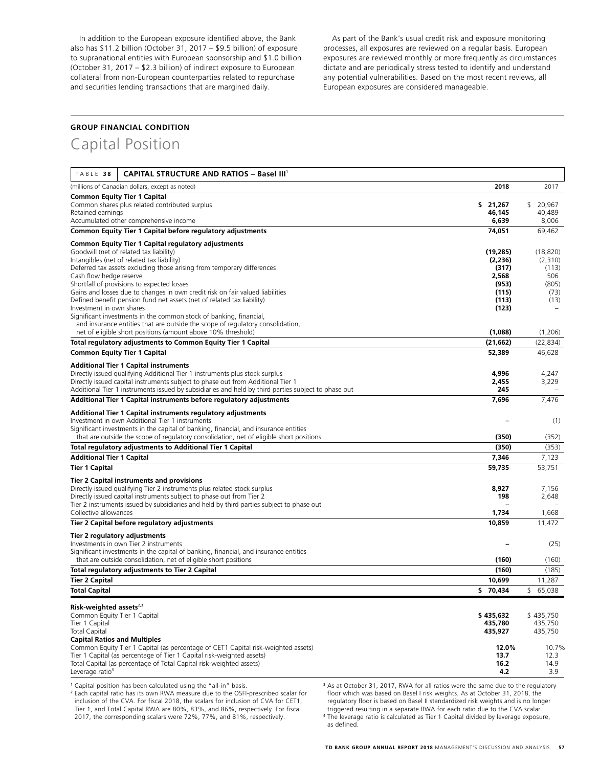In addition to the European exposure identified above, the Bank also has $11.2 billion (October 31, 2017 – $9.5 billion) of exposure to supranational entities with European sponsorship and $1.0 billion (October 31, 2017 – $2.3 billion) of indirect exposure to European collateral from non-European counterparties related to repurchase and securities lending transactions that are margined daily.

As part of the Bank's usual credit risk and exposure monitoring processes, all exposures are reviewed on a regular basis. European exposures are reviewed monthly or more frequently as circumstances dictate and are periodically stress tested to identify and understand any potential vulnerabilities. Based on the most recent reviews, all European exposures are considered manageable.

**GROUP FINANCIAL CONDITION**

# Capital Position

**TABLE 38 CAPITAL STRUCTURE AND RATIOS – Basel III[1]**

| (millions of Canadian dollars, except as noted) | 2018 | 2017 |
|---|---|---|
| **Common Equity Tier 1 Capital** | | |
| Common shares plus related contributed surplus | **$ 21,267** | $ 20,967 |
| Retained earnings | **46,145** | 40,489 |
| Accumulated other comprehensive income | **6,639** | 8,006 |
| **Common Equity Tier 1 Capital before regulatory adjustments** | **74,051** | 69,462 |
| **Common Equity Tier 1 Capital regulatory adjustments** | | |
| Goodwill (net of related tax liability) | **(19,285)** | (18,820) |
| Intangibles (net of related tax liability) | **(2,236)** | (2,310) |
| Deferred tax assets excluding those arising from temporary differences | **(317)** | (113) |
| Cash flow hedge reserve | **2,568** | 506 |
| Shortfall of provisions to expected losses | **(953)** | (805) |
| Gains and losses due to changes in own credit risk on fair valued liabilities | **(115)** | (73) |
| Defined benefit pension fund net assets (net of related tax liability) | **(113)** | (13) |
| Investment in own shares | **(123)** | – |
| Significant investments in the common stock of banking, financial, and insurance entities that are outside the scope of regulatory consolidation, net of eligible short positions (amount above 10% threshold) | **(1,088)** | (1,206) |
| **Total regulatory adjustments to Common Equity Tier 1 Capital** | **(21,662)** | (22,834) |
| **Common Equity Tier 1 Capital** | **52,389** | 46,628 |
| **Additional Tier 1 Capital instruments** | | |
| Directly issued qualifying Additional Tier 1 instruments plus stock surplus | **4,996** | 4,247 |
| Directly issued capital instruments subject to phase out from Additional Tier 1 | **2,455** | 3,229 |
| Additional Tier 1 instruments issued by subsidiaries and held by third parties subject to phase out | **245** | – |
| **Additional Tier 1 Capital instruments before regulatory adjustments** | **7,696** | 7,476 |
| **Additional Tier 1 Capital instruments regulatory adjustments** | | |
| Investment in own Additional Tier 1 instruments | **–** | (1) |
| Significant investments in the capital of banking, financial, and insurance entities that are outside the scope of regulatory consolidation, net of eligible short positions | **(350)** | (352) |
| **Total regulatory adjustments to Additional Tier 1 Capital** | **(350)** | (353) |
| **Additional Tier 1 Capital** | **7,346** | 7,123 |
| **Tier 1 Capital** | **59,735** | 53,751 |
| **Tier 2 Capital instruments and provisions** | | |
| Directly issued qualifying Tier 2 instruments plus related stock surplus | **8,927** | 7,156 |
| Directly issued capital instruments subject to phase out from Tier 2 | **198** | 2,648 |
| Tier 2 instruments issued by subsidiaries and held by third parties subject to phase out | **–** | – |
| Collective allowances | **1,734** | 1,668 |
| **Tier 2 Capital before regulatory adjustments** | **10,859** | 11,472 |
| **Tier 2 regulatory adjustments** | | |
| Investments in own Tier 2 instruments | **–** | (25) |
| Significant investments in the capital of banking, financial, and insurance entities that are outside consolidation, net of eligible short positions | **(160)** | (160) |
| **Total regulatory adjustments to Tier 2 Capital** | **(160)** | (185) |
| **Tier 2 Capital** | **10,699** | 11,287 |
| **Total Capital** | **$ 70,434** | $ 65,038 |
| **Risk-weighted assets[2,3]** | | |
| Common Equity Tier 1 Capital | **$ 435,632** | $ 435,750 |
| Tier 1 Capital | **435,780** | 435,750 |
| Total Capital | **435,927** | 435,750 |
| **Capital Ratios and Multiples** | | |
| Common Equity Tier 1 Capital (as percentage of CET1 Capital risk-weighted assets) | **12.0%** | 10.7% |
| Tier 1 Capital (as percentage of Tier 1 Capital risk-weighted assets) | **13.7** | 12.3 |
| Total Capital (as percentage of Total Capital risk-weighted assets) | **16.2** | 14.9 |
| Leverage ratio[4] | **4.2** | 3.9 |

[1] Capital position has been calculated using the "all-in" basis.

[2] Each capital ratio has its own RWA measure due to the OSFI-prescribed scalar for inclusion of the CVA. For fiscal 2018, the scalars for inclusion of CVA for CET1, Tier 1, and Total Capital RWA are 80%, 83%, and 86%, respectively. For fiscal 2017, the corresponding scalars were 72%, 77%, and 81%, respectively.

[3] As at October 31, 2017, RWA for all ratios were the same due to the regulatory floor which was based on Basel I risk weights. As at October 31, 2018, the regulatory floor is based on Basel II standardized risk weights and is no longer triggered resulting in a separate RWA for each ratio due to the CVA scalar.

[4] The leverage ratio is calculated as Tier 1 Capital divided by leverage exposure, as defined.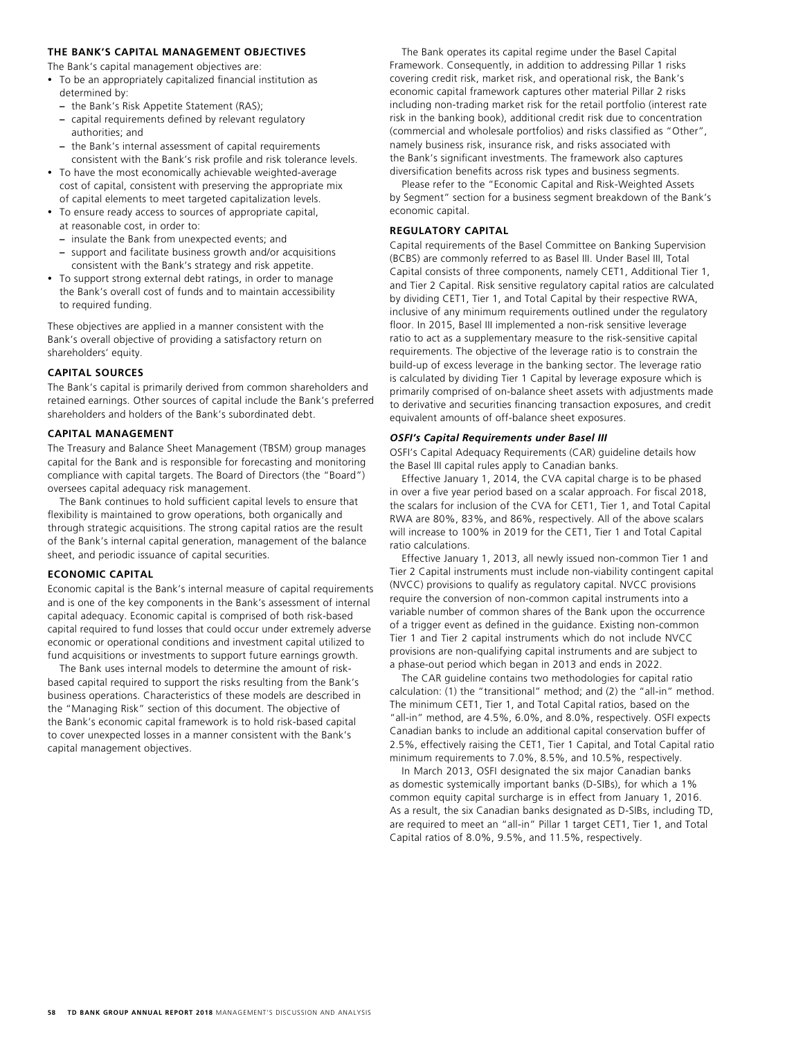## THE BANK'S CAPITAL MANAGEMENT OBJECTIVES

The Bank's capital management objectives are:

- To be an appropriately capitalized financial institution as determined by:
  - the Bank's Risk Appetite Statement (RAS);
  - capital requirements defined by relevant regulatory authorities; and
  - the Bank's internal assessment of capital requirements consistent with the Bank's risk profile and risk tolerance levels.
- To have the most economically achievable weighted-average cost of capital, consistent with preserving the appropriate mix of capital elements to meet targeted capitalization levels.
- To ensure ready access to sources of appropriate capital, at reasonable cost, in order to:
  - insulate the Bank from unexpected events; and
  - support and facilitate business growth and/or acquisitions consistent with the Bank's strategy and risk appetite.
- To support strong external debt ratings, in order to manage the Bank's overall cost of funds and to maintain accessibility to required funding.

These objectives are applied in a manner consistent with the Bank's overall objective of providing a satisfactory return on shareholders' equity.

## CAPITAL SOURCES

The Bank's capital is primarily derived from common shareholders and retained earnings. Other sources of capital include the Bank's preferred shareholders and holders of the Bank's subordinated debt.

## CAPITAL MANAGEMENT

The Treasury and Balance Sheet Management (TBSM) group manages capital for the Bank and is responsible for forecasting and monitoring compliance with capital targets. The Board of Directors (the "Board") oversees capital adequacy risk management.

The Bank continues to hold sufficient capital levels to ensure that flexibility is maintained to grow operations, both organically and through strategic acquisitions. The strong capital ratios are the result of the Bank's internal capital generation, management of the balance sheet, and periodic issuance of capital securities.

## ECONOMIC CAPITAL

Economic capital is the Bank's internal measure of capital requirements and is one of the key components in the Bank's assessment of internal capital adequacy. Economic capital is comprised of both risk-based capital required to fund losses that could occur under extremely adverse economic or operational conditions and investment capital utilized to fund acquisitions or investments to support future earnings growth.

The Bank uses internal models to determine the amount of risk-based capital required to support the risks resulting from the Bank's business operations. Characteristics of these models are described in the "Managing Risk" section of this document. The objective of the Bank's economic capital framework is to hold risk-based capital to cover unexpected losses in a manner consistent with the Bank's capital management objectives.

The Bank operates its capital regime under the Basel Capital Framework. Consequently, in addition to addressing Pillar 1 risks covering credit risk, market risk, and operational risk, the Bank's economic capital framework captures other material Pillar 2 risks including non-trading market risk for the retail portfolio (interest rate risk in the banking book), additional credit risk due to concentration (commercial and wholesale portfolios) and risks classified as "Other", namely business risk, insurance risk, and risks associated with the Bank's significant investments. The framework also captures diversification benefits across risk types and business segments.

Please refer to the "Economic Capital and Risk-Weighted Assets by Segment" section for a business segment breakdown of the Bank's economic capital.

## REGULATORY CAPITAL

Capital requirements of the Basel Committee on Banking Supervision (BCBS) are commonly referred to as Basel III. Under Basel III, Total Capital consists of three components, namely CET1, Additional Tier 1, and Tier 2 Capital. Risk sensitive regulatory capital ratios are calculated by dividing CET1, Tier 1, and Total Capital by their respective RWA, inclusive of any minimum requirements outlined under the regulatory floor. In 2015, Basel III implemented a non-risk sensitive leverage ratio to act as a supplementary measure to the risk-sensitive capital requirements. The objective of the leverage ratio is to constrain the build-up of excess leverage in the banking sector. The leverage ratio is calculated by dividing Tier 1 Capital by leverage exposure which is primarily comprised of on-balance sheet assets with adjustments made to derivative and securities financing transaction exposures, and credit equivalent amounts of off-balance sheet exposures.

### *OSFI's Capital Requirements under Basel III*

OSFI's Capital Adequacy Requirements (CAR) guideline details how the Basel III capital rules apply to Canadian banks.

Effective January 1, 2014, the CVA capital charge is to be phased in over a five year period based on a scalar approach. For fiscal 2018, the scalars for inclusion of the CVA for CET1, Tier 1, and Total Capital RWA are 80%, 83%, and 86%, respectively. All of the above scalars will increase to 100% in 2019 for the CET1, Tier 1 and Total Capital ratio calculations.

Effective January 1, 2013, all newly issued non-common Tier 1 and Tier 2 Capital instruments must include non-viability contingent capital (NVCC) provisions to qualify as regulatory capital. NVCC provisions require the conversion of non-common capital instruments into a variable number of common shares of the Bank upon the occurrence of a trigger event as defined in the guidance. Existing non-common Tier 1 and Tier 2 capital instruments which do not include NVCC provisions are non-qualifying capital instruments and are subject to a phase-out period which began in 2013 and ends in 2022.

The CAR guideline contains two methodologies for capital ratio calculation: (1) the "transitional" method; and (2) the "all-in" method. The minimum CET1, Tier 1, and Total Capital ratios, based on the "all-in" method, are 4.5%, 6.0%, and 8.0%, respectively. OSFI expects Canadian banks to include an additional capital conservation buffer of 2.5%, effectively raising the CET1, Tier 1 Capital, and Total Capital ratio minimum requirements to 7.0%, 8.5%, and 10.5%, respectively.

In March 2013, OSFI designated the six major Canadian banks as domestic systemically important banks (D-SIBs), for which a 1% common equity capital surcharge is in effect from January 1, 2016. As a result, the six Canadian banks designated as D-SIBs, including TD, are required to meet an "all-in" Pillar 1 target CET1, Tier 1, and Total Capital ratios of 8.0%, 9.5%, and 11.5%, respectively.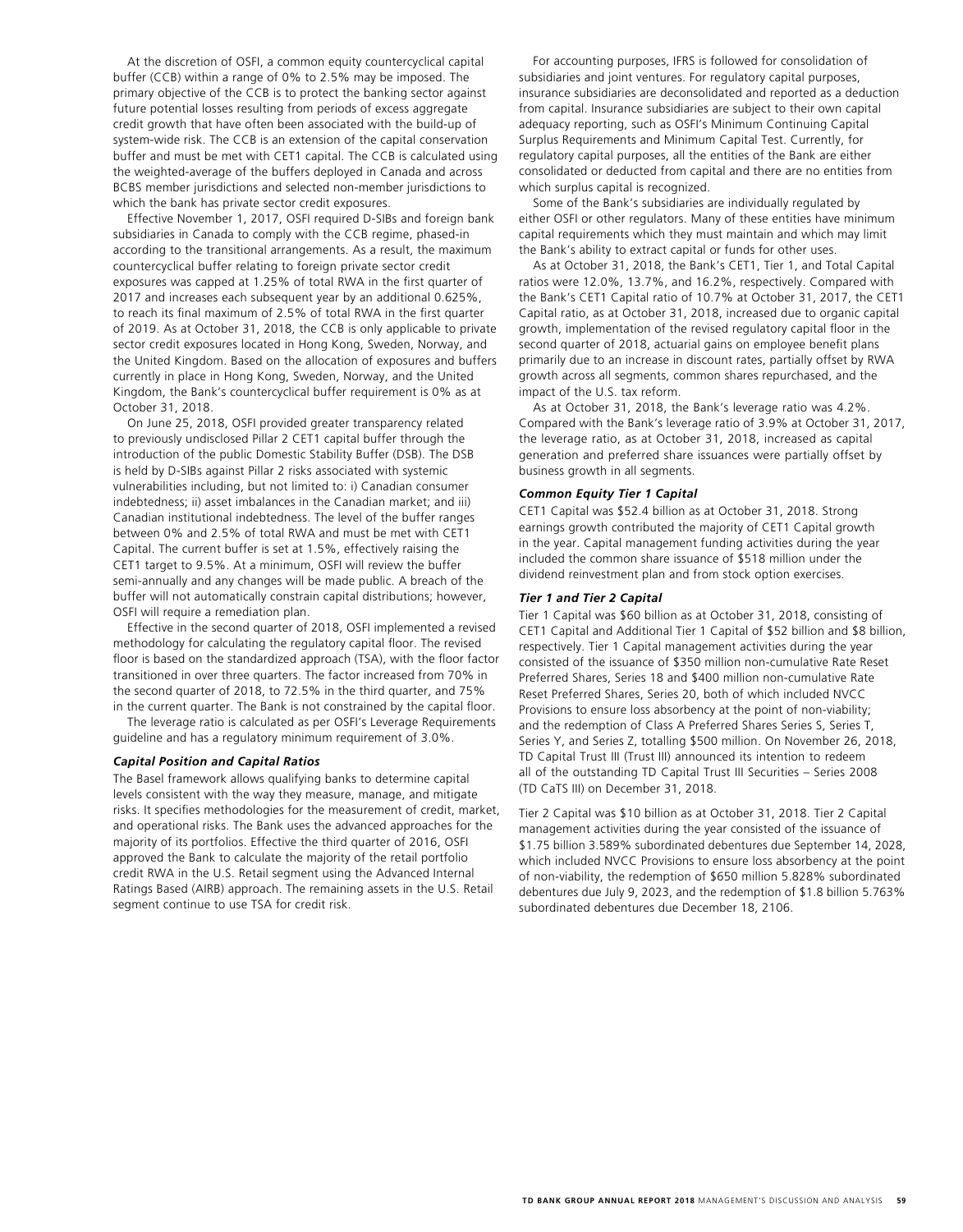At the discretion of OSFI, a common equity countercyclical capital buffer (CCB) within a range of 0% to 2.5% may be imposed. The primary objective of the CCB is to protect the banking sector against future potential losses resulting from periods of excess aggregate credit growth that have often been associated with the build-up of system-wide risk. The CCB is an extension of the capital conservation buffer and must be met with CET1 capital. The CCB is calculated using the weighted-average of the buffers deployed in Canada and across BCBS member jurisdictions and selected non-member jurisdictions to which the bank has private sector credit exposures.

Effective November 1, 2017, OSFI required D-SIBs and foreign bank subsidiaries in Canada to comply with the CCB regime, phased-in according to the transitional arrangements. As a result, the maximum countercyclical buffer relating to foreign private sector credit exposures was capped at 1.25% of total RWA in the first quarter of 2017 and increases each subsequent year by an additional 0.625%, to reach its final maximum of 2.5% of total RWA in the first quarter of 2019. As at October 31, 2018, the CCB is only applicable to private sector credit exposures located in Hong Kong, Sweden, Norway, and the United Kingdom. Based on the allocation of exposures and buffers currently in place in Hong Kong, Sweden, Norway, and the United Kingdom, the Bank's countercyclical buffer requirement is 0% as at October 31, 2018.

On June 25, 2018, OSFI provided greater transparency related to previously undisclosed Pillar 2 CET1 capital buffer through the introduction of the public Domestic Stability Buffer (DSB). The DSB is held by D-SIBs against Pillar 2 risks associated with systemic vulnerabilities including, but not limited to: i) Canadian consumer indebtedness; ii) asset imbalances in the Canadian market; and iii) Canadian institutional indebtedness. The level of the buffer ranges between 0% and 2.5% of total RWA and must be met with CET1 Capital. The current buffer is set at 1.5%, effectively raising the CET1 target to 9.5%. At a minimum, OSFI will review the buffer semi-annually and any changes will be made public. A breach of the buffer will not automatically constrain capital distributions; however, OSFI will require a remediation plan.

Effective in the second quarter of 2018, OSFI implemented a revised methodology for calculating the regulatory capital floor. The revised floor is based on the standardized approach (TSA), with the floor factor transitioned in over three quarters. The factor increased from 70% in the second quarter of 2018, to 72.5% in the third quarter, and 75% in the current quarter. The Bank is not constrained by the capital floor.

The leverage ratio is calculated as per OSFI's Leverage Requirements guideline and has a regulatory minimum requirement of 3.0%.

### *Capital Position and Capital Ratios*

The Basel framework allows qualifying banks to determine capital levels consistent with the way they measure, manage, and mitigate risks. It specifies methodologies for the measurement of credit, market, and operational risks. The Bank uses the advanced approaches for the majority of its portfolios. Effective the third quarter of 2016, OSFI approved the Bank to calculate the majority of the retail portfolio credit RWA in the U.S. Retail segment using the Advanced Internal Ratings Based (AIRB) approach. The remaining assets in the U.S. Retail segment continue to use TSA for credit risk.

For accounting purposes, IFRS is followed for consolidation of subsidiaries and joint ventures. For regulatory capital purposes, insurance subsidiaries are deconsolidated and reported as a deduction from capital. Insurance subsidiaries are subject to their own capital adequacy reporting, such as OSFI's Minimum Continuing Capital Surplus Requirements and Minimum Capital Test. Currently, for regulatory capital purposes, all the entities of the Bank are either consolidated or deducted from capital and there are no entities from which surplus capital is recognized.

Some of the Bank's subsidiaries are individually regulated by either OSFI or other regulators. Many of these entities have minimum capital requirements which they must maintain and which may limit the Bank's ability to extract capital or funds for other uses.

As at October 31, 2018, the Bank's CET1, Tier 1, and Total Capital ratios were 12.0%, 13.7%, and 16.2%, respectively. Compared with the Bank's CET1 Capital ratio of 10.7% at October 31, 2017, the CET1 Capital ratio, as at October 31, 2018, increased due to organic capital growth, implementation of the revised regulatory capital floor in the second quarter of 2018, actuarial gains on employee benefit plans primarily due to an increase in discount rates, partially offset by RWA growth across all segments, common shares repurchased, and the impact of the U.S. tax reform.

As at October 31, 2018, the Bank's leverage ratio was 4.2%. Compared with the Bank's leverage ratio of 3.9% at October 31, 2017, the leverage ratio, as at October 31, 2018, increased as capital generation and preferred share issuances were partially offset by business growth in all segments.

### *Common Equity Tier 1 Capital*

CET1 Capital was $52.4 billion as at October 31, 2018. Strong earnings growth contributed the majority of CET1 Capital growth in the year. Capital management funding activities during the year included the common share issuance of $518 million under the dividend reinvestment plan and from stock option exercises.

### *Tier 1 and Tier 2 Capital*

Tier 1 Capital was $60 billion as at October 31, 2018, consisting of CET1 Capital and Additional Tier 1 Capital of $52 billion and $8 billion, respectively. Tier 1 Capital management activities during the year consisted of the issuance of $350 million non-cumulative Rate Reset Preferred Shares, Series 18 and $400 million non-cumulative Rate Reset Preferred Shares, Series 20, both of which included NVCC Provisions to ensure loss absorbency at the point of non-viability; and the redemption of Class A Preferred Shares Series S, Series T, Series Y, and Series Z, totalling $500 million. On November 26, 2018, TD Capital Trust III (Trust III) announced its intention to redeem all of the outstanding TD Capital Trust III Securities – Series 2008 (TD CaTS III) on December 31, 2018.

Tier 2 Capital was $10 billion as at October 31, 2018. Tier 2 Capital management activities during the year consisted of the issuance of $1.75 billion 3.589% subordinated debentures due September 14, 2028, which included NVCC Provisions to ensure loss absorbency at the point of non-viability, the redemption of $650 million 5.828% subordinated debentures due July 9, 2023, and the redemption of $1.8 billion 5.763% subordinated debentures due December 18, 2106.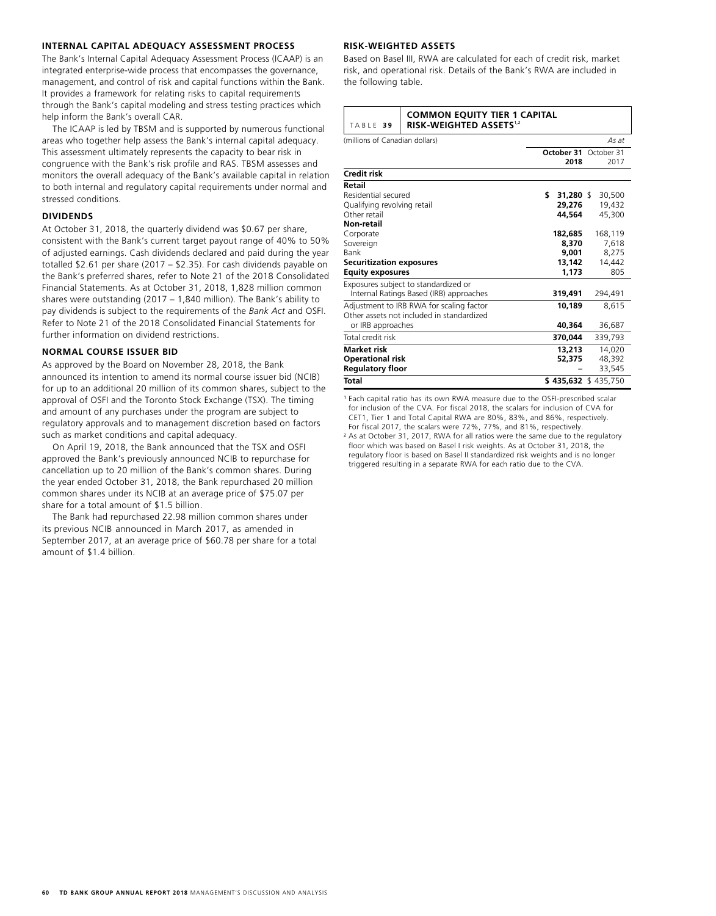## INTERNAL CAPITAL ADEQUACY ASSESSMENT PROCESS

The Bank's Internal Capital Adequacy Assessment Process (ICAAP) is an integrated enterprise-wide process that encompasses the governance, management, and control of risk and capital functions within the Bank. It provides a framework for relating risks to capital requirements through the Bank's capital modeling and stress testing practices which help inform the Bank's overall CAR.

The ICAAP is led by TBSM and is supported by numerous functional areas who together help assess the Bank's internal capital adequacy. This assessment ultimately represents the capacity to bear risk in congruence with the Bank's risk profile and RAS. TBSM assesses and monitors the overall adequacy of the Bank's available capital in relation to both internal and regulatory capital requirements under normal and stressed conditions.

## DIVIDENDS

At October 31, 2018, the quarterly dividend was $0.67 per share, consistent with the Bank's current target payout range of 40% to 50% of adjusted earnings. Cash dividends declared and paid during the year totalled $2.61 per share (2017 – $2.35). For cash dividends payable on the Bank's preferred shares, refer to Note 21 of the 2018 Consolidated Financial Statements. As at October 31, 2018, 1,828 million common shares were outstanding (2017 – 1,840 million). The Bank's ability to pay dividends is subject to the requirements of the *Bank Act* and OSFI. Refer to Note 21 of the 2018 Consolidated Financial Statements for further information on dividend restrictions.

## NORMAL COURSE ISSUER BID

As approved by the Board on November 28, 2018, the Bank announced its intention to amend its normal course issuer bid (NCIB) for up to an additional 20 million of its common shares, subject to the approval of OSFI and the Toronto Stock Exchange (TSX). The timing and amount of any purchases under the program are subject to regulatory approvals and to management discretion based on factors such as market conditions and capital adequacy.

On April 19, 2018, the Bank announced that the TSX and OSFI approved the Bank's previously announced NCIB to repurchase for cancellation up to 20 million of the Bank's common shares. During the year ended October 31, 2018, the Bank repurchased 20 million common shares under its NCIB at an average price of $75.07 per share for a total amount of $1.5 billion.

The Bank had repurchased 22.98 million common shares under its previous NCIB announced in March 2017, as amended in September 2017, at an average price of $60.78 per share for a total amount of $1.4 billion.

## RISK-WEIGHTED ASSETS

Based on Basel III, RWA are calculated for each of credit risk, market risk, and operational risk. Details of the Bank's RWA are included in the following table.

**TABLE 39 COMMON EQUITY TIER 1 CAPITAL RISK-WEIGHTED ASSETS[1,2]**

| (millions of Canadian dollars) | | *As at* |
|---|---|---|
| | **October 31 2018** | October 31 2017 |
| **Credit risk** | | |
| **Retail** | | |
| Residential secured | **$ 31,280** | $ 30,500 |
| Qualifying revolving retail | **29,276** | 19,432 |
| Other retail | **44,564** | 45,300 |
| **Non-retail** | | |
| Corporate | **182,685** | 168,119 |
| Sovereign | **8,370** | 7,618 |
| Bank | **9,001** | 8,275 |
| **Securitization exposures** | **13,142** | 14,442 |
| **Equity exposures** | **1,173** | 805 |
| Exposures subject to standardized or Internal Ratings Based (IRB) approaches | **319,491** | 294,491 |
| Adjustment to IRB RWA for scaling factor | **10,189** | 8,615 |
| Other assets not included in standardized or IRB approaches | **40,364** | 36,687 |
| Total credit risk | **370,044** | 339,793 |
| **Market risk** | **13,213** | 14,020 |
| **Operational risk** | **52,375** | 48,392 |
| **Regulatory floor** | **–** | 33,545 |
| **Total** | **$ 435,632** | $ 435,750 |

[1] Each capital ratio has its own RWA measure due to the OSFI-prescribed scalar for inclusion of the CVA. For fiscal 2018, the scalars for inclusion of CVA for CET1, Tier 1 and Total Capital RWA are 80%, 83%, and 86%, respectively. For fiscal 2017, the scalars were 72%, 77%, and 81%, respectively.

[2] As at October 31, 2017, RWA for all ratios were the same due to the regulatory floor which was based on Basel I risk weights. As at October 31, 2018, the regulatory floor is based on Basel II standardized risk weights and is no longer triggered resulting in a separate RWA for each ratio due to the CVA.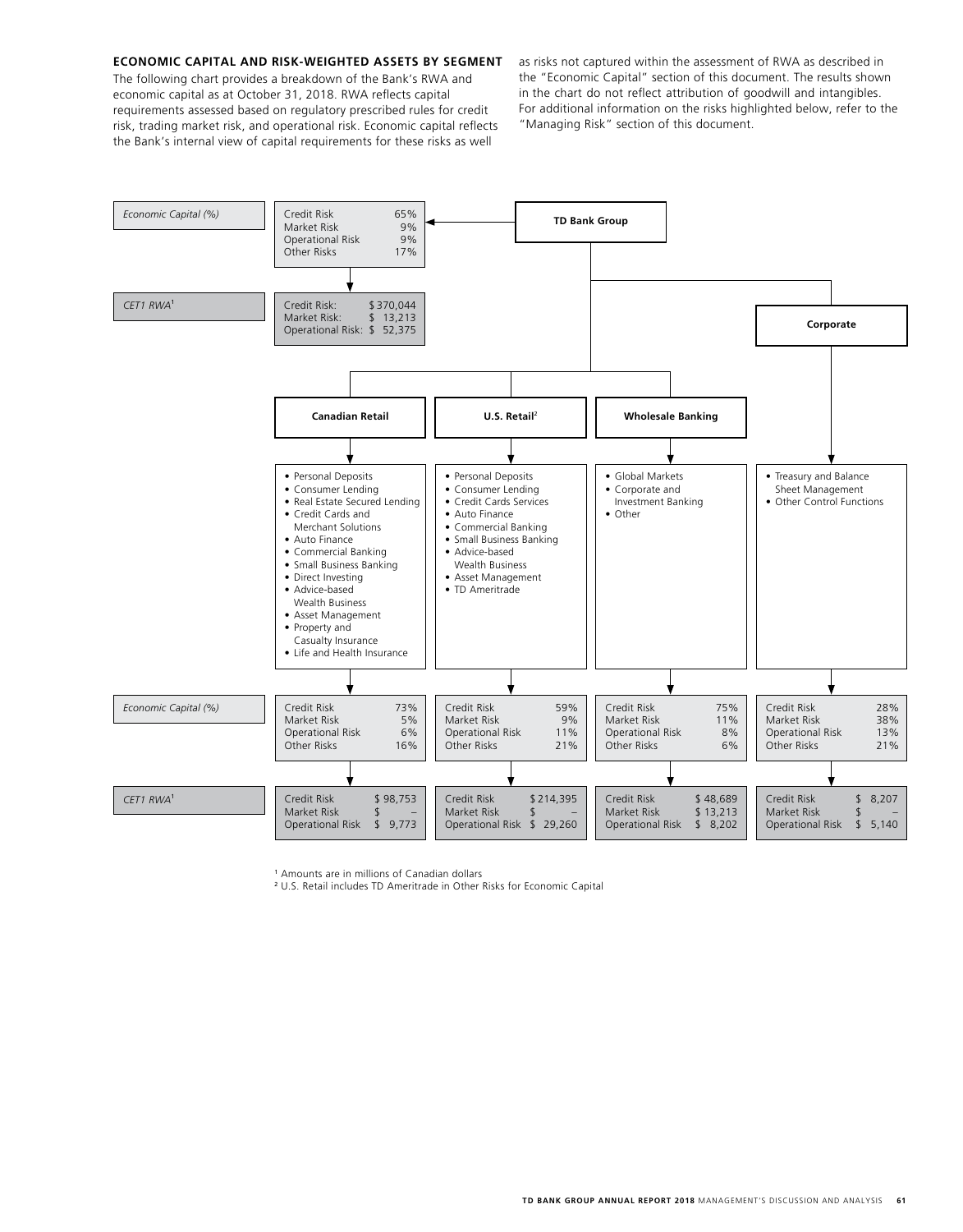## ECONOMIC CAPITAL AND RISK-WEIGHTED ASSETS BY SEGMENT

The following chart provides a breakdown of the Bank's RWA and economic capital as at October 31, 2018. RWA reflects capital requirements assessed based on regulatory prescribed rules for credit risk, trading market risk, and operational risk. Economic capital reflects the Bank's internal view of capital requirements for these risks as well as risks not captured within the assessment of RWA as described in the "Economic Capital" section of this document. The results shown in the chart do not reflect attribution of goodwill and intangibles. For additional information on the risks highlighted below, refer to the "Managing Risk" section of this document.

**TD Bank Group**

| | TD Bank Group |
|---|---|
| *Economic Capital (%)* | Credit Risk 65%<br>Market Risk 9%<br>Operational Risk 9%<br>Other Risks 17% |
| *CET1 RWA*[1] | Credit Risk: $370,044<br>Market Risk: $ 13,213<br>Operational Risk: $ 52,375 |

| | **Canadian Retail** | **U.S. Retail**[2] | **Wholesale Banking** | **Corporate** |
|---|---|---|---|---|
| Businesses | • Personal Deposits<br>• Consumer Lending<br>• Real Estate Secured Lending<br>• Credit Cards and Merchant Solutions<br>• Auto Finance<br>• Commercial Banking<br>• Small Business Banking<br>• Direct Investing<br>• Advice-based Wealth Business<br>• Asset Management<br>• Property and Casualty Insurance<br>• Life and Health Insurance | • Personal Deposits<br>• Consumer Lending<br>• Credit Cards Services<br>• Auto Finance<br>• Commercial Banking<br>• Small Business Banking<br>• Advice-based Wealth Business<br>• Asset Management<br>• TD Ameritrade | • Global Markets<br>• Corporate and Investment Banking<br>• Other | • Treasury and Balance Sheet Management<br>• Other Control Functions |
| *Economic Capital (%)* | Credit Risk 73%<br>Market Risk 5%<br>Operational Risk 6%<br>Other Risks 16% | Credit Risk 59%<br>Market Risk 9%<br>Operational Risk 11%<br>Other Risks 21% | Credit Risk 75%<br>Market Risk 11%<br>Operational Risk 8%<br>Other Risks 6% | Credit Risk 28%<br>Market Risk 38%<br>Operational Risk 13%<br>Other Risks 21% |
| *CET1 RWA*[1] | Credit Risk $ 98,753<br>Market Risk $ –<br>Operational Risk $ 9,773 | Credit Risk $ 214,395<br>Market Risk $ –<br>Operational Risk $ 29,260 | Credit Risk $ 48,689<br>Market Risk $ 13,213<br>Operational Risk $ 8,202 | Credit Risk $ 8,207<br>Market Risk $ –<br>Operational Risk $ 5,140 |

[1] Amounts are in millions of Canadian dollars

[2] U.S. Retail includes TD Ameritrade in Other Risks for Economic Capital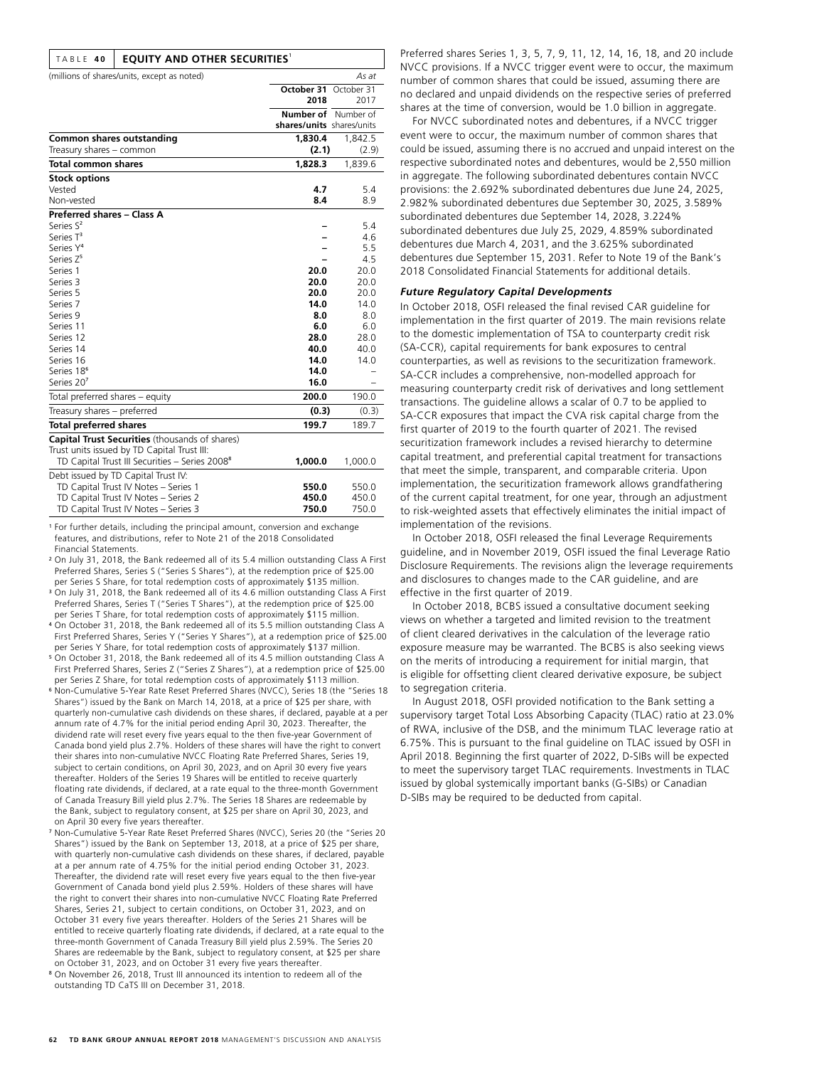TABLE 40 **EQUITY AND OTHER SECURITIES**[1]

| (millions of shares/units, except as noted) | | As at |
|---|---|---|
| | **October 31 2018** | October 31 2017 |
| | **Number of shares/units** | Number of shares/units |
| **Common shares outstanding** | **1,830.4** | 1,842.5 |
| Treasury shares – common | **(2.1)** | (2.9) |
| **Total common shares** | **1,828.3** | 1,839.6 |
| **Stock options** | | |
| Vested | **4.7** | 5.4 |
| Non-vested | **8.4** | 8.9 |
| **Preferred shares – Class A** | | |
| Series S[2] | **–** | 5.4 |
| Series T[3] | **–** | 4.6 |
| Series Y[4] | **–** | 5.5 |
| Series Z[5] | **–** | 4.5 |
| Series 1 | **20.0** | 20.0 |
| Series 3 | **20.0** | 20.0 |
| Series 5 | **20.0** | 20.0 |
| Series 7 | **14.0** | 14.0 |
| Series 9 | **8.0** | 8.0 |
| Series 11 | **6.0** | 6.0 |
| Series 12 | **28.0** | 28.0 |
| Series 14 | **40.0** | 40.0 |
| Series 16 | **14.0** | 14.0 |
| Series 18[6] | **14.0** | – |
| Series 20[7] | **16.0** | – |
| Total preferred shares – equity | **200.0** | 190.0 |
| Treasury shares – preferred | **(0.3)** | (0.3) |
| **Total preferred shares** | **199.7** | 189.7 |
| **Capital Trust Securities** (thousands of shares) | | |
| Trust units issued by TD Capital Trust III: | | |
| TD Capital Trust III Securities – Series 2008[8] | **1,000.0** | 1,000.0 |
| Debt issued by TD Capital Trust IV: | | |
| TD Capital Trust IV Notes – Series 1 | **550.0** | 550.0 |
| TD Capital Trust IV Notes – Series 2 | **450.0** | 450.0 |
| TD Capital Trust IV Notes – Series 3 | **750.0** | 750.0 |

[1] For further details, including the principal amount, conversion and exchange features, and distributions, refer to Note 21 of the 2018 Consolidated Financial Statements.

[2] On July 31, 2018, the Bank redeemed all of its 5.4 million outstanding Class A First Preferred Shares, Series S ("Series S Shares"), at the redemption price of $25.00 per Series S Share, for total redemption costs of approximately $135 million.

[3] On July 31, 2018, the Bank redeemed all of its 4.6 million outstanding Class A First Preferred Shares, Series T ("Series T Shares"), at the redemption price of $25.00 per Series T Share, for total redemption costs of approximately $115 million.

[4] On October 31, 2018, the Bank redeemed all of its 5.5 million outstanding Class A First Preferred Shares, Series Y ("Series Y Shares"), at a redemption price of $25.00 per Series Y Share, for total redemption costs of approximately $137 million.

[5] On October 31, 2018, the Bank redeemed all of its 4.5 million outstanding Class A First Preferred Shares, Series Z ("Series Z Shares"), at a redemption price of $25.00 per Series Z Share, for total redemption costs of approximately $113 million.

[6] Non-Cumulative 5-Year Rate Reset Preferred Shares (NVCC), Series 18 (the "Series 18 Shares") issued by the Bank on March 14, 2018, at a price of $25 per share, with quarterly non-cumulative cash dividends on these shares, if declared, payable at a per annum rate of 4.7% for the initial period ending April 30, 2023. Thereafter, the dividend rate will reset every five years equal to the then five-year Government of Canada bond yield plus 2.7%. Holders of these shares will have the right to convert their shares into non-cumulative NVCC Floating Rate Preferred Shares, Series 19, subject to certain conditions, on April 30, 2023, and on April 30 every five years thereafter. Holders of the Series 19 Shares will be entitled to receive quarterly floating rate dividends, if declared, at a rate equal to the three-month Government of Canada Treasury Bill yield plus 2.7%. The Series 18 Shares are redeemable by the Bank, subject to regulatory consent, at $25 per share on April 30, 2023, and on April 30 every five years thereafter.

[7] Non-Cumulative 5-Year Rate Reset Preferred Shares (NVCC), Series 20 (the "Series 20 Shares") issued by the Bank on September 13, 2018, at a price of $25 per share, with quarterly non-cumulative cash dividends on these shares, if declared, payable at a per annum rate of 4.75% for the initial period ending October 31, 2023. Thereafter, the dividend rate will reset every five years equal to the then five-year Government of Canada bond yield plus 2.59%. Holders of these shares will have the right to convert their shares into non-cumulative NVCC Floating Rate Preferred Shares, Series 21, subject to certain conditions, on October 31, 2023, and on October 31 every five years thereafter. Holders of the Series 21 Shares will be entitled to receive quarterly floating rate dividends, if declared, at a rate equal to the three-month Government of Canada Treasury Bill yield plus 2.59%. The Series 20 Shares are redeemable by the Bank, subject to regulatory consent, at $25 per share on October 31, 2023, and on October 31 every five years thereafter.

[8] On November 26, 2018, Trust III announced its intention to redeem all of the outstanding TD CaTS III on December 31, 2018.

Preferred shares Series 1, 3, 5, 7, 9, 11, 12, 14, 16, 18, and 20 include NVCC provisions. If a NVCC trigger event were to occur, the maximum number of common shares that could be issued, assuming there are no declared and unpaid dividends on the respective series of preferred shares at the time of conversion, would be 1.0 billion in aggregate.

For NVCC subordinated notes and debentures, if a NVCC trigger event were to occur, the maximum number of common shares that could be issued, assuming there is no accrued and unpaid interest on the respective subordinated notes and debentures, would be 2,550 million in aggregate. The following subordinated debentures contain NVCC provisions: the 2.692% subordinated debentures due June 24, 2025, 2.982% subordinated debentures due September 30, 2025, 3.589% subordinated debentures due September 14, 2028, 3.224% subordinated debentures due July 25, 2029, 4.859% subordinated debentures due March 4, 2031, and the 3.625% subordinated debentures due September 15, 2031. Refer to Note 19 of the Bank's 2018 Consolidated Financial Statements for additional details.

### *Future Regulatory Capital Developments*

In October 2018, OSFI released the final revised CAR guideline for implementation in the first quarter of 2019. The main revisions relate to the domestic implementation of TSA to counterparty credit risk (SA-CCR), capital requirements for bank exposures to central counterparties, as well as revisions to the securitization framework. SA-CCR includes a comprehensive, non-modelled approach for measuring counterparty credit risk of derivatives and long settlement transactions. The guideline allows a scalar of 0.7 to be applied to SA-CCR exposures that impact the CVA risk capital charge from the first quarter of 2019 to the fourth quarter of 2021. The revised securitization framework includes a revised hierarchy to determine capital treatment, and preferential capital treatment for transactions that meet the simple, transparent, and comparable criteria. Upon implementation, the securitization framework allows grandfathering of the current capital treatment, for one year, through an adjustment to risk-weighted assets that effectively eliminates the initial impact of implementation of the revisions.

In October 2018, OSFI released the final Leverage Requirements guideline, and in November 2019, OSFI issued the final Leverage Ratio Disclosure Requirements. The revisions align the leverage requirements and disclosures to changes made to the CAR guideline, and are effective in the first quarter of 2019.

In October 2018, BCBS issued a consultative document seeking views on whether a targeted and limited revision to the treatment of client cleared derivatives in the calculation of the leverage ratio exposure measure may be warranted. The BCBS is also seeking views on the merits of introducing a requirement for initial margin, that is eligible for offsetting client cleared derivative exposure, be subject to segregation criteria.

In August 2018, OSFI provided notification to the Bank setting a supervisory target Total Loss Absorbing Capacity (TLAC) ratio at 23.0% of RWA, inclusive of the DSB, and the minimum TLAC leverage ratio at 6.75%. This is pursuant to the final guideline on TLAC issued by OSFI in April 2018. Beginning the first quarter of 2022, D-SIBs will be expected to meet the supervisory target TLAC requirements. Investments in TLAC issued by global systemically important banks (G-SIBs) or Canadian D-SIBs may be required to be deducted from capital.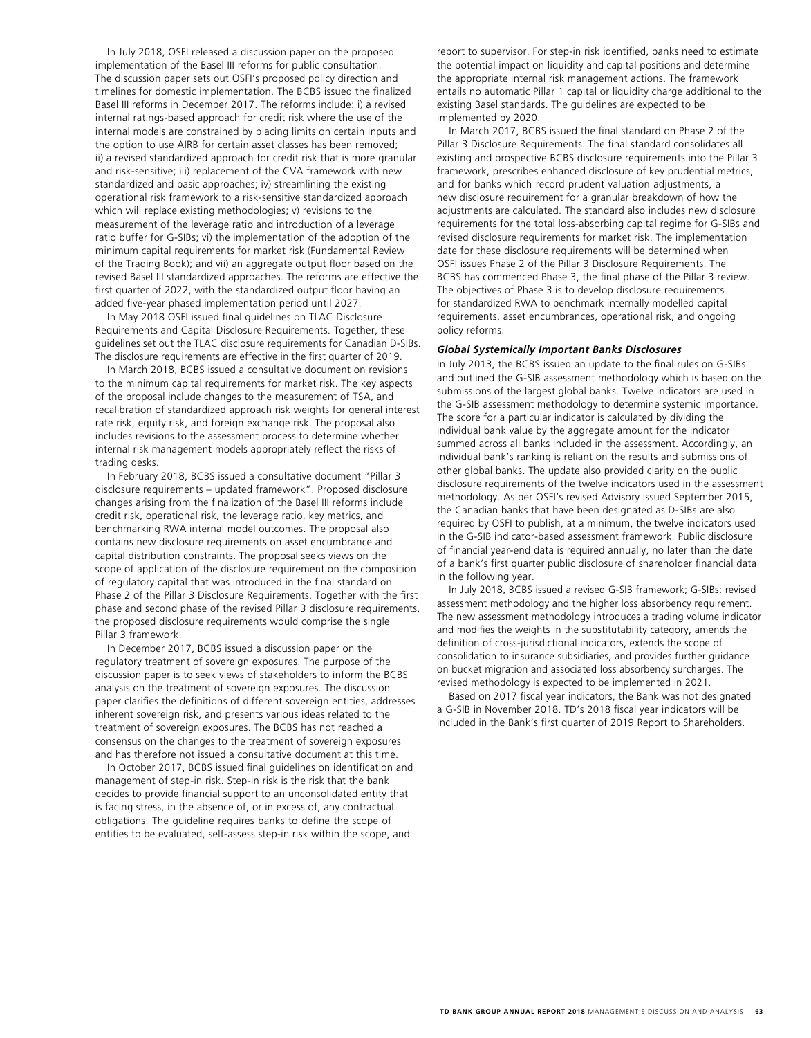In July 2018, OSFI released a discussion paper on the proposed implementation of the Basel III reforms for public consultation. The discussion paper sets out OSFI's proposed policy direction and timelines for domestic implementation. The BCBS issued the finalized Basel III reforms in December 2017. The reforms include: i) a revised internal ratings-based approach for credit risk where the use of the internal models are constrained by placing limits on certain inputs and the option to use AIRB for certain asset classes has been removed; ii) a revised standardized approach for credit risk that is more granular and risk-sensitive; iii) replacement of the CVA framework with new standardized and basic approaches; iv) streamlining the existing operational risk framework to a risk-sensitive standardized approach which will replace existing methodologies; v) revisions to the measurement of the leverage ratio and introduction of a leverage ratio buffer for G-SIBs; vi) the implementation of the adoption of the minimum capital requirements for market risk (Fundamental Review of the Trading Book); and vii) an aggregate output floor based on the revised Basel III standardized approaches. The reforms are effective the first quarter of 2022, with the standardized output floor having an added five-year phased implementation period until 2027.

In May 2018 OSFI issued final guidelines on TLAC Disclosure Requirements and Capital Disclosure Requirements. Together, these guidelines set out the TLAC disclosure requirements for Canadian D-SIBs. The disclosure requirements are effective in the first quarter of 2019.

In March 2018, BCBS issued a consultative document on revisions to the minimum capital requirements for market risk. The key aspects of the proposal include changes to the measurement of TSA, and recalibration of standardized approach risk weights for general interest rate risk, equity risk, and foreign exchange risk. The proposal also includes revisions to the assessment process to determine whether internal risk management models appropriately reflect the risks of trading desks.

In February 2018, BCBS issued a consultative document "Pillar 3 disclosure requirements – updated framework". Proposed disclosure changes arising from the finalization of the Basel III reforms include credit risk, operational risk, the leverage ratio, key metrics, and benchmarking RWA internal model outcomes. The proposal also contains new disclosure requirements on asset encumbrance and capital distribution constraints. The proposal seeks views on the scope of application of the disclosure requirement on the composition of regulatory capital that was introduced in the final standard on Phase 2 of the Pillar 3 Disclosure Requirements. Together with the first phase and second phase of the revised Pillar 3 disclosure requirements, the proposed disclosure requirements would comprise the single Pillar 3 framework.

In December 2017, BCBS issued a discussion paper on the regulatory treatment of sovereign exposures. The purpose of the discussion paper is to seek views of stakeholders to inform the BCBS analysis on the treatment of sovereign exposures. The discussion paper clarifies the definitions of different sovereign entities, addresses inherent sovereign risk, and presents various ideas related to the treatment of sovereign exposures. The BCBS has not reached a consensus on the changes to the treatment of sovereign exposures and has therefore not issued a consultative document at this time.

In October 2017, BCBS issued final guidelines on identification and management of step-in risk. Step-in risk is the risk that the bank decides to provide financial support to an unconsolidated entity that is facing stress, in the absence of, or in excess of, any contractual obligations. The guideline requires banks to define the scope of entities to be evaluated, self-assess step-in risk within the scope, and report to supervisor. For step-in risk identified, banks need to estimate the potential impact on liquidity and capital positions and determine the appropriate internal risk management actions. The framework entails no automatic Pillar 1 capital or liquidity charge additional to the existing Basel standards. The guidelines are expected to be implemented by 2020.

In March 2017, BCBS issued the final standard on Phase 2 of the Pillar 3 Disclosure Requirements. The final standard consolidates all existing and prospective BCBS disclosure requirements into the Pillar 3 framework, prescribes enhanced disclosure of key prudential metrics, and for banks which record prudent valuation adjustments, a new disclosure requirement for a granular breakdown of how the adjustments are calculated. The standard also includes new disclosure requirements for the total loss-absorbing capital regime for G-SIBs and revised disclosure requirements for market risk. The implementation date for these disclosure requirements will be determined when OSFI issues Phase 2 of the Pillar 3 Disclosure Requirements. The BCBS has commenced Phase 3, the final phase of the Pillar 3 review. The objectives of Phase 3 is to develop disclosure requirements for standardized RWA to benchmark internally modelled capital requirements, asset encumbrances, operational risk, and ongoing policy reforms.

***Global Systemically Important Banks Disclosures***

In July 2013, the BCBS issued an update to the final rules on G-SIBs and outlined the G-SIB assessment methodology which is based on the submissions of the largest global banks. Twelve indicators are used in the G-SIB assessment methodology to determine systemic importance. The score for a particular indicator is calculated by dividing the individual bank value by the aggregate amount for the indicator summed across all banks included in the assessment. Accordingly, an individual bank's ranking is reliant on the results and submissions of other global banks. The update also provided clarity on the public disclosure requirements of the twelve indicators used in the assessment methodology. As per OSFI's revised Advisory issued September 2015, the Canadian banks that have been designated as D-SIBs are also required by OSFI to publish, at a minimum, the twelve indicators used in the G-SIB indicator-based assessment framework. Public disclosure of financial year-end data is required annually, no later than the date of a bank's first quarter public disclosure of shareholder financial data in the following year.

In July 2018, BCBS issued a revised G-SIB framework; G-SIBs: revised assessment methodology and the higher loss absorbency requirement. The new assessment methodology introduces a trading volume indicator and modifies the weights in the substitutability category, amends the definition of cross-jurisdictional indicators, extends the scope of consolidation to insurance subsidiaries, and provides further guidance on bucket migration and associated loss absorbency surcharges. The revised methodology is expected to be implemented in 2021.

Based on 2017 fiscal year indicators, the Bank was not designated a G-SIB in November 2018. TD's 2018 fiscal year indicators will be included in the Bank's first quarter of 2019 Report to Shareholders.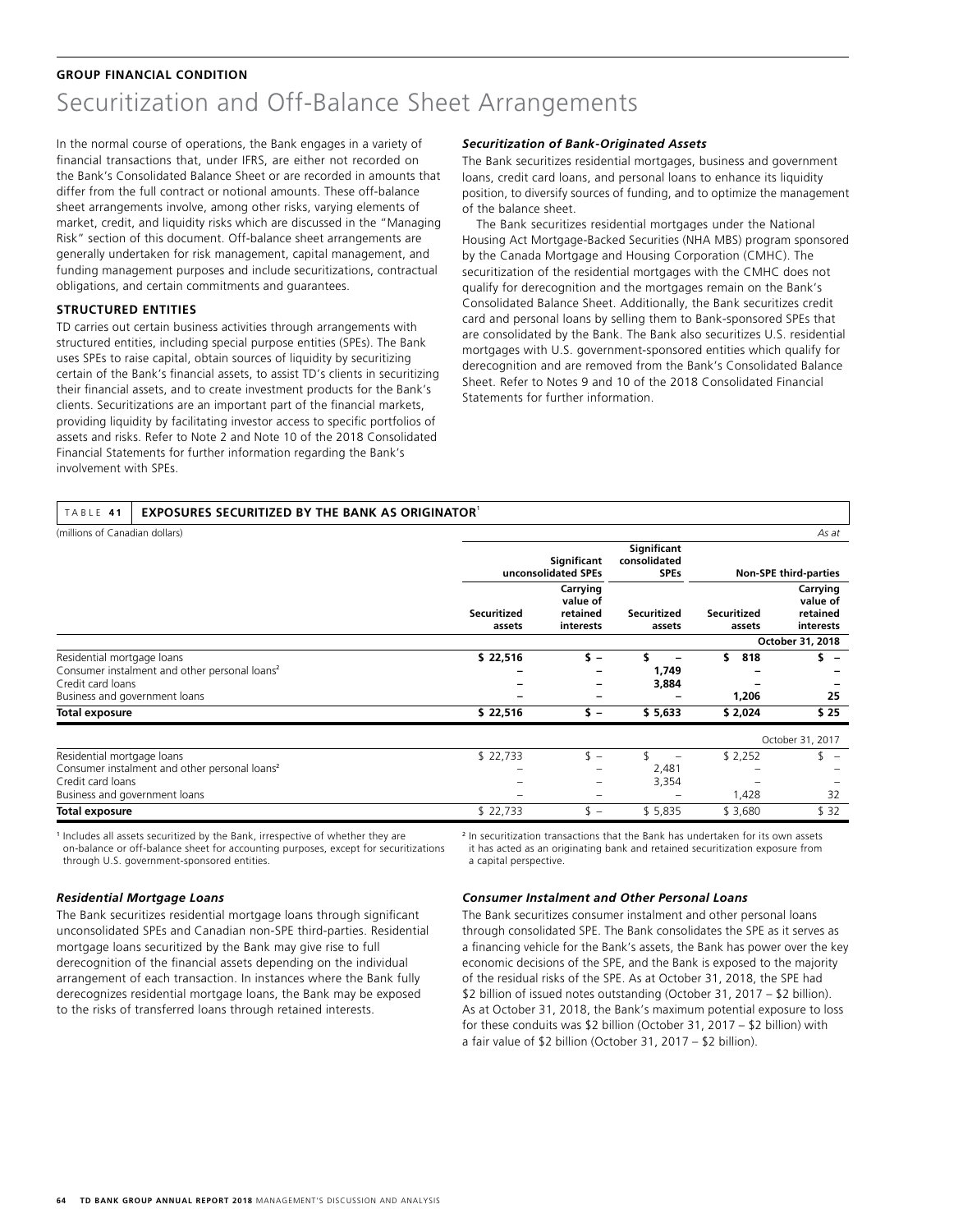**GROUP FINANCIAL CONDITION**

# Securitization and Off-Balance Sheet Arrangements

In the normal course of operations, the Bank engages in a variety of financial transactions that, under IFRS, are either not recorded on the Bank's Consolidated Balance Sheet or are recorded in amounts that differ from the full contract or notional amounts. These off-balance sheet arrangements involve, among other risks, varying elements of market, credit, and liquidity risks which are discussed in the "Managing Risk" section of this document. Off-balance sheet arrangements are generally undertaken for risk management, capital management, and funding management purposes and include securitizations, contractual obligations, and certain commitments and guarantees.

## STRUCTURED ENTITIES

TD carries out certain business activities through arrangements with structured entities, including special purpose entities (SPEs). The Bank uses SPEs to raise capital, obtain sources of liquidity by securitizing certain of the Bank's financial assets, to assist TD's clients in securitizing their financial assets, and to create investment products for the Bank's clients. Securitizations are an important part of the financial markets, providing liquidity by facilitating investor access to specific portfolios of assets and risks. Refer to Note 2 and Note 10 of the 2018 Consolidated Financial Statements for further information regarding the Bank's involvement with SPEs.

### *Securitization of Bank-Originated Assets*

The Bank securitizes residential mortgages, business and government loans, credit card loans, and personal loans to enhance its liquidity position, to diversify sources of funding, and to optimize the management of the balance sheet.

The Bank securitizes residential mortgages under the National Housing Act Mortgage-Backed Securities (NHA MBS) program sponsored by the Canada Mortgage and Housing Corporation (CMHC). The securitization of the residential mortgages with the CMHC does not qualify for derecognition and the mortgages remain on the Bank's Consolidated Balance Sheet. Additionally, the Bank securitizes credit card and personal loans by selling them to Bank-sponsored SPEs that are consolidated by the Bank. The Bank also securitizes U.S. residential mortgages with U.S. government-sponsored entities which qualify for derecognition and are removed from the Bank's Consolidated Balance Sheet. Refer to Notes 9 and 10 of the 2018 Consolidated Financial Statements for further information.

**TABLE 41 EXPOSURES SECURITIZED BY THE BANK AS ORIGINATOR**[1]

(millions of Canadian dollars) *As at*

| | Significant unconsolidated SPEs | | Significant consolidated SPEs | Non-SPE third-parties | |
|---|---|---|---|---|---|
| | Securitized assets | Carrying value of retained interests | Securitized assets | Securitized assets | Carrying value of retained interests |
| | | | | | **October 31, 2018** |
| Residential mortgage loans | **$ 22,516** | **$ –** | **$ –** | **$ 818** | **$ –** |
| Consumer instalment and other personal loans[2] | **–** | **–** | **1,749** | **–** | **–** |
| Credit card loans | **–** | **–** | **3,884** | **–** | **–** |
| Business and government loans | **–** | **–** | **–** | **1,206** | **25** |
| **Total exposure** | **$ 22,516** | **$ –** | **$ 5,633** | **$ 2,024** | **$ 25** |
| | | | | | October 31, 2017 |
| Residential mortgage loans | $ 22,733 | $ – | $ – | $ 2,252 | $ – |
| Consumer instalment and other personal loans[2] | – | – | 2,481 | – | – |
| Credit card loans | – | – | 3,354 | – | – |
| Business and government loans | – | – | – | 1,428 | 32 |
| **Total exposure** | $ 22,733 | $ – | $ 5,835 | $ 3,680 | $ 32 |

[1] Includes all assets securitized by the Bank, irrespective of whether they are on-balance or off-balance sheet for accounting purposes, except for securitizations through U.S. government-sponsored entities.

[2] In securitization transactions that the Bank has undertaken for its own assets it has acted as an originating bank and retained securitization exposure from a capital perspective.

### *Residential Mortgage Loans*

The Bank securitizes residential mortgage loans through significant unconsolidated SPEs and Canadian non-SPE third-parties. Residential mortgage loans securitized by the Bank may give rise to full derecognition of the financial assets depending on the individual arrangement of each transaction. In instances where the Bank fully derecognizes residential mortgage loans, the Bank may be exposed to the risks of transferred loans through retained interests.

### *Consumer Instalment and Other Personal Loans*

The Bank securitizes consumer instalment and other personal loans through consolidated SPE. The Bank consolidates the SPE as it serves as a financing vehicle for the Bank's assets, the Bank has power over the key economic decisions of the SPE, and the Bank is exposed to the majority of the residual risks of the SPE. As at October 31, 2018, the SPE had $2 billion of issued notes outstanding (October 31, 2017 – $2 billion). As at October 31, 2018, the Bank's maximum potential exposure to loss for these conduits was $2 billion (October 31, 2017 – $2 billion) with a fair value of $2 billion (October 31, 2017 – $2 billion).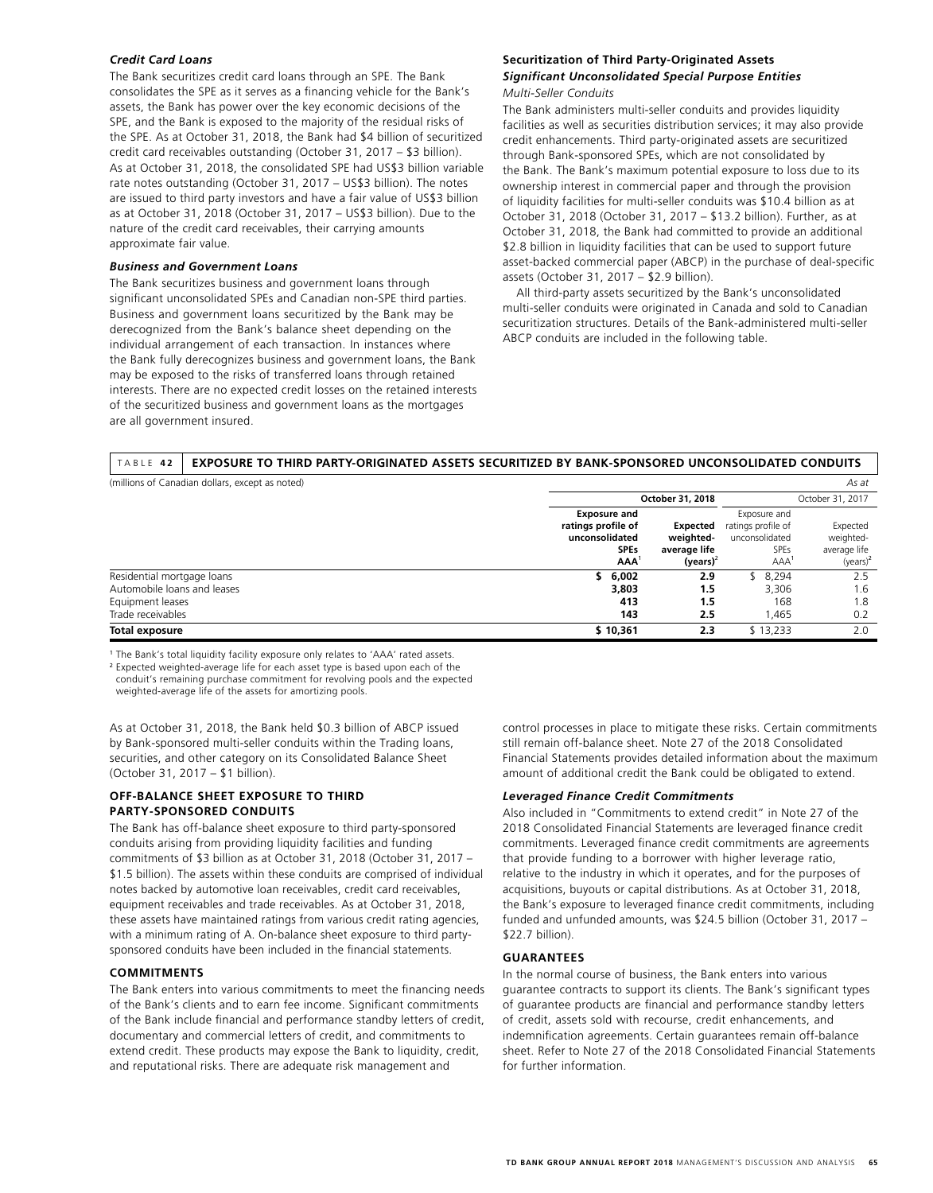### *Credit Card Loans*

The Bank securitizes credit card loans through an SPE. The Bank consolidates the SPE as it serves as a financing vehicle for the Bank's assets, the Bank has power over the key economic decisions of the SPE, and the Bank is exposed to the majority of the residual risks of the SPE. As at October 31, 2018, the Bank had $4 billion of securitized credit card receivables outstanding (October 31, 2017 – $3 billion). As at October 31, 2018, the consolidated SPE had US$3 billion variable rate notes outstanding (October 31, 2017 – US$3 billion). The notes are issued to third party investors and have a fair value of US$3 billion as at October 31, 2018 (October 31, 2017 – US$3 billion). Due to the nature of the credit card receivables, their carrying amounts approximate fair value.

### *Business and Government Loans*

The Bank securitizes business and government loans through significant unconsolidated SPEs and Canadian non-SPE third parties. Business and government loans securitized by the Bank may be derecognized from the Bank's balance sheet depending on the individual arrangement of each transaction. In instances where the Bank fully derecognizes business and government loans, the Bank may be exposed to the risks of transferred loans through retained interests. There are no expected credit losses on the retained interests of the securitized business and government loans as the mortgages are all government insured.

### Securitization of Third Party-Originated Assets

### *Significant Unconsolidated Special Purpose Entities*

*Multi-Seller Conduits*

The Bank administers multi-seller conduits and provides liquidity facilities as well as securities distribution services; it may also provide credit enhancements. Third party-originated assets are securitized through Bank-sponsored SPEs, which are not consolidated by the Bank. The Bank's maximum potential exposure to loss due to its ownership interest in commercial paper and through the provision of liquidity facilities for multi-seller conduits was $10.4 billion as at October 31, 2018 (October 31, 2017 – $13.2 billion). Further, as at October 31, 2018, the Bank had committed to provide an additional $2.8 billion in liquidity facilities that can be used to support future asset-backed commercial paper (ABCP) in the purchase of deal-specific assets (October 31, 2017 – $2.9 billion).

All third-party assets securitized by the Bank's unconsolidated multi-seller conduits were originated in Canada and sold to Canadian securitization structures. Details of the Bank-administered multi-seller ABCP conduits are included in the following table.

**TABLE 42 EXPOSURE TO THIRD PARTY-ORIGINATED ASSETS SECURITIZED BY BANK-SPONSORED UNCONSOLIDATED CONDUITS**

(millions of Canadian dollars, except as noted) *As at*

| | October 31, 2018 | | October 31, 2017 | |
|---|---|---|---|---|
| | Exposure and ratings profile of unconsolidated SPEs AAA[1] | Expected weighted-average life (years)[2] | Exposure and ratings profile of unconsolidated SPEs AAA[1] | Expected weighted-average life (years)[2] |
| Residential mortgage loans | $ 6,002 | 2.9 | $ 8,294 | 2.5 |
| Automobile loans and leases | 3,803 | 1.5 | 3,306 | 1.6 |
| Equipment leases | 413 | 1.5 | 168 | 1.8 |
| Trade receivables | 143 | 2.5 | 1,465 | 0.2 |
| **Total exposure** | **$ 10,361** | **2.3** | $ 13,233 | 2.0 |

[1] The Bank's total liquidity facility exposure only relates to 'AAA' rated assets.
[2] Expected weighted-average life for each asset type is based upon each of the conduit's remaining purchase commitment for revolving pools and the expected weighted-average life of the assets for amortizing pools.

As at October 31, 2018, the Bank held $0.3 billion of ABCP issued by Bank-sponsored multi-seller conduits within the Trading loans, securities, and other category on its Consolidated Balance Sheet (October 31, 2017 – $1 billion).

### OFF-BALANCE SHEET EXPOSURE TO THIRD PARTY-SPONSORED CONDUITS

The Bank has off-balance sheet exposure to third party-sponsored conduits arising from providing liquidity facilities and funding commitments of $3 billion as at October 31, 2018 (October 31, 2017 – $1.5 billion). The assets within these conduits are comprised of individual notes backed by automotive loan receivables, credit card receivables, equipment receivables and trade receivables. As at October 31, 2018, these assets have maintained ratings from various credit rating agencies, with a minimum rating of A. On-balance sheet exposure to third party-sponsored conduits have been included in the financial statements.

### COMMITMENTS

The Bank enters into various commitments to meet the financing needs of the Bank's clients and to earn fee income. Significant commitments of the Bank include financial and performance standby letters of credit, documentary and commercial letters of credit, and commitments to extend credit. These products may expose the Bank to liquidity, credit, and reputational risks. There are adequate risk management and control processes in place to mitigate these risks. Certain commitments still remain off-balance sheet. Note 27 of the 2018 Consolidated Financial Statements provides detailed information about the maximum amount of additional credit the Bank could be obligated to extend.

### *Leveraged Finance Credit Commitments*

Also included in "Commitments to extend credit" in Note 27 of the 2018 Consolidated Financial Statements are leveraged finance credit commitments. Leveraged finance credit commitments are agreements that provide funding to a borrower with higher leverage ratio, relative to the industry in which it operates, and for the purposes of acquisitions, buyouts or capital distributions. As at October 31, 2018, the Bank's exposure to leveraged finance credit commitments, including funded and unfunded amounts, was $24.5 billion (October 31, 2017 – $22.7 billion).

### GUARANTEES

In the normal course of business, the Bank enters into various guarantee contracts to support its clients. The Bank's significant types of guarantee products are financial and performance standby letters of credit, assets sold with recourse, credit enhancements, and indemnification agreements. Certain guarantees remain off-balance sheet. Refer to Note 27 of the 2018 Consolidated Financial Statements for further information.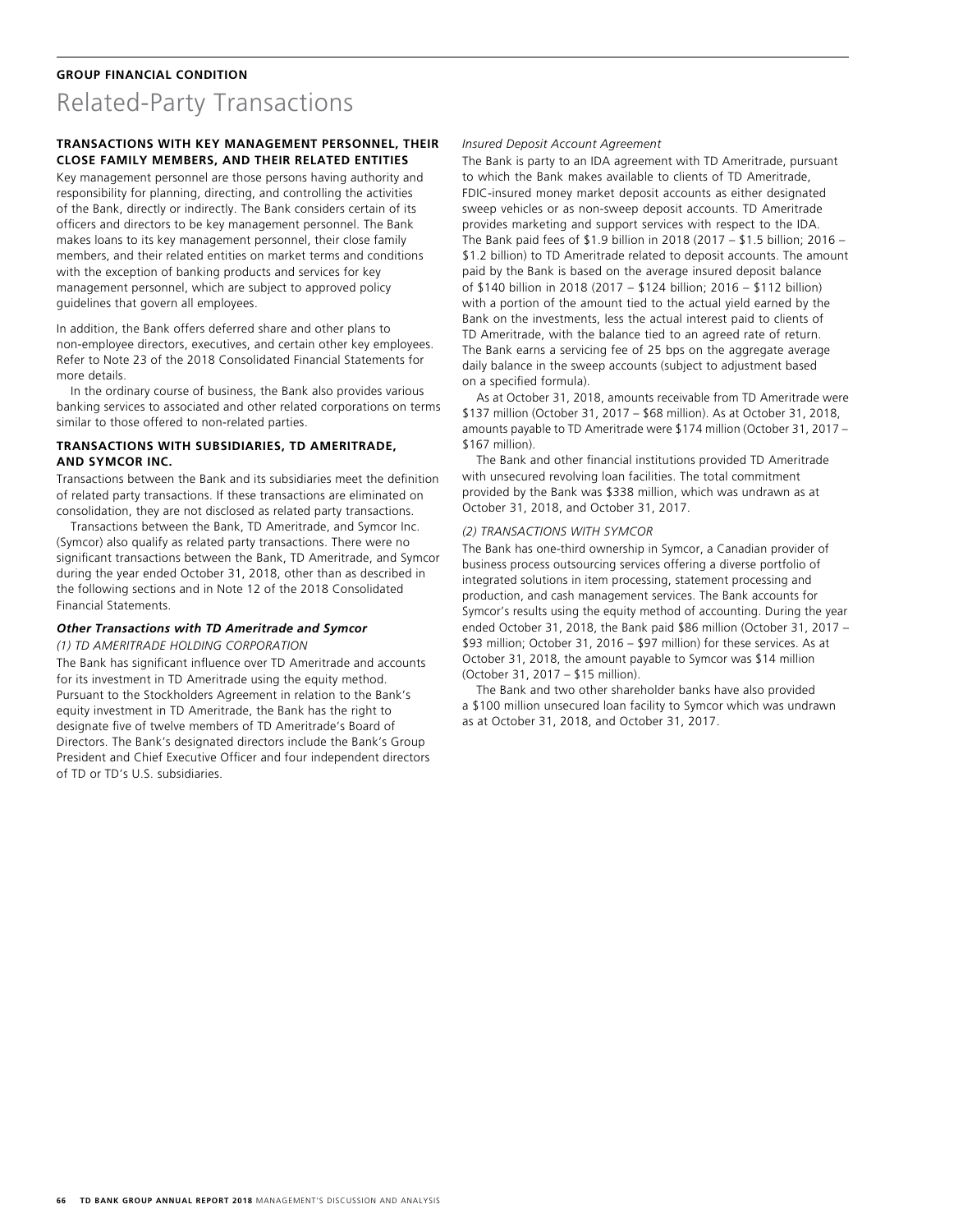**GROUP FINANCIAL CONDITION**

# Related-Party Transactions

## TRANSACTIONS WITH KEY MANAGEMENT PERSONNEL, THEIR CLOSE FAMILY MEMBERS, AND THEIR RELATED ENTITIES

Key management personnel are those persons having authority and responsibility for planning, directing, and controlling the activities of the Bank, directly or indirectly. The Bank considers certain of its officers and directors to be key management personnel. The Bank makes loans to its key management personnel, their close family members, and their related entities on market terms and conditions with the exception of banking products and services for key management personnel, which are subject to approved policy guidelines that govern all employees.

In addition, the Bank offers deferred share and other plans to non-employee directors, executives, and certain other key employees. Refer to Note 23 of the 2018 Consolidated Financial Statements for more details.

In the ordinary course of business, the Bank also provides various banking services to associated and other related corporations on terms similar to those offered to non-related parties.

## TRANSACTIONS WITH SUBSIDIARIES, TD AMERITRADE, AND SYMCOR INC.

Transactions between the Bank and its subsidiaries meet the definition of related party transactions. If these transactions are eliminated on consolidation, they are not disclosed as related party transactions.

Transactions between the Bank, TD Ameritrade, and Symcor Inc. (Symcor) also qualify as related party transactions. There were no significant transactions between the Bank, TD Ameritrade, and Symcor during the year ended October 31, 2018, other than as described in the following sections and in Note 12 of the 2018 Consolidated Financial Statements.

### *Other Transactions with TD Ameritrade and Symcor*

*(1) TD AMERITRADE HOLDING CORPORATION*

The Bank has significant influence over TD Ameritrade and accounts for its investment in TD Ameritrade using the equity method. Pursuant to the Stockholders Agreement in relation to the Bank's equity investment in TD Ameritrade, the Bank has the right to designate five of twelve members of TD Ameritrade's Board of Directors. The Bank's designated directors include the Bank's Group President and Chief Executive Officer and four independent directors of TD or TD's U.S. subsidiaries.

*Insured Deposit Account Agreement*

The Bank is party to an IDA agreement with TD Ameritrade, pursuant to which the Bank makes available to clients of TD Ameritrade, FDIC-insured money market deposit accounts as either designated sweep vehicles or as non-sweep deposit accounts. TD Ameritrade provides marketing and support services with respect to the IDA. The Bank paid fees of $1.9 billion in 2018 (2017 – $1.5 billion; 2016 – $1.2 billion) to TD Ameritrade related to deposit accounts. The amount paid by the Bank is based on the average insured deposit balance of $140 billion in 2018 (2017 – $124 billion; 2016 – $112 billion) with a portion of the amount tied to the actual yield earned by the Bank on the investments, less the actual interest paid to clients of TD Ameritrade, with the balance tied to an agreed rate of return. The Bank earns a servicing fee of 25 bps on the aggregate average daily balance in the sweep accounts (subject to adjustment based on a specified formula).

As at October 31, 2018, amounts receivable from TD Ameritrade were $137 million (October 31, 2017 – $68 million). As at October 31, 2018, amounts payable to TD Ameritrade were $174 million (October 31, 2017 – $167 million).

The Bank and other financial institutions provided TD Ameritrade with unsecured revolving loan facilities. The total commitment provided by the Bank was $338 million, which was undrawn as at October 31, 2018, and October 31, 2017.

*(2) TRANSACTIONS WITH SYMCOR*

The Bank has one-third ownership in Symcor, a Canadian provider of business process outsourcing services offering a diverse portfolio of integrated solutions in item processing, statement processing and production, and cash management services. The Bank accounts for Symcor's results using the equity method of accounting. During the year ended October 31, 2018, the Bank paid $86 million (October 31, 2017 – $93 million; October 31, 2016 – $97 million) for these services. As at October 31, 2018, the amount payable to Symcor was $14 million (October 31, 2017 – $15 million).

The Bank and two other shareholder banks have also provided a $100 million unsecured loan facility to Symcor which was undrawn as at October 31, 2018, and October 31, 2017.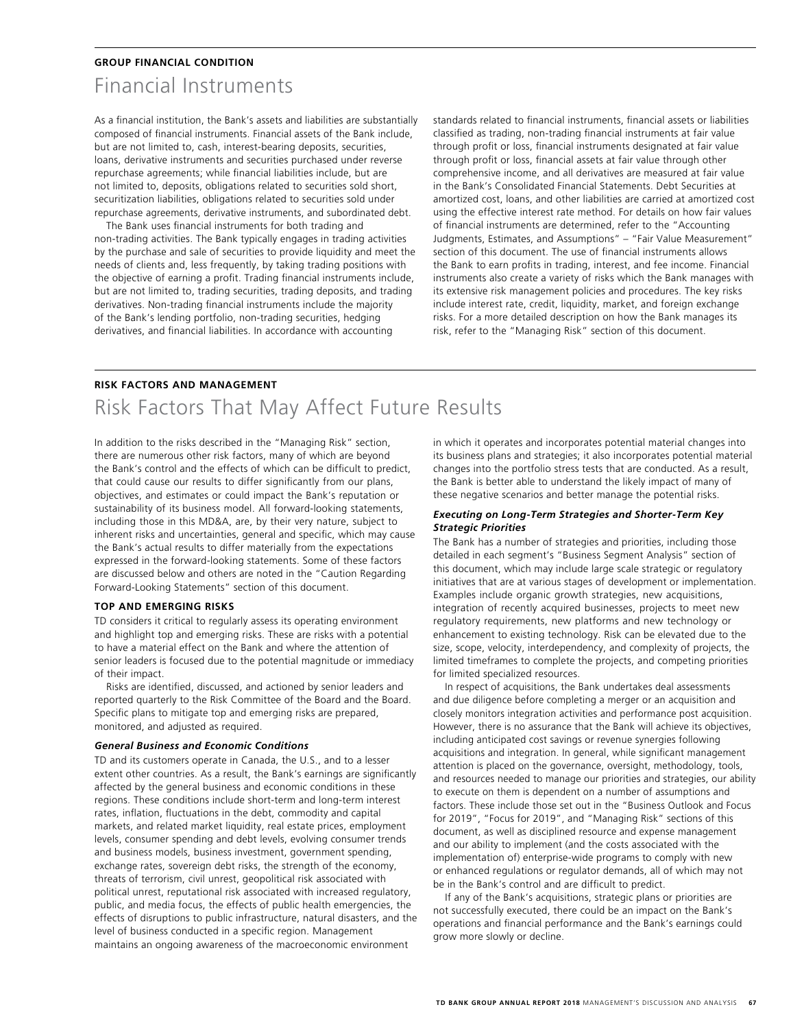**GROUP FINANCIAL CONDITION**

# Financial Instruments

As a financial institution, the Bank's assets and liabilities are substantially composed of financial instruments. Financial assets of the Bank include, but are not limited to, cash, interest-bearing deposits, securities, loans, derivative instruments and securities purchased under reverse repurchase agreements; while financial liabilities include, but are not limited to, deposits, obligations related to securities sold short, securitization liabilities, obligations related to securities sold under repurchase agreements, derivative instruments, and subordinated debt.

The Bank uses financial instruments for both trading and non-trading activities. The Bank typically engages in trading activities by the purchase and sale of securities to provide liquidity and meet the needs of clients and, less frequently, by taking trading positions with the objective of earning a profit. Trading financial instruments include, but are not limited to, trading securities, trading deposits, and trading derivatives. Non-trading financial instruments include the majority of the Bank's lending portfolio, non-trading securities, hedging derivatives, and financial liabilities. In accordance with accounting standards related to financial instruments, financial assets or liabilities classified as trading, non-trading financial instruments at fair value through profit or loss, financial instruments designated at fair value through profit or loss, financial assets at fair value through other comprehensive income, and all derivatives are measured at fair value in the Bank's Consolidated Financial Statements. Debt Securities at amortized cost, loans, and other liabilities are carried at amortized cost using the effective interest rate method. For details on how fair values of financial instruments are determined, refer to the "Accounting Judgments, Estimates, and Assumptions" – "Fair Value Measurement" section of this document. The use of financial instruments allows the Bank to earn profits in trading, interest, and fee income. Financial instruments also create a variety of risks which the Bank manages with its extensive risk management policies and procedures. The key risks include interest rate, credit, liquidity, market, and foreign exchange risks. For a more detailed description on how the Bank manages its risk, refer to the "Managing Risk" section of this document.

**RISK FACTORS AND MANAGEMENT**

# Risk Factors That May Affect Future Results

In addition to the risks described in the "Managing Risk" section, there are numerous other risk factors, many of which are beyond the Bank's control and the effects of which can be difficult to predict, that could cause our results to differ significantly from our plans, objectives, and estimates or could impact the Bank's reputation or sustainability of its business model. All forward-looking statements, including those in this MD&A, are, by their very nature, subject to inherent risks and uncertainties, general and specific, which may cause the Bank's actual results to differ materially from the expectations expressed in the forward-looking statements. Some of these factors are discussed below and others are noted in the "Caution Regarding Forward-Looking Statements" section of this document.

## TOP AND EMERGING RISKS

TD considers it critical to regularly assess its operating environment and highlight top and emerging risks. These are risks with a potential to have a material effect on the Bank and where the attention of senior leaders is focused due to the potential magnitude or immediacy of their impact.

Risks are identified, discussed, and actioned by senior leaders and reported quarterly to the Risk Committee of the Board and the Board. Specific plans to mitigate top and emerging risks are prepared, monitored, and adjusted as required.

### *General Business and Economic Conditions*

TD and its customers operate in Canada, the U.S., and to a lesser extent other countries. As a result, the Bank's earnings are significantly affected by the general business and economic conditions in these regions. These conditions include short-term and long-term interest rates, inflation, fluctuations in the debt, commodity and capital markets, and related market liquidity, real estate prices, employment levels, consumer spending and debt levels, evolving consumer trends and business models, business investment, government spending, exchange rates, sovereign debt risks, the strength of the economy, threats of terrorism, civil unrest, geopolitical risk associated with political unrest, reputational risk associated with increased regulatory, public, and media focus, the effects of public health emergencies, the effects of disruptions to public infrastructure, natural disasters, and the level of business conducted in a specific region. Management maintains an ongoing awareness of the macroeconomic environment in which it operates and incorporates potential material changes into its business plans and strategies; it also incorporates potential material changes into the portfolio stress tests that are conducted. As a result, the Bank is better able to understand the likely impact of many of these negative scenarios and better manage the potential risks.

### *Executing on Long-Term Strategies and Shorter-Term Key Strategic Priorities*

The Bank has a number of strategies and priorities, including those detailed in each segment's "Business Segment Analysis" section of this document, which may include large scale strategic or regulatory initiatives that are at various stages of development or implementation. Examples include organic growth strategies, new acquisitions, integration of recently acquired businesses, projects to meet new regulatory requirements, new platforms and new technology or enhancement to existing technology. Risk can be elevated due to the size, scope, velocity, interdependency, and complexity of projects, the limited timeframes to complete the projects, and competing priorities for limited specialized resources.

In respect of acquisitions, the Bank undertakes deal assessments and due diligence before completing a merger or an acquisition and closely monitors integration activities and performance post acquisition. However, there is no assurance that the Bank will achieve its objectives, including anticipated cost savings or revenue synergies following acquisitions and integration. In general, while significant management attention is placed on the governance, oversight, methodology, tools, and resources needed to manage our priorities and strategies, our ability to execute on them is dependent on a number of assumptions and factors. These include those set out in the "Business Outlook and Focus for 2019", "Focus for 2019", and "Managing Risk" sections of this document, as well as disciplined resource and expense management and our ability to implement (and the costs associated with the implementation of) enterprise-wide programs to comply with new or enhanced regulations or regulator demands, all of which may not be in the Bank's control and are difficult to predict.

If any of the Bank's acquisitions, strategic plans or priorities are not successfully executed, there could be an impact on the Bank's operations and financial performance and the Bank's earnings could grow more slowly or decline.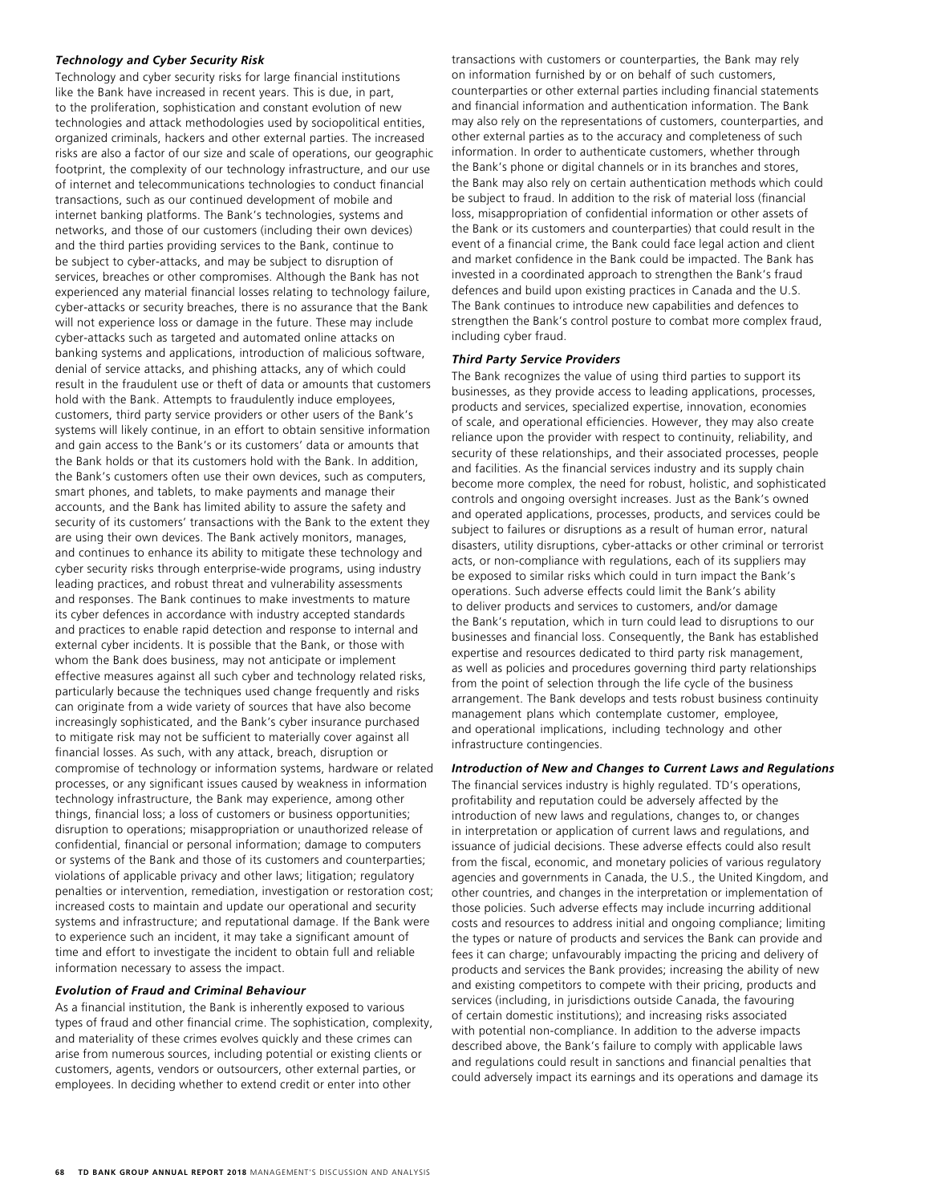### *Technology and Cyber Security Risk*

Technology and cyber security risks for large financial institutions like the Bank have increased in recent years. This is due, in part, to the proliferation, sophistication and constant evolution of new technologies and attack methodologies used by sociopolitical entities, organized criminals, hackers and other external parties. The increased risks are also a factor of our size and scale of operations, our geographic footprint, the complexity of our technology infrastructure, and our use of internet and telecommunications technologies to conduct financial transactions, such as our continued development of mobile and internet banking platforms. The Bank's technologies, systems and networks, and those of our customers (including their own devices) and the third parties providing services to the Bank, continue to be subject to cyber-attacks, and may be subject to disruption of services, breaches or other compromises. Although the Bank has not experienced any material financial losses relating to technology failure, cyber-attacks or security breaches, there is no assurance that the Bank will not experience loss or damage in the future. These may include cyber-attacks such as targeted and automated online attacks on banking systems and applications, introduction of malicious software, denial of service attacks, and phishing attacks, any of which could result in the fraudulent use or theft of data or amounts that customers hold with the Bank. Attempts to fraudulently induce employees, customers, third party service providers or other users of the Bank's systems will likely continue, in an effort to obtain sensitive information and gain access to the Bank's or its customers' data or amounts that the Bank holds or that its customers hold with the Bank. In addition, the Bank's customers often use their own devices, such as computers, smart phones, and tablets, to make payments and manage their accounts, and the Bank has limited ability to assure the safety and security of its customers' transactions with the Bank to the extent they are using their own devices. The Bank actively monitors, manages, and continues to enhance its ability to mitigate these technology and cyber security risks through enterprise-wide programs, using industry leading practices, and robust threat and vulnerability assessments and responses. The Bank continues to make investments to mature its cyber defences in accordance with industry accepted standards and practices to enable rapid detection and response to internal and external cyber incidents. It is possible that the Bank, or those with whom the Bank does business, may not anticipate or implement effective measures against all such cyber and technology related risks, particularly because the techniques used change frequently and risks can originate from a wide variety of sources that have also become increasingly sophisticated, and the Bank's cyber insurance purchased to mitigate risk may not be sufficient to materially cover against all financial losses. As such, with any attack, breach, disruption or compromise of technology or information systems, hardware or related processes, or any significant issues caused by weakness in information technology infrastructure, the Bank may experience, among other things, financial loss; a loss of customers or business opportunities; disruption to operations; misappropriation or unauthorized release of confidential, financial or personal information; damage to computers or systems of the Bank and those of its customers and counterparties; violations of applicable privacy and other laws; litigation; regulatory penalties or intervention, remediation, investigation or restoration cost; increased costs to maintain and update our operational and security systems and infrastructure; and reputational damage. If the Bank were to experience such an incident, it may take a significant amount of time and effort to investigate the incident to obtain full and reliable information necessary to assess the impact.

### *Evolution of Fraud and Criminal Behaviour*

As a financial institution, the Bank is inherently exposed to various types of fraud and other financial crime. The sophistication, complexity, and materiality of these crimes evolves quickly and these crimes can arise from numerous sources, including potential or existing clients or customers, agents, vendors or outsourcers, other external parties, or employees. In deciding whether to extend credit or enter into other transactions with customers or counterparties, the Bank may rely on information furnished by or on behalf of such customers, counterparties or other external parties including financial statements and financial information and authentication information. The Bank may also rely on the representations of customers, counterparties, and other external parties as to the accuracy and completeness of such information. In order to authenticate customers, whether through the Bank's phone or digital channels or in its branches and stores, the Bank may also rely on certain authentication methods which could be subject to fraud. In addition to the risk of material loss (financial loss, misappropriation of confidential information or other assets of the Bank or its customers and counterparties) that could result in the event of a financial crime, the Bank could face legal action and client and market confidence in the Bank could be impacted. The Bank has invested in a coordinated approach to strengthen the Bank's fraud defences and build upon existing practices in Canada and the U.S. The Bank continues to introduce new capabilities and defences to strengthen the Bank's control posture to combat more complex fraud, including cyber fraud.

### *Third Party Service Providers*

The Bank recognizes the value of using third parties to support its businesses, as they provide access to leading applications, processes, products and services, specialized expertise, innovation, economies of scale, and operational efficiencies. However, they may also create reliance upon the provider with respect to continuity, reliability, and security of these relationships, and their associated processes, people and facilities. As the financial services industry and its supply chain become more complex, the need for robust, holistic, and sophisticated controls and ongoing oversight increases. Just as the Bank's owned and operated applications, processes, products, and services could be subject to failures or disruptions as a result of human error, natural disasters, utility disruptions, cyber-attacks or other criminal or terrorist acts, or non-compliance with regulations, each of its suppliers may be exposed to similar risks which could in turn impact the Bank's operations. Such adverse effects could limit the Bank's ability to deliver products and services to customers, and/or damage the Bank's reputation, which in turn could lead to disruptions to our businesses and financial loss. Consequently, the Bank has established expertise and resources dedicated to third party risk management, as well as policies and procedures governing third party relationships from the point of selection through the life cycle of the business arrangement. The Bank develops and tests robust business continuity management plans which contemplate customer, employee, and operational implications, including technology and other infrastructure contingencies.

### *Introduction of New and Changes to Current Laws and Regulations*

The financial services industry is highly regulated. TD's operations, profitability and reputation could be adversely affected by the introduction of new laws and regulations, changes to, or changes in interpretation or application of current laws and regulations, and issuance of judicial decisions. These adverse effects could also result from the fiscal, economic, and monetary policies of various regulatory agencies and governments in Canada, the U.S., the United Kingdom, and other countries, and changes in the interpretation or implementation of those policies. Such adverse effects may include incurring additional costs and resources to address initial and ongoing compliance; limiting the types or nature of products and services the Bank can provide and fees it can charge; unfavourably impacting the pricing and delivery of products and services the Bank provides; increasing the ability of new and existing competitors to compete with their pricing, products and services (including, in jurisdictions outside Canada, the favouring of certain domestic institutions); and increasing risks associated with potential non-compliance. In addition to the adverse impacts described above, the Bank's failure to comply with applicable laws and regulations could result in sanctions and financial penalties that could adversely impact its earnings and its operations and damage its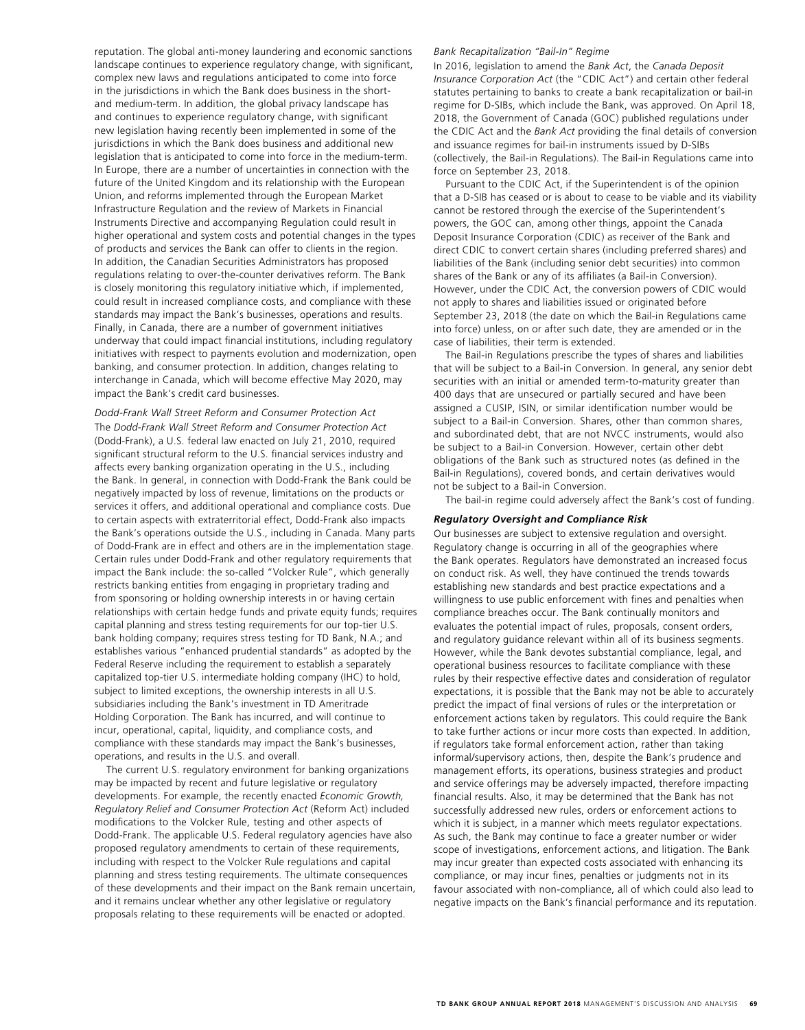reputation. The global anti-money laundering and economic sanctions landscape continues to experience regulatory change, with significant, complex new laws and regulations anticipated to come into force in the jurisdictions in which the Bank does business in the short- and medium-term. In addition, the global privacy landscape has and continues to experience regulatory change, with significant new legislation having recently been implemented in some of the jurisdictions in which the Bank does business and additional new legislation that is anticipated to come into force in the medium-term. In Europe, there are a number of uncertainties in connection with the future of the United Kingdom and its relationship with the European Union, and reforms implemented through the European Market Infrastructure Regulation and the review of Markets in Financial Instruments Directive and accompanying Regulation could result in higher operational and system costs and potential changes in the types of products and services the Bank can offer to clients in the region. In addition, the Canadian Securities Administrators has proposed regulations relating to over-the-counter derivatives reform. The Bank is closely monitoring this regulatory initiative which, if implemented, could result in increased compliance costs, and compliance with these standards may impact the Bank's businesses, operations and results. Finally, in Canada, there are a number of government initiatives underway that could impact financial institutions, including regulatory initiatives with respect to payments evolution and modernization, open banking, and consumer protection. In addition, changes relating to interchange in Canada, which will become effective May 2020, may impact the Bank's credit card businesses.

*Dodd-Frank Wall Street Reform and Consumer Protection Act*

The *Dodd-Frank Wall Street Reform and Consumer Protection Act* (Dodd-Frank), a U.S. federal law enacted on July 21, 2010, required significant structural reform to the U.S. financial services industry and affects every banking organization operating in the U.S., including the Bank. In general, in connection with Dodd-Frank the Bank could be negatively impacted by loss of revenue, limitations on the products or services it offers, and additional operational and compliance costs. Due to certain aspects with extraterritorial effect, Dodd-Frank also impacts the Bank's operations outside the U.S., including in Canada. Many parts of Dodd-Frank are in effect and others are in the implementation stage. Certain rules under Dodd-Frank and other regulatory requirements that impact the Bank include: the so-called "Volcker Rule", which generally restricts banking entities from engaging in proprietary trading and from sponsoring or holding ownership interests in or having certain relationships with certain hedge funds and private equity funds; requires capital planning and stress testing requirements for our top-tier U.S. bank holding company; requires stress testing for TD Bank, N.A.; and establishes various "enhanced prudential standards" as adopted by the Federal Reserve including the requirement to establish a separately capitalized top-tier U.S. intermediate holding company (IHC) to hold, subject to limited exceptions, the ownership interests in all U.S. subsidiaries including the Bank's investment in TD Ameritrade Holding Corporation. The Bank has incurred, and will continue to incur, operational, capital, liquidity, and compliance costs, and compliance with these standards may impact the Bank's businesses, operations, and results in the U.S. and overall.

The current U.S. regulatory environment for banking organizations may be impacted by recent and future legislative or regulatory developments. For example, the recently enacted *Economic Growth, Regulatory Relief and Consumer Protection Act* (Reform Act) included modifications to the Volcker Rule, testing and other aspects of Dodd-Frank. The applicable U.S. Federal regulatory agencies have also proposed regulatory amendments to certain of these requirements, including with respect to the Volcker Rule regulations and capital planning and stress testing requirements. The ultimate consequences of these developments and their impact on the Bank remain uncertain, and it remains unclear whether any other legislative or regulatory proposals relating to these requirements will be enacted or adopted.

*Bank Recapitalization "Bail-In" Regime*

In 2016, legislation to amend the *Bank Act*, the *Canada Deposit Insurance Corporation Act* (the "CDIC Act") and certain other federal statutes pertaining to banks to create a bank recapitalization or bail-in regime for D-SIBs, which include the Bank, was approved. On April 18, 2018, the Government of Canada (GOC) published regulations under the CDIC Act and the *Bank Act* providing the final details of conversion and issuance regimes for bail-in instruments issued by D-SIBs (collectively, the Bail-in Regulations). The Bail-in Regulations came into force on September 23, 2018.

Pursuant to the CDIC Act, if the Superintendent is of the opinion that a D-SIB has ceased or is about to cease to be viable and its viability cannot be restored through the exercise of the Superintendent's powers, the GOC can, among other things, appoint the Canada Deposit Insurance Corporation (CDIC) as receiver of the Bank and direct CDIC to convert certain shares (including preferred shares) and liabilities of the Bank (including senior debt securities) into common shares of the Bank or any of its affiliates (a Bail-in Conversion). However, under the CDIC Act, the conversion powers of CDIC would not apply to shares and liabilities issued or originated before September 23, 2018 (the date on which the Bail-in Regulations came into force) unless, on or after such date, they are amended or in the case of liabilities, their term is extended.

The Bail-in Regulations prescribe the types of shares and liabilities that will be subject to a Bail-in Conversion. In general, any senior debt securities with an initial or amended term-to-maturity greater than 400 days that are unsecured or partially secured and have been assigned a CUSIP, ISIN, or similar identification number would be subject to a Bail-in Conversion. Shares, other than common shares, and subordinated debt, that are not NVCC instruments, would also be subject to a Bail-in Conversion. However, certain other debt obligations of the Bank such as structured notes (as defined in the Bail-in Regulations), covered bonds, and certain derivatives would not be subject to a Bail-in Conversion.

The bail-in regime could adversely affect the Bank's cost of funding.

***Regulatory Oversight and Compliance Risk***

Our businesses are subject to extensive regulation and oversight. Regulatory change is occurring in all of the geographies where the Bank operates. Regulators have demonstrated an increased focus on conduct risk. As well, they have continued the trends towards establishing new standards and best practice expectations and a willingness to use public enforcement with fines and penalties when compliance breaches occur. The Bank continually monitors and evaluates the potential impact of rules, proposals, consent orders, and regulatory guidance relevant within all of its business segments. However, while the Bank devotes substantial compliance, legal, and operational business resources to facilitate compliance with these rules by their respective effective dates and consideration of regulator expectations, it is possible that the Bank may not be able to accurately predict the impact of final versions of rules or the interpretation or enforcement actions taken by regulators. This could require the Bank to take further actions or incur more costs than expected. In addition, if regulators take formal enforcement action, rather than taking informal/supervisory actions, then, despite the Bank's prudence and management efforts, its operations, business strategies and product and service offerings may be adversely impacted, therefore impacting financial results. Also, it may be determined that the Bank has not successfully addressed new rules, orders or enforcement actions to which it is subject, in a manner which meets regulator expectations. As such, the Bank may continue to face a greater number or wider scope of investigations, enforcement actions, and litigation. The Bank may incur greater than expected costs associated with enhancing its compliance, or may incur fines, penalties or judgments not in its favour associated with non-compliance, all of which could also lead to negative impacts on the Bank's financial performance and its reputation.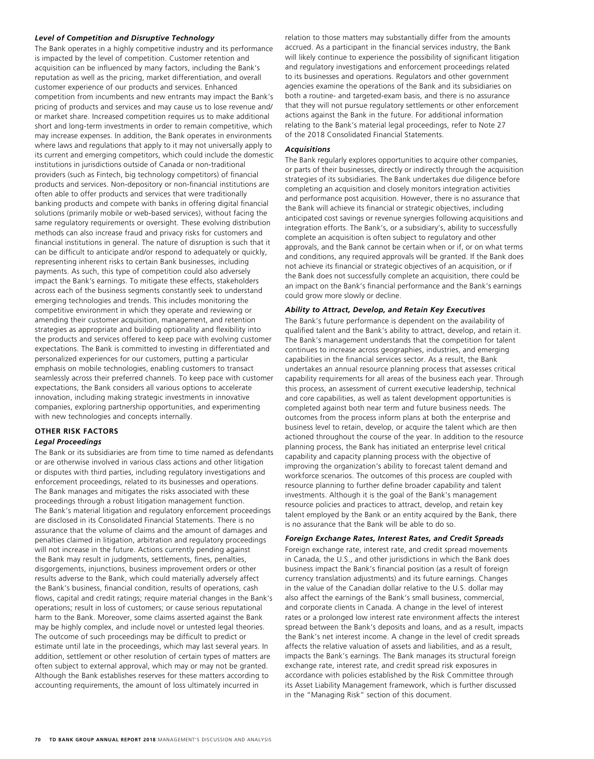### *Level of Competition and Disruptive Technology*

The Bank operates in a highly competitive industry and its performance is impacted by the level of competition. Customer retention and acquisition can be influenced by many factors, including the Bank's reputation as well as the pricing, market differentiation, and overall customer experience of our products and services. Enhanced competition from incumbents and new entrants may impact the Bank's pricing of products and services and may cause us to lose revenue and/or market share. Increased competition requires us to make additional short and long-term investments in order to remain competitive, which may increase expenses. In addition, the Bank operates in environments where laws and regulations that apply to it may not universally apply to its current and emerging competitors, which could include the domestic institutions in jurisdictions outside of Canada or non-traditional providers (such as Fintech, big technology competitors) of financial products and services. Non-depository or non-financial institutions are often able to offer products and services that were traditionally banking products and compete with banks in offering digital financial solutions (primarily mobile or web-based services), without facing the same regulatory requirements or oversight. These evolving distribution methods can also increase fraud and privacy risks for customers and financial institutions in general. The nature of disruption is such that it can be difficult to anticipate and/or respond to adequately or quickly, representing inherent risks to certain Bank businesses, including payments. As such, this type of competition could also adversely impact the Bank's earnings. To mitigate these effects, stakeholders across each of the business segments constantly seek to understand emerging technologies and trends. This includes monitoring the competitive environment in which they operate and reviewing or amending their customer acquisition, management, and retention strategies as appropriate and building optionality and flexibility into the products and services offered to keep pace with evolving customer expectations. The Bank is committed to investing in differentiated and personalized experiences for our customers, putting a particular emphasis on mobile technologies, enabling customers to transact seamlessly across their preferred channels. To keep pace with customer expectations, the Bank considers all various options to accelerate innovation, including making strategic investments in innovative companies, exploring partnership opportunities, and experimenting with new technologies and concepts internally.

## OTHER RISK FACTORS

### *Legal Proceedings*

The Bank or its subsidiaries are from time to time named as defendants or are otherwise involved in various class actions and other litigation or disputes with third parties, including regulatory investigations and enforcement proceedings, related to its businesses and operations. The Bank manages and mitigates the risks associated with these proceedings through a robust litigation management function. The Bank's material litigation and regulatory enforcement proceedings are disclosed in its Consolidated Financial Statements. There is no assurance that the volume of claims and the amount of damages and penalties claimed in litigation, arbitration and regulatory proceedings will not increase in the future. Actions currently pending against the Bank may result in judgments, settlements, fines, penalties, disgorgements, injunctions, business improvement orders or other results adverse to the Bank, which could materially adversely affect the Bank's business, financial condition, results of operations, cash flows, capital and credit ratings; require material changes in the Bank's operations; result in loss of customers; or cause serious reputational harm to the Bank. Moreover, some claims asserted against the Bank may be highly complex, and include novel or untested legal theories. The outcome of such proceedings may be difficult to predict or estimate until late in the proceedings, which may last several years. In addition, settlement or other resolution of certain types of matters are often subject to external approval, which may or may not be granted. Although the Bank establishes reserves for these matters according to accounting requirements, the amount of loss ultimately incurred in relation to those matters may substantially differ from the amounts accrued. As a participant in the financial services industry, the Bank will likely continue to experience the possibility of significant litigation and regulatory investigations and enforcement proceedings related to its businesses and operations. Regulators and other government agencies examine the operations of the Bank and its subsidiaries on both a routine- and targeted-exam basis, and there is no assurance that they will not pursue regulatory settlements or other enforcement actions against the Bank in the future. For additional information relating to the Bank's material legal proceedings, refer to Note 27 of the 2018 Consolidated Financial Statements.

### *Acquisitions*

The Bank regularly explores opportunities to acquire other companies, or parts of their businesses, directly or indirectly through the acquisition strategies of its subsidiaries. The Bank undertakes due diligence before completing an acquisition and closely monitors integration activities and performance post acquisition. However, there is no assurance that the Bank will achieve its financial or strategic objectives, including anticipated cost savings or revenue synergies following acquisitions and integration efforts. The Bank's, or a subsidiary's, ability to successfully complete an acquisition is often subject to regulatory and other approvals, and the Bank cannot be certain when or if, or on what terms and conditions, any required approvals will be granted. If the Bank does not achieve its financial or strategic objectives of an acquisition, or if the Bank does not successfully complete an acquisition, there could be an impact on the Bank's financial performance and the Bank's earnings could grow more slowly or decline.

### *Ability to Attract, Develop, and Retain Key Executives*

The Bank's future performance is dependent on the availability of qualified talent and the Bank's ability to attract, develop, and retain it. The Bank's management understands that the competition for talent continues to increase across geographies, industries, and emerging capabilities in the financial services sector. As a result, the Bank undertakes an annual resource planning process that assesses critical capability requirements for all areas of the business each year. Through this process, an assessment of current executive leadership, technical and core capabilities, as well as talent development opportunities is completed against both near term and future business needs. The outcomes from the process inform plans at both the enterprise and business level to retain, develop, or acquire the talent which are then actioned throughout the course of the year. In addition to the resource planning process, the Bank has initiated an enterprise level critical capability and capacity planning process with the objective of improving the organization's ability to forecast talent demand and workforce scenarios. The outcomes of this process are coupled with resource planning to further define broader capability and talent investments. Although it is the goal of the Bank's management resource policies and practices to attract, develop, and retain key talent employed by the Bank or an entity acquired by the Bank, there is no assurance that the Bank will be able to do so.

### *Foreign Exchange Rates, Interest Rates, and Credit Spreads*

Foreign exchange rate, interest rate, and credit spread movements in Canada, the U.S., and other jurisdictions in which the Bank does business impact the Bank's financial position (as a result of foreign currency translation adjustments) and its future earnings. Changes in the value of the Canadian dollar relative to the U.S. dollar may also affect the earnings of the Bank's small business, commercial, and corporate clients in Canada. A change in the level of interest rates or a prolonged low interest rate environment affects the interest spread between the Bank's deposits and loans, and as a result, impacts the Bank's net interest income. A change in the level of credit spreads affects the relative valuation of assets and liabilities, and as a result, impacts the Bank's earnings. The Bank manages its structural foreign exchange rate, interest rate, and credit spread risk exposures in accordance with policies established by the Risk Committee through its Asset Liability Management framework, which is further discussed in the "Managing Risk" section of this document.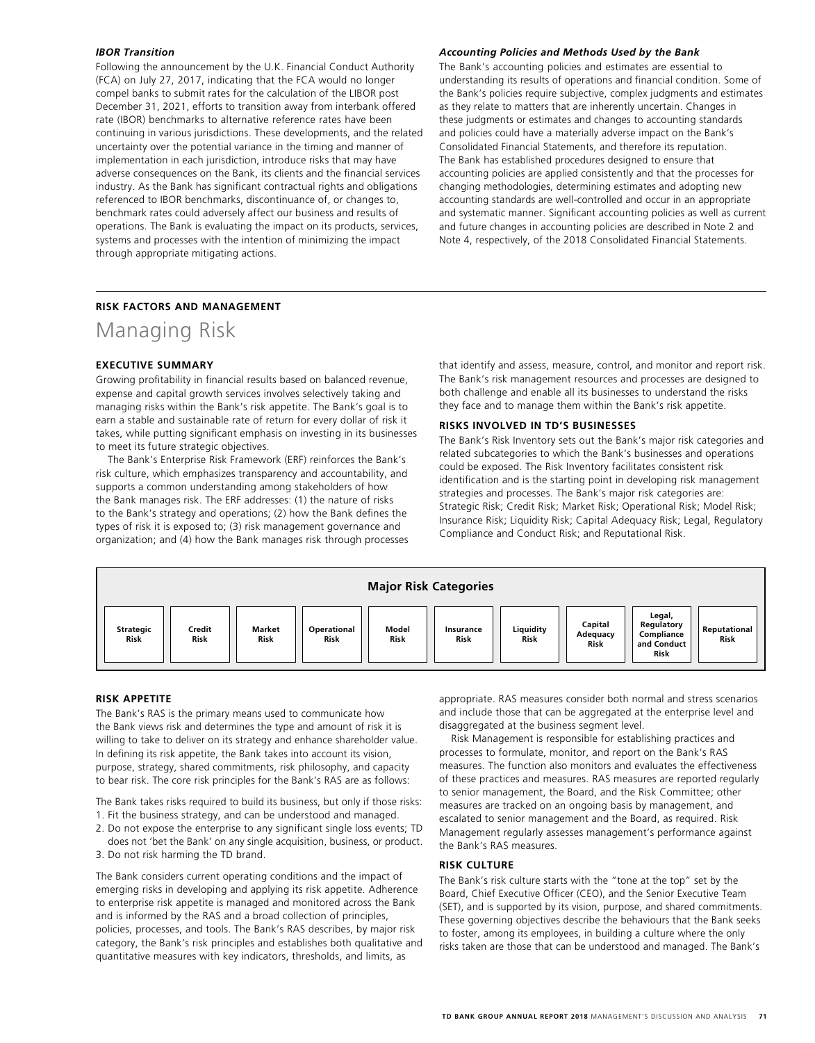### *IBOR Transition*

Following the announcement by the U.K. Financial Conduct Authority (FCA) on July 27, 2017, indicating that the FCA would no longer compel banks to submit rates for the calculation of the LIBOR post December 31, 2021, efforts to transition away from interbank offered rate (IBOR) benchmarks to alternative reference rates have been continuing in various jurisdictions. These developments, and the related uncertainty over the potential variance in the timing and manner of implementation in each jurisdiction, introduce risks that may have adverse consequences on the Bank, its clients and the financial services industry. As the Bank has significant contractual rights and obligations referenced to IBOR benchmarks, discontinuance of, or changes to, benchmark rates could adversely affect our business and results of operations. The Bank is evaluating the impact on its products, services, systems and processes with the intention of minimizing the impact through appropriate mitigating actions.

### *Accounting Policies and Methods Used by the Bank*

The Bank's accounting policies and estimates are essential to understanding its results of operations and financial condition. Some of the Bank's policies require subjective, complex judgments and estimates as they relate to matters that are inherently uncertain. Changes in these judgments or estimates and changes to accounting standards and policies could have a materially adverse impact on the Bank's Consolidated Financial Statements, and therefore its reputation. The Bank has established procedures designed to ensure that accounting policies are applied consistently and that the processes for changing methodologies, determining estimates and adopting new accounting standards are well-controlled and occur in an appropriate and systematic manner. Significant accounting policies as well as current and future changes in accounting policies are described in Note 2 and Note 4, respectively, of the 2018 Consolidated Financial Statements.

**RISK FACTORS AND MANAGEMENT**

# Managing Risk

## EXECUTIVE SUMMARY

Growing profitability in financial results based on balanced revenue, expense and capital growth services involves selectively taking and managing risks within the Bank's risk appetite. The Bank's goal is to earn a stable and sustainable rate of return for every dollar of risk it takes, while putting significant emphasis on investing in its businesses to meet its future strategic objectives.

The Bank's Enterprise Risk Framework (ERF) reinforces the Bank's risk culture, which emphasizes transparency and accountability, and supports a common understanding among stakeholders of how the Bank manages risk. The ERF addresses: (1) the nature of risks to the Bank's strategy and operations; (2) how the Bank defines the types of risk it is exposed to; (3) risk management governance and organization; and (4) how the Bank manages risk through processes that identify and assess, measure, control, and monitor and report risk. The Bank's risk management resources and processes are designed to both challenge and enable all its businesses to understand the risks they face and to manage them within the Bank's risk appetite.

## RISKS INVOLVED IN TD'S BUSINESSES

The Bank's Risk Inventory sets out the Bank's major risk categories and related subcategories to which the Bank's businesses and operations could be exposed. The Risk Inventory facilitates consistent risk identification and is the starting point in developing risk management strategies and processes. The Bank's major risk categories are: Strategic Risk; Credit Risk; Market Risk; Operational Risk; Model Risk; Insurance Risk; Liquidity Risk; Capital Adequacy Risk; Legal, Regulatory Compliance and Conduct Risk; and Reputational Risk.

| Major Risk Categories | | | | | | | | | |
|---|---|---|---|---|---|---|---|---|---|
| Strategic Risk | Credit Risk | Market Risk | Operational Risk | Model Risk | Insurance Risk | Liquidity Risk | Capital Adequacy Risk | Legal, Regulatory Compliance and Conduct Risk | Reputational Risk |

## RISK APPETITE

The Bank's RAS is the primary means used to communicate how the Bank views risk and determines the type and amount of risk it is willing to take to deliver on its strategy and enhance shareholder value. In defining its risk appetite, the Bank takes into account its vision, purpose, strategy, shared commitments, risk philosophy, and capacity to bear risk. The core risk principles for the Bank's RAS are as follows:

The Bank takes risks required to build its business, but only if those risks:

1. Fit the business strategy, and can be understood and managed.
2. Do not expose the enterprise to any significant single loss events; TD does not 'bet the Bank' on any single acquisition, business, or product.
3. Do not risk harming the TD brand.

The Bank considers current operating conditions and the impact of emerging risks in developing and applying its risk appetite. Adherence to enterprise risk appetite is managed and monitored across the Bank and is informed by the RAS and a broad collection of principles, policies, processes, and tools. The Bank's RAS describes, by major risk category, the Bank's risk principles and establishes both qualitative and quantitative measures with key indicators, thresholds, and limits, as appropriate. RAS measures consider both normal and stress scenarios and include those that can be aggregated at the enterprise level and disaggregated at the business segment level.

Risk Management is responsible for establishing practices and processes to formulate, monitor, and report on the Bank's RAS measures. The function also monitors and evaluates the effectiveness of these practices and measures. RAS measures are reported regularly to senior management, the Board, and the Risk Committee; other measures are tracked on an ongoing basis by management, and escalated to senior management and the Board, as required. Risk Management regularly assesses management's performance against the Bank's RAS measures.

## RISK CULTURE

The Bank's risk culture starts with the "tone at the top" set by the Board, Chief Executive Officer (CEO), and the Senior Executive Team (SET), and is supported by its vision, purpose, and shared commitments. These governing objectives describe the behaviours that the Bank seeks to foster, among its employees, in building a culture where the only risks taken are those that can be understood and managed. The Bank's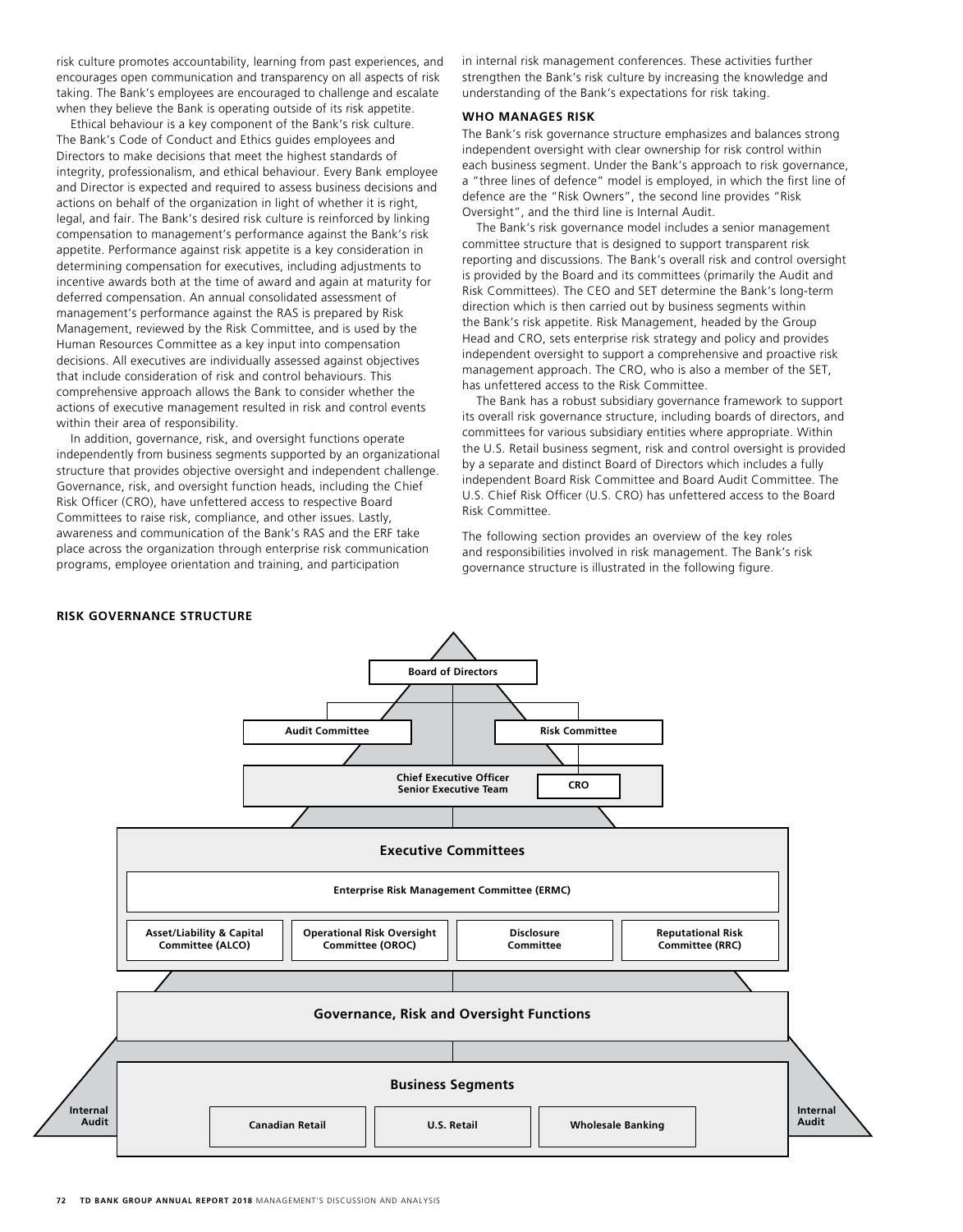risk culture promotes accountability, learning from past experiences, and encourages open communication and transparency on all aspects of risk taking. The Bank's employees are encouraged to challenge and escalate when they believe the Bank is operating outside of its risk appetite.

Ethical behaviour is a key component of the Bank's risk culture. The Bank's Code of Conduct and Ethics guides employees and Directors to make decisions that meet the highest standards of integrity, professionalism, and ethical behaviour. Every Bank employee and Director is expected and required to assess business decisions and actions on behalf of the organization in light of whether it is right, legal, and fair. The Bank's desired risk culture is reinforced by linking compensation to management's performance against the Bank's risk appetite. Performance against risk appetite is a key consideration in determining compensation for executives, including adjustments to incentive awards both at the time of award and again at maturity for deferred compensation. An annual consolidated assessment of management's performance against the RAS is prepared by Risk Management, reviewed by the Risk Committee, and is used by the Human Resources Committee as a key input into compensation decisions. All executives are individually assessed against objectives that include consideration of risk and control behaviours. This comprehensive approach allows the Bank to consider whether the actions of executive management resulted in risk and control events within their area of responsibility.

In addition, governance, risk, and oversight functions operate independently from business segments supported by an organizational structure that provides objective oversight and independent challenge. Governance, risk, and oversight function heads, including the Chief Risk Officer (CRO), have unfettered access to respective Board Committees to raise risk, compliance, and other issues. Lastly, awareness and communication of the Bank's RAS and the ERF take place across the organization through enterprise risk communication programs, employee orientation and training, and participation in internal risk management conferences. These activities further strengthen the Bank's risk culture by increasing the knowledge and understanding of the Bank's expectations for risk taking.

### WHO MANAGES RISK

The Bank's risk governance structure emphasizes and balances strong independent oversight with clear ownership for risk control within each business segment. Under the Bank's approach to risk governance, a "three lines of defence" model is employed, in which the first line of defence are the "Risk Owners", the second line provides "Risk Oversight", and the third line is Internal Audit.

The Bank's risk governance model includes a senior management committee structure that is designed to support transparent risk reporting and discussions. The Bank's overall risk and control oversight is provided by the Board and its committees (primarily the Audit and Risk Committees). The CEO and SET determine the Bank's long-term direction which is then carried out by business segments within the Bank's risk appetite. Risk Management, headed by the Group Head and CRO, sets enterprise risk strategy and policy and provides independent oversight to support a comprehensive and proactive risk management approach. The CRO, who is also a member of the SET, has unfettered access to the Risk Committee.

The Bank has a robust subsidiary governance framework to support its overall risk governance structure, including boards of directors, and committees for various subsidiary entities where appropriate. Within the U.S. Retail business segment, risk and control oversight is provided by a separate and distinct Board of Directors which includes a fully independent Board Risk Committee and Board Audit Committee. The U.S. Chief Risk Officer (U.S. CRO) has unfettered access to the Board Risk Committee.

The following section provides an overview of the key roles and responsibilities involved in risk management. The Bank's risk governance structure is illustrated in the following figure.

#### RISK GOVERNANCE STRUCTURE

- **Board of Directors**
  - **Audit Committee**
  - **Risk Committee**
- **Chief Executive Officer / Senior Executive Team** — **CRO**
- **Executive Committees**
  - **Enterprise Risk Management Committee (ERMC)**
  - **Asset/Liability & Capital Committee (ALCO)**
  - **Operational Risk Oversight Committee (OROC)**
  - **Disclosure Committee**
  - **Reputational Risk Committee (RRC)**
- **Governance, Risk and Oversight Functions**
- **Business Segments**
  - **Canadian Retail**
  - **U.S. Retail**
  - **Wholesale Banking**
- **Internal Audit**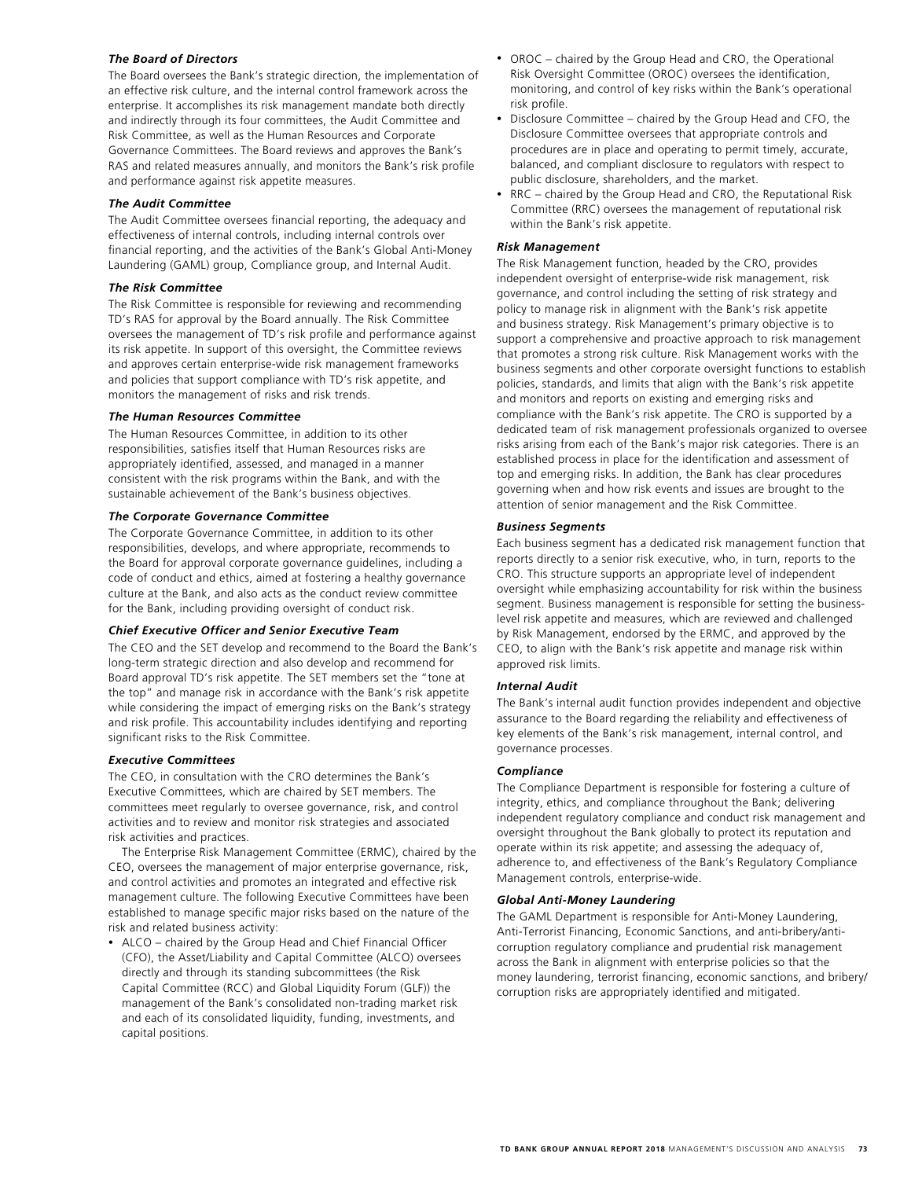### *The Board of Directors*

The Board oversees the Bank's strategic direction, the implementation of an effective risk culture, and the internal control framework across the enterprise. It accomplishes its risk management mandate both directly and indirectly through its four committees, the Audit Committee and Risk Committee, as well as the Human Resources and Corporate Governance Committees. The Board reviews and approves the Bank's RAS and related measures annually, and monitors the Bank's risk profile and performance against risk appetite measures.

### *The Audit Committee*

The Audit Committee oversees financial reporting, the adequacy and effectiveness of internal controls, including internal controls over financial reporting, and the activities of the Bank's Global Anti-Money Laundering (GAML) group, Compliance group, and Internal Audit.

### *The Risk Committee*

The Risk Committee is responsible for reviewing and recommending TD's RAS for approval by the Board annually. The Risk Committee oversees the management of TD's risk profile and performance against its risk appetite. In support of this oversight, the Committee reviews and approves certain enterprise-wide risk management frameworks and policies that support compliance with TD's risk appetite, and monitors the management of risks and risk trends.

### *The Human Resources Committee*

The Human Resources Committee, in addition to its other responsibilities, satisfies itself that Human Resources risks are appropriately identified, assessed, and managed in a manner consistent with the risk programs within the Bank, and with the sustainable achievement of the Bank's business objectives.

### *The Corporate Governance Committee*

The Corporate Governance Committee, in addition to its other responsibilities, develops, and where appropriate, recommends to the Board for approval corporate governance guidelines, including a code of conduct and ethics, aimed at fostering a healthy governance culture at the Bank, and also acts as the conduct review committee for the Bank, including providing oversight of conduct risk.

### *Chief Executive Officer and Senior Executive Team*

The CEO and the SET develop and recommend to the Board the Bank's long-term strategic direction and also develop and recommend for Board approval TD's risk appetite. The SET members set the "tone at the top" and manage risk in accordance with the Bank's risk appetite while considering the impact of emerging risks on the Bank's strategy and risk profile. This accountability includes identifying and reporting significant risks to the Risk Committee.

### *Executive Committees*

The CEO, in consultation with the CRO determines the Bank's Executive Committees, which are chaired by SET members. The committees meet regularly to oversee governance, risk, and control activities and to review and monitor risk strategies and associated risk activities and practices.

The Enterprise Risk Management Committee (ERMC), chaired by the CEO, oversees the management of major enterprise governance, risk, and control activities and promotes an integrated and effective risk management culture. The following Executive Committees have been established to manage specific major risks based on the nature of the risk and related business activity:

- ALCO – chaired by the Group Head and Chief Financial Officer (CFO), the Asset/Liability and Capital Committee (ALCO) oversees directly and through its standing subcommittees (the Risk Capital Committee (RCC) and Global Liquidity Forum (GLF)) the management of the Bank's consolidated non-trading market risk and each of its consolidated liquidity, funding, investments, and capital positions.
- OROC – chaired by the Group Head and CRO, the Operational Risk Oversight Committee (OROC) oversees the identification, monitoring, and control of key risks within the Bank's operational risk profile.
- Disclosure Committee – chaired by the Group Head and CFO, the Disclosure Committee oversees that appropriate controls and procedures are in place and operating to permit timely, accurate, balanced, and compliant disclosure to regulators with respect to public disclosure, shareholders, and the market.
- RRC – chaired by the Group Head and CRO, the Reputational Risk Committee (RRC) oversees the management of reputational risk within the Bank's risk appetite.

### *Risk Management*

The Risk Management function, headed by the CRO, provides independent oversight of enterprise-wide risk management, risk governance, and control including the setting of risk strategy and policy to manage risk in alignment with the Bank's risk appetite and business strategy. Risk Management's primary objective is to support a comprehensive and proactive approach to risk management that promotes a strong risk culture. Risk Management works with the business segments and other corporate oversight functions to establish policies, standards, and limits that align with the Bank's risk appetite and monitors and reports on existing and emerging risks and compliance with the Bank's risk appetite. The CRO is supported by a dedicated team of risk management professionals organized to oversee risks arising from each of the Bank's major risk categories. There is an established process in place for the identification and assessment of top and emerging risks. In addition, the Bank has clear procedures governing when and how risk events and issues are brought to the attention of senior management and the Risk Committee.

### *Business Segments*

Each business segment has a dedicated risk management function that reports directly to a senior risk executive, who, in turn, reports to the CRO. This structure supports an appropriate level of independent oversight while emphasizing accountability for risk within the business segment. Business management is responsible for setting the business-level risk appetite and measures, which are reviewed and challenged by Risk Management, endorsed by the ERMC, and approved by the CEO, to align with the Bank's risk appetite and manage risk within approved risk limits.

### *Internal Audit*

The Bank's internal audit function provides independent and objective assurance to the Board regarding the reliability and effectiveness of key elements of the Bank's risk management, internal control, and governance processes.

### *Compliance*

The Compliance Department is responsible for fostering a culture of integrity, ethics, and compliance throughout the Bank; delivering independent regulatory compliance and conduct risk management and oversight throughout the Bank globally to protect its reputation and operate within its risk appetite; and assessing the adequacy of, adherence to, and effectiveness of the Bank's Regulatory Compliance Management controls, enterprise-wide.

### *Global Anti-Money Laundering*

The GAML Department is responsible for Anti-Money Laundering, Anti-Terrorist Financing, Economic Sanctions, and anti-bribery/anti-corruption regulatory compliance and prudential risk management across the Bank in alignment with enterprise policies so that the money laundering, terrorist financing, economic sanctions, and bribery/corruption risks are appropriately identified and mitigated.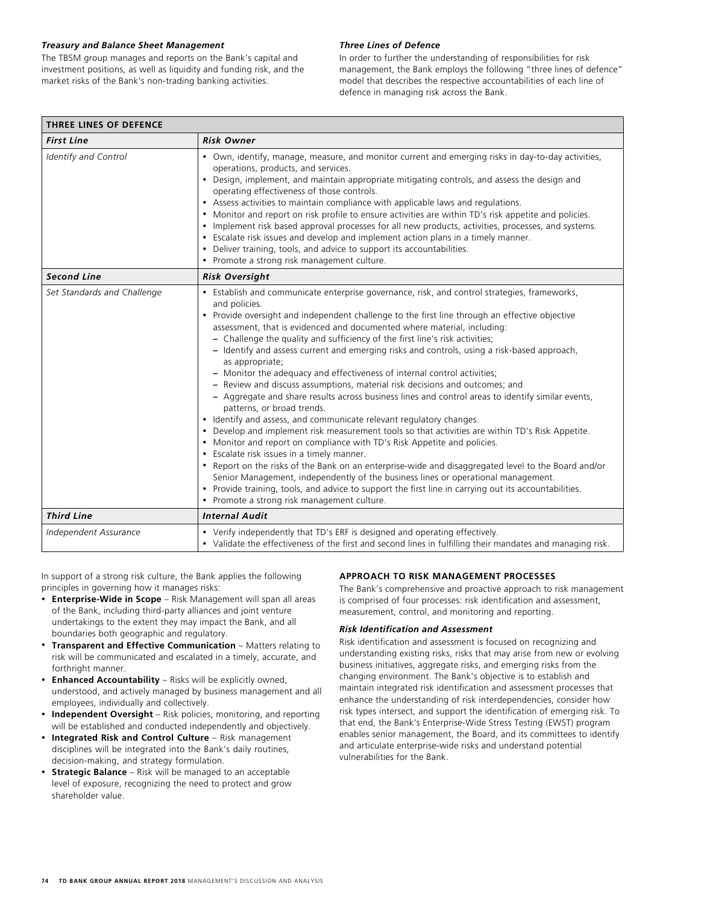### *Treasury and Balance Sheet Management*

The TBSM group manages and reports on the Bank's capital and investment positions, as well as liquidity and funding risk, and the market risks of the Bank's non-trading banking activities.

### *Three Lines of Defence*

In order to further the understanding of responsibilities for risk management, the Bank employs the following "three lines of defence" model that describes the respective accountabilities of each line of defence in managing risk across the Bank.

| THREE LINES OF DEFENCE | |
|---|---|
| ***First Line*** | ***Risk Owner*** |
| *Identify and Control* | • Own, identify, manage, measure, and monitor current and emerging risks in day-to-day activities, operations, products, and services.<br>• Design, implement, and maintain appropriate mitigating controls, and assess the design and operating effectiveness of those controls.<br>• Assess activities to maintain compliance with applicable laws and regulations.<br>• Monitor and report on risk profile to ensure activities are within TD's risk appetite and policies.<br>• Implement risk based approval processes for all new products, activities, processes, and systems.<br>• Escalate risk issues and develop and implement action plans in a timely manner.<br>• Deliver training, tools, and advice to support its accountabilities.<br>• Promote a strong risk management culture. |
| ***Second Line*** | ***Risk Oversight*** |
| *Set Standards and Challenge* | • Establish and communicate enterprise governance, risk, and control strategies, frameworks, and policies.<br>• Provide oversight and independent challenge to the first line through an effective objective assessment, that is evidenced and documented where material, including:<br>– Challenge the quality and sufficiency of the first line's risk activities;<br>– Identify and assess current and emerging risks and controls, using a risk-based approach, as appropriate;<br>– Monitor the adequacy and effectiveness of internal control activities;<br>– Review and discuss assumptions, material risk decisions and outcomes; and<br>– Aggregate and share results across business lines and control areas to identify similar events, patterns, or broad trends.<br>• Identify and assess, and communicate relevant regulatory changes.<br>• Develop and implement risk measurement tools so that activities are within TD's Risk Appetite.<br>• Monitor and report on compliance with TD's Risk Appetite and policies.<br>• Escalate risk issues in a timely manner.<br>• Report on the risks of the Bank on an enterprise-wide and disaggregated level to the Board and/or Senior Management, independently of the business lines or operational management.<br>• Provide training, tools, and advice to support the first line in carrying out its accountabilities.<br>• Promote a strong risk management culture. |
| ***Third Line*** | ***Internal Audit*** |
| *Independent Assurance* | • Verify independently that TD's ERF is designed and operating effectively.<br>• Validate the effectiveness of the first and second lines in fulfilling their mandates and managing risk. |

In support of a strong risk culture, the Bank applies the following principles in governing how it manages risks:

- **Enterprise-Wide in Scope** – Risk Management will span all areas of the Bank, including third-party alliances and joint venture undertakings to the extent they may impact the Bank, and all boundaries both geographic and regulatory.
- **Transparent and Effective Communication** – Matters relating to risk will be communicated and escalated in a timely, accurate, and forthright manner.
- **Enhanced Accountability** – Risks will be explicitly owned, understood, and actively managed by business management and all employees, individually and collectively.
- **Independent Oversight** – Risk policies, monitoring, and reporting will be established and conducted independently and objectively.
- **Integrated Risk and Control Culture** – Risk management disciplines will be integrated into the Bank's daily routines, decision-making, and strategy formulation.
- **Strategic Balance** – Risk will be managed to an acceptable level of exposure, recognizing the need to protect and grow shareholder value.

## APPROACH TO RISK MANAGEMENT PROCESSES

The Bank's comprehensive and proactive approach to risk management is comprised of four processes: risk identification and assessment, measurement, control, and monitoring and reporting.

### *Risk Identification and Assessment*

Risk identification and assessment is focused on recognizing and understanding existing risks, risks that may arise from new or evolving business initiatives, aggregate risks, and emerging risks from the changing environment. The Bank's objective is to establish and maintain integrated risk identification and assessment processes that enhance the understanding of risk interdependencies, consider how risk types intersect, and support the identification of emerging risk. To that end, the Bank's Enterprise-Wide Stress Testing (EWST) program enables senior management, the Board, and its committees to identify and articulate enterprise-wide risks and understand potential vulnerabilities for the Bank.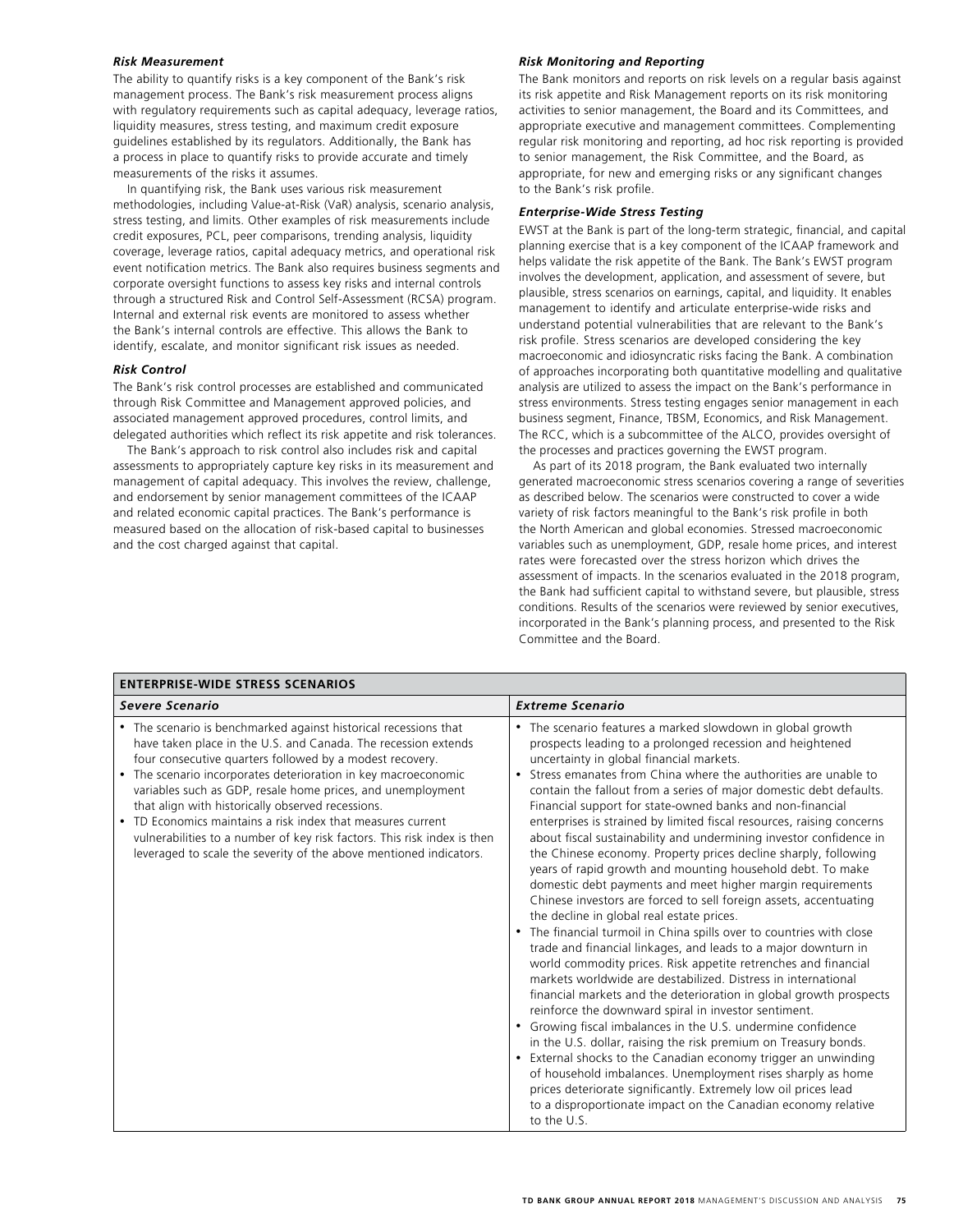#### *Risk Measurement*

The ability to quantify risks is a key component of the Bank's risk management process. The Bank's risk measurement process aligns with regulatory requirements such as capital adequacy, leverage ratios, liquidity measures, stress testing, and maximum credit exposure guidelines established by its regulators. Additionally, the Bank has a process in place to quantify risks to provide accurate and timely measurements of the risks it assumes.

In quantifying risk, the Bank uses various risk measurement methodologies, including Value-at-Risk (VaR) analysis, scenario analysis, stress testing, and limits. Other examples of risk measurements include credit exposures, PCL, peer comparisons, trending analysis, liquidity coverage, leverage ratios, capital adequacy metrics, and operational risk event notification metrics. The Bank also requires business segments and corporate oversight functions to assess key risks and internal controls through a structured Risk and Control Self-Assessment (RCSA) program. Internal and external risk events are monitored to assess whether the Bank's internal controls are effective. This allows the Bank to identify, escalate, and monitor significant risk issues as needed.

#### *Risk Control*

The Bank's risk control processes are established and communicated through Risk Committee and Management approved policies, and associated management approved procedures, control limits, and delegated authorities which reflect its risk appetite and risk tolerances.

The Bank's approach to risk control also includes risk and capital assessments to appropriately capture key risks in its measurement and management of capital adequacy. This involves the review, challenge, and endorsement by senior management committees of the ICAAP and related economic capital practices. The Bank's performance is measured based on the allocation of risk-based capital to businesses and the cost charged against that capital.

#### *Risk Monitoring and Reporting*

The Bank monitors and reports on risk levels on a regular basis against its risk appetite and Risk Management reports on its risk monitoring activities to senior management, the Board and its Committees, and appropriate executive and management committees. Complementing regular risk monitoring and reporting, ad hoc risk reporting is provided to senior management, the Risk Committee, and the Board, as appropriate, for new and emerging risks or any significant changes to the Bank's risk profile.

#### *Enterprise-Wide Stress Testing*

EWST at the Bank is part of the long-term strategic, financial, and capital planning exercise that is a key component of the ICAAP framework and helps validate the risk appetite of the Bank. The Bank's EWST program involves the development, application, and assessment of severe, but plausible, stress scenarios on earnings, capital, and liquidity. It enables management to identify and articulate enterprise-wide risks and understand potential vulnerabilities that are relevant to the Bank's risk profile. Stress scenarios are developed considering the key macroeconomic and idiosyncratic risks facing the Bank. A combination of approaches incorporating both quantitative modelling and qualitative analysis are utilized to assess the impact on the Bank's performance in stress environments. Stress testing engages senior management in each business segment, Finance, TBSM, Economics, and Risk Management. The RCC, which is a subcommittee of the ALCO, provides oversight of the processes and practices governing the EWST program.

As part of its 2018 program, the Bank evaluated two internally generated macroeconomic stress scenarios covering a range of severities as described below. The scenarios were constructed to cover a wide variety of risk factors meaningful to the Bank's risk profile in both the North American and global economies. Stressed macroeconomic variables such as unemployment, GDP, resale home prices, and interest rates were forecasted over the stress horizon which drives the assessment of impacts. In the scenarios evaluated in the 2018 program, the Bank had sufficient capital to withstand severe, but plausible, stress conditions. Results of the scenarios were reviewed by senior executives, incorporated in the Bank's planning process, and presented to the Risk Committee and the Board.

**ENTERPRISE-WIDE STRESS SCENARIOS**

| *Severe Scenario* | *Extreme Scenario* |
|---|---|
| • The scenario is benchmarked against historical recessions that have taken place in the U.S. and Canada. The recession extends four consecutive quarters followed by a modest recovery.<br>• The scenario incorporates deterioration in key macroeconomic variables such as GDP, resale home prices, and unemployment that align with historically observed recessions.<br>• TD Economics maintains a risk index that measures current vulnerabilities to a number of key risk factors. This risk index is then leveraged to scale the severity of the above mentioned indicators. | • The scenario features a marked slowdown in global growth prospects leading to a prolonged recession and heightened uncertainty in global financial markets.<br>• Stress emanates from China where the authorities are unable to contain the fallout from a series of major domestic debt defaults. Financial support for state-owned banks and non-financial enterprises is strained by limited fiscal resources, raising concerns about fiscal sustainability and undermining investor confidence in the Chinese economy. Property prices decline sharply, following years of rapid growth and mounting household debt. To make domestic debt payments and meet higher margin requirements Chinese investors are forced to sell foreign assets, accentuating the decline in global real estate prices.<br>• The financial turmoil in China spills over to countries with close trade and financial linkages, and leads to a major downturn in world commodity prices. Risk appetite retrenches and financial markets worldwide are destabilized. Distress in international financial markets and the deterioration in global growth prospects reinforce the downward spiral in investor sentiment.<br>• Growing fiscal imbalances in the U.S. undermine confidence in the U.S. dollar, raising the risk premium on Treasury bonds.<br>• External shocks to the Canadian economy trigger an unwinding of household imbalances. Unemployment rises sharply as home prices deteriorate significantly. Extremely low oil prices lead to a disproportionate impact on the Canadian economy relative to the U.S. |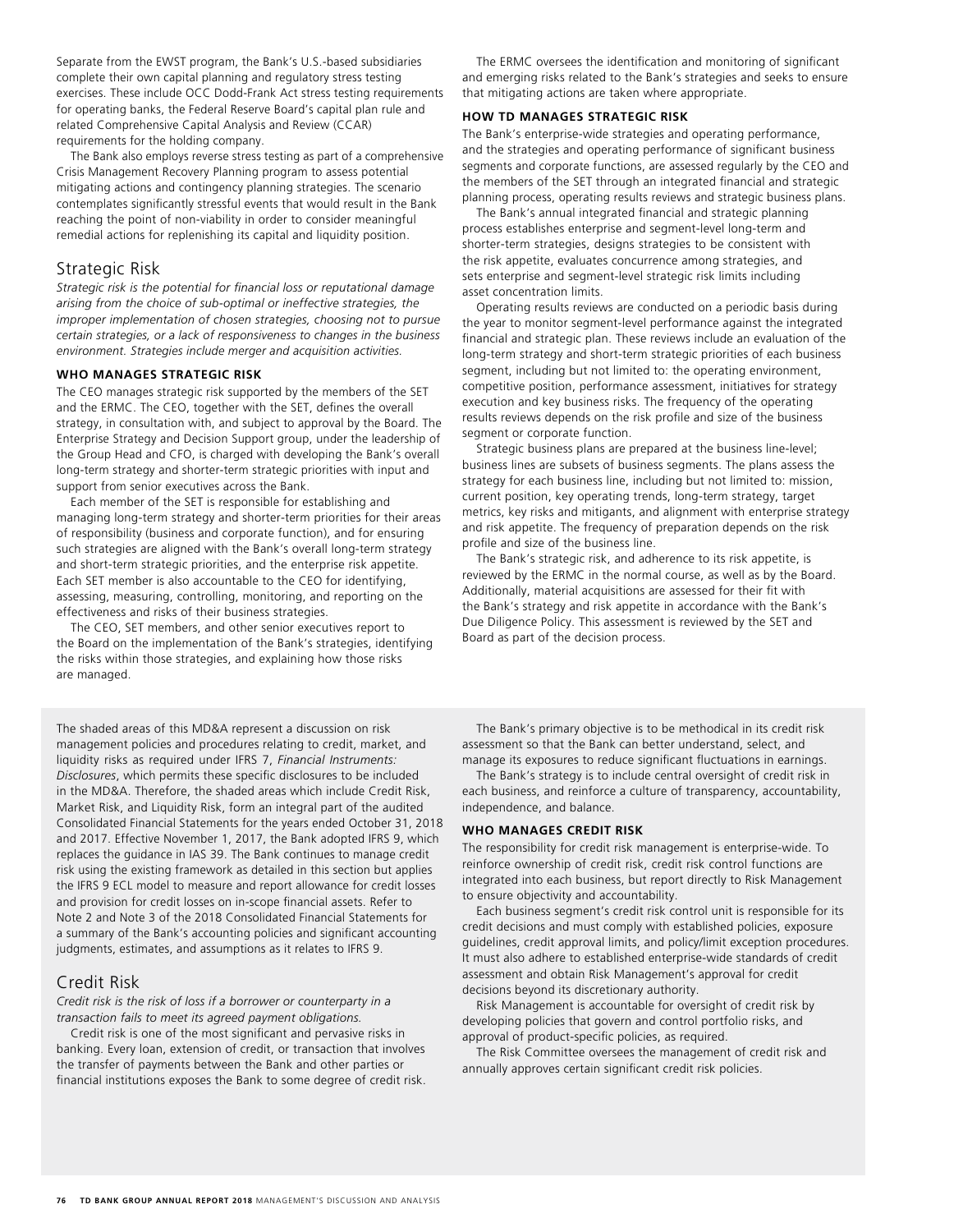Separate from the EWST program, the Bank's U.S.-based subsidiaries complete their own capital planning and regulatory stress testing exercises. These include OCC Dodd-Frank Act stress testing requirements for operating banks, the Federal Reserve Board's capital plan rule and related Comprehensive Capital Analysis and Review (CCAR) requirements for the holding company.

The Bank also employs reverse stress testing as part of a comprehensive Crisis Management Recovery Planning program to assess potential mitigating actions and contingency planning strategies. The scenario contemplates significantly stressful events that would result in the Bank reaching the point of non-viability in order to consider meaningful remedial actions for replenishing its capital and liquidity position.

## Strategic Risk

*Strategic risk is the potential for financial loss or reputational damage arising from the choice of sub-optimal or ineffective strategies, the improper implementation of chosen strategies, choosing not to pursue certain strategies, or a lack of responsiveness to changes in the business environment. Strategies include merger and acquisition activities.*

### WHO MANAGES STRATEGIC RISK

The CEO manages strategic risk supported by the members of the SET and the ERMC. The CEO, together with the SET, defines the overall strategy, in consultation with, and subject to approval by the Board. The Enterprise Strategy and Decision Support group, under the leadership of the Group Head and CFO, is charged with developing the Bank's overall long-term strategy and shorter-term strategic priorities with input and support from senior executives across the Bank.

Each member of the SET is responsible for establishing and managing long-term strategy and shorter-term priorities for their areas of responsibility (business and corporate function), and for ensuring such strategies are aligned with the Bank's overall long-term strategy and short-term strategic priorities, and the enterprise risk appetite. Each SET member is also accountable to the CEO for identifying, assessing, measuring, controlling, monitoring, and reporting on the effectiveness and risks of their business strategies.

The CEO, SET members, and other senior executives report to the Board on the implementation of the Bank's strategies, identifying the risks within those strategies, and explaining how those risks are managed.

The ERMC oversees the identification and monitoring of significant and emerging risks related to the Bank's strategies and seeks to ensure that mitigating actions are taken where appropriate.

### HOW TD MANAGES STRATEGIC RISK

The Bank's enterprise-wide strategies and operating performance, and the strategies and operating performance of significant business segments and corporate functions, are assessed regularly by the CEO and the members of the SET through an integrated financial and strategic planning process, operating results reviews and strategic business plans.

The Bank's annual integrated financial and strategic planning process establishes enterprise and segment-level long-term and shorter-term strategies, designs strategies to be consistent with the risk appetite, evaluates concurrence among strategies, and sets enterprise and segment-level strategic risk limits including asset concentration limits.

Operating results reviews are conducted on a periodic basis during the year to monitor segment-level performance against the integrated financial and strategic plan. These reviews include an evaluation of the long-term strategy and short-term strategic priorities of each business segment, including but not limited to: the operating environment, competitive position, performance assessment, initiatives for strategy execution and key business risks. The frequency of the operating results reviews depends on the risk profile and size of the business segment or corporate function.

Strategic business plans are prepared at the business line-level; business lines are subsets of business segments. The plans assess the strategy for each business line, including but not limited to: mission, current position, key operating trends, long-term strategy, target metrics, key risks and mitigants, and alignment with enterprise strategy and risk appetite. The frequency of preparation depends on the risk profile and size of the business line.

The Bank's strategic risk, and adherence to its risk appetite, is reviewed by the ERMC in the normal course, as well as by the Board. Additionally, material acquisitions are assessed for their fit with the Bank's strategy and risk appetite in accordance with the Bank's Due Diligence Policy. This assessment is reviewed by the SET and Board as part of the decision process.

The shaded areas of this MD&A represent a discussion on risk management policies and procedures relating to credit, market, and liquidity risks as required under IFRS 7, *Financial Instruments: Disclosures*, which permits these specific disclosures to be included in the MD&A. Therefore, the shaded areas which include Credit Risk, Market Risk, and Liquidity Risk, form an integral part of the audited Consolidated Financial Statements for the years ended October 31, 2018 and 2017. Effective November 1, 2017, the Bank adopted IFRS 9, which replaces the guidance in IAS 39. The Bank continues to manage credit risk using the existing framework as detailed in this section but applies the IFRS 9 ECL model to measure and report allowance for credit losses and provision for credit losses on in-scope financial assets. Refer to Note 2 and Note 3 of the 2018 Consolidated Financial Statements for a summary of the Bank's accounting policies and significant accounting judgments, estimates, and assumptions as it relates to IFRS 9.

## Credit Risk

*Credit risk is the risk of loss if a borrower or counterparty in a transaction fails to meet its agreed payment obligations.*

Credit risk is one of the most significant and pervasive risks in banking. Every loan, extension of credit, or transaction that involves the transfer of payments between the Bank and other parties or financial institutions exposes the Bank to some degree of credit risk.

The Bank's primary objective is to be methodical in its credit risk assessment so that the Bank can better understand, select, and manage its exposures to reduce significant fluctuations in earnings.

The Bank's strategy is to include central oversight of credit risk in each business, and reinforce a culture of transparency, accountability, independence, and balance.

### WHO MANAGES CREDIT RISK

The responsibility for credit risk management is enterprise-wide. To reinforce ownership of credit risk, credit risk control functions are integrated into each business, but report directly to Risk Management to ensure objectivity and accountability.

Each business segment's credit risk control unit is responsible for its credit decisions and must comply with established policies, exposure guidelines, credit approval limits, and policy/limit exception procedures. It must also adhere to established enterprise-wide standards of credit assessment and obtain Risk Management's approval for credit decisions beyond its discretionary authority.

Risk Management is accountable for oversight of credit risk by developing policies that govern and control portfolio risks, and approval of product-specific policies, as required.

The Risk Committee oversees the management of credit risk and annually approves certain significant credit risk policies.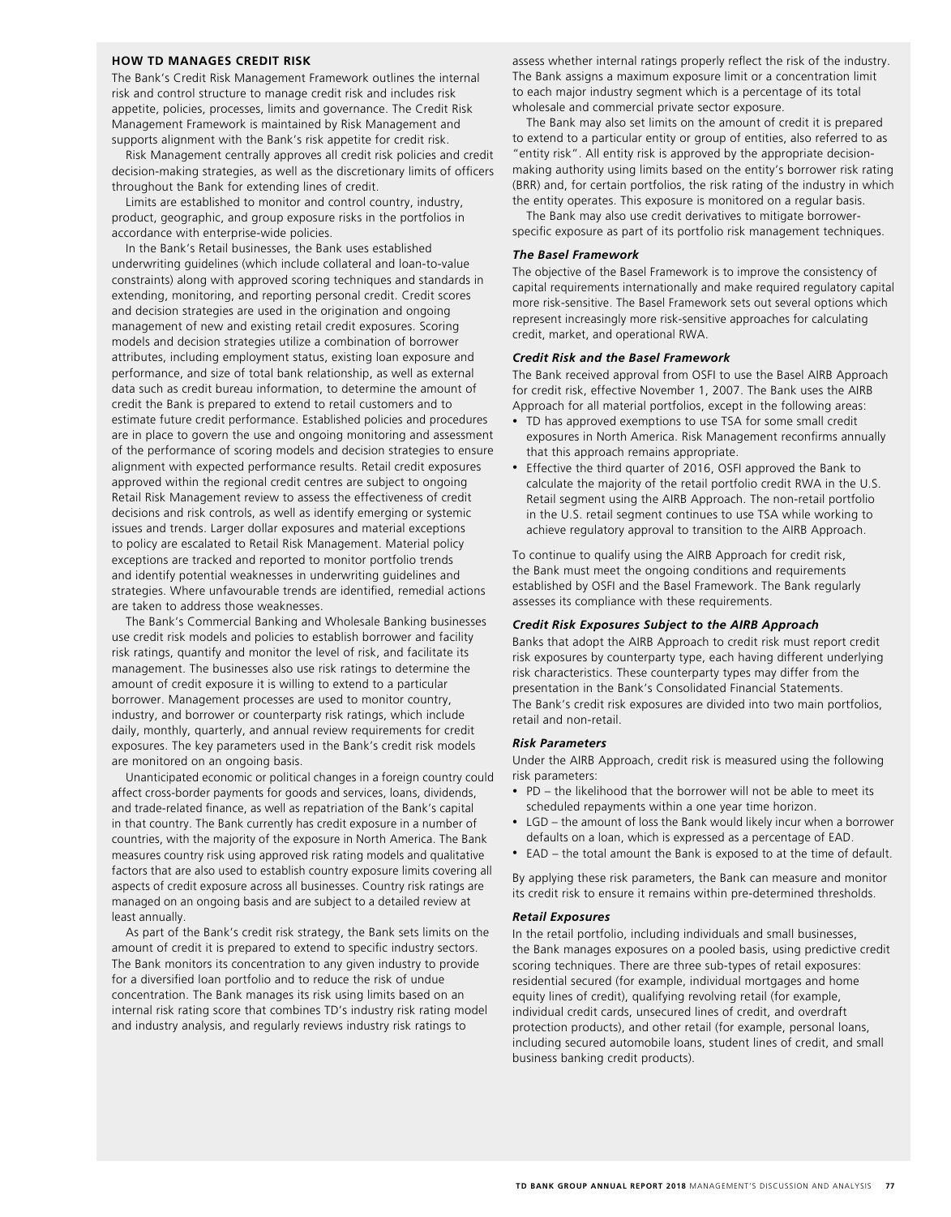## HOW TD MANAGES CREDIT RISK

The Bank's Credit Risk Management Framework outlines the internal risk and control structure to manage credit risk and includes risk appetite, policies, processes, limits and governance. The Credit Risk Management Framework is maintained by Risk Management and supports alignment with the Bank's risk appetite for credit risk.

Risk Management centrally approves all credit risk policies and credit decision-making strategies, as well as the discretionary limits of officers throughout the Bank for extending lines of credit.

Limits are established to monitor and control country, industry, product, geographic, and group exposure risks in the portfolios in accordance with enterprise-wide policies.

In the Bank's Retail businesses, the Bank uses established underwriting guidelines (which include collateral and loan-to-value constraints) along with approved scoring techniques and standards in extending, monitoring, and reporting personal credit. Credit scores and decision strategies are used in the origination and ongoing management of new and existing retail credit exposures. Scoring models and decision strategies utilize a combination of borrower attributes, including employment status, existing loan exposure and performance, and size of total bank relationship, as well as external data such as credit bureau information, to determine the amount of credit the Bank is prepared to extend to retail customers and to estimate future credit performance. Established policies and procedures are in place to govern the use and ongoing monitoring and assessment of the performance of scoring models and decision strategies to ensure alignment with expected performance results. Retail credit exposures approved within the regional credit centres are subject to ongoing Retail Risk Management review to assess the effectiveness of credit decisions and risk controls, as well as identify emerging or systemic issues and trends. Larger dollar exposures and material exceptions to policy are escalated to Retail Risk Management. Material policy exceptions are tracked and reported to monitor portfolio trends and identify potential weaknesses in underwriting guidelines and strategies. Where unfavourable trends are identified, remedial actions are taken to address those weaknesses.

The Bank's Commercial Banking and Wholesale Banking businesses use credit risk models and policies to establish borrower and facility risk ratings, quantify and monitor the level of risk, and facilitate its management. The businesses also use risk ratings to determine the amount of credit exposure it is willing to extend to a particular borrower. Management processes are used to monitor country, industry, and borrower or counterparty risk ratings, which include daily, monthly, quarterly, and annual review requirements for credit exposures. The key parameters used in the Bank's credit risk models are monitored on an ongoing basis.

Unanticipated economic or political changes in a foreign country could affect cross-border payments for goods and services, loans, dividends, and trade-related finance, as well as repatriation of the Bank's capital in that country. The Bank currently has credit exposure in a number of countries, with the majority of the exposure in North America. The Bank measures country risk using approved risk rating models and qualitative factors that are also used to establish country exposure limits covering all aspects of credit exposure across all businesses. Country risk ratings are managed on an ongoing basis and are subject to a detailed review at least annually.

As part of the Bank's credit risk strategy, the Bank sets limits on the amount of credit it is prepared to extend to specific industry sectors. The Bank monitors its concentration to any given industry to provide for a diversified loan portfolio and to reduce the risk of undue concentration. The Bank manages its risk using limits based on an internal risk rating score that combines TD's industry risk rating model and industry analysis, and regularly reviews industry risk ratings to assess whether internal ratings properly reflect the risk of the industry. The Bank assigns a maximum exposure limit or a concentration limit to each major industry segment which is a percentage of its total wholesale and commercial private sector exposure.

The Bank may also set limits on the amount of credit it is prepared to extend to a particular entity or group of entities, also referred to as "entity risk". All entity risk is approved by the appropriate decision-making authority using limits based on the entity's borrower risk rating (BRR) and, for certain portfolios, the risk rating of the industry in which the entity operates. This exposure is monitored on a regular basis.

The Bank may also use credit derivatives to mitigate borrower-specific exposure as part of its portfolio risk management techniques.

### *The Basel Framework*

The objective of the Basel Framework is to improve the consistency of capital requirements internationally and make required regulatory capital more risk-sensitive. The Basel Framework sets out several options which represent increasingly more risk-sensitive approaches for calculating credit, market, and operational RWA.

### *Credit Risk and the Basel Framework*

The Bank received approval from OSFI to use the Basel AIRB Approach for credit risk, effective November 1, 2007. The Bank uses the AIRB Approach for all material portfolios, except in the following areas:

- TD has approved exemptions to use TSA for some small credit exposures in North America. Risk Management reconfirms annually that this approach remains appropriate.
- Effective the third quarter of 2016, OSFI approved the Bank to calculate the majority of the retail portfolio credit RWA in the U.S. Retail segment using the AIRB Approach. The non-retail portfolio in the U.S. retail segment continues to use TSA while working to achieve regulatory approval to transition to the AIRB Approach.

To continue to qualify using the AIRB Approach for credit risk, the Bank must meet the ongoing conditions and requirements established by OSFI and the Basel Framework. The Bank regularly assesses its compliance with these requirements.

### *Credit Risk Exposures Subject to the AIRB Approach*

Banks that adopt the AIRB Approach to credit risk must report credit risk exposures by counterparty type, each having different underlying risk characteristics. These counterparty types may differ from the presentation in the Bank's Consolidated Financial Statements. The Bank's credit risk exposures are divided into two main portfolios, retail and non-retail.

### *Risk Parameters*

Under the AIRB Approach, credit risk is measured using the following risk parameters:

- PD – the likelihood that the borrower will not be able to meet its scheduled repayments within a one year time horizon.
- LGD – the amount of loss the Bank would likely incur when a borrower defaults on a loan, which is expressed as a percentage of EAD.
- EAD – the total amount the Bank is exposed to at the time of default.

By applying these risk parameters, the Bank can measure and monitor its credit risk to ensure it remains within pre-determined thresholds.

### *Retail Exposures*

In the retail portfolio, including individuals and small businesses, the Bank manages exposures on a pooled basis, using predictive credit scoring techniques. There are three sub-types of retail exposures: residential secured (for example, individual mortgages and home equity lines of credit), qualifying revolving retail (for example, individual credit cards, unsecured lines of credit, and overdraft protection products), and other retail (for example, personal loans, including secured automobile loans, student lines of credit, and small business banking credit products).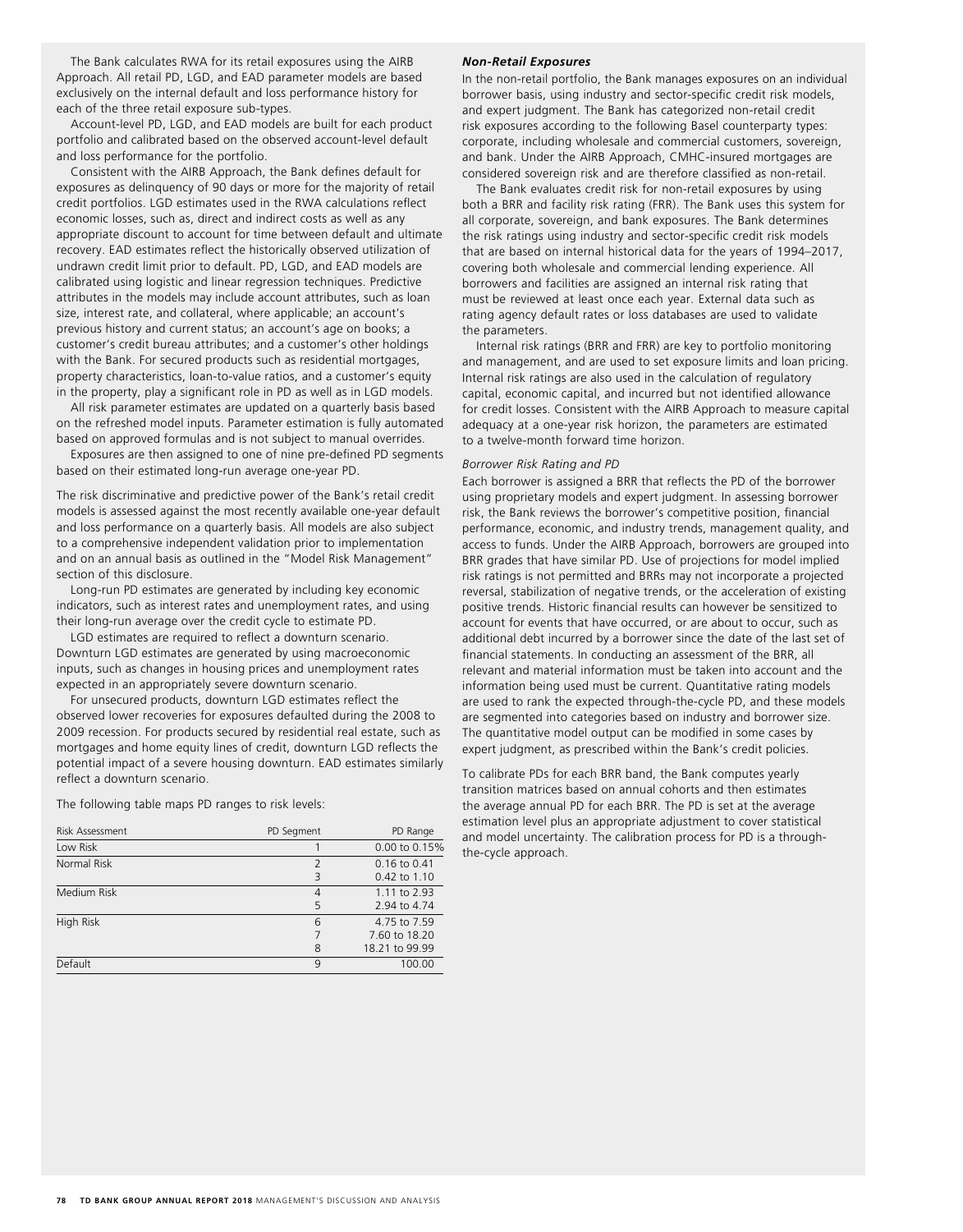The Bank calculates RWA for its retail exposures using the AIRB Approach. All retail PD, LGD, and EAD parameter models are based exclusively on the internal default and loss performance history for each of the three retail exposure sub-types.

Account-level PD, LGD, and EAD models are built for each product portfolio and calibrated based on the observed account-level default and loss performance for the portfolio.

Consistent with the AIRB Approach, the Bank defines default for exposures as delinquency of 90 days or more for the majority of retail credit portfolios. LGD estimates used in the RWA calculations reflect economic losses, such as, direct and indirect costs as well as any appropriate discount to account for time between default and ultimate recovery. EAD estimates reflect the historically observed utilization of undrawn credit limit prior to default. PD, LGD, and EAD models are calibrated using logistic and linear regression techniques. Predictive attributes in the models may include account attributes, such as loan size, interest rate, and collateral, where applicable; an account's previous history and current status; an account's age on books; a customer's credit bureau attributes; and a customer's other holdings with the Bank. For secured products such as residential mortgages, property characteristics, loan-to-value ratios, and a customer's equity in the property, play a significant role in PD as well as in LGD models.

All risk parameter estimates are updated on a quarterly basis based on the refreshed model inputs. Parameter estimation is fully automated based on approved formulas and is not subject to manual overrides.

Exposures are then assigned to one of nine pre-defined PD segments based on their estimated long-run average one-year PD.

The risk discriminative and predictive power of the Bank's retail credit models is assessed against the most recently available one-year default and loss performance on a quarterly basis. All models are also subject to a comprehensive independent validation prior to implementation and on an annual basis as outlined in the "Model Risk Management" section of this disclosure.

Long-run PD estimates are generated by including key economic indicators, such as interest rates and unemployment rates, and using their long-run average over the credit cycle to estimate PD.

LGD estimates are required to reflect a downturn scenario. Downturn LGD estimates are generated by using macroeconomic inputs, such as changes in housing prices and unemployment rates expected in an appropriately severe downturn scenario.

For unsecured products, downturn LGD estimates reflect the observed lower recoveries for exposures defaulted during the 2008 to 2009 recession. For products secured by residential real estate, such as mortgages and home equity lines of credit, downturn LGD reflects the potential impact of a severe housing downturn. EAD estimates similarly reflect a downturn scenario.

The following table maps PD ranges to risk levels:

| Risk Assessment | PD Segment | PD Range |
|---|---|---|
| Low Risk | 1 | 0.00 to 0.15% |
| Normal Risk | 2 | 0.16 to 0.41 |
| | 3 | 0.42 to 1.10 |
| Medium Risk | 4 | 1.11 to 2.93 |
| | 5 | 2.94 to 4.74 |
| High Risk | 6 | 4.75 to 7.59 |
| | 7 | 7.60 to 18.20 |
| | 8 | 18.21 to 99.99 |
| Default | 9 | 100.00 |

### *Non-Retail Exposures*

In the non-retail portfolio, the Bank manages exposures on an individual borrower basis, using industry and sector-specific credit risk models, and expert judgment. The Bank has categorized non-retail credit risk exposures according to the following Basel counterparty types: corporate, including wholesale and commercial customers, sovereign, and bank. Under the AIRB Approach, CMHC-insured mortgages are considered sovereign risk and are therefore classified as non-retail.

The Bank evaluates credit risk for non-retail exposures by using both a BRR and facility risk rating (FRR). The Bank uses this system for all corporate, sovereign, and bank exposures. The Bank determines the risk ratings using industry and sector-specific credit risk models that are based on internal historical data for the years of 1994–2017, covering both wholesale and commercial lending experience. All borrowers and facilities are assigned an internal risk rating that must be reviewed at least once each year. External data such as rating agency default rates or loss databases are used to validate the parameters.

Internal risk ratings (BRR and FRR) are key to portfolio monitoring and management, and are used to set exposure limits and loan pricing. Internal risk ratings are also used in the calculation of regulatory capital, economic capital, and incurred but not identified allowance for credit losses. Consistent with the AIRB Approach to measure capital adequacy at a one-year risk horizon, the parameters are estimated to a twelve-month forward time horizon.

*Borrower Risk Rating and PD*

Each borrower is assigned a BRR that reflects the PD of the borrower using proprietary models and expert judgment. In assessing borrower risk, the Bank reviews the borrower's competitive position, financial performance, economic, and industry trends, management quality, and access to funds. Under the AIRB Approach, borrowers are grouped into BRR grades that have similar PD. Use of projections for model implied risk ratings is not permitted and BRRs may not incorporate a projected reversal, stabilization of negative trends, or the acceleration of existing positive trends. Historic financial results can however be sensitized to account for events that have occurred, or are about to occur, such as additional debt incurred by a borrower since the date of the last set of financial statements. In conducting an assessment of the BRR, all relevant and material information must be taken into account and the information being used must be current. Quantitative rating models are used to rank the expected through-the-cycle PD, and these models are segmented into categories based on industry and borrower size. The quantitative model output can be modified in some cases by expert judgment, as prescribed within the Bank's credit policies.

To calibrate PDs for each BRR band, the Bank computes yearly transition matrices based on annual cohorts and then estimates the average annual PD for each BRR. The PD is set at the average estimation level plus an appropriate adjustment to cover statistical and model uncertainty. The calibration process for PD is a through-the-cycle approach.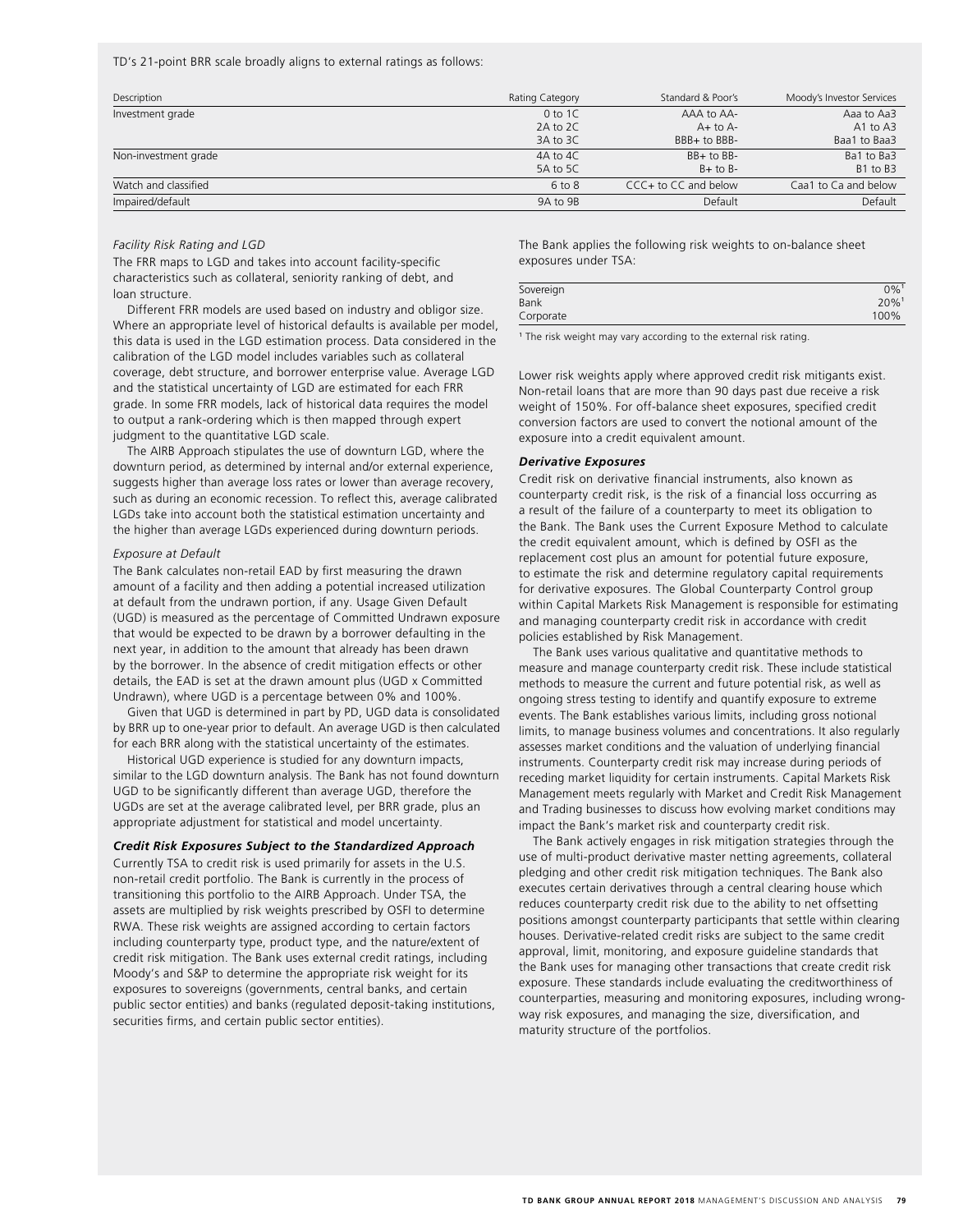TD's 21-point BRR scale broadly aligns to external ratings as follows:

| Description | Rating Category | Standard & Poor's | Moody's Investor Services |
|---|---|---|---|
| Investment grade | 0 to 1C | AAA to AA- | Aaa to Aa3 |
| | 2A to 2C | A+ to A- | A1 to A3 |
| | 3A to 3C | BBB+ to BBB- | Baa1 to Baa3 |
| Non-investment grade | 4A to 4C | BB+ to BB- | Ba1 to Ba3 |
| | 5A to 5C | B+ to B- | B1 to B3 |
| Watch and classified | 6 to 8 | CCC+ to CC and below | Caa1 to Ca and below |
| Impaired/default | 9A to 9B | Default | Default |

*Facility Risk Rating and LGD*

The FRR maps to LGD and takes into account facility-specific characteristics such as collateral, seniority ranking of debt, and loan structure.

Different FRR models are used based on industry and obligor size. Where an appropriate level of historical defaults is available per model, this data is used in the LGD estimation process. Data considered in the calibration of the LGD model includes variables such as collateral coverage, debt structure, and borrower enterprise value. Average LGD and the statistical uncertainty of LGD are estimated for each FRR grade. In some FRR models, lack of historical data requires the model to output a rank-ordering which is then mapped through expert judgment to the quantitative LGD scale.

The AIRB Approach stipulates the use of downturn LGD, where the downturn period, as determined by internal and/or external experience, suggests higher than average loss rates or lower than average recovery, such as during an economic recession. To reflect this, average calibrated LGDs take into account both the statistical estimation uncertainty and the higher than average LGDs experienced during downturn periods.

*Exposure at Default*

The Bank calculates non-retail EAD by first measuring the drawn amount of a facility and then adding a potential increased utilization at default from the undrawn portion, if any. Usage Given Default (UGD) is measured as the percentage of Committed Undrawn exposure that would be expected to be drawn by a borrower defaulting in the next year, in addition to the amount that already has been drawn by the borrower. In the absence of credit mitigation effects or other details, the EAD is set at the drawn amount plus (UGD x Committed Undrawn), where UGD is a percentage between 0% and 100%.

Given that UGD is determined in part by PD, UGD data is consolidated by BRR up to one-year prior to default. An average UGD is then calculated for each BRR along with the statistical uncertainty of the estimates.

Historical UGD experience is studied for any downturn impacts, similar to the LGD downturn analysis. The Bank has not found downturn UGD to be significantly different than average UGD, therefore the UGDs are set at the average calibrated level, per BRR grade, plus an appropriate adjustment for statistical and model uncertainty.

***Credit Risk Exposures Subject to the Standardized Approach***

Currently TSA to credit risk is used primarily for assets in the U.S. non-retail credit portfolio. The Bank is currently in the process of transitioning this portfolio to the AIRB Approach. Under TSA, the assets are multiplied by risk weights prescribed by OSFI to determine RWA. These risk weights are assigned according to certain factors including counterparty type, product type, and the nature/extent of credit risk mitigation. The Bank uses external credit ratings, including Moody's and S&P to determine the appropriate risk weight for its exposures to sovereigns (governments, central banks, and certain public sector entities) and banks (regulated deposit-taking institutions, securities firms, and certain public sector entities).

The Bank applies the following risk weights to on-balance sheet exposures under TSA:

| | |
|---|---|
| Sovereign | 0%[1] |
| Bank | 20%[1] |
| Corporate | 100% |

[1] The risk weight may vary according to the external risk rating.

Lower risk weights apply where approved credit risk mitigants exist. Non-retail loans that are more than 90 days past due receive a risk weight of 150%. For off-balance sheet exposures, specified credit conversion factors are used to convert the notional amount of the exposure into a credit equivalent amount.

***Derivative Exposures***

Credit risk on derivative financial instruments, also known as counterparty credit risk, is the risk of a financial loss occurring as a result of the failure of a counterparty to meet its obligation to the Bank. The Bank uses the Current Exposure Method to calculate the credit equivalent amount, which is defined by OSFI as the replacement cost plus an amount for potential future exposure, to estimate the risk and determine regulatory capital requirements for derivative exposures. The Global Counterparty Control group within Capital Markets Risk Management is responsible for estimating and managing counterparty credit risk in accordance with credit policies established by Risk Management.

The Bank uses various qualitative and quantitative methods to measure and manage counterparty credit risk. These include statistical methods to measure the current and future potential risk, as well as ongoing stress testing to identify and quantify exposure to extreme events. The Bank establishes various limits, including gross notional limits, to manage business volumes and concentrations. It also regularly assesses market conditions and the valuation of underlying financial instruments. Counterparty credit risk may increase during periods of receding market liquidity for certain instruments. Capital Markets Risk Management meets regularly with Market and Credit Risk Management and Trading businesses to discuss how evolving market conditions may impact the Bank's market risk and counterparty credit risk.

The Bank actively engages in risk mitigation strategies through the use of multi-product derivative master netting agreements, collateral pledging and other credit risk mitigation techniques. The Bank also executes certain derivatives through a central clearing house which reduces counterparty credit risk due to the ability to net offsetting positions amongst counterparty participants that settle within clearing houses. Derivative-related credit risks are subject to the same credit approval, limit, monitoring, and exposure guideline standards that the Bank uses for managing other transactions that create credit risk exposure. These standards include evaluating the creditworthiness of counterparties, measuring and monitoring exposures, including wrong-way risk exposures, and managing the size, diversification, and maturity structure of the portfolios.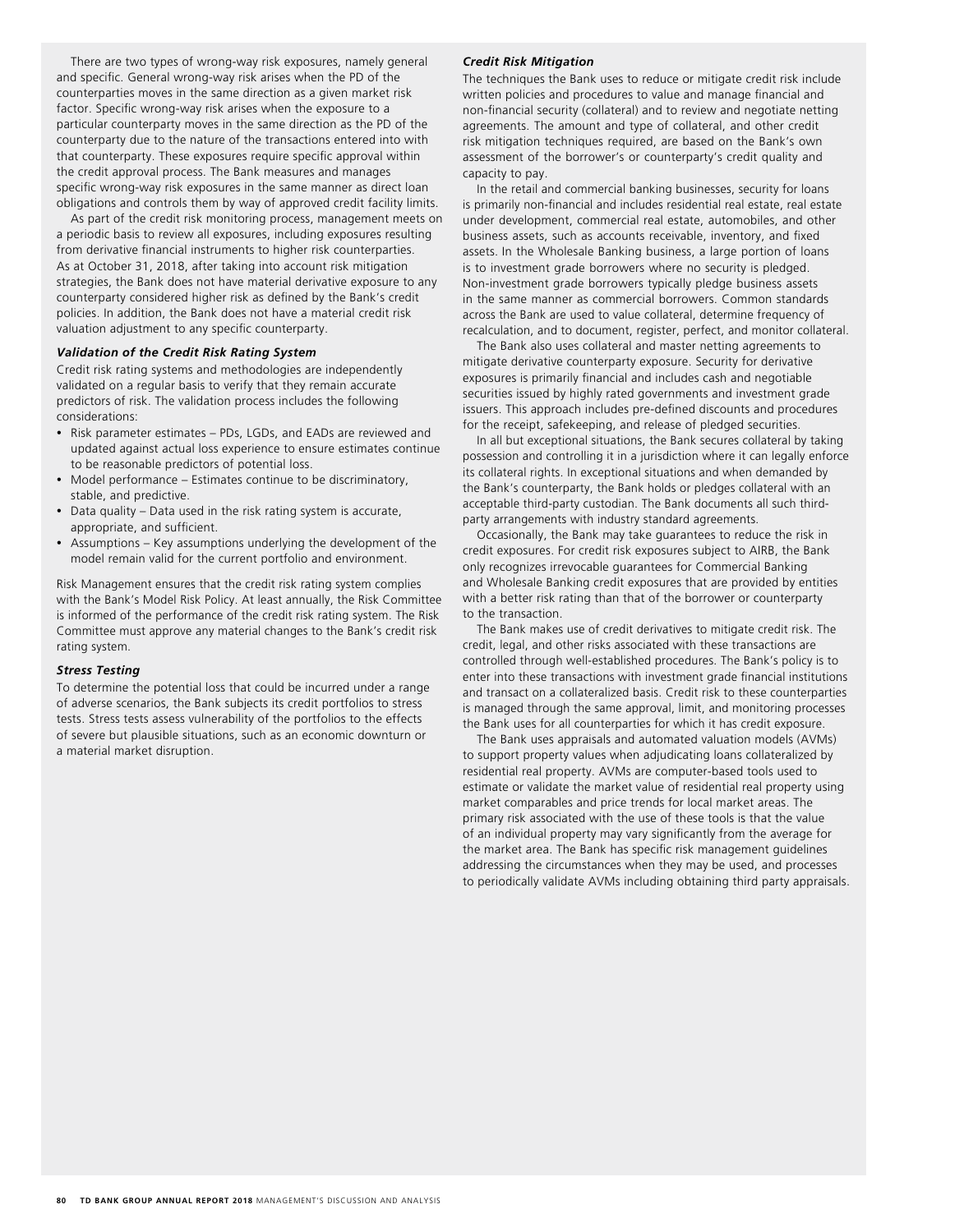There are two types of wrong-way risk exposures, namely general and specific. General wrong-way risk arises when the PD of the counterparties moves in the same direction as a given market risk factor. Specific wrong-way risk arises when the exposure to a particular counterparty moves in the same direction as the PD of the counterparty due to the nature of the transactions entered into with that counterparty. These exposures require specific approval within the credit approval process. The Bank measures and manages specific wrong-way risk exposures in the same manner as direct loan obligations and controls them by way of approved credit facility limits.

As part of the credit risk monitoring process, management meets on a periodic basis to review all exposures, including exposures resulting from derivative financial instruments to higher risk counterparties. As at October 31, 2018, after taking into account risk mitigation strategies, the Bank does not have material derivative exposure to any counterparty considered higher risk as defined by the Bank's credit policies. In addition, the Bank does not have a material credit risk valuation adjustment to any specific counterparty.

### *Validation of the Credit Risk Rating System*

Credit risk rating systems and methodologies are independently validated on a regular basis to verify that they remain accurate predictors of risk. The validation process includes the following considerations:

- Risk parameter estimates – PDs, LGDs, and EADs are reviewed and updated against actual loss experience to ensure estimates continue to be reasonable predictors of potential loss.
- Model performance – Estimates continue to be discriminatory, stable, and predictive.
- Data quality – Data used in the risk rating system is accurate, appropriate, and sufficient.
- Assumptions – Key assumptions underlying the development of the model remain valid for the current portfolio and environment.

Risk Management ensures that the credit risk rating system complies with the Bank's Model Risk Policy. At least annually, the Risk Committee is informed of the performance of the credit risk rating system. The Risk Committee must approve any material changes to the Bank's credit risk rating system.

### *Stress Testing*

To determine the potential loss that could be incurred under a range of adverse scenarios, the Bank subjects its credit portfolios to stress tests. Stress tests assess vulnerability of the portfolios to the effects of severe but plausible situations, such as an economic downturn or a material market disruption.

### *Credit Risk Mitigation*

The techniques the Bank uses to reduce or mitigate credit risk include written policies and procedures to value and manage financial and non-financial security (collateral) and to review and negotiate netting agreements. The amount and type of collateral, and other credit risk mitigation techniques required, are based on the Bank's own assessment of the borrower's or counterparty's credit quality and capacity to pay.

In the retail and commercial banking businesses, security for loans is primarily non-financial and includes residential real estate, real estate under development, commercial real estate, automobiles, and other business assets, such as accounts receivable, inventory, and fixed assets. In the Wholesale Banking business, a large portion of loans is to investment grade borrowers where no security is pledged. Non-investment grade borrowers typically pledge business assets in the same manner as commercial borrowers. Common standards across the Bank are used to value collateral, determine frequency of recalculation, and to document, register, perfect, and monitor collateral.

The Bank also uses collateral and master netting agreements to mitigate derivative counterparty exposure. Security for derivative exposures is primarily financial and includes cash and negotiable securities issued by highly rated governments and investment grade issuers. This approach includes pre-defined discounts and procedures for the receipt, safekeeping, and release of pledged securities.

In all but exceptional situations, the Bank secures collateral by taking possession and controlling it in a jurisdiction where it can legally enforce its collateral rights. In exceptional situations and when demanded by the Bank's counterparty, the Bank holds or pledges collateral with an acceptable third-party custodian. The Bank documents all such third-party arrangements with industry standard agreements.

Occasionally, the Bank may take guarantees to reduce the risk in credit exposures. For credit risk exposures subject to AIRB, the Bank only recognizes irrevocable guarantees for Commercial Banking and Wholesale Banking credit exposures that are provided by entities with a better risk rating than that of the borrower or counterparty to the transaction.

The Bank makes use of credit derivatives to mitigate credit risk. The credit, legal, and other risks associated with these transactions are controlled through well-established procedures. The Bank's policy is to enter into these transactions with investment grade financial institutions and transact on a collateralized basis. Credit risk to these counterparties is managed through the same approval, limit, and monitoring processes the Bank uses for all counterparties for which it has credit exposure.

The Bank uses appraisals and automated valuation models (AVMs) to support property values when adjudicating loans collateralized by residential real property. AVMs are computer-based tools used to estimate or validate the market value of residential real property using market comparables and price trends for local market areas. The primary risk associated with the use of these tools is that the value of an individual property may vary significantly from the average for the market area. The Bank has specific risk management guidelines addressing the circumstances when they may be used, and processes to periodically validate AVMs including obtaining third party appraisals.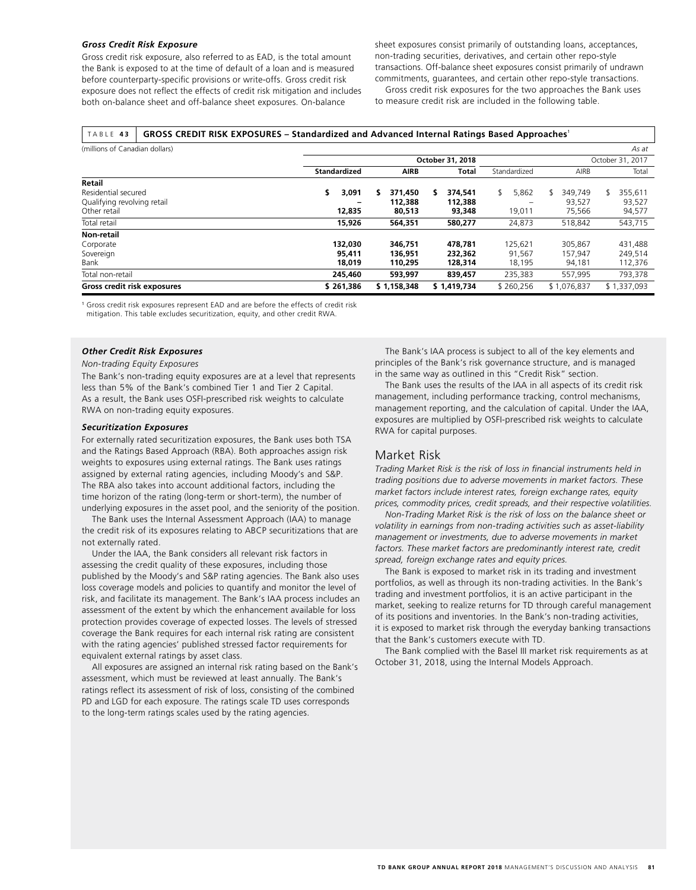### *Gross Credit Risk Exposure*

Gross credit risk exposure, also referred to as EAD, is the total amount the Bank is exposed to at the time of default of a loan and is measured before counterparty-specific provisions or write-offs. Gross credit risk exposure does not reflect the effects of credit risk mitigation and includes both on-balance sheet and off-balance sheet exposures. On-balance sheet exposures consist primarily of outstanding loans, acceptances, non-trading securities, derivatives, and certain other repo-style transactions. Off-balance sheet exposures consist primarily of undrawn commitments, guarantees, and certain other repo-style transactions.

Gross credit risk exposures for the two approaches the Bank uses to measure credit risk are included in the following table.

**TABLE 43 GROSS CREDIT RISK EXPOSURES – Standardized and Advanced Internal Ratings Based Approaches**[1]

| (millions of Canadian dollars) | | | | | | As at |
|---|---|---|---|---|---|---|
| | | | October 31, 2018 | | | October 31, 2017 |
| | **Standardized** | **AIRB** | **Total** | Standardized | AIRB | Total |
| **Retail** | | | | | | |
| Residential secured | **$ 3,091** | **$ 371,450** | **$ 374,541** | $ 5,862 | $ 349,749 | $ 355,611 |
| Qualifying revolving retail | **–** | **112,388** | **112,388** | – | 93,527 | 93,527 |
| Other retail | **12,835** | **80,513** | **93,348** | 19,011 | 75,566 | 94,577 |
| Total retail | **15,926** | **564,351** | **580,277** | 24,873 | 518,842 | 543,715 |
| **Non-retail** | | | | | | |
| Corporate | **132,030** | **346,751** | **478,781** | 125,621 | 305,867 | 431,488 |
| Sovereign | **95,411** | **136,951** | **232,362** | 91,567 | 157,947 | 249,514 |
| Bank | **18,019** | **110,295** | **128,314** | 18,195 | 94,181 | 112,376 |
| Total non-retail | **245,460** | **593,997** | **839,457** | 235,383 | 557,995 | 793,378 |
| **Gross credit risk exposures** | **$ 261,386** | **$ 1,158,348** | **$ 1,419,734** | $ 260,256 | $ 1,076,837 | $ 1,337,093 |

[1] Gross credit risk exposures represent EAD and are before the effects of credit risk mitigation. This table excludes securitization, equity, and other credit RWA.

### *Other Credit Risk Exposures*

*Non-trading Equity Exposures*

The Bank's non-trading equity exposures are at a level that represents less than 5% of the Bank's combined Tier 1 and Tier 2 Capital. As a result, the Bank uses OSFI-prescribed risk weights to calculate RWA on non-trading equity exposures.

### *Securitization Exposures*

For externally rated securitization exposures, the Bank uses both TSA and the Ratings Based Approach (RBA). Both approaches assign risk weights to exposures using external ratings. The Bank uses ratings assigned by external rating agencies, including Moody's and S&P. The RBA also takes into account additional factors, including the time horizon of the rating (long-term or short-term), the number of underlying exposures in the asset pool, and the seniority of the position.

The Bank uses the Internal Assessment Approach (IAA) to manage the credit risk of its exposures relating to ABCP securitizations that are not externally rated.

Under the IAA, the Bank considers all relevant risk factors in assessing the credit quality of these exposures, including those published by the Moody's and S&P rating agencies. The Bank also uses loss coverage models and policies to quantify and monitor the level of risk, and facilitate its management. The Bank's IAA process includes an assessment of the extent by which the enhancement available for loss protection provides coverage of expected losses. The levels of stressed coverage the Bank requires for each internal risk rating are consistent with the rating agencies' published stressed factor requirements for equivalent external ratings by asset class.

All exposures are assigned an internal risk rating based on the Bank's assessment, which must be reviewed at least annually. The Bank's ratings reflect its assessment of risk of loss, consisting of the combined PD and LGD for each exposure. The ratings scale TD uses corresponds to the long-term ratings scales used by the rating agencies.

The Bank's IAA process is subject to all of the key elements and principles of the Bank's risk governance structure, and is managed in the same way as outlined in this "Credit Risk" section.

The Bank uses the results of the IAA in all aspects of its credit risk management, including performance tracking, control mechanisms, management reporting, and the calculation of capital. Under the IAA, exposures are multiplied by OSFI-prescribed risk weights to calculate RWA for capital purposes.

## Market Risk

*Trading Market Risk is the risk of loss in financial instruments held in trading positions due to adverse movements in market factors. These market factors include interest rates, foreign exchange rates, equity prices, commodity prices, credit spreads, and their respective volatilities.*

*Non-Trading Market Risk is the risk of loss on the balance sheet or volatility in earnings from non-trading activities such as asset-liability management or investments, due to adverse movements in market factors. These market factors are predominantly interest rate, credit spread, foreign exchange rates and equity prices.*

The Bank is exposed to market risk in its trading and investment portfolios, as well as through its non-trading activities. In the Bank's trading and investment portfolios, it is an active participant in the market, seeking to realize returns for TD through careful management of its positions and inventories. In the Bank's non-trading activities, it is exposed to market risk through the everyday banking transactions that the Bank's customers execute with TD.

The Bank complied with the Basel III market risk requirements as at October 31, 2018, using the Internal Models Approach.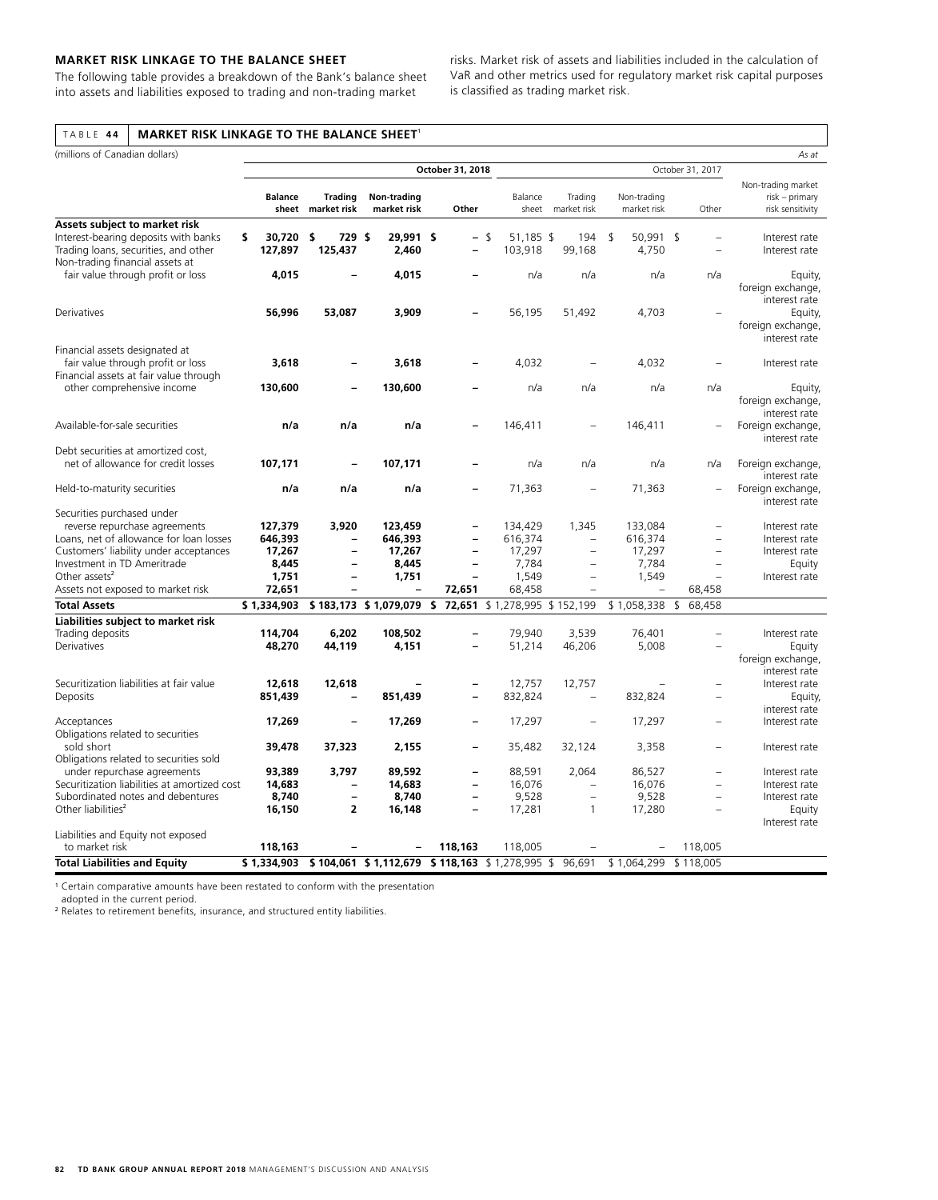**MARKET RISK LINKAGE TO THE BALANCE SHEET**

The following table provides a breakdown of the Bank's balance sheet into assets and liabilities exposed to trading and non-trading market risks. Market risk of assets and liabilities included in the calculation of VaR and other metrics used for regulatory market risk capital purposes is classified as trading market risk.

TABLE 44 **MARKET RISK LINKAGE TO THE BALANCE SHEET**[1]

(millions of Canadian dollars) *As at*

| | October 31, 2018 | | | | October 31, 2017 | | | | |
|---|---|---|---|---|---|---|---|---|---|
| | **Balance sheet** | **Trading market risk** | **Non-trading market risk** | **Other** | Balance sheet | Trading market risk | Non-trading market risk | Other | Non-trading market risk – primary risk sensitivity |
| **Assets subject to market risk** | | | | | | | | | |
| Interest-bearing deposits with banks | **$ 30,720** | **$ 729** | **$ 29,991** | **$ –** | $ 51,185 | $ 194 | $ 50,991 | $ – | Interest rate |
| Trading loans, securities, and other | **127,897** | **125,437** | **2,460** | **–** | 103,918 | 99,168 | 4,750 | – | Interest rate |
| Non-trading financial assets at fair value through profit or loss | **4,015** | **–** | **4,015** | **–** | n/a | n/a | n/a | n/a | Equity, foreign exchange, interest rate |
| Derivatives | **56,996** | **53,087** | **3,909** | **–** | 56,195 | 51,492 | 4,703 | – | Equity, foreign exchange, interest rate |
| Financial assets designated at fair value through profit or loss | **3,618** | **–** | **3,618** | **–** | 4,032 | – | 4,032 | – | Interest rate |
| Financial assets at fair value through other comprehensive income | **130,600** | **–** | **130,600** | **–** | n/a | n/a | n/a | n/a | Equity, foreign exchange, interest rate |
| Available-for-sale securities | **n/a** | **n/a** | **n/a** | **–** | 146,411 | – | 146,411 | – | Foreign exchange, interest rate |
| Debt securities at amortized cost, net of allowance for credit losses | **107,171** | **–** | **107,171** | **–** | n/a | n/a | n/a | n/a | Foreign exchange, interest rate |
| Held-to-maturity securities | **n/a** | **n/a** | **n/a** | **–** | 71,363 | – | 71,363 | – | Foreign exchange, interest rate |
| Securities purchased under reverse repurchase agreements | **127,379** | **3,920** | **123,459** | **–** | 134,429 | 1,345 | 133,084 | – | Interest rate |
| Loans, net of allowance for loan losses | **646,393** | **–** | **646,393** | **–** | 616,374 | – | 616,374 | – | Interest rate |
| Customers' liability under acceptances | **17,267** | **–** | **17,267** | **–** | 17,297 | – | 17,297 | – | Interest rate |
| Investment in TD Ameritrade | **8,445** | **–** | **8,445** | **–** | 7,784 | – | 7,784 | – | Equity |
| Other assets[2] | **1,751** | **–** | **1,751** | **–** | 1,549 | – | 1,549 | – | Interest rate |
| Assets not exposed to market risk | **72,651** | **–** | **–** | **72,651** | 68,458 | – | – | 68,458 | |
| **Total Assets** | **$ 1,334,903** | **$ 183,173** | **$ 1,079,079** | **$ 72,651** | $ 1,278,995 | $ 152,199 | $ 1,058,338 | $ 68,458 | |
| **Liabilities subject to market risk** | | | | | | | | | |
| Trading deposits | **114,704** | **6,202** | **108,502** | **–** | 79,940 | 3,539 | 76,401 | – | Interest rate |
| Derivatives | **48,270** | **44,119** | **4,151** | **–** | 51,214 | 46,206 | 5,008 | – | Equity foreign exchange, interest rate |
| Securitization liabilities at fair value | **12,618** | **12,618** | **–** | **–** | 12,757 | 12,757 | – | – | Interest rate |
| Deposits | **851,439** | **–** | **851,439** | **–** | 832,824 | – | 832,824 | – | Equity, interest rate |
| Acceptances | **17,269** | **–** | **17,269** | **–** | 17,297 | – | 17,297 | – | Interest rate |
| Obligations related to securities sold short | **39,478** | **37,323** | **2,155** | **–** | 35,482 | 32,124 | 3,358 | – | Interest rate |
| Obligations related to securities sold under repurchase agreements | **93,389** | **3,797** | **89,592** | **–** | 88,591 | 2,064 | 86,527 | – | Interest rate |
| Securitization liabilities at amortized cost | **14,683** | **–** | **14,683** | **–** | 16,076 | – | 16,076 | – | Interest rate |
| Subordinated notes and debentures | **8,740** | **–** | **8,740** | **–** | 9,528 | – | 9,528 | – | Interest rate |
| Other liabilities[2] | **16,150** | **2** | **16,148** | **–** | 17,281 | 1 | 17,280 | – | Equity Interest rate |
| Liabilities and Equity not exposed to market risk | **118,163** | **–** | **–** | **118,163** | 118,005 | – | – | 118,005 | |
| **Total Liabilities and Equity** | **$ 1,334,903** | **$ 104,061** | **$ 1,112,679** | **$ 118,163** | $ 1,278,995 | $ 96,691 | $ 1,064,299 | $ 118,005 | |

[1] Certain comparative amounts have been restated to conform with the presentation adopted in the current period.

[2] Relates to retirement benefits, insurance, and structured entity liabilities.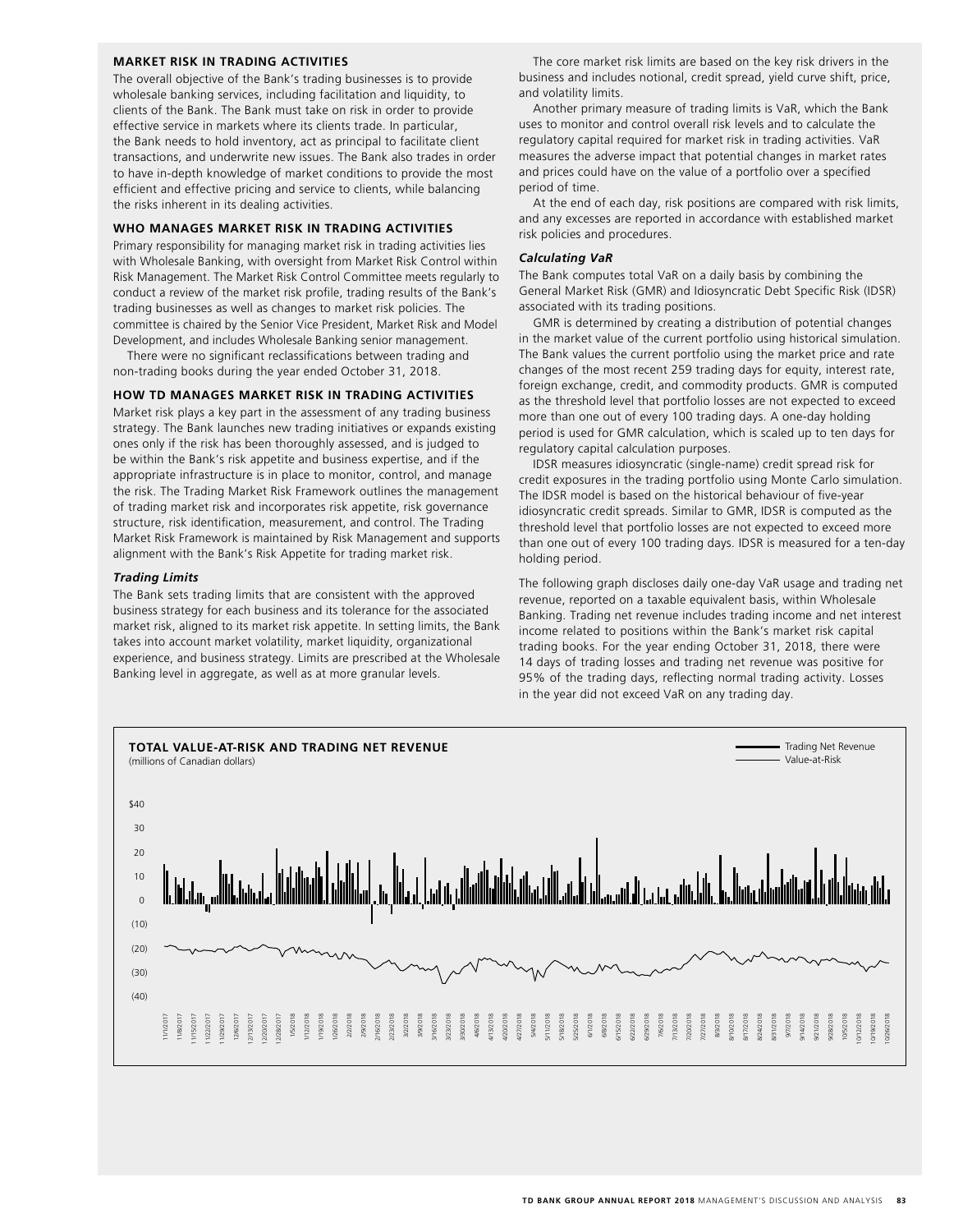## MARKET RISK IN TRADING ACTIVITIES

The overall objective of the Bank's trading businesses is to provide wholesale banking services, including facilitation and liquidity, to clients of the Bank. The Bank must take on risk in order to provide effective service in markets where its clients trade. In particular, the Bank needs to hold inventory, act as principal to facilitate client transactions, and underwrite new issues. The Bank also trades in order to have in-depth knowledge of market conditions to provide the most efficient and effective pricing and service to clients, while balancing the risks inherent in its dealing activities.

## WHO MANAGES MARKET RISK IN TRADING ACTIVITIES

Primary responsibility for managing market risk in trading activities lies with Wholesale Banking, with oversight from Market Risk Control within Risk Management. The Market Risk Control Committee meets regularly to conduct a review of the market risk profile, trading results of the Bank's trading businesses as well as changes to market risk policies. The committee is chaired by the Senior Vice President, Market Risk and Model Development, and includes Wholesale Banking senior management.

There were no significant reclassifications between trading and non-trading books during the year ended October 31, 2018.

## HOW TD MANAGES MARKET RISK IN TRADING ACTIVITIES

Market risk plays a key part in the assessment of any trading business strategy. The Bank launches new trading initiatives or expands existing ones only if the risk has been thoroughly assessed, and is judged to be within the Bank's risk appetite and business expertise, and if the appropriate infrastructure is in place to monitor, control, and manage the risk. The Trading Market Risk Framework outlines the management of trading market risk and incorporates risk appetite, risk governance structure, risk identification, measurement, and control. The Trading Market Risk Framework is maintained by Risk Management and supports alignment with the Bank's Risk Appetite for trading market risk.

### *Trading Limits*

The Bank sets trading limits that are consistent with the approved business strategy for each business and its tolerance for the associated market risk, aligned to its market risk appetite. In setting limits, the Bank takes into account market volatility, market liquidity, organizational experience, and business strategy. Limits are prescribed at the Wholesale Banking level in aggregate, as well as at more granular levels.

The core market risk limits are based on the key risk drivers in the business and includes notional, credit spread, yield curve shift, price, and volatility limits.

Another primary measure of trading limits is VaR, which the Bank uses to monitor and control overall risk levels and to calculate the regulatory capital required for market risk in trading activities. VaR measures the adverse impact that potential changes in market rates and prices could have on the value of a portfolio over a specified period of time.

At the end of each day, risk positions are compared with risk limits, and any excesses are reported in accordance with established market risk policies and procedures.

### *Calculating VaR*

The Bank computes total VaR on a daily basis by combining the General Market Risk (GMR) and Idiosyncratic Debt Specific Risk (IDSR) associated with its trading positions.

GMR is determined by creating a distribution of potential changes in the market value of the current portfolio using historical simulation. The Bank values the current portfolio using the market price and rate changes of the most recent 259 trading days for equity, interest rate, foreign exchange, credit, and commodity products. GMR is computed as the threshold level that portfolio losses are not expected to exceed more than one out of every 100 trading days. A one-day holding period is used for GMR calculation, which is scaled up to ten days for regulatory capital calculation purposes.

IDSR measures idiosyncratic (single-name) credit spread risk for credit exposures in the trading portfolio using Monte Carlo simulation. The IDSR model is based on the historical behaviour of five-year idiosyncratic credit spreads. Similar to GMR, IDSR is computed as the threshold level that portfolio losses are not expected to exceed more than one out of every 100 trading days. IDSR is measured for a ten-day holding period.

The following graph discloses daily one-day VaR usage and trading net revenue, reported on a taxable equivalent basis, within Wholesale Banking. Trading net revenue includes trading income and net interest income related to positions within the Bank's market risk capital trading books. For the year ending October 31, 2018, there were 14 days of trading losses and trading net revenue was positive for 95% of the trading days, reflecting normal trading activity. Losses in the year did not exceed VaR on any trading day.

**TOTAL VALUE-AT-RISK AND TRADING NET REVENUE**
(millions of Canadian dollars)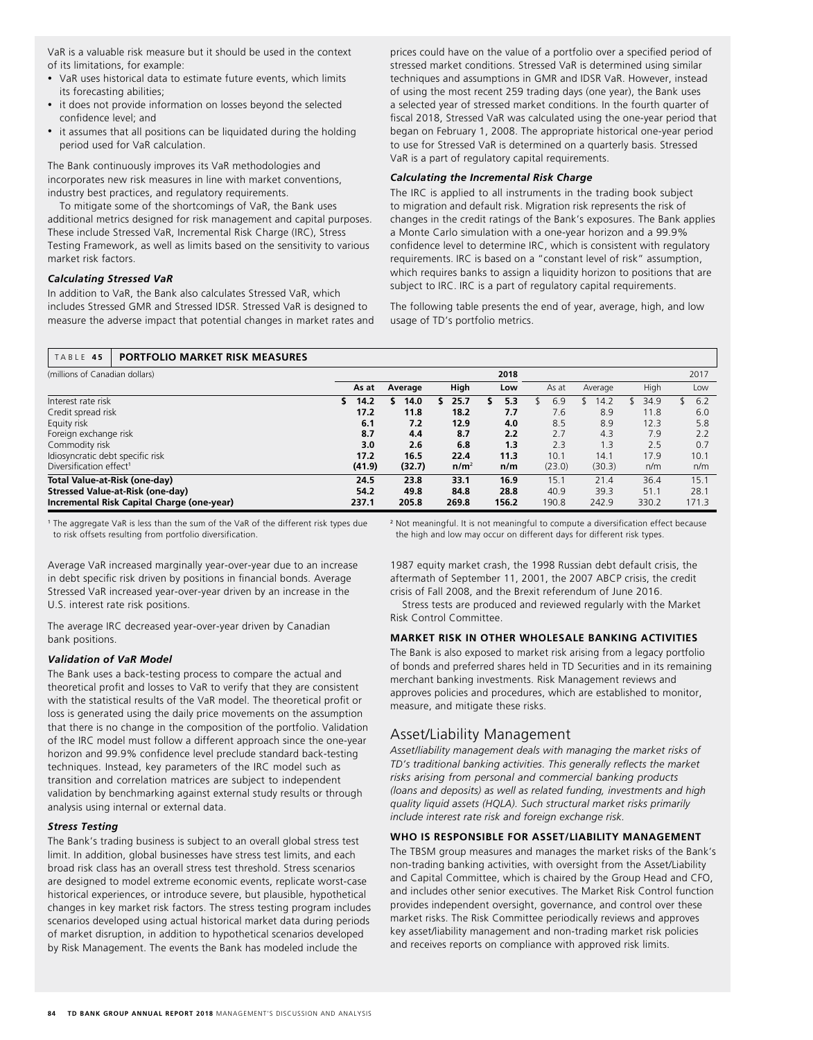VaR is a valuable risk measure but it should be used in the context of its limitations, for example:

- VaR uses historical data to estimate future events, which limits its forecasting abilities;
- it does not provide information on losses beyond the selected confidence level; and
- it assumes that all positions can be liquidated during the holding period used for VaR calculation.

The Bank continuously improves its VaR methodologies and incorporates new risk measures in line with market conventions, industry best practices, and regulatory requirements.

To mitigate some of the shortcomings of VaR, the Bank uses additional metrics designed for risk management and capital purposes. These include Stressed VaR, Incremental Risk Charge (IRC), Stress Testing Framework, as well as limits based on the sensitivity to various market risk factors.

### *Calculating Stressed VaR*

In addition to VaR, the Bank also calculates Stressed VaR, which includes Stressed GMR and Stressed IDSR. Stressed VaR is designed to measure the adverse impact that potential changes in market rates and prices could have on the value of a portfolio over a specified period of stressed market conditions. Stressed VaR is determined using similar techniques and assumptions in GMR and IDSR VaR. However, instead of using the most recent 259 trading days (one year), the Bank uses a selected year of stressed market conditions. In the fourth quarter of fiscal 2018, Stressed VaR was calculated using the one-year period that began on February 1, 2008. The appropriate historical one-year period to use for Stressed VaR is determined on a quarterly basis. Stressed VaR is a part of regulatory capital requirements.

### *Calculating the Incremental Risk Charge*

The IRC is applied to all instruments in the trading book subject to migration and default risk. Migration risk represents the risk of changes in the credit ratings of the Bank's exposures. The Bank applies a Monte Carlo simulation with a one-year horizon and a 99.9% confidence level to determine IRC, which is consistent with regulatory requirements. IRC is based on a "constant level of risk" assumption, which requires banks to assign a liquidity horizon to positions that are subject to IRC. IRC is a part of regulatory capital requirements.

The following table presents the end of year, average, high, and low usage of TD's portfolio metrics.

**TABLE 45 PORTFOLIO MARKET RISK MEASURES**

| (millions of Canadian dollars) | | | | 2018 | | | | 2017 |
|---|---|---|---|---|---|---|---|---|
| | **As at** | **Average** | **High** | **Low** | As at | Average | High | Low |
| Interest rate risk | **$ 14.2** | **$ 14.0** | **$ 25.7** | **$ 5.3** | $ 6.9 | $ 14.2 | $ 34.9 | $ 6.2 |
| Credit spread risk | **17.2** | **11.8** | **18.2** | **7.7** | 7.6 | 8.9 | 11.8 | 6.0 |
| Equity risk | **6.1** | **7.2** | **12.9** | **4.0** | 8.5 | 8.9 | 12.3 | 5.8 |
| Foreign exchange risk | **8.7** | **4.4** | **8.7** | **2.2** | 2.7 | 4.3 | 7.9 | 2.2 |
| Commodity risk | **3.0** | **2.6** | **6.8** | **1.3** | 2.3 | 1.3 | 2.5 | 0.7 |
| Idiosyncratic debt specific risk | **17.2** | **16.5** | **22.4** | **11.3** | 10.1 | 14.1 | 17.9 | 10.1 |
| Diversification effect[1] | **(41.9)** | **(32.7)** | **n/m[2]** | **n/m** | (23.0) | (30.3) | n/m | n/m |
| **Total Value-at-Risk (one-day)** | **24.5** | **23.8** | **33.1** | **16.9** | 15.1 | 21.4 | 36.4 | 15.1 |
| **Stressed Value-at-Risk (one-day)** | **54.2** | **49.8** | **84.8** | **28.8** | 40.9 | 39.3 | 51.1 | 28.1 |
| **Incremental Risk Capital Charge (one-year)** | **237.1** | **205.8** | **269.8** | **156.2** | 190.8 | 242.9 | 330.2 | 171.3 |

[1] The aggregate VaR is less than the sum of the VaR of the different risk types due to risk offsets resulting from portfolio diversification.

[2] Not meaningful. It is not meaningful to compute a diversification effect because the high and low may occur on different days for different risk types.

Average VaR increased marginally year-over-year due to an increase in debt specific risk driven by positions in financial bonds. Average Stressed VaR increased year-over-year driven by an increase in the U.S. interest rate risk positions.

The average IRC decreased year-over-year driven by Canadian bank positions.

### *Validation of VaR Model*

The Bank uses a back-testing process to compare the actual and theoretical profit and losses to VaR to verify that they are consistent with the statistical results of the VaR model. The theoretical profit or loss is generated using the daily price movements on the assumption that there is no change in the composition of the portfolio. Validation of the IRC model must follow a different approach since the one-year horizon and 99.9% confidence level preclude standard back-testing techniques. Instead, key parameters of the IRC model such as transition and correlation matrices are subject to independent validation by benchmarking against external study results or through analysis using internal or external data.

### *Stress Testing*

The Bank's trading business is subject to an overall global stress test limit. In addition, global businesses have stress test limits, and each broad risk class has an overall stress test threshold. Stress scenarios are designed to model extreme economic events, replicate worst-case historical experiences, or introduce severe, but plausible, hypothetical changes in key market risk factors. The stress testing program includes scenarios developed using actual historical market data during periods of market disruption, in addition to hypothetical scenarios developed by Risk Management. The events the Bank has modeled include the 1987 equity market crash, the 1998 Russian debt default crisis, the aftermath of September 11, 2001, the 2007 ABCP crisis, the credit crisis of Fall 2008, and the Brexit referendum of June 2016.

Stress tests are produced and reviewed regularly with the Market Risk Control Committee.

### MARKET RISK IN OTHER WHOLESALE BANKING ACTIVITIES

The Bank is also exposed to market risk arising from a legacy portfolio of bonds and preferred shares held in TD Securities and in its remaining merchant banking investments. Risk Management reviews and approves policies and procedures, which are established to monitor, measure, and mitigate these risks.

## Asset/Liability Management

*Asset/liability management deals with managing the market risks of TD's traditional banking activities. This generally reflects the market risks arising from personal and commercial banking products (loans and deposits) as well as related funding, investments and high quality liquid assets (HQLA). Such structural market risks primarily include interest rate risk and foreign exchange risk.*

### WHO IS RESPONSIBLE FOR ASSET/LIABILITY MANAGEMENT

The TBSM group measures and manages the market risks of the Bank's non-trading banking activities, with oversight from the Asset/Liability and Capital Committee, which is chaired by the Group Head and CFO, and includes other senior executives. The Market Risk Control function provides independent oversight, governance, and control over these market risks. The Risk Committee periodically reviews and approves key asset/liability management and non-trading market risk policies and receives reports on compliance with approved risk limits.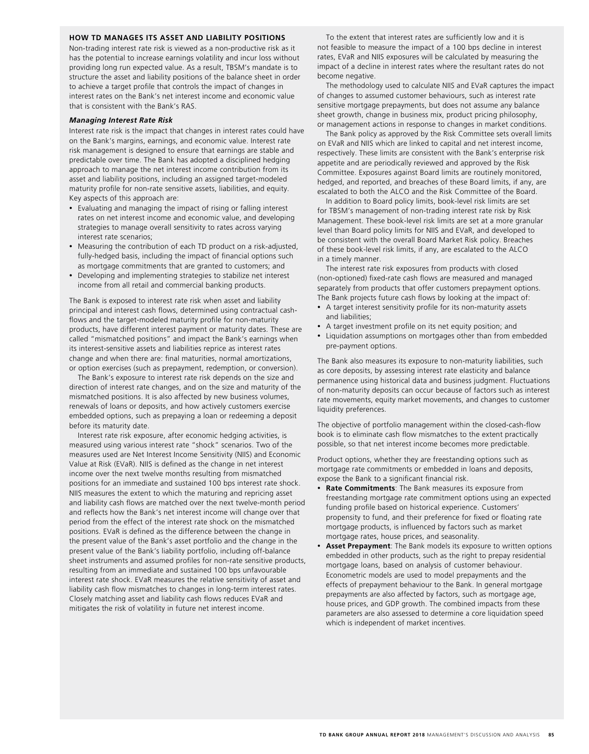## HOW TD MANAGES ITS ASSET AND LIABILITY POSITIONS

Non-trading interest rate risk is viewed as a non-productive risk as it has the potential to increase earnings volatility and incur loss without providing long run expected value. As a result, TBSM's mandate is to structure the asset and liability positions of the balance sheet in order to achieve a target profile that controls the impact of changes in interest rates on the Bank's net interest income and economic value that is consistent with the Bank's RAS.

### *Managing Interest Rate Risk*

Interest rate risk is the impact that changes in interest rates could have on the Bank's margins, earnings, and economic value. Interest rate risk management is designed to ensure that earnings are stable and predictable over time. The Bank has adopted a disciplined hedging approach to manage the net interest income contribution from its asset and liability positions, including an assigned target-modeled maturity profile for non-rate sensitive assets, liabilities, and equity. Key aspects of this approach are:

- Evaluating and managing the impact of rising or falling interest rates on net interest income and economic value, and developing strategies to manage overall sensitivity to rates across varying interest rate scenarios;
- Measuring the contribution of each TD product on a risk-adjusted, fully-hedged basis, including the impact of financial options such as mortgage commitments that are granted to customers; and
- Developing and implementing strategies to stabilize net interest income from all retail and commercial banking products.

The Bank is exposed to interest rate risk when asset and liability principal and interest cash flows, determined using contractual cash-flows and the target-modeled maturity profile for non-maturity products, have different interest payment or maturity dates. These are called "mismatched positions" and impact the Bank's earnings when its interest-sensitive assets and liabilities reprice as interest rates change and when there are: final maturities, normal amortizations, or option exercises (such as prepayment, redemption, or conversion).

The Bank's exposure to interest rate risk depends on the size and direction of interest rate changes, and on the size and maturity of the mismatched positions. It is also affected by new business volumes, renewals of loans or deposits, and how actively customers exercise embedded options, such as prepaying a loan or redeeming a deposit before its maturity date.

Interest rate risk exposure, after economic hedging activities, is measured using various interest rate "shock" scenarios. Two of the measures used are Net Interest Income Sensitivity (NIIS) and Economic Value at Risk (EVaR). NIIS is defined as the change in net interest income over the next twelve months resulting from mismatched positions for an immediate and sustained 100 bps interest rate shock. NIIS measures the extent to which the maturing and repricing asset and liability cash flows are matched over the next twelve-month period and reflects how the Bank's net interest income will change over that period from the effect of the interest rate shock on the mismatched positions. EVaR is defined as the difference between the change in the present value of the Bank's asset portfolio and the change in the present value of the Bank's liability portfolio, including off-balance sheet instruments and assumed profiles for non-rate sensitive products, resulting from an immediate and sustained 100 bps unfavourable interest rate shock. EVaR measures the relative sensitivity of asset and liability cash flow mismatches to changes in long-term interest rates. Closely matching asset and liability cash flows reduces EVaR and mitigates the risk of volatility in future net interest income.

To the extent that interest rates are sufficiently low and it is not feasible to measure the impact of a 100 bps decline in interest rates, EVaR and NIIS exposures will be calculated by measuring the impact of a decline in interest rates where the resultant rates do not become negative.

The methodology used to calculate NIIS and EVaR captures the impact of changes to assumed customer behaviours, such as interest rate sensitive mortgage prepayments, but does not assume any balance sheet growth, change in business mix, product pricing philosophy, or management actions in response to changes in market conditions.

The Bank policy as approved by the Risk Committee sets overall limits on EVaR and NIIS which are linked to capital and net interest income, respectively. These limits are consistent with the Bank's enterprise risk appetite and are periodically reviewed and approved by the Risk Committee. Exposures against Board limits are routinely monitored, hedged, and reported, and breaches of these Board limits, if any, are escalated to both the ALCO and the Risk Committee of the Board.

In addition to Board policy limits, book-level risk limits are set for TBSM's management of non-trading interest rate risk by Risk Management. These book-level risk limits are set at a more granular level than Board policy limits for NIIS and EVaR, and developed to be consistent with the overall Board Market Risk policy. Breaches of these book-level risk limits, if any, are escalated to the ALCO in a timely manner.

The interest rate risk exposures from products with closed (non-optioned) fixed-rate cash flows are measured and managed separately from products that offer customers prepayment options. The Bank projects future cash flows by looking at the impact of:

- A target interest sensitivity profile for its non-maturity assets and liabilities;
- A target investment profile on its net equity position; and
- Liquidation assumptions on mortgages other than from embedded pre-payment options.

The Bank also measures its exposure to non-maturity liabilities, such as core deposits, by assessing interest rate elasticity and balance permanence using historical data and business judgment. Fluctuations of non-maturity deposits can occur because of factors such as interest rate movements, equity market movements, and changes to customer liquidity preferences.

The objective of portfolio management within the closed-cash-flow book is to eliminate cash flow mismatches to the extent practically possible, so that net interest income becomes more predictable.

Product options, whether they are freestanding options such as mortgage rate commitments or embedded in loans and deposits, expose the Bank to a significant financial risk.

- **Rate Commitments**: The Bank measures its exposure from freestanding mortgage rate commitment options using an expected funding profile based on historical experience. Customers' propensity to fund, and their preference for fixed or floating rate mortgage products, is influenced by factors such as market mortgage rates, house prices, and seasonality.
- **Asset Prepayment**: The Bank models its exposure to written options embedded in other products, such as the right to prepay residential mortgage loans, based on analysis of customer behaviour. Econometric models are used to model prepayments and the effects of prepayment behaviour to the Bank. In general mortgage prepayments are also affected by factors, such as mortgage age, house prices, and GDP growth. The combined impacts from these parameters are also assessed to determine a core liquidation speed which is independent of market incentives.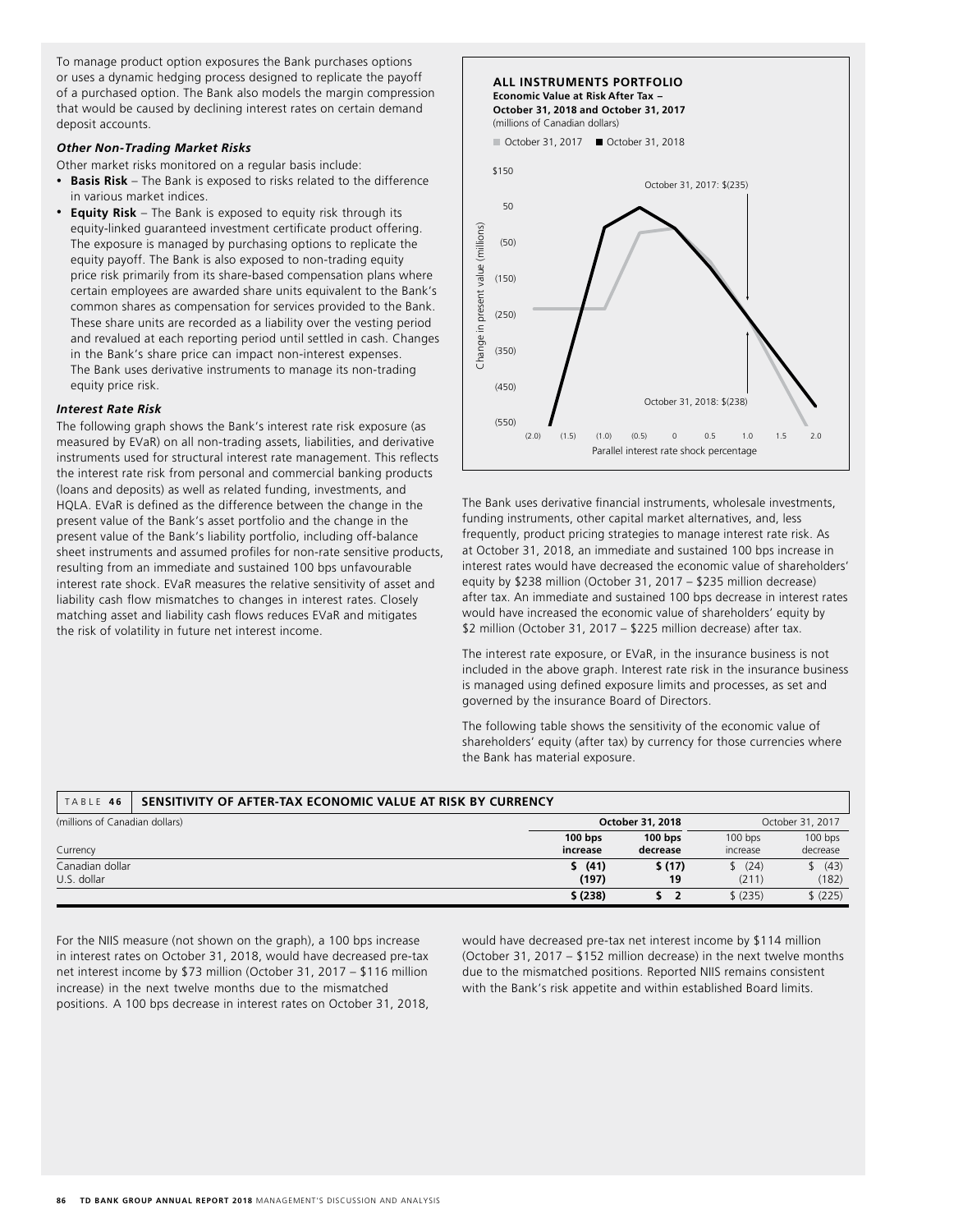To manage product option exposures the Bank purchases options or uses a dynamic hedging process designed to replicate the payoff of a purchased option. The Bank also models the margin compression that would be caused by declining interest rates on certain demand deposit accounts.

***Other Non-Trading Market Risks***

Other market risks monitored on a regular basis include:

- **Basis Risk** – The Bank is exposed to risks related to the difference in various market indices.
- **Equity Risk** – The Bank is exposed to equity risk through its equity-linked guaranteed investment certificate product offering. The exposure is managed by purchasing options to replicate the equity payoff. The Bank is also exposed to non-trading equity price risk primarily from its share-based compensation plans where certain employees are awarded share units equivalent to the Bank's common shares as compensation for services provided to the Bank. These share units are recorded as a liability over the vesting period and revalued at each reporting period until settled in cash. Changes in the Bank's share price can impact non-interest expenses. The Bank uses derivative instruments to manage its non-trading equity price risk.

***Interest Rate Risk***

The following graph shows the Bank's interest rate risk exposure (as measured by EVaR) on all non-trading assets, liabilities, and derivative instruments used for structural interest rate management. This reflects the interest rate risk from personal and commercial banking products (loans and deposits) as well as related funding, investments, and HQLA. EVaR is defined as the difference between the change in the present value of the Bank's asset portfolio and the change in the present value of the Bank's liability portfolio, including off-balance sheet instruments and assumed profiles for non-rate sensitive products, resulting from an immediate and sustained 100 bps unfavourable interest rate shock. EVaR measures the relative sensitivity of asset and liability cash flow mismatches to changes in interest rates. Closely matching asset and liability cash flows reduces EVaR and mitigates the risk of volatility in future net interest income.

**ALL INSTRUMENTS PORTFOLIO**
**Economic Value at Risk After Tax – October 31, 2018 and October 31, 2017**
(millions of Canadian dollars)

October 31, 2017 ■ October 31, 2018

October 31, 2017: $(235)

October 31, 2018: $(238)

Change in present value (millions)

Parallel interest rate shock percentage

The Bank uses derivative financial instruments, wholesale investments, funding instruments, other capital market alternatives, and, less frequently, product pricing strategies to manage interest rate risk. As at October 31, 2018, an immediate and sustained 100 bps increase in interest rates would have decreased the economic value of shareholders' equity by $238 million (October 31, 2017 – $235 million decrease) after tax. An immediate and sustained 100 bps decrease in interest rates would have increased the economic value of shareholders' equity by $2 million (October 31, 2017 – $225 million decrease) after tax.

The interest rate exposure, or EVaR, in the insurance business is not included in the above graph. Interest rate risk in the insurance business is managed using defined exposure limits and processes, as set and governed by the insurance Board of Directors.

The following table shows the sensitivity of the economic value of shareholders' equity (after tax) by currency for those currencies where the Bank has material exposure.

**TABLE 46 SENSITIVITY OF AFTER-TAX ECONOMIC VALUE AT RISK BY CURRENCY**

| (millions of Canadian dollars) | **October 31, 2018** | | October 31, 2017 | |
|---|---|---|---|---|
| Currency | **100 bps increase** | **100 bps decrease** | 100 bps increase | 100 bps decrease |
| Canadian dollar | **$ (41)** | **$ (17)** | $ (24) | $ (43) |
| U.S. dollar | **(197)** | **19** | (211) | (182) |
| | **$ (238)** | **$ 2** | $ (235) | $ (225) |

For the NIIS measure (not shown on the graph), a 100 bps increase in interest rates on October 31, 2018, would have decreased pre-tax net interest income by $73 million (October 31, 2017 – $116 million increase) in the next twelve months due to the mismatched positions. A 100 bps decrease in interest rates on October 31, 2018, would have decreased pre-tax net interest income by $114 million (October 31, 2017 – $152 million decrease) in the next twelve months due to the mismatched positions. Reported NIIS remains consistent with the Bank's risk appetite and within established Board limits.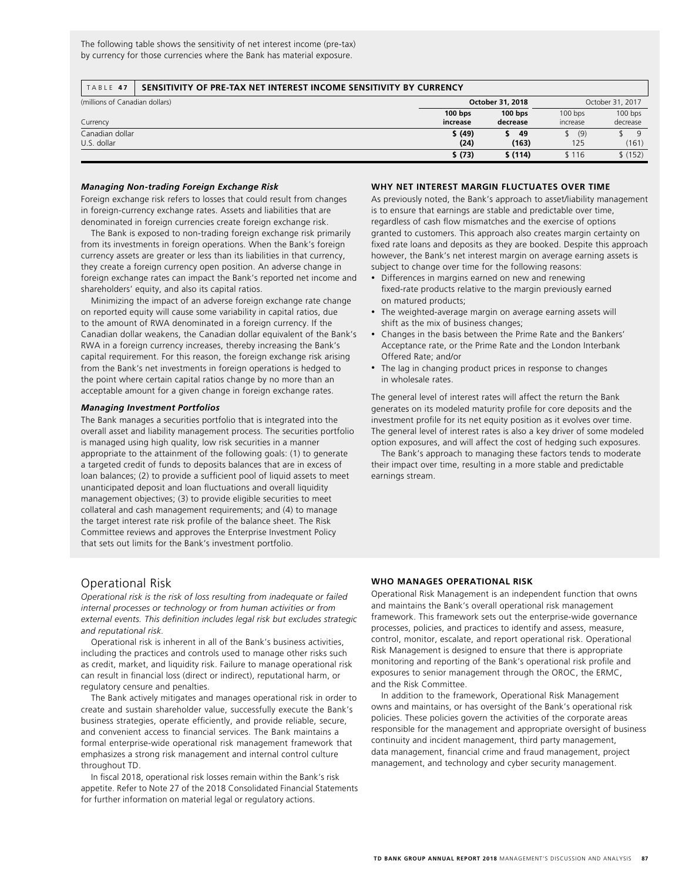The following table shows the sensitivity of net interest income (pre-tax) by currency for those currencies where the Bank has material exposure.

**TABLE 47 SENSITIVITY OF PRE-TAX NET INTEREST INCOME SENSITIVITY BY CURRENCY**

| (millions of Canadian dollars) | October 31, 2018 | | October 31, 2017 | |
|---|---|---|---|---|
| Currency | **100 bps increase** | **100 bps decrease** | 100 bps increase | 100 bps decrease |
| Canadian dollar | **$ (49)** | **$ 49** | $ (9) | $ 9 |
| U.S. dollar | **(24)** | **(163)** | 125 | (161) |
| | **$ (73)** | **$ (114)** | $ 116 | $ (152) |

***Managing Non-trading Foreign Exchange Risk***

Foreign exchange risk refers to losses that could result from changes in foreign-currency exchange rates. Assets and liabilities that are denominated in foreign currencies create foreign exchange risk.

The Bank is exposed to non-trading foreign exchange risk primarily from its investments in foreign operations. When the Bank's foreign currency assets are greater or less than its liabilities in that currency, they create a foreign currency open position. An adverse change in foreign exchange rates can impact the Bank's reported net income and shareholders' equity, and also its capital ratios.

Minimizing the impact of an adverse foreign exchange rate change on reported equity will cause some variability in capital ratios, due to the amount of RWA denominated in a foreign currency. If the Canadian dollar weakens, the Canadian dollar equivalent of the Bank's RWA in a foreign currency increases, thereby increasing the Bank's capital requirement. For this reason, the foreign exchange risk arising from the Bank's net investments in foreign operations is hedged to the point where certain capital ratios change by no more than an acceptable amount for a given change in foreign exchange rates.

***Managing Investment Portfolios***

The Bank manages a securities portfolio that is integrated into the overall asset and liability management process. The securities portfolio is managed using high quality, low risk securities in a manner appropriate to the attainment of the following goals: (1) to generate a targeted credit of funds to deposits balances that are in excess of loan balances; (2) to provide a sufficient pool of liquid assets to meet unanticipated deposit and loan fluctuations and overall liquidity management objectives; (3) to provide eligible securities to meet collateral and cash management requirements; and (4) to manage the target interest rate risk profile of the balance sheet. The Risk Committee reviews and approves the Enterprise Investment Policy that sets out limits for the Bank's investment portfolio.

**WHY NET INTEREST MARGIN FLUCTUATES OVER TIME**

As previously noted, the Bank's approach to asset/liability management is to ensure that earnings are stable and predictable over time, regardless of cash flow mismatches and the exercise of options granted to customers. This approach also creates margin certainty on fixed rate loans and deposits as they are booked. Despite this approach however, the Bank's net interest margin on average earning assets is subject to change over time for the following reasons:

- Differences in margins earned on new and renewing fixed-rate products relative to the margin previously earned on matured products;
- The weighted-average margin on average earning assets will shift as the mix of business changes;
- Changes in the basis between the Prime Rate and the Bankers' Acceptance rate, or the Prime Rate and the London Interbank Offered Rate; and/or
- The lag in changing product prices in response to changes in wholesale rates.

The general level of interest rates will affect the return the Bank generates on its modeled maturity profile for core deposits and the investment profile for its net equity position as it evolves over time. The general level of interest rates is also a key driver of some modeled option exposures, and will affect the cost of hedging such exposures.

The Bank's approach to managing these factors tends to moderate their impact over time, resulting in a more stable and predictable earnings stream.

## Operational Risk

*Operational risk is the risk of loss resulting from inadequate or failed internal processes or technology or from human activities or from external events. This definition includes legal risk but excludes strategic and reputational risk.*

Operational risk is inherent in all of the Bank's business activities, including the practices and controls used to manage other risks such as credit, market, and liquidity risk. Failure to manage operational risk can result in financial loss (direct or indirect), reputational harm, or regulatory censure and penalties.

The Bank actively mitigates and manages operational risk in order to create and sustain shareholder value, successfully execute the Bank's business strategies, operate efficiently, and provide reliable, secure, and convenient access to financial services. The Bank maintains a formal enterprise-wide operational risk management framework that emphasizes a strong risk management and internal control culture throughout TD.

In fiscal 2018, operational risk losses remain within the Bank's risk appetite. Refer to Note 27 of the 2018 Consolidated Financial Statements for further information on material legal or regulatory actions.

**WHO MANAGES OPERATIONAL RISK**

Operational Risk Management is an independent function that owns and maintains the Bank's overall operational risk management framework. This framework sets out the enterprise-wide governance processes, policies, and practices to identify and assess, measure, control, monitor, escalate, and report operational risk. Operational Risk Management is designed to ensure that there is appropriate monitoring and reporting of the Bank's operational risk profile and exposures to senior management through the OROC, the ERMC, and the Risk Committee.

In addition to the framework, Operational Risk Management owns and maintains, or has oversight of the Bank's operational risk policies. These policies govern the activities of the corporate areas responsible for the management and appropriate oversight of business continuity and incident management, third party management, data management, financial crime and fraud management, project management, and technology and cyber security management.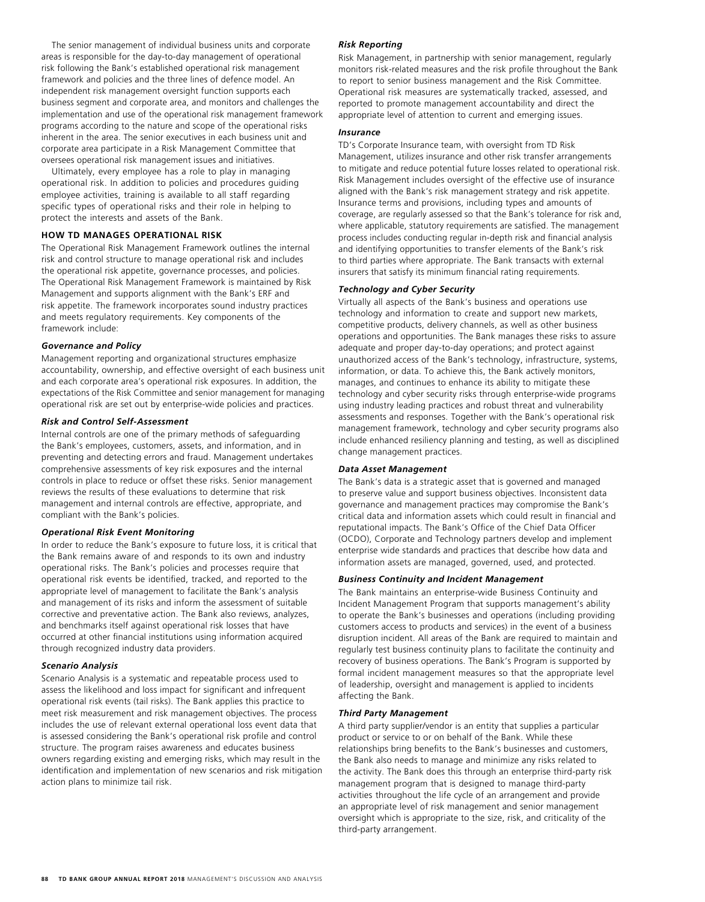The senior management of individual business units and corporate areas is responsible for the day-to-day management of operational risk following the Bank's established operational risk management framework and policies and the three lines of defence model. An independent risk management oversight function supports each business segment and corporate area, and monitors and challenges the implementation and use of the operational risk management framework programs according to the nature and scope of the operational risks inherent in the area. The senior executives in each business unit and corporate area participate in a Risk Management Committee that oversees operational risk management issues and initiatives.

Ultimately, every employee has a role to play in managing operational risk. In addition to policies and procedures guiding employee activities, training is available to all staff regarding specific types of operational risks and their role in helping to protect the interests and assets of the Bank.

## HOW TD MANAGES OPERATIONAL RISK

The Operational Risk Management Framework outlines the internal risk and control structure to manage operational risk and includes the operational risk appetite, governance processes, and policies. The Operational Risk Management Framework is maintained by Risk Management and supports alignment with the Bank's ERF and risk appetite. The framework incorporates sound industry practices and meets regulatory requirements. Key components of the framework include:

### *Governance and Policy*

Management reporting and organizational structures emphasize accountability, ownership, and effective oversight of each business unit and each corporate area's operational risk exposures. In addition, the expectations of the Risk Committee and senior management for managing operational risk are set out by enterprise-wide policies and practices.

### *Risk and Control Self-Assessment*

Internal controls are one of the primary methods of safeguarding the Bank's employees, customers, assets, and information, and in preventing and detecting errors and fraud. Management undertakes comprehensive assessments of key risk exposures and the internal controls in place to reduce or offset these risks. Senior management reviews the results of these evaluations to determine that risk management and internal controls are effective, appropriate, and compliant with the Bank's policies.

### *Operational Risk Event Monitoring*

In order to reduce the Bank's exposure to future loss, it is critical that the Bank remains aware of and responds to its own and industry operational risks. The Bank's policies and processes require that operational risk events be identified, tracked, and reported to the appropriate level of management to facilitate the Bank's analysis and management of its risks and inform the assessment of suitable corrective and preventative action. The Bank also reviews, analyzes, and benchmarks itself against operational risk losses that have occurred at other financial institutions using information acquired through recognized industry data providers.

### *Scenario Analysis*

Scenario Analysis is a systematic and repeatable process used to assess the likelihood and loss impact for significant and infrequent operational risk events (tail risks). The Bank applies this practice to meet risk measurement and risk management objectives. The process includes the use of relevant external operational loss event data that is assessed considering the Bank's operational risk profile and control structure. The program raises awareness and educates business owners regarding existing and emerging risks, which may result in the identification and implementation of new scenarios and risk mitigation action plans to minimize tail risk.

### *Risk Reporting*

Risk Management, in partnership with senior management, regularly monitors risk-related measures and the risk profile throughout the Bank to report to senior business management and the Risk Committee. Operational risk measures are systematically tracked, assessed, and reported to promote management accountability and direct the appropriate level of attention to current and emerging issues.

### *Insurance*

TD's Corporate Insurance team, with oversight from TD Risk Management, utilizes insurance and other risk transfer arrangements to mitigate and reduce potential future losses related to operational risk. Risk Management includes oversight of the effective use of insurance aligned with the Bank's risk management strategy and risk appetite. Insurance terms and provisions, including types and amounts of coverage, are regularly assessed so that the Bank's tolerance for risk and, where applicable, statutory requirements are satisfied. The management process includes conducting regular in-depth risk and financial analysis and identifying opportunities to transfer elements of the Bank's risk to third parties where appropriate. The Bank transacts with external insurers that satisfy its minimum financial rating requirements.

### *Technology and Cyber Security*

Virtually all aspects of the Bank's business and operations use technology and information to create and support new markets, competitive products, delivery channels, as well as other business operations and opportunities. The Bank manages these risks to assure adequate and proper day-to-day operations; and protect against unauthorized access of the Bank's technology, infrastructure, systems, information, or data. To achieve this, the Bank actively monitors, manages, and continues to enhance its ability to mitigate these technology and cyber security risks through enterprise-wide programs using industry leading practices and robust threat and vulnerability assessments and responses. Together with the Bank's operational risk management framework, technology and cyber security programs also include enhanced resiliency planning and testing, as well as disciplined change management practices.

### *Data Asset Management*

The Bank's data is a strategic asset that is governed and managed to preserve value and support business objectives. Inconsistent data governance and management practices may compromise the Bank's critical data and information assets which could result in financial and reputational impacts. The Bank's Office of the Chief Data Officer (OCDO), Corporate and Technology partners develop and implement enterprise wide standards and practices that describe how data and information assets are managed, governed, used, and protected.

### *Business Continuity and Incident Management*

The Bank maintains an enterprise-wide Business Continuity and Incident Management Program that supports management's ability to operate the Bank's businesses and operations (including providing customers access to products and services) in the event of a business disruption incident. All areas of the Bank are required to maintain and regularly test business continuity plans to facilitate the continuity and recovery of business operations. The Bank's Program is supported by formal incident management measures so that the appropriate level of leadership, oversight and management is applied to incidents affecting the Bank.

### *Third Party Management*

A third party supplier/vendor is an entity that supplies a particular product or service to or on behalf of the Bank. While these relationships bring benefits to the Bank's businesses and customers, the Bank also needs to manage and minimize any risks related to the activity. The Bank does this through an enterprise third-party risk management program that is designed to manage third-party activities throughout the life cycle of an arrangement and provide an appropriate level of risk management and senior management oversight which is appropriate to the size, risk, and criticality of the third-party arrangement.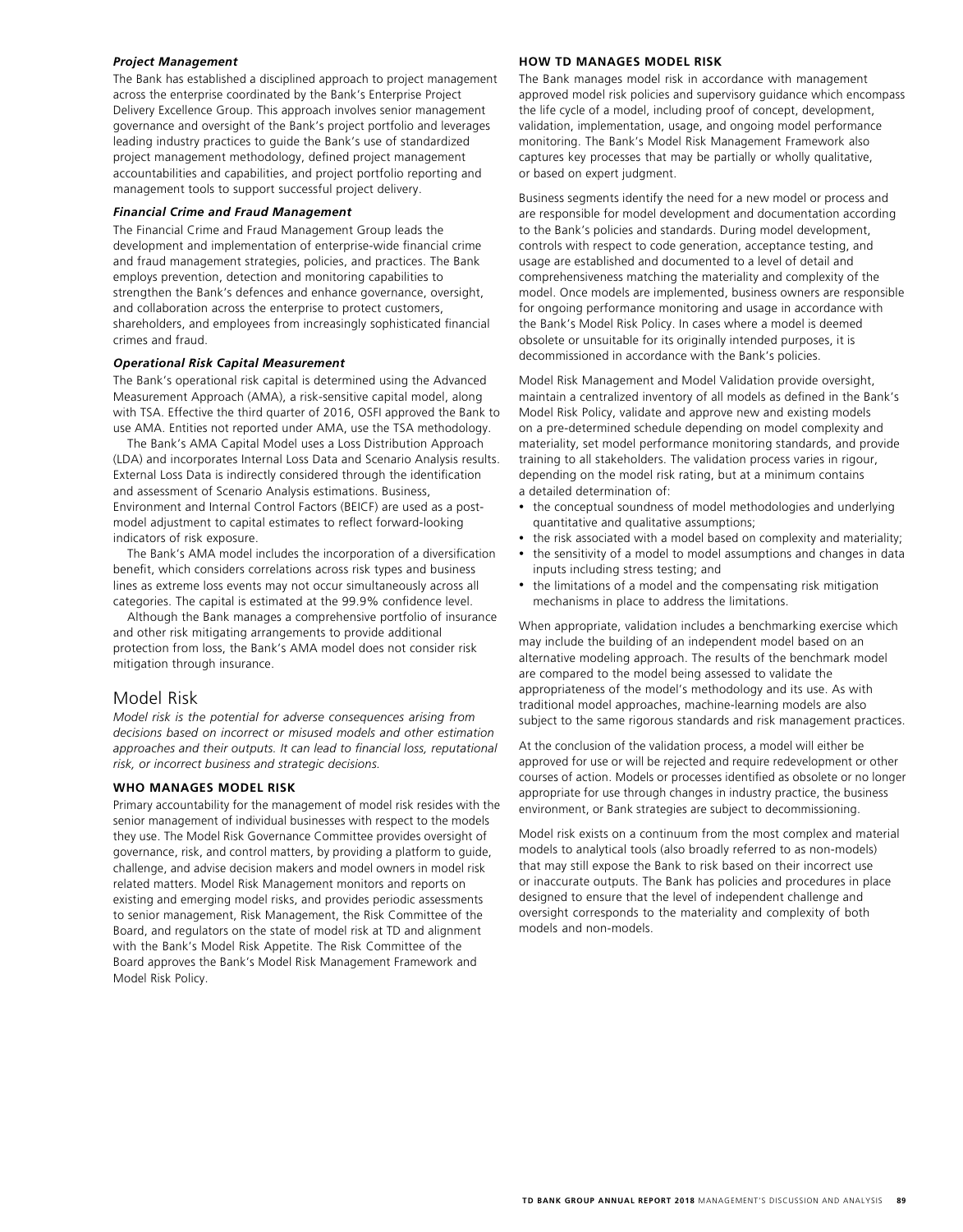### *Project Management*

The Bank has established a disciplined approach to project management across the enterprise coordinated by the Bank's Enterprise Project Delivery Excellence Group. This approach involves senior management governance and oversight of the Bank's project portfolio and leverages leading industry practices to guide the Bank's use of standardized project management methodology, defined project management accountabilities and capabilities, and project portfolio reporting and management tools to support successful project delivery.

### *Financial Crime and Fraud Management*

The Financial Crime and Fraud Management Group leads the development and implementation of enterprise-wide financial crime and fraud management strategies, policies, and practices. The Bank employs prevention, detection and monitoring capabilities to strengthen the Bank's defences and enhance governance, oversight, and collaboration across the enterprise to protect customers, shareholders, and employees from increasingly sophisticated financial crimes and fraud.

### *Operational Risk Capital Measurement*

The Bank's operational risk capital is determined using the Advanced Measurement Approach (AMA), a risk-sensitive capital model, along with TSA. Effective the third quarter of 2016, OSFI approved the Bank to use AMA. Entities not reported under AMA, use the TSA methodology.

The Bank's AMA Capital Model uses a Loss Distribution Approach (LDA) and incorporates Internal Loss Data and Scenario Analysis results. External Loss Data is indirectly considered through the identification and assessment of Scenario Analysis estimations. Business, Environment and Internal Control Factors (BEICF) are used as a post-model adjustment to capital estimates to reflect forward-looking indicators of risk exposure.

The Bank's AMA model includes the incorporation of a diversification benefit, which considers correlations across risk types and business lines as extreme loss events may not occur simultaneously across all categories. The capital is estimated at the 99.9% confidence level.

Although the Bank manages a comprehensive portfolio of insurance and other risk mitigating arrangements to provide additional protection from loss, the Bank's AMA model does not consider risk mitigation through insurance.

## Model Risk

*Model risk is the potential for adverse consequences arising from decisions based on incorrect or misused models and other estimation approaches and their outputs. It can lead to financial loss, reputational risk, or incorrect business and strategic decisions.*

### WHO MANAGES MODEL RISK

Primary accountability for the management of model risk resides with the senior management of individual businesses with respect to the models they use. The Model Risk Governance Committee provides oversight of governance, risk, and control matters, by providing a platform to guide, challenge, and advise decision makers and model owners in model risk related matters. Model Risk Management monitors and reports on existing and emerging model risks, and provides periodic assessments to senior management, Risk Management, the Risk Committee of the Board, and regulators on the state of model risk at TD and alignment with the Bank's Model Risk Appetite. The Risk Committee of the Board approves the Bank's Model Risk Management Framework and Model Risk Policy.

### HOW TD MANAGES MODEL RISK

The Bank manages model risk in accordance with management approved model risk policies and supervisory guidance which encompass the life cycle of a model, including proof of concept, development, validation, implementation, usage, and ongoing model performance monitoring. The Bank's Model Risk Management Framework also captures key processes that may be partially or wholly qualitative, or based on expert judgment.

Business segments identify the need for a new model or process and are responsible for model development and documentation according to the Bank's policies and standards. During model development, controls with respect to code generation, acceptance testing, and usage are established and documented to a level of detail and comprehensiveness matching the materiality and complexity of the model. Once models are implemented, business owners are responsible for ongoing performance monitoring and usage in accordance with the Bank's Model Risk Policy. In cases where a model is deemed obsolete or unsuitable for its originally intended purposes, it is decommissioned in accordance with the Bank's policies.

Model Risk Management and Model Validation provide oversight, maintain a centralized inventory of all models as defined in the Bank's Model Risk Policy, validate and approve new and existing models on a pre-determined schedule depending on model complexity and materiality, set model performance monitoring standards, and provide training to all stakeholders. The validation process varies in rigour, depending on the model risk rating, but at a minimum contains a detailed determination of:

- the conceptual soundness of model methodologies and underlying quantitative and qualitative assumptions;
- the risk associated with a model based on complexity and materiality;
- the sensitivity of a model to model assumptions and changes in data inputs including stress testing; and
- the limitations of a model and the compensating risk mitigation mechanisms in place to address the limitations.

When appropriate, validation includes a benchmarking exercise which may include the building of an independent model based on an alternative modeling approach. The results of the benchmark model are compared to the model being assessed to validate the appropriateness of the model's methodology and its use. As with traditional model approaches, machine-learning models are also subject to the same rigorous standards and risk management practices.

At the conclusion of the validation process, a model will either be approved for use or will be rejected and require redevelopment or other courses of action. Models or processes identified as obsolete or no longer appropriate for use through changes in industry practice, the business environment, or Bank strategies are subject to decommissioning.

Model risk exists on a continuum from the most complex and material models to analytical tools (also broadly referred to as non-models) that may still expose the Bank to risk based on their incorrect use or inaccurate outputs. The Bank has policies and procedures in place designed to ensure that the level of independent challenge and oversight corresponds to the materiality and complexity of both models and non-models.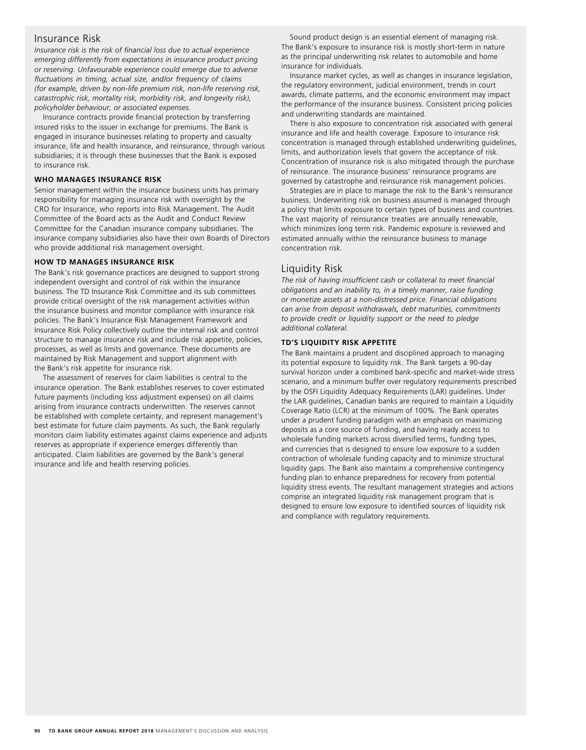## Insurance Risk

*Insurance risk is the risk of financial loss due to actual experience emerging differently from expectations in insurance product pricing or reserving. Unfavourable experience could emerge due to adverse fluctuations in timing, actual size, and/or frequency of claims (for example, driven by non-life premium risk, non-life reserving risk, catastrophic risk, mortality risk, morbidity risk, and longevity risk), policyholder behaviour, or associated expenses.*

Insurance contracts provide financial protection by transferring insured risks to the issuer in exchange for premiums. The Bank is engaged in insurance businesses relating to property and casualty insurance, life and health insurance, and reinsurance, through various subsidiaries; it is through these businesses that the Bank is exposed to insurance risk.

### WHO MANAGES INSURANCE RISK

Senior management within the insurance business units has primary responsibility for managing insurance risk with oversight by the CRO for Insurance, who reports into Risk Management. The Audit Committee of the Board acts as the Audit and Conduct Review Committee for the Canadian insurance company subsidiaries. The insurance company subsidiaries also have their own Boards of Directors who provide additional risk management oversight.

### HOW TD MANAGES INSURANCE RISK

The Bank's risk governance practices are designed to support strong independent oversight and control of risk within the insurance business. The TD Insurance Risk Committee and its sub committees provide critical oversight of the risk management activities within the insurance business and monitor compliance with insurance risk policies. The Bank's Insurance Risk Management Framework and Insurance Risk Policy collectively outline the internal risk and control structure to manage insurance risk and include risk appetite, policies, processes, as well as limits and governance. These documents are maintained by Risk Management and support alignment with the Bank's risk appetite for insurance risk.

The assessment of reserves for claim liabilities is central to the insurance operation. The Bank establishes reserves to cover estimated future payments (including loss adjustment expenses) on all claims arising from insurance contracts underwritten. The reserves cannot be established with complete certainty, and represent management's best estimate for future claim payments. As such, the Bank regularly monitors claim liability estimates against claims experience and adjusts reserves as appropriate if experience emerges differently than anticipated. Claim liabilities are governed by the Bank's general insurance and life and health reserving policies.

Sound product design is an essential element of managing risk. The Bank's exposure to insurance risk is mostly short-term in nature as the principal underwriting risk relates to automobile and home insurance for individuals.

Insurance market cycles, as well as changes in insurance legislation, the regulatory environment, judicial environment, trends in court awards, climate patterns, and the economic environment may impact the performance of the insurance business. Consistent pricing policies and underwriting standards are maintained.

There is also exposure to concentration risk associated with general insurance and life and health coverage. Exposure to insurance risk concentration is managed through established underwriting guidelines, limits, and authorization levels that govern the acceptance of risk. Concentration of insurance risk is also mitigated through the purchase of reinsurance. The insurance business' reinsurance programs are governed by catastrophe and reinsurance risk management policies.

Strategies are in place to manage the risk to the Bank's reinsurance business. Underwriting risk on business assumed is managed through a policy that limits exposure to certain types of business and countries. The vast majority of reinsurance treaties are annually renewable, which minimizes long term risk. Pandemic exposure is reviewed and estimated annually within the reinsurance business to manage concentration risk.

## Liquidity Risk

*The risk of having insufficient cash or collateral to meet financial obligations and an inability to, in a timely manner, raise funding or monetize assets at a non-distressed price. Financial obligations can arise from deposit withdrawals, debt maturities, commitments to provide credit or liquidity support or the need to pledge additional collateral.*

### TD'S LIQUIDITY RISK APPETITE

The Bank maintains a prudent and disciplined approach to managing its potential exposure to liquidity risk. The Bank targets a 90-day survival horizon under a combined bank-specific and market-wide stress scenario, and a minimum buffer over regulatory requirements prescribed by the OSFI Liquidity Adequacy Requirements (LAR) guidelines. Under the LAR guidelines, Canadian banks are required to maintain a Liquidity Coverage Ratio (LCR) at the minimum of 100%. The Bank operates under a prudent funding paradigm with an emphasis on maximizing deposits as a core source of funding, and having ready access to wholesale funding markets across diversified terms, funding types, and currencies that is designed to ensure low exposure to a sudden contraction of wholesale funding capacity and to minimize structural liquidity gaps. The Bank also maintains a comprehensive contingency funding plan to enhance preparedness for recovery from potential liquidity stress events. The resultant management strategies and actions comprise an integrated liquidity risk management program that is designed to ensure low exposure to identified sources of liquidity risk and compliance with regulatory requirements.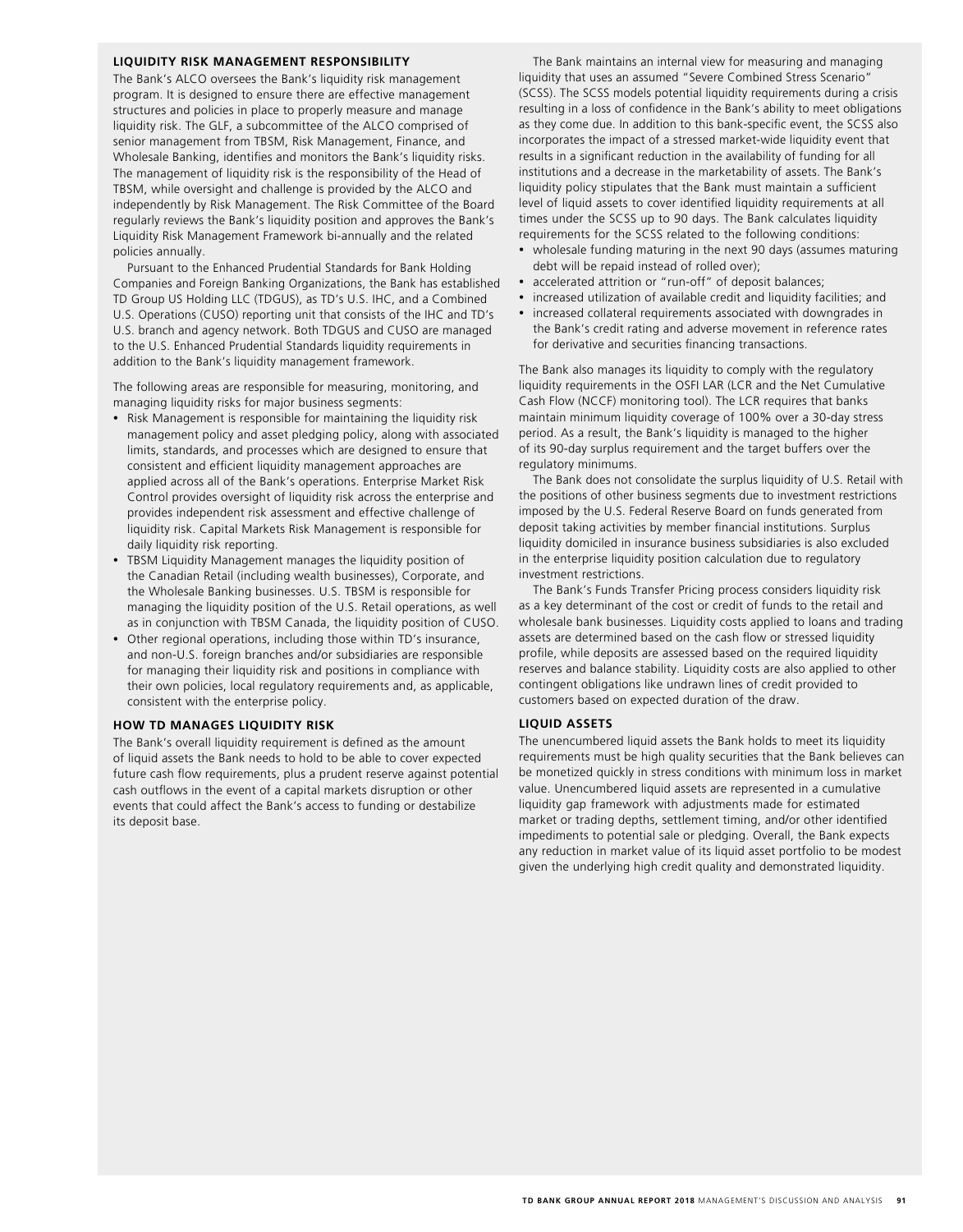### LIQUIDITY RISK MANAGEMENT RESPONSIBILITY

The Bank's ALCO oversees the Bank's liquidity risk management program. It is designed to ensure there are effective management structures and policies in place to properly measure and manage liquidity risk. The GLF, a subcommittee of the ALCO comprised of senior management from TBSM, Risk Management, Finance, and Wholesale Banking, identifies and monitors the Bank's liquidity risks. The management of liquidity risk is the responsibility of the Head of TBSM, while oversight and challenge is provided by the ALCO and independently by Risk Management. The Risk Committee of the Board regularly reviews the Bank's liquidity position and approves the Bank's Liquidity Risk Management Framework bi-annually and the related policies annually.

Pursuant to the Enhanced Prudential Standards for Bank Holding Companies and Foreign Banking Organizations, the Bank has established TD Group US Holding LLC (TDGUS), as TD's U.S. IHC, and a Combined U.S. Operations (CUSO) reporting unit that consists of the IHC and TD's U.S. branch and agency network. Both TDGUS and CUSO are managed to the U.S. Enhanced Prudential Standards liquidity requirements in addition to the Bank's liquidity management framework.

The following areas are responsible for measuring, monitoring, and managing liquidity risks for major business segments:

- Risk Management is responsible for maintaining the liquidity risk management policy and asset pledging policy, along with associated limits, standards, and processes which are designed to ensure that consistent and efficient liquidity management approaches are applied across all of the Bank's operations. Enterprise Market Risk Control provides oversight of liquidity risk across the enterprise and provides independent risk assessment and effective challenge of liquidity risk. Capital Markets Risk Management is responsible for daily liquidity risk reporting.
- TBSM Liquidity Management manages the liquidity position of the Canadian Retail (including wealth businesses), Corporate, and the Wholesale Banking businesses. U.S. TBSM is responsible for managing the liquidity position of the U.S. Retail operations, as well as in conjunction with TBSM Canada, the liquidity position of CUSO.
- Other regional operations, including those within TD's insurance, and non-U.S. foreign branches and/or subsidiaries are responsible for managing their liquidity risk and positions in compliance with their own policies, local regulatory requirements and, as applicable, consistent with the enterprise policy.

### HOW TD MANAGES LIQUIDITY RISK

The Bank's overall liquidity requirement is defined as the amount of liquid assets the Bank needs to hold to be able to cover expected future cash flow requirements, plus a prudent reserve against potential cash outflows in the event of a capital markets disruption or other events that could affect the Bank's access to funding or destabilize its deposit base.

The Bank maintains an internal view for measuring and managing liquidity that uses an assumed "Severe Combined Stress Scenario" (SCSS). The SCSS models potential liquidity requirements during a crisis resulting in a loss of confidence in the Bank's ability to meet obligations as they come due. In addition to this bank-specific event, the SCSS also incorporates the impact of a stressed market-wide liquidity event that results in a significant reduction in the availability of funding for all institutions and a decrease in the marketability of assets. The Bank's liquidity policy stipulates that the Bank must maintain a sufficient level of liquid assets to cover identified liquidity requirements at all times under the SCSS up to 90 days. The Bank calculates liquidity requirements for the SCSS related to the following conditions:

- wholesale funding maturing in the next 90 days (assumes maturing debt will be repaid instead of rolled over);
- accelerated attrition or "run-off" of deposit balances;
- increased utilization of available credit and liquidity facilities; and
- increased collateral requirements associated with downgrades in the Bank's credit rating and adverse movement in reference rates for derivative and securities financing transactions.

The Bank also manages its liquidity to comply with the regulatory liquidity requirements in the OSFI LAR (LCR and the Net Cumulative Cash Flow (NCCF) monitoring tool). The LCR requires that banks maintain minimum liquidity coverage of 100% over a 30-day stress period. As a result, the Bank's liquidity is managed to the higher of its 90-day surplus requirement and the target buffers over the regulatory minimums.

The Bank does not consolidate the surplus liquidity of U.S. Retail with the positions of other business segments due to investment restrictions imposed by the U.S. Federal Reserve Board on funds generated from deposit taking activities by member financial institutions. Surplus liquidity domiciled in insurance business subsidiaries is also excluded in the enterprise liquidity position calculation due to regulatory investment restrictions.

The Bank's Funds Transfer Pricing process considers liquidity risk as a key determinant of the cost or credit of funds to the retail and wholesale bank businesses. Liquidity costs applied to loans and trading assets are determined based on the cash flow or stressed liquidity profile, while deposits are assessed based on the required liquidity reserves and balance stability. Liquidity costs are also applied to other contingent obligations like undrawn lines of credit provided to customers based on expected duration of the draw.

### LIQUID ASSETS

The unencumbered liquid assets the Bank holds to meet its liquidity requirements must be high quality securities that the Bank believes can be monetized quickly in stress conditions with minimum loss in market value. Unencumbered liquid assets are represented in a cumulative liquidity gap framework with adjustments made for estimated market or trading depths, settlement timing, and/or other identified impediments to potential sale or pledging. Overall, the Bank expects any reduction in market value of its liquid asset portfolio to be modest given the underlying high credit quality and demonstrated liquidity.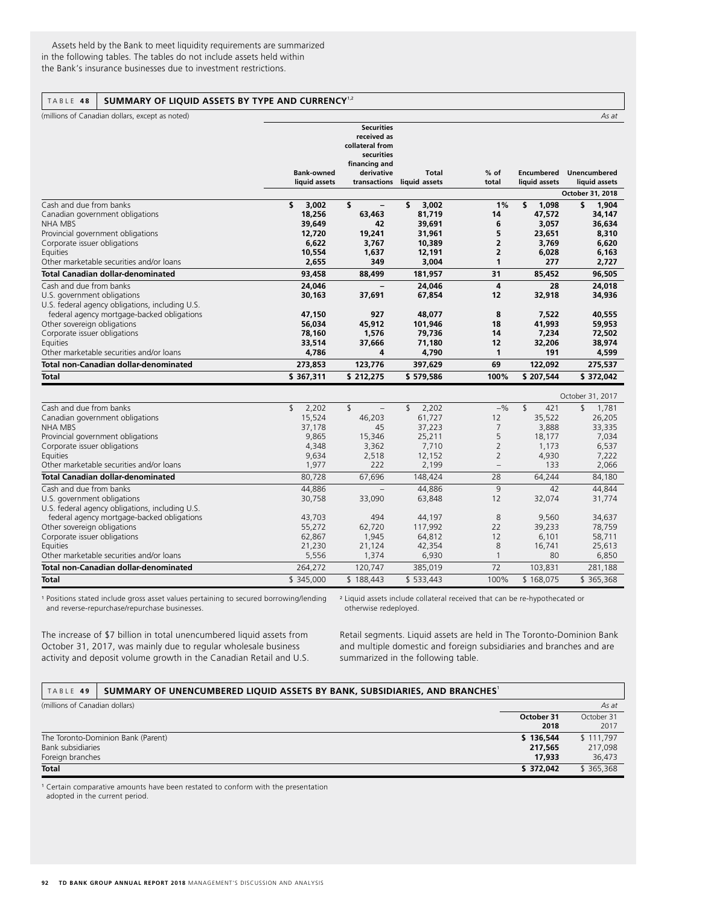Assets held by the Bank to meet liquidity requirements are summarized in the following tables. The tables do not include assets held within the Bank's insurance businesses due to investment restrictions.

**TABLE 48 SUMMARY OF LIQUID ASSETS BY TYPE AND CURRENCY[1,2]**

(millions of Canadian dollars, except as noted) *As at*

| | Bank-owned liquid assets | Securities received as collateral from securities financing and derivative transactions | Total liquid assets | % of total | Encumbered liquid assets | Unencumbered liquid assets |
|---|---|---|---|---|---|---|
| | | | | | | **October 31, 2018** |
| Cash and due from banks | **$ 3,002** | **$ –** | **$ 3,002** | **1%** | **$ 1,098** | **$ 1,904** |
| Canadian government obligations | **18,256** | **63,463** | **81,719** | **14** | **47,572** | **34,147** |
| NHA MBS | **39,649** | **42** | **39,691** | **6** | **3,057** | **36,634** |
| Provincial government obligations | **12,720** | **19,241** | **31,961** | **5** | **23,651** | **8,310** |
| Corporate issuer obligations | **6,622** | **3,767** | **10,389** | **2** | **3,769** | **6,620** |
| Equities | **10,554** | **1,637** | **12,191** | **2** | **6,028** | **6,163** |
| Other marketable securities and/or loans | **2,655** | **349** | **3,004** | **1** | **277** | **2,727** |
| **Total Canadian dollar-denominated** | **93,458** | **88,499** | **181,957** | **31** | **85,452** | **96,505** |
| Cash and due from banks | **24,046** | **–** | **24,046** | **4** | **28** | **24,018** |
| U.S. government obligations | **30,163** | **37,691** | **67,854** | **12** | **32,918** | **34,936** |
| U.S. federal agency obligations, including U.S. federal agency mortgage-backed obligations | **47,150** | **927** | **48,077** | **8** | **7,522** | **40,555** |
| Other sovereign obligations | **56,034** | **45,912** | **101,946** | **18** | **41,993** | **59,953** |
| Corporate issuer obligations | **78,160** | **1,576** | **79,736** | **14** | **7,234** | **72,502** |
| Equities | **33,514** | **37,666** | **71,180** | **12** | **32,206** | **38,974** |
| Other marketable securities and/or loans | **4,786** | **4** | **4,790** | **1** | **191** | **4,599** |
| **Total non-Canadian dollar-denominated** | **273,853** | **123,776** | **397,629** | **69** | **122,092** | **275,537** |
| **Total** | **$ 367,311** | **$ 212,275** | **$ 579,586** | **100%** | **$ 207,544** | **$ 372,042** |
| | | | | | | October 31, 2017 |
| Cash and due from banks | $ 2,202 | $ – | $ 2,202 | –% | $ 421 | $ 1,781 |
| Canadian government obligations | 15,524 | 46,203 | 61,727 | 12 | 35,522 | 26,205 |
| NHA MBS | 37,178 | 45 | 37,223 | 7 | 3,888 | 33,335 |
| Provincial government obligations | 9,865 | 15,346 | 25,211 | 5 | 18,177 | 7,034 |
| Corporate issuer obligations | 4,348 | 3,362 | 7,710 | 2 | 1,173 | 6,537 |
| Equities | 9,634 | 2,518 | 12,152 | 2 | 4,930 | 7,222 |
| Other marketable securities and/or loans | 1,977 | 222 | 2,199 | – | 133 | 2,066 |
| **Total Canadian dollar-denominated** | 80,728 | 67,696 | 148,424 | 28 | 64,244 | 84,180 |
| Cash and due from banks | 44,886 | – | 44,886 | 9 | 42 | 44,844 |
| U.S. government obligations | 30,758 | 33,090 | 63,848 | 12 | 32,074 | 31,774 |
| U.S. federal agency obligations, including U.S. federal agency mortgage-backed obligations | 43,703 | 494 | 44,197 | 8 | 9,560 | 34,637 |
| Other sovereign obligations | 55,272 | 62,720 | 117,992 | 22 | 39,233 | 78,759 |
| Corporate issuer obligations | 62,867 | 1,945 | 64,812 | 12 | 6,101 | 58,711 |
| Equities | 21,230 | 21,124 | 42,354 | 8 | 16,741 | 25,613 |
| Other marketable securities and/or loans | 5,556 | 1,374 | 6,930 | 1 | 80 | 6,850 |
| **Total non-Canadian dollar-denominated** | 264,272 | 120,747 | 385,019 | 72 | 103,831 | 281,188 |
| **Total** | $ 345,000 | $ 188,443 | $ 533,443 | 100% | $ 168,075 | $ 365,368 |

[1] Positions stated include gross asset values pertaining to secured borrowing/lending and reverse-repurchase/repurchase businesses.

[2] Liquid assets include collateral received that can be re-hypothecated or otherwise redeployed.

The increase of $7 billion in total unencumbered liquid assets from October 31, 2017, was mainly due to regular wholesale business activity and deposit volume growth in the Canadian Retail and U.S. Retail segments. Liquid assets are held in The Toronto-Dominion Bank and multiple domestic and foreign subsidiaries and branches and are summarized in the following table.

**TABLE 49 SUMMARY OF UNENCUMBERED LIQUID ASSETS BY BANK, SUBSIDIARIES, AND BRANCHES[1]**

(millions of Canadian dollars) *As at*

| | **October 31 2018** | October 31 2017 |
|---|---|---|
| The Toronto-Dominion Bank (Parent) | **$ 136,544** | $ 111,797 |
| Bank subsidiaries | **217,565** | 217,098 |
| Foreign branches | **17,933** | 36,473 |
| **Total** | **$ 372,042** | $ 365,368 |

[1] Certain comparative amounts have been restated to conform with the presentation adopted in the current period.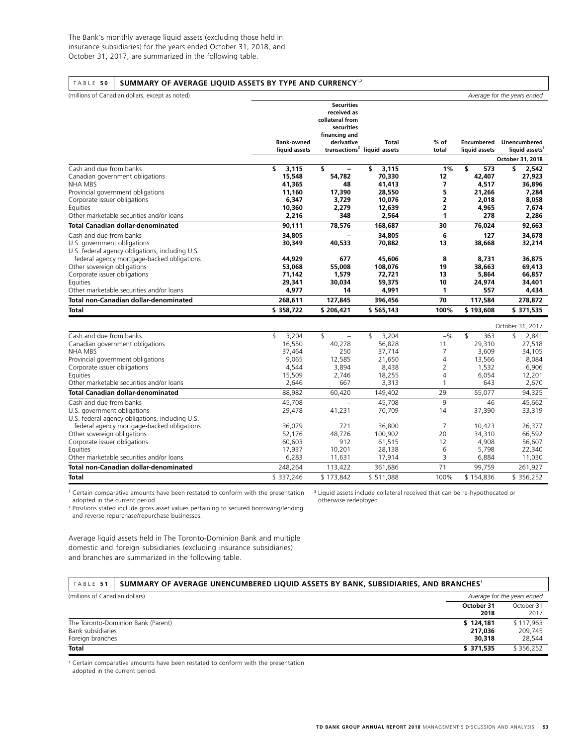The Bank's monthly average liquid assets (excluding those held in insurance subsidiaries) for the years ended October 31, 2018, and October 31, 2017, are summarized in the following table.

**TABLE 50 SUMMARY OF AVERAGE LIQUID ASSETS BY TYPE AND CURRENCY[1,2]**

| (millions of Canadian dollars, except as noted) | | | | | | *Average for the years ended* |
|---|---|---|---|---|---|---|
| | Bank-owned liquid assets | Securities received as collateral from securities financing and derivative transactions[3] | Total liquid assets | % of total | Encumbered liquid assets | Unencumbered liquid assets[3] |
| | | | | | | **October 31, 2018** |
| Cash and due from banks | **$ 3,115** | **$ –** | **$ 3,115** | **1%** | **$ 573** | **$ 2,542** |
| Canadian government obligations | **15,548** | **54,782** | **70,330** | **12** | **42,407** | **27,923** |
| NHA MBS | **41,365** | **48** | **41,413** | **7** | **4,517** | **36,896** |
| Provincial government obligations | **11,160** | **17,390** | **28,550** | **5** | **21,266** | **7,284** |
| Corporate issuer obligations | **6,347** | **3,729** | **10,076** | **2** | **2,018** | **8,058** |
| Equities | **10,360** | **2,279** | **12,639** | **2** | **4,965** | **7,674** |
| Other marketable securities and/or loans | **2,216** | **348** | **2,564** | **1** | **278** | **2,286** |
| **Total Canadian dollar-denominated** | **90,111** | **78,576** | **168,687** | **30** | **76,024** | **92,663** |
| Cash and due from banks | **34,805** | **–** | **34,805** | **6** | **127** | **34,678** |
| U.S. government obligations | **30,349** | **40,533** | **70,882** | **13** | **38,668** | **32,214** |
| U.S. federal agency obligations, including U.S. federal agency mortgage-backed obligations | **44,929** | **677** | **45,606** | **8** | **8,731** | **36,875** |
| Other sovereign obligations | **53,068** | **55,008** | **108,076** | **19** | **38,663** | **69,413** |
| Corporate issuer obligations | **71,142** | **1,579** | **72,721** | **13** | **5,864** | **66,857** |
| Equities | **29,341** | **30,034** | **59,375** | **10** | **24,974** | **34,401** |
| Other marketable securities and/or loans | **4,977** | **14** | **4,991** | **1** | **557** | **4,434** |
| **Total non-Canadian dollar-denominated** | **268,611** | **127,845** | **396,456** | **70** | **117,584** | **278,872** |
| **Total** | **$ 358,722** | **$ 206,421** | **$ 565,143** | **100%** | **$ 193,608** | **$ 371,535** |
| | | | | | | October 31, 2017 |
| Cash and due from banks | $ 3,204 | $ – | $ 3,204 | –% | $ 363 | $ 2,841 |
| Canadian government obligations | 16,550 | 40,278 | 56,828 | 11 | 29,310 | 27,518 |
| NHA MBS | 37,464 | 250 | 37,714 | 7 | 3,609 | 34,105 |
| Provincial government obligations | 9,065 | 12,585 | 21,650 | 4 | 13,566 | 8,084 |
| Corporate issuer obligations | 4,544 | 3,894 | 8,438 | 2 | 1,532 | 6,906 |
| Equities | 15,509 | 2,746 | 18,255 | 4 | 6,054 | 12,201 |
| Other marketable securities and/or loans | 2,646 | 667 | 3,313 | 1 | 643 | 2,670 |
| **Total Canadian dollar-denominated** | 88,982 | 60,420 | 149,402 | 29 | 55,077 | 94,325 |
| Cash and due from banks | 45,708 | – | 45,708 | 9 | 46 | 45,662 |
| U.S. government obligations | 29,478 | 41,231 | 70,709 | 14 | 37,390 | 33,319 |
| U.S. federal agency obligations, including U.S. federal agency mortgage-backed obligations | 36,079 | 721 | 36,800 | 7 | 10,423 | 26,377 |
| Other sovereign obligations | 52,176 | 48,726 | 100,902 | 20 | 34,310 | 66,592 |
| Corporate issuer obligations | 60,603 | 912 | 61,515 | 12 | 4,908 | 56,607 |
| Equities | 17,937 | 10,201 | 28,138 | 6 | 5,798 | 22,340 |
| Other marketable securities and/or loans | 6,283 | 11,631 | 17,914 | 3 | 6,884 | 11,030 |
| **Total non-Canadian dollar-denominated** | 248,264 | 113,422 | 361,686 | 71 | 99,759 | 261,927 |
| **Total** | $ 337,246 | $ 173,842 | $ 511,088 | 100% | $ 154,836 | $ 356,252 |

[1] Certain comparative amounts have been restated to conform with the presentation adopted in the current period.

[2] Positions stated include gross asset values pertaining to secured borrowing/lending and reverse-repurchase/repurchase businesses.

[3] Liquid assets include collateral received that can be re-hypothecated or otherwise redeployed.

Average liquid assets held in The Toronto-Dominion Bank and multiple domestic and foreign subsidiaries (excluding insurance subsidiaries) and branches are summarized in the following table.

**TABLE 51 SUMMARY OF AVERAGE UNENCUMBERED LIQUID ASSETS BY BANK, SUBSIDIARIES, AND BRANCHES[1]**

| (millions of Canadian dollars) | *Average for the years ended* | |
|---|---|---|
| | **October 31 2018** | October 31 2017 |
| The Toronto-Dominion Bank (Parent) | **$ 124,181** | $ 117,963 |
| Bank subsidiaries | **217,036** | 209,745 |
| Foreign branches | **30,318** | 28,544 |
| **Total** | **$ 371,535** | $ 356,252 |

[1] Certain comparative amounts have been restated to conform with the presentation adopted in the current period.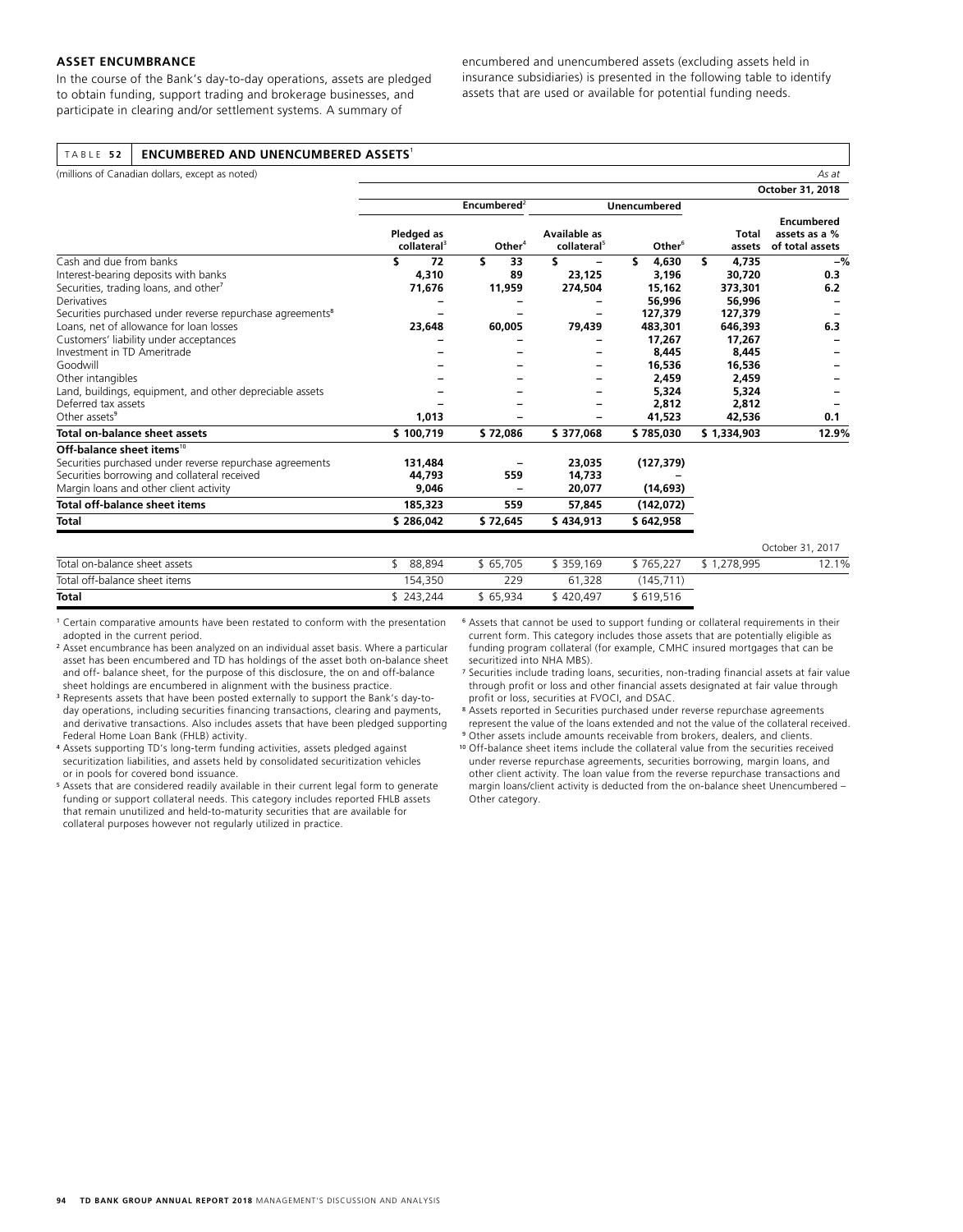## ASSET ENCUMBRANCE

In the course of the Bank's day-to-day operations, assets are pledged to obtain funding, support trading and brokerage businesses, and participate in clearing and/or settlement systems. A summary of encumbered and unencumbered assets (excluding assets held in insurance subsidiaries) is presented in the following table to identify assets that are used or available for potential funding needs.

**TABLE 52 ENCUMBERED AND UNENCUMBERED ASSETS[1]**

(millions of Canadian dollars, except as noted) — As at

| | Encumbered[2] | | Unencumbered | | | October 31, 2018 |
|---|---|---|---|---|---|---|
| | Pledged as collateral[3] | Other[4] | Available as collateral[5] | Other[6] | Total assets | Encumbered assets as a % of total assets |
| Cash and due from banks | $ 72 | $ 33 | $ – | $ 4,630 | $ 4,735 | –% |
| Interest-bearing deposits with banks | 4,310 | 89 | 23,125 | 3,196 | 30,720 | 0.3 |
| Securities, trading loans, and other[7] | 71,676 | 11,959 | 274,504 | 15,162 | 373,301 | 6.2 |
| Derivatives | – | – | – | 56,996 | 56,996 | – |
| Securities purchased under reverse repurchase agreements[8] | – | – | – | 127,379 | 127,379 | – |
| Loans, net of allowance for loan losses | 23,648 | 60,005 | 79,439 | 483,301 | 646,393 | 6.3 |
| Customers' liability under acceptances | – | – | – | 17,267 | 17,267 | – |
| Investment in TD Ameritrade | – | – | – | 8,445 | 8,445 | – |
| Goodwill | – | – | – | 16,536 | 16,536 | – |
| Other intangibles | – | – | – | 2,459 | 2,459 | – |
| Land, buildings, equipment, and other depreciable assets | – | – | – | 5,324 | 5,324 | – |
| Deferred tax assets | – | – | – | 2,812 | 2,812 | – |
| Other assets[9] | 1,013 | – | – | 41,523 | 42,536 | 0.1 |
| **Total on-balance sheet assets** | **$ 100,719** | **$ 72,086** | **$ 377,068** | **$ 785,030** | **$ 1,334,903** | **12.9%** |
| **Off-balance sheet items[10]** | | | | | | |
| Securities purchased under reverse repurchase agreements | 131,484 | – | 23,035 | (127,379) | | |
| Securities borrowing and collateral received | 44,793 | 559 | 14,733 | – | | |
| Margin loans and other client activity | 9,046 | – | 20,077 | (14,693) | | |
| **Total off-balance sheet items** | **185,323** | **559** | **57,845** | **(142,072)** | | |
| **Total** | **$ 286,042** | **$ 72,645** | **$ 434,913** | **$ 642,958** | | |
| | | | | | | October 31, 2017 |
| Total on-balance sheet assets | $ 88,894 | $ 65,705 | $ 359,169 | $ 765,227 | $ 1,278,995 | 12.1% |
| Total off-balance sheet items | 154,350 | 229 | 61,328 | (145,711) | | |
| **Total** | $ 243,244 | $ 65,934 | $ 420,497 | $ 619,516 | | |

[1] Certain comparative amounts have been restated to conform with the presentation adopted in the current period.

[2] Asset encumbrance has been analyzed on an individual asset basis. Where a particular asset has been encumbered and TD has holdings of the asset both on-balance sheet and off- balance sheet, for the purpose of this disclosure, the on and off-balance sheet holdings are encumbered in alignment with the business practice.

[3] Represents assets that have been posted externally to support the Bank's day-to-day operations, including securities financing transactions, clearing and payments, and derivative transactions. Also includes assets that have been pledged supporting Federal Home Loan Bank (FHLB) activity.

[4] Assets supporting TD's long-term funding activities, assets pledged against securitization liabilities, and assets held by consolidated securitization vehicles or in pools for covered bond issuance.

[5] Assets that are considered readily available in their current legal form to generate funding or support collateral needs. This category includes reported FHLB assets that remain unutilized and held-to-maturity securities that are available for collateral purposes however not regularly utilized in practice.

[6] Assets that cannot be used to support funding or collateral requirements in their current form. This category includes those assets that are potentially eligible as funding program collateral (for example, CMHC insured mortgages that can be securitized into NHA MBS).

[7] Securities include trading loans, securities, non-trading financial assets at fair value through profit or loss and other financial assets designated at fair value through profit or loss, securities at FVOCI, and DSAC.

[8] Assets reported in Securities purchased under reverse repurchase agreements represent the value of the loans extended and not the value of the collateral received.

[9] Other assets include amounts receivable from brokers, dealers, and clients.

[10] Off-balance sheet items include the collateral value from the securities received under reverse repurchase agreements, securities borrowing, margin loans, and other client activity. The loan value from the reverse repurchase transactions and margin loans/client activity is deducted from the on-balance sheet Unencumbered – Other category.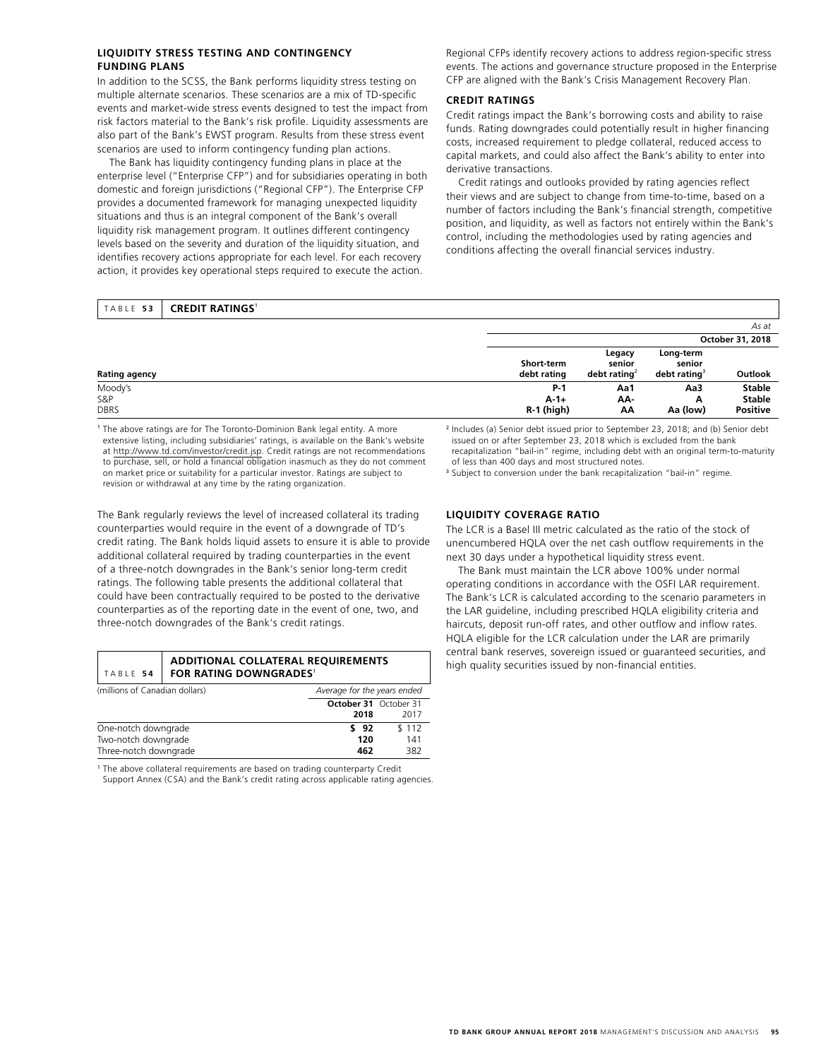## LIQUIDITY STRESS TESTING AND CONTINGENCY FUNDING PLANS

In addition to the SCSS, the Bank performs liquidity stress testing on multiple alternate scenarios. These scenarios are a mix of TD-specific events and market-wide stress events designed to test the impact from risk factors material to the Bank's risk profile. Liquidity assessments are also part of the Bank's EWST program. Results from these stress event scenarios are used to inform contingency funding plan actions.

The Bank has liquidity contingency funding plans in place at the enterprise level ("Enterprise CFP") and for subsidiaries operating in both domestic and foreign jurisdictions ("Regional CFP"). The Enterprise CFP provides a documented framework for managing unexpected liquidity situations and thus is an integral component of the Bank's overall liquidity risk management program. It outlines different contingency levels based on the severity and duration of the liquidity situation, and identifies recovery actions appropriate for each level. For each recovery action, it provides key operational steps required to execute the action. Regional CFPs identify recovery actions to address region-specific stress events. The actions and governance structure proposed in the Enterprise CFP are aligned with the Bank's Crisis Management Recovery Plan.

## CREDIT RATINGS

Credit ratings impact the Bank's borrowing costs and ability to raise funds. Rating downgrades could potentially result in higher financing costs, increased requirement to pledge collateral, reduced access to capital markets, and could also affect the Bank's ability to enter into derivative transactions.

Credit ratings and outlooks provided by rating agencies reflect their views and are subject to change from time-to-time, based on a number of factors including the Bank's financial strength, competitive position, and liquidity, as well as factors not entirely within the Bank's control, including the methodologies used by rating agencies and conditions affecting the overall financial services industry.

**TABLE 53 CREDIT RATINGS**[1]

| | | | | *As at* |
|---|---|---|---|---|
| | | | | **October 31, 2018** |
| **Rating agency** | **Short-term debt rating** | **Legacy senior debt rating**[2] | **Long-term senior debt rating**[3] | **Outlook** |
| Moody's | **P-1** | **Aa1** | **Aa3** | **Stable** |
| S&P | **A-1+** | **AA-** | **A** | **Stable** |
| DBRS | **R-1 (high)** | **AA** | **Aa (low)** | **Positive** |

[1] The above ratings are for The Toronto-Dominion Bank legal entity. A more extensive listing, including subsidiaries' ratings, is available on the Bank's website at http://www.td.com/investor/credit.jsp. Credit ratings are not recommendations to purchase, sell, or hold a financial obligation inasmuch as they do not comment on market price or suitability for a particular investor. Ratings are subject to revision or withdrawal at any time by the rating organization.

[2] Includes (a) Senior debt issued prior to September 23, 2018; and (b) Senior debt issued on or after September 23, 2018 which is excluded from the bank recapitalization "bail-in" regime, including debt with an original term-to-maturity of less than 400 days and most structured notes.

[3] Subject to conversion under the bank recapitalization "bail-in" regime.

The Bank regularly reviews the level of increased collateral its trading counterparties would require in the event of a downgrade of TD's credit rating. The Bank holds liquid assets to ensure it is able to provide additional collateral required by trading counterparties in the event of a three-notch downgrades in the Bank's senior long-term credit ratings. The following table presents the additional collateral that could have been contractually required to be posted to the derivative counterparties as of the reporting date in the event of one, two, and three-notch downgrades of the Bank's credit ratings.

**TABLE 54 ADDITIONAL COLLATERAL REQUIREMENTS FOR RATING DOWNGRADES**[1]

| (millions of Canadian dollars) | *Average for the years ended* | |
|---|---|---|
| | **October 31 2018** | October 31 2017 |
| One-notch downgrade | **$ 92** | $ 112 |
| Two-notch downgrade | **120** | 141 |
| Three-notch downgrade | **462** | 382 |

[1] The above collateral requirements are based on trading counterparty Credit Support Annex (CSA) and the Bank's credit rating across applicable rating agencies.

## LIQUIDITY COVERAGE RATIO

The LCR is a Basel III metric calculated as the ratio of the stock of unencumbered HQLA over the net cash outflow requirements in the next 30 days under a hypothetical liquidity stress event.

The Bank must maintain the LCR above 100% under normal operating conditions in accordance with the OSFI LAR requirement. The Bank's LCR is calculated according to the scenario parameters in the LAR guideline, including prescribed HQLA eligibility criteria and haircuts, deposit run-off rates, and other outflow and inflow rates. HQLA eligible for the LCR calculation under the LAR are primarily central bank reserves, sovereign issued or guaranteed securities, and high quality securities issued by non-financial entities.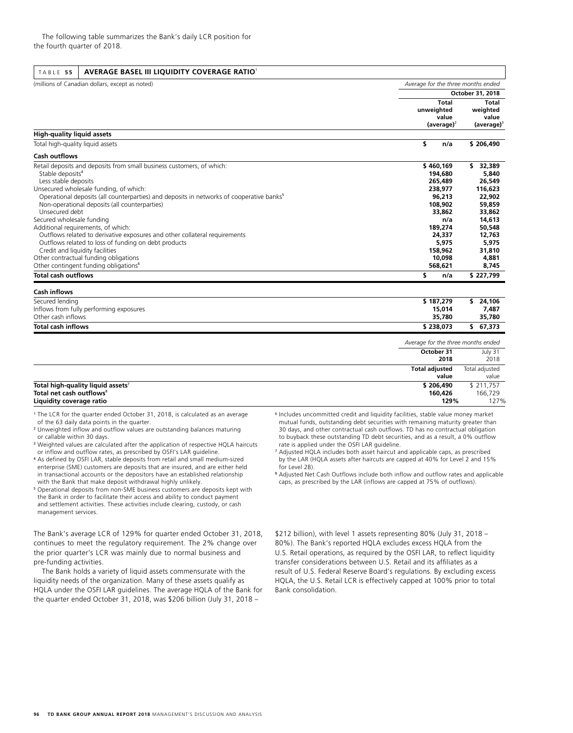The following table summarizes the Bank's daily LCR position for the fourth quarter of 2018.

**TABLE 55 AVERAGE BASEL III LIQUIDITY COVERAGE RATIO[1]**

| (millions of Canadian dollars, except as noted) | *Average for the three months ended* | |
|---|---|---|
| | **October 31, 2018** | |
| | **Total unweighted value (average)[2]** | **Total weighted value (average)[3]** |
| **High-quality liquid assets** | | |
| Total high-quality liquid assets | **$ n/a** | **$ 206,490** |
| **Cash outflows** | | |
| Retail deposits and deposits from small business customers, of which: | **$ 460,169** | **$ 32,389** |
| Stable deposits[4] | **194,680** | **5,840** |
| Less stable deposits | **265,489** | **26,549** |
| Unsecured wholesale funding, of which: | **238,977** | **116,623** |
| Operational deposits (all counterparties) and deposits in networks of cooperative banks[5] | **96,213** | **22,902** |
| Non-operational deposits (all counterparties) | **108,902** | **59,859** |
| Unsecured debt | **33,862** | **33,862** |
| Secured wholesale funding | **n/a** | **14,613** |
| Additional requirements, of which: | **189,274** | **50,548** |
| Outflows related to derivative exposures and other collateral requirements | **24,337** | **12,763** |
| Outflows related to loss of funding on debt products | **5,975** | **5,975** |
| Credit and liquidity facilities | **158,962** | **31,810** |
| Other contractual funding obligations | **10,098** | **4,881** |
| Other contingent funding obligations[6] | **568,621** | **8,745** |
| **Total cash outflows** | **$ n/a** | **$ 227,799** |
| **Cash inflows** | | |
| Secured lending | **$ 187,279** | **$ 24,106** |
| Inflows from fully performing exposures | **15,014** | **7,487** |
| Other cash inflows | **35,780** | **35,780** |
| **Total cash inflows** | **$ 238,073** | **$ 67,373** |

| | *Average for the three months ended* | |
|---|---|---|
| | **October 31 2018** | July 31 2018 |
| | **Total adjusted value** | Total adjusted value |
| **Total high-quality liquid assets[7]** | **$ 206,490** | $ 211,757 |
| **Total net cash outflows[8]** | **160,426** | 166,729 |
| **Liquidity coverage ratio** | **129%** | 127% |

[1] The LCR for the quarter ended October 31, 2018, is calculated as an average of the 63 daily data points in the quarter.

[2] Unweighted inflow and outflow values are outstanding balances maturing or callable within 30 days.

[3] Weighted values are calculated after the application of respective HQLA haircuts or inflow and outflow rates, as prescribed by OSFI's LAR guideline.

[4] As defined by OSFI LAR, stable deposits from retail and small medium-sized enterprise (SME) customers are deposits that are insured, and are either held in transactional accounts or the depositors have an established relationship with the Bank that make deposit withdrawal highly unlikely.

[5] Operational deposits from non-SME business customers are deposits kept with the Bank in order to facilitate their access and ability to conduct payment and settlement activities. These activities include clearing, custody, or cash management services.

[6] Includes uncommitted credit and liquidity facilities, stable value money market mutual funds, outstanding debt securities with remaining maturity greater than 30 days, and other contractual cash outflows. TD has no contractual obligation to buyback these outstanding TD debt securities, and as a result, a 0% outflow rate is applied under the OSFI LAR guideline.

[7] Adjusted HQLA includes both asset haircut and applicable caps, as prescribed by the LAR (HQLA assets after haircuts are capped at 40% for Level 2 and 15% for Level 2B).

[8] Adjusted Net Cash Outflows include both inflow and outflow rates and applicable caps, as prescribed by the LAR (inflows are capped at 75% of outflows).

The Bank's average LCR of 129% for quarter ended October 31, 2018, continues to meet the regulatory requirement. The 2% change over the prior quarter's LCR was mainly due to normal business and pre-funding activities.

The Bank holds a variety of liquid assets commensurate with the liquidity needs of the organization. Many of these assets qualify as HQLA under the OSFI LAR guidelines. The average HQLA of the Bank for the quarter ended October 31, 2018, was $206 billion (July 31, 2018 – $212 billion), with level 1 assets representing 80% (July 31, 2018 – 80%). The Bank's reported HQLA excludes excess HQLA from the U.S. Retail operations, as required by the OSFI LAR, to reflect liquidity transfer considerations between U.S. Retail and its affiliates as a result of U.S. Federal Reserve Board's regulations. By excluding excess HQLA, the U.S. Retail LCR is effectively capped at 100% prior to total Bank consolidation.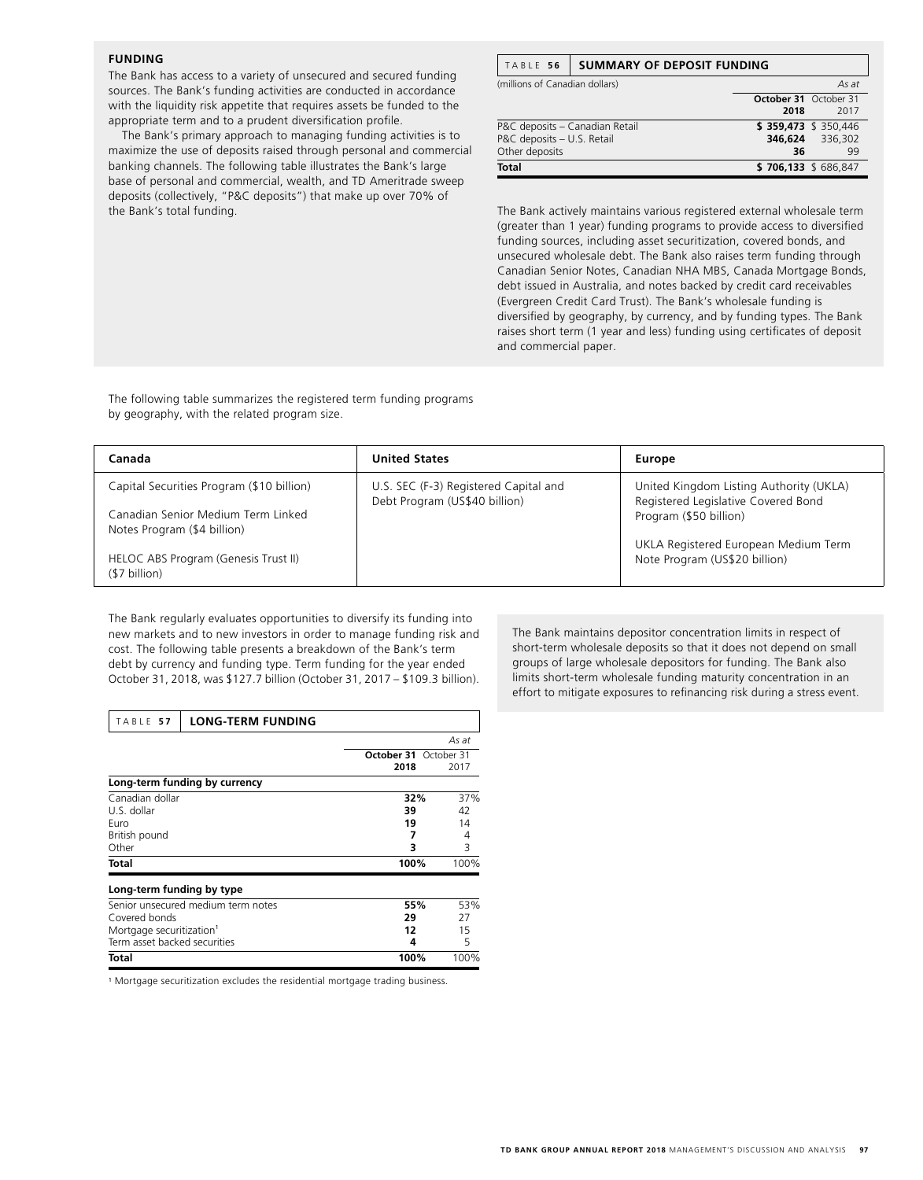## FUNDING

The Bank has access to a variety of unsecured and secured funding sources. The Bank's funding activities are conducted in accordance with the liquidity risk appetite that requires assets be funded to the appropriate term and to a prudent diversification profile.

The Bank's primary approach to managing funding activities is to maximize the use of deposits raised through personal and commercial banking channels. The following table illustrates the Bank's large base of personal and commercial, wealth, and TD Ameritrade sweep deposits (collectively, "P&C deposits") that make up over 70% of the Bank's total funding.

**TABLE 56 SUMMARY OF DEPOSIT FUNDING**

| (millions of Canadian dollars) | | *As at* |
|---|---|---|
| | **October 31 2018** | October 31 2017 |
| P&C deposits – Canadian Retail | **$ 359,473** | $ 350,446 |
| P&C deposits – U.S. Retail | **346,624** | 336,302 |
| Other deposits | **36** | 99 |
| **Total** | **$ 706,133** | $ 686,847 |

The Bank actively maintains various registered external wholesale term (greater than 1 year) funding programs to provide access to diversified funding sources, including asset securitization, covered bonds, and unsecured wholesale debt. The Bank also raises term funding through Canadian Senior Notes, Canadian NHA MBS, Canada Mortgage Bonds, debt issued in Australia, and notes backed by credit card receivables (Evergreen Credit Card Trust). The Bank's wholesale funding is diversified by geography, by currency, and by funding types. The Bank raises short term (1 year and less) funding using certificates of deposit and commercial paper.

The following table summarizes the registered term funding programs by geography, with the related program size.

| Canada | United States | Europe |
|---|---|---|
| Capital Securities Program ($10 billion) | U.S. SEC (F-3) Registered Capital and Debt Program (US$40 billion) | United Kingdom Listing Authority (UKLA) Registered Legislative Covered Bond Program ($50 billion) |
| Canadian Senior Medium Term Linked Notes Program ($4 billion) | | UKLA Registered European Medium Term Note Program (US$20 billion) |
| HELOC ABS Program (Genesis Trust II) ($7 billion) | | |

The Bank regularly evaluates opportunities to diversify its funding into new markets and to new investors in order to manage funding risk and cost. The following table presents a breakdown of the Bank's term debt by currency and funding type. Term funding for the year ended October 31, 2018, was $127.7 billion (October 31, 2017 – $109.3 billion).

**TABLE 57 LONG-TERM FUNDING**

| | | *As at* |
|---|---|---|
| | **October 31 2018** | October 31 2017 |
| **Long-term funding by currency** | | |
| Canadian dollar | **32%** | 37% |
| U.S. dollar | **39** | 42 |
| Euro | **19** | 14 |
| British pound | **7** | 4 |
| Other | **3** | 3 |
| **Total** | **100%** | 100% |
| **Long-term funding by type** | | |
| Senior unsecured medium term notes | **55%** | 53% |
| Covered bonds | **29** | 27 |
| Mortgage securitization[1] | **12** | 15 |
| Term asset backed securities | **4** | 5 |
| **Total** | **100%** | 100% |

[1] Mortgage securitization excludes the residential mortgage trading business.

The Bank maintains depositor concentration limits in respect of short-term wholesale deposits so that it does not depend on small groups of large wholesale depositors for funding. The Bank also limits short-term wholesale funding maturity concentration in an effort to mitigate exposures to refinancing risk during a stress event.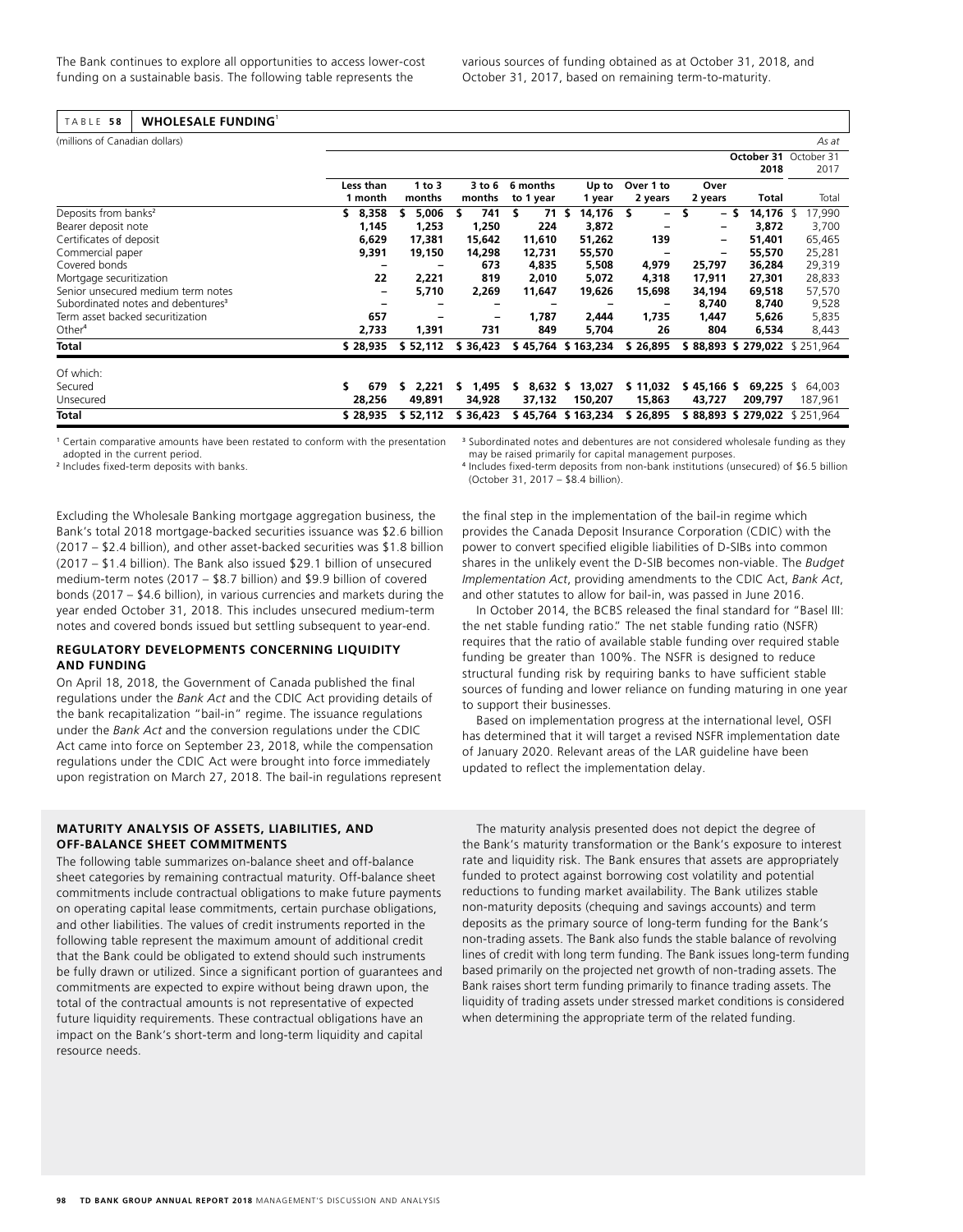The Bank continues to explore all opportunities to access lower-cost funding on a sustainable basis. The following table represents the various sources of funding obtained as at October 31, 2018, and October 31, 2017, based on remaining term-to-maturity.

**TABLE 58 WHOLESALE FUNDING**[1]

(millions of Canadian dollars) *As at*

| | Less than 1 month | 1 to 3 months | 3 to 6 months | 6 months to 1 year | Up to 1 year | Over 1 to 2 years | Over 2 years | October 31 2018 Total | October 31 2017 Total |
|---|---|---|---|---|---|---|---|---|---|
| Deposits from banks[2] | $ 8,358 | $ 5,006 | $ 741 | $ 71 | $ 14,176 | $ – | $ – | $ 14,176 | $ 17,990 |
| Bearer deposit note | 1,145 | 1,253 | 1,250 | 224 | 3,872 | – | – | 3,872 | 3,700 |
| Certificates of deposit | 6,629 | 17,381 | 15,642 | 11,610 | 51,262 | 139 | – | 51,401 | 65,465 |
| Commercial paper | 9,391 | 19,150 | 14,298 | 12,731 | 55,570 | – | – | 55,570 | 25,281 |
| Covered bonds | – | – | 673 | 4,835 | 5,508 | 4,979 | 25,797 | 36,284 | 29,319 |
| Mortgage securitization | 22 | 2,221 | 819 | 2,010 | 5,072 | 4,318 | 17,911 | 27,301 | 28,833 |
| Senior unsecured medium term notes | – | 5,710 | 2,269 | 11,647 | 19,626 | 15,698 | 34,194 | 69,518 | 57,570 |
| Subordinated notes and debentures[3] | – | – | – | – | – | – | 8,740 | 8,740 | 9,528 |
| Term asset backed securitization | 657 | – | – | 1,787 | 2,444 | 1,735 | 1,447 | 5,626 | 5,835 |
| Other[4] | 2,733 | 1,391 | 731 | 849 | 5,704 | 26 | 804 | 6,534 | 8,443 |
| **Total** | $ 28,935 | $ 52,112 | $ 36,423 | $ 45,764 | $ 163,234 | $ 26,895 | $ 88,893 | $ 279,022 | $ 251,964 |
| Of which: | | | | | | | | | |
| Secured | $ 679 | $ 2,221 | $ 1,495 | $ 8,632 | $ 13,027 | $ 11,032 | $ 45,166 | $ 69,225 | $ 64,003 |
| Unsecured | 28,256 | 49,891 | 34,928 | 37,132 | 150,207 | 15,863 | 43,727 | 209,797 | 187,961 |
| **Total** | $ 28,935 | $ 52,112 | $ 36,423 | $ 45,764 | $ 163,234 | $ 26,895 | $ 88,893 | $ 279,022 | $ 251,964 |

[1] Certain comparative amounts have been restated to conform with the presentation adopted in the current period.

[2] Includes fixed-term deposits with banks.

[3] Subordinated notes and debentures are not considered wholesale funding as they may be raised primarily for capital management purposes.

[4] Includes fixed-term deposits from non-bank institutions (unsecured) of $6.5 billion (October 31, 2017 – $8.4 billion).

Excluding the Wholesale Banking mortgage aggregation business, the Bank's total 2018 mortgage-backed securities issuance was $2.6 billion (2017 – $2.4 billion), and other asset-backed securities was $1.8 billion (2017 – $1.4 billion). The Bank also issued $29.1 billion of unsecured medium-term notes (2017 – $8.7 billion) and $9.9 billion of covered bonds (2017 – $4.6 billion), in various currencies and markets during the year ended October 31, 2018. This includes unsecured medium-term notes and covered bonds issued but settling subsequent to year-end.

### REGULATORY DEVELOPMENTS CONCERNING LIQUIDITY AND FUNDING

On April 18, 2018, the Government of Canada published the final regulations under the *Bank Act* and the CDIC Act providing details of the bank recapitalization "bail-in" regime. The issuance regulations under the *Bank Act* and the conversion regulations under the CDIC Act came into force on September 23, 2018, while the compensation regulations under the CDIC Act were brought into force immediately upon registration on March 27, 2018. The bail-in regulations represent the final step in the implementation of the bail-in regime which provides the Canada Deposit Insurance Corporation (CDIC) with the power to convert specified eligible liabilities of D-SIBs into common shares in the unlikely event the D-SIB becomes non-viable. The *Budget Implementation Act*, providing amendments to the CDIC Act, *Bank Act*, and other statutes to allow for bail-in, was passed in June 2016.

In October 2014, the BCBS released the final standard for "Basel III: the net stable funding ratio." The net stable funding ratio (NSFR) requires that the ratio of available stable funding over required stable funding be greater than 100%. The NSFR is designed to reduce structural funding risk by requiring banks to have sufficient stable sources of funding and lower reliance on funding maturing in one year to support their businesses.

Based on implementation progress at the international level, OSFI has determined that it will target a revised NSFR implementation date of January 2020. Relevant areas of the LAR guideline have been updated to reflect the implementation delay.

### MATURITY ANALYSIS OF ASSETS, LIABILITIES, AND OFF-BALANCE SHEET COMMITMENTS

The following table summarizes on-balance sheet and off-balance sheet categories by remaining contractual maturity. Off-balance sheet commitments include contractual obligations to make future payments on operating capital lease commitments, certain purchase obligations, and other liabilities. The values of credit instruments reported in the following table represent the maximum amount of additional credit that the Bank could be obligated to extend should such instruments be fully drawn or utilized. Since a significant portion of guarantees and commitments are expected to expire without being drawn upon, the total of the contractual amounts is not representative of expected future liquidity requirements. These contractual obligations have an impact on the Bank's short-term and long-term liquidity and capital resource needs.

The maturity analysis presented does not depict the degree of the Bank's maturity transformation or the Bank's exposure to interest rate and liquidity risk. The Bank ensures that assets are appropriately funded to protect against borrowing cost volatility and potential reductions to funding market availability. The Bank utilizes stable non-maturity deposits (chequing and savings accounts) and term deposits as the primary source of long-term funding for the Bank's non-trading assets. The Bank also funds the stable balance of revolving lines of credit with long term funding. The Bank issues long-term funding based primarily on the projected net growth of non-trading assets. The Bank raises short term funding primarily to finance trading assets. The liquidity of trading assets under stressed market conditions is considered when determining the appropriate term of the related funding.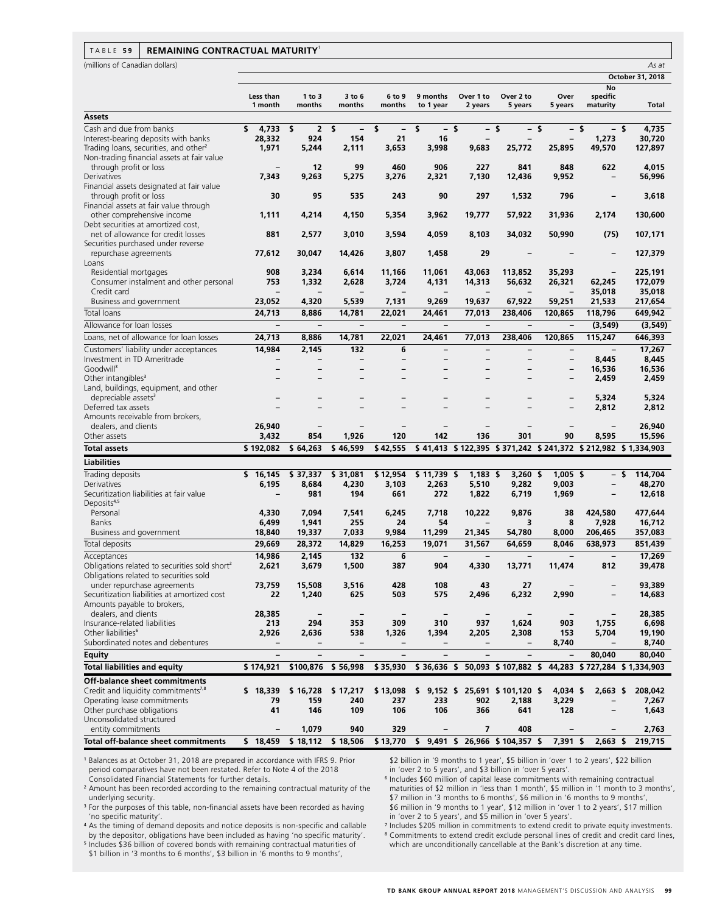TABLE 59 **REMAINING CONTRACTUAL MATURITY**[1]

(millions of Canadian dollars) *As at*

| | | | | | | | | | | **October 31, 2018** |
|---|---|---|---|---|---|---|---|---|---|---|
| | **Less than 1 month** | **1 to 3 months** | **3 to 6 months** | **6 to 9 months** | **9 months to 1 year** | **Over 1 to 2 years** | **Over 2 to 5 years** | **Over 5 years** | **No specific maturity** | **Total** |
| **Assets** | | | | | | | | | | |
| Cash and due from banks | $ 4,733 | $ 2 | $ – | $ – | $ – | $ – | $ – | $ – | $ – | $ 4,735 |
| Interest-bearing deposits with banks | 28,332 | 924 | 154 | 21 | 16 | – | – | – | 1,273 | 30,720 |
| Trading loans, securities, and other[2] | 1,971 | 5,244 | 2,111 | 3,653 | 3,998 | 9,683 | 25,772 | 25,895 | 49,570 | 127,897 |
| Non-trading financial assets at fair value through profit or loss | – | 12 | 99 | 460 | 906 | 227 | 841 | 848 | 622 | 4,015 |
| Derivatives | 7,343 | 9,263 | 5,275 | 3,276 | 2,321 | 7,130 | 12,436 | 9,952 | – | 56,996 |
| Financial assets designated at fair value through profit or loss | 30 | 95 | 535 | 243 | 90 | 297 | 1,532 | 796 | – | 3,618 |
| Financial assets at fair value through other comprehensive income | 1,111 | 4,214 | 4,150 | 5,354 | 3,962 | 19,777 | 57,922 | 31,936 | 2,174 | 130,600 |
| Debt securities at amortized cost, net of allowance for credit losses | 881 | 2,577 | 3,010 | 3,594 | 4,059 | 8,103 | 34,032 | 50,990 | (75) | 107,171 |
| Securities purchased under reverse repurchase agreements | 77,612 | 30,047 | 14,426 | 3,807 | 1,458 | 29 | – | – | – | 127,379 |
| Loans | | | | | | | | | | |
| Residential mortgages | 908 | 3,234 | 6,614 | 11,166 | 11,061 | 43,063 | 113,852 | 35,293 | – | 225,191 |
| Consumer instalment and other personal | 753 | 1,332 | 2,628 | 3,724 | 4,131 | 14,313 | 56,632 | 26,321 | 62,245 | 172,079 |
| Credit card | – | – | – | – | – | – | – | – | 35,018 | 35,018 |
| Business and government | 23,052 | 4,320 | 5,539 | 7,131 | 9,269 | 19,637 | 67,922 | 59,251 | 21,533 | 217,654 |
| Total loans | 24,713 | 8,886 | 14,781 | 22,021 | 24,461 | 77,013 | 238,406 | 120,865 | 118,796 | 649,942 |
| Allowance for loan losses | – | – | – | – | – | – | – | – | (3,549) | (3,549) |
| Loans, net of allowance for loan losses | 24,713 | 8,886 | 14,781 | 22,021 | 24,461 | 77,013 | 238,406 | 120,865 | 115,247 | 646,393 |
| Customers' liability under acceptances | 14,984 | 2,145 | 132 | 6 | – | – | – | – | – | 17,267 |
| Investment in TD Ameritrade | – | – | – | – | – | – | – | – | 8,445 | 8,445 |
| Goodwill[3] | – | – | – | – | – | – | – | – | 16,536 | 16,536 |
| Other intangibles[3] | – | – | – | – | – | – | – | – | 2,459 | 2,459 |
| Land, buildings, equipment, and other depreciable assets[3] | – | – | – | – | – | – | – | – | 5,324 | 5,324 |
| Deferred tax assets | – | – | – | – | – | – | – | – | 2,812 | 2,812 |
| Amounts receivable from brokers, dealers, and clients | 26,940 | – | – | – | – | – | – | – | – | 26,940 |
| Other assets | 3,432 | 854 | 1,926 | 120 | 142 | 136 | 301 | 90 | 8,595 | 15,596 |
| **Total assets** | **$ 192,082** | **$ 64,263** | **$ 46,599** | **$ 42,555** | **$ 41,413** | **$ 122,395** | **$ 371,242** | **$ 241,372** | **$ 212,982** | **$ 1,334,903** |
| **Liabilities** | | | | | | | | | | |
| Trading deposits | $ 16,145 | $ 37,337 | $ 31,081 | $ 12,954 | $ 11,739 | $ 1,183 | $ 3,260 | $ 1,005 | $ – | $ 114,704 |
| Derivatives | 6,195 | 8,684 | 4,230 | 3,103 | 2,263 | 5,510 | 9,282 | 9,003 | – | 48,270 |
| Securitization liabilities at fair value | – | 981 | 194 | 661 | 272 | 1,822 | 6,719 | 1,969 | – | 12,618 |
| Deposits[4,5] | | | | | | | | | | |
| Personal | 4,330 | 7,094 | 7,541 | 6,245 | 7,718 | 10,222 | 9,876 | 38 | 424,580 | 477,644 |
| Banks | 6,499 | 1,941 | 255 | 24 | 54 | – | 3 | 8 | 7,928 | 16,712 |
| Business and government | 18,840 | 19,337 | 7,033 | 9,984 | 11,299 | 21,345 | 54,780 | 8,000 | 206,465 | 357,083 |
| Total deposits | 29,669 | 28,372 | 14,829 | 16,253 | 19,071 | 31,567 | 64,659 | 8,046 | 638,973 | 851,439 |
| Acceptances | 14,986 | 2,145 | 132 | 6 | – | – | – | – | – | 17,269 |
| Obligations related to securities sold short[2] | 2,621 | 3,679 | 1,500 | 387 | 904 | 4,330 | 13,771 | 11,474 | 812 | 39,478 |
| Obligations related to securities sold under repurchase agreements | 73,759 | 15,508 | 3,516 | 428 | 108 | 43 | 27 | – | – | 93,389 |
| Securitization liabilities at amortized cost | 22 | 1,240 | 625 | 503 | 575 | 2,496 | 6,232 | 2,990 | – | 14,683 |
| Amounts payable to brokers, dealers, and clients | 28,385 | – | – | – | – | – | – | – | – | 28,385 |
| Insurance-related liabilities | 213 | 294 | 353 | 309 | 310 | 937 | 1,624 | 903 | 1,755 | 6,698 |
| Other liabilities[6] | 2,926 | 2,636 | 538 | 1,326 | 1,394 | 2,205 | 2,308 | 153 | 5,704 | 19,190 |
| Subordinated notes and debentures | – | – | – | – | – | – | – | 8,740 | – | 8,740 |
| **Equity** | – | – | – | – | – | – | – | – | 80,040 | 80,040 |
| **Total liabilities and equity** | **$ 174,921** | **$100,876** | **$ 56,998** | **$ 35,930** | **$ 36,636** | **$ 50,093** | **$ 107,882** | **$ 44,283** | **$ 727,284** | **$ 1,334,903** |
| **Off-balance sheet commitments** | | | | | | | | | | |
| Credit and liquidity commitments[7,8] | $ 18,339 | $ 16,728 | $ 17,217 | $ 13,098 | $ 9,152 | $ 25,691 | $ 101,120 | $ 4,034 | $ 2,663 | $ 208,042 |
| Operating lease commitments | 79 | 159 | 240 | 237 | 233 | 902 | 2,188 | 3,229 | – | 7,267 |
| Other purchase obligations | 41 | 146 | 109 | 106 | 106 | 366 | 641 | 128 | – | 1,643 |
| Unconsolidated structured entity commitments | – | 1,079 | 940 | 329 | – | 7 | 408 | – | – | 2,763 |
| **Total off-balance sheet commitments** | **$ 18,459** | **$ 18,112** | **$ 18,506** | **$ 13,770** | **$ 9,491** | **$ 26,966** | **$ 104,357** | **$ 7,391** | **$ 2,663** | **$ 219,715** |

[1] Balances as at October 31, 2018 are prepared in accordance with IFRS 9. Prior period comparatives have not been restated. Refer to Note 4 of the 2018 Consolidated Financial Statements for further details.

[2] Amount has been recorded according to the remaining contractual maturity of the underlying security.

[3] For the purposes of this table, non-financial assets have been recorded as having 'no specific maturity'.

[4] As the timing of demand deposits and notice deposits is non-specific and callable by the depositor, obligations have been included as having 'no specific maturity'.

[5] Includes $36 billion of covered bonds with remaining contractual maturities of $1 billion in '3 months to 6 months', $3 billion in '6 months to 9 months', $2 billion in '9 months to 1 year', $5 billion in 'over 1 to 2 years', $22 billion in 'over 2 to 5 years', and $3 billion in 'over 5 years'.

[6] Includes $60 million of capital lease commitments with remaining contractual maturities of $2 million in 'less than 1 month', $5 million in '1 month to 3 months', $7 million in '3 months to 6 months', $6 million in '6 months to 9 months', $6 million in '9 months to 1 year', $12 million in 'over 1 to 2 years', $17 million in 'over 2 to 5 years', and $5 million in 'over 5 years'.

[7] Includes $205 million in commitments to extend credit to private equity investments.

[8] Commitments to extend credit exclude personal lines of credit and credit card lines, which are unconditionally cancellable at the Bank's discretion at any time.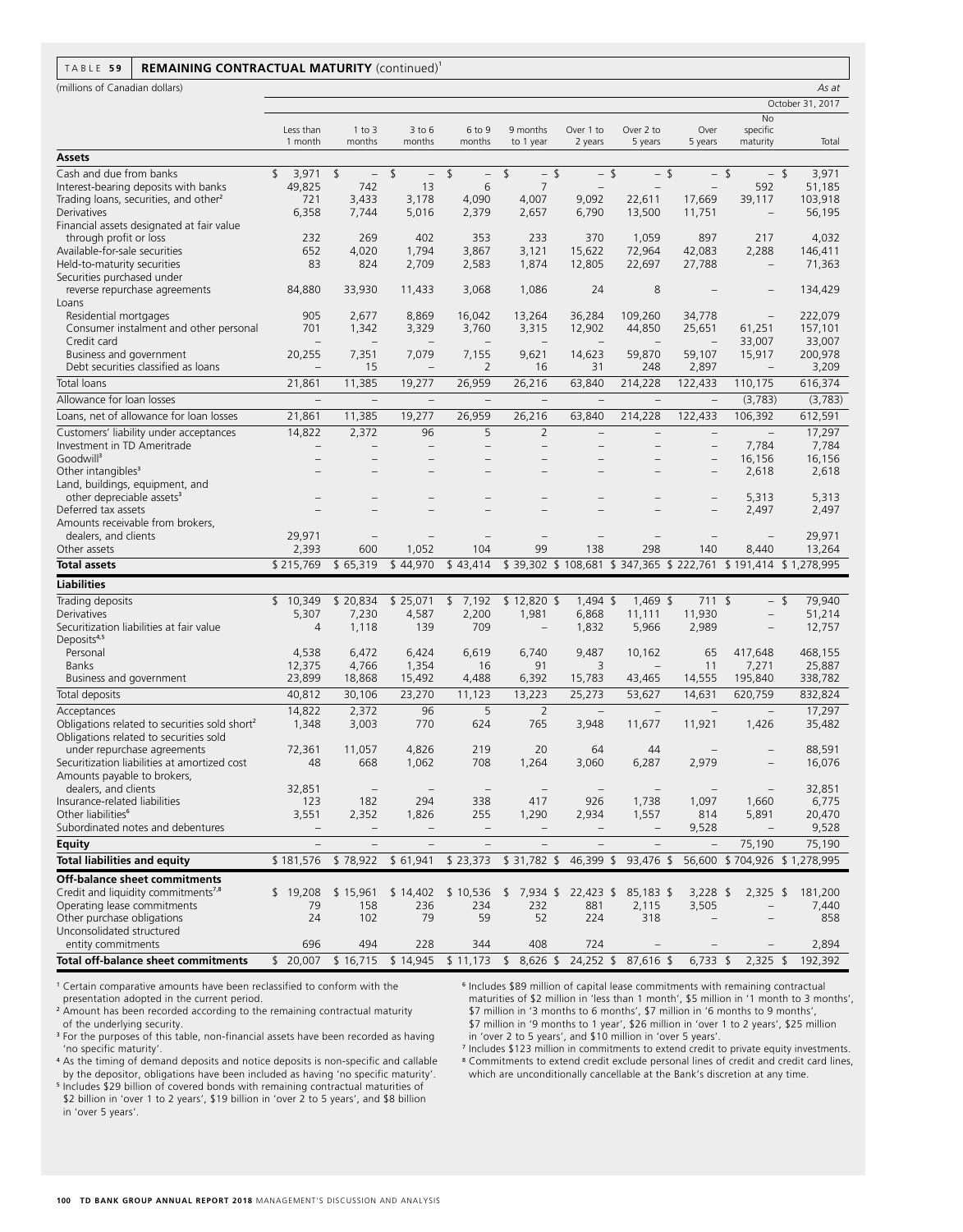**TABLE 59 REMAINING CONTRACTUAL MATURITY (continued)[1]**

(millions of Canadian dollars) *As at*

| | October 31, 2017 | | | | | | | | | |
|---|---|---|---|---|---|---|---|---|---|---|
| | Less than 1 month | 1 to 3 months | 3 to 6 months | 6 to 9 months | 9 months to 1 year | Over 1 to 2 years | Over 2 to 5 years | Over 5 years | No specific maturity | Total |
| **Assets** | | | | | | | | | | |
| Cash and due from banks | $ 3,971 | $ – | $ – | $ – | $ – | $ – | $ – | $ – | $ – | $ 3,971 |
| Interest-bearing deposits with banks | 49,825 | 742 | 13 | 6 | 7 | – | – | – | 592 | 51,185 |
| Trading loans, securities, and other[2] | 721 | 3,433 | 3,178 | 4,090 | 4,007 | 9,092 | 22,611 | 17,669 | 39,117 | 103,918 |
| Derivatives | 6,358 | 7,744 | 5,016 | 2,379 | 2,657 | 6,790 | 13,500 | 11,751 | – | 56,195 |
| Financial assets designated at fair value through profit or loss | 232 | 269 | 402 | 353 | 233 | 370 | 1,059 | 897 | 217 | 4,032 |
| Available-for-sale securities | 652 | 4,020 | 1,794 | 3,867 | 3,121 | 15,622 | 72,964 | 42,083 | 2,288 | 146,411 |
| Held-to-maturity securities | 83 | 824 | 2,709 | 2,583 | 1,874 | 12,805 | 22,697 | 27,788 | – | 71,363 |
| Securities purchased under reverse repurchase agreements | 84,880 | 33,930 | 11,433 | 3,068 | 1,086 | 24 | 8 | – | – | 134,429 |
| Loans | | | | | | | | | | |
| Residential mortgages | 905 | 2,677 | 8,869 | 16,042 | 13,264 | 36,284 | 109,260 | 34,778 | – | 222,079 |
| Consumer instalment and other personal | 701 | 1,342 | 3,329 | 3,760 | 3,315 | 12,902 | 44,850 | 25,651 | 61,251 | 157,101 |
| Credit card | – | – | – | – | – | – | – | – | 33,007 | 33,007 |
| Business and government | 20,255 | 7,351 | 7,079 | 7,155 | 9,621 | 14,623 | 59,870 | 59,107 | 15,917 | 200,978 |
| Debt securities classified as loans | – | 15 | – | 2 | 16 | 31 | 248 | 2,897 | – | 3,209 |
| Total loans | 21,861 | 11,385 | 19,277 | 26,959 | 26,216 | 63,840 | 214,228 | 122,433 | 110,175 | 616,374 |
| Allowance for loan losses | – | – | – | – | – | – | – | – | (3,783) | (3,783) |
| Loans, net of allowance for loan losses | 21,861 | 11,385 | 19,277 | 26,959 | 26,216 | 63,840 | 214,228 | 122,433 | 106,392 | 612,591 |
| Customers' liability under acceptances | 14,822 | 2,372 | 96 | 5 | 2 | – | – | – | – | 17,297 |
| Investment in TD Ameritrade | – | – | – | – | – | – | – | – | 7,784 | 7,784 |
| Goodwill[3] | – | – | – | – | – | – | – | – | 16,156 | 16,156 |
| Other intangibles[3] | – | – | – | – | – | – | – | – | 2,618 | 2,618 |
| Land, buildings, equipment, and other depreciable assets[3] | – | – | – | – | – | – | – | – | 5,313 | 5,313 |
| Deferred tax assets | – | – | – | – | – | – | – | – | 2,497 | 2,497 |
| Amounts receivable from brokers, dealers, and clients | 29,971 | – | – | – | – | – | – | – | – | 29,971 |
| Other assets | 2,393 | 600 | 1,052 | 104 | 99 | 138 | 298 | 140 | 8,440 | 13,264 |
| **Total assets** | $ 215,769 | $ 65,319 | $ 44,970 | $ 43,414 | $ 39,302 | $ 108,681 | $ 347,365 | $ 222,761 | $ 191,414 | $ 1,278,995 |
| **Liabilities** | | | | | | | | | | |
| Trading deposits | $ 10,349 | $ 20,834 | $ 25,071 | $ 7,192 | $ 12,820 | $ 1,494 | $ 1,469 | $ 711 | $ – | $ 79,940 |
| Derivatives | 5,307 | 7,230 | 4,587 | 2,200 | 1,981 | 6,868 | 11,111 | 11,930 | – | 51,214 |
| Securitization liabilities at fair value | 4 | 1,118 | 139 | 709 | – | 1,832 | 5,966 | 2,989 | – | 12,757 |
| Deposits[4,5] | | | | | | | | | | |
| Personal | 4,538 | 6,472 | 6,424 | 6,619 | 6,740 | 9,487 | 10,162 | 65 | 417,648 | 468,155 |
| Banks | 12,375 | 4,766 | 1,354 | 16 | 91 | 3 | – | 11 | 7,271 | 25,887 |
| Business and government | 23,899 | 18,868 | 15,492 | 4,488 | 6,392 | 15,783 | 43,465 | 14,555 | 195,840 | 338,782 |
| Total deposits | 40,812 | 30,106 | 23,270 | 11,123 | 13,223 | 25,273 | 53,627 | 14,631 | 620,759 | 832,824 |
| Acceptances | 14,822 | 2,372 | 96 | 5 | 2 | – | – | – | – | 17,297 |
| Obligations related to securities sold short[2] | 1,348 | 3,003 | 770 | 624 | 765 | 3,948 | 11,677 | 11,921 | 1,426 | 35,482 |
| Obligations related to securities sold under repurchase agreements | 72,361 | 11,057 | 4,826 | 219 | 20 | 64 | 44 | – | – | 88,591 |
| Securitization liabilities at amortized cost | 48 | 668 | 1,062 | 708 | 1,264 | 3,060 | 6,287 | 2,979 | – | 16,076 |
| Amounts payable to brokers, dealers, and clients | 32,851 | – | – | – | – | – | – | – | – | 32,851 |
| Insurance-related liabilities | 123 | 182 | 294 | 338 | 417 | 926 | 1,738 | 1,097 | 1,660 | 6,775 |
| Other liabilities[6] | 3,551 | 2,352 | 1,826 | 255 | 1,290 | 2,934 | 1,557 | 814 | 5,891 | 20,470 |
| Subordinated notes and debentures | – | – | – | – | – | – | – | 9,528 | – | 9,528 |
| **Equity** | – | – | – | – | – | – | – | – | 75,190 | 75,190 |
| **Total liabilities and equity** | $ 181,576 | $ 78,922 | $ 61,941 | $ 23,373 | $ 31,782 | $ 46,399 | $ 93,476 | $ 56,600 | $ 704,926 | $ 1,278,995 |
| **Off-balance sheet commitments** | | | | | | | | | | |
| Credit and liquidity commitments[7,8] | $ 19,208 | $ 15,961 | $ 14,402 | $ 10,536 | $ 7,934 | $ 22,423 | $ 85,183 | $ 3,228 | $ 2,325 | $ 181,200 |
| Operating lease commitments | 79 | 158 | 236 | 234 | 232 | 881 | 2,115 | 3,505 | – | 7,440 |
| Other purchase obligations | 24 | 102 | 79 | 59 | 52 | 224 | 318 | – | – | 858 |
| Unconsolidated structured entity commitments | 696 | 494 | 228 | 344 | 408 | 724 | – | – | – | 2,894 |
| **Total off-balance sheet commitments** | $ 20,007 | $ 16,715 | $ 14,945 | $ 11,173 | $ 8,626 | $ 24,252 | $ 87,616 | $ 6,733 | $ 2,325 | $ 192,392 |

[1] Certain comparative amounts have been reclassified to conform with the presentation adopted in the current period.

[2] Amount has been recorded according to the remaining contractual maturity of the underlying security.

[3] For the purposes of this table, non-financial assets have been recorded as having 'no specific maturity'.

[4] As the timing of demand deposits and notice deposits is non-specific and callable by the depositor, obligations have been included as having 'no specific maturity'.

[5] Includes $29 billion of covered bonds with remaining contractual maturities of $2 billion in 'over 1 to 2 years', $19 billion in 'over 2 to 5 years', and $8 billion in 'over 5 years'.

[6] Includes $89 million of capital lease commitments with remaining contractual maturities of $2 million in 'less than 1 month', $5 million in '1 month to 3 months', $7 million in '3 months to 6 months', $7 million in '6 months to 9 months', $7 million in '9 months to 1 year', $26 million in 'over 1 to 2 years', $25 million in 'over 2 to 5 years', and $10 million in 'over 5 years'.

[7] Includes $123 million in commitments to extend credit to private equity investments.

[8] Commitments to extend credit exclude personal lines of credit and credit card lines, which are unconditionally cancellable at the Bank's discretion at any time.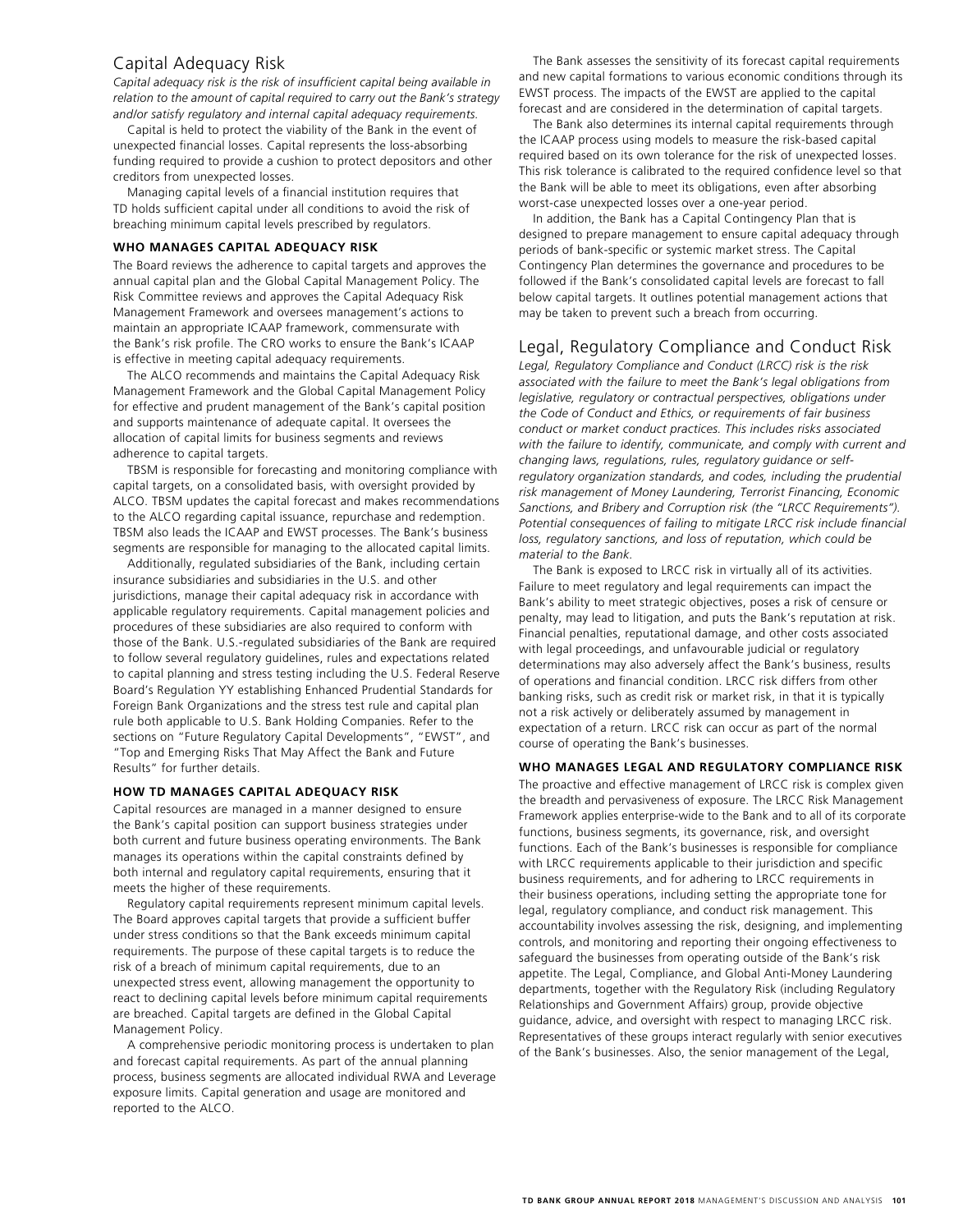## Capital Adequacy Risk

*Capital adequacy risk is the risk of insufficient capital being available in relation to the amount of capital required to carry out the Bank's strategy and/or satisfy regulatory and internal capital adequacy requirements.*

Capital is held to protect the viability of the Bank in the event of unexpected financial losses. Capital represents the loss-absorbing funding required to provide a cushion to protect depositors and other creditors from unexpected losses.

Managing capital levels of a financial institution requires that TD holds sufficient capital under all conditions to avoid the risk of breaching minimum capital levels prescribed by regulators.

### WHO MANAGES CAPITAL ADEQUACY RISK

The Board reviews the adherence to capital targets and approves the annual capital plan and the Global Capital Management Policy. The Risk Committee reviews and approves the Capital Adequacy Risk Management Framework and oversees management's actions to maintain an appropriate ICAAP framework, commensurate with the Bank's risk profile. The CRO works to ensure the Bank's ICAAP is effective in meeting capital adequacy requirements.

The ALCO recommends and maintains the Capital Adequacy Risk Management Framework and the Global Capital Management Policy for effective and prudent management of the Bank's capital position and supports maintenance of adequate capital. It oversees the allocation of capital limits for business segments and reviews adherence to capital targets.

TBSM is responsible for forecasting and monitoring compliance with capital targets, on a consolidated basis, with oversight provided by ALCO. TBSM updates the capital forecast and makes recommendations to the ALCO regarding capital issuance, repurchase and redemption. TBSM also leads the ICAAP and EWST processes. The Bank's business segments are responsible for managing to the allocated capital limits.

Additionally, regulated subsidiaries of the Bank, including certain insurance subsidiaries and subsidiaries in the U.S. and other jurisdictions, manage their capital adequacy risk in accordance with applicable regulatory requirements. Capital management policies and procedures of these subsidiaries are also required to conform with those of the Bank. U.S.-regulated subsidiaries of the Bank are required to follow several regulatory guidelines, rules and expectations related to capital planning and stress testing including the U.S. Federal Reserve Board's Regulation YY establishing Enhanced Prudential Standards for Foreign Bank Organizations and the stress test rule and capital plan rule both applicable to U.S. Bank Holding Companies. Refer to the sections on "Future Regulatory Capital Developments", "EWST", and "Top and Emerging Risks That May Affect the Bank and Future Results" for further details.

### HOW TD MANAGES CAPITAL ADEQUACY RISK

Capital resources are managed in a manner designed to ensure the Bank's capital position can support business strategies under both current and future business operating environments. The Bank manages its operations within the capital constraints defined by both internal and regulatory capital requirements, ensuring that it meets the higher of these requirements.

Regulatory capital requirements represent minimum capital levels. The Board approves capital targets that provide a sufficient buffer under stress conditions so that the Bank exceeds minimum capital requirements. The purpose of these capital targets is to reduce the risk of a breach of minimum capital requirements, due to an unexpected stress event, allowing management the opportunity to react to declining capital levels before minimum capital requirements are breached. Capital targets are defined in the Global Capital Management Policy.

A comprehensive periodic monitoring process is undertaken to plan and forecast capital requirements. As part of the annual planning process, business segments are allocated individual RWA and Leverage exposure limits. Capital generation and usage are monitored and reported to the ALCO.

The Bank assesses the sensitivity of its forecast capital requirements and new capital formations to various economic conditions through its EWST process. The impacts of the EWST are applied to the capital forecast and are considered in the determination of capital targets.

The Bank also determines its internal capital requirements through the ICAAP process using models to measure the risk-based capital required based on its own tolerance for the risk of unexpected losses. This risk tolerance is calibrated to the required confidence level so that the Bank will be able to meet its obligations, even after absorbing worst-case unexpected losses over a one-year period.

In addition, the Bank has a Capital Contingency Plan that is designed to prepare management to ensure capital adequacy through periods of bank-specific or systemic market stress. The Capital Contingency Plan determines the governance and procedures to be followed if the Bank's consolidated capital levels are forecast to fall below capital targets. It outlines potential management actions that may be taken to prevent such a breach from occurring.

## Legal, Regulatory Compliance and Conduct Risk

*Legal, Regulatory Compliance and Conduct (LRCC) risk is the risk associated with the failure to meet the Bank's legal obligations from legislative, regulatory or contractual perspectives, obligations under the Code of Conduct and Ethics, or requirements of fair business conduct or market conduct practices. This includes risks associated with the failure to identify, communicate, and comply with current and changing laws, regulations, rules, regulatory guidance or self-regulatory organization standards, and codes, including the prudential risk management of Money Laundering, Terrorist Financing, Economic Sanctions, and Bribery and Corruption risk (the "LRCC Requirements"). Potential consequences of failing to mitigate LRCC risk include financial loss, regulatory sanctions, and loss of reputation, which could be material to the Bank.*

The Bank is exposed to LRCC risk in virtually all of its activities. Failure to meet regulatory and legal requirements can impact the Bank's ability to meet strategic objectives, poses a risk of censure or penalty, may lead to litigation, and puts the Bank's reputation at risk. Financial penalties, reputational damage, and other costs associated with legal proceedings, and unfavourable judicial or regulatory determinations may also adversely affect the Bank's business, results of operations and financial condition. LRCC risk differs from other banking risks, such as credit risk or market risk, in that it is typically not a risk actively or deliberately assumed by management in expectation of a return. LRCC risk can occur as part of the normal course of operating the Bank's businesses.

### WHO MANAGES LEGAL AND REGULATORY COMPLIANCE RISK

The proactive and effective management of LRCC risk is complex given the breadth and pervasiveness of exposure. The LRCC Risk Management Framework applies enterprise-wide to the Bank and to all of its corporate functions, business segments, its governance, risk, and oversight functions. Each of the Bank's businesses is responsible for compliance with LRCC requirements applicable to their jurisdiction and specific business requirements, and for adhering to LRCC requirements in their business operations, including setting the appropriate tone for legal, regulatory compliance, and conduct risk management. This accountability involves assessing the risk, designing, and implementing controls, and monitoring and reporting their ongoing effectiveness to safeguard the businesses from operating outside of the Bank's risk appetite. The Legal, Compliance, and Global Anti-Money Laundering departments, together with the Regulatory Risk (including Regulatory Relationships and Government Affairs) group, provide objective guidance, advice, and oversight with respect to managing LRCC risk. Representatives of these groups interact regularly with senior executives of the Bank's businesses. Also, the senior management of the Legal,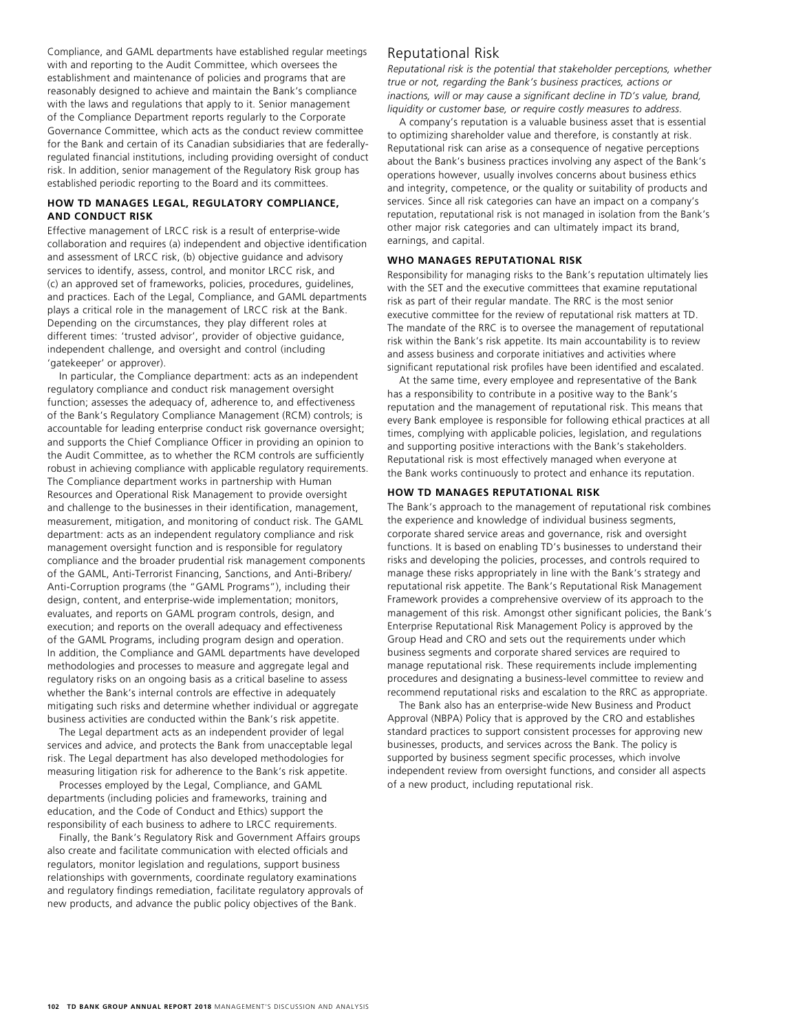Compliance, and GAML departments have established regular meetings with and reporting to the Audit Committee, which oversees the establishment and maintenance of policies and programs that are reasonably designed to achieve and maintain the Bank's compliance with the laws and regulations that apply to it. Senior management of the Compliance Department reports regularly to the Corporate Governance Committee, which acts as the conduct review committee for the Bank and certain of its Canadian subsidiaries that are federally-regulated financial institutions, including providing oversight of conduct risk. In addition, senior management of the Regulatory Risk group has established periodic reporting to the Board and its committees.

### HOW TD MANAGES LEGAL, REGULATORY COMPLIANCE, AND CONDUCT RISK

Effective management of LRCC risk is a result of enterprise-wide collaboration and requires (a) independent and objective identification and assessment of LRCC risk, (b) objective guidance and advisory services to identify, assess, control, and monitor LRCC risk, and (c) an approved set of frameworks, policies, procedures, guidelines, and practices. Each of the Legal, Compliance, and GAML departments plays a critical role in the management of LRCC risk at the Bank. Depending on the circumstances, they play different roles at different times: 'trusted advisor', provider of objective guidance, independent challenge, and oversight and control (including 'gatekeeper' or approver).

In particular, the Compliance department: acts as an independent regulatory compliance and conduct risk management oversight function; assesses the adequacy of, adherence to, and effectiveness of the Bank's Regulatory Compliance Management (RCM) controls; is accountable for leading enterprise conduct risk governance oversight; and supports the Chief Compliance Officer in providing an opinion to the Audit Committee, as to whether the RCM controls are sufficiently robust in achieving compliance with applicable regulatory requirements. The Compliance department works in partnership with Human Resources and Operational Risk Management to provide oversight and challenge to the businesses in their identification, management, measurement, mitigation, and monitoring of conduct risk. The GAML department: acts as an independent regulatory compliance and risk management oversight function and is responsible for regulatory compliance and the broader prudential risk management components of the GAML, Anti-Terrorist Financing, Sanctions, and Anti-Bribery/Anti-Corruption programs (the "GAML Programs"), including their design, content, and enterprise-wide implementation; monitors, evaluates, and reports on GAML program controls, design, and execution; and reports on the overall adequacy and effectiveness of the GAML Programs, including program design and operation. In addition, the Compliance and GAML departments have developed methodologies and processes to measure and aggregate legal and regulatory risks on an ongoing basis as a critical baseline to assess whether the Bank's internal controls are effective in adequately mitigating such risks and determine whether individual or aggregate business activities are conducted within the Bank's risk appetite.

The Legal department acts as an independent provider of legal services and advice, and protects the Bank from unacceptable legal risk. The Legal department has also developed methodologies for measuring litigation risk for adherence to the Bank's risk appetite.

Processes employed by the Legal, Compliance, and GAML departments (including policies and frameworks, training and education, and the Code of Conduct and Ethics) support the responsibility of each business to adhere to LRCC requirements.

Finally, the Bank's Regulatory Risk and Government Affairs groups also create and facilitate communication with elected officials and regulators, monitor legislation and regulations, support business relationships with governments, coordinate regulatory examinations and regulatory findings remediation, facilitate regulatory approvals of new products, and advance the public policy objectives of the Bank.

## Reputational Risk

*Reputational risk is the potential that stakeholder perceptions, whether true or not, regarding the Bank's business practices, actions or inactions, will or may cause a significant decline in TD's value, brand, liquidity or customer base, or require costly measures to address.*

A company's reputation is a valuable business asset that is essential to optimizing shareholder value and therefore, is constantly at risk. Reputational risk can arise as a consequence of negative perceptions about the Bank's business practices involving any aspect of the Bank's operations however, usually involves concerns about business ethics and integrity, competence, or the quality or suitability of products and services. Since all risk categories can have an impact on a company's reputation, reputational risk is not managed in isolation from the Bank's other major risk categories and can ultimately impact its brand, earnings, and capital.

### WHO MANAGES REPUTATIONAL RISK

Responsibility for managing risks to the Bank's reputation ultimately lies with the SET and the executive committees that examine reputational risk as part of their regular mandate. The RRC is the most senior executive committee for the review of reputational risk matters at TD. The mandate of the RRC is to oversee the management of reputational risk within the Bank's risk appetite. Its main accountability is to review and assess business and corporate initiatives and activities where significant reputational risk profiles have been identified and escalated.

At the same time, every employee and representative of the Bank has a responsibility to contribute in a positive way to the Bank's reputation and the management of reputational risk. This means that every Bank employee is responsible for following ethical practices at all times, complying with applicable policies, legislation, and regulations and supporting positive interactions with the Bank's stakeholders. Reputational risk is most effectively managed when everyone at the Bank works continuously to protect and enhance its reputation.

### HOW TD MANAGES REPUTATIONAL RISK

The Bank's approach to the management of reputational risk combines the experience and knowledge of individual business segments, corporate shared service areas and governance, risk and oversight functions. It is based on enabling TD's businesses to understand their risks and developing the policies, processes, and controls required to manage these risks appropriately in line with the Bank's strategy and reputational risk appetite. The Bank's Reputational Risk Management Framework provides a comprehensive overview of its approach to the management of this risk. Amongst other significant policies, the Bank's Enterprise Reputational Risk Management Policy is approved by the Group Head and CRO and sets out the requirements under which business segments and corporate shared services are required to manage reputational risk. These requirements include implementing procedures and designating a business-level committee to review and recommend reputational risks and escalation to the RRC as appropriate.

The Bank also has an enterprise-wide New Business and Product Approval (NBPA) Policy that is approved by the CRO and establishes standard practices to support consistent processes for approving new businesses, products, and services across the Bank. The policy is supported by business segment specific processes, which involve independent review from oversight functions, and consider all aspects of a new product, including reputational risk.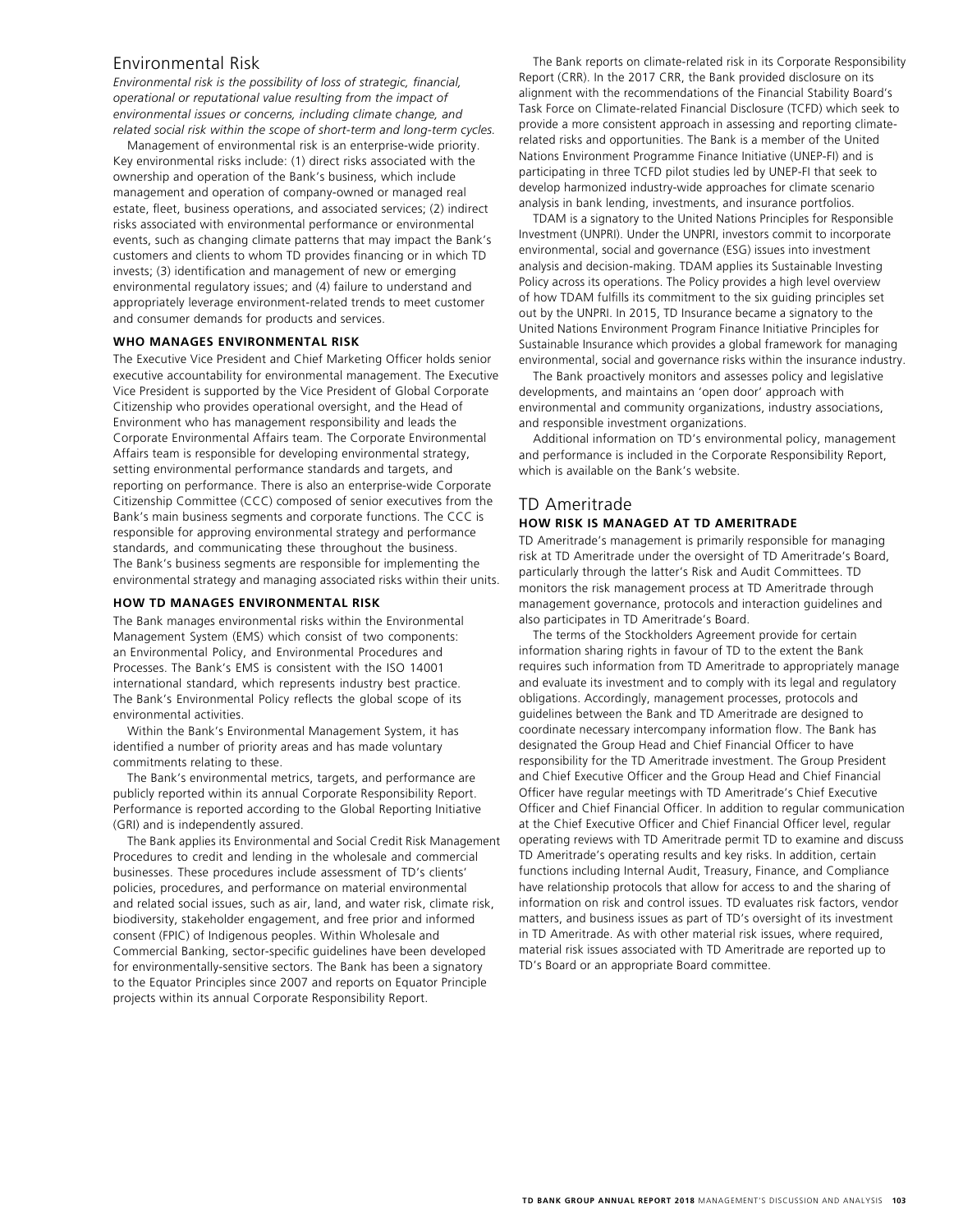## Environmental Risk

*Environmental risk is the possibility of loss of strategic, financial, operational or reputational value resulting from the impact of environmental issues or concerns, including climate change, and related social risk within the scope of short-term and long-term cycles.*

Management of environmental risk is an enterprise-wide priority. Key environmental risks include: (1) direct risks associated with the ownership and operation of the Bank's business, which include management and operation of company-owned or managed real estate, fleet, business operations, and associated services; (2) indirect risks associated with environmental performance or environmental events, such as changing climate patterns that may impact the Bank's customers and clients to whom TD provides financing or in which TD invests; (3) identification and management of new or emerging environmental regulatory issues; and (4) failure to understand and appropriately leverage environment-related trends to meet customer and consumer demands for products and services.

### WHO MANAGES ENVIRONMENTAL RISK

The Executive Vice President and Chief Marketing Officer holds senior executive accountability for environmental management. The Executive Vice President is supported by the Vice President of Global Corporate Citizenship who provides operational oversight, and the Head of Environment who has management responsibility and leads the Corporate Environmental Affairs team. The Corporate Environmental Affairs team is responsible for developing environmental strategy, setting environmental performance standards and targets, and reporting on performance. There is also an enterprise-wide Corporate Citizenship Committee (CCC) composed of senior executives from the Bank's main business segments and corporate functions. The CCC is responsible for approving environmental strategy and performance standards, and communicating these throughout the business. The Bank's business segments are responsible for implementing the environmental strategy and managing associated risks within their units.

### HOW TD MANAGES ENVIRONMENTAL RISK

The Bank manages environmental risks within the Environmental Management System (EMS) which consist of two components: an Environmental Policy, and Environmental Procedures and Processes. The Bank's EMS is consistent with the ISO 14001 international standard, which represents industry best practice. The Bank's Environmental Policy reflects the global scope of its environmental activities.

Within the Bank's Environmental Management System, it has identified a number of priority areas and has made voluntary commitments relating to these.

The Bank's environmental metrics, targets, and performance are publicly reported within its annual Corporate Responsibility Report. Performance is reported according to the Global Reporting Initiative (GRI) and is independently assured.

The Bank applies its Environmental and Social Credit Risk Management Procedures to credit and lending in the wholesale and commercial businesses. These procedures include assessment of TD's clients' policies, procedures, and performance on material environmental and related social issues, such as air, land, and water risk, climate risk, biodiversity, stakeholder engagement, and free prior and informed consent (FPIC) of Indigenous peoples. Within Wholesale and Commercial Banking, sector-specific guidelines have been developed for environmentally-sensitive sectors. The Bank has been a signatory to the Equator Principles since 2007 and reports on Equator Principle projects within its annual Corporate Responsibility Report.

The Bank reports on climate-related risk in its Corporate Responsibility Report (CRR). In the 2017 CRR, the Bank provided disclosure on its alignment with the recommendations of the Financial Stability Board's Task Force on Climate-related Financial Disclosure (TCFD) which seek to provide a more consistent approach in assessing and reporting climate-related risks and opportunities. The Bank is a member of the United Nations Environment Programme Finance Initiative (UNEP-FI) and is participating in three TCFD pilot studies led by UNEP-FI that seek to develop harmonized industry-wide approaches for climate scenario analysis in bank lending, investments, and insurance portfolios.

TDAM is a signatory to the United Nations Principles for Responsible Investment (UNPRI). Under the UNPRI, investors commit to incorporate environmental, social and governance (ESG) issues into investment analysis and decision-making. TDAM applies its Sustainable Investing Policy across its operations. The Policy provides a high level overview of how TDAM fulfills its commitment to the six guiding principles set out by the UNPRI. In 2015, TD Insurance became a signatory to the United Nations Environment Program Finance Initiative Principles for Sustainable Insurance which provides a global framework for managing environmental, social and governance risks within the insurance industry.

The Bank proactively monitors and assesses policy and legislative developments, and maintains an 'open door' approach with environmental and community organizations, industry associations, and responsible investment organizations.

Additional information on TD's environmental policy, management and performance is included in the Corporate Responsibility Report, which is available on the Bank's website.

## TD Ameritrade

### HOW RISK IS MANAGED AT TD AMERITRADE

TD Ameritrade's management is primarily responsible for managing risk at TD Ameritrade under the oversight of TD Ameritrade's Board, particularly through the latter's Risk and Audit Committees. TD monitors the risk management process at TD Ameritrade through management governance, protocols and interaction guidelines and also participates in TD Ameritrade's Board.

The terms of the Stockholders Agreement provide for certain information sharing rights in favour of TD to the extent the Bank requires such information from TD Ameritrade to appropriately manage and evaluate its investment and to comply with its legal and regulatory obligations. Accordingly, management processes, protocols and guidelines between the Bank and TD Ameritrade are designed to coordinate necessary intercompany information flow. The Bank has designated the Group Head and Chief Financial Officer to have responsibility for the TD Ameritrade investment. The Group President and Chief Executive Officer and the Group Head and Chief Financial Officer have regular meetings with TD Ameritrade's Chief Executive Officer and Chief Financial Officer. In addition to regular communication at the Chief Executive Officer and Chief Financial Officer level, regular operating reviews with TD Ameritrade permit TD to examine and discuss TD Ameritrade's operating results and key risks. In addition, certain functions including Internal Audit, Treasury, Finance, and Compliance have relationship protocols that allow for access to and the sharing of information on risk and control issues. TD evaluates risk factors, vendor matters, and business issues as part of TD's oversight of its investment in TD Ameritrade. As with other material risk issues, where required, material risk issues associated with TD Ameritrade are reported up to TD's Board or an appropriate Board committee.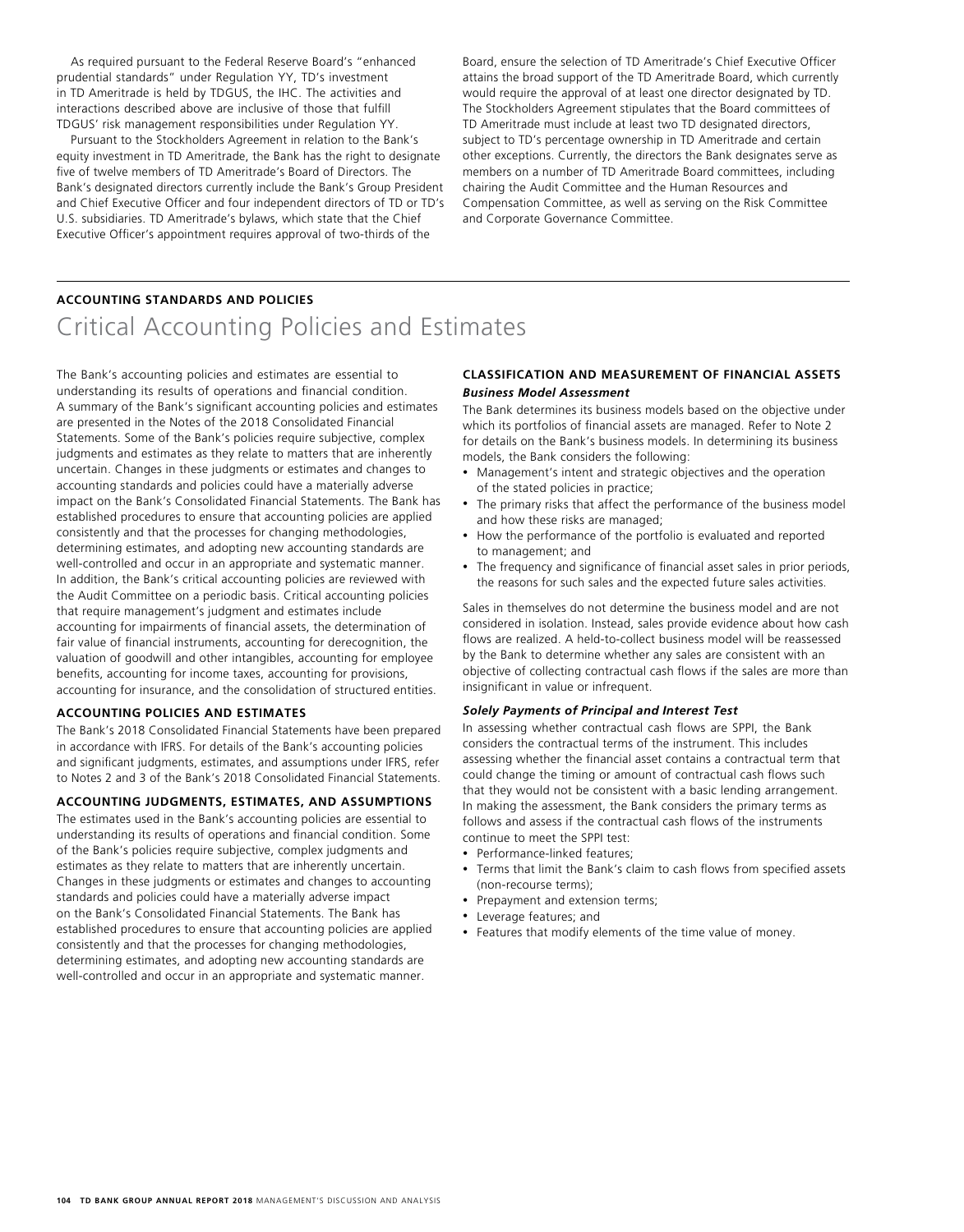As required pursuant to the Federal Reserve Board's "enhanced prudential standards" under Regulation YY, TD's investment in TD Ameritrade is held by TDGUS, the IHC. The activities and interactions described above are inclusive of those that fulfill TDGUS' risk management responsibilities under Regulation YY.

Pursuant to the Stockholders Agreement in relation to the Bank's equity investment in TD Ameritrade, the Bank has the right to designate five of twelve members of TD Ameritrade's Board of Directors. The Bank's designated directors currently include the Bank's Group President and Chief Executive Officer and four independent directors of TD or TD's U.S. subsidiaries. TD Ameritrade's bylaws, which state that the Chief Executive Officer's appointment requires approval of two-thirds of the Board, ensure the selection of TD Ameritrade's Chief Executive Officer attains the broad support of the TD Ameritrade Board, which currently would require the approval of at least one director designated by TD. The Stockholders Agreement stipulates that the Board committees of TD Ameritrade must include at least two TD designated directors, subject to TD's percentage ownership in TD Ameritrade and certain other exceptions. Currently, the directors the Bank designates serve as members on a number of TD Ameritrade Board committees, including chairing the Audit Committee and the Human Resources and Compensation Committee, as well as serving on the Risk Committee and Corporate Governance Committee.

**ACCOUNTING STANDARDS AND POLICIES**

# Critical Accounting Policies and Estimates

The Bank's accounting policies and estimates are essential to understanding its results of operations and financial condition. A summary of the Bank's significant accounting policies and estimates are presented in the Notes of the 2018 Consolidated Financial Statements. Some of the Bank's policies require subjective, complex judgments and estimates as they relate to matters that are inherently uncertain. Changes in these judgments or estimates and changes to accounting standards and policies could have a materially adverse impact on the Bank's Consolidated Financial Statements. The Bank has established procedures to ensure that accounting policies are applied consistently and that the processes for changing methodologies, determining estimates, and adopting new accounting standards are well-controlled and occur in an appropriate and systematic manner. In addition, the Bank's critical accounting policies are reviewed with the Audit Committee on a periodic basis. Critical accounting policies that require management's judgment and estimates include accounting for impairments of financial assets, the determination of fair value of financial instruments, accounting for derecognition, the valuation of goodwill and other intangibles, accounting for employee benefits, accounting for income taxes, accounting for provisions, accounting for insurance, and the consolidation of structured entities.

## ACCOUNTING POLICIES AND ESTIMATES

The Bank's 2018 Consolidated Financial Statements have been prepared in accordance with IFRS. For details of the Bank's accounting policies and significant judgments, estimates, and assumptions under IFRS, refer to Notes 2 and 3 of the Bank's 2018 Consolidated Financial Statements.

## ACCOUNTING JUDGMENTS, ESTIMATES, AND ASSUMPTIONS

The estimates used in the Bank's accounting policies are essential to understanding its results of operations and financial condition. Some of the Bank's policies require subjective, complex judgments and estimates as they relate to matters that are inherently uncertain. Changes in these judgments or estimates and changes to accounting standards and policies could have a materially adverse impact on the Bank's Consolidated Financial Statements. The Bank has established procedures to ensure that accounting policies are applied consistently and that the processes for changing methodologies, determining estimates, and adopting new accounting standards are well-controlled and occur in an appropriate and systematic manner.

## CLASSIFICATION AND MEASUREMENT OF FINANCIAL ASSETS

***Business Model Assessment***

The Bank determines its business models based on the objective under which its portfolios of financial assets are managed. Refer to Note 2 for details on the Bank's business models. In determining its business models, the Bank considers the following:

- Management's intent and strategic objectives and the operation of the stated policies in practice;
- The primary risks that affect the performance of the business model and how these risks are managed;
- How the performance of the portfolio is evaluated and reported to management; and
- The frequency and significance of financial asset sales in prior periods, the reasons for such sales and the expected future sales activities.

Sales in themselves do not determine the business model and are not considered in isolation. Instead, sales provide evidence about how cash flows are realized. A held-to-collect business model will be reassessed by the Bank to determine whether any sales are consistent with an objective of collecting contractual cash flows if the sales are more than insignificant in value or infrequent.

***Solely Payments of Principal and Interest Test***

In assessing whether contractual cash flows are SPPI, the Bank considers the contractual terms of the instrument. This includes assessing whether the financial asset contains a contractual term that could change the timing or amount of contractual cash flows such that they would not be consistent with a basic lending arrangement. In making the assessment, the Bank considers the primary terms as follows and assess if the contractual cash flows of the instruments continue to meet the SPPI test:

- Performance-linked features;
- Terms that limit the Bank's claim to cash flows from specified assets (non-recourse terms);
- Prepayment and extension terms;
- Leverage features; and
- Features that modify elements of the time value of money.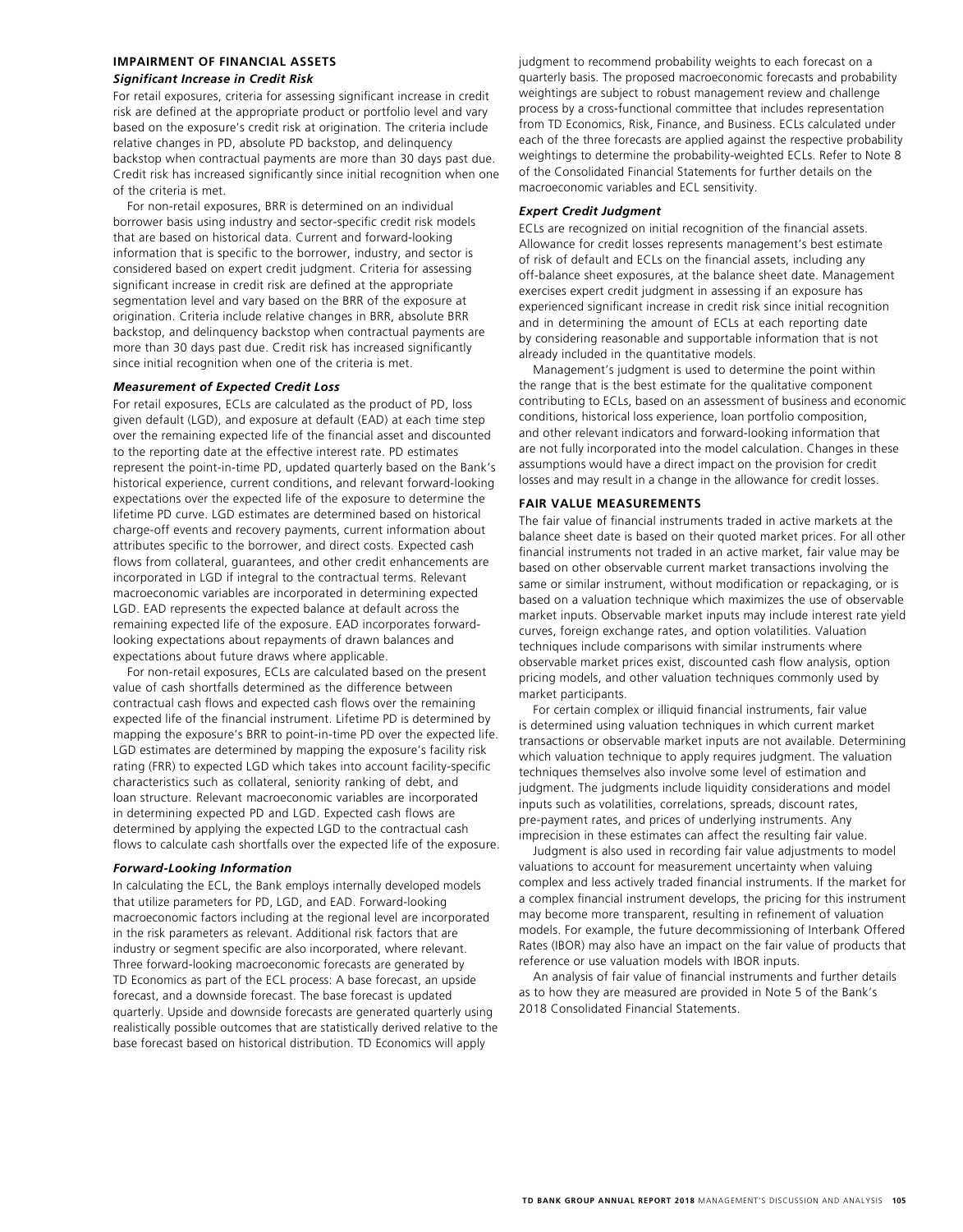## IMPAIRMENT OF FINANCIAL ASSETS

### *Significant Increase in Credit Risk*

For retail exposures, criteria for assessing significant increase in credit risk are defined at the appropriate product or portfolio level and vary based on the exposure's credit risk at origination. The criteria include relative changes in PD, absolute PD backstop, and delinquency backstop when contractual payments are more than 30 days past due. Credit risk has increased significantly since initial recognition when one of the criteria is met.

For non-retail exposures, BRR is determined on an individual borrower basis using industry and sector-specific credit risk models that are based on historical data. Current and forward-looking information that is specific to the borrower, industry, and sector is considered based on expert credit judgment. Criteria for assessing significant increase in credit risk are defined at the appropriate segmentation level and vary based on the BRR of the exposure at origination. Criteria include relative changes in BRR, absolute BRR backstop, and delinquency backstop when contractual payments are more than 30 days past due. Credit risk has increased significantly since initial recognition when one of the criteria is met.

### *Measurement of Expected Credit Loss*

For retail exposures, ECLs are calculated as the product of PD, loss given default (LGD), and exposure at default (EAD) at each time step over the remaining expected life of the financial asset and discounted to the reporting date at the effective interest rate. PD estimates represent the point-in-time PD, updated quarterly based on the Bank's historical experience, current conditions, and relevant forward-looking expectations over the expected life of the exposure to determine the lifetime PD curve. LGD estimates are determined based on historical charge-off events and recovery payments, current information about attributes specific to the borrower, and direct costs. Expected cash flows from collateral, guarantees, and other credit enhancements are incorporated in LGD if integral to the contractual terms. Relevant macroeconomic variables are incorporated in determining expected LGD. EAD represents the expected balance at default across the remaining expected life of the exposure. EAD incorporates forward-looking expectations about repayments of drawn balances and expectations about future draws where applicable.

For non-retail exposures, ECLs are calculated based on the present value of cash shortfalls determined as the difference between contractual cash flows and expected cash flows over the remaining expected life of the financial instrument. Lifetime PD is determined by mapping the exposure's BRR to point-in-time PD over the expected life. LGD estimates are determined by mapping the exposure's facility risk rating (FRR) to expected LGD which takes into account facility-specific characteristics such as collateral, seniority ranking of debt, and loan structure. Relevant macroeconomic variables are incorporated in determining expected PD and LGD. Expected cash flows are determined by applying the expected LGD to the contractual cash flows to calculate cash shortfalls over the expected life of the exposure.

### *Forward-Looking Information*

In calculating the ECL, the Bank employs internally developed models that utilize parameters for PD, LGD, and EAD. Forward-looking macroeconomic factors including at the regional level are incorporated in the risk parameters as relevant. Additional risk factors that are industry or segment specific are also incorporated, where relevant. Three forward-looking macroeconomic forecasts are generated by TD Economics as part of the ECL process: A base forecast, an upside forecast, and a downside forecast. The base forecast is updated quarterly. Upside and downside forecasts are generated quarterly using realistically possible outcomes that are statistically derived relative to the base forecast based on historical distribution. TD Economics will apply judgment to recommend probability weights to each forecast on a quarterly basis. The proposed macroeconomic forecasts and probability weightings are subject to robust management review and challenge process by a cross-functional committee that includes representation from TD Economics, Risk, Finance, and Business. ECLs calculated under each of the three forecasts are applied against the respective probability weightings to determine the probability-weighted ECLs. Refer to Note 8 of the Consolidated Financial Statements for further details on the macroeconomic variables and ECL sensitivity.

### *Expert Credit Judgment*

ECLs are recognized on initial recognition of the financial assets. Allowance for credit losses represents management's best estimate of risk of default and ECLs on the financial assets, including any off-balance sheet exposures, at the balance sheet date. Management exercises expert credit judgment in assessing if an exposure has experienced significant increase in credit risk since initial recognition and in determining the amount of ECLs at each reporting date by considering reasonable and supportable information that is not already included in the quantitative models.

Management's judgment is used to determine the point within the range that is the best estimate for the qualitative component contributing to ECLs, based on an assessment of business and economic conditions, historical loss experience, loan portfolio composition, and other relevant indicators and forward-looking information that are not fully incorporated into the model calculation. Changes in these assumptions would have a direct impact on the provision for credit losses and may result in a change in the allowance for credit losses.

## FAIR VALUE MEASUREMENTS

The fair value of financial instruments traded in active markets at the balance sheet date is based on their quoted market prices. For all other financial instruments not traded in an active market, fair value may be based on other observable current market transactions involving the same or similar instrument, without modification or repackaging, or is based on a valuation technique which maximizes the use of observable market inputs. Observable market inputs may include interest rate yield curves, foreign exchange rates, and option volatilities. Valuation techniques include comparisons with similar instruments where observable market prices exist, discounted cash flow analysis, option pricing models, and other valuation techniques commonly used by market participants.

For certain complex or illiquid financial instruments, fair value is determined using valuation techniques in which current market transactions or observable market inputs are not available. Determining which valuation technique to apply requires judgment. The valuation techniques themselves also involve some level of estimation and judgment. The judgments include liquidity considerations and model inputs such as volatilities, correlations, spreads, discount rates, pre-payment rates, and prices of underlying instruments. Any imprecision in these estimates can affect the resulting fair value.

Judgment is also used in recording fair value adjustments to model valuations to account for measurement uncertainty when valuing complex and less actively traded financial instruments. If the market for a complex financial instrument develops, the pricing for this instrument may become more transparent, resulting in refinement of valuation models. For example, the future decommissioning of Interbank Offered Rates (IBOR) may also have an impact on the fair value of products that reference or use valuation models with IBOR inputs.

An analysis of fair value of financial instruments and further details as to how they are measured are provided in Note 5 of the Bank's 2018 Consolidated Financial Statements.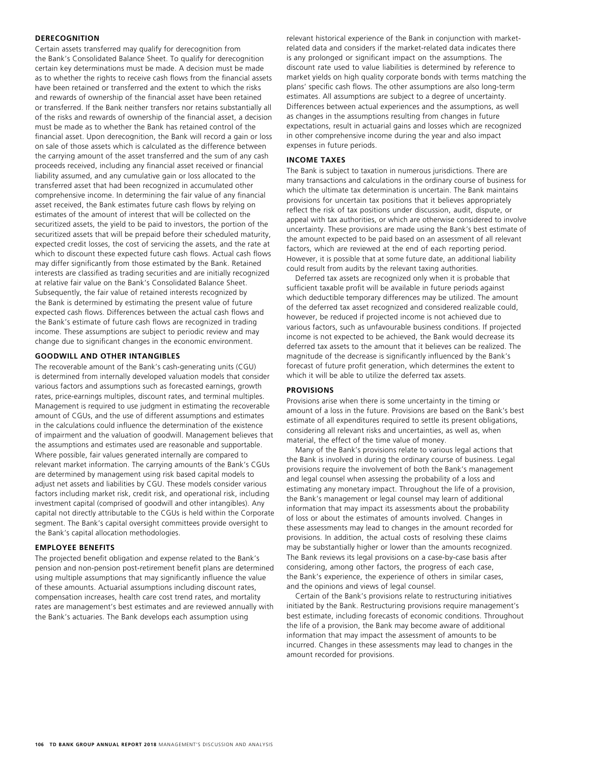### DERECOGNITION

Certain assets transferred may qualify for derecognition from the Bank's Consolidated Balance Sheet. To qualify for derecognition certain key determinations must be made. A decision must be made as to whether the rights to receive cash flows from the financial assets have been retained or transferred and the extent to which the risks and rewards of ownership of the financial asset have been retained or transferred. If the Bank neither transfers nor retains substantially all of the risks and rewards of ownership of the financial asset, a decision must be made as to whether the Bank has retained control of the financial asset. Upon derecognition, the Bank will record a gain or loss on sale of those assets which is calculated as the difference between the carrying amount of the asset transferred and the sum of any cash proceeds received, including any financial asset received or financial liability assumed, and any cumulative gain or loss allocated to the transferred asset that had been recognized in accumulated other comprehensive income. In determining the fair value of any financial asset received, the Bank estimates future cash flows by relying on estimates of the amount of interest that will be collected on the securitized assets, the yield to be paid to investors, the portion of the securitized assets that will be prepaid before their scheduled maturity, expected credit losses, the cost of servicing the assets, and the rate at which to discount these expected future cash flows. Actual cash flows may differ significantly from those estimated by the Bank. Retained interests are classified as trading securities and are initially recognized at relative fair value on the Bank's Consolidated Balance Sheet. Subsequently, the fair value of retained interests recognized by the Bank is determined by estimating the present value of future expected cash flows. Differences between the actual cash flows and the Bank's estimate of future cash flows are recognized in trading income. These assumptions are subject to periodic review and may change due to significant changes in the economic environment.

### GOODWILL AND OTHER INTANGIBLES

The recoverable amount of the Bank's cash-generating units (CGU) is determined from internally developed valuation models that consider various factors and assumptions such as forecasted earnings, growth rates, price-earnings multiples, discount rates, and terminal multiples. Management is required to use judgment in estimating the recoverable amount of CGUs, and the use of different assumptions and estimates in the calculations could influence the determination of the existence of impairment and the valuation of goodwill. Management believes that the assumptions and estimates used are reasonable and supportable. Where possible, fair values generated internally are compared to relevant market information. The carrying amounts of the Bank's CGUs are determined by management using risk based capital models to adjust net assets and liabilities by CGU. These models consider various factors including market risk, credit risk, and operational risk, including investment capital (comprised of goodwill and other intangibles). Any capital not directly attributable to the CGUs is held within the Corporate segment. The Bank's capital oversight committees provide oversight to the Bank's capital allocation methodologies.

### EMPLOYEE BENEFITS

The projected benefit obligation and expense related to the Bank's pension and non-pension post-retirement benefit plans are determined using multiple assumptions that may significantly influence the value of these amounts. Actuarial assumptions including discount rates, compensation increases, health care cost trend rates, and mortality rates are management's best estimates and are reviewed annually with the Bank's actuaries. The Bank develops each assumption using relevant historical experience of the Bank in conjunction with market-related data and considers if the market-related data indicates there is any prolonged or significant impact on the assumptions. The discount rate used to value liabilities is determined by reference to market yields on high quality corporate bonds with terms matching the plans' specific cash flows. The other assumptions are also long-term estimates. All assumptions are subject to a degree of uncertainty. Differences between actual experiences and the assumptions, as well as changes in the assumptions resulting from changes in future expectations, result in actuarial gains and losses which are recognized in other comprehensive income during the year and also impact expenses in future periods.

### INCOME TAXES

The Bank is subject to taxation in numerous jurisdictions. There are many transactions and calculations in the ordinary course of business for which the ultimate tax determination is uncertain. The Bank maintains provisions for uncertain tax positions that it believes appropriately reflect the risk of tax positions under discussion, audit, dispute, or appeal with tax authorities, or which are otherwise considered to involve uncertainty. These provisions are made using the Bank's best estimate of the amount expected to be paid based on an assessment of all relevant factors, which are reviewed at the end of each reporting period. However, it is possible that at some future date, an additional liability could result from audits by the relevant taxing authorities.

Deferred tax assets are recognized only when it is probable that sufficient taxable profit will be available in future periods against which deductible temporary differences may be utilized. The amount of the deferred tax asset recognized and considered realizable could, however, be reduced if projected income is not achieved due to various factors, such as unfavourable business conditions. If projected income is not expected to be achieved, the Bank would decrease its deferred tax assets to the amount that it believes can be realized. The magnitude of the decrease is significantly influenced by the Bank's forecast of future profit generation, which determines the extent to which it will be able to utilize the deferred tax assets.

### PROVISIONS

Provisions arise when there is some uncertainty in the timing or amount of a loss in the future. Provisions are based on the Bank's best estimate of all expenditures required to settle its present obligations, considering all relevant risks and uncertainties, as well as, when material, the effect of the time value of money.

Many of the Bank's provisions relate to various legal actions that the Bank is involved in during the ordinary course of business. Legal provisions require the involvement of both the Bank's management and legal counsel when assessing the probability of a loss and estimating any monetary impact. Throughout the life of a provision, the Bank's management or legal counsel may learn of additional information that may impact its assessments about the probability of loss or about the estimates of amounts involved. Changes in these assessments may lead to changes in the amount recorded for provisions. In addition, the actual costs of resolving these claims may be substantially higher or lower than the amounts recognized. The Bank reviews its legal provisions on a case-by-case basis after considering, among other factors, the progress of each case, the Bank's experience, the experience of others in similar cases, and the opinions and views of legal counsel.

Certain of the Bank's provisions relate to restructuring initiatives initiated by the Bank. Restructuring provisions require management's best estimate, including forecasts of economic conditions. Throughout the life of a provision, the Bank may become aware of additional information that may impact the assessment of amounts to be incurred. Changes in these assessments may lead to changes in the amount recorded for provisions.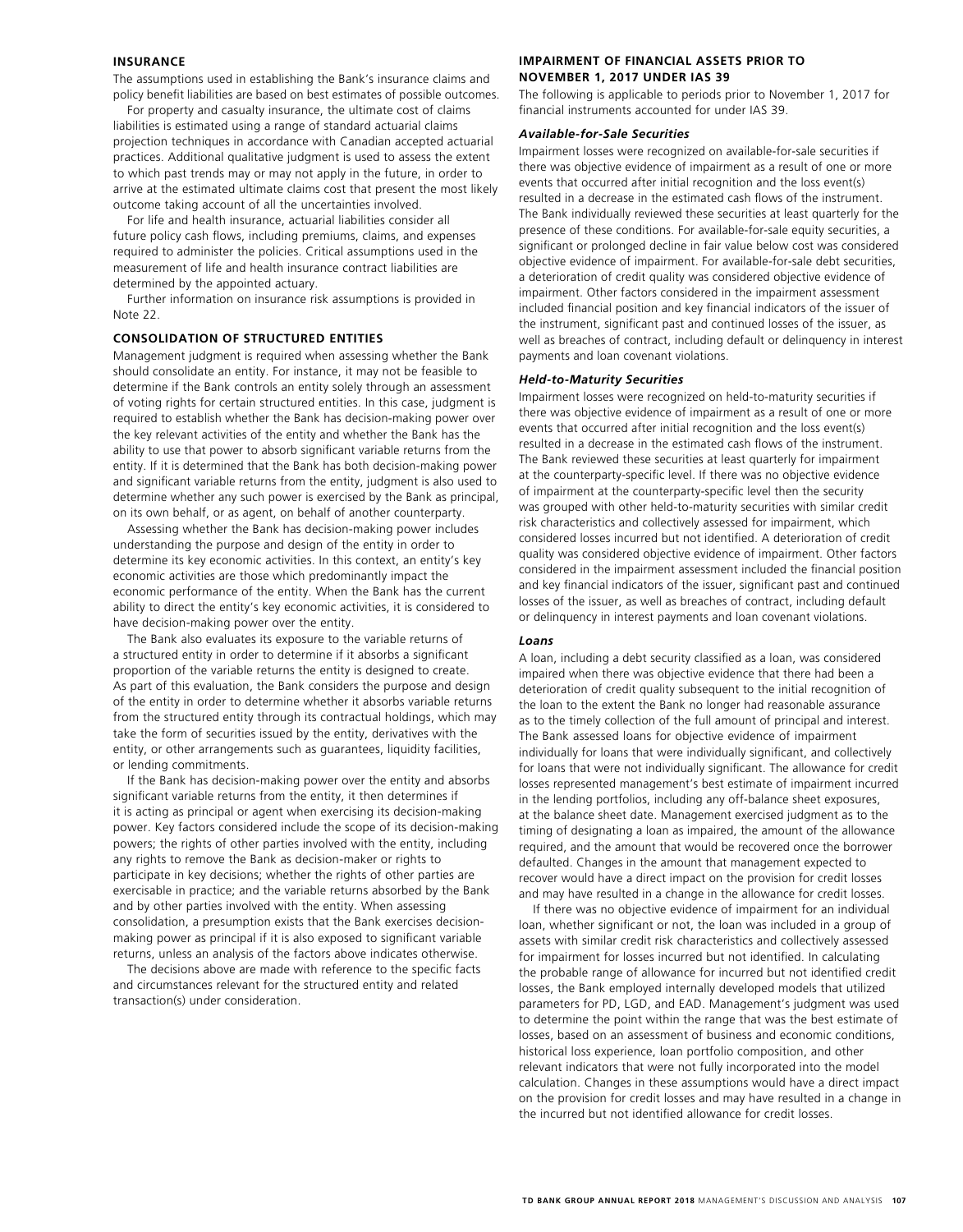## INSURANCE

The assumptions used in establishing the Bank's insurance claims and policy benefit liabilities are based on best estimates of possible outcomes.

For property and casualty insurance, the ultimate cost of claims liabilities is estimated using a range of standard actuarial claims projection techniques in accordance with Canadian accepted actuarial practices. Additional qualitative judgment is used to assess the extent to which past trends may or may not apply in the future, in order to arrive at the estimated ultimate claims cost that present the most likely outcome taking account of all the uncertainties involved.

For life and health insurance, actuarial liabilities consider all future policy cash flows, including premiums, claims, and expenses required to administer the policies. Critical assumptions used in the measurement of life and health insurance contract liabilities are determined by the appointed actuary.

Further information on insurance risk assumptions is provided in Note 22.

## CONSOLIDATION OF STRUCTURED ENTITIES

Management judgment is required when assessing whether the Bank should consolidate an entity. For instance, it may not be feasible to determine if the Bank controls an entity solely through an assessment of voting rights for certain structured entities. In this case, judgment is required to establish whether the Bank has decision-making power over the key relevant activities of the entity and whether the Bank has the ability to use that power to absorb significant variable returns from the entity. If it is determined that the Bank has both decision-making power and significant variable returns from the entity, judgment is also used to determine whether any such power is exercised by the Bank as principal, on its own behalf, or as agent, on behalf of another counterparty.

Assessing whether the Bank has decision-making power includes understanding the purpose and design of the entity in order to determine its key economic activities. In this context, an entity's key economic activities are those which predominantly impact the economic performance of the entity. When the Bank has the current ability to direct the entity's key economic activities, it is considered to have decision-making power over the entity.

The Bank also evaluates its exposure to the variable returns of a structured entity in order to determine if it absorbs a significant proportion of the variable returns the entity is designed to create. As part of this evaluation, the Bank considers the purpose and design of the entity in order to determine whether it absorbs variable returns from the structured entity through its contractual holdings, which may take the form of securities issued by the entity, derivatives with the entity, or other arrangements such as guarantees, liquidity facilities, or lending commitments.

If the Bank has decision-making power over the entity and absorbs significant variable returns from the entity, it then determines if it is acting as principal or agent when exercising its decision-making power. Key factors considered include the scope of its decision-making powers; the rights of other parties involved with the entity, including any rights to remove the Bank as decision-maker or rights to participate in key decisions; whether the rights of other parties are exercisable in practice; and the variable returns absorbed by the Bank and by other parties involved with the entity. When assessing consolidation, a presumption exists that the Bank exercises decision-making power as principal if it is also exposed to significant variable returns, unless an analysis of the factors above indicates otherwise.

The decisions above are made with reference to the specific facts and circumstances relevant for the structured entity and related transaction(s) under consideration.

## IMPAIRMENT OF FINANCIAL ASSETS PRIOR TO NOVEMBER 1, 2017 UNDER IAS 39

The following is applicable to periods prior to November 1, 2017 for financial instruments accounted for under IAS 39.

### *Available-for-Sale Securities*

Impairment losses were recognized on available-for-sale securities if there was objective evidence of impairment as a result of one or more events that occurred after initial recognition and the loss event(s) resulted in a decrease in the estimated cash flows of the instrument. The Bank individually reviewed these securities at least quarterly for the presence of these conditions. For available-for-sale equity securities, a significant or prolonged decline in fair value below cost was considered objective evidence of impairment. For available-for-sale debt securities, a deterioration of credit quality was considered objective evidence of impairment. Other factors considered in the impairment assessment included financial position and key financial indicators of the issuer of the instrument, significant past and continued losses of the issuer, as well as breaches of contract, including default or delinquency in interest payments and loan covenant violations.

### *Held-to-Maturity Securities*

Impairment losses were recognized on held-to-maturity securities if there was objective evidence of impairment as a result of one or more events that occurred after initial recognition and the loss event(s) resulted in a decrease in the estimated cash flows of the instrument. The Bank reviewed these securities at least quarterly for impairment at the counterparty-specific level. If there was no objective evidence of impairment at the counterparty-specific level then the security was grouped with other held-to-maturity securities with similar credit risk characteristics and collectively assessed for impairment, which considered losses incurred but not identified. A deterioration of credit quality was considered objective evidence of impairment. Other factors considered in the impairment assessment included the financial position and key financial indicators of the issuer, significant past and continued losses of the issuer, as well as breaches of contract, including default or delinquency in interest payments and loan covenant violations.

### *Loans*

A loan, including a debt security classified as a loan, was considered impaired when there was objective evidence that there had been a deterioration of credit quality subsequent to the initial recognition of the loan to the extent the Bank no longer had reasonable assurance as to the timely collection of the full amount of principal and interest. The Bank assessed loans for objective evidence of impairment individually for loans that were individually significant, and collectively for loans that were not individually significant. The allowance for credit losses represented management's best estimate of impairment incurred in the lending portfolios, including any off-balance sheet exposures, at the balance sheet date. Management exercised judgment as to the timing of designating a loan as impaired, the amount of the allowance required, and the amount that would be recovered once the borrower defaulted. Changes in the amount that management expected to recover would have a direct impact on the provision for credit losses and may have resulted in a change in the allowance for credit losses.

If there was no objective evidence of impairment for an individual loan, whether significant or not, the loan was included in a group of assets with similar credit risk characteristics and collectively assessed for impairment for losses incurred but not identified. In calculating the probable range of allowance for incurred but not identified credit losses, the Bank employed internally developed models that utilized parameters for PD, LGD, and EAD. Management's judgment was used to determine the point within the range that was the best estimate of losses, based on an assessment of business and economic conditions, historical loss experience, loan portfolio composition, and other relevant indicators that were not fully incorporated into the model calculation. Changes in these assumptions would have a direct impact on the provision for credit losses and may have resulted in a change in the incurred but not identified allowance for credit losses.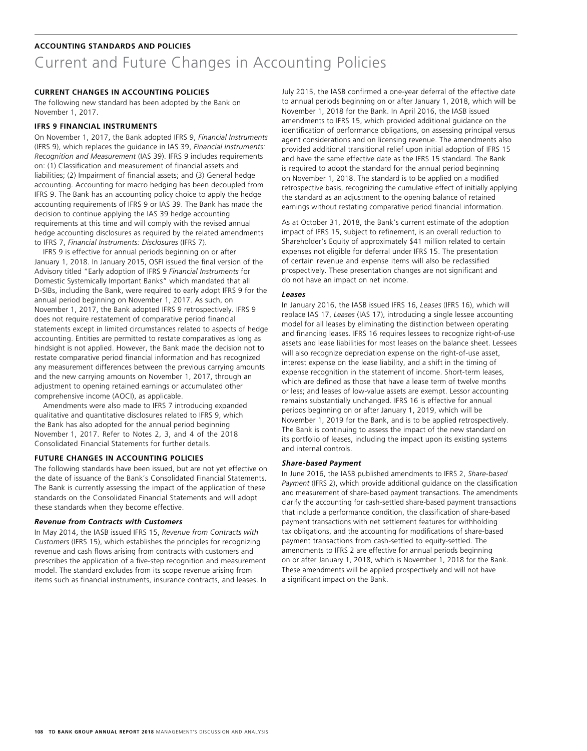**ACCOUNTING STANDARDS AND POLICIES**

# Current and Future Changes in Accounting Policies

## CURRENT CHANGES IN ACCOUNTING POLICIES

The following new standard has been adopted by the Bank on November 1, 2017.

### IFRS 9 FINANCIAL INSTRUMENTS

On November 1, 2017, the Bank adopted IFRS 9, *Financial Instruments* (IFRS 9), which replaces the guidance in IAS 39, *Financial Instruments: Recognition and Measurement* (IAS 39). IFRS 9 includes requirements on: (1) Classification and measurement of financial assets and liabilities; (2) Impairment of financial assets; and (3) General hedge accounting. Accounting for macro hedging has been decoupled from IFRS 9. The Bank has an accounting policy choice to apply the hedge accounting requirements of IFRS 9 or IAS 39. The Bank has made the decision to continue applying the IAS 39 hedge accounting requirements at this time and will comply with the revised annual hedge accounting disclosures as required by the related amendments to IFRS 7, *Financial Instruments: Disclosures* (IFRS 7).

IFRS 9 is effective for annual periods beginning on or after January 1, 2018. In January 2015, OSFI issued the final version of the Advisory titled "Early adoption of IFRS 9 *Financial Instruments* for Domestic Systemically Important Banks" which mandated that all D-SIBs, including the Bank, were required to early adopt IFRS 9 for the annual period beginning on November 1, 2017. As such, on November 1, 2017, the Bank adopted IFRS 9 retrospectively. IFRS 9 does not require restatement of comparative period financial statements except in limited circumstances related to aspects of hedge accounting. Entities are permitted to restate comparatives as long as hindsight is not applied. However, the Bank made the decision not to restate comparative period financial information and has recognized any measurement differences between the previous carrying amounts and the new carrying amounts on November 1, 2017, through an adjustment to opening retained earnings or accumulated other comprehensive income (AOCI), as applicable.

Amendments were also made to IFRS 7 introducing expanded qualitative and quantitative disclosures related to IFRS 9, which the Bank has also adopted for the annual period beginning November 1, 2017. Refer to Notes 2, 3, and 4 of the 2018 Consolidated Financial Statements for further details.

## FUTURE CHANGES IN ACCOUNTING POLICIES

The following standards have been issued, but are not yet effective on the date of issuance of the Bank's Consolidated Financial Statements. The Bank is currently assessing the impact of the application of these standards on the Consolidated Financial Statements and will adopt these standards when they become effective.

### *Revenue from Contracts with Customers*

In May 2014, the IASB issued IFRS 15, *Revenue from Contracts with Customers* (IFRS 15), which establishes the principles for recognizing revenue and cash flows arising from contracts with customers and prescribes the application of a five-step recognition and measurement model. The standard excludes from its scope revenue arising from items such as financial instruments, insurance contracts, and leases. In July 2015, the IASB confirmed a one-year deferral of the effective date to annual periods beginning on or after January 1, 2018, which will be November 1, 2018 for the Bank. In April 2016, the IASB issued amendments to IFRS 15, which provided additional guidance on the identification of performance obligations, on assessing principal versus agent considerations and on licensing revenue. The amendments also provided additional transitional relief upon initial adoption of IFRS 15 and have the same effective date as the IFRS 15 standard. The Bank is required to adopt the standard for the annual period beginning on November 1, 2018. The standard is to be applied on a modified retrospective basis, recognizing the cumulative effect of initially applying the standard as an adjustment to the opening balance of retained earnings without restating comparative period financial information.

As at October 31, 2018, the Bank's current estimate of the adoption impact of IFRS 15, subject to refinement, is an overall reduction to Shareholder's Equity of approximately $41 million related to certain expenses not eligible for deferral under IFRS 15. The presentation of certain revenue and expense items will also be reclassified prospectively. These presentation changes are not significant and do not have an impact on net income.

### *Leases*

In January 2016, the IASB issued IFRS 16, *Leases* (IFRS 16), which will replace IAS 17, *Leases* (IAS 17), introducing a single lessee accounting model for all leases by eliminating the distinction between operating and financing leases. IFRS 16 requires lessees to recognize right-of-use assets and lease liabilities for most leases on the balance sheet. Lessees will also recognize depreciation expense on the right-of-use asset, interest expense on the lease liability, and a shift in the timing of expense recognition in the statement of income. Short-term leases, which are defined as those that have a lease term of twelve months or less; and leases of low-value assets are exempt. Lessor accounting remains substantially unchanged. IFRS 16 is effective for annual periods beginning on or after January 1, 2019, which will be November 1, 2019 for the Bank, and is to be applied retrospectively. The Bank is continuing to assess the impact of the new standard on its portfolio of leases, including the impact upon its existing systems and internal controls.

### *Share-based Payment*

In June 2016, the IASB published amendments to IFRS 2, *Share-based Payment* (IFRS 2), which provide additional guidance on the classification and measurement of share-based payment transactions. The amendments clarify the accounting for cash-settled share-based payment transactions that include a performance condition, the classification of share-based payment transactions with net settlement features for withholding tax obligations, and the accounting for modifications of share-based payment transactions from cash-settled to equity-settled. The amendments to IFRS 2 are effective for annual periods beginning on or after January 1, 2018, which is November 1, 2018 for the Bank. These amendments will be applied prospectively and will not have a significant impact on the Bank.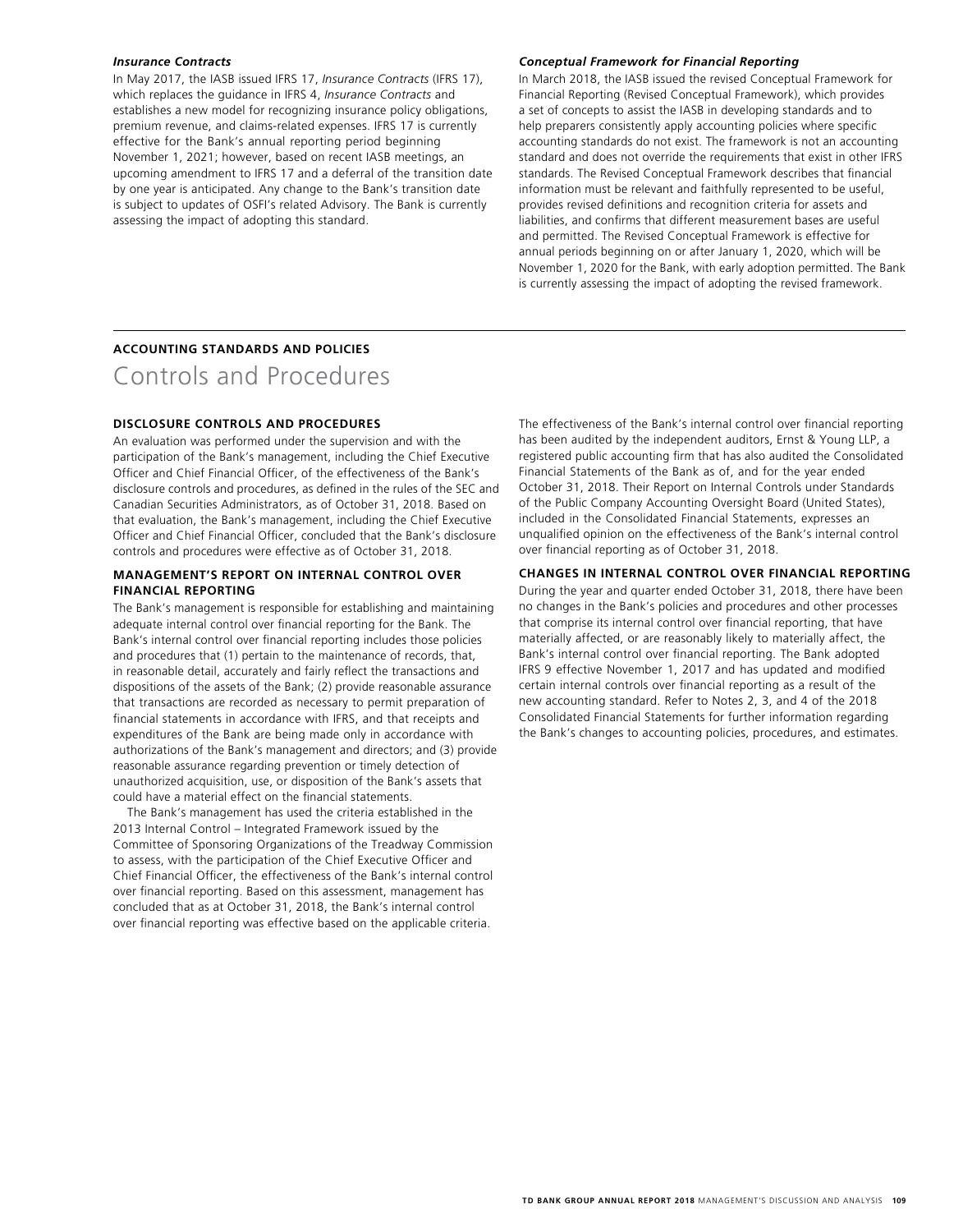### *Insurance Contracts*

In May 2017, the IASB issued IFRS 17, *Insurance Contracts* (IFRS 17), which replaces the guidance in IFRS 4, *Insurance Contracts* and establishes a new model for recognizing insurance policy obligations, premium revenue, and claims-related expenses. IFRS 17 is currently effective for the Bank's annual reporting period beginning November 1, 2021; however, based on recent IASB meetings, an upcoming amendment to IFRS 17 and a deferral of the transition date by one year is anticipated. Any change to the Bank's transition date is subject to updates of OSFI's related Advisory. The Bank is currently assessing the impact of adopting this standard.

### *Conceptual Framework for Financial Reporting*

In March 2018, the IASB issued the revised Conceptual Framework for Financial Reporting (Revised Conceptual Framework), which provides a set of concepts to assist the IASB in developing standards and to help preparers consistently apply accounting policies where specific accounting standards do not exist. The framework is not an accounting standard and does not override the requirements that exist in other IFRS standards. The Revised Conceptual Framework describes that financial information must be relevant and faithfully represented to be useful, provides revised definitions and recognition criteria for assets and liabilities, and confirms that different measurement bases are useful and permitted. The Revised Conceptual Framework is effective for annual periods beginning on or after January 1, 2020, which will be November 1, 2020 for the Bank, with early adoption permitted. The Bank is currently assessing the impact of adopting the revised framework.

**ACCOUNTING STANDARDS AND POLICIES**

# Controls and Procedures

## DISCLOSURE CONTROLS AND PROCEDURES

An evaluation was performed under the supervision and with the participation of the Bank's management, including the Chief Executive Officer and Chief Financial Officer, of the effectiveness of the Bank's disclosure controls and procedures, as defined in the rules of the SEC and Canadian Securities Administrators, as of October 31, 2018. Based on that evaluation, the Bank's management, including the Chief Executive Officer and Chief Financial Officer, concluded that the Bank's disclosure controls and procedures were effective as of October 31, 2018.

## MANAGEMENT'S REPORT ON INTERNAL CONTROL OVER FINANCIAL REPORTING

The Bank's management is responsible for establishing and maintaining adequate internal control over financial reporting for the Bank. The Bank's internal control over financial reporting includes those policies and procedures that (1) pertain to the maintenance of records, that, in reasonable detail, accurately and fairly reflect the transactions and dispositions of the assets of the Bank; (2) provide reasonable assurance that transactions are recorded as necessary to permit preparation of financial statements in accordance with IFRS, and that receipts and expenditures of the Bank are being made only in accordance with authorizations of the Bank's management and directors; and (3) provide reasonable assurance regarding prevention or timely detection of unauthorized acquisition, use, or disposition of the Bank's assets that could have a material effect on the financial statements.

The Bank's management has used the criteria established in the 2013 Internal Control – Integrated Framework issued by the Committee of Sponsoring Organizations of the Treadway Commission to assess, with the participation of the Chief Executive Officer and Chief Financial Officer, the effectiveness of the Bank's internal control over financial reporting. Based on this assessment, management has concluded that as at October 31, 2018, the Bank's internal control over financial reporting was effective based on the applicable criteria.

The effectiveness of the Bank's internal control over financial reporting has been audited by the independent auditors, Ernst & Young LLP, a registered public accounting firm that has also audited the Consolidated Financial Statements of the Bank as of, and for the year ended October 31, 2018. Their Report on Internal Controls under Standards of the Public Company Accounting Oversight Board (United States), included in the Consolidated Financial Statements, expresses an unqualified opinion on the effectiveness of the Bank's internal control over financial reporting as of October 31, 2018.

## CHANGES IN INTERNAL CONTROL OVER FINANCIAL REPORTING

During the year and quarter ended October 31, 2018, there have been no changes in the Bank's policies and procedures and other processes that comprise its internal control over financial reporting, that have materially affected, or are reasonably likely to materially affect, the Bank's internal control over financial reporting. The Bank adopted IFRS 9 effective November 1, 2017 and has updated and modified certain internal controls over financial reporting as a result of the new accounting standard. Refer to Notes 2, 3, and 4 of the 2018 Consolidated Financial Statements for further information regarding the Bank's changes to accounting policies, procedures, and estimates.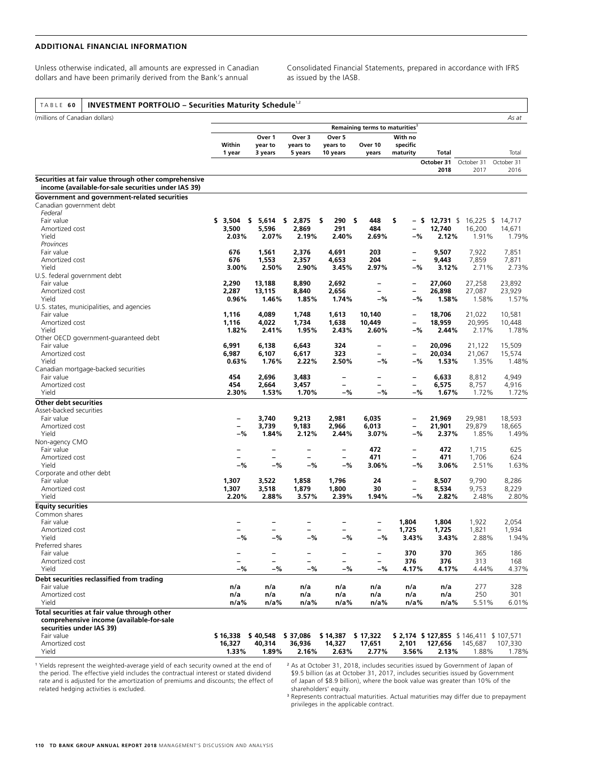## ADDITIONAL FINANCIAL INFORMATION

Unless otherwise indicated, all amounts are expressed in Canadian dollars and have been primarily derived from the Bank's annual Consolidated Financial Statements, prepared in accordance with IFRS as issued by the IASB.

**TABLE 60 INVESTMENT PORTFOLIO – Securities Maturity Schedule[1,2]**

| (millions of Canadian dollars) | | | | | | | | | As at |
|---|---|---|---|---|---|---|---|---|---|
| | Remaining terms to maturities[3] | | | | | | | | |
| | Within 1 year | Over 1 year to 3 years | Over 3 years to 5 years | Over 5 years to 10 years | Over 10 years | With no specific maturity | Total | | Total |
| | | | | | | | October 31 2018 | October 31 2017 | October 31 2016 |
| **Securities at fair value through other comprehensive income (available-for-sale securities under IAS 39)** | | | | | | | | | |
| **Government and government-related securities** | | | | | | | | | |
| Canadian government debt | | | | | | | | | |
| *Federal* | | | | | | | | | |
| Fair value | **$ 3,504** | **$ 5,614** | **$ 2,875** | **$ 290** | **$ 448** | **$ –** | **$ 12,731** | $ 16,225 | $ 14,717 |
| Amortized cost | **3,500** | **5,596** | **2,869** | **291** | **484** | **–** | **12,740** | 16,200 | 14,671 |
| Yield | **2.03%** | **2.07%** | **2.19%** | **2.40%** | **2.69%** | **–%** | **2.12%** | 1.91% | 1.79% |
| *Provinces* | | | | | | | | | |
| Fair value | **676** | **1,561** | **2,376** | **4,691** | **203** | **–** | **9,507** | 7,922 | 7,851 |
| Amortized cost | **676** | **1,553** | **2,357** | **4,653** | **204** | **–** | **9,443** | 7,859 | 7,871 |
| Yield | **3.00%** | **2.50%** | **2.90%** | **3.45%** | **2.97%** | **–%** | **3.12%** | 2.71% | 2.73% |
| U.S. federal government debt | | | | | | | | | |
| Fair value | **2,290** | **13,188** | **8,890** | **2,692** | **–** | **–** | **27,060** | 27,258 | 23,892 |
| Amortized cost | **2,287** | **13,115** | **8,840** | **2,656** | **–** | **–** | **26,898** | 27,087 | 23,929 |
| Yield | **0.96%** | **1.46%** | **1.85%** | **1.74%** | **–%** | **–%** | **1.58%** | 1.58% | 1.57% |
| U.S. states, municipalities, and agencies | | | | | | | | | |
| Fair value | **1,116** | **4,089** | **1,748** | **1,613** | **10,140** | **–** | **18,706** | 21,022 | 10,581 |
| Amortized cost | **1,116** | **4,022** | **1,734** | **1,638** | **10,449** | **–** | **18,959** | 20,995 | 10,448 |
| Yield | **1.82%** | **2.41%** | **1.95%** | **2.43%** | **2.60%** | **–%** | **2.44%** | 2.17% | 1.78% |
| Other OECD government-guaranteed debt | | | | | | | | | |
| Fair value | **6,991** | **6,138** | **6,643** | **324** | **–** | **–** | **20,096** | 21,122 | 15,509 |
| Amortized cost | **6,987** | **6,107** | **6,617** | **323** | **–** | **–** | **20,034** | 21,067 | 15,574 |
| Yield | **0.63%** | **1.76%** | **2.22%** | **2.50%** | **–%** | **–%** | **1.53%** | 1.35% | 1.48% |
| Canadian mortgage-backed securities | | | | | | | | | |
| Fair value | **454** | **2,696** | **3,483** | **–** | **–** | **–** | **6,633** | 8,812 | 4,949 |
| Amortized cost | **454** | **2,664** | **3,457** | **–** | **–** | **–** | **6,575** | 8,757 | 4,916 |
| Yield | **2.30%** | **1.53%** | **1.70%** | **–%** | **–%** | **–%** | **1.67%** | 1.72% | 1.72% |
| **Other debt securities** | | | | | | | | | |
| Asset-backed securities | | | | | | | | | |
| Fair value | **–** | **3,740** | **9,213** | **2,981** | **6,035** | **–** | **21,969** | 29,981 | 18,593 |
| Amortized cost | **–** | **3,739** | **9,183** | **2,966** | **6,013** | **–** | **21,901** | 29,879 | 18,665 |
| Yield | **–%** | **1.84%** | **2.12%** | **2.44%** | **3.07%** | **–%** | **2.37%** | 1.85% | 1.49% |
| Non-agency CMO | | | | | | | | | |
| Fair value | **–** | **–** | **–** | **–** | **472** | **–** | **472** | 1,715 | 625 |
| Amortized cost | **–** | **–** | **–** | **–** | **471** | **–** | **471** | 1,706 | 624 |
| Yield | **–%** | **–%** | **–%** | **–%** | **3.06%** | **–%** | **3.06%** | 2.51% | 1.63% |
| Corporate and other debt | | | | | | | | | |
| Fair value | **1,307** | **3,522** | **1,858** | **1,796** | **24** | **–** | **8,507** | 9,790 | 8,286 |
| Amortized cost | **1,307** | **3,518** | **1,879** | **1,800** | **30** | **–** | **8,534** | 9,753 | 8,229 |
| Yield | **2.20%** | **2.88%** | **3.57%** | **2.39%** | **1.94%** | **–%** | **2.82%** | 2.48% | 2.80% |
| **Equity securities** | | | | | | | | | |
| Common shares | | | | | | | | | |
| Fair value | **–** | **–** | **–** | **–** | **–** | **1,804** | **1,804** | 1,922 | 2,054 |
| Amortized cost | **–** | **–** | **–** | **–** | **–** | **1,725** | **1,725** | 1,821 | 1,934 |
| Yield | **–%** | **–%** | **–%** | **–%** | **–%** | **3.43%** | **3.43%** | 2.88% | 1.94% |
| Preferred shares | | | | | | | | | |
| Fair value | **–** | **–** | **–** | **–** | **–** | **370** | **370** | 365 | 186 |
| Amortized cost | **–** | **–** | **–** | **–** | **–** | **376** | **376** | 313 | 168 |
| Yield | **–%** | **–%** | **–%** | **–%** | **–%** | **4.17%** | **4.17%** | 4.44% | 4.37% |
| **Debt securities reclassified from trading** | | | | | | | | | |
| Fair value | **n/a** | **n/a** | **n/a** | **n/a** | **n/a** | **n/a** | **n/a** | 277 | 328 |
| Amortized cost | **n/a** | **n/a** | **n/a** | **n/a** | **n/a** | **n/a** | **n/a** | 250 | 301 |
| Yield | **n/a%** | **n/a%** | **n/a%** | **n/a%** | **n/a%** | **n/a%** | **n/a%** | 5.51% | 6.01% |
| **Total securities at fair value through other comprehensive income (available-for-sale securities under IAS 39)** | | | | | | | | | |
| Fair value | **$ 16,338** | **$ 40,548** | **$ 37,086** | **$ 14,387** | **$ 17,322** | **$ 2,174** | **$ 127,855** | $ 146,411 | $ 107,571 |
| Amortized cost | **16,327** | **40,314** | **36,936** | **14,327** | **17,651** | **2,101** | **127,656** | 145,687 | 107,330 |
| Yield | **1.33%** | **1.89%** | **2.16%** | **2.63%** | **2.77%** | **3.56%** | **2.13%** | 1.88% | 1.78% |

[1] Yields represent the weighted-average yield of each security owned at the end of the period. The effective yield includes the contractual interest or stated dividend rate and is adjusted for the amortization of premiums and discounts; the effect of related hedging activities is excluded.

[2] As at October 31, 2018, includes securities issued by Government of Japan of $9.5 billion (as at October 31, 2017, includes securities issued by Government of Japan of $8.9 billion), where the book value was greater than 10% of the shareholders' equity.

[3] Represents contractual maturities. Actual maturities may differ due to prepayment privileges in the applicable contract.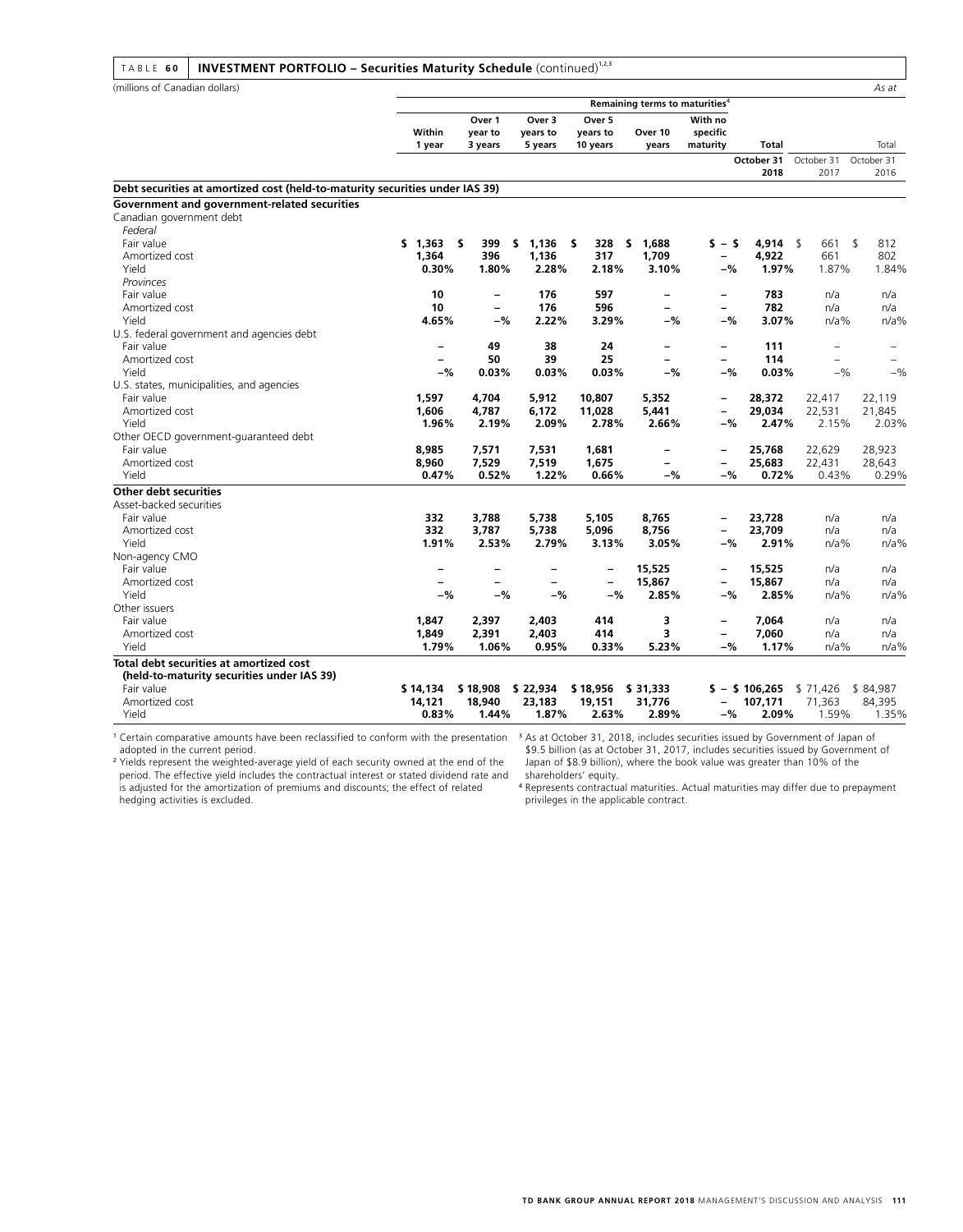## TABLE 60 INVESTMENT PORTFOLIO – Securities Maturity Schedule (continued)[1,2,3]

(millions of Canadian dollars) *As at*

| | Remaining terms to maturities[4] | | | | | | | | |
|---|---|---|---|---|---|---|---|---|---|
| | Within 1 year | Over 1 year to 3 years | Over 3 years to 5 years | Over 5 years to 10 years | Over 10 years | With no specific maturity | Total October 31 2018 | Total October 31 2017 | Total October 31 2016 |
| **Debt securities at amortized cost (held-to-maturity securities under IAS 39)** | | | | | | | | | |
| **Government and government-related securities** | | | | | | | | | |
| Canadian government debt | | | | | | | | | |
| *Federal* | | | | | | | | | |
| Fair value | **$ 1,363** | **$ 399** | **$ 1,136** | **$ 328** | **$ 1,688** | **$ –** | **$ 4,914** | $ 661 | $ 812 |
| Amortized cost | **1,364** | **396** | **1,136** | **317** | **1,709** | **–** | **4,922** | 661 | 802 |
| Yield | **0.30%** | **1.80%** | **2.28%** | **2.18%** | **3.10%** | **–%** | **1.97%** | 1.87% | 1.84% |
| *Provinces* | | | | | | | | | |
| Fair value | **10** | **–** | **176** | **597** | **–** | **–** | **783** | n/a | n/a |
| Amortized cost | **10** | **–** | **176** | **596** | **–** | **–** | **782** | n/a | n/a |
| Yield | **4.65%** | **–%** | **2.22%** | **3.29%** | **–%** | **–%** | **3.07%** | n/a% | n/a% |
| U.S. federal government and agencies debt | | | | | | | | | |
| Fair value | **–** | **49** | **38** | **24** | **–** | **–** | **111** | – | – |
| Amortized cost | **–** | **50** | **39** | **25** | **–** | **–** | **114** | – | – |
| Yield | **–%** | **0.03%** | **0.03%** | **0.03%** | **–%** | **–%** | **0.03%** | –% | –% |
| U.S. states, municipalities, and agencies | | | | | | | | | |
| Fair value | **1,597** | **4,704** | **5,912** | **10,807** | **5,352** | **–** | **28,372** | 22,417 | 22,119 |
| Amortized cost | **1,606** | **4,787** | **6,172** | **11,028** | **5,441** | **–** | **29,034** | 22,531 | 21,845 |
| Yield | **1.96%** | **2.19%** | **2.09%** | **2.78%** | **2.66%** | **–%** | **2.47%** | 2.15% | 2.03% |
| Other OECD government-guaranteed debt | | | | | | | | | |
| Fair value | **8,985** | **7,571** | **7,531** | **1,681** | **–** | **–** | **25,768** | 22,629 | 28,923 |
| Amortized cost | **8,960** | **7,529** | **7,519** | **1,675** | **–** | **–** | **25,683** | 22,431 | 28,643 |
| Yield | **0.47%** | **0.52%** | **1.22%** | **0.66%** | **–%** | **–%** | **0.72%** | 0.43% | 0.29% |
| **Other debt securities** | | | | | | | | | |
| Asset-backed securities | | | | | | | | | |
| Fair value | **332** | **3,788** | **5,738** | **5,105** | **8,765** | **–** | **23,728** | n/a | n/a |
| Amortized cost | **332** | **3,787** | **5,738** | **5,096** | **8,756** | **–** | **23,709** | n/a | n/a |
| Yield | **1.91%** | **2.53%** | **2.79%** | **3.13%** | **3.05%** | **–%** | **2.91%** | n/a% | n/a% |
| Non-agency CMO | | | | | | | | | |
| Fair value | **–** | **–** | **–** | **–** | **15,525** | **–** | **15,525** | n/a | n/a |
| Amortized cost | **–** | **–** | **–** | **–** | **15,867** | **–** | **15,867** | n/a | n/a |
| Yield | **–%** | **–%** | **–%** | **–%** | **2.85%** | **–%** | **2.85%** | n/a% | n/a% |
| Other issuers | | | | | | | | | |
| Fair value | **1,847** | **2,397** | **2,403** | **414** | **3** | **–** | **7,064** | n/a | n/a |
| Amortized cost | **1,849** | **2,391** | **2,403** | **414** | **3** | **–** | **7,060** | n/a | n/a |
| Yield | **1.79%** | **1.06%** | **0.95%** | **0.33%** | **5.23%** | **–%** | **1.17%** | n/a% | n/a% |
| **Total debt securities at amortized cost (held-to-maturity securities under IAS 39)** | | | | | | | | | |
| Fair value | **$ 14,134** | **$ 18,908** | **$ 22,934** | **$ 18,956** | **$ 31,333** | **$ –** | **$ 106,265** | $ 71,426 | $ 84,987 |
| Amortized cost | **14,121** | **18,940** | **23,183** | **19,151** | **31,776** | **–** | **107,171** | 71,363 | 84,395 |
| Yield | **0.83%** | **1.44%** | **1.87%** | **2.63%** | **2.89%** | **–%** | **2.09%** | 1.59% | 1.35% |

[1] Certain comparative amounts have been reclassified to conform with the presentation adopted in the current period.

[2] Yields represent the weighted-average yield of each security owned at the end of the period. The effective yield includes the contractual interest or stated dividend rate and is adjusted for the amortization of premiums and discounts; the effect of related hedging activities is excluded.

[3] As at October 31, 2018, includes securities issued by Government of Japan of $9.5 billion (as at October 31, 2017, includes securities issued by Government of Japan of $8.9 billion), where the book value was greater than 10% of the shareholders' equity.

[4] Represents contractual maturities. Actual maturities may differ due to prepayment privileges in the applicable contract.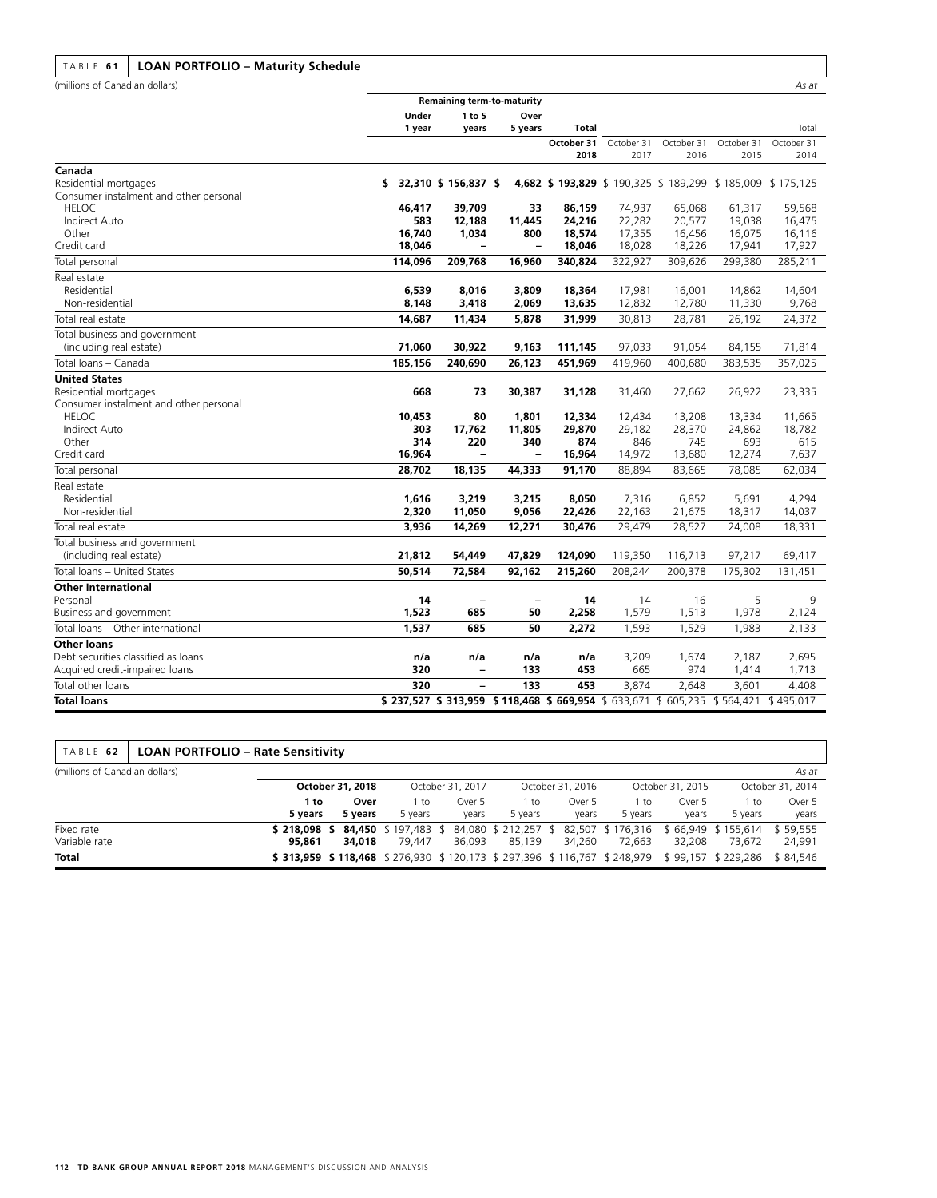## TABLE 61 LOAN PORTFOLIO – Maturity Schedule

(millions of Canadian dollars) *As at*

| | Remaining term-to-maturity | | | | | | | |
|---|---|---|---|---|---|---|---|---|
| | **Under 1 year** | **1 to 5 years** | **Over 5 years** | **Total** | | | | Total |
| | | | | **October 31 2018** | October 31 2017 | October 31 2016 | October 31 2015 | October 31 2014 |
| **Canada** | | | | | | | | |
| Residential mortgages | **$ 32,310** | **$ 156,837** | **$ 4,682** | **$ 193,829** | $ 190,325 | $ 189,299 | $ 185,009 | $ 175,125 |
| Consumer instalment and other personal | | | | | | | | |
| HELOC | **46,417** | **39,709** | **33** | **86,159** | 74,937 | 65,068 | 61,317 | 59,568 |
| Indirect Auto | **583** | **12,188** | **11,445** | **24,216** | 22,282 | 20,577 | 19,038 | 16,475 |
| Other | **16,740** | **1,034** | **800** | **18,574** | 17,355 | 16,456 | 16,075 | 16,116 |
| Credit card | **18,046** | **–** | **–** | **18,046** | 18,028 | 18,226 | 17,941 | 17,927 |
| Total personal | **114,096** | **209,768** | **16,960** | **340,824** | 322,927 | 309,626 | 299,380 | 285,211 |
| Real estate | | | | | | | | |
| Residential | **6,539** | **8,016** | **3,809** | **18,364** | 17,981 | 16,001 | 14,862 | 14,604 |
| Non-residential | **8,148** | **3,418** | **2,069** | **13,635** | 12,832 | 12,780 | 11,330 | 9,768 |
| Total real estate | **14,687** | **11,434** | **5,878** | **31,999** | 30,813 | 28,781 | 26,192 | 24,372 |
| Total business and government (including real estate) | **71,060** | **30,922** | **9,163** | **111,145** | 97,033 | 91,054 | 84,155 | 71,814 |
| Total loans – Canada | **185,156** | **240,690** | **26,123** | **451,969** | 419,960 | 400,680 | 383,535 | 357,025 |
| **United States** | | | | | | | | |
| Residential mortgages | **668** | **73** | **30,387** | **31,128** | 31,460 | 27,662 | 26,922 | 23,335 |
| Consumer instalment and other personal | | | | | | | | |
| HELOC | **10,453** | **80** | **1,801** | **12,334** | 12,434 | 13,208 | 13,334 | 11,665 |
| Indirect Auto | **303** | **17,762** | **11,805** | **29,870** | 29,182 | 28,370 | 24,862 | 18,782 |
| Other | **314** | **220** | **340** | **874** | 846 | 745 | 693 | 615 |
| Credit card | **16,964** | **–** | **–** | **16,964** | 14,972 | 13,680 | 12,274 | 7,637 |
| Total personal | **28,702** | **18,135** | **44,333** | **91,170** | 88,894 | 83,665 | 78,085 | 62,034 |
| Real estate | | | | | | | | |
| Residential | **1,616** | **3,219** | **3,215** | **8,050** | 7,316 | 6,852 | 5,691 | 4,294 |
| Non-residential | **2,320** | **11,050** | **9,056** | **22,426** | 22,163 | 21,675 | 18,317 | 14,037 |
| Total real estate | **3,936** | **14,269** | **12,271** | **30,476** | 29,479 | 28,527 | 24,008 | 18,331 |
| Total business and government (including real estate) | **21,812** | **54,449** | **47,829** | **124,090** | 119,350 | 116,713 | 97,217 | 69,417 |
| Total loans – United States | **50,514** | **72,584** | **92,162** | **215,260** | 208,244 | 200,378 | 175,302 | 131,451 |
| **Other International** | | | | | | | | |
| Personal | **14** | **–** | **–** | **14** | 14 | 16 | 5 | 9 |
| Business and government | **1,523** | **685** | **50** | **2,258** | 1,579 | 1,513 | 1,978 | 2,124 |
| Total loans – Other international | **1,537** | **685** | **50** | **2,272** | 1,593 | 1,529 | 1,983 | 2,133 |
| **Other loans** | | | | | | | | |
| Debt securities classified as loans | **n/a** | **n/a** | **n/a** | **n/a** | 3,209 | 1,674 | 2,187 | 2,695 |
| Acquired credit-impaired loans | **320** | **–** | **133** | **453** | 665 | 974 | 1,414 | 1,713 |
| Total other loans | **320** | **–** | **133** | **453** | 3,874 | 2,648 | 3,601 | 4,408 |
| **Total loans** | **$ 237,527** | **$ 313,959** | **$ 118,468** | **$ 669,954** | $ 633,671 | $ 605,235 | $ 564,421 | $ 495,017 |

## TABLE 62 LOAN PORTFOLIO – Rate Sensitivity

(millions of Canadian dollars) *As at*

| | **October 31, 2018** | | October 31, 2017 | | October 31, 2016 | | October 31, 2015 | | October 31, 2014 | |
|---|---|---|---|---|---|---|---|---|---|---|
| | **1 to 5 years** | **Over 5 years** | 1 to 5 years | Over 5 years | 1 to 5 years | Over 5 years | 1 to 5 years | Over 5 years | 1 to 5 years | Over 5 years |
| Fixed rate | **$ 218,098** | **$ 84,450** | $ 197,483 | $ 84,080 | $ 212,257 | $ 82,507 | $ 176,316 | $ 66,949 | $ 155,614 | $ 59,555 |
| Variable rate | **95,861** | **34,018** | 79,447 | 36,093 | 85,139 | 34,260 | 72,663 | 32,208 | 73,672 | 24,991 |
| **Total** | **$ 313,959** | **$ 118,468** | $ 276,930 | $ 120,173 | $ 297,396 | $ 116,767 | $ 248,979 | $ 99,157 | $ 229,286 | $ 84,546 |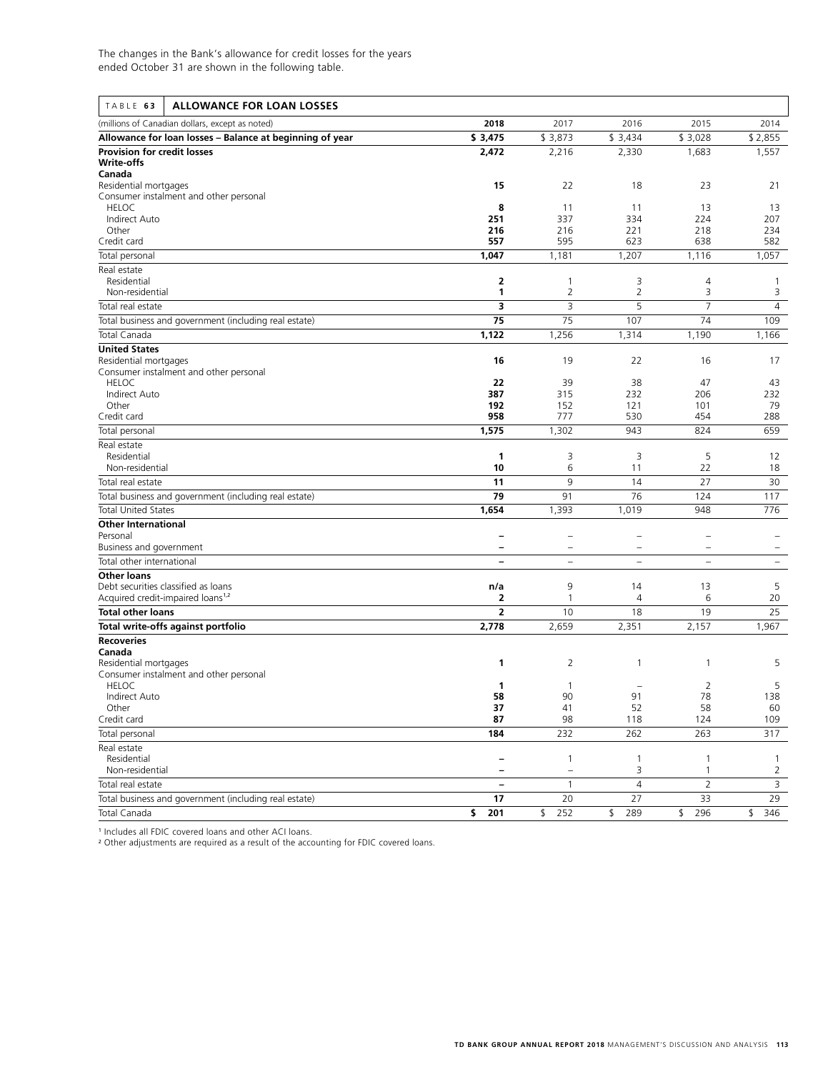The changes in the Bank's allowance for credit losses for the years ended October 31 are shown in the following table.

**TABLE 63 ALLOWANCE FOR LOAN LOSSES**

| (millions of Canadian dollars, except as noted) | 2018 | 2017 | 2016 | 2015 | 2014 |
|---|---|---|---|---|---|
| **Allowance for loan losses – Balance at beginning of year** | **$ 3,475** | $ 3,873 | $ 3,434 | $ 3,028 | $ 2,855 |
| **Provision for credit losses** | **2,472** | 2,216 | 2,330 | 1,683 | 1,557 |
| **Write-offs** | | | | | |
| **Canada** | | | | | |
| Residential mortgages | **15** | 22 | 18 | 23 | 21 |
| Consumer instalment and other personal | | | | | |
| HELOC | **8** | 11 | 11 | 13 | 13 |
| Indirect Auto | **251** | 337 | 334 | 224 | 207 |
| Other | **216** | 216 | 221 | 218 | 234 |
| Credit card | **557** | 595 | 623 | 638 | 582 |
| Total personal | **1,047** | 1,181 | 1,207 | 1,116 | 1,057 |
| Real estate | | | | | |
| Residential | **2** | 1 | 3 | 4 | 1 |
| Non-residential | **1** | 2 | 2 | 3 | 3 |
| Total real estate | **3** | 3 | 5 | 7 | 4 |
| Total business and government (including real estate) | **75** | 75 | 107 | 74 | 109 |
| Total Canada | **1,122** | 1,256 | 1,314 | 1,190 | 1,166 |
| **United States** | | | | | |
| Residential mortgages | **16** | 19 | 22 | 16 | 17 |
| Consumer instalment and other personal | | | | | |
| HELOC | **22** | 39 | 38 | 47 | 43 |
| Indirect Auto | **387** | 315 | 232 | 206 | 232 |
| Other | **192** | 152 | 121 | 101 | 79 |
| Credit card | **958** | 777 | 530 | 454 | 288 |
| Total personal | **1,575** | 1,302 | 943 | 824 | 659 |
| Real estate | | | | | |
| Residential | **1** | 3 | 3 | 5 | 12 |
| Non-residential | **10** | 6 | 11 | 22 | 18 |
| Total real estate | **11** | 9 | 14 | 27 | 30 |
| Total business and government (including real estate) | **79** | 91 | 76 | 124 | 117 |
| Total United States | **1,654** | 1,393 | 1,019 | 948 | 776 |
| **Other International** | | | | | |
| Personal | **–** | – | – | – | – |
| Business and government | **–** | – | – | – | – |
| Total other international | **–** | – | – | – | – |
| **Other loans** | | | | | |
| Debt securities classified as loans | **n/a** | 9 | 14 | 13 | 5 |
| Acquired credit-impaired loans[1,2] | **2** | 1 | 4 | 6 | 20 |
| **Total other loans** | **2** | 10 | 18 | 19 | 25 |
| **Total write-offs against portfolio** | **2,778** | 2,659 | 2,351 | 2,157 | 1,967 |
| **Recoveries** | | | | | |
| **Canada** | | | | | |
| Residential mortgages | **1** | 2 | 1 | 1 | 5 |
| Consumer instalment and other personal | | | | | |
| HELOC | **1** | 1 | – | 2 | 5 |
| Indirect Auto | **58** | 90 | 91 | 78 | 138 |
| Other | **37** | 41 | 52 | 58 | 60 |
| Credit card | **87** | 98 | 118 | 124 | 109 |
| Total personal | **184** | 232 | 262 | 263 | 317 |
| Real estate | | | | | |
| Residential | **–** | 1 | 1 | 1 | 1 |
| Non-residential | **–** | – | 3 | 1 | 2 |
| Total real estate | **–** | 1 | 4 | 2 | 3 |
| Total business and government (including real estate) | **17** | 20 | 27 | 33 | 29 |
| Total Canada | **$ 201** | $ 252 | $ 289 | $ 296 | $ 346 |

[1] Includes all FDIC covered loans and other ACI loans.
[2] Other adjustments are required as a result of the accounting for FDIC covered loans.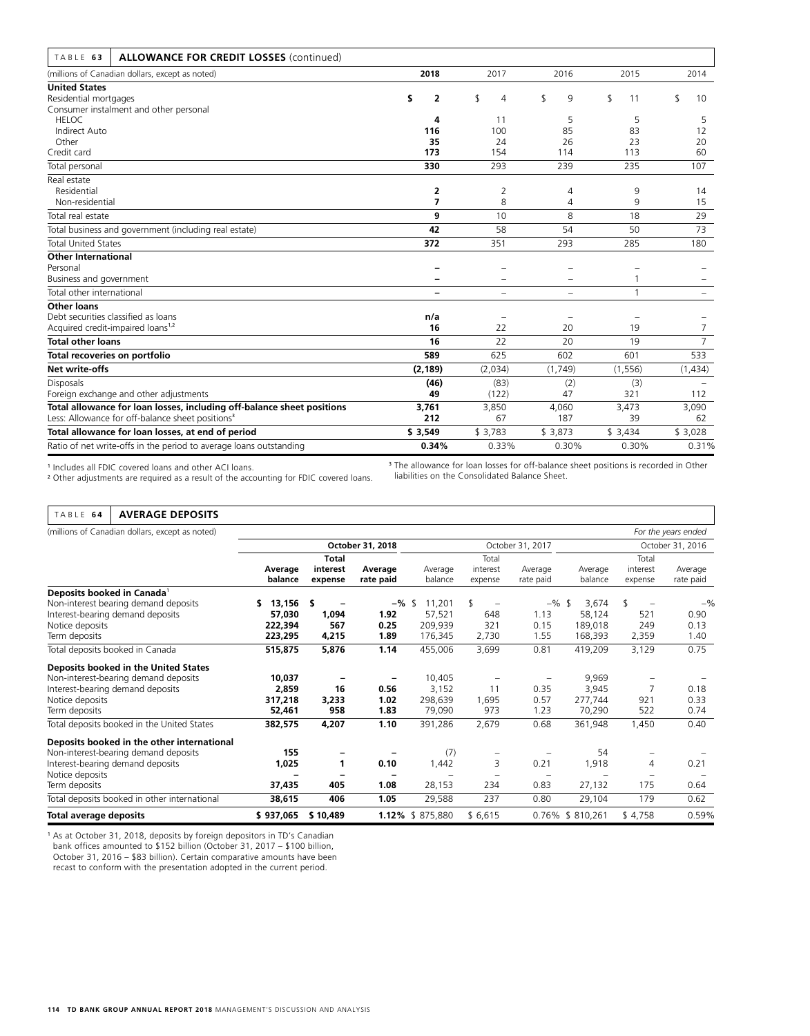| TABLE 63 | ALLOWANCE FOR CREDIT LOSSES (continued) | | | | |
|---|---|---|---|---|---|
| (millions of Canadian dollars, except as noted) | **2018** | 2017 | 2016 | 2015 | 2014 |
| **United States** | | | | | |
| Residential mortgages | **$ 2** | $ 4 | $ 9 | $ 11 | $ 10 |
| Consumer instalment and other personal | | | | | |
| HELOC | **4** | 11 | 5 | 5 | 5 |
| Indirect Auto | **116** | 100 | 85 | 83 | 12 |
| Other | **35** | 24 | 26 | 23 | 20 |
| Credit card | **173** | 154 | 114 | 113 | 60 |
| Total personal | **330** | 293 | 239 | 235 | 107 |
| Real estate | | | | | |
| Residential | **2** | 2 | 4 | 9 | 14 |
| Non-residential | **7** | 8 | 4 | 9 | 15 |
| Total real estate | **9** | 10 | 8 | 18 | 29 |
| Total business and government (including real estate) | **42** | 58 | 54 | 50 | 73 |
| Total United States | **372** | 351 | 293 | 285 | 180 |
| **Other International** | | | | | |
| Personal | **–** | – | – | – | – |
| Business and government | **–** | – | – | 1 | – |
| Total other international | **–** | – | – | 1 | – |
| **Other loans** | | | | | |
| Debt securities classified as loans | **n/a** | – | – | – | – |
| Acquired credit-impaired loans[1,2] | **16** | 22 | 20 | 19 | 7 |
| **Total other loans** | **16** | 22 | 20 | 19 | 7 |
| **Total recoveries on portfolio** | **589** | 625 | 602 | 601 | 533 |
| **Net write-offs** | **(2,189)** | (2,034) | (1,749) | (1,556) | (1,434) |
| Disposals | **(46)** | (83) | (2) | (3) | – |
| Foreign exchange and other adjustments | **49** | (122) | 47 | 321 | 112 |
| **Total allowance for loan losses, including off-balance sheet positions** | **3,761** | 3,850 | 4,060 | 3,473 | 3,090 |
| Less: Allowance for off-balance sheet positions[3] | **212** | 67 | 187 | 39 | 62 |
| **Total allowance for loan losses, at end of period** | **$ 3,549** | $ 3,783 | $ 3,873 | $ 3,434 | $ 3,028 |
| Ratio of net write-offs in the period to average loans outstanding | **0.34%** | 0.33% | 0.30% | 0.30% | 0.31% |

[1] Includes all FDIC covered loans and other ACI loans.

[2] Other adjustments are required as a result of the accounting for FDIC covered loans.

[3] The allowance for loan losses for off-balance sheet positions is recorded in Other liabilities on the Consolidated Balance Sheet.

| TABLE 64 | AVERAGE DEPOSITS | | | | | | | | |
|---|---|---|---|---|---|---|---|---|---|
| (millions of Canadian dollars, except as noted) | | | | | | | | | *For the years ended* |
| | **October 31, 2018** | | | October 31, 2017 | | | October 31, 2016 | | |
| | **Average balance** | **Total interest expense** | **Average rate paid** | Average balance | Total interest expense | Average rate paid | Average balance | Total interest expense | Average rate paid |
| **Deposits booked in Canada**[1] | | | | | | | | | |
| Non-interest bearing demand deposits | **$ 13,156** | **$ –** | **–%** | $ 11,201 | $ – | –% | $ 3,674 | $ – | –% |
| Interest-bearing demand deposits | **57,030** | **1,094** | **1.92** | 57,521 | 648 | 1.13 | 58,124 | 521 | 0.90 |
| Notice deposits | **222,394** | **567** | **0.25** | 209,939 | 321 | 0.15 | 189,018 | 249 | 0.13 |
| Term deposits | **223,295** | **4,215** | **1.89** | 176,345 | 2,730 | 1.55 | 168,393 | 2,359 | 1.40 |
| Total deposits booked in Canada | **515,875** | **5,876** | **1.14** | 455,006 | 3,699 | 0.81 | 419,209 | 3,129 | 0.75 |
| **Deposits booked in the United States** | | | | | | | | | |
| Non-interest-bearing demand deposits | **10,037** | **–** | **–** | 10,405 | – | – | 9,969 | – | – |
| Interest-bearing demand deposits | **2,859** | **16** | **0.56** | 3,152 | 11 | 0.35 | 3,945 | 7 | 0.18 |
| Notice deposits | **317,218** | **3,233** | **1.02** | 298,639 | 1,695 | 0.57 | 277,744 | 921 | 0.33 |
| Term deposits | **52,461** | **958** | **1.83** | 79,090 | 973 | 1.23 | 70,290 | 522 | 0.74 |
| Total deposits booked in the United States | **382,575** | **4,207** | **1.10** | 391,286 | 2,679 | 0.68 | 361,948 | 1,450 | 0.40 |
| **Deposits booked in the other international** | | | | | | | | | |
| Non-interest-bearing demand deposits | **155** | **–** | **–** | (7) | – | – | 54 | – | – |
| Interest-bearing demand deposits | **1,025** | **1** | **0.10** | 1,442 | 3 | 0.21 | 1,918 | 4 | 0.21 |
| Notice deposits | **–** | **–** | **–** | – | – | – | – | – | – |
| Term deposits | **37,435** | **405** | **1.08** | 28,153 | 234 | 0.83 | 27,132 | 175 | 0.64 |
| Total deposits booked in other international | **38,615** | **406** | **1.05** | 29,588 | 237 | 0.80 | 29,104 | 179 | 0.62 |
| **Total average deposits** | **$ 937,065** | **$ 10,489** | **1.12%** | $ 875,880 | $ 6,615 | 0.76% | $ 810,261 | $ 4,758 | 0.59% |

[1] As at October 31, 2018, deposits by foreign depositors in TD's Canadian bank offices amounted to $152 billion (October 31, 2017 – $100 billion, October 31, 2016 – $83 billion). Certain comparative amounts have been recast to conform with the presentation adopted in the current period.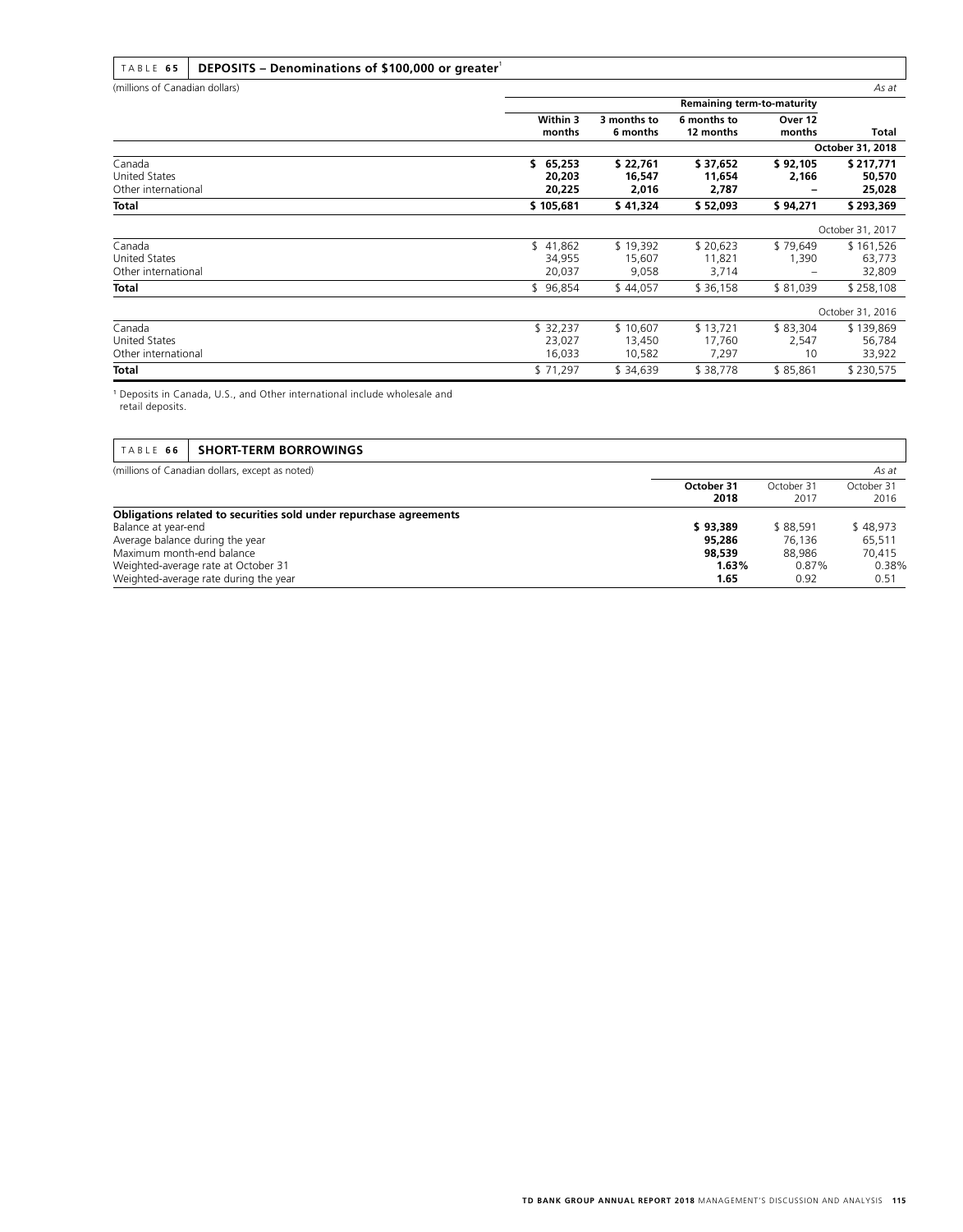## TABLE 65 DEPOSITS – Denominations of $100,000 or greater[1]

(millions of Canadian dollars) *As at*

| | Remaining term-to-maturity | | | | |
|---|---|---|---|---|---|
| | Within 3 months | 3 months to 6 months | 6 months to 12 months | Over 12 months | Total |
| | | | | | **October 31, 2018** |
| Canada | **$ 65,253** | **$ 22,761** | **$ 37,652** | **$ 92,105** | **$ 217,771** |
| United States | **20,203** | **16,547** | **11,654** | **2,166** | **50,570** |
| Other international | **20,225** | **2,016** | **2,787** | **–** | **25,028** |
| **Total** | **$ 105,681** | **$ 41,324** | **$ 52,093** | **$ 94,271** | **$ 293,369** |
| | | | | | October 31, 2017 |
| Canada | $ 41,862 | $ 19,392 | $ 20,623 | $ 79,649 | $ 161,526 |
| United States | 34,955 | 15,607 | 11,821 | 1,390 | 63,773 |
| Other international | 20,037 | 9,058 | 3,714 | – | 32,809 |
| **Total** | $ 96,854 | $ 44,057 | $ 36,158 | $ 81,039 | $ 258,108 |
| | | | | | October 31, 2016 |
| Canada | $ 32,237 | $ 10,607 | $ 13,721 | $ 83,304 | $ 139,869 |
| United States | 23,027 | 13,450 | 17,760 | 2,547 | 56,784 |
| Other international | 16,033 | 10,582 | 7,297 | 10 | 33,922 |
| **Total** | $ 71,297 | $ 34,639 | $ 38,778 | $ 85,861 | $ 230,575 |

[1] Deposits in Canada, U.S., and Other international include wholesale and retail deposits.

## TABLE 66 SHORT-TERM BORROWINGS

(millions of Canadian dollars, except as noted) *As at*

| | October 31 2018 | October 31 2017 | October 31 2016 |
|---|---|---|---|
| **Obligations related to securities sold under repurchase agreements** | | | |
| Balance at year-end | **$ 93,389** | $ 88,591 | $ 48,973 |
| Average balance during the year | **95,286** | 76,136 | 65,511 |
| Maximum month-end balance | **98,539** | 88,986 | 70,415 |
| Weighted-average rate at October 31 | **1.63%** | 0.87% | 0.38% |
| Weighted-average rate during the year | **1.65** | 0.92 | 0.51 |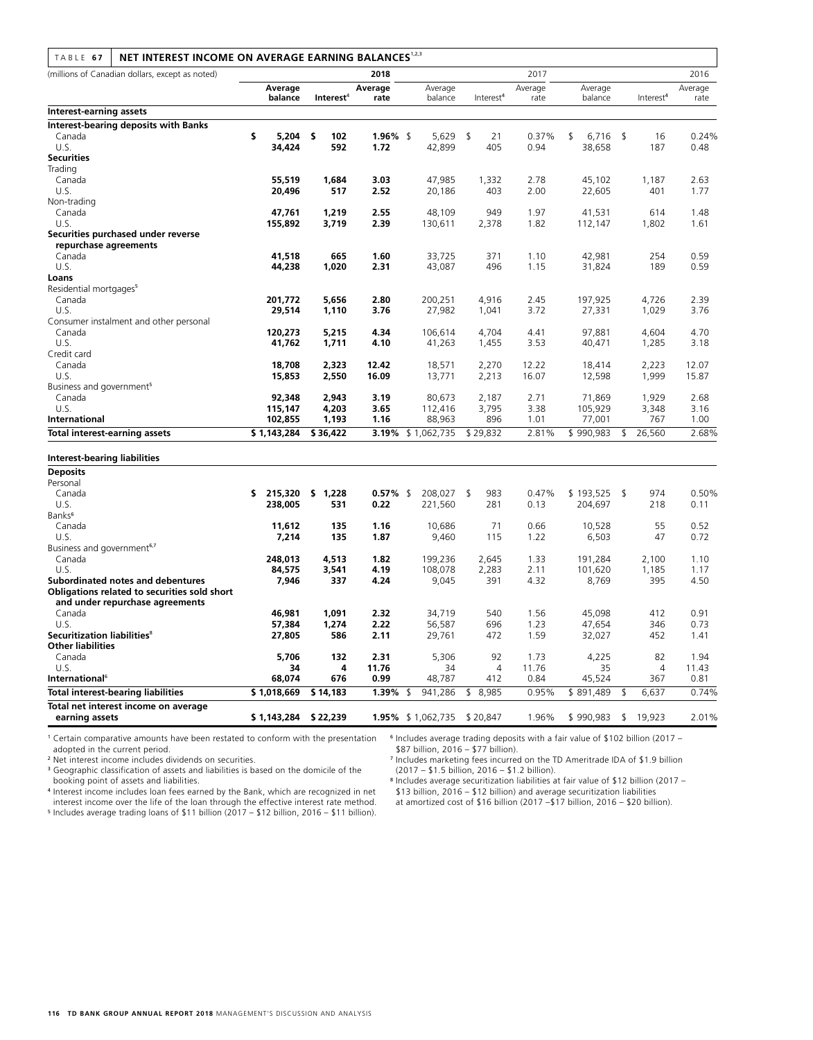## TABLE 67 NET INTEREST INCOME ON AVERAGE EARNING BALANCES[1,2,3]

| (millions of Canadian dollars, except as noted) | | | 2018 | | | 2017 | | | 2016 |
|---|---|---|---|---|---|---|---|---|---|
| | Average balance | Interest[4] | Average rate | Average balance | Interest[4] | Average rate | Average balance | Interest[4] | Average rate |
| **Interest-earning assets** | | | | | | | | | |
| **Interest-bearing deposits with Banks** | | | | | | | | | |
| Canada | **$ 5,204** | **$ 102** | **1.96%** | $ 5,629 | $ 21 | 0.37% | $ 6,716 | $ 16 | 0.24% |
| U.S. | **34,424** | **592** | **1.72** | 42,899 | 405 | 0.94 | 38,658 | 187 | 0.48 |
| **Securities** | | | | | | | | | |
| Trading | | | | | | | | | |
| Canada | **55,519** | **1,684** | **3.03** | 47,985 | 1,332 | 2.78 | 45,102 | 1,187 | 2.63 |
| U.S. | **20,496** | **517** | **2.52** | 20,186 | 403 | 2.00 | 22,605 | 401 | 1.77 |
| Non-trading | | | | | | | | | |
| Canada | **47,761** | **1,219** | **2.55** | 48,109 | 949 | 1.97 | 41,531 | 614 | 1.48 |
| U.S. | **155,892** | **3,719** | **2.39** | 130,611 | 2,378 | 1.82 | 112,147 | 1,802 | 1.61 |
| **Securities purchased under reverse repurchase agreements** | | | | | | | | | |
| Canada | **41,518** | **665** | **1.60** | 33,725 | 371 | 1.10 | 42,981 | 254 | 0.59 |
| U.S. | **44,238** | **1,020** | **2.31** | 43,087 | 496 | 1.15 | 31,824 | 189 | 0.59 |
| **Loans** | | | | | | | | | |
| Residential mortgages[5] | | | | | | | | | |
| Canada | **201,772** | **5,656** | **2.80** | 200,251 | 4,916 | 2.45 | 197,925 | 4,726 | 2.39 |
| U.S. | **29,514** | **1,110** | **3.76** | 27,982 | 1,041 | 3.72 | 27,331 | 1,029 | 3.76 |
| Consumer instalment and other personal | | | | | | | | | |
| Canada | **120,273** | **5,215** | **4.34** | 106,614 | 4,704 | 4.41 | 97,881 | 4,604 | 4.70 |
| U.S. | **41,762** | **1,711** | **4.10** | 41,263 | 1,455 | 3.53 | 40,471 | 1,285 | 3.18 |
| Credit card | | | | | | | | | |
| Canada | **18,708** | **2,323** | **12.42** | 18,571 | 2,270 | 12.22 | 18,414 | 2,223 | 12.07 |
| U.S. | **15,853** | **2,550** | **16.09** | 13,771 | 2,213 | 16.07 | 12,598 | 1,999 | 15.87 |
| Business and government[5] | | | | | | | | | |
| Canada | **92,348** | **2,943** | **3.19** | 80,673 | 2,187 | 2.71 | 71,869 | 1,929 | 2.68 |
| U.S. | **115,147** | **4,203** | **3.65** | 112,416 | 3,795 | 3.38 | 105,929 | 3,348 | 3.16 |
| **International** | **102,855** | **1,193** | **1.16** | 88,963 | 896 | 1.01 | 77,001 | 767 | 1.00 |
| **Total interest-earning assets** | **$ 1,143,284** | **$ 36,422** | **3.19%** | $ 1,062,735 | $ 29,832 | 2.81% | $ 990,983 | $ 26,560 | 2.68% |
| **Interest-bearing liabilities** | | | | | | | | | |
| **Deposits** | | | | | | | | | |
| Personal | | | | | | | | | |
| Canada | **$ 215,320** | **$ 1,228** | **0.57%** | $ 208,027 | $ 983 | 0.47% | $ 193,525 | $ 974 | 0.50% |
| U.S. | **238,005** | **531** | **0.22** | 221,560 | 281 | 0.13 | 204,697 | 218 | 0.11 |
| Banks[6] | | | | | | | | | |
| Canada | **11,612** | **135** | **1.16** | 10,686 | 71 | 0.66 | 10,528 | 55 | 0.52 |
| U.S. | **7,214** | **135** | **1.87** | 9,460 | 115 | 1.22 | 6,503 | 47 | 0.72 |
| Business and government[6,7] | | | | | | | | | |
| Canada | **248,013** | **4,513** | **1.82** | 199,236 | 2,645 | 1.33 | 191,284 | 2,100 | 1.10 |
| U.S. | **84,575** | **3,541** | **4.19** | 108,078 | 2,283 | 2.11 | 101,620 | 1,185 | 1.17 |
| **Subordinated notes and debentures** | **7,946** | **337** | **4.24** | 9,045 | 391 | 4.32 | 8,769 | 395 | 4.50 |
| **Obligations related to securities sold short and under repurchase agreements** | | | | | | | | | |
| Canada | **46,981** | **1,091** | **2.32** | 34,719 | 540 | 1.56 | 45,098 | 412 | 0.91 |
| U.S. | **57,384** | **1,274** | **2.22** | 56,587 | 696 | 1.23 | 47,654 | 346 | 0.73 |
| **Securitization liabilities[8]** | **27,805** | **586** | **2.11** | 29,761 | 472 | 1.59 | 32,027 | 452 | 1.41 |
| **Other liabilities** | | | | | | | | | |
| Canada | **5,706** | **132** | **2.31** | 5,306 | 92 | 1.73 | 4,225 | 82 | 1.94 |
| U.S. | **34** | **4** | **11.76** | 34 | 4 | 11.76 | 35 | 4 | 11.43 |
| **International[6]** | **68,074** | **676** | **0.99** | 48,787 | 412 | 0.84 | 45,524 | 367 | 0.81 |
| **Total interest-bearing liabilities** | **$ 1,018,669** | **$ 14,183** | **1.39%** | $ 941,286 | $ 8,985 | 0.95% | $ 891,489 | $ 6,637 | 0.74% |
| **Total net interest income on average earning assets** | **$ 1,143,284** | **$ 22,239** | **1.95%** | $ 1,062,735 | $ 20,847 | 1.96% | $ 990,983 | $ 19,923 | 2.01% |

[1] Certain comparative amounts have been restated to conform with the presentation adopted in the current period.

[2] Net interest income includes dividends on securities.

[3] Geographic classification of assets and liabilities is based on the domicile of the booking point of assets and liabilities.

[4] Interest income includes loan fees earned by the Bank, which are recognized in net interest income over the life of the loan through the effective interest rate method.

[5] Includes average trading loans of $11 billion (2017 – $12 billion, 2016 – $11 billion).

[6] Includes average trading deposits with a fair value of $102 billion (2017 – $87 billion, 2016 – $77 billion).

[7] Includes marketing fees incurred on the TD Ameritrade IDA of $1.9 billion (2017 – $1.5 billion, 2016 – $1.2 billion).

[8] Includes average securitization liabilities at fair value of $12 billion (2017 – $13 billion, 2016 – $12 billion) and average securitization liabilities at amortized cost of $16 billion (2017 –$17 billion, 2016 – $20 billion).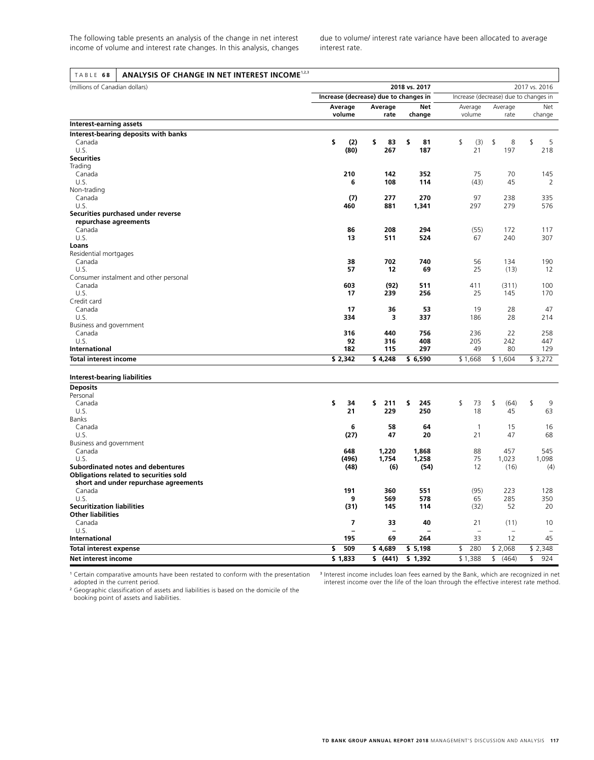The following table presents an analysis of the change in net interest income of volume and interest rate changes. In this analysis, changes due to volume/ interest rate variance have been allocated to average interest rate.

**TABLE 68 ANALYSIS OF CHANGE IN NET INTEREST INCOME**[1,2,3]

| (millions of Canadian dollars) | 2018 vs. 2017 | | | 2017 vs. 2016 | | |
|---|---|---|---|---|---|---|
| | Increase (decrease) due to changes in | | | Increase (decrease) due to changes in | | |
| | Average volume | Average rate | Net change | Average volume | Average rate | Net change |
| **Interest-earning assets** | | | | | | |
| **Interest-bearing deposits with banks** | | | | | | |
| Canada | $ (2) | $ 83 | $ 81 | $ (3) | $ 8 | $ 5 |
| U.S. | (80) | 267 | 187 | 21 | 197 | 218 |
| **Securities** | | | | | | |
| Trading | | | | | | |
| Canada | 210 | 142 | 352 | 75 | 70 | 145 |
| U.S. | 6 | 108 | 114 | (43) | 45 | 2 |
| Non-trading | | | | | | |
| Canada | (7) | 277 | 270 | 97 | 238 | 335 |
| U.S. | 460 | 881 | 1,341 | 297 | 279 | 576 |
| **Securities purchased under reverse repurchase agreements** | | | | | | |
| Canada | 86 | 208 | 294 | (55) | 172 | 117 |
| U.S. | 13 | 511 | 524 | 67 | 240 | 307 |
| **Loans** | | | | | | |
| Residential mortgages | | | | | | |
| Canada | 38 | 702 | 740 | 56 | 134 | 190 |
| U.S. | 57 | 12 | 69 | 25 | (13) | 12 |
| Consumer instalment and other personal | | | | | | |
| Canada | 603 | (92) | 511 | 411 | (311) | 100 |
| U.S. | 17 | 239 | 256 | 25 | 145 | 170 |
| Credit card | | | | | | |
| Canada | 17 | 36 | 53 | 19 | 28 | 47 |
| U.S. | 334 | 3 | 337 | 186 | 28 | 214 |
| Business and government | | | | | | |
| Canada | 316 | 440 | 756 | 236 | 22 | 258 |
| U.S. | 92 | 316 | 408 | 205 | 242 | 447 |
| **International** | 182 | 115 | 297 | 49 | 80 | 129 |
| **Total interest income** | $ 2,342 | $ 4,248 | $ 6,590 | $ 1,668 | $ 1,604 | $ 3,272 |
| **Interest-bearing liabilities** | | | | | | |
| **Deposits** | | | | | | |
| Personal | | | | | | |
| Canada | $ 34 | $ 211 | $ 245 | $ 73 | $ (64) | $ 9 |
| U.S. | 21 | 229 | 250 | 18 | 45 | 63 |
| Banks | | | | | | |
| Canada | 6 | 58 | 64 | 1 | 15 | 16 |
| U.S. | (27) | 47 | 20 | 21 | 47 | 68 |
| Business and government | | | | | | |
| Canada | 648 | 1,220 | 1,868 | 88 | 457 | 545 |
| U.S. | (496) | 1,754 | 1,258 | 75 | 1,023 | 1,098 |
| **Subordinated notes and debentures** | (48) | (6) | (54) | 12 | (16) | (4) |
| **Obligations related to securities sold short and under repurchase agreements** | | | | | | |
| Canada | 191 | 360 | 551 | (95) | 223 | 128 |
| U.S. | 9 | 569 | 578 | 65 | 285 | 350 |
| **Securitization liabilities** | (31) | 145 | 114 | (32) | 52 | 20 |
| **Other liabilities** | | | | | | |
| Canada | 7 | 33 | 40 | 21 | (11) | 10 |
| U.S. | – | – | – | – | – | – |
| **International** | 195 | 69 | 264 | 33 | 12 | 45 |
| **Total interest expense** | $ 509 | $ 4,689 | $ 5,198 | $ 280 | $ 2,068 | $ 2,348 |
| **Net interest income** | $ 1,833 | $ (441) | $ 1,392 | $ 1,388 | $ (464) | $ 924 |

[1] Certain comparative amounts have been restated to conform with the presentation adopted in the current period.

[2] Geographic classification of assets and liabilities is based on the domicile of the booking point of assets and liabilities.

[3] Interest income includes loan fees earned by the Bank, which are recognized in net interest income over the life of the loan through the effective interest rate method.